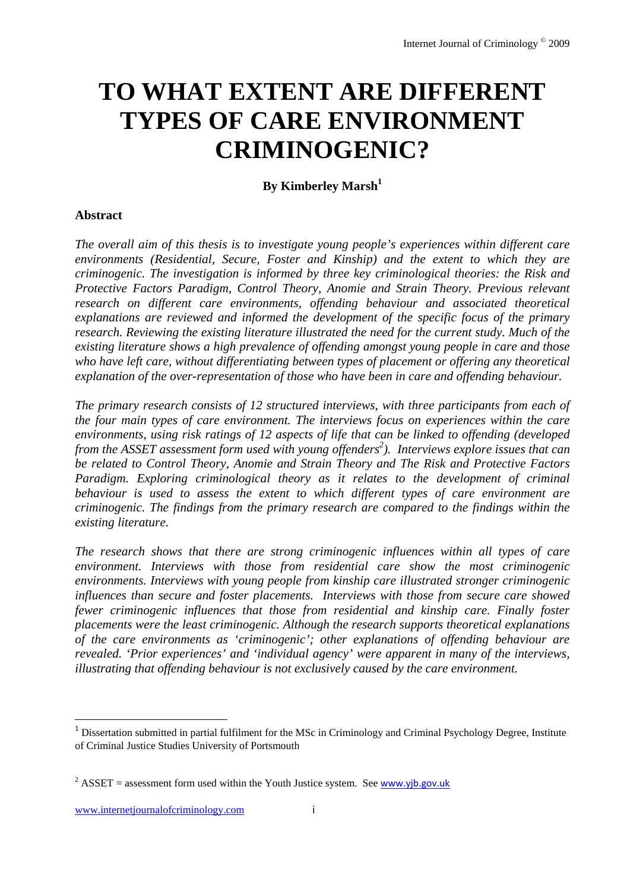# TO WHAT EXTENT ARE DIFFERENT TYPES OF CARE ENVIRONMENT CRIMINOGENIC?

**By Kimberley Marsh[1]**

### Abstract

*The overall aim of this thesis is to investigate young people's experiences within different care environments (Residential, Secure, Foster and Kinship) and the extent to which they are criminogenic. The investigation is informed by three key criminological theories: the Risk and Protective Factors Paradigm, Control Theory, Anomie and Strain Theory. Previous relevant research on different care environments, offending behaviour and associated theoretical explanations are reviewed and informed the development of the specific focus of the primary research. Reviewing the existing literature illustrated the need for the current study. Much of the existing literature shows a high prevalence of offending amongst young people in care and those who have left care, without differentiating between types of placement or offering any theoretical explanation of the over-representation of those who have been in care and offending behaviour.*

*The primary research consists of 12 structured interviews, with three participants from each of the four main types of care environment. The interviews focus on experiences within the care environments, using risk ratings of 12 aspects of life that can be linked to offending (developed from the ASSET assessment form used with young offenders[2]). Interviews explore issues that can be related to Control Theory, Anomie and Strain Theory and The Risk and Protective Factors Paradigm. Exploring criminological theory as it relates to the development of criminal behaviour is used to assess the extent to which different types of care environment are criminogenic. The findings from the primary research are compared to the findings within the existing literature.*

*The research shows that there are strong criminogenic influences within all types of care environment. Interviews with those from residential care show the most criminogenic environments. Interviews with young people from kinship care illustrated stronger criminogenic influences than secure and foster placements. Interviews with those from secure care showed fewer criminogenic influences that those from residential and kinship care. Finally foster placements were the least criminogenic. Although the research supports theoretical explanations of the care environments as 'criminogenic'; other explanations of offending behaviour are revealed. 'Prior experiences' and 'individual agency' were apparent in many of the interviews, illustrating that offending behaviour is not exclusively caused by the care environment.*

---

[1] Dissertation submitted in partial fulfilment for the MSc in Criminology and Criminal Psychology Degree, Institute of Criminal Justice Studies University of Portsmouth

[2] ASSET = assessment form used within the Youth Justice system. See www.yjb.gov.uk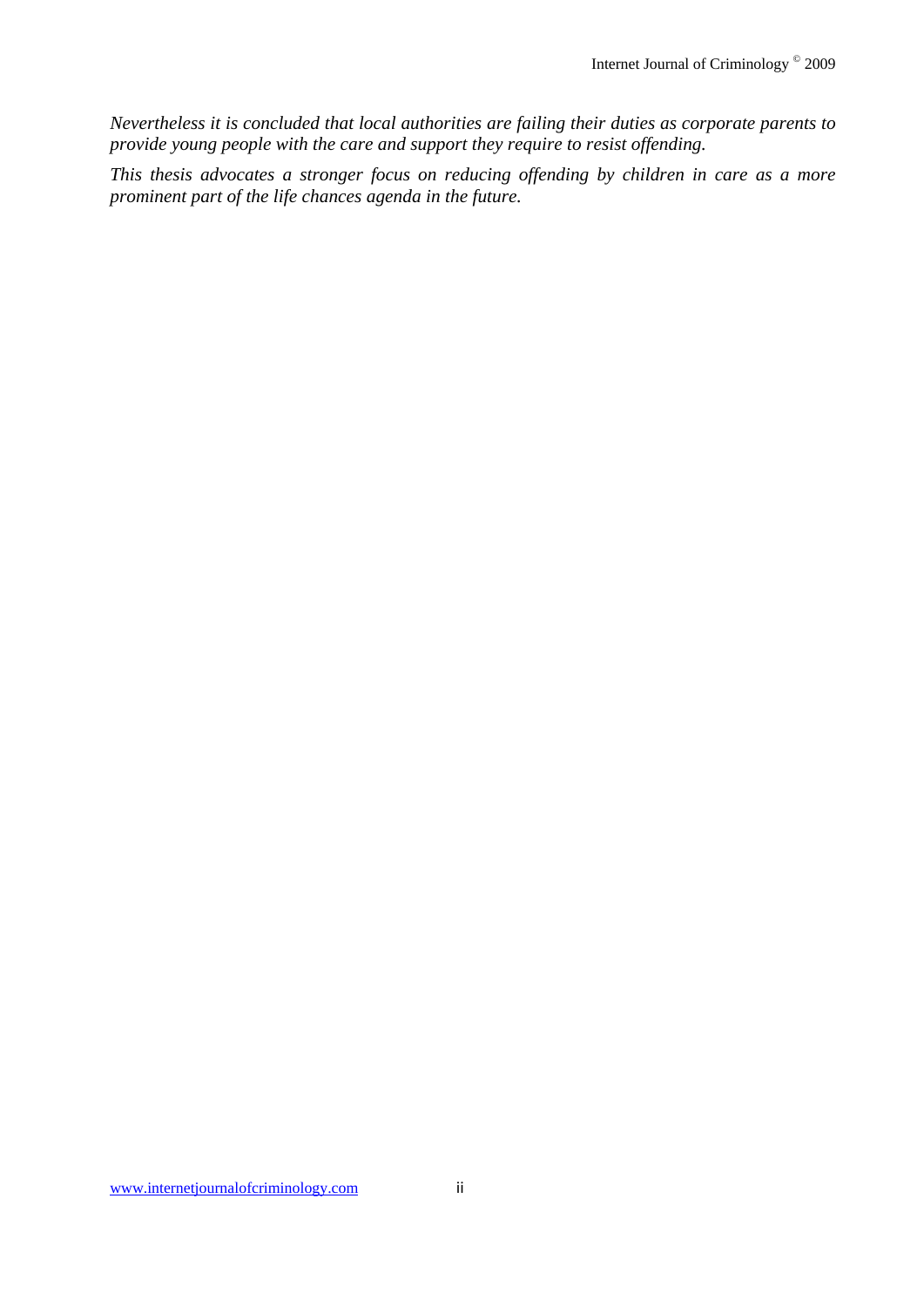*Nevertheless it is concluded that local authorities are failing their duties as corporate parents to provide young people with the care and support they require to resist offending.*

*This thesis advocates a stronger focus on reducing offending by children in care as a more prominent part of the life chances agenda in the future.*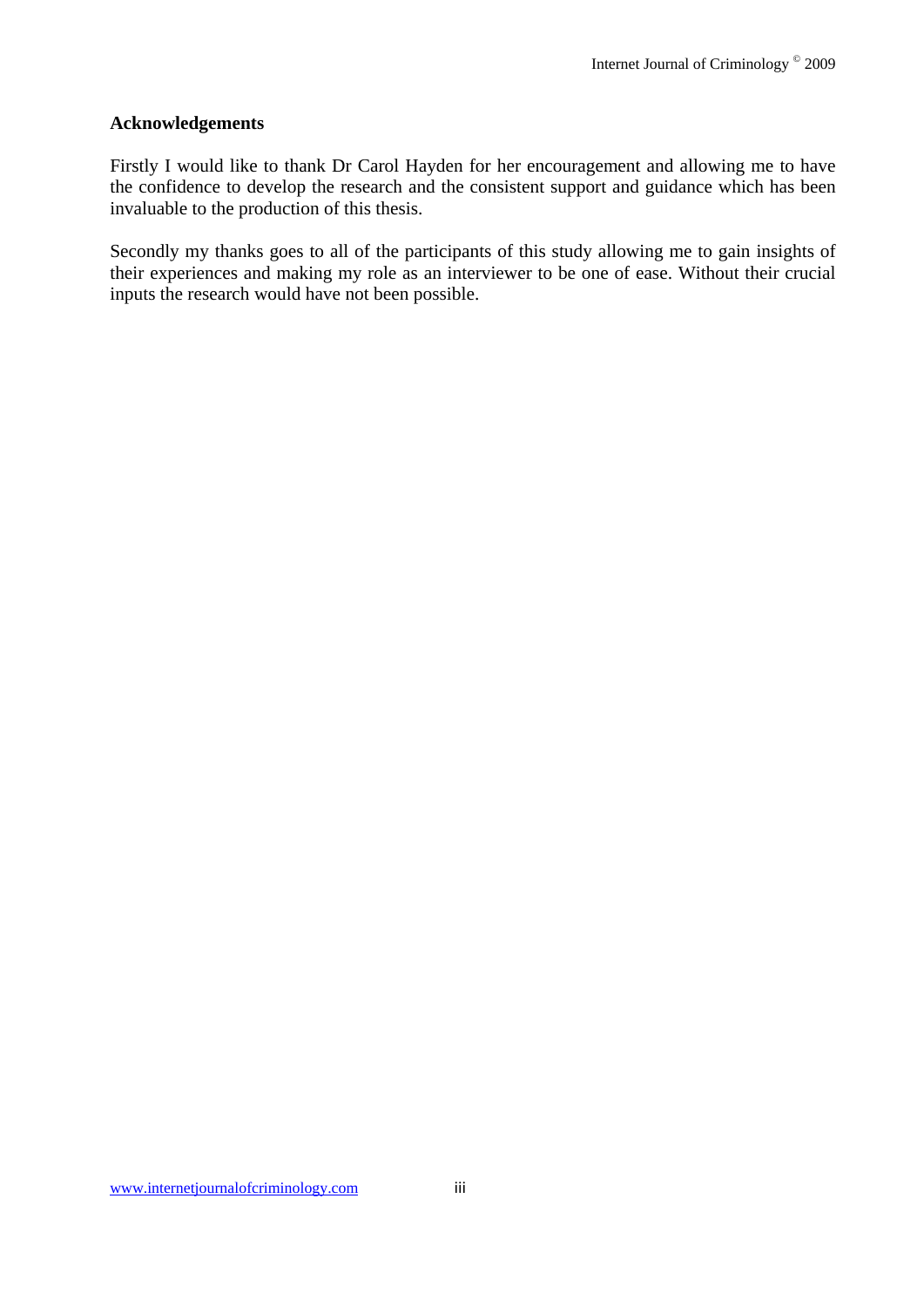## Acknowledgements

Firstly I would like to thank Dr Carol Hayden for her encouragement and allowing me to have the confidence to develop the research and the consistent support and guidance which has been invaluable to the production of this thesis.

Secondly my thanks goes to all of the participants of this study allowing me to gain insights of their experiences and making my role as an interviewer to be one of ease. Without their crucial inputs the research would have not been possible.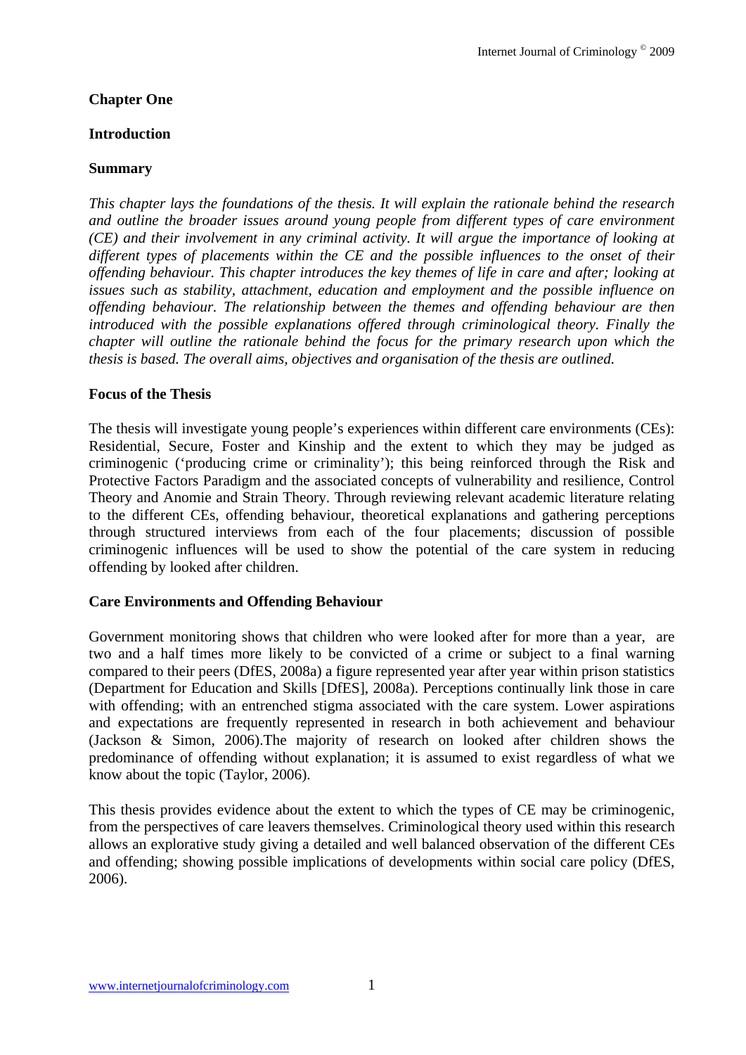**Chapter One**

**Introduction**

**Summary**

*This chapter lays the foundations of the thesis. It will explain the rationale behind the research and outline the broader issues around young people from different types of care environment (CE) and their involvement in any criminal activity. It will argue the importance of looking at different types of placements within the CE and the possible influences to the onset of their offending behaviour. This chapter introduces the key themes of life in care and after; looking at issues such as stability, attachment, education and employment and the possible influence on offending behaviour. The relationship between the themes and offending behaviour are then introduced with the possible explanations offered through criminological theory. Finally the chapter will outline the rationale behind the focus for the primary research upon which the thesis is based. The overall aims, objectives and organisation of the thesis are outlined.*

**Focus of the Thesis**

The thesis will investigate young people's experiences within different care environments (CEs): Residential, Secure, Foster and Kinship and the extent to which they may be judged as criminogenic ('producing crime or criminality'); this being reinforced through the Risk and Protective Factors Paradigm and the associated concepts of vulnerability and resilience, Control Theory and Anomie and Strain Theory. Through reviewing relevant academic literature relating to the different CEs, offending behaviour, theoretical explanations and gathering perceptions through structured interviews from each of the four placements; discussion of possible criminogenic influences will be used to show the potential of the care system in reducing offending by looked after children.

**Care Environments and Offending Behaviour**

Government monitoring shows that children who were looked after for more than a year, are two and a half times more likely to be convicted of a crime or subject to a final warning compared to their peers (DfES, 2008a) a figure represented year after year within prison statistics (Department for Education and Skills [DfES], 2008a). Perceptions continually link those in care with offending; with an entrenched stigma associated with the care system. Lower aspirations and expectations are frequently represented in research in both achievement and behaviour (Jackson & Simon, 2006).The majority of research on looked after children shows the predominance of offending without explanation; it is assumed to exist regardless of what we know about the topic (Taylor, 2006).

This thesis provides evidence about the extent to which the types of CE may be criminogenic, from the perspectives of care leavers themselves. Criminological theory used within this research allows an explorative study giving a detailed and well balanced observation of the different CEs and offending; showing possible implications of developments within social care policy (DfES, 2006).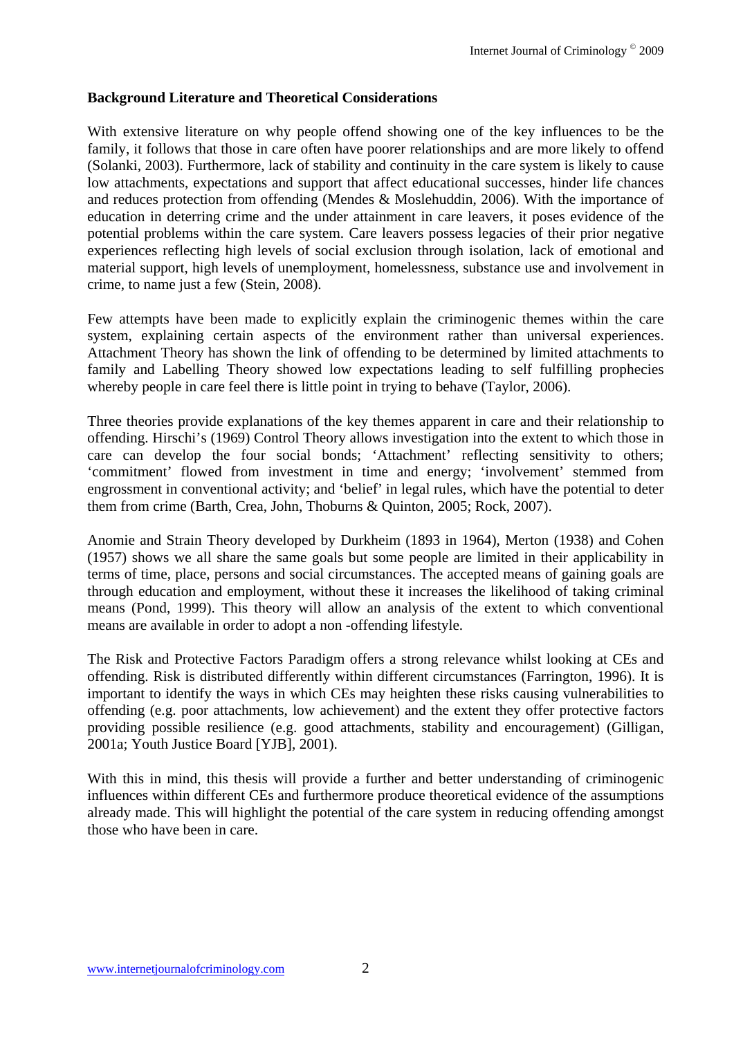**Background Literature and Theoretical Considerations**

With extensive literature on why people offend showing one of the key influences to be the family, it follows that those in care often have poorer relationships and are more likely to offend (Solanki, 2003). Furthermore, lack of stability and continuity in the care system is likely to cause low attachments, expectations and support that affect educational successes, hinder life chances and reduces protection from offending (Mendes & Moslehuddin, 2006). With the importance of education in deterring crime and the under attainment in care leavers, it poses evidence of the potential problems within the care system. Care leavers possess legacies of their prior negative experiences reflecting high levels of social exclusion through isolation, lack of emotional and material support, high levels of unemployment, homelessness, substance use and involvement in crime, to name just a few (Stein, 2008).

Few attempts have been made to explicitly explain the criminogenic themes within the care system, explaining certain aspects of the environment rather than universal experiences. Attachment Theory has shown the link of offending to be determined by limited attachments to family and Labelling Theory showed low expectations leading to self fulfilling prophecies whereby people in care feel there is little point in trying to behave (Taylor, 2006).

Three theories provide explanations of the key themes apparent in care and their relationship to offending. Hirschi's (1969) Control Theory allows investigation into the extent to which those in care can develop the four social bonds; 'Attachment' reflecting sensitivity to others; 'commitment' flowed from investment in time and energy; 'involvement' stemmed from engrossment in conventional activity; and 'belief' in legal rules, which have the potential to deter them from crime (Barth, Crea, John, Thoburns & Quinton, 2005; Rock, 2007).

Anomie and Strain Theory developed by Durkheim (1893 in 1964), Merton (1938) and Cohen (1957) shows we all share the same goals but some people are limited in their applicability in terms of time, place, persons and social circumstances. The accepted means of gaining goals are through education and employment, without these it increases the likelihood of taking criminal means (Pond, 1999). This theory will allow an analysis of the extent to which conventional means are available in order to adopt a non -offending lifestyle.

The Risk and Protective Factors Paradigm offers a strong relevance whilst looking at CEs and offending. Risk is distributed differently within different circumstances (Farrington, 1996). It is important to identify the ways in which CEs may heighten these risks causing vulnerabilities to offending (e.g. poor attachments, low achievement) and the extent they offer protective factors providing possible resilience (e.g. good attachments, stability and encouragement) (Gilligan, 2001a; Youth Justice Board [YJB], 2001).

With this in mind, this thesis will provide a further and better understanding of criminogenic influences within different CEs and furthermore produce theoretical evidence of the assumptions already made. This will highlight the potential of the care system in reducing offending amongst those who have been in care.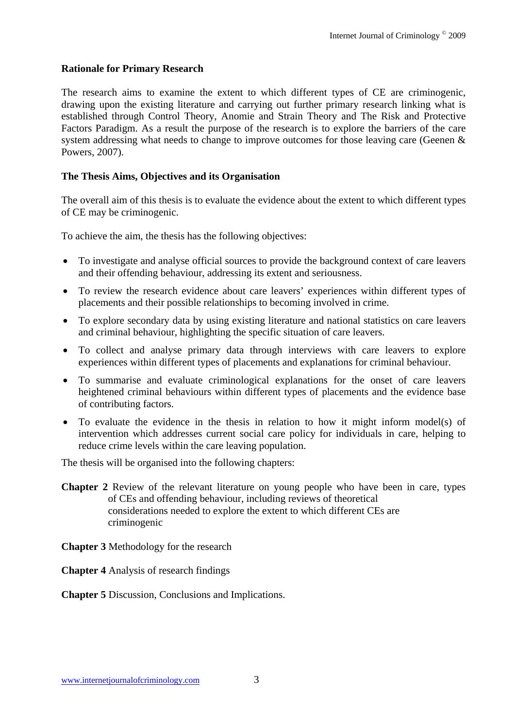**Rationale for Primary Research**

The research aims to examine the extent to which different types of CE are criminogenic, drawing upon the existing literature and carrying out further primary research linking what is established through Control Theory, Anomie and Strain Theory and The Risk and Protective Factors Paradigm. As a result the purpose of the research is to explore the barriers of the care system addressing what needs to change to improve outcomes for those leaving care (Geenen & Powers, 2007).

**The Thesis Aims, Objectives and its Organisation**

The overall aim of this thesis is to evaluate the evidence about the extent to which different types of CE may be criminogenic.

To achieve the aim, the thesis has the following objectives:

- To investigate and analyse official sources to provide the background context of care leavers and their offending behaviour, addressing its extent and seriousness.
- To review the research evidence about care leavers' experiences within different types of placements and their possible relationships to becoming involved in crime.
- To explore secondary data by using existing literature and national statistics on care leavers and criminal behaviour, highlighting the specific situation of care leavers.
- To collect and analyse primary data through interviews with care leavers to explore experiences within different types of placements and explanations for criminal behaviour.
- To summarise and evaluate criminological explanations for the onset of care leavers heightened criminal behaviours within different types of placements and the evidence base of contributing factors.
- To evaluate the evidence in the thesis in relation to how it might inform model(s) of intervention which addresses current social care policy for individuals in care, helping to reduce crime levels within the care leaving population.

The thesis will be organised into the following chapters:

**Chapter 2** Review of the relevant literature on young people who have been in care, types of CEs and offending behaviour, including reviews of theoretical considerations needed to explore the extent to which different CEs are criminogenic

**Chapter 3** Methodology for the research

**Chapter 4** Analysis of research findings

**Chapter 5** Discussion, Conclusions and Implications.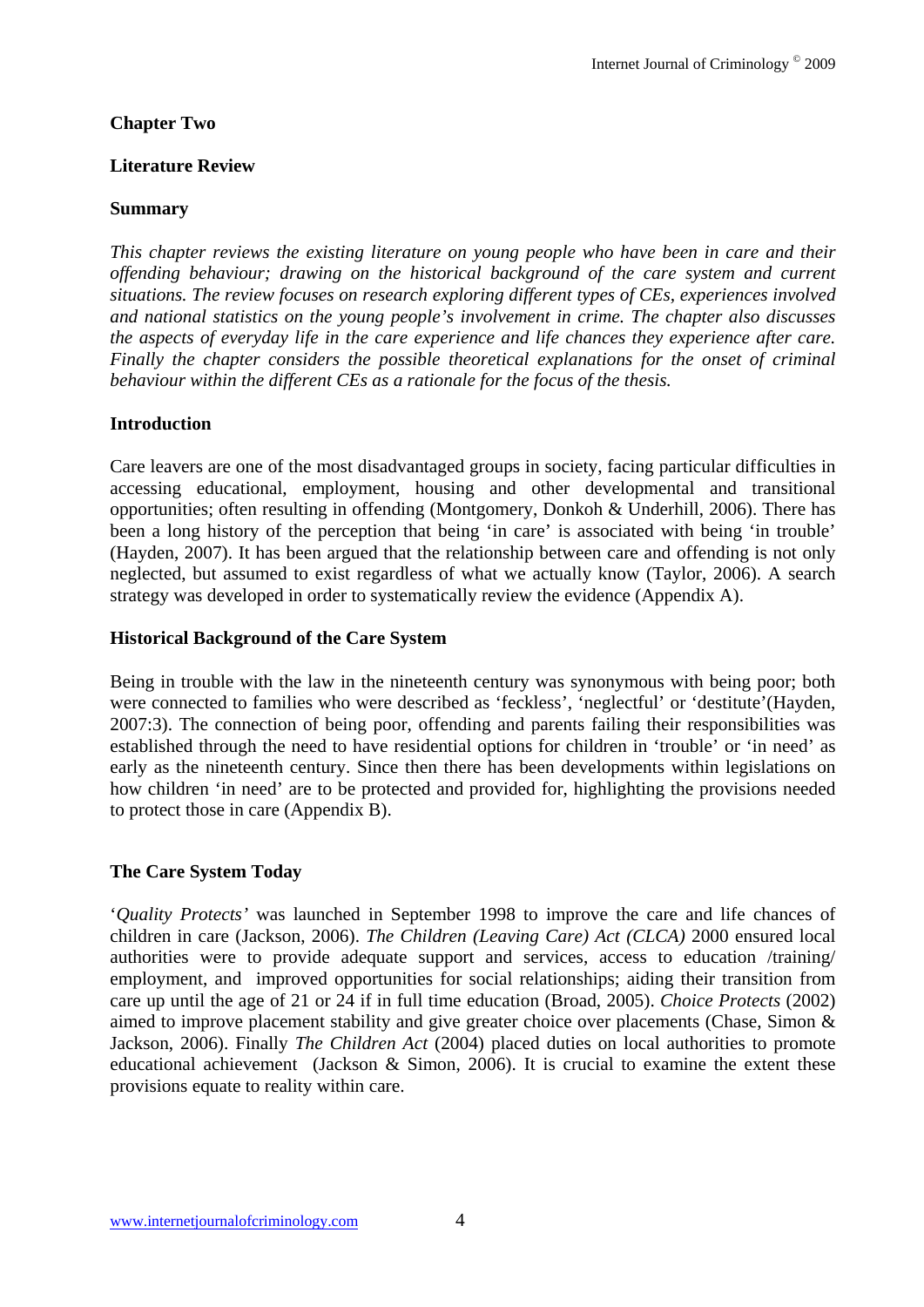## Chapter Two

## Literature Review

### Summary

*This chapter reviews the existing literature on young people who have been in care and their offending behaviour; drawing on the historical background of the care system and current situations. The review focuses on research exploring different types of CEs, experiences involved and national statistics on the young people's involvement in crime. The chapter also discusses the aspects of everyday life in the care experience and life chances they experience after care. Finally the chapter considers the possible theoretical explanations for the onset of criminal behaviour within the different CEs as a rationale for the focus of the thesis.*

### Introduction

Care leavers are one of the most disadvantaged groups in society, facing particular difficulties in accessing educational, employment, housing and other developmental and transitional opportunities; often resulting in offending (Montgomery, Donkoh & Underhill, 2006). There has been a long history of the perception that being 'in care' is associated with being 'in trouble' (Hayden, 2007). It has been argued that the relationship between care and offending is not only neglected, but assumed to exist regardless of what we actually know (Taylor, 2006). A search strategy was developed in order to systematically review the evidence (Appendix A).

### Historical Background of the Care System

Being in trouble with the law in the nineteenth century was synonymous with being poor; both were connected to families who were described as 'feckless', 'neglectful' or 'destitute'(Hayden, 2007:3). The connection of being poor, offending and parents failing their responsibilities was established through the need to have residential options for children in 'trouble' or 'in need' as early as the nineteenth century. Since then there has been developments within legislations on how children 'in need' are to be protected and provided for, highlighting the provisions needed to protect those in care (Appendix B).

### The Care System Today

'*Quality Protects'* was launched in September 1998 to improve the care and life chances of children in care (Jackson, 2006). *The Children (Leaving Care) Act (CLCA)* 2000 ensured local authorities were to provide adequate support and services, access to education /training/ employment, and improved opportunities for social relationships; aiding their transition from care up until the age of 21 or 24 if in full time education (Broad, 2005). *Choice Protects* (2002) aimed to improve placement stability and give greater choice over placements (Chase, Simon & Jackson, 2006). Finally *The Children Act* (2004) placed duties on local authorities to promote educational achievement (Jackson & Simon, 2006). It is crucial to examine the extent these provisions equate to reality within care.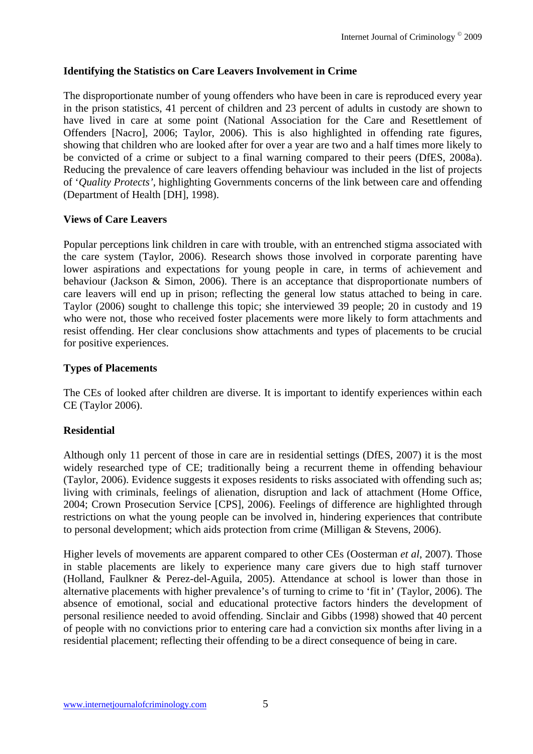**Identifying the Statistics on Care Leavers Involvement in Crime**

The disproportionate number of young offenders who have been in care is reproduced every year in the prison statistics, 41 percent of children and 23 percent of adults in custody are shown to have lived in care at some point (National Association for the Care and Resettlement of Offenders [Nacro], 2006; Taylor, 2006). This is also highlighted in offending rate figures, showing that children who are looked after for over a year are two and a half times more likely to be convicted of a crime or subject to a final warning compared to their peers (DfES, 2008a). Reducing the prevalence of care leavers offending behaviour was included in the list of projects of '*Quality Protects'*, highlighting Governments concerns of the link between care and offending (Department of Health [DH], 1998).

**Views of Care Leavers**

Popular perceptions link children in care with trouble, with an entrenched stigma associated with the care system (Taylor, 2006). Research shows those involved in corporate parenting have lower aspirations and expectations for young people in care, in terms of achievement and behaviour (Jackson & Simon, 2006). There is an acceptance that disproportionate numbers of care leavers will end up in prison; reflecting the general low status attached to being in care. Taylor (2006) sought to challenge this topic; she interviewed 39 people; 20 in custody and 19 who were not, those who received foster placements were more likely to form attachments and resist offending. Her clear conclusions show attachments and types of placements to be crucial for positive experiences.

**Types of Placements**

The CEs of looked after children are diverse. It is important to identify experiences within each CE (Taylor 2006).

**Residential**

Although only 11 percent of those in care are in residential settings (DfES, 2007) it is the most widely researched type of CE; traditionally being a recurrent theme in offending behaviour (Taylor, 2006). Evidence suggests it exposes residents to risks associated with offending such as; living with criminals, feelings of alienation, disruption and lack of attachment (Home Office, 2004; Crown Prosecution Service [CPS], 2006). Feelings of difference are highlighted through restrictions on what the young people can be involved in, hindering experiences that contribute to personal development; which aids protection from crime (Milligan & Stevens, 2006).

Higher levels of movements are apparent compared to other CEs (Oosterman *et al*, 2007). Those in stable placements are likely to experience many care givers due to high staff turnover (Holland, Faulkner & Perez-del-Aguila, 2005). Attendance at school is lower than those in alternative placements with higher prevalence's of turning to crime to 'fit in' (Taylor, 2006). The absence of emotional, social and educational protective factors hinders the development of personal resilience needed to avoid offending. Sinclair and Gibbs (1998) showed that 40 percent of people with no convictions prior to entering care had a conviction six months after living in a residential placement; reflecting their offending to be a direct consequence of being in care.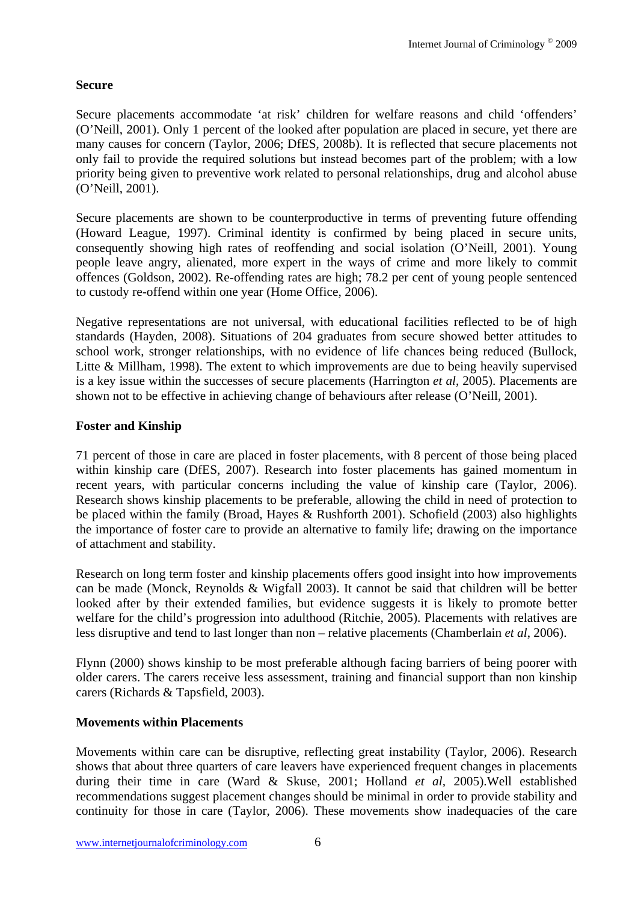**Secure**

Secure placements accommodate 'at risk' children for welfare reasons and child 'offenders' (O'Neill, 2001). Only 1 percent of the looked after population are placed in secure, yet there are many causes for concern (Taylor, 2006; DfES, 2008b). It is reflected that secure placements not only fail to provide the required solutions but instead becomes part of the problem; with a low priority being given to preventive work related to personal relationships, drug and alcohol abuse (O'Neill, 2001).

Secure placements are shown to be counterproductive in terms of preventing future offending (Howard League, 1997). Criminal identity is confirmed by being placed in secure units, consequently showing high rates of reoffending and social isolation (O'Neill, 2001). Young people leave angry, alienated, more expert in the ways of crime and more likely to commit offences (Goldson, 2002). Re-offending rates are high; 78.2 per cent of young people sentenced to custody re-offend within one year (Home Office, 2006).

Negative representations are not universal, with educational facilities reflected to be of high standards (Hayden, 2008). Situations of 204 graduates from secure showed better attitudes to school work, stronger relationships, with no evidence of life chances being reduced (Bullock, Litte & Millham, 1998). The extent to which improvements are due to being heavily supervised is a key issue within the successes of secure placements (Harrington *et al*, 2005). Placements are shown not to be effective in achieving change of behaviours after release (O'Neill, 2001).

**Foster and Kinship**

71 percent of those in care are placed in foster placements, with 8 percent of those being placed within kinship care (DfES, 2007). Research into foster placements has gained momentum in recent years, with particular concerns including the value of kinship care (Taylor, 2006). Research shows kinship placements to be preferable, allowing the child in need of protection to be placed within the family (Broad, Hayes & Rushforth 2001). Schofield (2003) also highlights the importance of foster care to provide an alternative to family life; drawing on the importance of attachment and stability.

Research on long term foster and kinship placements offers good insight into how improvements can be made (Monck, Reynolds & Wigfall 2003). It cannot be said that children will be better looked after by their extended families, but evidence suggests it is likely to promote better welfare for the child's progression into adulthood (Ritchie, 2005). Placements with relatives are less disruptive and tend to last longer than non – relative placements (Chamberlain *et al*, 2006).

Flynn (2000) shows kinship to be most preferable although facing barriers of being poorer with older carers. The carers receive less assessment, training and financial support than non kinship carers (Richards & Tapsfield, 2003).

**Movements within Placements**

Movements within care can be disruptive, reflecting great instability (Taylor, 2006). Research shows that about three quarters of care leavers have experienced frequent changes in placements during their time in care (Ward & Skuse, 2001; Holland *et al*, 2005).Well established recommendations suggest placement changes should be minimal in order to provide stability and continuity for those in care (Taylor, 2006). These movements show inadequacies of the care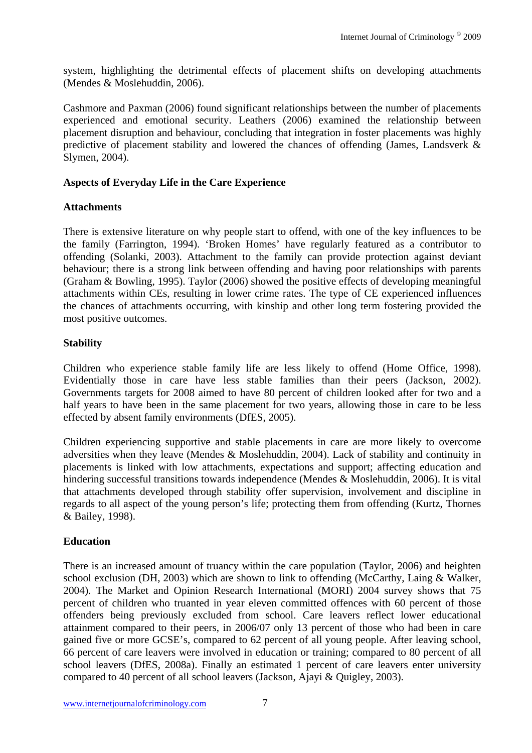system, highlighting the detrimental effects of placement shifts on developing attachments (Mendes & Moslehuddin, 2006).

Cashmore and Paxman (2006) found significant relationships between the number of placements experienced and emotional security. Leathers (2006) examined the relationship between placement disruption and behaviour, concluding that integration in foster placements was highly predictive of placement stability and lowered the chances of offending (James, Landsverk & Slymen, 2004).

**Aspects of Everyday Life in the Care Experience**

**Attachments**

There is extensive literature on why people start to offend, with one of the key influences to be the family (Farrington, 1994). 'Broken Homes' have regularly featured as a contributor to offending (Solanki, 2003). Attachment to the family can provide protection against deviant behaviour; there is a strong link between offending and having poor relationships with parents (Graham & Bowling, 1995). Taylor (2006) showed the positive effects of developing meaningful attachments within CEs, resulting in lower crime rates. The type of CE experienced influences the chances of attachments occurring, with kinship and other long term fostering provided the most positive outcomes.

**Stability**

Children who experience stable family life are less likely to offend (Home Office, 1998). Evidentially those in care have less stable families than their peers (Jackson, 2002). Governments targets for 2008 aimed to have 80 percent of children looked after for two and a half years to have been in the same placement for two years, allowing those in care to be less effected by absent family environments (DfES, 2005).

Children experiencing supportive and stable placements in care are more likely to overcome adversities when they leave (Mendes & Moslehuddin, 2004). Lack of stability and continuity in placements is linked with low attachments, expectations and support; affecting education and hindering successful transitions towards independence (Mendes & Moslehuddin, 2006). It is vital that attachments developed through stability offer supervision, involvement and discipline in regards to all aspect of the young person's life; protecting them from offending (Kurtz, Thornes & Bailey, 1998).

**Education**

There is an increased amount of truancy within the care population (Taylor, 2006) and heighten school exclusion (DH, 2003) which are shown to link to offending (McCarthy, Laing & Walker, 2004). The Market and Opinion Research International (MORI) 2004 survey shows that 75 percent of children who truanted in year eleven committed offences with 60 percent of those offenders being previously excluded from school. Care leavers reflect lower educational attainment compared to their peers, in 2006/07 only 13 percent of those who had been in care gained five or more GCSE's, compared to 62 percent of all young people. After leaving school, 66 percent of care leavers were involved in education or training; compared to 80 percent of all school leavers (DfES, 2008a). Finally an estimated 1 percent of care leavers enter university compared to 40 percent of all school leavers (Jackson, Ajayi & Quigley, 2003).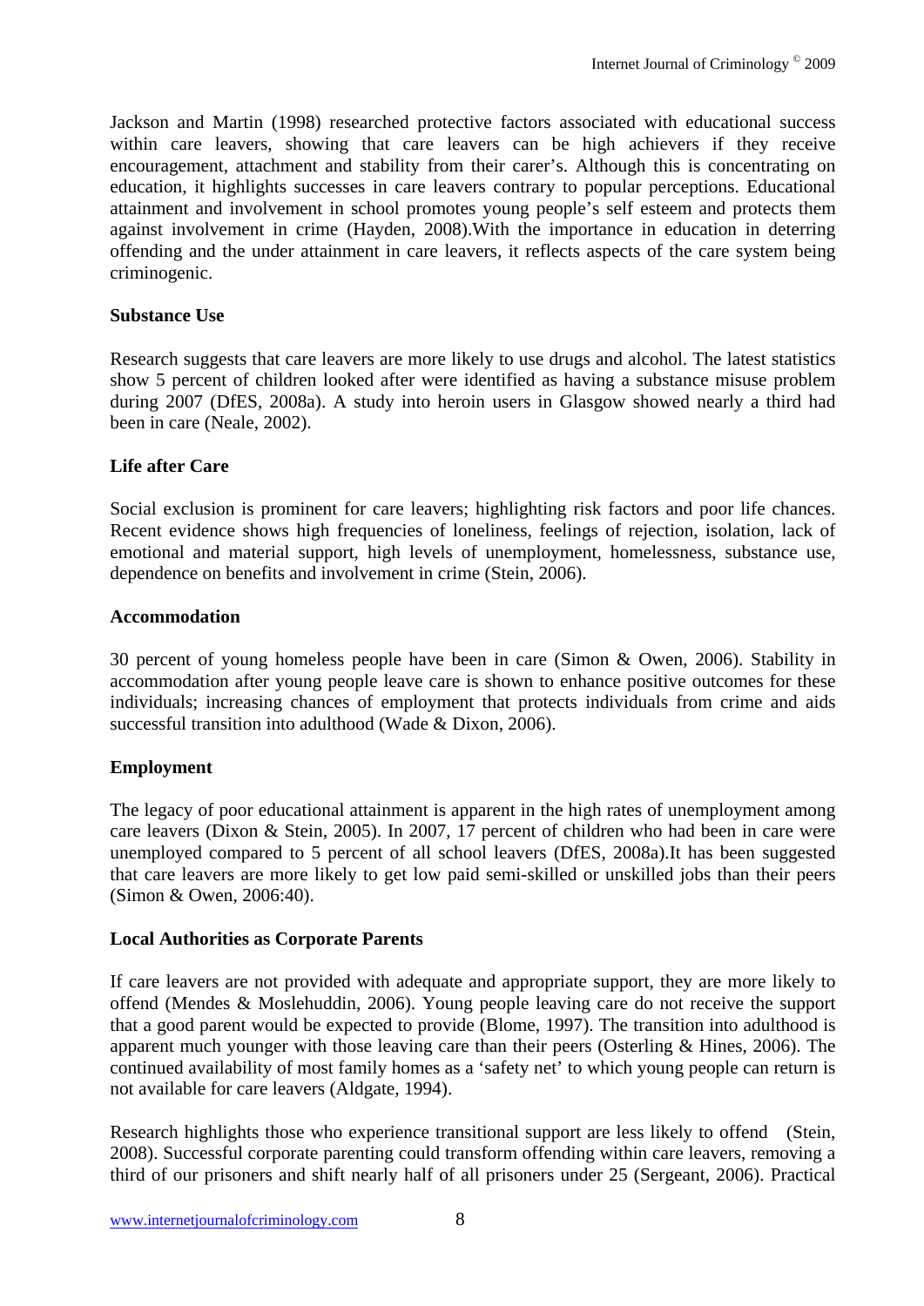Jackson and Martin (1998) researched protective factors associated with educational success within care leavers, showing that care leavers can be high achievers if they receive encouragement, attachment and stability from their carer's. Although this is concentrating on education, it highlights successes in care leavers contrary to popular perceptions. Educational attainment and involvement in school promotes young people's self esteem and protects them against involvement in crime (Hayden, 2008).With the importance in education in deterring offending and the under attainment in care leavers, it reflects aspects of the care system being criminogenic.

**Substance Use**

Research suggests that care leavers are more likely to use drugs and alcohol. The latest statistics show 5 percent of children looked after were identified as having a substance misuse problem during 2007 (DfES, 2008a). A study into heroin users in Glasgow showed nearly a third had been in care (Neale, 2002).

**Life after Care**

Social exclusion is prominent for care leavers; highlighting risk factors and poor life chances. Recent evidence shows high frequencies of loneliness, feelings of rejection, isolation, lack of emotional and material support, high levels of unemployment, homelessness, substance use, dependence on benefits and involvement in crime (Stein, 2006).

**Accommodation**

30 percent of young homeless people have been in care (Simon & Owen, 2006). Stability in accommodation after young people leave care is shown to enhance positive outcomes for these individuals; increasing chances of employment that protects individuals from crime and aids successful transition into adulthood (Wade & Dixon, 2006).

**Employment**

The legacy of poor educational attainment is apparent in the high rates of unemployment among care leavers (Dixon & Stein, 2005). In 2007, 17 percent of children who had been in care were unemployed compared to 5 percent of all school leavers (DfES, 2008a).It has been suggested that care leavers are more likely to get low paid semi-skilled or unskilled jobs than their peers (Simon & Owen, 2006:40).

**Local Authorities as Corporate Parents**

If care leavers are not provided with adequate and appropriate support, they are more likely to offend (Mendes & Moslehuddin, 2006). Young people leaving care do not receive the support that a good parent would be expected to provide (Blome, 1997). The transition into adulthood is apparent much younger with those leaving care than their peers (Osterling & Hines, 2006). The continued availability of most family homes as a 'safety net' to which young people can return is not available for care leavers (Aldgate, 1994).

Research highlights those who experience transitional support are less likely to offend (Stein, 2008). Successful corporate parenting could transform offending within care leavers, removing a third of our prisoners and shift nearly half of all prisoners under 25 (Sergeant, 2006). Practical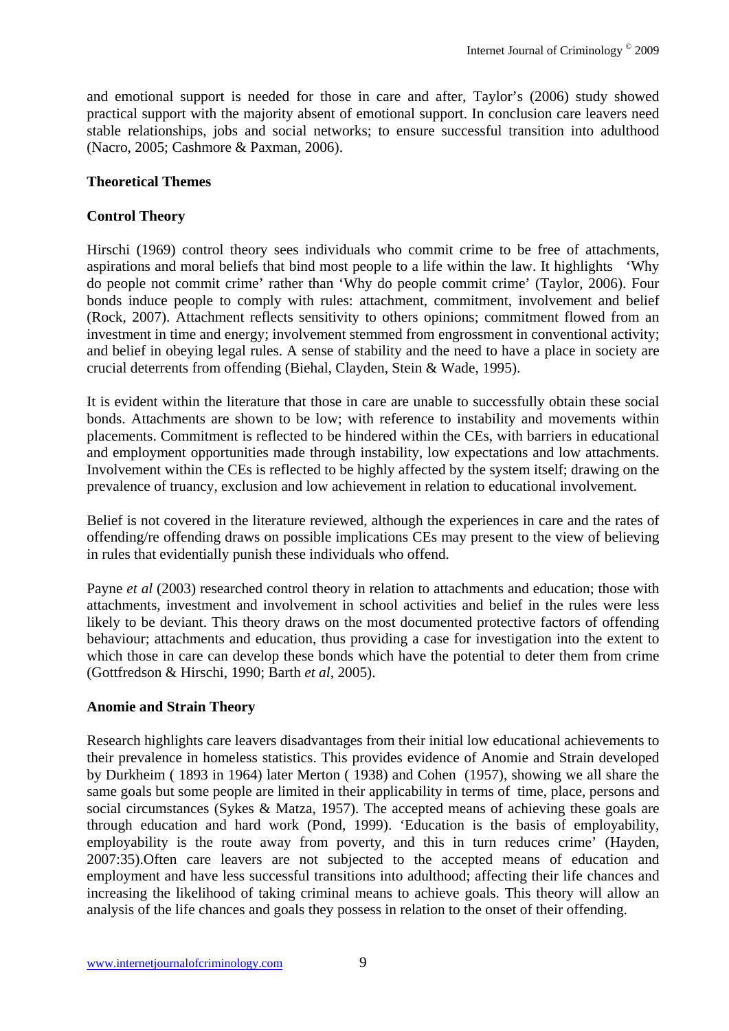and emotional support is needed for those in care and after, Taylor's (2006) study showed practical support with the majority absent of emotional support. In conclusion care leavers need stable relationships, jobs and social networks; to ensure successful transition into adulthood (Nacro, 2005; Cashmore & Paxman, 2006).

## Theoretical Themes

### Control Theory

Hirschi (1969) control theory sees individuals who commit crime to be free of attachments, aspirations and moral beliefs that bind most people to a life within the law. It highlights 'Why do people not commit crime' rather than 'Why do people commit crime' (Taylor, 2006). Four bonds induce people to comply with rules: attachment, commitment, involvement and belief (Rock, 2007). Attachment reflects sensitivity to others opinions; commitment flowed from an investment in time and energy; involvement stemmed from engrossment in conventional activity; and belief in obeying legal rules. A sense of stability and the need to have a place in society are crucial deterrents from offending (Biehal, Clayden, Stein & Wade, 1995).

It is evident within the literature that those in care are unable to successfully obtain these social bonds. Attachments are shown to be low; with reference to instability and movements within placements. Commitment is reflected to be hindered within the CEs, with barriers in educational and employment opportunities made through instability, low expectations and low attachments. Involvement within the CEs is reflected to be highly affected by the system itself; drawing on the prevalence of truancy, exclusion and low achievement in relation to educational involvement.

Belief is not covered in the literature reviewed, although the experiences in care and the rates of offending/re offending draws on possible implications CEs may present to the view of believing in rules that evidentially punish these individuals who offend.

Payne *et al* (2003) researched control theory in relation to attachments and education; those with attachments, investment and involvement in school activities and belief in the rules were less likely to be deviant. This theory draws on the most documented protective factors of offending behaviour; attachments and education, thus providing a case for investigation into the extent to which those in care can develop these bonds which have the potential to deter them from crime (Gottfredson & Hirschi, 1990; Barth *et al*, 2005).

### Anomie and Strain Theory

Research highlights care leavers disadvantages from their initial low educational achievements to their prevalence in homeless statistics. This provides evidence of Anomie and Strain developed by Durkheim ( 1893 in 1964) later Merton ( 1938) and Cohen (1957), showing we all share the same goals but some people are limited in their applicability in terms of time, place, persons and social circumstances (Sykes & Matza, 1957). The accepted means of achieving these goals are through education and hard work (Pond, 1999). 'Education is the basis of employability, employability is the route away from poverty, and this in turn reduces crime' (Hayden, 2007:35).Often care leavers are not subjected to the accepted means of education and employment and have less successful transitions into adulthood; affecting their life chances and increasing the likelihood of taking criminal means to achieve goals. This theory will allow an analysis of the life chances and goals they possess in relation to the onset of their offending.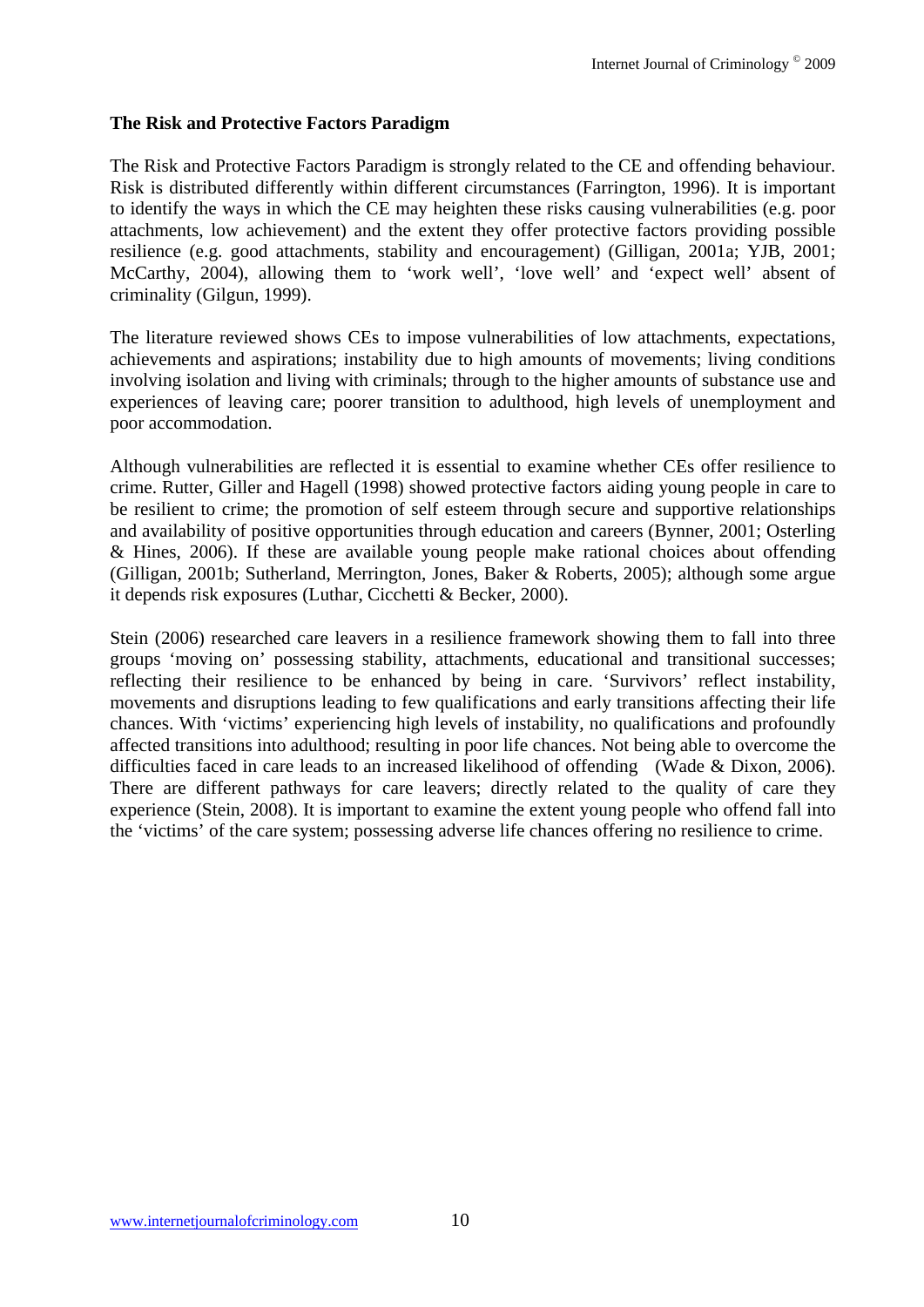**The Risk and Protective Factors Paradigm**

The Risk and Protective Factors Paradigm is strongly related to the CE and offending behaviour. Risk is distributed differently within different circumstances (Farrington, 1996). It is important to identify the ways in which the CE may heighten these risks causing vulnerabilities (e.g. poor attachments, low achievement) and the extent they offer protective factors providing possible resilience (e.g. good attachments, stability and encouragement) (Gilligan, 2001a; YJB, 2001; McCarthy, 2004), allowing them to 'work well', 'love well' and 'expect well' absent of criminality (Gilgun, 1999).

The literature reviewed shows CEs to impose vulnerabilities of low attachments, expectations, achievements and aspirations; instability due to high amounts of movements; living conditions involving isolation and living with criminals; through to the higher amounts of substance use and experiences of leaving care; poorer transition to adulthood, high levels of unemployment and poor accommodation.

Although vulnerabilities are reflected it is essential to examine whether CEs offer resilience to crime. Rutter, Giller and Hagell (1998) showed protective factors aiding young people in care to be resilient to crime; the promotion of self esteem through secure and supportive relationships and availability of positive opportunities through education and careers (Bynner, 2001; Osterling & Hines, 2006). If these are available young people make rational choices about offending (Gilligan, 2001b; Sutherland, Merrington, Jones, Baker & Roberts, 2005); although some argue it depends risk exposures (Luthar, Cicchetti & Becker, 2000).

Stein (2006) researched care leavers in a resilience framework showing them to fall into three groups 'moving on' possessing stability, attachments, educational and transitional successes; reflecting their resilience to be enhanced by being in care. 'Survivors' reflect instability, movements and disruptions leading to few qualifications and early transitions affecting their life chances. With 'victims' experiencing high levels of instability, no qualifications and profoundly affected transitions into adulthood; resulting in poor life chances. Not being able to overcome the difficulties faced in care leads to an increased likelihood of offending (Wade & Dixon, 2006). There are different pathways for care leavers; directly related to the quality of care they experience (Stein, 2008). It is important to examine the extent young people who offend fall into the 'victims' of the care system; possessing adverse life chances offering no resilience to crime.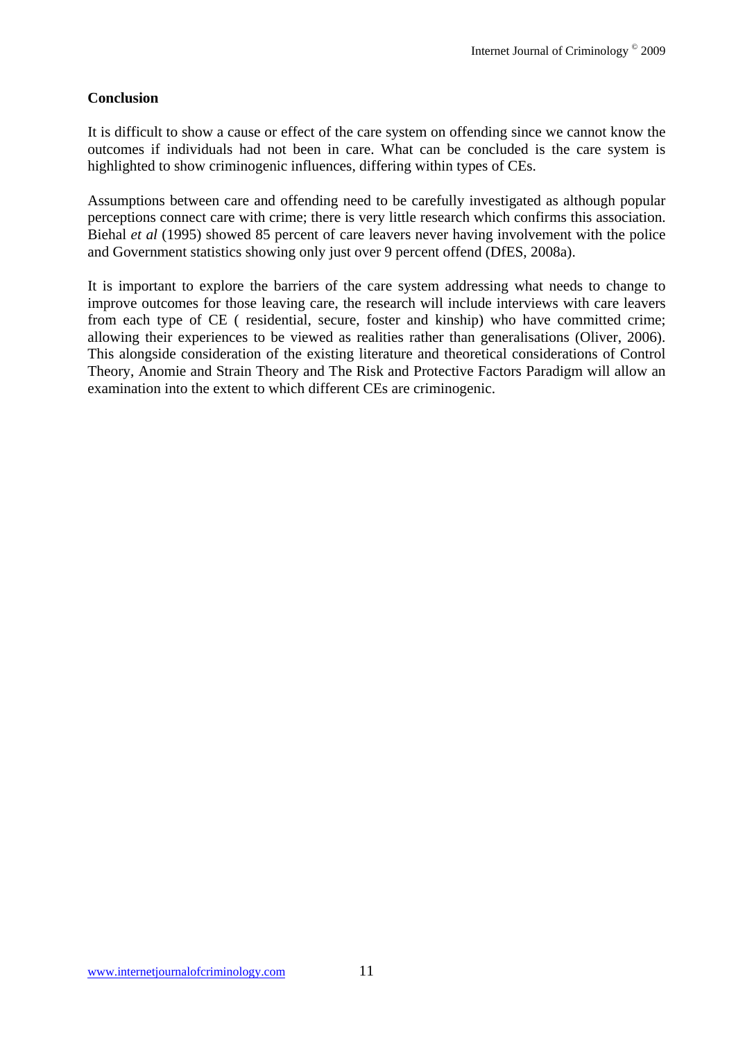**Conclusion**

It is difficult to show a cause or effect of the care system on offending since we cannot know the outcomes if individuals had not been in care. What can be concluded is the care system is highlighted to show criminogenic influences, differing within types of CEs.

Assumptions between care and offending need to be carefully investigated as although popular perceptions connect care with crime; there is very little research which confirms this association. Biehal *et al* (1995) showed 85 percent of care leavers never having involvement with the police and Government statistics showing only just over 9 percent offend (DfES, 2008a).

It is important to explore the barriers of the care system addressing what needs to change to improve outcomes for those leaving care, the research will include interviews with care leavers from each type of CE ( residential, secure, foster and kinship) who have committed crime; allowing their experiences to be viewed as realities rather than generalisations (Oliver, 2006). This alongside consideration of the existing literature and theoretical considerations of Control Theory, Anomie and Strain Theory and The Risk and Protective Factors Paradigm will allow an examination into the extent to which different CEs are criminogenic.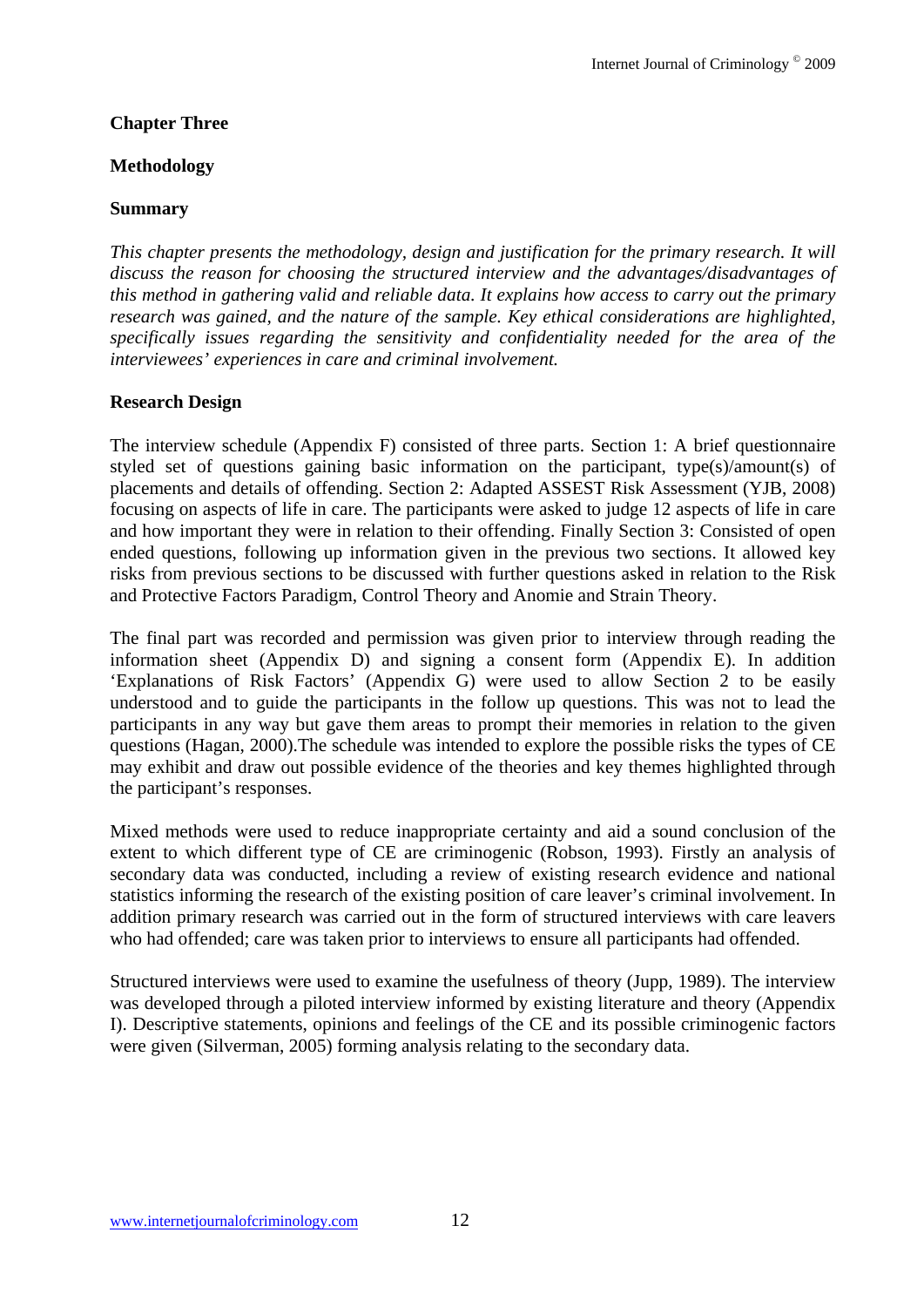# Chapter Three

## Methodology

### Summary

*This chapter presents the methodology, design and justification for the primary research. It will discuss the reason for choosing the structured interview and the advantages/disadvantages of this method in gathering valid and reliable data. It explains how access to carry out the primary research was gained, and the nature of the sample. Key ethical considerations are highlighted, specifically issues regarding the sensitivity and confidentiality needed for the area of the interviewees' experiences in care and criminal involvement.*

### Research Design

The interview schedule (Appendix F) consisted of three parts. Section 1: A brief questionnaire styled set of questions gaining basic information on the participant, type(s)/amount(s) of placements and details of offending. Section 2: Adapted ASSEST Risk Assessment (YJB, 2008) focusing on aspects of life in care. The participants were asked to judge 12 aspects of life in care and how important they were in relation to their offending. Finally Section 3: Consisted of open ended questions, following up information given in the previous two sections. It allowed key risks from previous sections to be discussed with further questions asked in relation to the Risk and Protective Factors Paradigm, Control Theory and Anomie and Strain Theory.

The final part was recorded and permission was given prior to interview through reading the information sheet (Appendix D) and signing a consent form (Appendix E). In addition 'Explanations of Risk Factors' (Appendix G) were used to allow Section 2 to be easily understood and to guide the participants in the follow up questions. This was not to lead the participants in any way but gave them areas to prompt their memories in relation to the given questions (Hagan, 2000).The schedule was intended to explore the possible risks the types of CE may exhibit and draw out possible evidence of the theories and key themes highlighted through the participant's responses.

Mixed methods were used to reduce inappropriate certainty and aid a sound conclusion of the extent to which different type of CE are criminogenic (Robson, 1993). Firstly an analysis of secondary data was conducted, including a review of existing research evidence and national statistics informing the research of the existing position of care leaver's criminal involvement. In addition primary research was carried out in the form of structured interviews with care leavers who had offended; care was taken prior to interviews to ensure all participants had offended.

Structured interviews were used to examine the usefulness of theory (Jupp, 1989). The interview was developed through a piloted interview informed by existing literature and theory (Appendix I). Descriptive statements, opinions and feelings of the CE and its possible criminogenic factors were given (Silverman, 2005) forming analysis relating to the secondary data.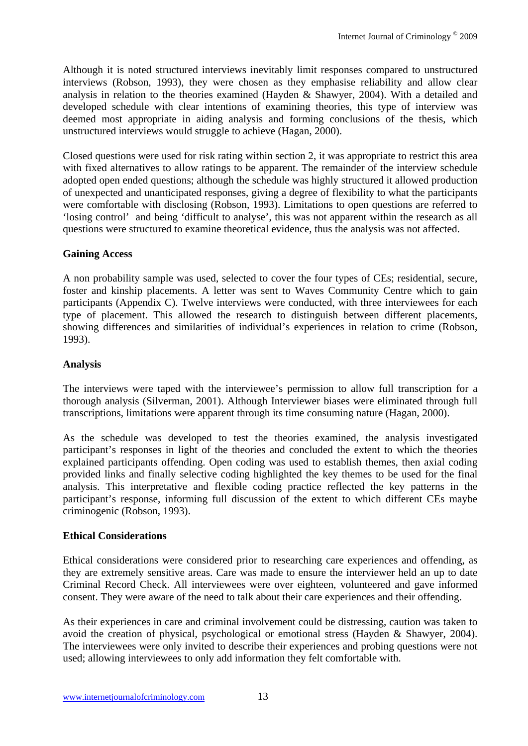Although it is noted structured interviews inevitably limit responses compared to unstructured interviews (Robson, 1993), they were chosen as they emphasise reliability and allow clear analysis in relation to the theories examined (Hayden & Shawyer, 2004). With a detailed and developed schedule with clear intentions of examining theories, this type of interview was deemed most appropriate in aiding analysis and forming conclusions of the thesis, which unstructured interviews would struggle to achieve (Hagan, 2000).

Closed questions were used for risk rating within section 2, it was appropriate to restrict this area with fixed alternatives to allow ratings to be apparent. The remainder of the interview schedule adopted open ended questions; although the schedule was highly structured it allowed production of unexpected and unanticipated responses, giving a degree of flexibility to what the participants were comfortable with disclosing (Robson, 1993). Limitations to open questions are referred to 'losing control' and being 'difficult to analyse', this was not apparent within the research as all questions were structured to examine theoretical evidence, thus the analysis was not affected.

**Gaining Access**

A non probability sample was used, selected to cover the four types of CEs; residential, secure, foster and kinship placements. A letter was sent to Waves Community Centre which to gain participants (Appendix C). Twelve interviews were conducted, with three interviewees for each type of placement. This allowed the research to distinguish between different placements, showing differences and similarities of individual's experiences in relation to crime (Robson, 1993).

**Analysis**

The interviews were taped with the interviewee's permission to allow full transcription for a thorough analysis (Silverman, 2001). Although Interviewer biases were eliminated through full transcriptions, limitations were apparent through its time consuming nature (Hagan, 2000).

As the schedule was developed to test the theories examined, the analysis investigated participant's responses in light of the theories and concluded the extent to which the theories explained participants offending. Open coding was used to establish themes, then axial coding provided links and finally selective coding highlighted the key themes to be used for the final analysis. This interpretative and flexible coding practice reflected the key patterns in the participant's response, informing full discussion of the extent to which different CEs maybe criminogenic (Robson, 1993).

**Ethical Considerations**

Ethical considerations were considered prior to researching care experiences and offending, as they are extremely sensitive areas. Care was made to ensure the interviewer held an up to date Criminal Record Check. All interviewees were over eighteen, volunteered and gave informed consent. They were aware of the need to talk about their care experiences and their offending.

As their experiences in care and criminal involvement could be distressing, caution was taken to avoid the creation of physical, psychological or emotional stress (Hayden & Shawyer, 2004). The interviewees were only invited to describe their experiences and probing questions were not used; allowing interviewees to only add information they felt comfortable with.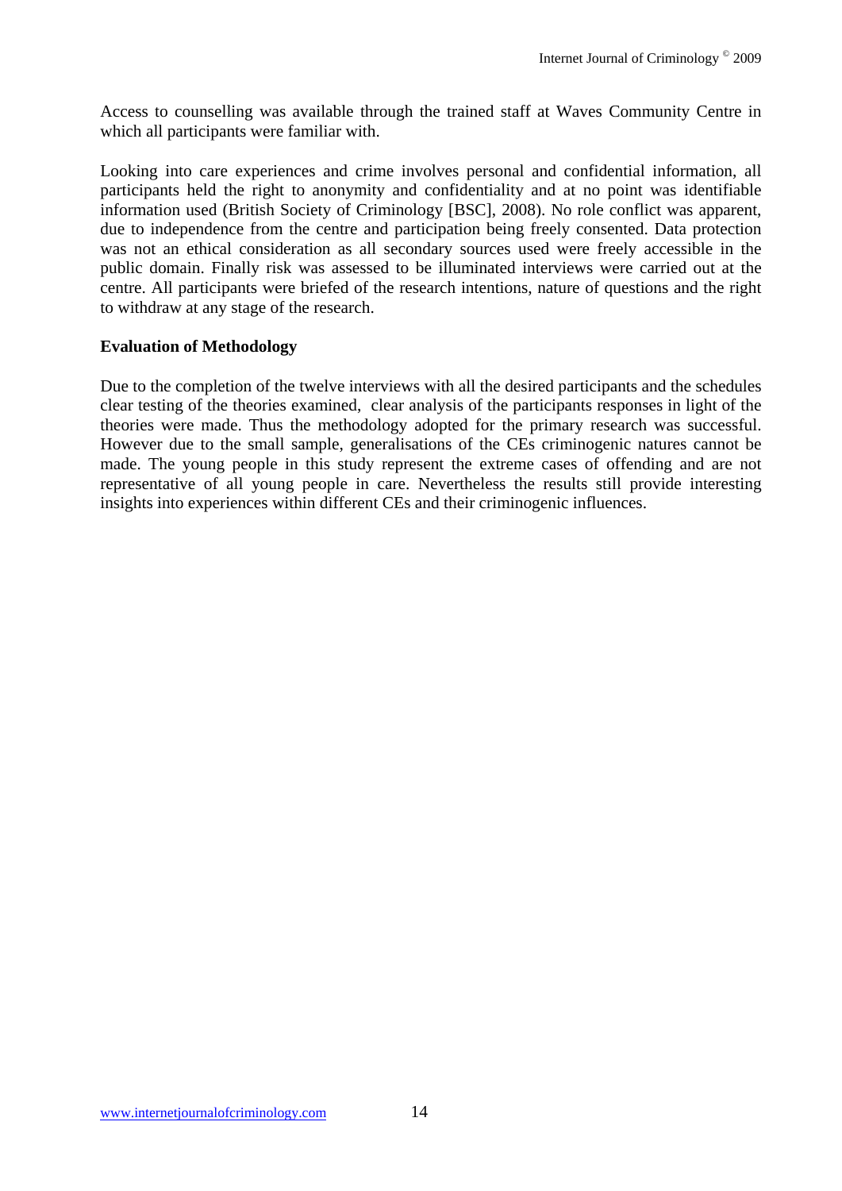Access to counselling was available through the trained staff at Waves Community Centre in which all participants were familiar with.

Looking into care experiences and crime involves personal and confidential information, all participants held the right to anonymity and confidentiality and at no point was identifiable information used (British Society of Criminology [BSC], 2008). No role conflict was apparent, due to independence from the centre and participation being freely consented. Data protection was not an ethical consideration as all secondary sources used were freely accessible in the public domain. Finally risk was assessed to be illuminated interviews were carried out at the centre. All participants were briefed of the research intentions, nature of questions and the right to withdraw at any stage of the research.

**Evaluation of Methodology**

Due to the completion of the twelve interviews with all the desired participants and the schedules clear testing of the theories examined, clear analysis of the participants responses in light of the theories were made. Thus the methodology adopted for the primary research was successful. However due to the small sample, generalisations of the CEs criminogenic natures cannot be made. The young people in this study represent the extreme cases of offending and are not representative of all young people in care. Nevertheless the results still provide interesting insights into experiences within different CEs and their criminogenic influences.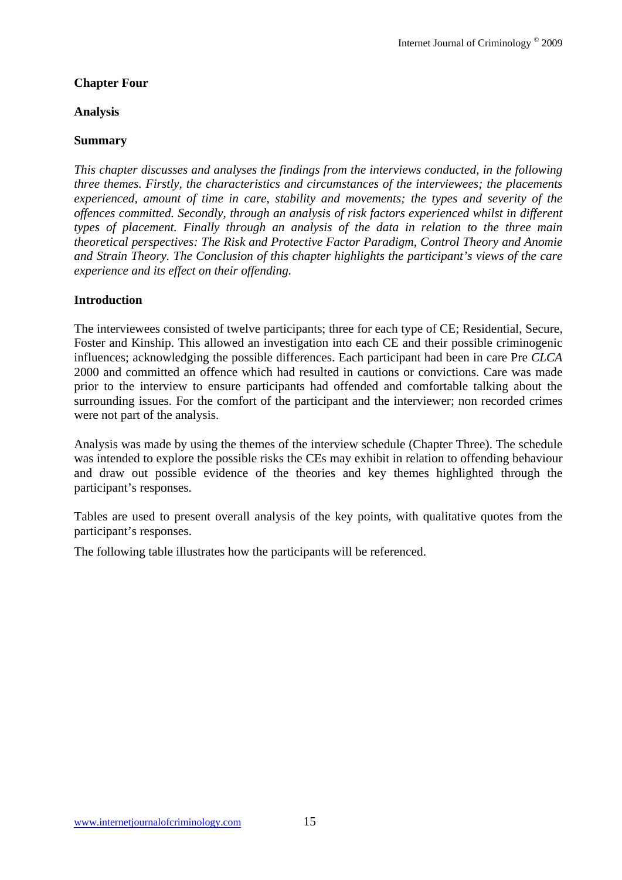## Chapter Four

## Analysis

### Summary

*This chapter discusses and analyses the findings from the interviews conducted, in the following three themes. Firstly, the characteristics and circumstances of the interviewees; the placements experienced, amount of time in care, stability and movements; the types and severity of the offences committed. Secondly, through an analysis of risk factors experienced whilst in different types of placement. Finally through an analysis of the data in relation to the three main theoretical perspectives: The Risk and Protective Factor Paradigm, Control Theory and Anomie and Strain Theory. The Conclusion of this chapter highlights the participant's views of the care experience and its effect on their offending.*

### Introduction

The interviewees consisted of twelve participants; three for each type of CE; Residential, Secure, Foster and Kinship. This allowed an investigation into each CE and their possible criminogenic influences; acknowledging the possible differences. Each participant had been in care Pre *CLCA* 2000 and committed an offence which had resulted in cautions or convictions. Care was made prior to the interview to ensure participants had offended and comfortable talking about the surrounding issues. For the comfort of the participant and the interviewer; non recorded crimes were not part of the analysis.

Analysis was made by using the themes of the interview schedule (Chapter Three). The schedule was intended to explore the possible risks the CEs may exhibit in relation to offending behaviour and draw out possible evidence of the theories and key themes highlighted through the participant's responses.

Tables are used to present overall analysis of the key points, with qualitative quotes from the participant's responses.

The following table illustrates how the participants will be referenced.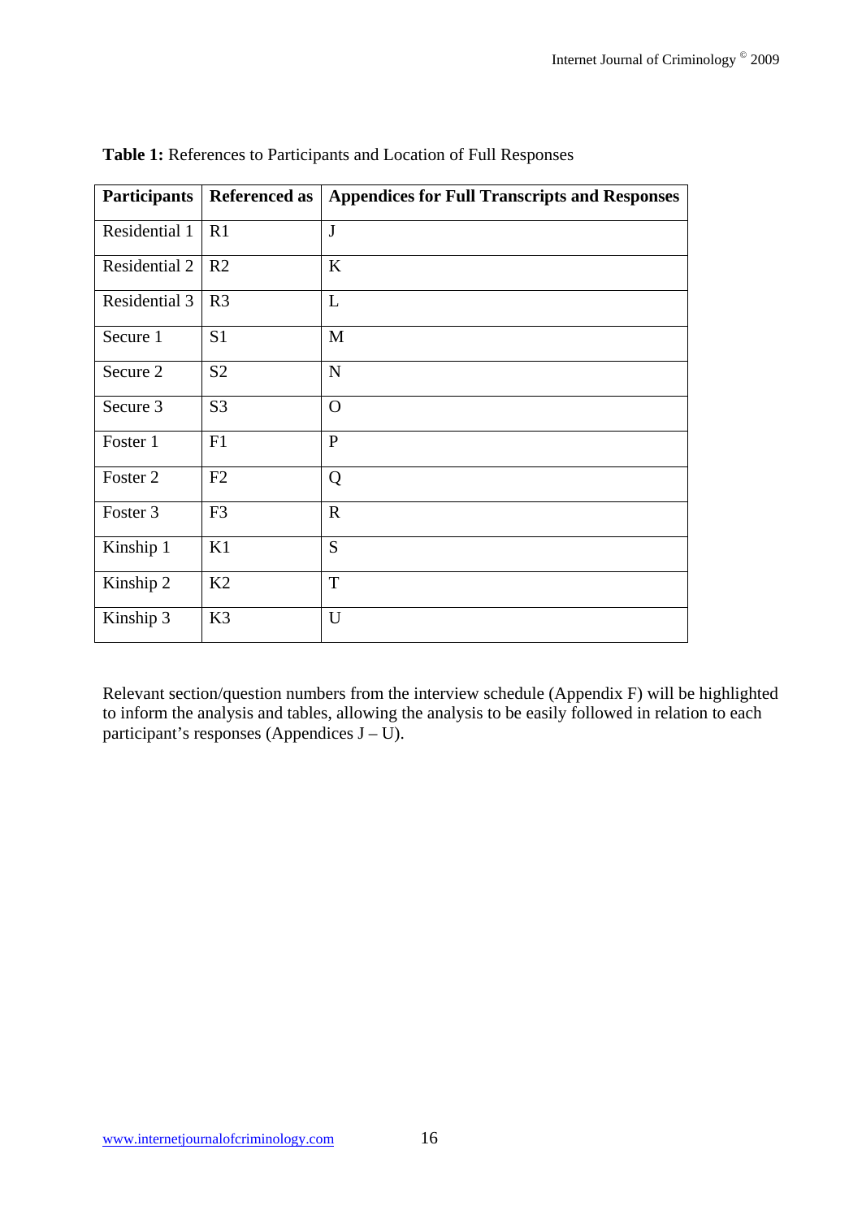**Table 1:** References to Participants and Location of Full Responses

| Participants | Referenced as | Appendices for Full Transcripts and Responses |
|---|---|---|
| Residential 1 | R1 | J |
| Residential 2 | R2 | K |
| Residential 3 | R3 | L |
| Secure 1 | S1 | M |
| Secure 2 | S2 | N |
| Secure 3 | S3 | O |
| Foster 1 | F1 | P |
| Foster 2 | F2 | Q |
| Foster 3 | F3 | R |
| Kinship 1 | K1 | S |
| Kinship 2 | K2 | T |
| Kinship 3 | K3 | U |

Relevant section/question numbers from the interview schedule (Appendix F) will be highlighted to inform the analysis and tables, allowing the analysis to be easily followed in relation to each participant's responses (Appendices J – U).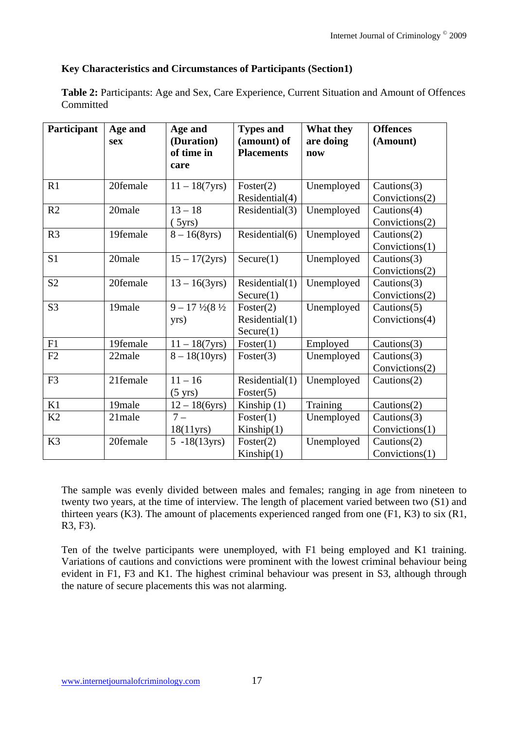**Key Characteristics and Circumstances of Participants (Section1)**

**Table 2:** Participants: Age and Sex, Care Experience, Current Situation and Amount of Offences Committed

| Participant | Age and sex | Age and (Duration) of time in care | Types and (amount) of Placements | What they are doing now | Offences (Amount) |
|---|---|---|---|---|---|
| R1 | 20female | 11 – 18(7yrs) | Foster(2) Residential(4) | Unemployed | Cautions(3) Convictions(2) |
| R2 | 20male | 13 – 18 ( 5yrs) | Residential(3) | Unemployed | Cautions(4) Convictions(2) |
| R3 | 19female | 8 – 16(8yrs) | Residential(6) | Unemployed | Cautions(2) Convictions(1) |
| S1 | 20male | 15 – 17(2yrs) | Secure(1) | Unemployed | Cautions(3) Convictions(2) |
| S2 | 20female | 13 – 16(3yrs) | Residential(1) Secure(1) | Unemployed | Cautions(3) Convictions(2) |
| S3 | 19male | 9 – 17 ½(8 ½ yrs) | Foster(2) Residential(1) Secure(1) | Unemployed | Cautions(5) Convictions(4) |
| F1 | 19female | 11 – 18(7yrs) | Foster(1) | Employed | Cautions(3) |
| F2 | 22male | 8 – 18(10yrs) | Foster(3) | Unemployed | Cautions(3) Convictions(2) |
| F3 | 21female | 11 – 16 (5 yrs) | Residential(1) Foster(5) | Unemployed | Cautions(2) |
| K1 | 19male | 12 – 18(6yrs) | Kinship (1) | Training | Cautions(2) |
| K2 | 21male | 7 – 18(11yrs) | Foster(1) Kinship(1) | Unemployed | Cautions(3) Convictions(1) |
| K3 | 20female | 5 -18(13yrs) | Foster(2) Kinship(1) | Unemployed | Cautions(2) Convictions(1) |

The sample was evenly divided between males and females; ranging in age from nineteen to twenty two years, at the time of interview. The length of placement varied between two (S1) and thirteen years (K3). The amount of placements experienced ranged from one (F1, K3) to six (R1, R3, F3).

Ten of the twelve participants were unemployed, with F1 being employed and K1 training. Variations of cautions and convictions were prominent with the lowest criminal behaviour being evident in F1, F3 and K1. The highest criminal behaviour was present in S3, although through the nature of secure placements this was not alarming.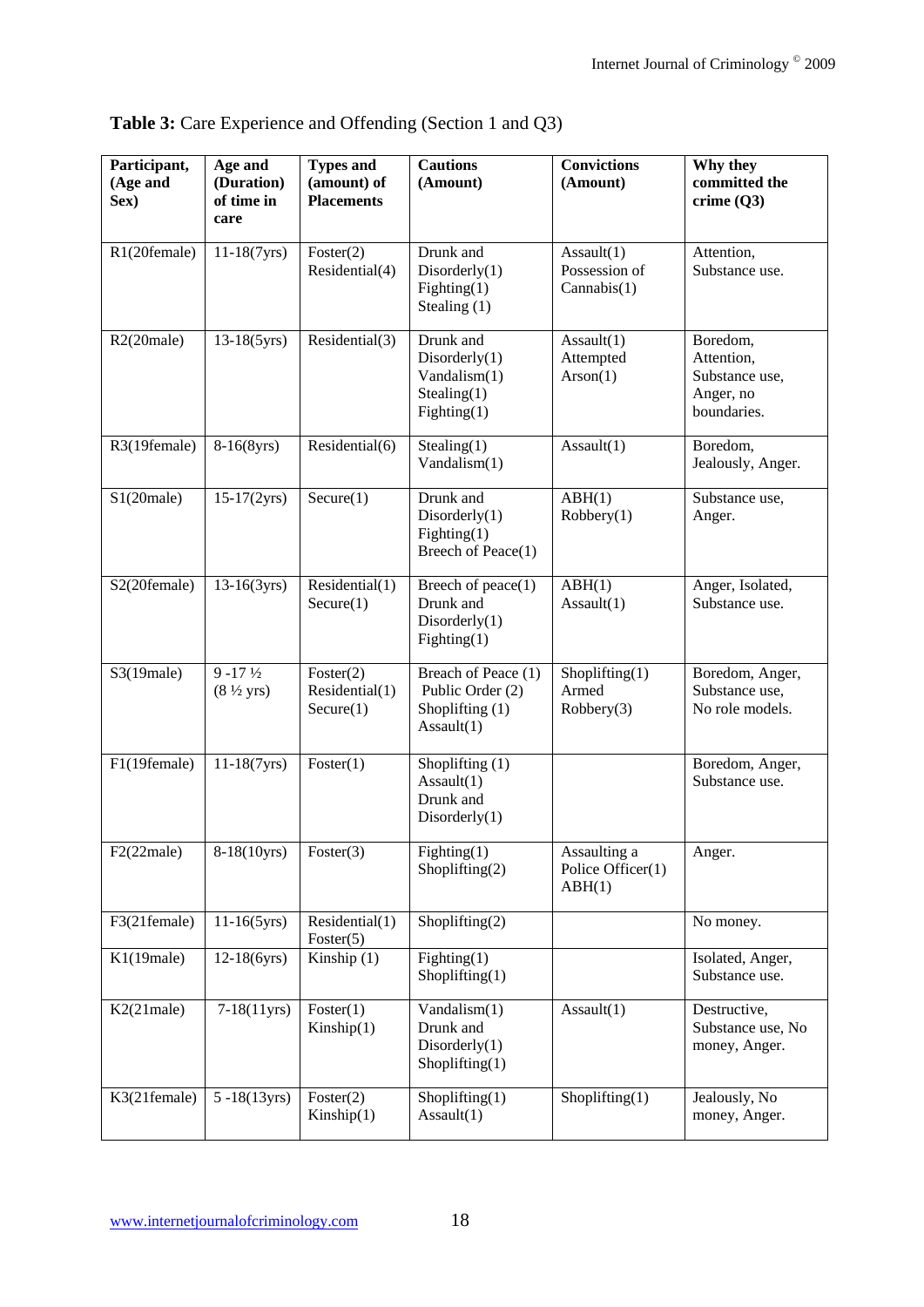**Table 3:** Care Experience and Offending (Section 1 and Q3)

| Participant, (Age and Sex) | Age and (Duration) of time in care | Types and (amount) of Placements | Cautions (Amount) | Convictions (Amount) | Why they committed the crime (Q3) |
|---|---|---|---|---|---|
| R1(20female) | 11-18(7yrs) | Foster(2) Residential(4) | Drunk and Disorderly(1) Fighting(1) Stealing (1) | Assault(1) Possession of Cannabis(1) | Attention, Substance use. |
| R2(20male) | 13-18(5yrs) | Residential(3) | Drunk and Disorderly(1) Vandalism(1) Stealing(1) Fighting(1) | Assault(1) Attempted Arson(1) | Boredom, Attention, Substance use, Anger, no boundaries. |
| R3(19female) | 8-16(8yrs) | Residential(6) | Stealing(1) Vandalism(1) | Assault(1) | Boredom, Jealously, Anger. |
| S1(20male) | 15-17(2yrs) | Secure(1) | Drunk and Disorderly(1) Fighting(1) Breech of Peace(1) | ABH(1) Robbery(1) | Substance use, Anger. |
| S2(20female) | 13-16(3yrs) | Residential(1) Secure(1) | Breech of peace(1) Drunk and Disorderly(1) Fighting(1) | ABH(1) Assault(1) | Anger, Isolated, Substance use. |
| S3(19male) | 9 -17 ½ (8 ½ yrs) | Foster(2) Residential(1) Secure(1) | Breach of Peace (1) Public Order (2) Shoplifting (1) Assault(1) | Shoplifting(1) Armed Robbery(3) | Boredom, Anger, Substance use, No role models. |
| F1(19female) | 11-18(7yrs) | Foster(1) | Shoplifting (1) Assault(1) Drunk and Disorderly(1) | | Boredom, Anger, Substance use. |
| F2(22male) | 8-18(10yrs) | Foster(3) | Fighting(1) Shoplifting(2) | Assaulting a Police Officer(1) ABH(1) | Anger. |
| F3(21female) | 11-16(5yrs) | Residential(1) Foster(5) | Shoplifting(2) | | No money. |
| K1(19male) | 12-18(6yrs) | Kinship (1) | Fighting(1) Shoplifting(1) | | Isolated, Anger, Substance use. |
| K2(21male) | 7-18(11yrs) | Foster(1) Kinship(1) | Vandalism(1) Drunk and Disorderly(1) Shoplifting(1) | Assault(1) | Destructive, Substance use, No money, Anger. |
| K3(21female) | 5 -18(13yrs) | Foster(2) Kinship(1) | Shoplifting(1) Assault(1) | Shoplifting(1) | Jealously, No money, Anger. |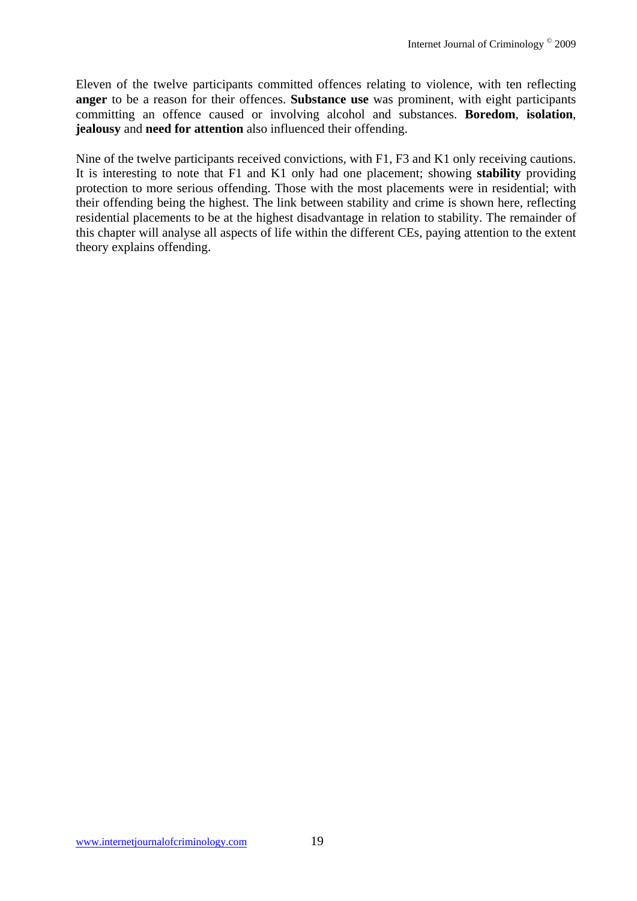Eleven of the twelve participants committed offences relating to violence, with ten reflecting **anger** to be a reason for their offences. **Substance use** was prominent, with eight participants committing an offence caused or involving alcohol and substances. **Boredom**, **isolation**, **jealousy** and **need for attention** also influenced their offending.

Nine of the twelve participants received convictions, with F1, F3 and K1 only receiving cautions. It is interesting to note that F1 and K1 only had one placement; showing **stability** providing protection to more serious offending. Those with the most placements were in residential; with their offending being the highest. The link between stability and crime is shown here, reflecting residential placements to be at the highest disadvantage in relation to stability. The remainder of this chapter will analyse all aspects of life within the different CEs, paying attention to the extent theory explains offending.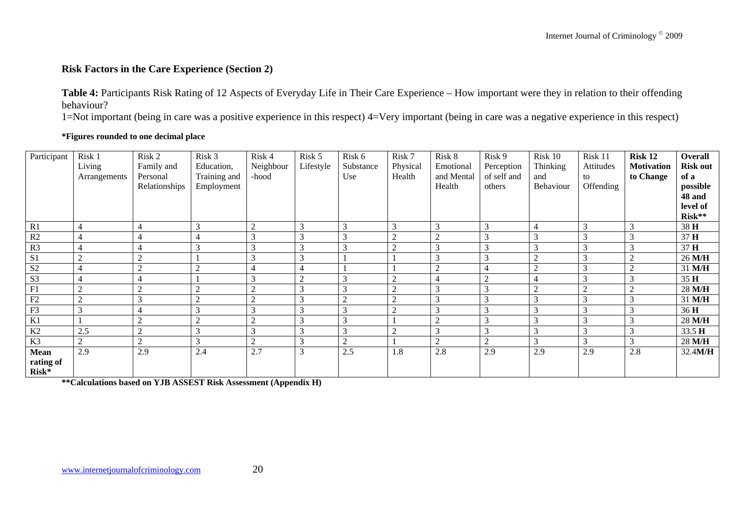### Risk Factors in the Care Experience (Section 2)

**Table 4:** Participants Risk Rating of 12 Aspects of Everyday Life in Their Care Experience – How important were they in relation to their offending behaviour?

1=Not important (being in care was a positive experience in this respect) 4=Very important (being in care was a negative experience in this respect)

**\*Figures rounded to one decimal place**

| Participant | Risk 1 Living Arrangements | Risk 2 Family and Personal Relationships | Risk 3 Education, Training and Employment | Risk 4 Neighbour -hood | Risk 5 Lifestyle | Risk 6 Substance Use | Risk 7 Physical Health | Risk 8 Emotional and Mental Health | Risk 9 Perception of self and others | Risk 10 Thinking and Behaviour | Risk 11 Attitudes to Offending | **Risk 12 Motivation to Change** | **Overall Risk out of a possible 48 and level of Risk\*\*** |
|---|---|---|---|---|---|---|---|---|---|---|---|---|---|
| R1 | 4 | 4 | 3 | 2 | 3 | 3 | 3 | 3 | 3 | 4 | 3 | 3 | 38 **H** |
| R2 | 4 | 4 | 4 | 3 | 3 | 3 | 2 | 2 | 3 | 3 | 3 | 3 | 37 **H** |
| R3 | 4 | 4 | 3 | 3 | 3 | 3 | 2 | 3 | 3 | 3 | 3 | 3 | 37 **H** |
| S1 | 2 | 2 | 1 | 3 | 3 | 1 | 1 | 3 | 3 | 2 | 3 | 2 | 26 **M/H** |
| S2 | 4 | 2 | 2 | 4 | 4 | 1 | 1 | 2 | 4 | 2 | 3 | 2 | 31 **M/H** |
| S3 | 4 | 4 | 1 | 3 | 2 | 3 | 2 | 4 | 2 | 4 | 3 | 3 | 35 **H** |
| F1 | 2 | 2 | 2 | 2 | 3 | 3 | 2 | 3 | 3 | 2 | 2 | 2 | 28 **M/H** |
| F2 | 2 | 3 | 2 | 2 | 3 | 2 | 2 | 3 | 3 | 3 | 3 | 3 | 31 **M/H** |
| F3 | 3 | 4 | 3 | 3 | 3 | 3 | 2 | 3 | 3 | 3 | 3 | 3 | 36 **H** |
| K1 | 1 | 2 | 2 | 2 | 3 | 3 | 1 | 2 | 3 | 3 | 3 | 3 | 28 **M/H** |
| K2 | 2.5 | 2 | 3 | 3 | 3 | 3 | 2 | 3 | 3 | 3 | 3 | 3 | 33.5 **H** |
| K3 | 2 | 2 | 3 | 2 | 3 | 2 | 1 | 2 | 2 | 3 | 3 | 3 | 28 **M/H** |
| **Mean rating of Risk\*** | 2.9 | 2.9 | 2.4 | 2.7 | 3 | 2.5 | 1.8 | 2.8 | 2.9 | 2.9 | 2.9 | 2.8 | 32.4**M/H** |

**\*\*Calculations based on YJB ASSEST Risk Assessment (Appendix H)**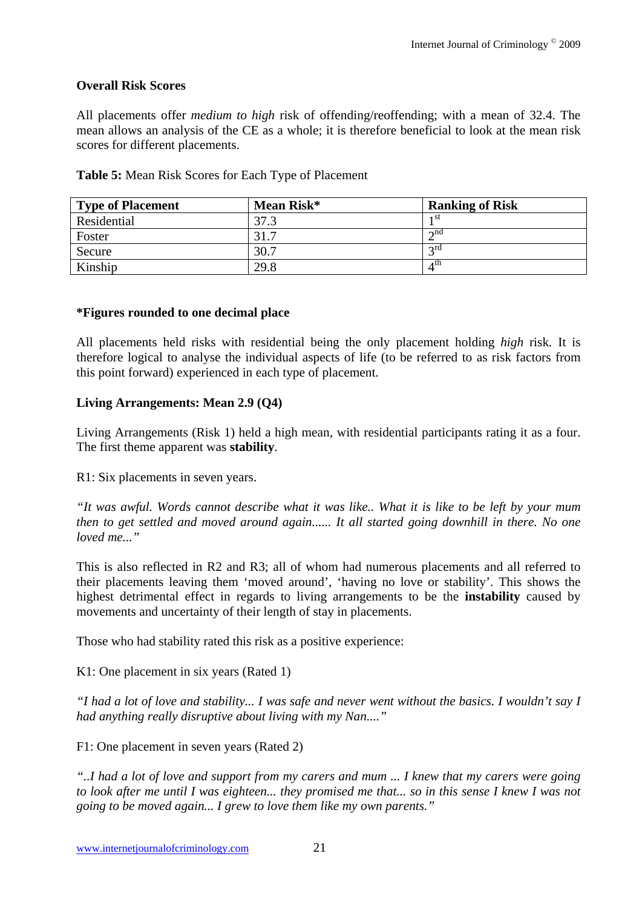**Overall Risk Scores**

All placements offer *medium to high* risk of offending/reoffending; with a mean of 32.4. The mean allows an analysis of the CE as a whole; it is therefore beneficial to look at the mean risk scores for different placements.

**Table 5:** Mean Risk Scores for Each Type of Placement

| Type of Placement | Mean Risk* | Ranking of Risk |
|---|---|---|
| Residential | 37.3 | 1st |
| Foster | 31.7 | 2nd |
| Secure | 30.7 | 3rd |
| Kinship | 29.8 | 4th |

**\*Figures rounded to one decimal place**

All placements held risks with residential being the only placement holding *high* risk. It is therefore logical to analyse the individual aspects of life (to be referred to as risk factors from this point forward) experienced in each type of placement.

**Living Arrangements: Mean 2.9 (Q4)**

Living Arrangements (Risk 1) held a high mean, with residential participants rating it as a four. The first theme apparent was **stability**.

R1: Six placements in seven years.

*"It was awful. Words cannot describe what it was like.. What it is like to be left by your mum then to get settled and moved around again...... It all started going downhill in there. No one loved me..."*

This is also reflected in R2 and R3; all of whom had numerous placements and all referred to their placements leaving them 'moved around', 'having no love or stability'. This shows the highest detrimental effect in regards to living arrangements to be the **instability** caused by movements and uncertainty of their length of stay in placements.

Those who had stability rated this risk as a positive experience:

K1: One placement in six years (Rated 1)

*"I had a lot of love and stability... I was safe and never went without the basics. I wouldn't say I had anything really disruptive about living with my Nan...."*

F1: One placement in seven years (Rated 2)

*"..I had a lot of love and support from my carers and mum ... I knew that my carers were going to look after me until I was eighteen... they promised me that... so in this sense I knew I was not going to be moved again... I grew to love them like my own parents."*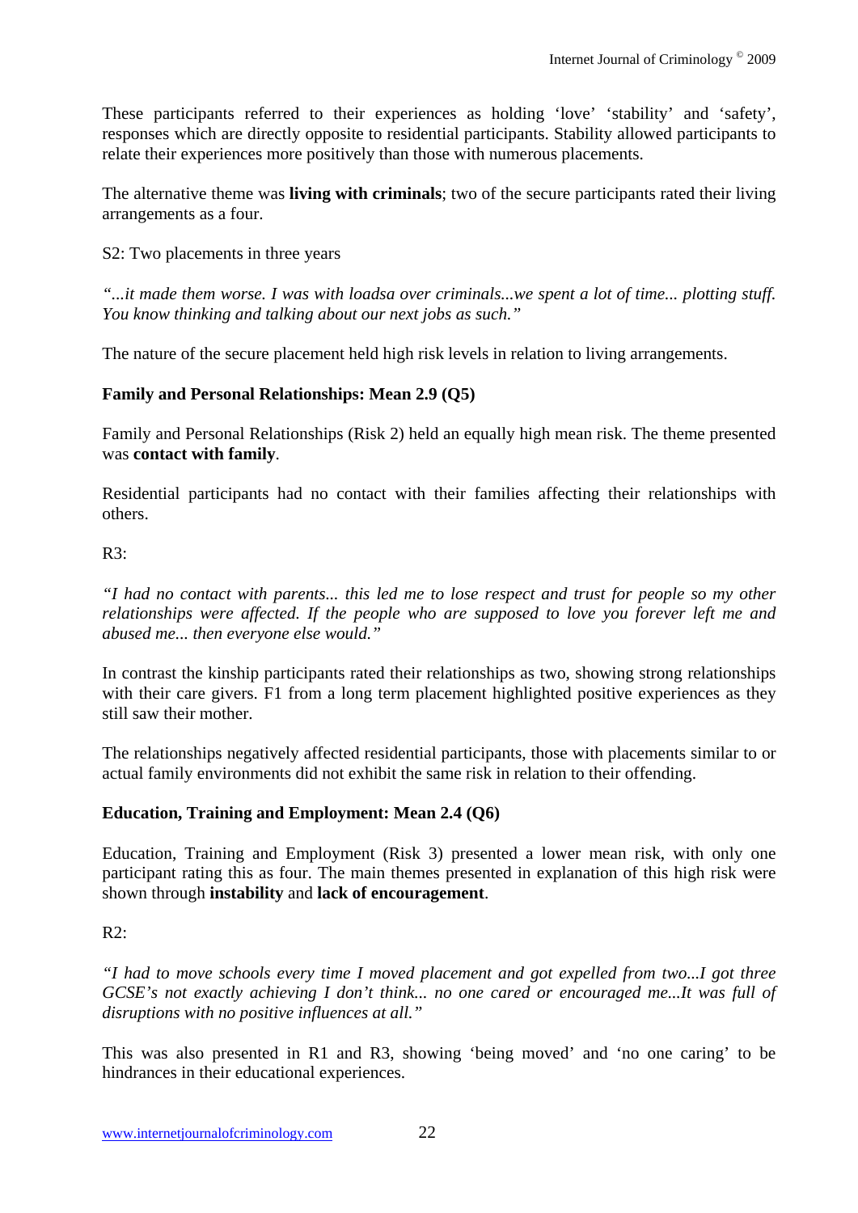These participants referred to their experiences as holding 'love' 'stability' and 'safety', responses which are directly opposite to residential participants. Stability allowed participants to relate their experiences more positively than those with numerous placements.

The alternative theme was **living with criminals**; two of the secure participants rated their living arrangements as a four.

S2: Two placements in three years

*"...it made them worse. I was with loadsa over criminals...we spent a lot of time... plotting stuff. You know thinking and talking about our next jobs as such."*

The nature of the secure placement held high risk levels in relation to living arrangements.

**Family and Personal Relationships: Mean 2.9 (Q5)**

Family and Personal Relationships (Risk 2) held an equally high mean risk. The theme presented was **contact with family**.

Residential participants had no contact with their families affecting their relationships with others.

R3:

*"I had no contact with parents... this led me to lose respect and trust for people so my other relationships were affected. If the people who are supposed to love you forever left me and abused me... then everyone else would."*

In contrast the kinship participants rated their relationships as two, showing strong relationships with their care givers. F1 from a long term placement highlighted positive experiences as they still saw their mother.

The relationships negatively affected residential participants, those with placements similar to or actual family environments did not exhibit the same risk in relation to their offending.

**Education, Training and Employment: Mean 2.4 (Q6)**

Education, Training and Employment (Risk 3) presented a lower mean risk, with only one participant rating this as four. The main themes presented in explanation of this high risk were shown through **instability** and **lack of encouragement**.

R2:

*"I had to move schools every time I moved placement and got expelled from two...I got three GCSE's not exactly achieving I don't think... no one cared or encouraged me...It was full of disruptions with no positive influences at all."*

This was also presented in R1 and R3, showing 'being moved' and 'no one caring' to be hindrances in their educational experiences.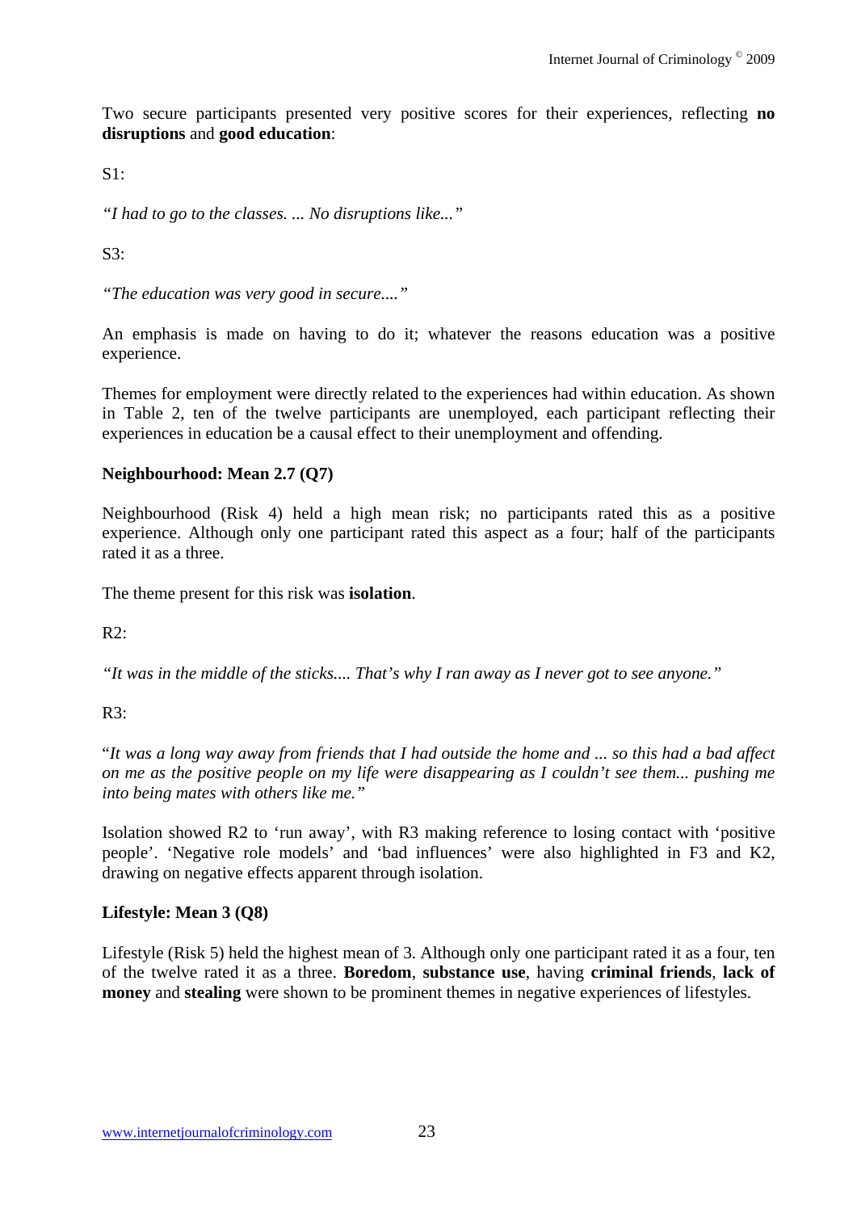Two secure participants presented very positive scores for their experiences, reflecting **no disruptions** and **good education**:

S1:

*"I had to go to the classes. ... No disruptions like..."*

S3:

*"The education was very good in secure...."*

An emphasis is made on having to do it; whatever the reasons education was a positive experience.

Themes for employment were directly related to the experiences had within education. As shown in Table 2, ten of the twelve participants are unemployed, each participant reflecting their experiences in education be a causal effect to their unemployment and offending.

**Neighbourhood: Mean 2.7 (Q7)**

Neighbourhood (Risk 4) held a high mean risk; no participants rated this as a positive experience. Although only one participant rated this aspect as a four; half of the participants rated it as a three.

The theme present for this risk was **isolation**.

R2:

*"It was in the middle of the sticks.... That's why I ran away as I never got to see anyone."*

R3:

"*It was a long way away from friends that I had outside the home and ... so this had a bad affect on me as the positive people on my life were disappearing as I couldn't see them... pushing me into being mates with others like me."*

Isolation showed R2 to 'run away', with R3 making reference to losing contact with 'positive people'. 'Negative role models' and 'bad influences' were also highlighted in F3 and K2, drawing on negative effects apparent through isolation.

**Lifestyle: Mean 3 (Q8)**

Lifestyle (Risk 5) held the highest mean of 3. Although only one participant rated it as a four, ten of the twelve rated it as a three. **Boredom**, **substance use**, having **criminal friends**, **lack of money** and **stealing** were shown to be prominent themes in negative experiences of lifestyles.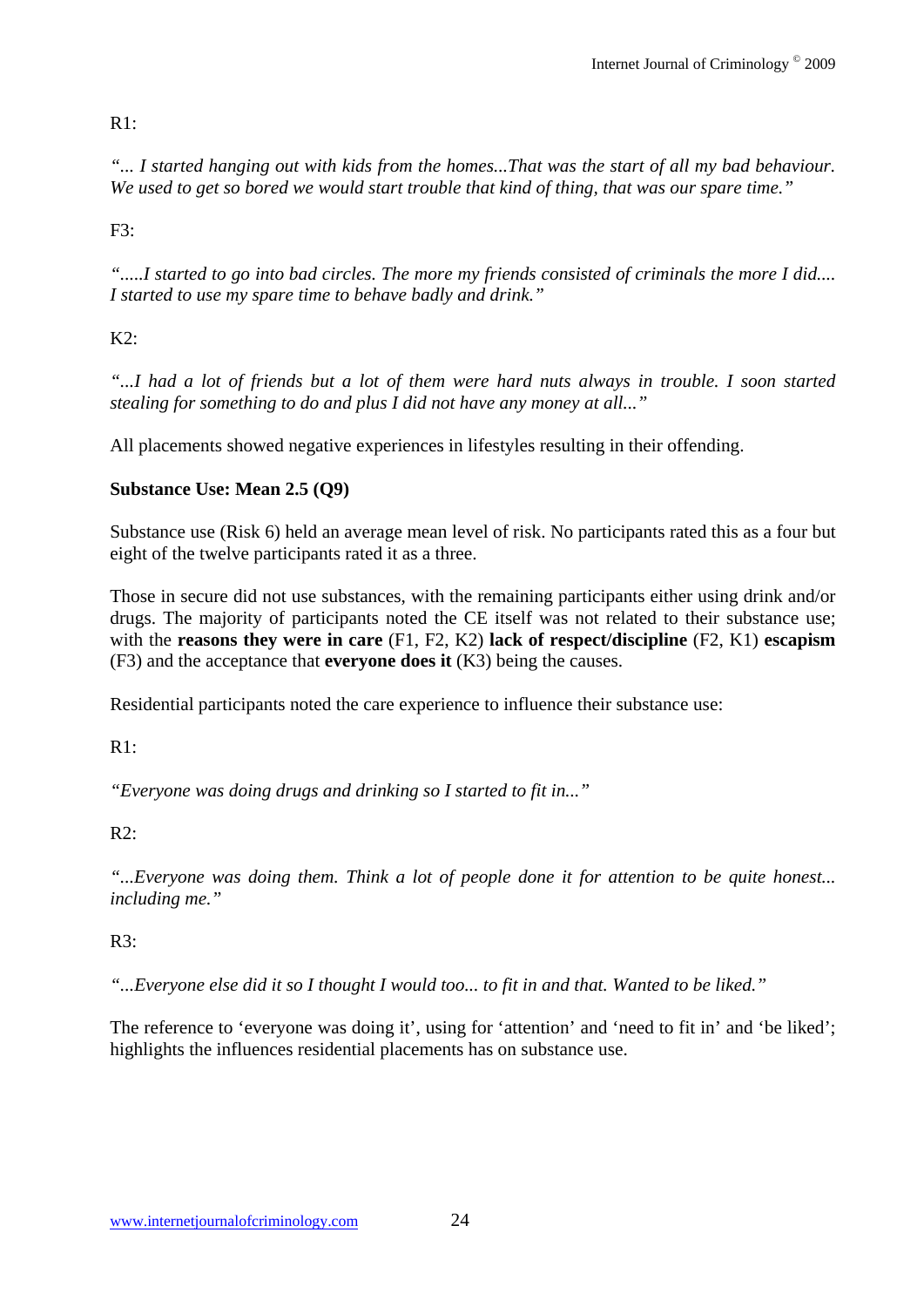R1:

*"... I started hanging out with kids from the homes...That was the start of all my bad behaviour. We used to get so bored we would start trouble that kind of thing, that was our spare time."*

F3:

*".....I started to go into bad circles. The more my friends consisted of criminals the more I did.... I started to use my spare time to behave badly and drink."*

K2:

*"...I had a lot of friends but a lot of them were hard nuts always in trouble. I soon started stealing for something to do and plus I did not have any money at all..."*

All placements showed negative experiences in lifestyles resulting in their offending.

**Substance Use: Mean 2.5 (Q9)**

Substance use (Risk 6) held an average mean level of risk. No participants rated this as a four but eight of the twelve participants rated it as a three.

Those in secure did not use substances, with the remaining participants either using drink and/or drugs. The majority of participants noted the CE itself was not related to their substance use; with the **reasons they were in care** (F1, F2, K2) **lack of respect/discipline** (F2, K1) **escapism** (F3) and the acceptance that **everyone does it** (K3) being the causes.

Residential participants noted the care experience to influence their substance use:

R1:

*"Everyone was doing drugs and drinking so I started to fit in..."*

R2:

*"...Everyone was doing them. Think a lot of people done it for attention to be quite honest... including me."*

R3:

*"...Everyone else did it so I thought I would too... to fit in and that. Wanted to be liked."*

The reference to 'everyone was doing it', using for 'attention' and 'need to fit in' and 'be liked'; highlights the influences residential placements has on substance use.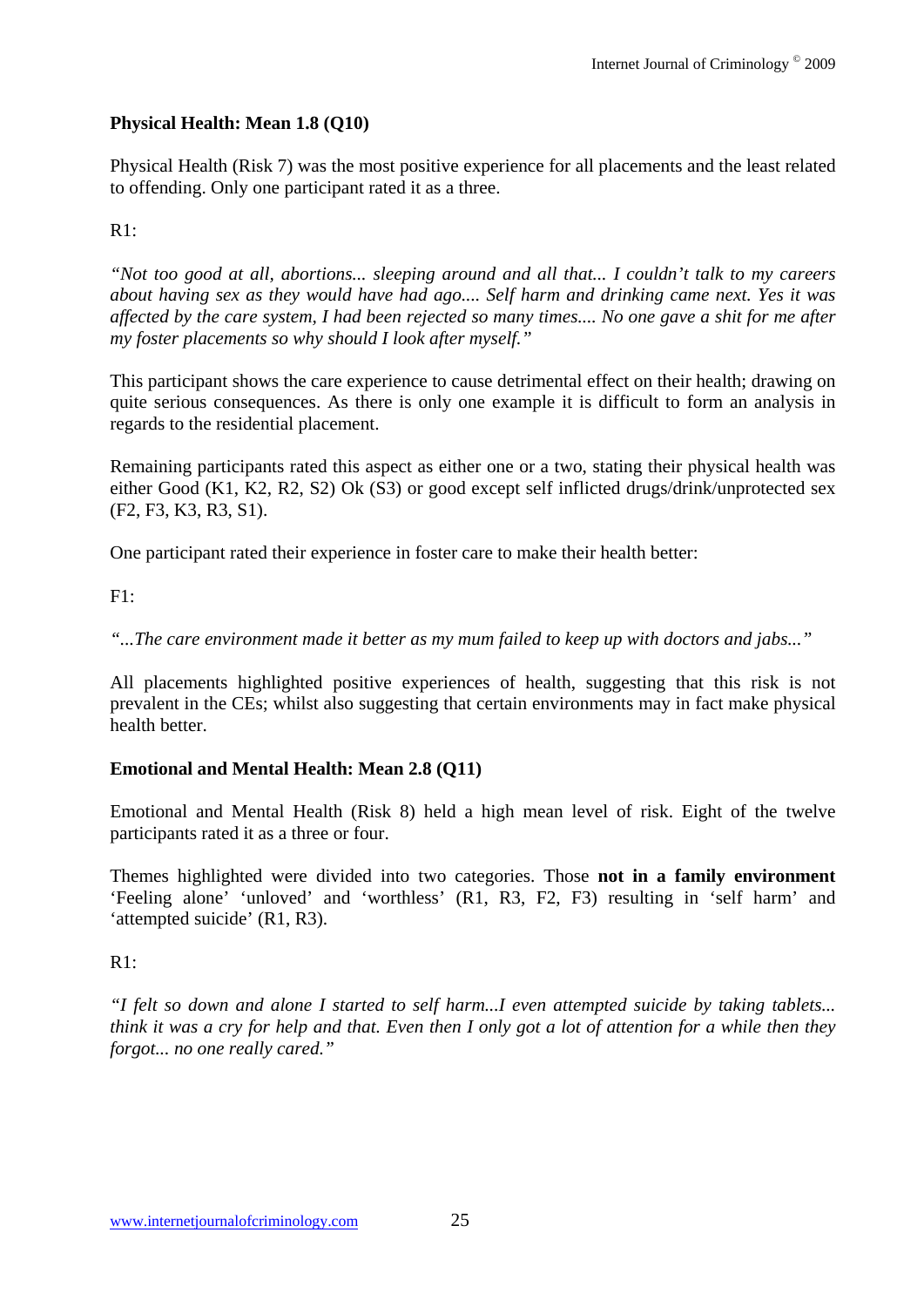**Physical Health: Mean 1.8 (Q10)**

Physical Health (Risk 7) was the most positive experience for all placements and the least related to offending. Only one participant rated it as a three.

R1:

*"Not too good at all, abortions... sleeping around and all that... I couldn't talk to my careers about having sex as they would have had ago.... Self harm and drinking came next. Yes it was affected by the care system, I had been rejected so many times.... No one gave a shit for me after my foster placements so why should I look after myself."*

This participant shows the care experience to cause detrimental effect on their health; drawing on quite serious consequences. As there is only one example it is difficult to form an analysis in regards to the residential placement.

Remaining participants rated this aspect as either one or a two, stating their physical health was either Good (K1, K2, R2, S2) Ok (S3) or good except self inflicted drugs/drink/unprotected sex (F2, F3, K3, R3, S1).

One participant rated their experience in foster care to make their health better:

F1:

*"...The care environment made it better as my mum failed to keep up with doctors and jabs..."*

All placements highlighted positive experiences of health, suggesting that this risk is not prevalent in the CEs; whilst also suggesting that certain environments may in fact make physical health better.

**Emotional and Mental Health: Mean 2.8 (Q11)**

Emotional and Mental Health (Risk 8) held a high mean level of risk. Eight of the twelve participants rated it as a three or four.

Themes highlighted were divided into two categories. Those **not in a family environment** 'Feeling alone' 'unloved' and 'worthless' (R1, R3, F2, F3) resulting in 'self harm' and 'attempted suicide' (R1, R3).

R1:

*"I felt so down and alone I started to self harm...I even attempted suicide by taking tablets... think it was a cry for help and that. Even then I only got a lot of attention for a while then they forgot... no one really cared."*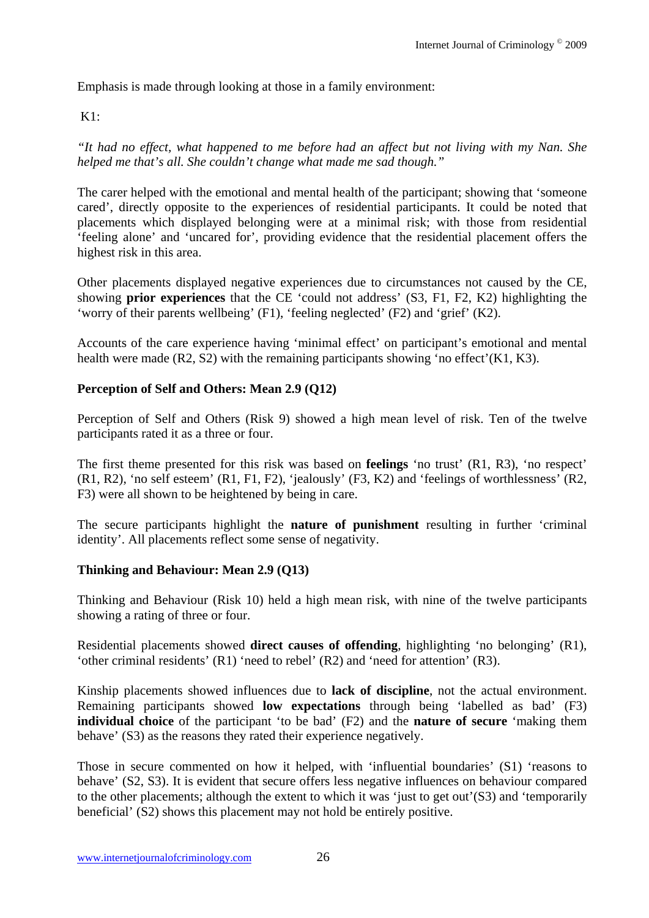Emphasis is made through looking at those in a family environment:

K1:

*"It had no effect, what happened to me before had an affect but not living with my Nan. She helped me that's all. She couldn't change what made me sad though."*

The carer helped with the emotional and mental health of the participant; showing that 'someone cared', directly opposite to the experiences of residential participants. It could be noted that placements which displayed belonging were at a minimal risk; with those from residential 'feeling alone' and 'uncared for', providing evidence that the residential placement offers the highest risk in this area.

Other placements displayed negative experiences due to circumstances not caused by the CE, showing **prior experiences** that the CE 'could not address' (S3, F1, F2, K2) highlighting the 'worry of their parents wellbeing' (F1), 'feeling neglected' (F2) and 'grief' (K2).

Accounts of the care experience having 'minimal effect' on participant's emotional and mental health were made (R2, S2) with the remaining participants showing 'no effect'(K1, K3).

**Perception of Self and Others: Mean 2.9 (Q12)**

Perception of Self and Others (Risk 9) showed a high mean level of risk. Ten of the twelve participants rated it as a three or four.

The first theme presented for this risk was based on **feelings** 'no trust' (R1, R3), 'no respect' (R1, R2), 'no self esteem' (R1, F1, F2), 'jealously' (F3, K2) and 'feelings of worthlessness' (R2, F3) were all shown to be heightened by being in care.

The secure participants highlight the **nature of punishment** resulting in further 'criminal identity'. All placements reflect some sense of negativity.

**Thinking and Behaviour: Mean 2.9 (Q13)**

Thinking and Behaviour (Risk 10) held a high mean risk, with nine of the twelve participants showing a rating of three or four.

Residential placements showed **direct causes of offending**, highlighting 'no belonging' (R1), 'other criminal residents' (R1) 'need to rebel' (R2) and 'need for attention' (R3).

Kinship placements showed influences due to **lack of discipline**, not the actual environment. Remaining participants showed **low expectations** through being 'labelled as bad' (F3) **individual choice** of the participant 'to be bad' (F2) and the **nature of secure** 'making them behave' (S3) as the reasons they rated their experience negatively.

Those in secure commented on how it helped, with 'influential boundaries' (S1) 'reasons to behave' (S2, S3). It is evident that secure offers less negative influences on behaviour compared to the other placements; although the extent to which it was 'just to get out'(S3) and 'temporarily beneficial' (S2) shows this placement may not hold be entirely positive.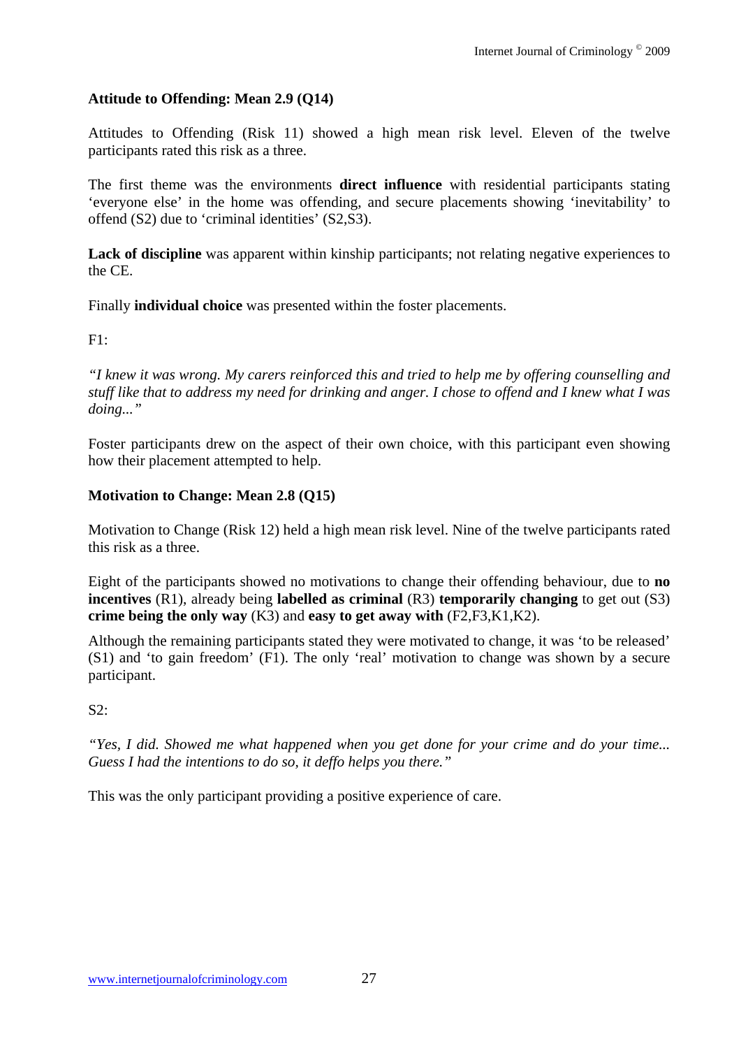**Attitude to Offending: Mean 2.9 (Q14)**

Attitudes to Offending (Risk 11) showed a high mean risk level. Eleven of the twelve participants rated this risk as a three.

The first theme was the environments **direct influence** with residential participants stating 'everyone else' in the home was offending, and secure placements showing 'inevitability' to offend (S2) due to 'criminal identities' (S2,S3).

**Lack of discipline** was apparent within kinship participants; not relating negative experiences to the CE.

Finally **individual choice** was presented within the foster placements.

F1:

*"I knew it was wrong. My carers reinforced this and tried to help me by offering counselling and stuff like that to address my need for drinking and anger. I chose to offend and I knew what I was doing..."*

Foster participants drew on the aspect of their own choice, with this participant even showing how their placement attempted to help.

**Motivation to Change: Mean 2.8 (Q15)**

Motivation to Change (Risk 12) held a high mean risk level. Nine of the twelve participants rated this risk as a three.

Eight of the participants showed no motivations to change their offending behaviour, due to **no incentives** (R1), already being **labelled as criminal** (R3) **temporarily changing** to get out (S3) **crime being the only way** (K3) and **easy to get away with** (F2,F3,K1,K2).

Although the remaining participants stated they were motivated to change, it was 'to be released' (S1) and 'to gain freedom' (F1). The only 'real' motivation to change was shown by a secure participant.

S2:

*"Yes, I did. Showed me what happened when you get done for your crime and do your time... Guess I had the intentions to do so, it deffo helps you there."*

This was the only participant providing a positive experience of care.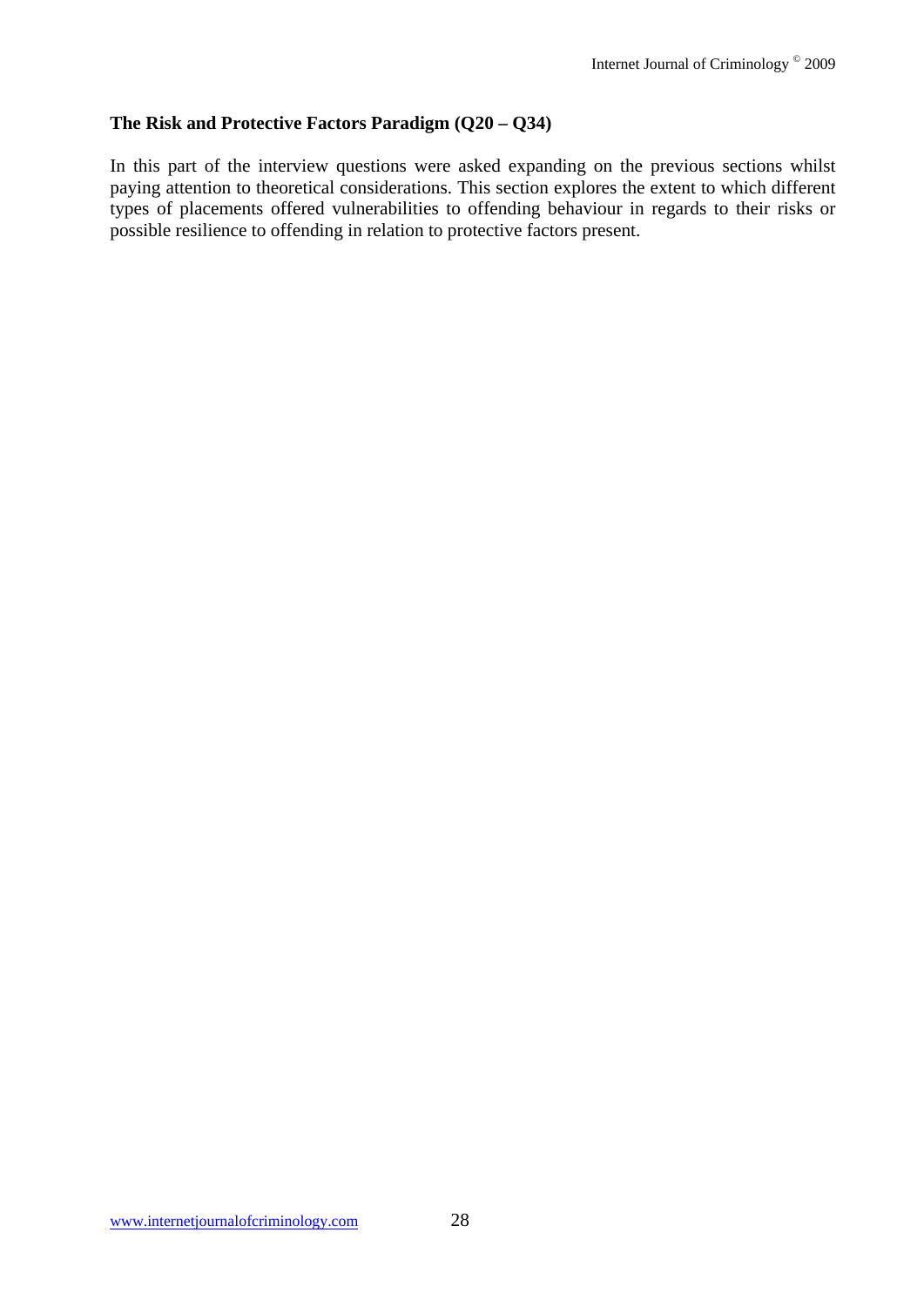**The Risk and Protective Factors Paradigm (Q20 – Q34)**

In this part of the interview questions were asked expanding on the previous sections whilst paying attention to theoretical considerations. This section explores the extent to which different types of placements offered vulnerabilities to offending behaviour in regards to their risks or possible resilience to offending in relation to protective factors present.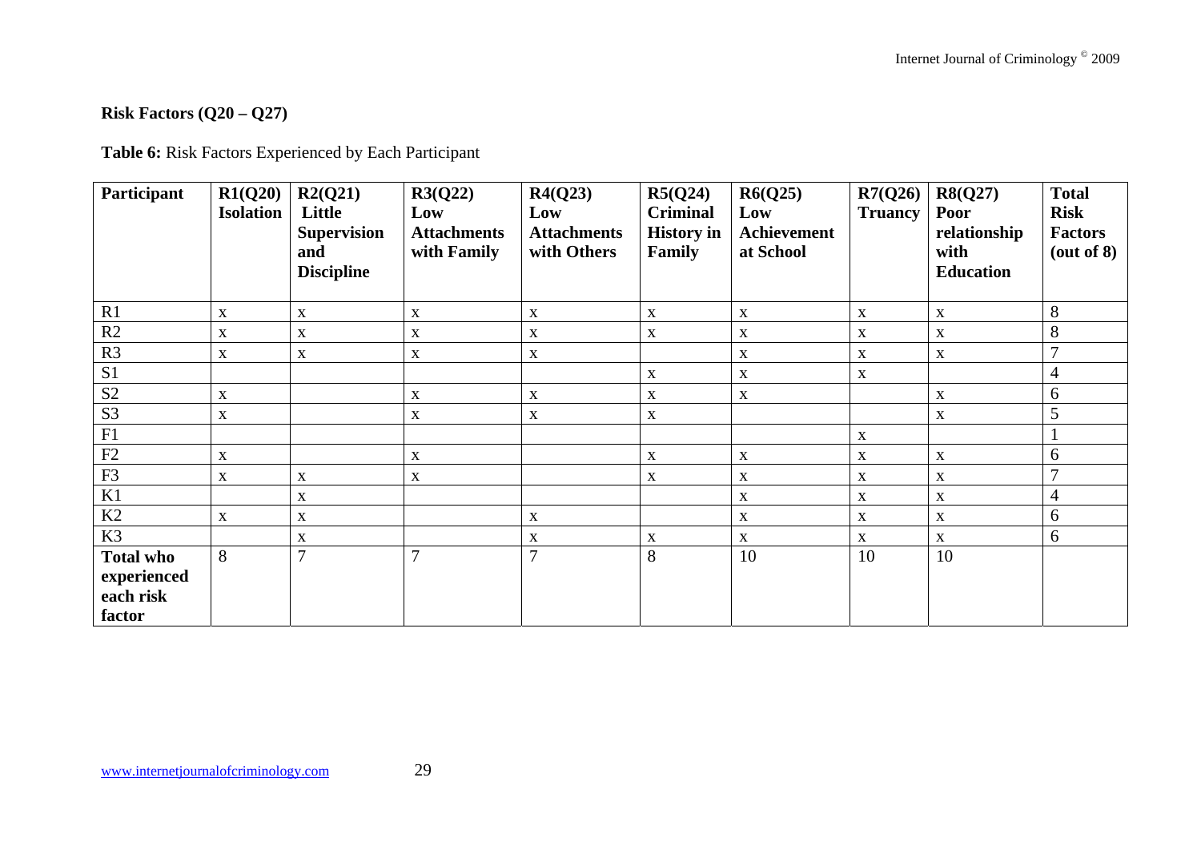## Risk Factors (Q20 – Q27)

**Table 6:** Risk Factors Experienced by Each Participant

| Participant | R1(Q20) Isolation | R2(Q21) Little Supervision and Discipline | R3(Q22) Low Attachments with Family | R4(Q23) Low Attachments with Others | R5(Q24) Criminal History in Family | R6(Q25) Low Achievement at School | R7(Q26) Truancy | R8(Q27) Poor relationship with Education | Total Risk Factors (out of 8) |
|---|---|---|---|---|---|---|---|---|---|
| R1 | x | x | x | x | x | x | x | x | 8 |
| R2 | x | x | x | x | x | x | x | x | 8 |
| R3 | x | x | x | x | | x | x | x | 7 |
| S1 | | | | | x | x | x | | 4 |
| S2 | x | | x | x | x | x | | x | 6 |
| S3 | x | | x | x | x | | | x | 5 |
| F1 | | | | | | | x | | 1 |
| F2 | x | | x | | x | x | x | x | 6 |
| F3 | x | x | x | | x | x | x | x | 7 |
| K1 | | x | | | | x | x | x | 4 |
| K2 | x | x | | x | | x | x | x | 6 |
| K3 | | x | | x | x | x | x | x | 6 |
| **Total who experienced each risk factor** | 8 | 7 | 7 | 7 | 8 | 10 | 10 | 10 | |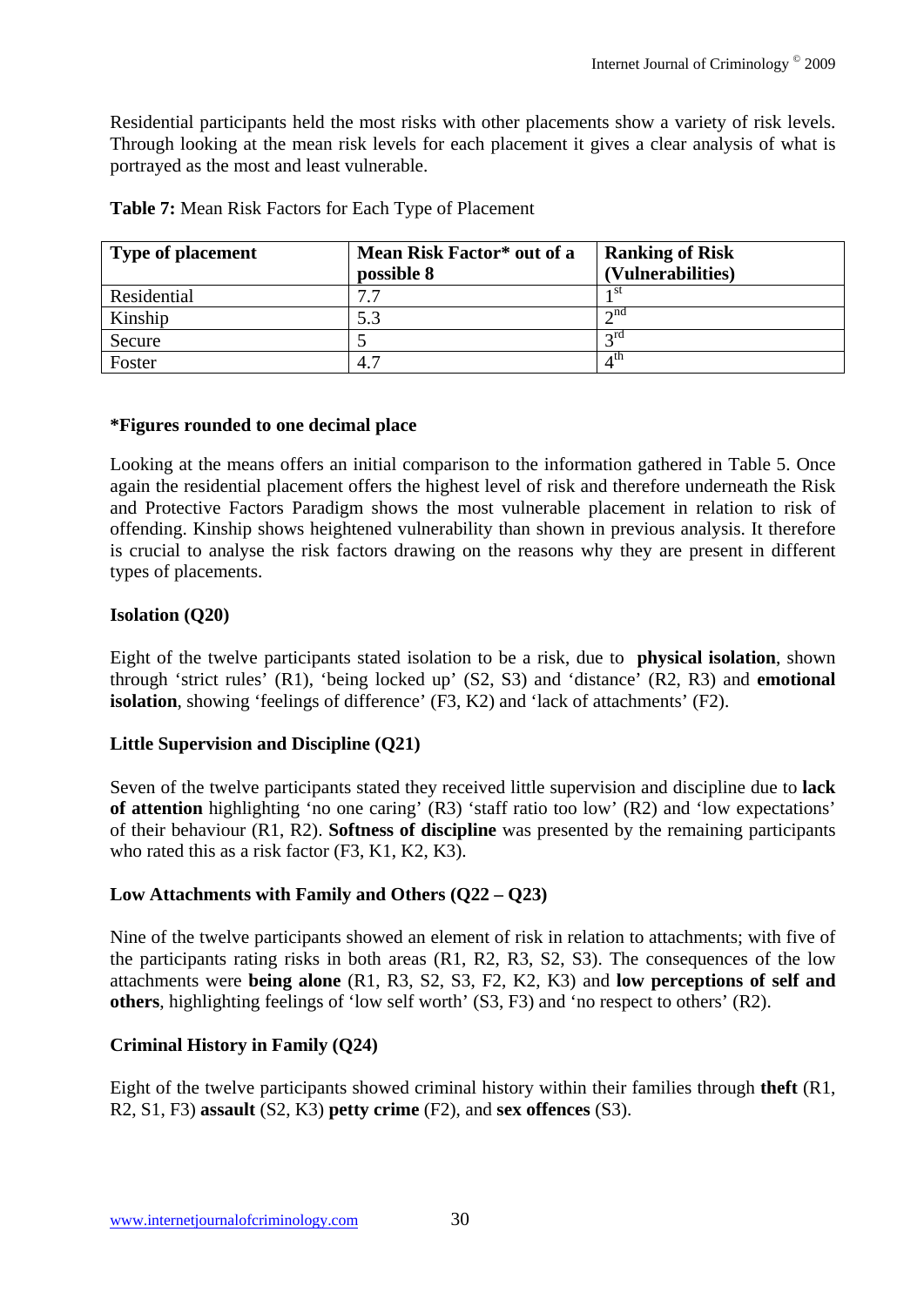Residential participants held the most risks with other placements show a variety of risk levels. Through looking at the mean risk levels for each placement it gives a clear analysis of what is portrayed as the most and least vulnerable.

**Table 7:** Mean Risk Factors for Each Type of Placement

| **Type of placement** | **Mean Risk Factor* out of a possible 8** | **Ranking of Risk (Vulnerabilities)** |
|---|---|---|
| Residential | 7.7 | 1st |
| Kinship | 5.3 | 2nd |
| Secure | 5 | 3rd |
| Foster | 4.7 | 4th |

**\*Figures rounded to one decimal place**

Looking at the means offers an initial comparison to the information gathered in Table 5. Once again the residential placement offers the highest level of risk and therefore underneath the Risk and Protective Factors Paradigm shows the most vulnerable placement in relation to risk of offending. Kinship shows heightened vulnerability than shown in previous analysis. It therefore is crucial to analyse the risk factors drawing on the reasons why they are present in different types of placements.

**Isolation (Q20)**

Eight of the twelve participants stated isolation to be a risk, due to **physical isolation**, shown through 'strict rules' (R1), 'being locked up' (S2, S3) and 'distance' (R2, R3) and **emotional isolation**, showing 'feelings of difference' (F3, K2) and 'lack of attachments' (F2).

**Little Supervision and Discipline (Q21)**

Seven of the twelve participants stated they received little supervision and discipline due to **lack of attention** highlighting 'no one caring' (R3) 'staff ratio too low' (R2) and 'low expectations' of their behaviour (R1, R2). **Softness of discipline** was presented by the remaining participants who rated this as a risk factor (F3, K1, K2, K3).

**Low Attachments with Family and Others (Q22 – Q23)**

Nine of the twelve participants showed an element of risk in relation to attachments; with five of the participants rating risks in both areas (R1, R2, R3, S2, S3). The consequences of the low attachments were **being alone** (R1, R3, S2, S3, F2, K2, K3) and **low perceptions of self and others**, highlighting feelings of 'low self worth' (S3, F3) and 'no respect to others' (R2).

**Criminal History in Family (Q24)**

Eight of the twelve participants showed criminal history within their families through **theft** (R1, R2, S1, F3) **assault** (S2, K3) **petty crime** (F2), and **sex offences** (S3).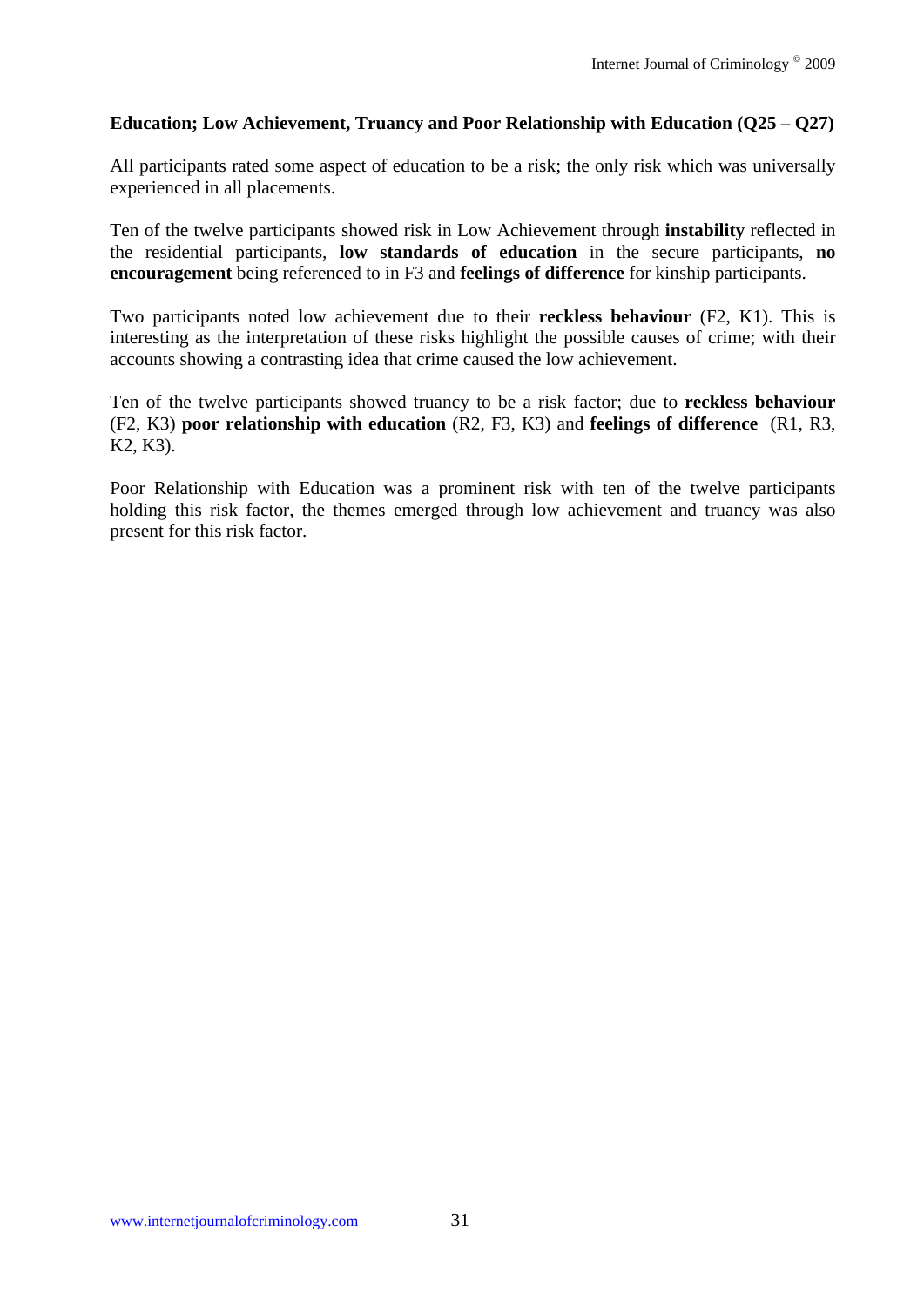**Education; Low Achievement, Truancy and Poor Relationship with Education (Q25 – Q27)**

All participants rated some aspect of education to be a risk; the only risk which was universally experienced in all placements.

Ten of the twelve participants showed risk in Low Achievement through **instability** reflected in the residential participants, **low standards of education** in the secure participants, **no encouragement** being referenced to in F3 and **feelings of difference** for kinship participants.

Two participants noted low achievement due to their **reckless behaviour** (F2, K1). This is interesting as the interpretation of these risks highlight the possible causes of crime; with their accounts showing a contrasting idea that crime caused the low achievement.

Ten of the twelve participants showed truancy to be a risk factor; due to **reckless behaviour** (F2, K3) **poor relationship with education** (R2, F3, K3) and **feelings of difference** (R1, R3, K2, K3).

Poor Relationship with Education was a prominent risk with ten of the twelve participants holding this risk factor, the themes emerged through low achievement and truancy was also present for this risk factor.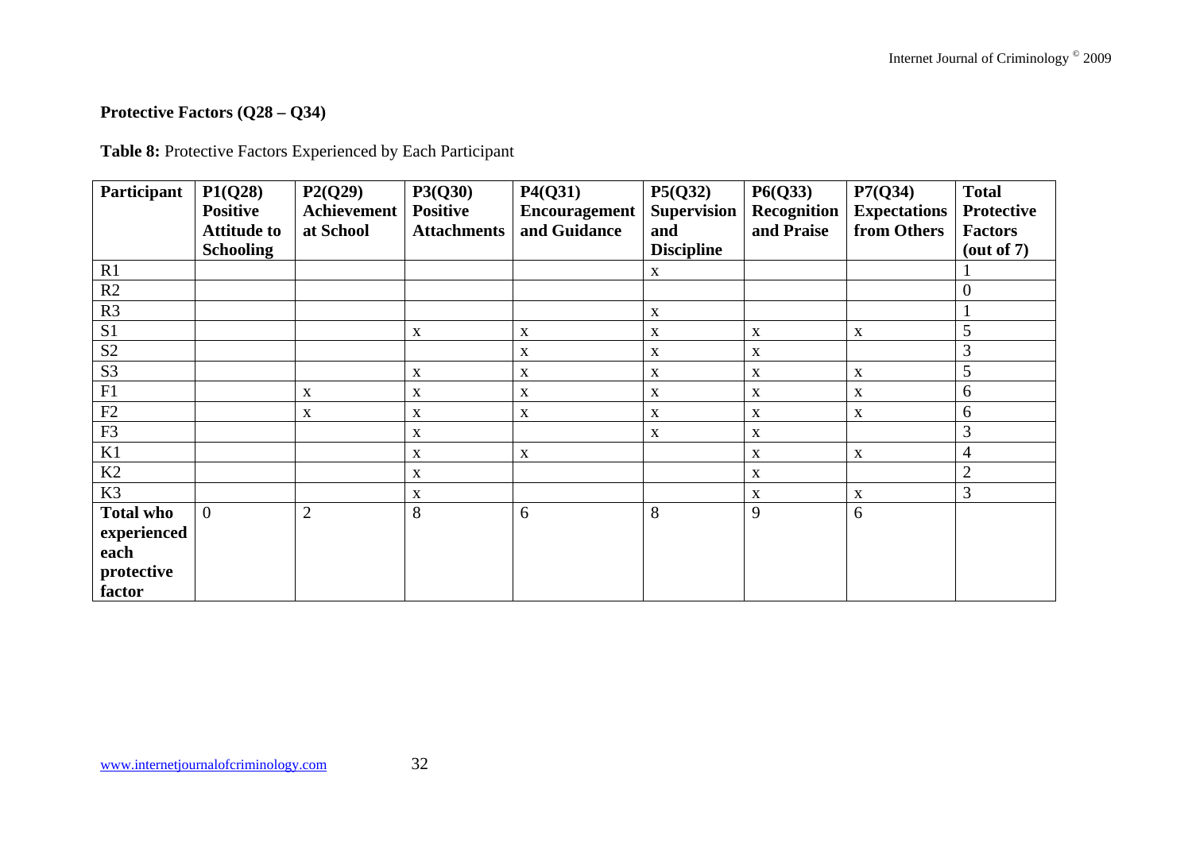**Protective Factors (Q28 – Q34)**

**Table 8:** Protective Factors Experienced by Each Participant

| Participant | P1(Q28) Positive Attitude to Schooling | P2(Q29) Achievement at School | P3(Q30) Positive Attachments | P4(Q31) Encouragement and Guidance | P5(Q32) Supervision and Discipline | P6(Q33) Recognition and Praise | P7(Q34) Expectations from Others | Total Protective Factors (out of 7) |
|---|---|---|---|---|---|---|---|---|
| R1 | | | | | x | | | 1 |
| R2 | | | | | | | | 0 |
| R3 | | | | | x | | | 1 |
| S1 | | | x | x | x | x | x | 5 |
| S2 | | | | x | x | x | | 3 |
| S3 | | | x | x | x | x | x | 5 |
| F1 | | x | x | x | x | x | x | 6 |
| F2 | | x | x | x | x | x | x | 6 |
| F3 | | | x | | x | x | | 3 |
| K1 | | | x | x | | x | x | 4 |
| K2 | | | x | | | x | | 2 |
| K3 | | | x | | | x | x | 3 |
| **Total who experienced each protective factor** | 0 | 2 | 8 | 6 | 8 | 9 | 6 | |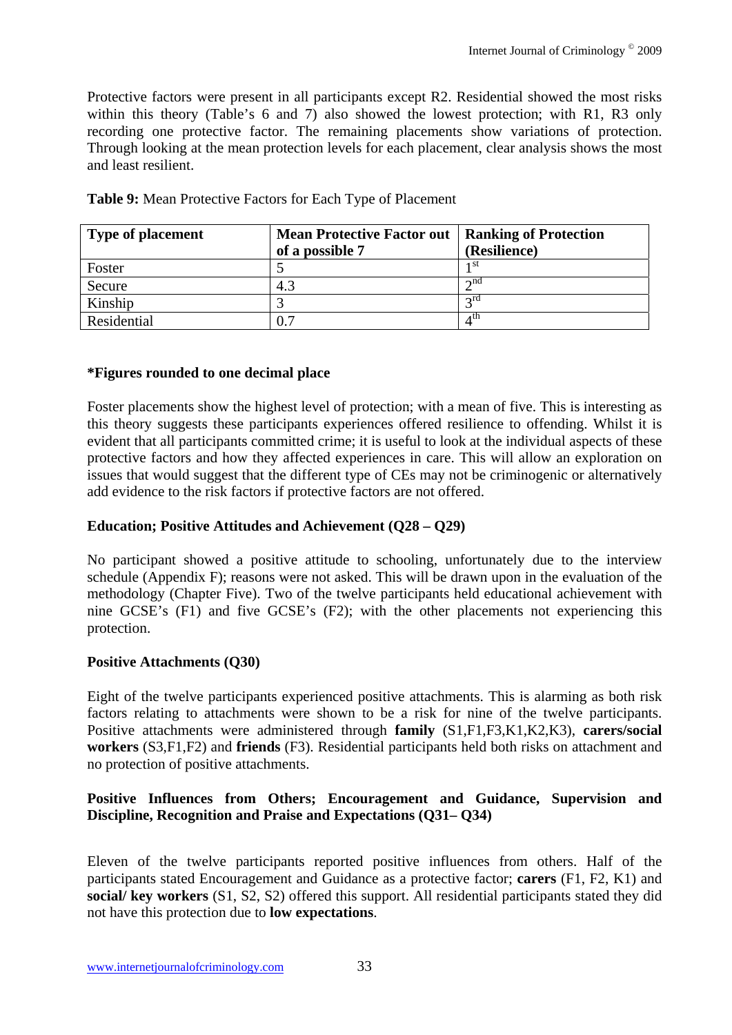Protective factors were present in all participants except R2. Residential showed the most risks within this theory (Table's 6 and 7) also showed the lowest protection; with R1, R3 only recording one protective factor. The remaining placements show variations of protection. Through looking at the mean protection levels for each placement, clear analysis shows the most and least resilient.

**Table 9:** Mean Protective Factors for Each Type of Placement

| **Type of placement** | **Mean Protective Factor out of a possible 7** | **Ranking of Protection (Resilience)** |
|---|---|---|
| Foster | 5 | 1st |
| Secure | 4.3 | 2nd |
| Kinship | 3 | 3rd |
| Residential | 0.7 | 4th |

**\*Figures rounded to one decimal place**

Foster placements show the highest level of protection; with a mean of five. This is interesting as this theory suggests these participants experiences offered resilience to offending. Whilst it is evident that all participants committed crime; it is useful to look at the individual aspects of these protective factors and how they affected experiences in care. This will allow an exploration on issues that would suggest that the different type of CEs may not be criminogenic or alternatively add evidence to the risk factors if protective factors are not offered.

### Education; Positive Attitudes and Achievement (Q28 – Q29)

No participant showed a positive attitude to schooling, unfortunately due to the interview schedule (Appendix F); reasons were not asked. This will be drawn upon in the evaluation of the methodology (Chapter Five). Two of the twelve participants held educational achievement with nine GCSE's (F1) and five GCSE's (F2); with the other placements not experiencing this protection.

### Positive Attachments (Q30)

Eight of the twelve participants experienced positive attachments. This is alarming as both risk factors relating to attachments were shown to be a risk for nine of the twelve participants. Positive attachments were administered through **family** (S1,F1,F3,K1,K2,K3), **carers/social workers** (S3,F1,F2) and **friends** (F3). Residential participants held both risks on attachment and no protection of positive attachments.

### Positive Influences from Others; Encouragement and Guidance, Supervision and Discipline, Recognition and Praise and Expectations (Q31– Q34)

Eleven of the twelve participants reported positive influences from others. Half of the participants stated Encouragement and Guidance as a protective factor; **carers** (F1, F2, K1) and **social/ key workers** (S1, S2, S2) offered this support. All residential participants stated they did not have this protection due to **low expectations**.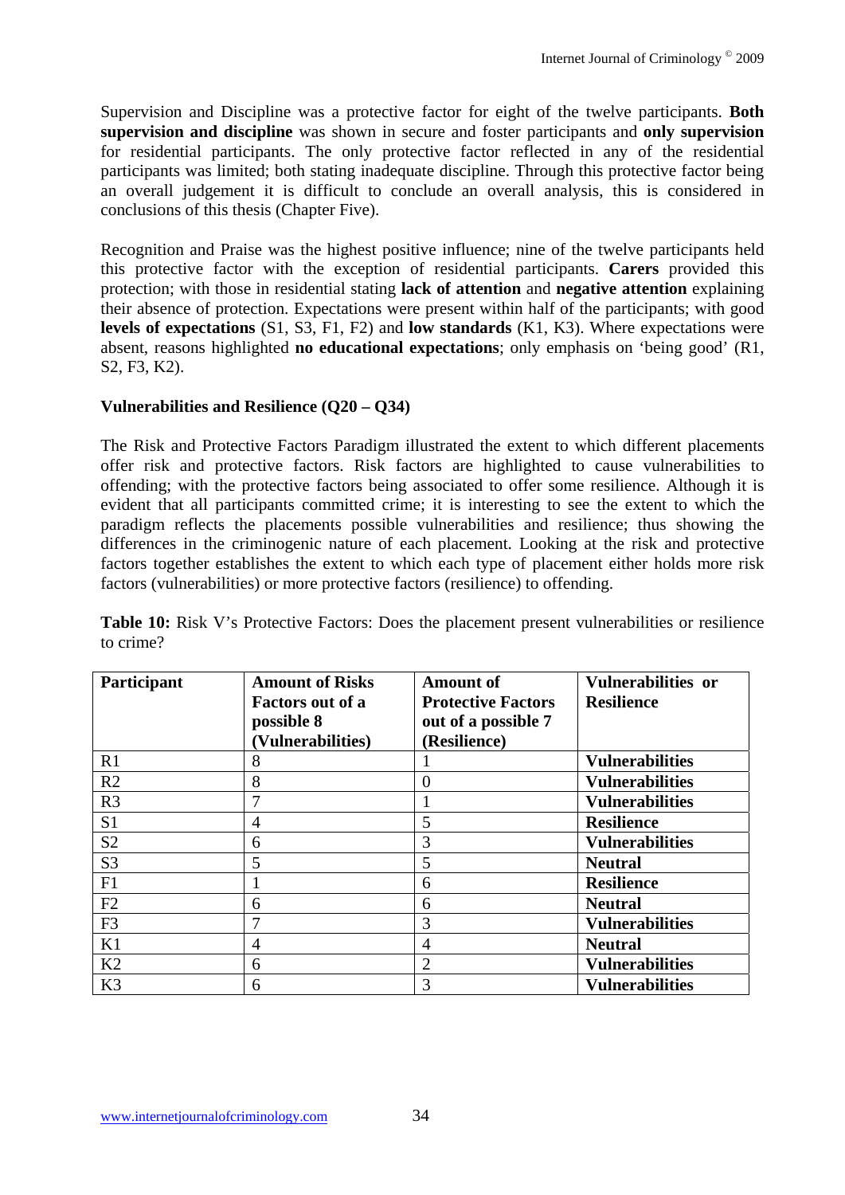Supervision and Discipline was a protective factor for eight of the twelve participants. **Both supervision and discipline** was shown in secure and foster participants and **only supervision** for residential participants. The only protective factor reflected in any of the residential participants was limited; both stating inadequate discipline. Through this protective factor being an overall judgement it is difficult to conclude an overall analysis, this is considered in conclusions of this thesis (Chapter Five).

Recognition and Praise was the highest positive influence; nine of the twelve participants held this protective factor with the exception of residential participants. **Carers** provided this protection; with those in residential stating **lack of attention** and **negative attention** explaining their absence of protection. Expectations were present within half of the participants; with good **levels of expectations** (S1, S3, F1, F2) and **low standards** (K1, K3). Where expectations were absent, reasons highlighted **no educational expectations**; only emphasis on 'being good' (R1, S2, F3, K2).

**Vulnerabilities and Resilience (Q20 – Q34)**

The Risk and Protective Factors Paradigm illustrated the extent to which different placements offer risk and protective factors. Risk factors are highlighted to cause vulnerabilities to offending; with the protective factors being associated to offer some resilience. Although it is evident that all participants committed crime; it is interesting to see the extent to which the paradigm reflects the placements possible vulnerabilities and resilience; thus showing the differences in the criminogenic nature of each placement. Looking at the risk and protective factors together establishes the extent to which each type of placement either holds more risk factors (vulnerabilities) or more protective factors (resilience) to offending.

**Table 10:** Risk V's Protective Factors: Does the placement present vulnerabilities or resilience to crime?

| Participant | Amount of Risks Factors out of a possible 8 (Vulnerabilities) | Amount of Protective Factors out of a possible 7 (Resilience) | Vulnerabilities or Resilience |
|---|---|---|---|
| R1 | 8 | 1 | **Vulnerabilities** |
| R2 | 8 | 0 | **Vulnerabilities** |
| R3 | 7 | 1 | **Vulnerabilities** |
| S1 | 4 | 5 | **Resilience** |
| S2 | 6 | 3 | **Vulnerabilities** |
| S3 | 5 | 5 | **Neutral** |
| F1 | 1 | 6 | **Resilience** |
| F2 | 6 | 6 | **Neutral** |
| F3 | 7 | 3 | **Vulnerabilities** |
| K1 | 4 | 4 | **Neutral** |
| K2 | 6 | 2 | **Vulnerabilities** |
| K3 | 6 | 3 | **Vulnerabilities** |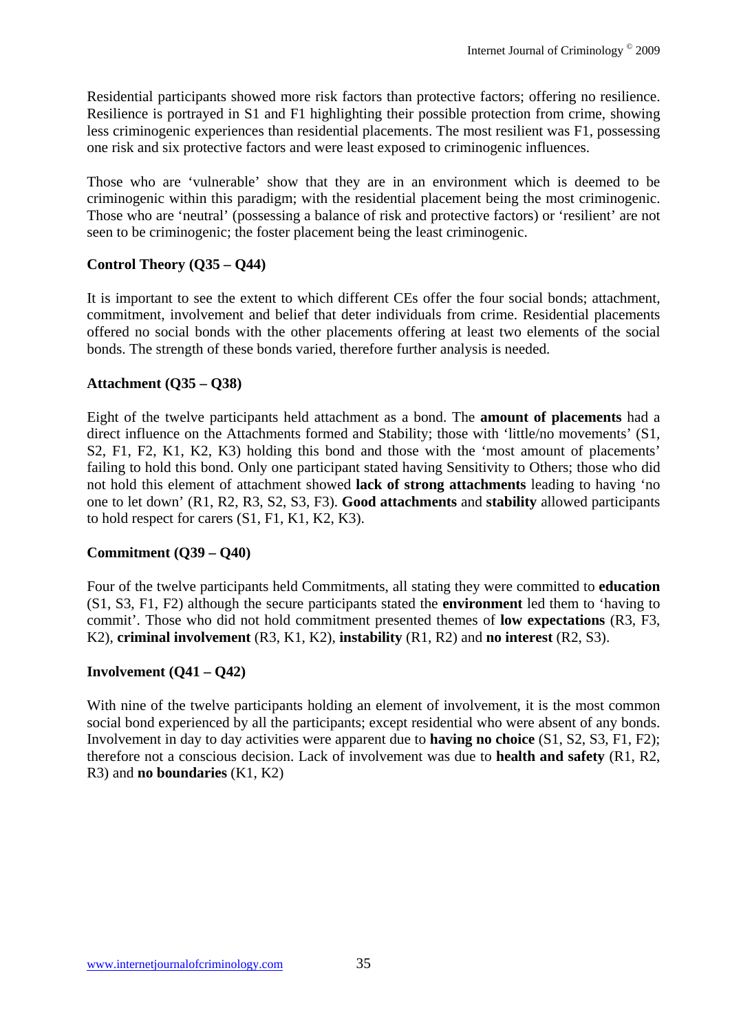Residential participants showed more risk factors than protective factors; offering no resilience. Resilience is portrayed in S1 and F1 highlighting their possible protection from crime, showing less criminogenic experiences than residential placements. The most resilient was F1, possessing one risk and six protective factors and were least exposed to criminogenic influences.

Those who are 'vulnerable' show that they are in an environment which is deemed to be criminogenic within this paradigm; with the residential placement being the most criminogenic. Those who are 'neutral' (possessing a balance of risk and protective factors) or 'resilient' are not seen to be criminogenic; the foster placement being the least criminogenic.

**Control Theory (Q35 – Q44)**

It is important to see the extent to which different CEs offer the four social bonds; attachment, commitment, involvement and belief that deter individuals from crime. Residential placements offered no social bonds with the other placements offering at least two elements of the social bonds. The strength of these bonds varied, therefore further analysis is needed.

**Attachment (Q35 – Q38)**

Eight of the twelve participants held attachment as a bond. The **amount of placements** had a direct influence on the Attachments formed and Stability; those with 'little/no movements' (S1, S2, F1, F2, K1, K2, K3) holding this bond and those with the 'most amount of placements' failing to hold this bond. Only one participant stated having Sensitivity to Others; those who did not hold this element of attachment showed **lack of strong attachments** leading to having 'no one to let down' (R1, R2, R3, S2, S3, F3). **Good attachments** and **stability** allowed participants to hold respect for carers (S1, F1, K1, K2, K3).

**Commitment (Q39 – Q40)**

Four of the twelve participants held Commitments, all stating they were committed to **education** (S1, S3, F1, F2) although the secure participants stated the **environment** led them to 'having to commit'. Those who did not hold commitment presented themes of **low expectations** (R3, F3, K2), **criminal involvement** (R3, K1, K2), **instability** (R1, R2) and **no interest** (R2, S3).

**Involvement (Q41 – Q42)**

With nine of the twelve participants holding an element of involvement, it is the most common social bond experienced by all the participants; except residential who were absent of any bonds. Involvement in day to day activities were apparent due to **having no choice** (S1, S2, S3, F1, F2); therefore not a conscious decision. Lack of involvement was due to **health and safety** (R1, R2, R3) and **no boundaries** (K1, K2)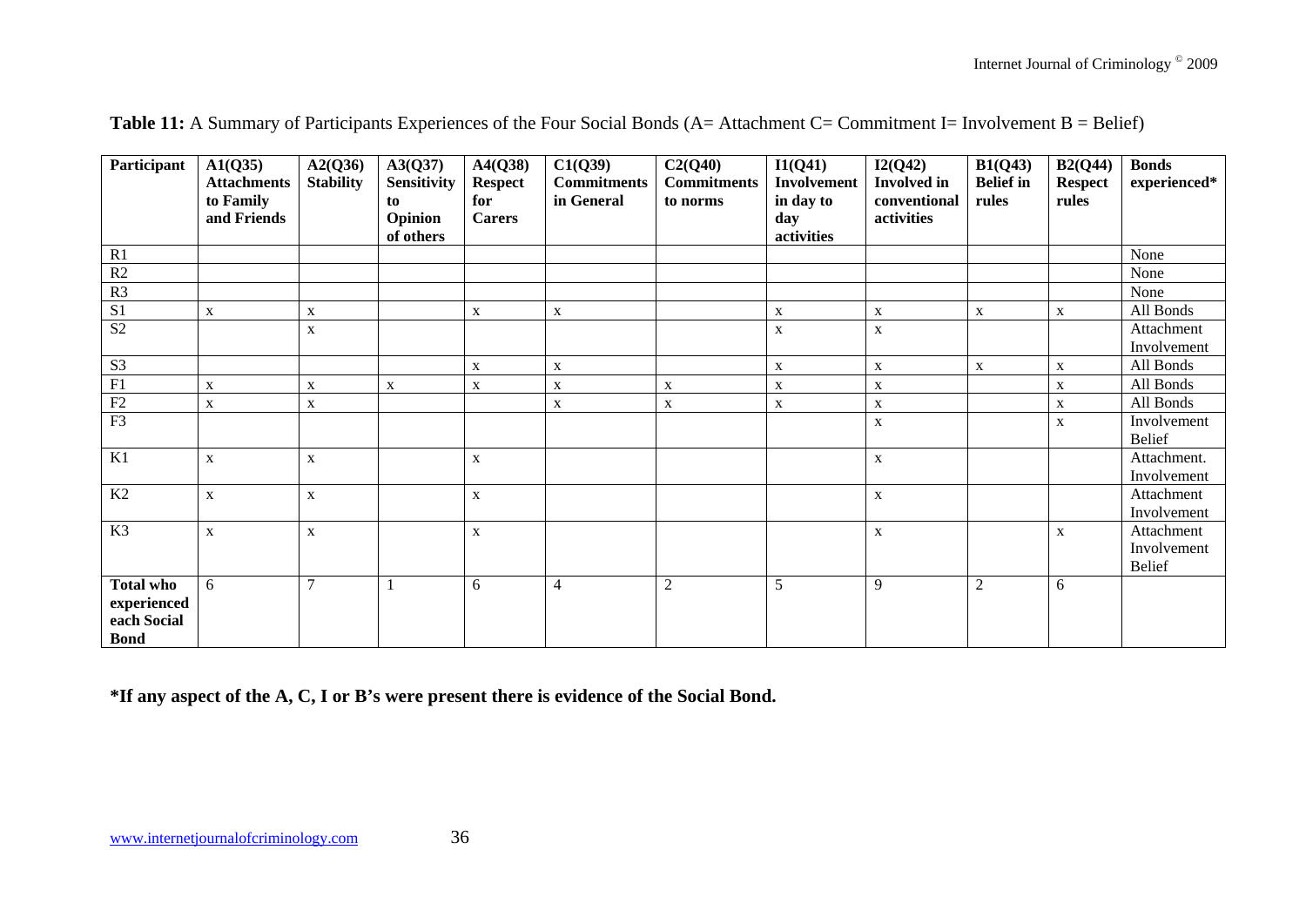**Table 11:** A Summary of Participants Experiences of the Four Social Bonds (A= Attachment C= Commitment I= Involvement B = Belief)

| Participant | A1(Q35) Attachments to Family and Friends | A2(Q36) Stability | A3(Q37) Sensitivity to Opinion of others | A4(Q38) Respect for Carers | C1(Q39) Commitments in General | C2(Q40) Commitments to norms | I1(Q41) Involvement in day to day activities | I2(Q42) Involved in conventional activities | B1(Q43) Belief in rules | B2(Q44) Respect rules | Bonds experienced* |
|---|---|---|---|---|---|---|---|---|---|---|---|
| R1 | | | | | | | | | | | None |
| R2 | | | | | | | | | | | None |
| R3 | | | | | | | | | | | None |
| S1 | x | x | | x | x | | x | x | x | x | All Bonds |
| S2 | | x | | | | | x | x | | | Attachment Involvement |
| S3 | | | | x | x | | x | x | x | x | All Bonds |
| F1 | x | x | x | x | x | x | x | x | | x | All Bonds |
| F2 | x | x | | | x | x | x | x | | x | All Bonds |
| F3 | | | | | | | | x | | x | Involvement Belief |
| K1 | x | x | | x | | | | x | | | Attachment. Involvement |
| K2 | x | x | | x | | | | x | | | Attachment Involvement |
| K3 | x | x | | x | | | | x | | x | Attachment Involvement Belief |
| **Total who experienced each Social Bond** | 6 | 7 | 1 | 6 | 4 | 2 | 5 | 9 | 2 | 6 | |

**\*If any aspect of the A, C, I or B's were present there is evidence of the Social Bond.**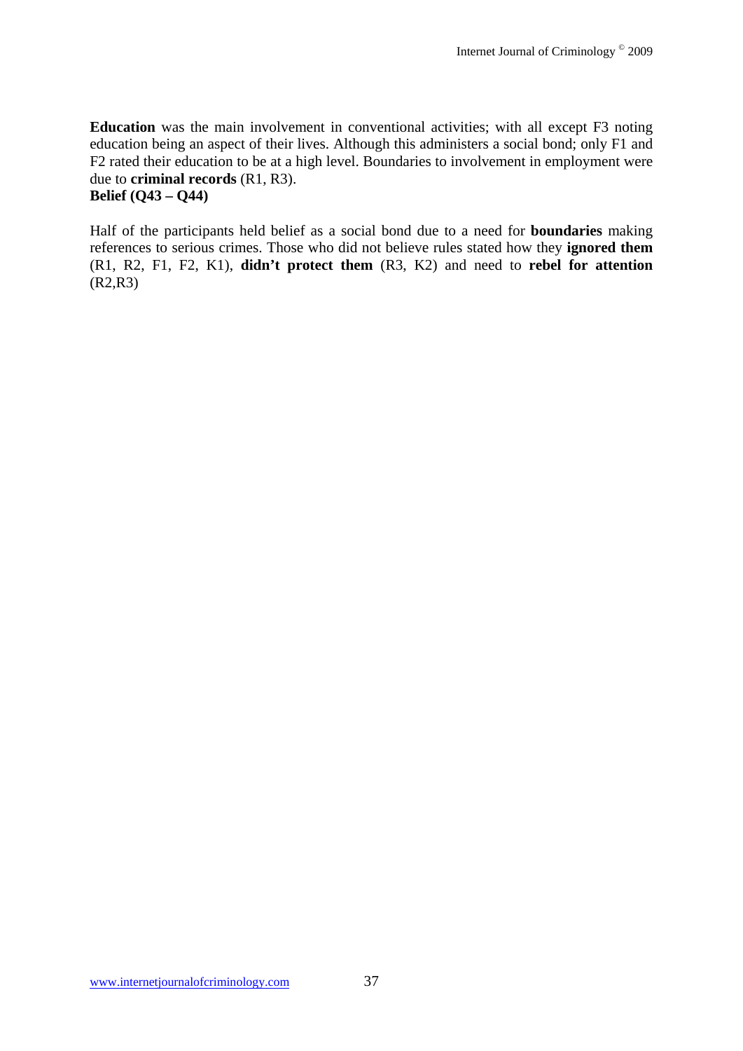**Education** was the main involvement in conventional activities; with all except F3 noting education being an aspect of their lives. Although this administers a social bond; only F1 and F2 rated their education to be at a high level. Boundaries to involvement in employment were due to **criminal records** (R1, R3).

**Belief (Q43 – Q44)**

Half of the participants held belief as a social bond due to a need for **boundaries** making references to serious crimes. Those who did not believe rules stated how they **ignored them** (R1, R2, F1, F2, K1), **didn't protect them** (R3, K2) and need to **rebel for attention** (R2,R3)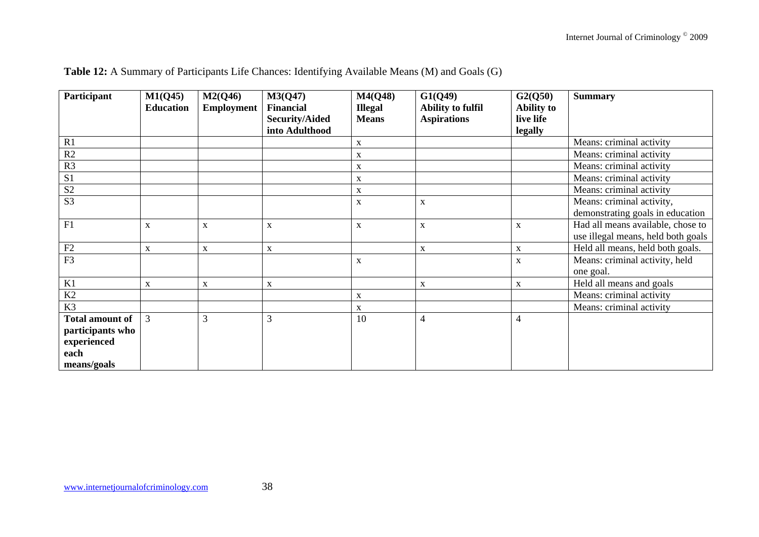**Table 12:** A Summary of Participants Life Chances: Identifying Available Means (M) and Goals (G)

| Participant | M1(Q45) Education | M2(Q46) Employment | M3(Q47) Financial Security/Aided into Adulthood | M4(Q48) Illegal Means | G1(Q49) Ability to fulfil Aspirations | G2(Q50) Ability to live life legally | Summary |
|---|---|---|---|---|---|---|---|
| R1 | | | | x | | | Means: criminal activity |
| R2 | | | | x | | | Means: criminal activity |
| R3 | | | | x | | | Means: criminal activity |
| S1 | | | | x | | | Means: criminal activity |
| S2 | | | | x | | | Means: criminal activity |
| S3 | | | | x | x | | Means: criminal activity, demonstrating goals in education |
| F1 | x | x | x | x | x | x | Had all means available, chose to use illegal means, held both goals |
| F2 | x | x | x | | x | x | Held all means, held both goals. |
| F3 | | | | x | | x | Means: criminal activity, held one goal. |
| K1 | x | x | x | | x | x | Held all means and goals |
| K2 | | | | x | | | Means: criminal activity |
| K3 | | | | x | | | Means: criminal activity |
| **Total amount of participants who experienced each means/goals** | 3 | 3 | 3 | 10 | 4 | 4 | |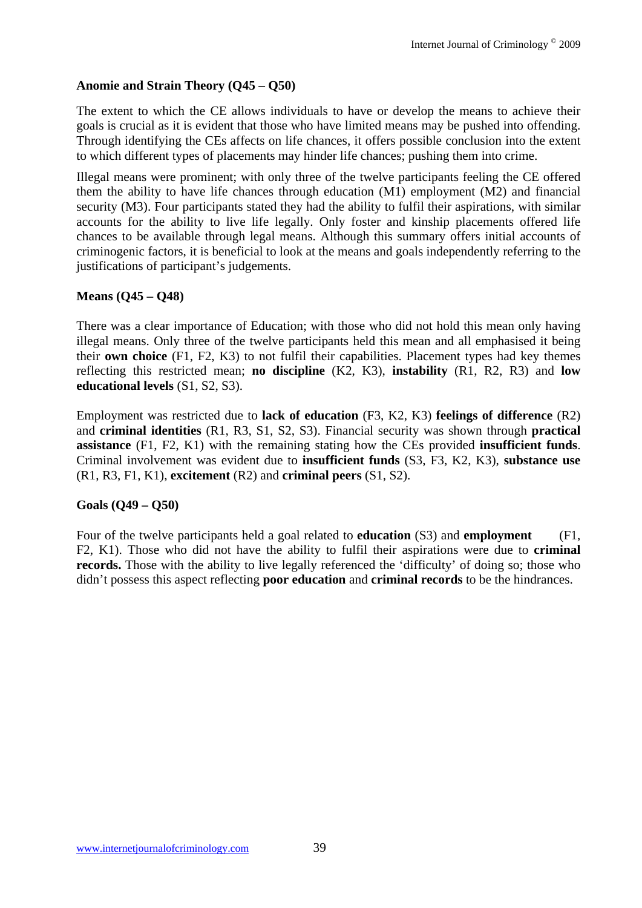### Anomie and Strain Theory (Q45 – Q50)

The extent to which the CE allows individuals to have or develop the means to achieve their goals is crucial as it is evident that those who have limited means may be pushed into offending. Through identifying the CEs affects on life chances, it offers possible conclusion into the extent to which different types of placements may hinder life chances; pushing them into crime.

Illegal means were prominent; with only three of the twelve participants feeling the CE offered them the ability to have life chances through education (M1) employment (M2) and financial security (M3). Four participants stated they had the ability to fulfil their aspirations, with similar accounts for the ability to live life legally. Only foster and kinship placements offered life chances to be available through legal means. Although this summary offers initial accounts of criminogenic factors, it is beneficial to look at the means and goals independently referring to the justifications of participant's judgements.

### Means (Q45 – Q48)

There was a clear importance of Education; with those who did not hold this mean only having illegal means. Only three of the twelve participants held this mean and all emphasised it being their **own choice** (F1, F2, K3) to not fulfil their capabilities. Placement types had key themes reflecting this restricted mean; **no discipline** (K2, K3), **instability** (R1, R2, R3) and **low educational levels** (S1, S2, S3).

Employment was restricted due to **lack of education** (F3, K2, K3) **feelings of difference** (R2) and **criminal identities** (R1, R3, S1, S2, S3). Financial security was shown through **practical assistance** (F1, F2, K1) with the remaining stating how the CEs provided **insufficient funds**. Criminal involvement was evident due to **insufficient funds** (S3, F3, K2, K3), **substance use** (R1, R3, F1, K1), **excitement** (R2) and **criminal peers** (S1, S2).

### Goals (Q49 – Q50)

Four of the twelve participants held a goal related to **education** (S3) and **employment** (F1, F2, K1). Those who did not have the ability to fulfil their aspirations were due to **criminal records.** Those with the ability to live legally referenced the 'difficulty' of doing so; those who didn't possess this aspect reflecting **poor education** and **criminal records** to be the hindrances.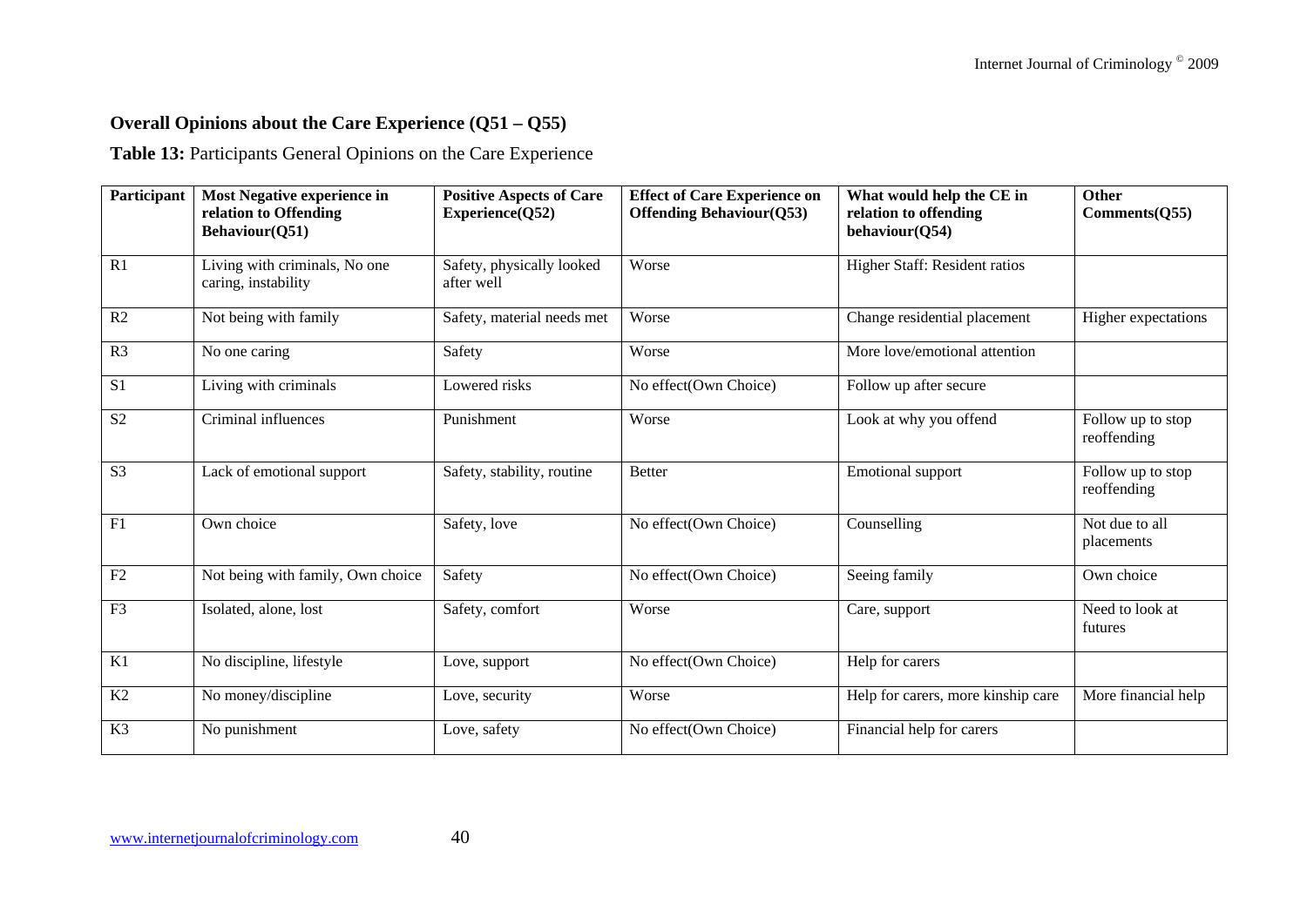## Overall Opinions about the Care Experience (Q51 – Q55)

**Table 13:** Participants General Opinions on the Care Experience

| Participant | Most Negative experience in relation to Offending Behaviour(Q51) | Positive Aspects of Care Experience(Q52) | Effect of Care Experience on Offending Behaviour(Q53) | What would help the CE in relation to offending behaviour(Q54) | Other Comments(Q55) |
|---|---|---|---|---|---|
| R1 | Living with criminals, No one caring, instability | Safety, physically looked after well | Worse | Higher Staff: Resident ratios | |
| R2 | Not being with family | Safety, material needs met | Worse | Change residential placement | Higher expectations |
| R3 | No one caring | Safety | Worse | More love/emotional attention | |
| S1 | Living with criminals | Lowered risks | No effect(Own Choice) | Follow up after secure | |
| S2 | Criminal influences | Punishment | Worse | Look at why you offend | Follow up to stop reoffending |
| S3 | Lack of emotional support | Safety, stability, routine | Better | Emotional support | Follow up to stop reoffending |
| F1 | Own choice | Safety, love | No effect(Own Choice) | Counselling | Not due to all placements |
| F2 | Not being with family, Own choice | Safety | No effect(Own Choice) | Seeing family | Own choice |
| F3 | Isolated, alone, lost | Safety, comfort | Worse | Care, support | Need to look at futures |
| K1 | No discipline, lifestyle | Love, support | No effect(Own Choice) | Help for carers | |
| K2 | No money/discipline | Love, security | Worse | Help for carers, more kinship care | More financial help |
| K3 | No punishment | Love, safety | No effect(Own Choice) | Financial help for carers | |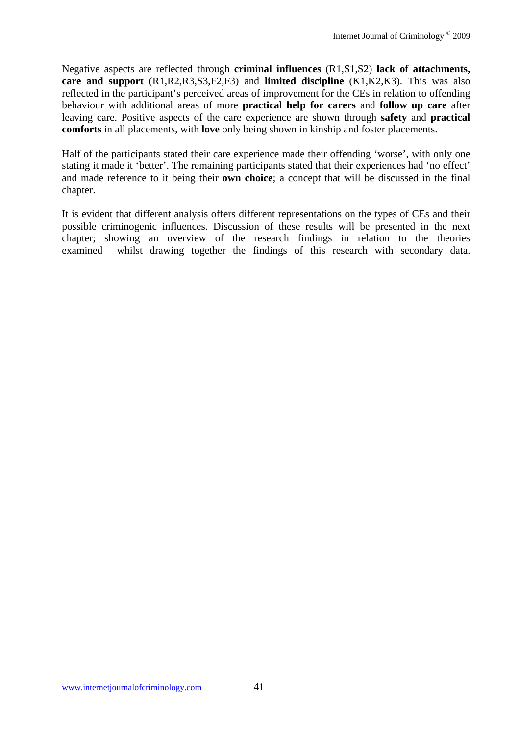Negative aspects are reflected through **criminal influences** (R1,S1,S2) **lack of attachments, care and support** (R1,R2,R3,S3,F2,F3) and **limited discipline** (K1,K2,K3). This was also reflected in the participant's perceived areas of improvement for the CEs in relation to offending behaviour with additional areas of more **practical help for carers** and **follow up care** after leaving care. Positive aspects of the care experience are shown through **safety** and **practical comforts** in all placements, with **love** only being shown in kinship and foster placements.

Half of the participants stated their care experience made their offending 'worse', with only one stating it made it 'better'. The remaining participants stated that their experiences had 'no effect' and made reference to it being their **own choice**; a concept that will be discussed in the final chapter.

It is evident that different analysis offers different representations on the types of CEs and their possible criminogenic influences. Discussion of these results will be presented in the next chapter; showing an overview of the research findings in relation to the theories examined whilst drawing together the findings of this research with secondary data.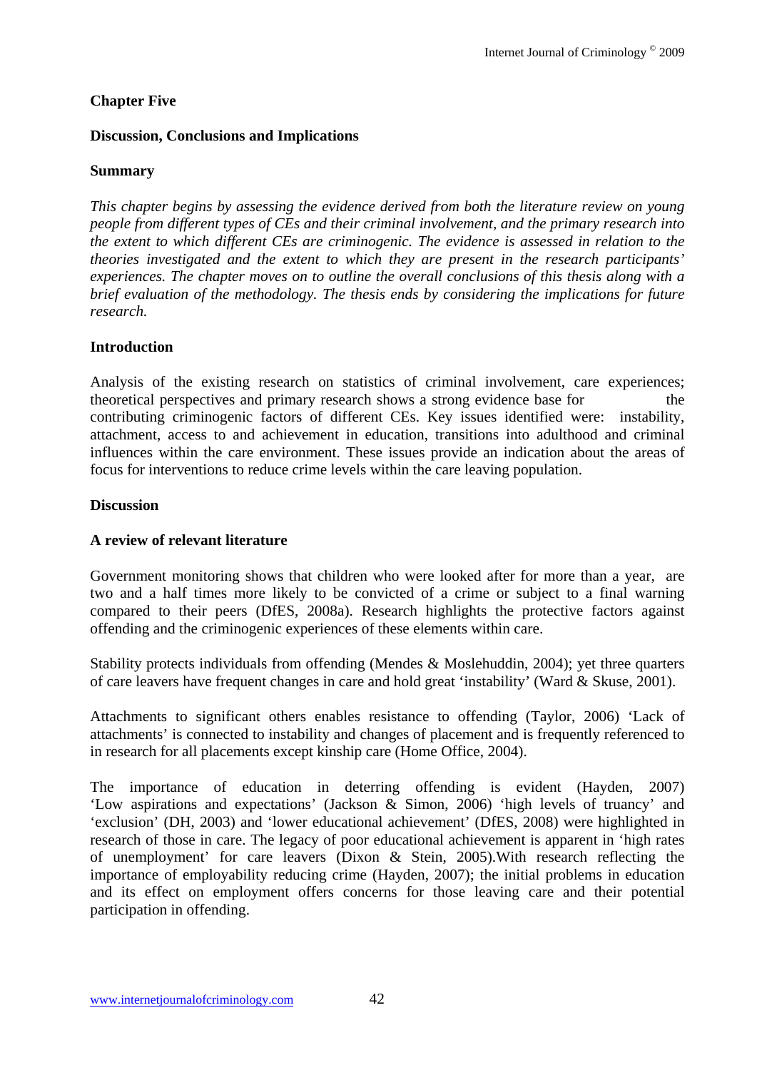## Chapter Five

## Discussion, Conclusions and Implications

### Summary

*This chapter begins by assessing the evidence derived from both the literature review on young people from different types of CEs and their criminal involvement, and the primary research into the extent to which different CEs are criminogenic. The evidence is assessed in relation to the theories investigated and the extent to which they are present in the research participants' experiences. The chapter moves on to outline the overall conclusions of this thesis along with a brief evaluation of the methodology. The thesis ends by considering the implications for future research.*

### Introduction

Analysis of the existing research on statistics of criminal involvement, care experiences; theoretical perspectives and primary research shows a strong evidence base for the contributing criminogenic factors of different CEs. Key issues identified were: instability, attachment, access to and achievement in education, transitions into adulthood and criminal influences within the care environment. These issues provide an indication about the areas of focus for interventions to reduce crime levels within the care leaving population.

### Discussion

### A review of relevant literature

Government monitoring shows that children who were looked after for more than a year, are two and a half times more likely to be convicted of a crime or subject to a final warning compared to their peers (DfES, 2008a). Research highlights the protective factors against offending and the criminogenic experiences of these elements within care.

Stability protects individuals from offending (Mendes & Moslehuddin, 2004); yet three quarters of care leavers have frequent changes in care and hold great 'instability' (Ward & Skuse, 2001).

Attachments to significant others enables resistance to offending (Taylor, 2006) 'Lack of attachments' is connected to instability and changes of placement and is frequently referenced to in research for all placements except kinship care (Home Office, 2004).

The importance of education in deterring offending is evident (Hayden, 2007) 'Low aspirations and expectations' (Jackson & Simon, 2006) 'high levels of truancy' and 'exclusion' (DH, 2003) and 'lower educational achievement' (DfES, 2008) were highlighted in research of those in care. The legacy of poor educational achievement is apparent in 'high rates of unemployment' for care leavers (Dixon & Stein, 2005).With research reflecting the importance of employability reducing crime (Hayden, 2007); the initial problems in education and its effect on employment offers concerns for those leaving care and their potential participation in offending.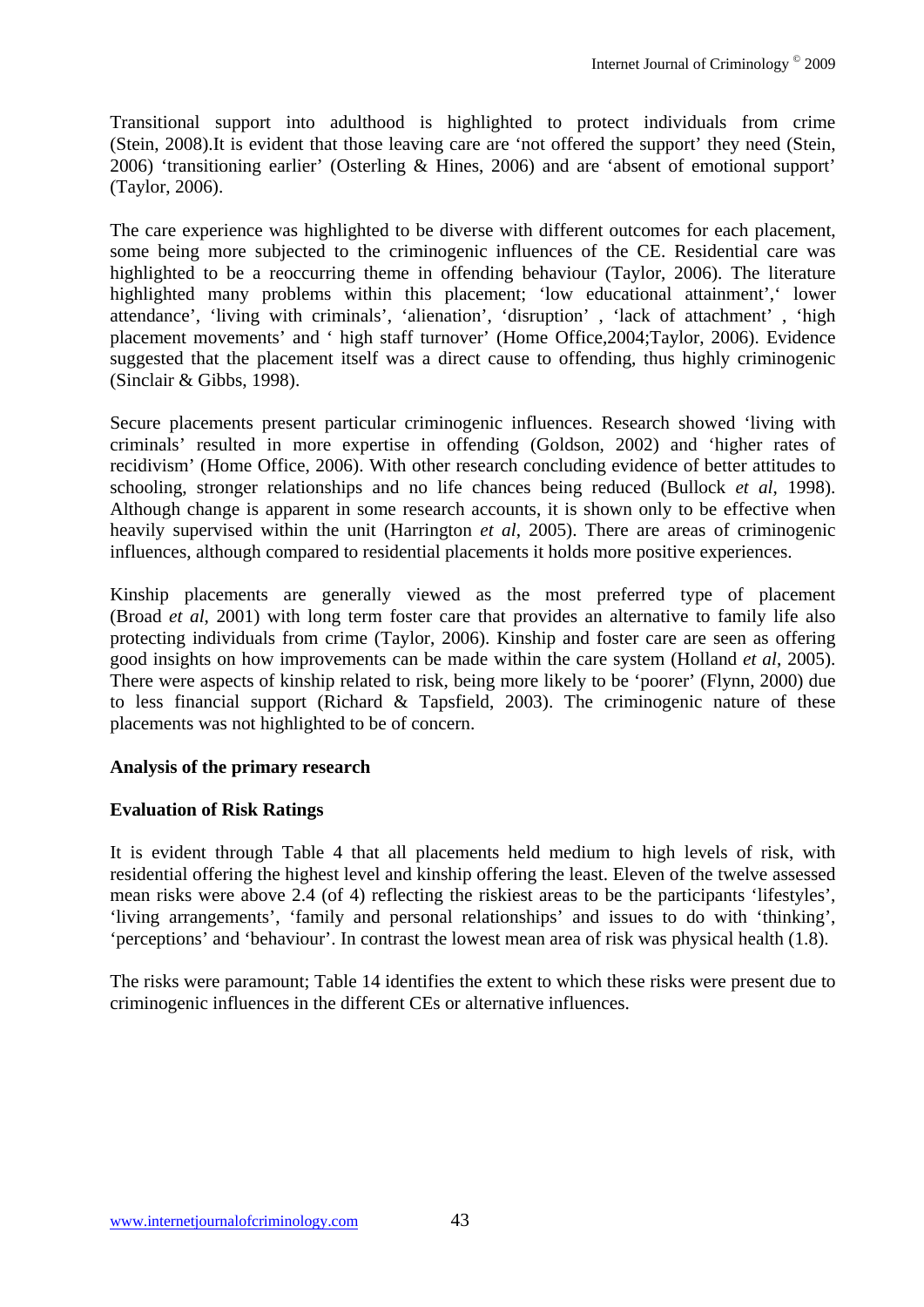Transitional support into adulthood is highlighted to protect individuals from crime (Stein, 2008).It is evident that those leaving care are 'not offered the support' they need (Stein, 2006) 'transitioning earlier' (Osterling & Hines, 2006) and are 'absent of emotional support' (Taylor, 2006).

The care experience was highlighted to be diverse with different outcomes for each placement, some being more subjected to the criminogenic influences of the CE. Residential care was highlighted to be a reoccurring theme in offending behaviour (Taylor, 2006). The literature highlighted many problems within this placement; 'low educational attainment',' lower attendance', 'living with criminals', 'alienation', 'disruption' , 'lack of attachment' , 'high placement movements' and ' high staff turnover' (Home Office,2004;Taylor, 2006). Evidence suggested that the placement itself was a direct cause to offending, thus highly criminogenic (Sinclair & Gibbs, 1998).

Secure placements present particular criminogenic influences. Research showed 'living with criminals' resulted in more expertise in offending (Goldson, 2002) and 'higher rates of recidivism' (Home Office, 2006). With other research concluding evidence of better attitudes to schooling, stronger relationships and no life chances being reduced (Bullock *et al*, 1998). Although change is apparent in some research accounts, it is shown only to be effective when heavily supervised within the unit (Harrington *et al*, 2005). There are areas of criminogenic influences, although compared to residential placements it holds more positive experiences.

Kinship placements are generally viewed as the most preferred type of placement (Broad *et al*, 2001) with long term foster care that provides an alternative to family life also protecting individuals from crime (Taylor, 2006). Kinship and foster care are seen as offering good insights on how improvements can be made within the care system (Holland *et al*, 2005). There were aspects of kinship related to risk, being more likely to be 'poorer' (Flynn, 2000) due to less financial support (Richard & Tapsfield, 2003). The criminogenic nature of these placements was not highlighted to be of concern.

**Analysis of the primary research**

**Evaluation of Risk Ratings**

It is evident through Table 4 that all placements held medium to high levels of risk, with residential offering the highest level and kinship offering the least. Eleven of the twelve assessed mean risks were above 2.4 (of 4) reflecting the riskiest areas to be the participants 'lifestyles', 'living arrangements', 'family and personal relationships' and issues to do with 'thinking', 'perceptions' and 'behaviour'. In contrast the lowest mean area of risk was physical health (1.8).

The risks were paramount; Table 14 identifies the extent to which these risks were present due to criminogenic influences in the different CEs or alternative influences.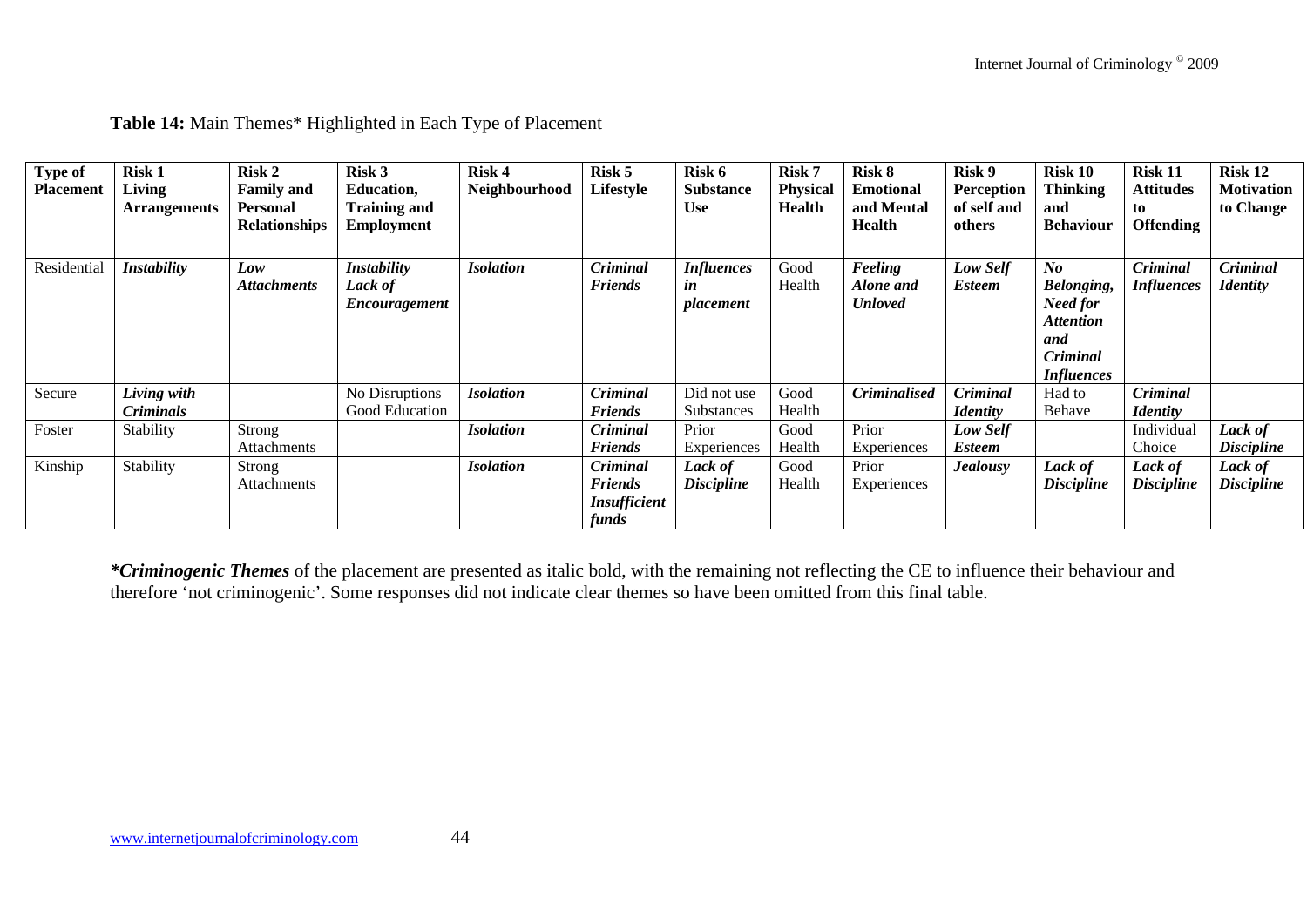**Table 14:** Main Themes* Highlighted in Each Type of Placement

| Type of Placement | Risk 1 Living Arrangements | Risk 2 Family and Personal Relationships | Risk 3 Education, Training and Employment | Risk 4 Neighbourhood | Risk 5 Lifestyle | Risk 6 Substance Use | Risk 7 Physical Health | Risk 8 Emotional and Mental Health | Risk 9 Perception of self and others | Risk 10 Thinking and Behaviour | Risk 11 Attitudes to Offending | Risk 12 Motivation to Change |
|---|---|---|---|---|---|---|---|---|---|---|---|---|
| Residential | ***Instability*** | ***Low Attachments*** | ***Instability Lack of Encouragement*** | ***Isolation*** | ***Criminal Friends*** | ***Influences in placement*** | Good Health | ***Feeling Alone and Unloved*** | ***Low Self Esteem*** | ***No Belonging, Need for Attention and Criminal Influences*** | ***Criminal Influences*** | ***Criminal Identity*** |
| Secure | ***Living with Criminals*** | | No Disruptions Good Education | ***Isolation*** | ***Criminal Friends*** | Did not use Substances | Good Health | ***Criminalised*** | ***Criminal Identity*** | Had to Behave | ***Criminal Identity*** | |
| Foster | Stability | Strong Attachments | | ***Isolation*** | ***Criminal Friends*** | Prior Experiences | Good Health | Prior Experiences | ***Low Self Esteem*** | | Individual Choice | ***Lack of Discipline*** |
| Kinship | Stability | Strong Attachments | | ***Isolation*** | ***Criminal Friends Insufficient funds*** | ***Lack of Discipline*** | Good Health | Prior Experiences | ***Jealousy*** | ***Lack of Discipline*** | ***Lack of Discipline*** | ***Lack of Discipline*** |

****Criminogenic Themes*** of the placement are presented as italic bold, with the remaining not reflecting the CE to influence their behaviour and therefore 'not criminogenic'. Some responses did not indicate clear themes so have been omitted from this final table.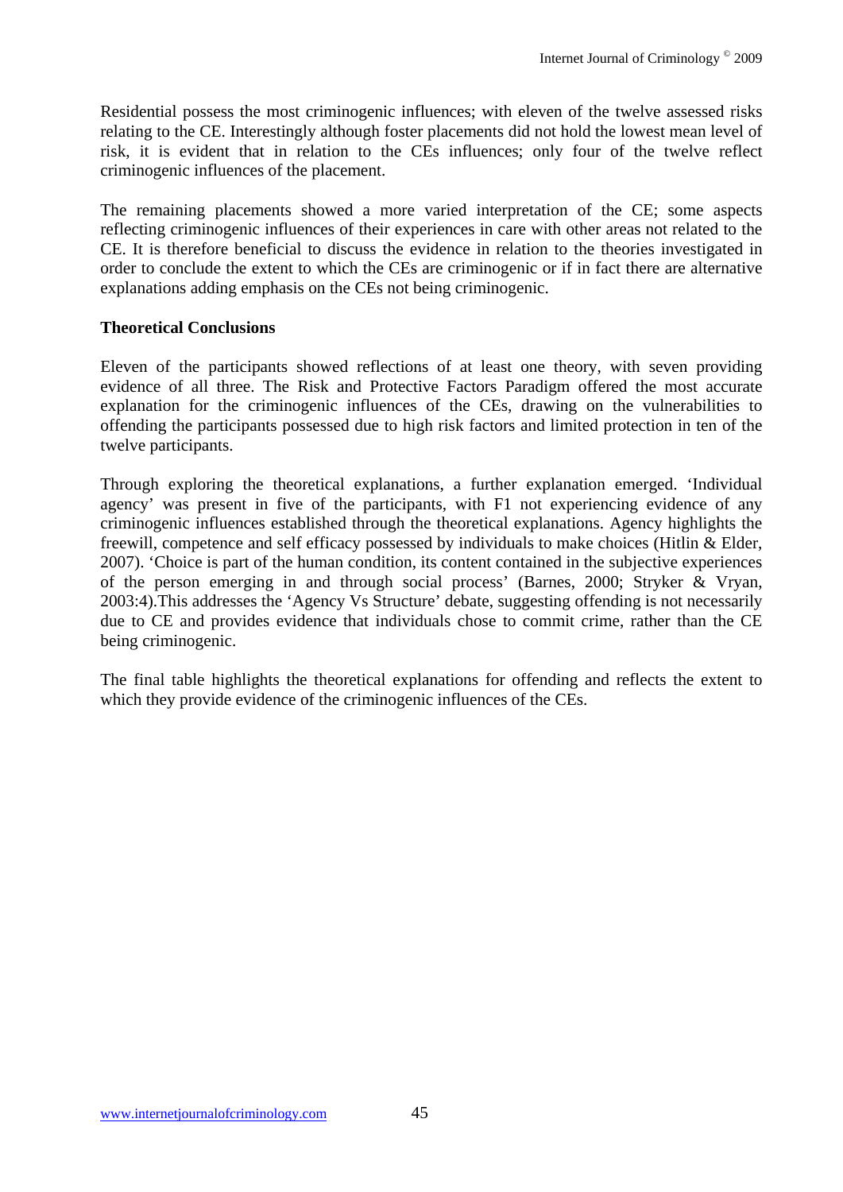Residential possess the most criminogenic influences; with eleven of the twelve assessed risks relating to the CE. Interestingly although foster placements did not hold the lowest mean level of risk, it is evident that in relation to the CEs influences; only four of the twelve reflect criminogenic influences of the placement.

The remaining placements showed a more varied interpretation of the CE; some aspects reflecting criminogenic influences of their experiences in care with other areas not related to the CE. It is therefore beneficial to discuss the evidence in relation to the theories investigated in order to conclude the extent to which the CEs are criminogenic or if in fact there are alternative explanations adding emphasis on the CEs not being criminogenic.

**Theoretical Conclusions**

Eleven of the participants showed reflections of at least one theory, with seven providing evidence of all three. The Risk and Protective Factors Paradigm offered the most accurate explanation for the criminogenic influences of the CEs, drawing on the vulnerabilities to offending the participants possessed due to high risk factors and limited protection in ten of the twelve participants.

Through exploring the theoretical explanations, a further explanation emerged. 'Individual agency' was present in five of the participants, with F1 not experiencing evidence of any criminogenic influences established through the theoretical explanations. Agency highlights the freewill, competence and self efficacy possessed by individuals to make choices (Hitlin & Elder, 2007). 'Choice is part of the human condition, its content contained in the subjective experiences of the person emerging in and through social process' (Barnes, 2000; Stryker & Vryan, 2003:4).This addresses the 'Agency Vs Structure' debate, suggesting offending is not necessarily due to CE and provides evidence that individuals chose to commit crime, rather than the CE being criminogenic.

The final table highlights the theoretical explanations for offending and reflects the extent to which they provide evidence of the criminogenic influences of the CEs.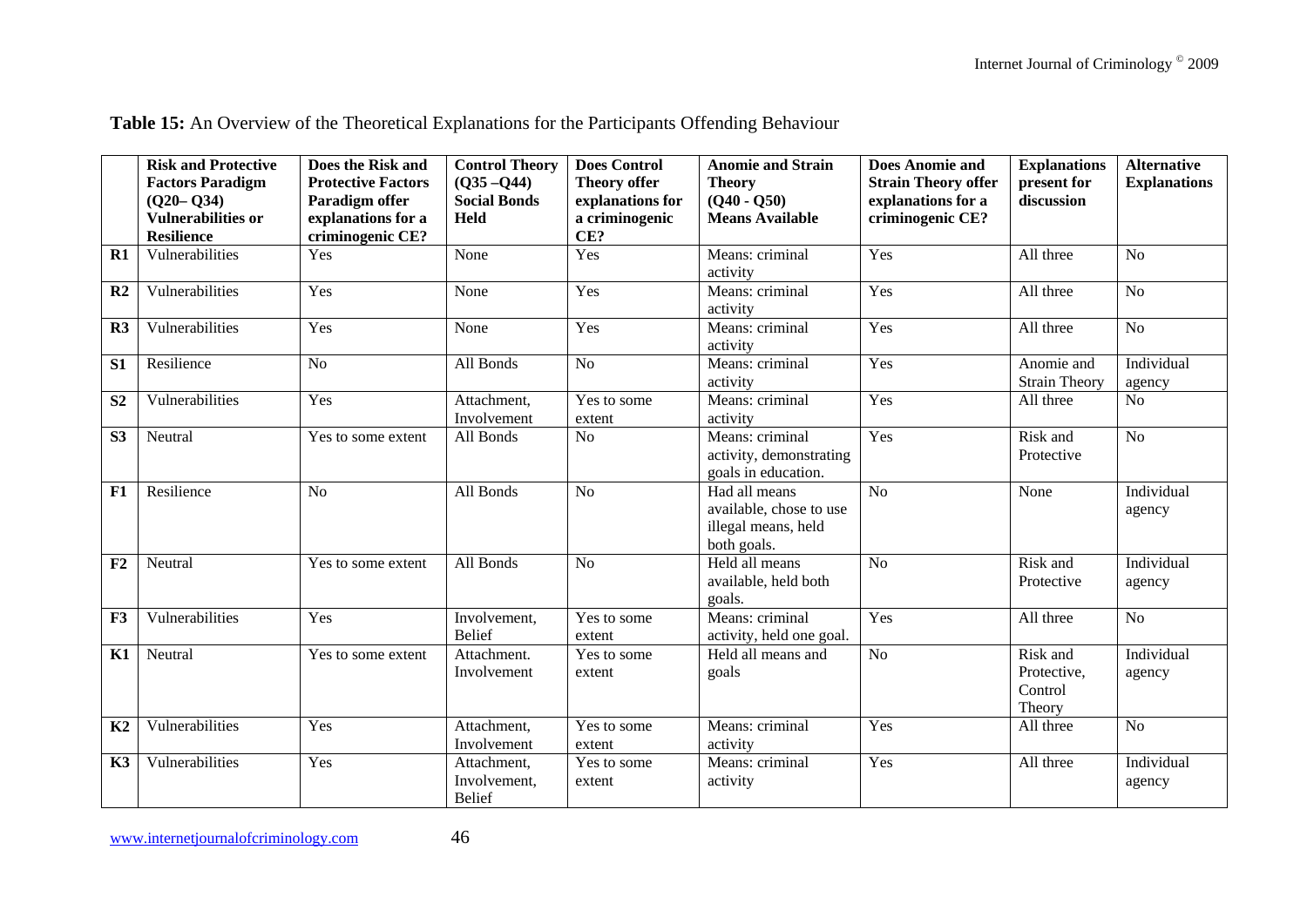**Table 15:** An Overview of the Theoretical Explanations for the Participants Offending Behaviour

| | Risk and Protective Factors Paradigm (Q20– Q34) Vulnerabilities or Resilience | Does the Risk and Protective Factors Paradigm offer explanations for a criminogenic CE? | Control Theory (Q35 –Q44) Social Bonds Held | Does Control Theory offer explanations for a criminogenic CE? | Anomie and Strain Theory (Q40 - Q50) Means Available | Does Anomie and Strain Theory offer explanations for a criminogenic CE? | Explanations present for discussion | Alternative Explanations |
|---|---|---|---|---|---|---|---|---|
| **R1** | Vulnerabilities | Yes | None | Yes | Means: criminal activity | Yes | All three | No |
| **R2** | Vulnerabilities | Yes | None | Yes | Means: criminal activity | Yes | All three | No |
| **R3** | Vulnerabilities | Yes | None | Yes | Means: criminal activity | Yes | All three | No |
| **S1** | Resilience | No | All Bonds | No | Means: criminal activity | Yes | Anomie and Strain Theory | Individual agency |
| **S2** | Vulnerabilities | Yes | Attachment, Involvement | Yes to some extent | Means: criminal activity | Yes | All three | No |
| **S3** | Neutral | Yes to some extent | All Bonds | No | Means: criminal activity, demonstrating goals in education. | Yes | Risk and Protective | No |
| **F1** | Resilience | No | All Bonds | No | Had all means available, chose to use illegal means, held both goals. | No | None | Individual agency |
| **F2** | Neutral | Yes to some extent | All Bonds | No | Held all means available, held both goals. | No | Risk and Protective | Individual agency |
| **F3** | Vulnerabilities | Yes | Involvement, Belief | Yes to some extent | Means: criminal activity, held one goal. | Yes | All three | No |
| **K1** | Neutral | Yes to some extent | Attachment. Involvement | Yes to some extent | Held all means and goals | No | Risk and Protective, Control Theory | Individual agency |
| **K2** | Vulnerabilities | Yes | Attachment, Involvement | Yes to some extent | Means: criminal activity | Yes | All three | No |
| **K3** | Vulnerabilities | Yes | Attachment, Involvement, Belief | Yes to some extent | Means: criminal activity | Yes | All three | Individual agency |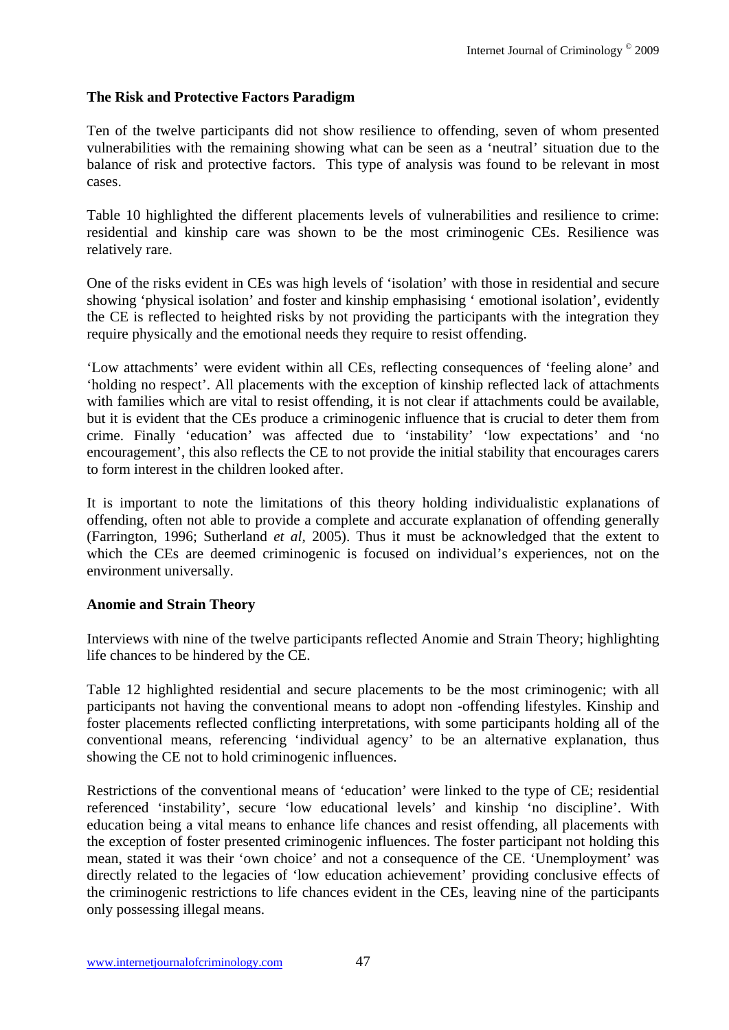**The Risk and Protective Factors Paradigm**

Ten of the twelve participants did not show resilience to offending, seven of whom presented vulnerabilities with the remaining showing what can be seen as a 'neutral' situation due to the balance of risk and protective factors. This type of analysis was found to be relevant in most cases.

Table 10 highlighted the different placements levels of vulnerabilities and resilience to crime: residential and kinship care was shown to be the most criminogenic CEs. Resilience was relatively rare.

One of the risks evident in CEs was high levels of 'isolation' with those in residential and secure showing 'physical isolation' and foster and kinship emphasising ' emotional isolation', evidently the CE is reflected to heighted risks by not providing the participants with the integration they require physically and the emotional needs they require to resist offending.

'Low attachments' were evident within all CEs, reflecting consequences of 'feeling alone' and 'holding no respect'. All placements with the exception of kinship reflected lack of attachments with families which are vital to resist offending, it is not clear if attachments could be available, but it is evident that the CEs produce a criminogenic influence that is crucial to deter them from crime. Finally 'education' was affected due to 'instability' 'low expectations' and 'no encouragement', this also reflects the CE to not provide the initial stability that encourages carers to form interest in the children looked after.

It is important to note the limitations of this theory holding individualistic explanations of offending, often not able to provide a complete and accurate explanation of offending generally (Farrington, 1996; Sutherland *et al*, 2005). Thus it must be acknowledged that the extent to which the CEs are deemed criminogenic is focused on individual's experiences, not on the environment universally.

**Anomie and Strain Theory**

Interviews with nine of the twelve participants reflected Anomie and Strain Theory; highlighting life chances to be hindered by the CE.

Table 12 highlighted residential and secure placements to be the most criminogenic; with all participants not having the conventional means to adopt non -offending lifestyles. Kinship and foster placements reflected conflicting interpretations, with some participants holding all of the conventional means, referencing 'individual agency' to be an alternative explanation, thus showing the CE not to hold criminogenic influences.

Restrictions of the conventional means of 'education' were linked to the type of CE; residential referenced 'instability', secure 'low educational levels' and kinship 'no discipline'. With education being a vital means to enhance life chances and resist offending, all placements with the exception of foster presented criminogenic influences. The foster participant not holding this mean, stated it was their 'own choice' and not a consequence of the CE. 'Unemployment' was directly related to the legacies of 'low education achievement' providing conclusive effects of the criminogenic restrictions to life chances evident in the CEs, leaving nine of the participants only possessing illegal means.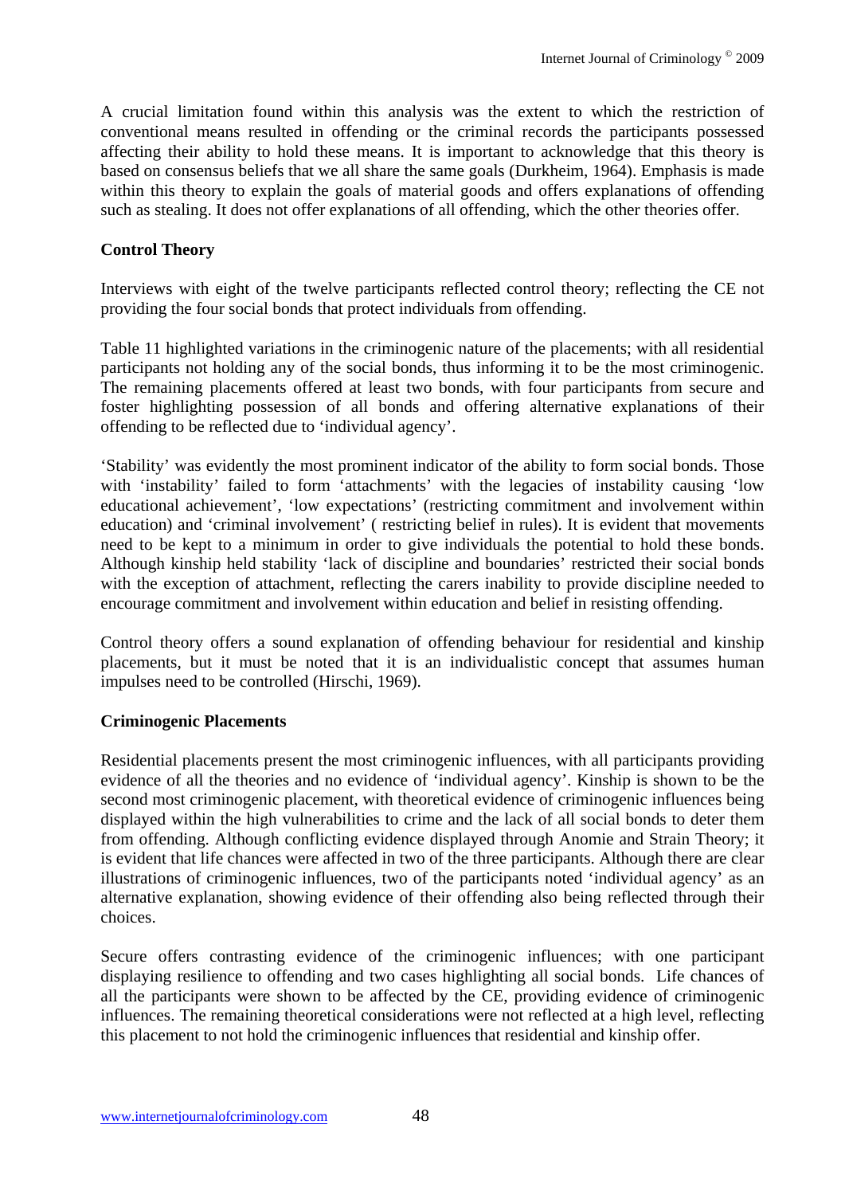A crucial limitation found within this analysis was the extent to which the restriction of conventional means resulted in offending or the criminal records the participants possessed affecting their ability to hold these means. It is important to acknowledge that this theory is based on consensus beliefs that we all share the same goals (Durkheim, 1964). Emphasis is made within this theory to explain the goals of material goods and offers explanations of offending such as stealing. It does not offer explanations of all offending, which the other theories offer.

**Control Theory**

Interviews with eight of the twelve participants reflected control theory; reflecting the CE not providing the four social bonds that protect individuals from offending.

Table 11 highlighted variations in the criminogenic nature of the placements; with all residential participants not holding any of the social bonds, thus informing it to be the most criminogenic. The remaining placements offered at least two bonds, with four participants from secure and foster highlighting possession of all bonds and offering alternative explanations of their offending to be reflected due to 'individual agency'.

'Stability' was evidently the most prominent indicator of the ability to form social bonds. Those with 'instability' failed to form 'attachments' with the legacies of instability causing 'low educational achievement', 'low expectations' (restricting commitment and involvement within education) and 'criminal involvement' ( restricting belief in rules). It is evident that movements need to be kept to a minimum in order to give individuals the potential to hold these bonds. Although kinship held stability 'lack of discipline and boundaries' restricted their social bonds with the exception of attachment, reflecting the carers inability to provide discipline needed to encourage commitment and involvement within education and belief in resisting offending.

Control theory offers a sound explanation of offending behaviour for residential and kinship placements, but it must be noted that it is an individualistic concept that assumes human impulses need to be controlled (Hirschi, 1969).

**Criminogenic Placements**

Residential placements present the most criminogenic influences, with all participants providing evidence of all the theories and no evidence of 'individual agency'. Kinship is shown to be the second most criminogenic placement, with theoretical evidence of criminogenic influences being displayed within the high vulnerabilities to crime and the lack of all social bonds to deter them from offending. Although conflicting evidence displayed through Anomie and Strain Theory; it is evident that life chances were affected in two of the three participants. Although there are clear illustrations of criminogenic influences, two of the participants noted 'individual agency' as an alternative explanation, showing evidence of their offending also being reflected through their choices.

Secure offers contrasting evidence of the criminogenic influences; with one participant displaying resilience to offending and two cases highlighting all social bonds. Life chances of all the participants were shown to be affected by the CE, providing evidence of criminogenic influences. The remaining theoretical considerations were not reflected at a high level, reflecting this placement to not hold the criminogenic influences that residential and kinship offer.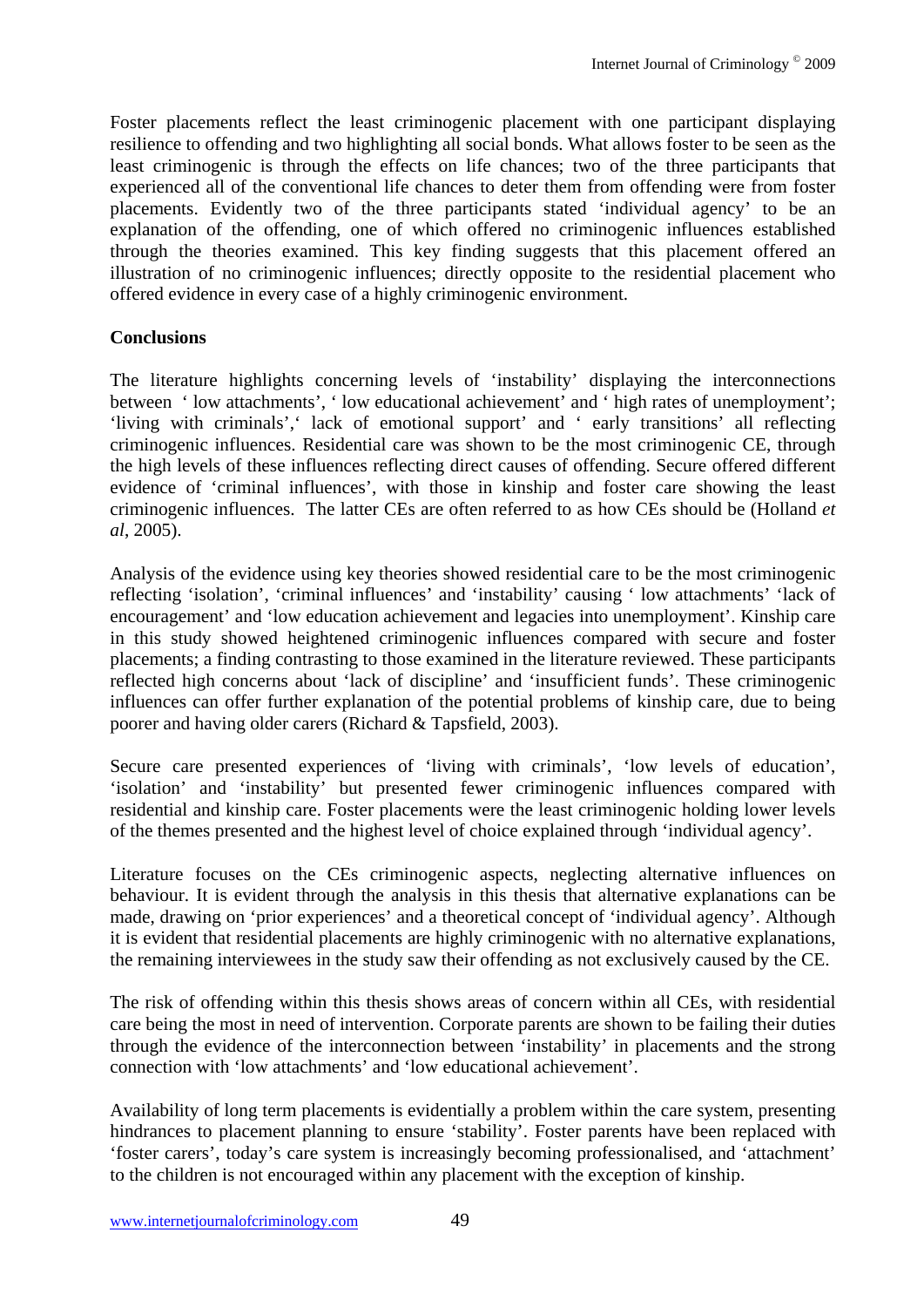Foster placements reflect the least criminogenic placement with one participant displaying resilience to offending and two highlighting all social bonds. What allows foster to be seen as the least criminogenic is through the effects on life chances; two of the three participants that experienced all of the conventional life chances to deter them from offending were from foster placements. Evidently two of the three participants stated 'individual agency' to be an explanation of the offending, one of which offered no criminogenic influences established through the theories examined. This key finding suggests that this placement offered an illustration of no criminogenic influences; directly opposite to the residential placement who offered evidence in every case of a highly criminogenic environment.

**Conclusions**

The literature highlights concerning levels of 'instability' displaying the interconnections between ' low attachments', ' low educational achievement' and ' high rates of unemployment'; 'living with criminals',' lack of emotional support' and ' early transitions' all reflecting criminogenic influences. Residential care was shown to be the most criminogenic CE, through the high levels of these influences reflecting direct causes of offending. Secure offered different evidence of 'criminal influences', with those in kinship and foster care showing the least criminogenic influences. The latter CEs are often referred to as how CEs should be (Holland *et al*, 2005).

Analysis of the evidence using key theories showed residential care to be the most criminogenic reflecting 'isolation', 'criminal influences' and 'instability' causing ' low attachments' 'lack of encouragement' and 'low education achievement and legacies into unemployment'. Kinship care in this study showed heightened criminogenic influences compared with secure and foster placements; a finding contrasting to those examined in the literature reviewed. These participants reflected high concerns about 'lack of discipline' and 'insufficient funds'. These criminogenic influences can offer further explanation of the potential problems of kinship care, due to being poorer and having older carers (Richard & Tapsfield, 2003).

Secure care presented experiences of 'living with criminals', 'low levels of education', 'isolation' and 'instability' but presented fewer criminogenic influences compared with residential and kinship care. Foster placements were the least criminogenic holding lower levels of the themes presented and the highest level of choice explained through 'individual agency'.

Literature focuses on the CEs criminogenic aspects, neglecting alternative influences on behaviour. It is evident through the analysis in this thesis that alternative explanations can be made, drawing on 'prior experiences' and a theoretical concept of 'individual agency'. Although it is evident that residential placements are highly criminogenic with no alternative explanations, the remaining interviewees in the study saw their offending as not exclusively caused by the CE.

The risk of offending within this thesis shows areas of concern within all CEs, with residential care being the most in need of intervention. Corporate parents are shown to be failing their duties through the evidence of the interconnection between 'instability' in placements and the strong connection with 'low attachments' and 'low educational achievement'.

Availability of long term placements is evidentially a problem within the care system, presenting hindrances to placement planning to ensure 'stability'. Foster parents have been replaced with 'foster carers', today's care system is increasingly becoming professionalised, and 'attachment' to the children is not encouraged within any placement with the exception of kinship.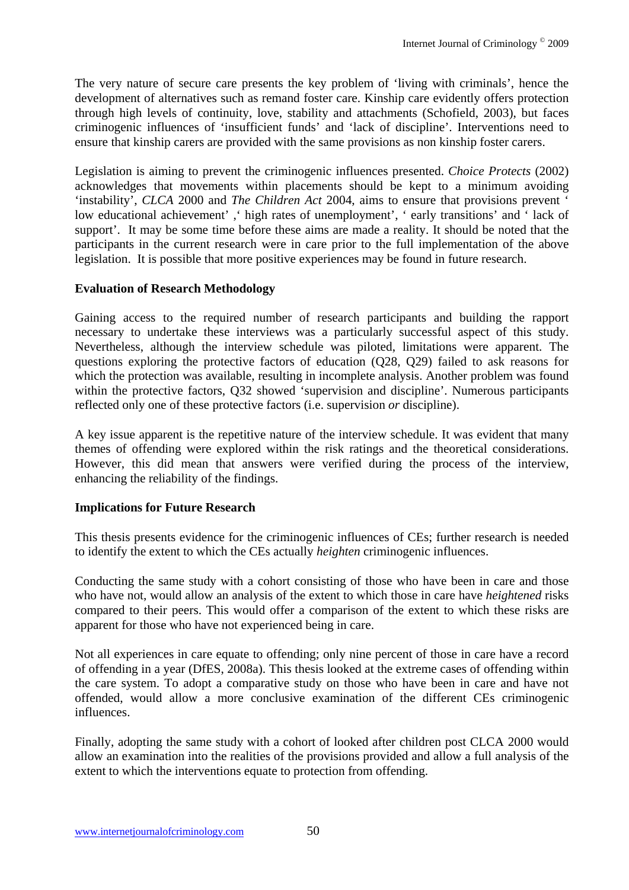The very nature of secure care presents the key problem of 'living with criminals', hence the development of alternatives such as remand foster care. Kinship care evidently offers protection through high levels of continuity, love, stability and attachments (Schofield, 2003), but faces criminogenic influences of 'insufficient funds' and 'lack of discipline'. Interventions need to ensure that kinship carers are provided with the same provisions as non kinship foster carers.

Legislation is aiming to prevent the criminogenic influences presented. *Choice Protects* (2002) acknowledges that movements within placements should be kept to a minimum avoiding 'instability', *CLCA* 2000 and *The Children Act* 2004, aims to ensure that provisions prevent ' low educational achievement' ,' high rates of unemployment', ' early transitions' and ' lack of support'. It may be some time before these aims are made a reality. It should be noted that the participants in the current research were in care prior to the full implementation of the above legislation. It is possible that more positive experiences may be found in future research.

**Evaluation of Research Methodology**

Gaining access to the required number of research participants and building the rapport necessary to undertake these interviews was a particularly successful aspect of this study. Nevertheless, although the interview schedule was piloted, limitations were apparent. The questions exploring the protective factors of education (Q28, Q29) failed to ask reasons for which the protection was available, resulting in incomplete analysis. Another problem was found within the protective factors, Q32 showed 'supervision and discipline'. Numerous participants reflected only one of these protective factors (i.e. supervision *or* discipline).

A key issue apparent is the repetitive nature of the interview schedule. It was evident that many themes of offending were explored within the risk ratings and the theoretical considerations. However, this did mean that answers were verified during the process of the interview, enhancing the reliability of the findings.

**Implications for Future Research**

This thesis presents evidence for the criminogenic influences of CEs; further research is needed to identify the extent to which the CEs actually *heighten* criminogenic influences.

Conducting the same study with a cohort consisting of those who have been in care and those who have not, would allow an analysis of the extent to which those in care have *heightened* risks compared to their peers. This would offer a comparison of the extent to which these risks are apparent for those who have not experienced being in care.

Not all experiences in care equate to offending; only nine percent of those in care have a record of offending in a year (DfES, 2008a). This thesis looked at the extreme cases of offending within the care system. To adopt a comparative study on those who have been in care and have not offended, would allow a more conclusive examination of the different CEs criminogenic influences.

Finally, adopting the same study with a cohort of looked after children post CLCA 2000 would allow an examination into the realities of the provisions provided and allow a full analysis of the extent to which the interventions equate to protection from offending.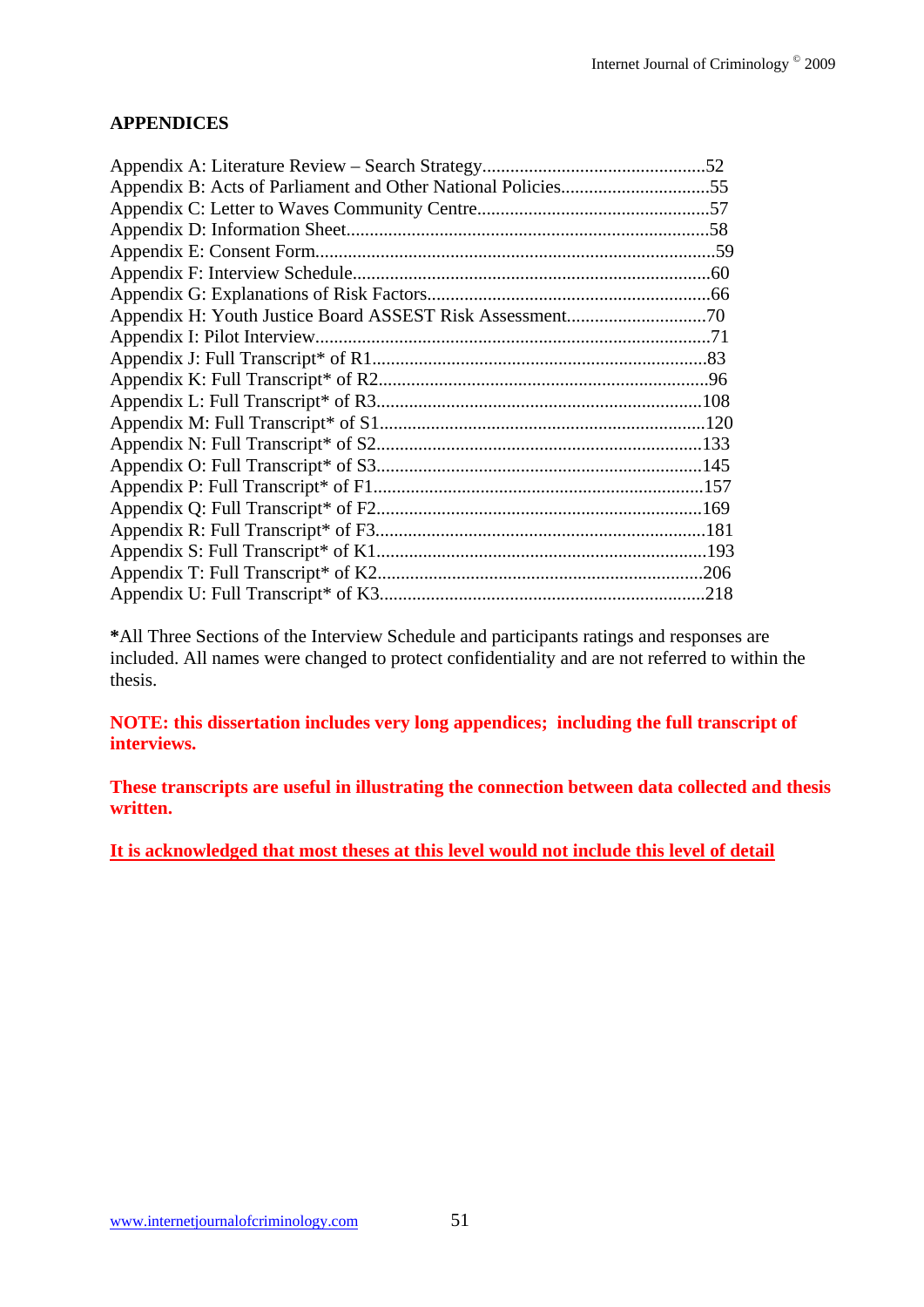## APPENDICES

Appendix A: Literature Review – Search Strategy................................................52
Appendix B: Acts of Parliament and Other National Policies...............................55
Appendix C: Letter to Waves Community Centre.................................................57
Appendix D: Information Sheet.............................................................................58
Appendix E: Consent Form.....................................................................................59
Appendix F: Interview Schedule............................................................................60
Appendix G: Explanations of Risk Factors............................................................66
Appendix H: Youth Justice Board ASSEST Risk Assessment.............................70
Appendix I: Pilot Interview.....................................................................................71
Appendix J: Full Transcript* of R1.......................................................................83
Appendix K: Full Transcript* of R2......................................................................96
Appendix L: Full Transcript* of R3.....................................................................108
Appendix M: Full Transcript* of S1.....................................................................120
Appendix N: Full Transcript* of S2.....................................................................133
Appendix O: Full Transcript* of S3.....................................................................145
Appendix P: Full Transcript* of F1......................................................................157
Appendix Q: Full Transcript* of F2.....................................................................169
Appendix R: Full Transcript* of F3......................................................................181
Appendix S: Full Transcript* of K1......................................................................193
Appendix T: Full Transcript* of K2.....................................................................206
Appendix U: Full Transcript* of K3.....................................................................218

**\***All Three Sections of the Interview Schedule and participants ratings and responses are included. All names were changed to protect confidentiality and are not referred to within the thesis.

**NOTE: this dissertation includes very long appendices; including the full transcript of interviews.**

**These transcripts are useful in illustrating the connection between data collected and thesis written.**

**<u>It is acknowledged that most theses at this level would not include this level of detail</u>**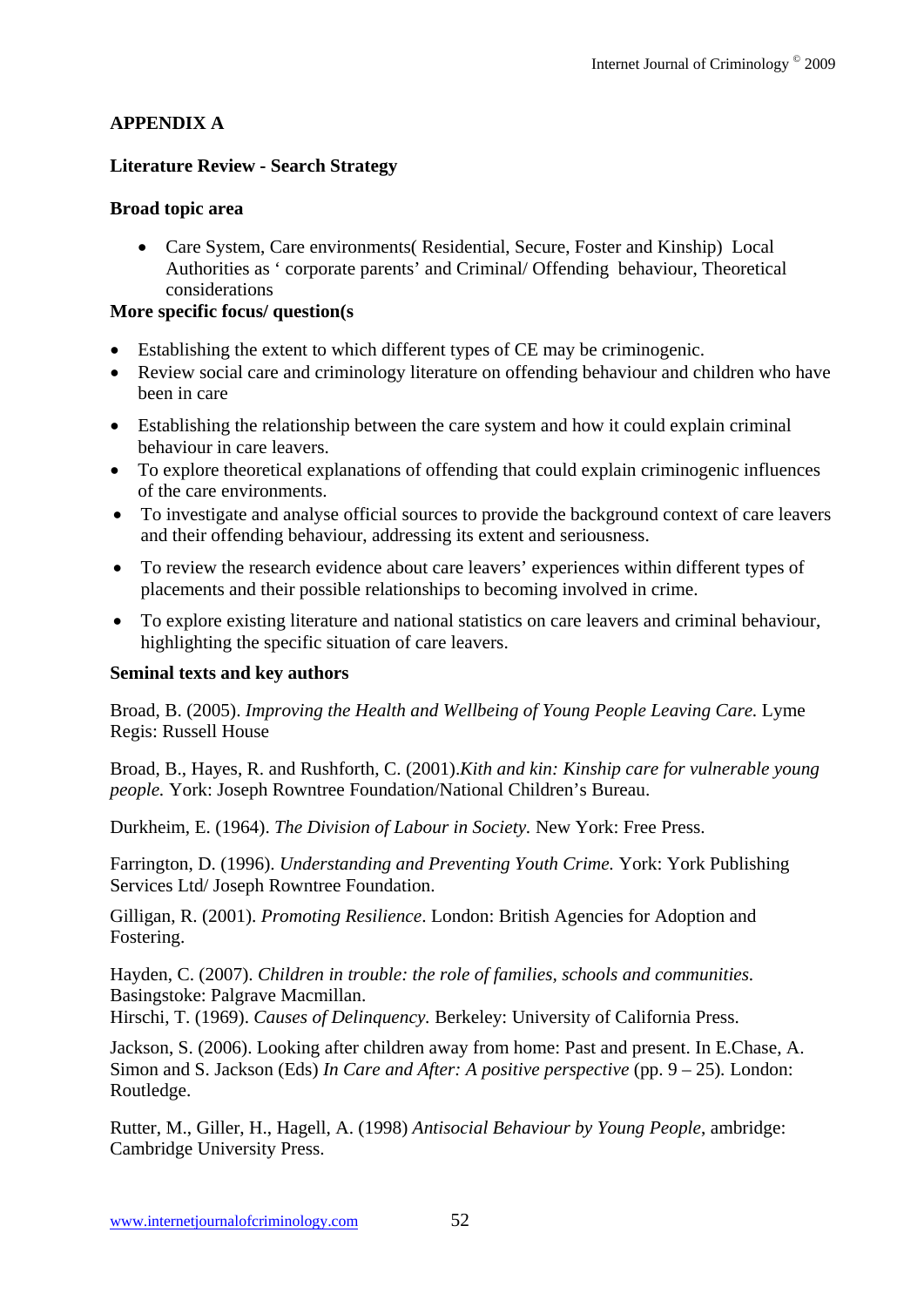## APPENDIX A

### Literature Review - Search Strategy

**Broad topic area**

- Care System, Care environments( Residential, Secure, Foster and Kinship) Local Authorities as ' corporate parents' and Criminal/ Offending behaviour, Theoretical considerations

**More specific focus/ question(s**

- Establishing the extent to which different types of CE may be criminogenic.
- Review social care and criminology literature on offending behaviour and children who have been in care
- Establishing the relationship between the care system and how it could explain criminal behaviour in care leavers.
- To explore theoretical explanations of offending that could explain criminogenic influences of the care environments.
- To investigate and analyse official sources to provide the background context of care leavers and their offending behaviour, addressing its extent and seriousness.
- To review the research evidence about care leavers' experiences within different types of placements and their possible relationships to becoming involved in crime.
- To explore existing literature and national statistics on care leavers and criminal behaviour, highlighting the specific situation of care leavers.

**Seminal texts and key authors**

Broad, B. (2005). *Improving the Health and Wellbeing of Young People Leaving Care.* Lyme Regis: Russell House

Broad, B., Hayes, R. and Rushforth, C. (2001).*Kith and kin: Kinship care for vulnerable young people.* York: Joseph Rowntree Foundation/National Children's Bureau.

Durkheim, E. (1964). *The Division of Labour in Society.* New York: Free Press.

Farrington, D. (1996). *Understanding and Preventing Youth Crime.* York: York Publishing Services Ltd/ Joseph Rowntree Foundation.

Gilligan, R. (2001). *Promoting Resilience*. London: British Agencies for Adoption and Fostering.

Hayden, C. (2007). *Children in trouble: the role of families, schools and communities.* Basingstoke: Palgrave Macmillan.

Hirschi, T. (1969). *Causes of Delinquency.* Berkeley: University of California Press.

Jackson, S. (2006). Looking after children away from home: Past and present. In E.Chase, A. Simon and S. Jackson (Eds) *In Care and After: A positive perspective* (pp. 9 – 25). London: Routledge.

Rutter, M., Giller, H., Hagell, A. (1998) *Antisocial Behaviour by Young People*, ambridge: Cambridge University Press.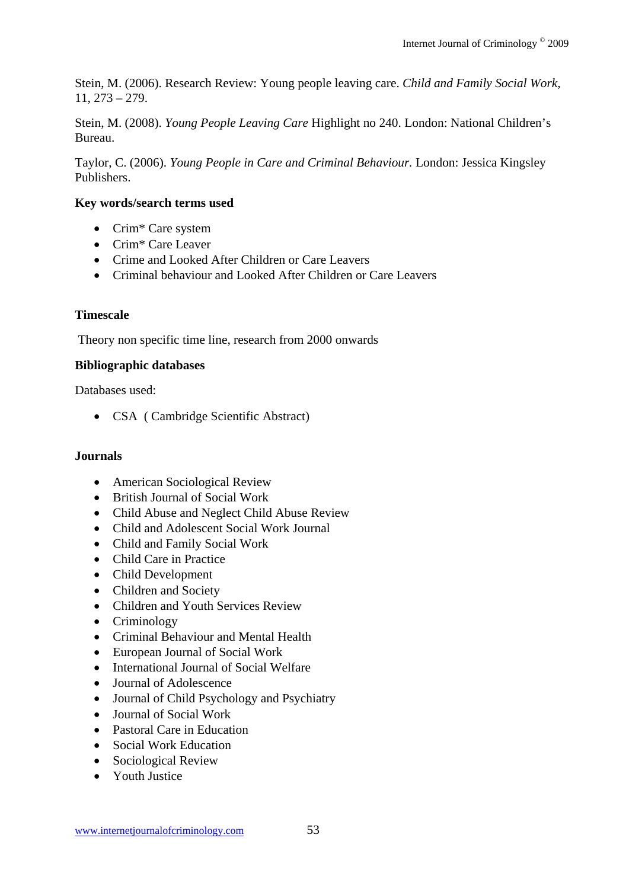Stein, M. (2006). Research Review: Young people leaving care. *Child and Family Social Work,* 11, 273 – 279.

Stein, M. (2008). *Young People Leaving Care* Highlight no 240. London: National Children's Bureau.

Taylor, C. (2006). *Young People in Care and Criminal Behaviour.* London: Jessica Kingsley Publishers.

**Key words/search terms used**

- Crim* Care system
- Crim* Care Leaver
- Crime and Looked After Children or Care Leavers
- Criminal behaviour and Looked After Children or Care Leavers

**Timescale**

Theory non specific time line, research from 2000 onwards

**Bibliographic databases**

Databases used:

- CSA ( Cambridge Scientific Abstract)

**Journals**

- American Sociological Review
- British Journal of Social Work
- Child Abuse and Neglect Child Abuse Review
- Child and Adolescent Social Work Journal
- Child and Family Social Work
- Child Care in Practice
- Child Development
- Children and Society
- Children and Youth Services Review
- Criminology
- Criminal Behaviour and Mental Health
- European Journal of Social Work
- International Journal of Social Welfare
- Journal of Adolescence
- Journal of Child Psychology and Psychiatry
- Journal of Social Work
- Pastoral Care in Education
- Social Work Education
- Sociological Review
- Youth Justice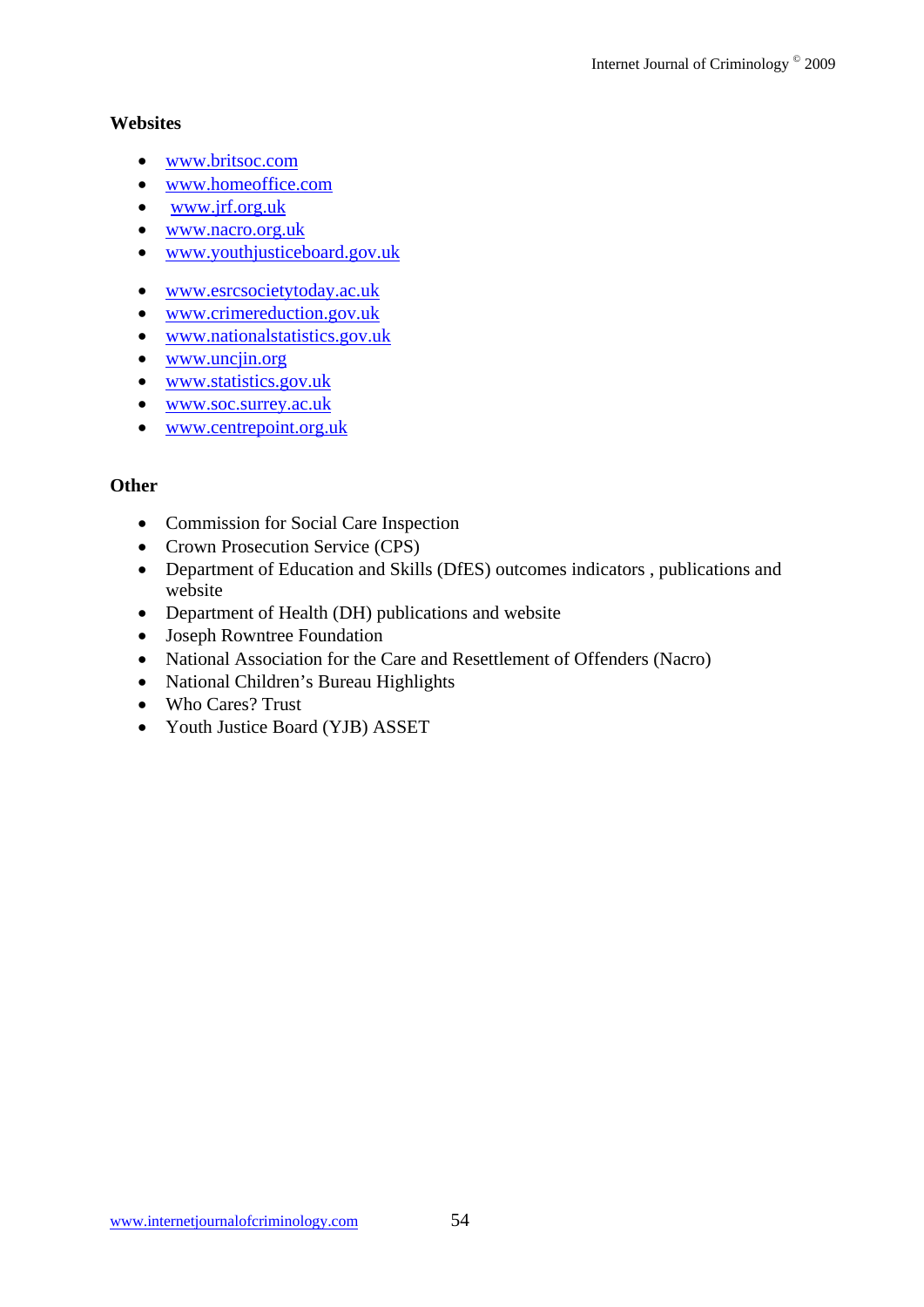## Websites

- www.britsoc.com
- www.homeoffice.com
- www.jrf.org.uk
- www.nacro.org.uk
- www.youthjusticeboard.gov.uk

- www.esrcsocietytoday.ac.uk
- www.crimereduction.gov.uk
- www.nationalstatistics.gov.uk
- www.uncjin.org
- www.statistics.gov.uk
- www.soc.surrey.ac.uk
- www.centrepoint.org.uk

## Other

- Commission for Social Care Inspection
- Crown Prosecution Service (CPS)
- Department of Education and Skills (DfES) outcomes indicators , publications and website
- Department of Health (DH) publications and website
- Joseph Rowntree Foundation
- National Association for the Care and Resettlement of Offenders (Nacro)
- National Children's Bureau Highlights
- Who Cares? Trust
- Youth Justice Board (YJB) ASSET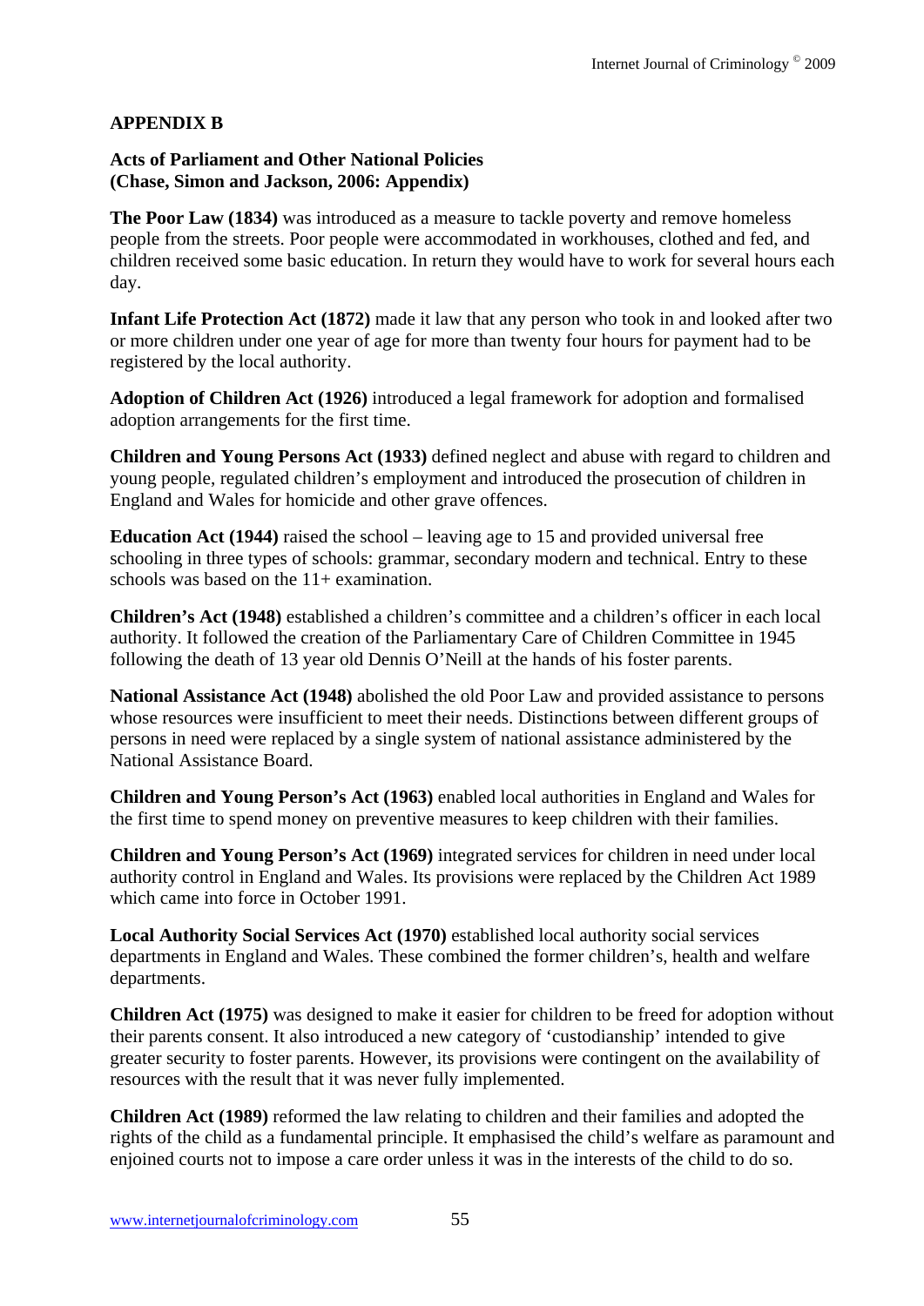## APPENDIX B

### Acts of Parliament and Other National Policies (Chase, Simon and Jackson, 2006: Appendix)

**The Poor Law (1834)** was introduced as a measure to tackle poverty and remove homeless people from the streets. Poor people were accommodated in workhouses, clothed and fed, and children received some basic education. In return they would have to work for several hours each day.

**Infant Life Protection Act (1872)** made it law that any person who took in and looked after two or more children under one year of age for more than twenty four hours for payment had to be registered by the local authority.

**Adoption of Children Act (1926)** introduced a legal framework for adoption and formalised adoption arrangements for the first time.

**Children and Young Persons Act (1933)** defined neglect and abuse with regard to children and young people, regulated children's employment and introduced the prosecution of children in England and Wales for homicide and other grave offences.

**Education Act (1944)** raised the school – leaving age to 15 and provided universal free schooling in three types of schools: grammar, secondary modern and technical. Entry to these schools was based on the 11+ examination.

**Children's Act (1948)** established a children's committee and a children's officer in each local authority. It followed the creation of the Parliamentary Care of Children Committee in 1945 following the death of 13 year old Dennis O'Neill at the hands of his foster parents.

**National Assistance Act (1948)** abolished the old Poor Law and provided assistance to persons whose resources were insufficient to meet their needs. Distinctions between different groups of persons in need were replaced by a single system of national assistance administered by the National Assistance Board.

**Children and Young Person's Act (1963)** enabled local authorities in England and Wales for the first time to spend money on preventive measures to keep children with their families.

**Children and Young Person's Act (1969)** integrated services for children in need under local authority control in England and Wales. Its provisions were replaced by the Children Act 1989 which came into force in October 1991.

**Local Authority Social Services Act (1970)** established local authority social services departments in England and Wales. These combined the former children's, health and welfare departments.

**Children Act (1975)** was designed to make it easier for children to be freed for adoption without their parents consent. It also introduced a new category of 'custodianship' intended to give greater security to foster parents. However, its provisions were contingent on the availability of resources with the result that it was never fully implemented.

**Children Act (1989)** reformed the law relating to children and their families and adopted the rights of the child as a fundamental principle. It emphasised the child's welfare as paramount and enjoined courts not to impose a care order unless it was in the interests of the child to do so.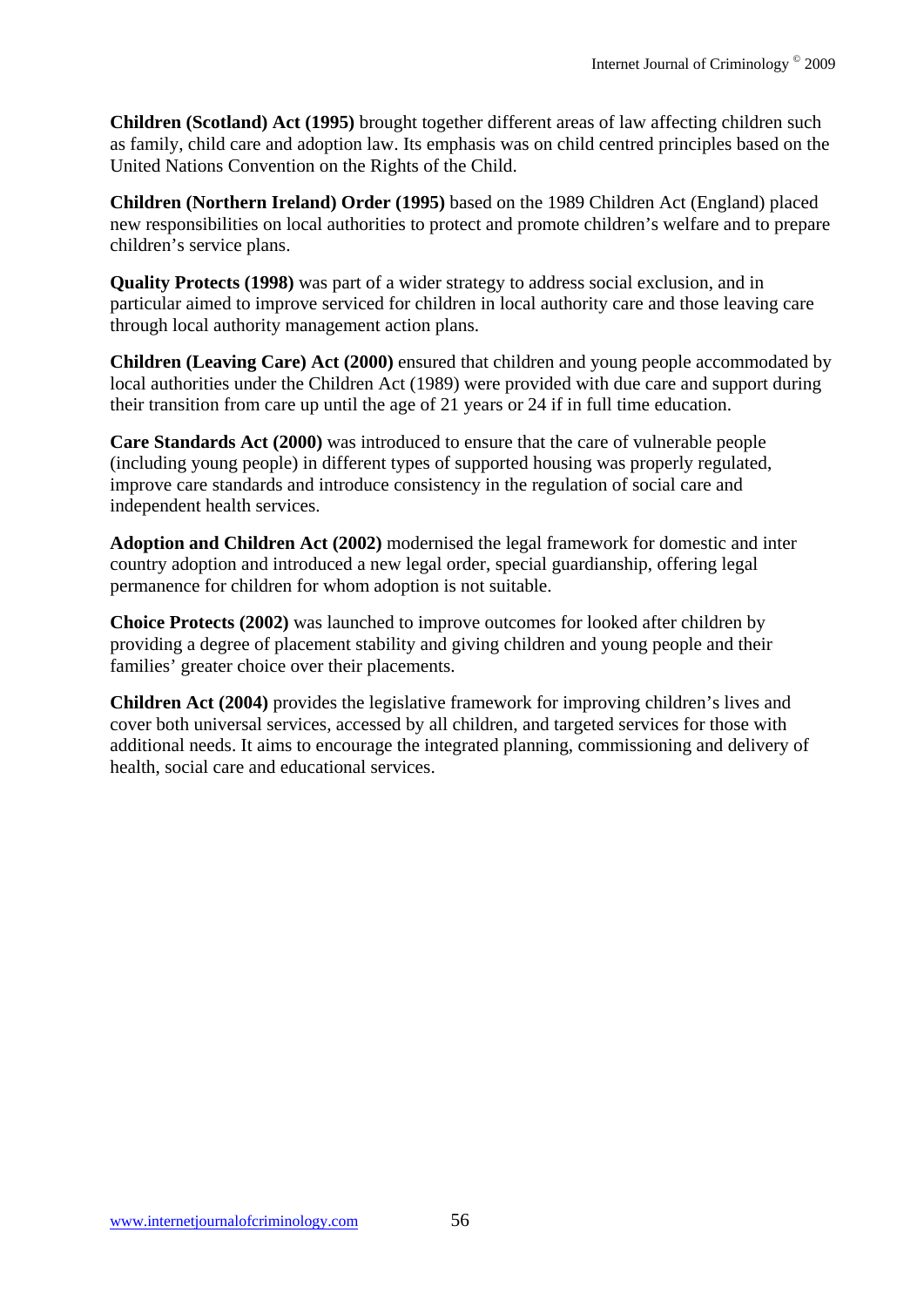**Children (Scotland) Act (1995)** brought together different areas of law affecting children such as family, child care and adoption law. Its emphasis was on child centred principles based on the United Nations Convention on the Rights of the Child.

**Children (Northern Ireland) Order (1995)** based on the 1989 Children Act (England) placed new responsibilities on local authorities to protect and promote children's welfare and to prepare children's service plans.

**Quality Protects (1998)** was part of a wider strategy to address social exclusion, and in particular aimed to improve serviced for children in local authority care and those leaving care through local authority management action plans.

**Children (Leaving Care) Act (2000)** ensured that children and young people accommodated by local authorities under the Children Act (1989) were provided with due care and support during their transition from care up until the age of 21 years or 24 if in full time education.

**Care Standards Act (2000)** was introduced to ensure that the care of vulnerable people (including young people) in different types of supported housing was properly regulated, improve care standards and introduce consistency in the regulation of social care and independent health services.

**Adoption and Children Act (2002)** modernised the legal framework for domestic and inter country adoption and introduced a new legal order, special guardianship, offering legal permanence for children for whom adoption is not suitable.

**Choice Protects (2002)** was launched to improve outcomes for looked after children by providing a degree of placement stability and giving children and young people and their families' greater choice over their placements.

**Children Act (2004)** provides the legislative framework for improving children's lives and cover both universal services, accessed by all children, and targeted services for those with additional needs. It aims to encourage the integrated planning, commissioning and delivery of health, social care and educational services.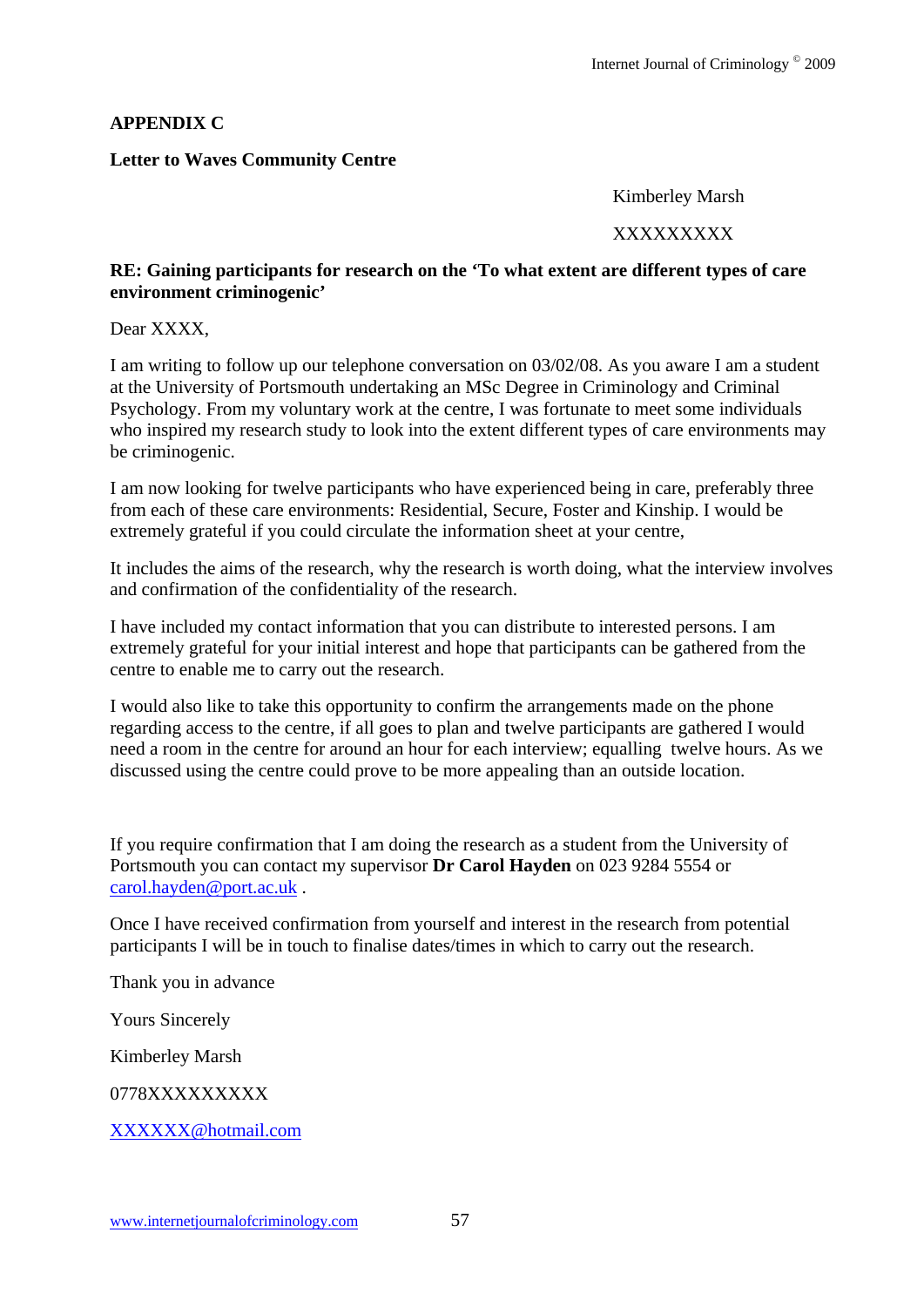**APPENDIX C**

**Letter to Waves Community Centre**

Kimberley Marsh

XXXXXXXXX

**RE: Gaining participants for research on the 'To what extent are different types of care environment criminogenic'**

Dear XXXX,

I am writing to follow up our telephone conversation on 03/02/08. As you aware I am a student at the University of Portsmouth undertaking an MSc Degree in Criminology and Criminal Psychology. From my voluntary work at the centre, I was fortunate to meet some individuals who inspired my research study to look into the extent different types of care environments may be criminogenic.

I am now looking for twelve participants who have experienced being in care, preferably three from each of these care environments: Residential, Secure, Foster and Kinship. I would be extremely grateful if you could circulate the information sheet at your centre,

It includes the aims of the research, why the research is worth doing, what the interview involves and confirmation of the confidentiality of the research.

I have included my contact information that you can distribute to interested persons. I am extremely grateful for your initial interest and hope that participants can be gathered from the centre to enable me to carry out the research.

I would also like to take this opportunity to confirm the arrangements made on the phone regarding access to the centre, if all goes to plan and twelve participants are gathered I would need a room in the centre for around an hour for each interview; equalling twelve hours. As we discussed using the centre could prove to be more appealing than an outside location.

If you require confirmation that I am doing the research as a student from the University of Portsmouth you can contact my supervisor **Dr Carol Hayden** on 023 9284 5554 or carol.hayden@port.ac.uk .

Once I have received confirmation from yourself and interest in the research from potential participants I will be in touch to finalise dates/times in which to carry out the research.

Thank you in advance

Yours Sincerely

Kimberley Marsh

0778XXXXXXXXX

XXXXXX@hotmail.com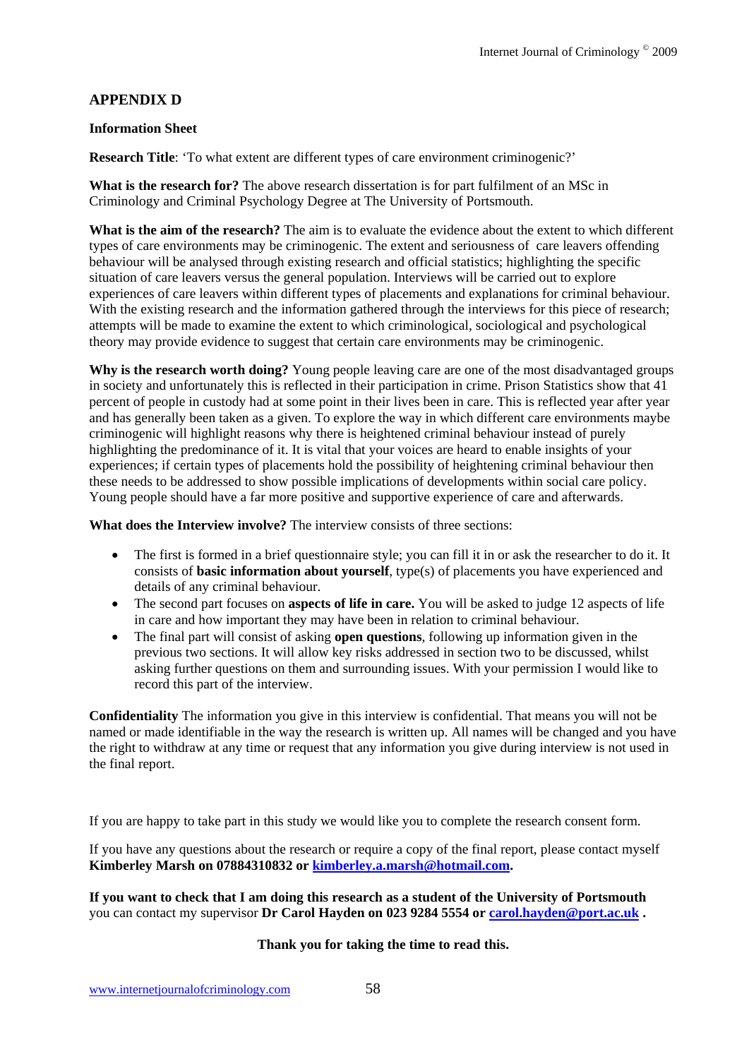## APPENDIX D

**Information Sheet**

**Research Title**: 'To what extent are different types of care environment criminogenic?'

**What is the research for?** The above research dissertation is for part fulfilment of an MSc in Criminology and Criminal Psychology Degree at The University of Portsmouth.

**What is the aim of the research?** The aim is to evaluate the evidence about the extent to which different types of care environments may be criminogenic. The extent and seriousness of care leavers offending behaviour will be analysed through existing research and official statistics; highlighting the specific situation of care leavers versus the general population. Interviews will be carried out to explore experiences of care leavers within different types of placements and explanations for criminal behaviour. With the existing research and the information gathered through the interviews for this piece of research; attempts will be made to examine the extent to which criminological, sociological and psychological theory may provide evidence to suggest that certain care environments may be criminogenic.

**Why is the research worth doing?** Young people leaving care are one of the most disadvantaged groups in society and unfortunately this is reflected in their participation in crime. Prison Statistics show that 41 percent of people in custody had at some point in their lives been in care. This is reflected year after year and has generally been taken as a given. To explore the way in which different care environments maybe criminogenic will highlight reasons why there is heightened criminal behaviour instead of purely highlighting the predominance of it. It is vital that your voices are heard to enable insights of your experiences; if certain types of placements hold the possibility of heightening criminal behaviour then these needs to be addressed to show possible implications of developments within social care policy. Young people should have a far more positive and supportive experience of care and afterwards.

**What does the Interview involve?** The interview consists of three sections:

- The first is formed in a brief questionnaire style; you can fill it in or ask the researcher to do it. It consists of **basic information about yourself**, type(s) of placements you have experienced and details of any criminal behaviour.
- The second part focuses on **aspects of life in care.** You will be asked to judge 12 aspects of life in care and how important they may have been in relation to criminal behaviour.
- The final part will consist of asking **open questions**, following up information given in the previous two sections. It will allow key risks addressed in section two to be discussed, whilst asking further questions on them and surrounding issues. With your permission I would like to record this part of the interview.

**Confidentiality** The information you give in this interview is confidential. That means you will not be named or made identifiable in the way the research is written up. All names will be changed and you have the right to withdraw at any time or request that any information you give during interview is not used in the final report.

If you are happy to take part in this study we would like you to complete the research consent form.

If you have any questions about the research or require a copy of the final report, please contact myself **Kimberley Marsh on 07884310832 or kimberley.a.marsh@hotmail.com.**

**If you want to check that I am doing this research as a student of the University of Portsmouth** you can contact my supervisor **Dr Carol Hayden on 023 9284 5554 or carol.hayden@port.ac.uk .**

**Thank you for taking the time to read this.**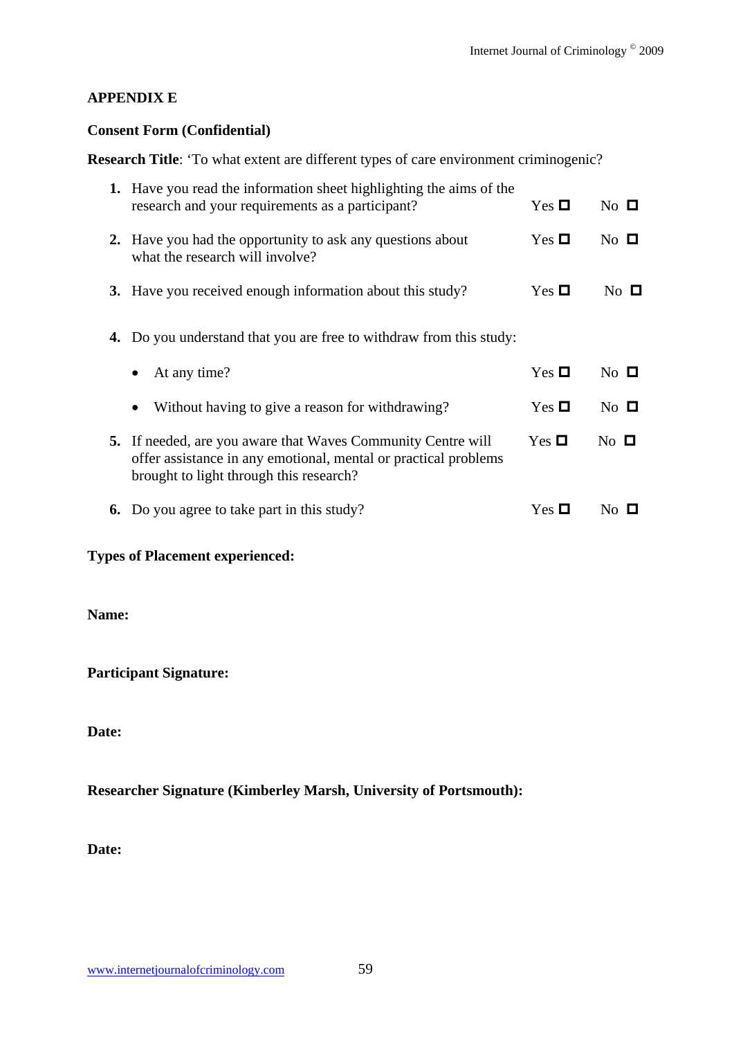## APPENDIX E

**Consent Form (Confidential)**

**Research Title**: 'To what extent are different types of care environment criminogenic?

1. Have you read the information sheet highlighting the aims of the research and your requirements as a participant? Yes ☐ No ☐

2. Have you had the opportunity to ask any questions about what the research will involve? Yes ☐ No ☐

3. Have you received enough information about this study? Yes ☐ No ☐

4. Do you understand that you are free to withdraw from this study:
   - At any time? Yes ☐ No ☐
   - Without having to give a reason for withdrawing? Yes ☐ No ☐

5. If needed, are you aware that Waves Community Centre will offer assistance in any emotional, mental or practical problems brought to light through this research? Yes ☐ No ☐

6. Do you agree to take part in this study? Yes ☐ No ☐

**Types of Placement experienced:**

**Name:**

**Participant Signature:**

**Date:**

**Researcher Signature (Kimberley Marsh, University of Portsmouth):**

**Date:**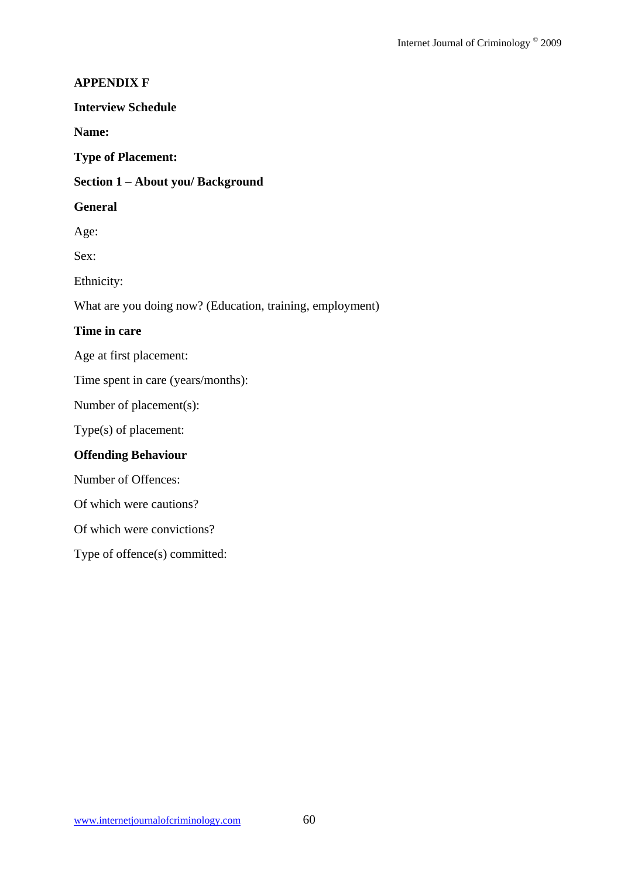**APPENDIX F**

**Interview Schedule**

**Name:**

**Type of Placement:**

**Section 1 – About you/ Background**

**General**

Age:

Sex:

Ethnicity:

What are you doing now? (Education, training, employment)

**Time in care**

Age at first placement:

Time spent in care (years/months):

Number of placement(s):

Type(s) of placement:

**Offending Behaviour**

Number of Offences:

Of which were cautions?

Of which were convictions?

Type of offence(s) committed: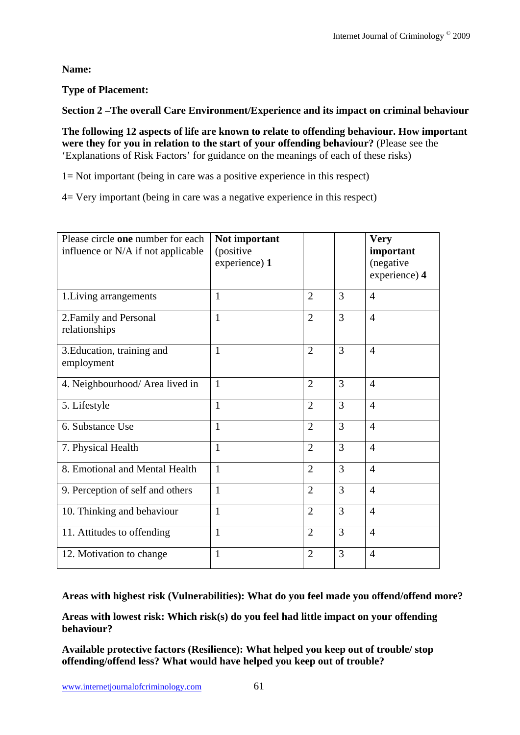**Name:**

**Type of Placement:**

**Section 2 –The overall Care Environment/Experience and its impact on criminal behaviour**

**The following 12 aspects of life are known to relate to offending behaviour. How important were they for you in relation to the start of your offending behaviour?** (Please see the 'Explanations of Risk Factors' for guidance on the meanings of each of these risks)

1= Not important (being in care was a positive experience in this respect)

4= Very important (being in care was a negative experience in this respect)

| Please circle **one** number for each influence or N/A if not applicable | **Not important** (positive experience) **1** | | | **Very important** (negative experience) **4** |
|---|---|---|---|---|
| 1.Living arrangements | 1 | 2 | 3 | 4 |
| 2.Family and Personal relationships | 1 | 2 | 3 | 4 |
| 3.Education, training and employment | 1 | 2 | 3 | 4 |
| 4. Neighbourhood/ Area lived in | 1 | 2 | 3 | 4 |
| 5. Lifestyle | 1 | 2 | 3 | 4 |
| 6. Substance Use | 1 | 2 | 3 | 4 |
| 7. Physical Health | 1 | 2 | 3 | 4 |
| 8. Emotional and Mental Health | 1 | 2 | 3 | 4 |
| 9. Perception of self and others | 1 | 2 | 3 | 4 |
| 10. Thinking and behaviour | 1 | 2 | 3 | 4 |
| 11. Attitudes to offending | 1 | 2 | 3 | 4 |
| 12. Motivation to change | 1 | 2 | 3 | 4 |

**Areas with highest risk (Vulnerabilities): What do you feel made you offend/offend more?**

**Areas with lowest risk: Which risk(s) do you feel had little impact on your offending behaviour?**

**Available protective factors (Resilience): What helped you keep out of trouble/ stop offending/offend less? What would have helped you keep out of trouble?**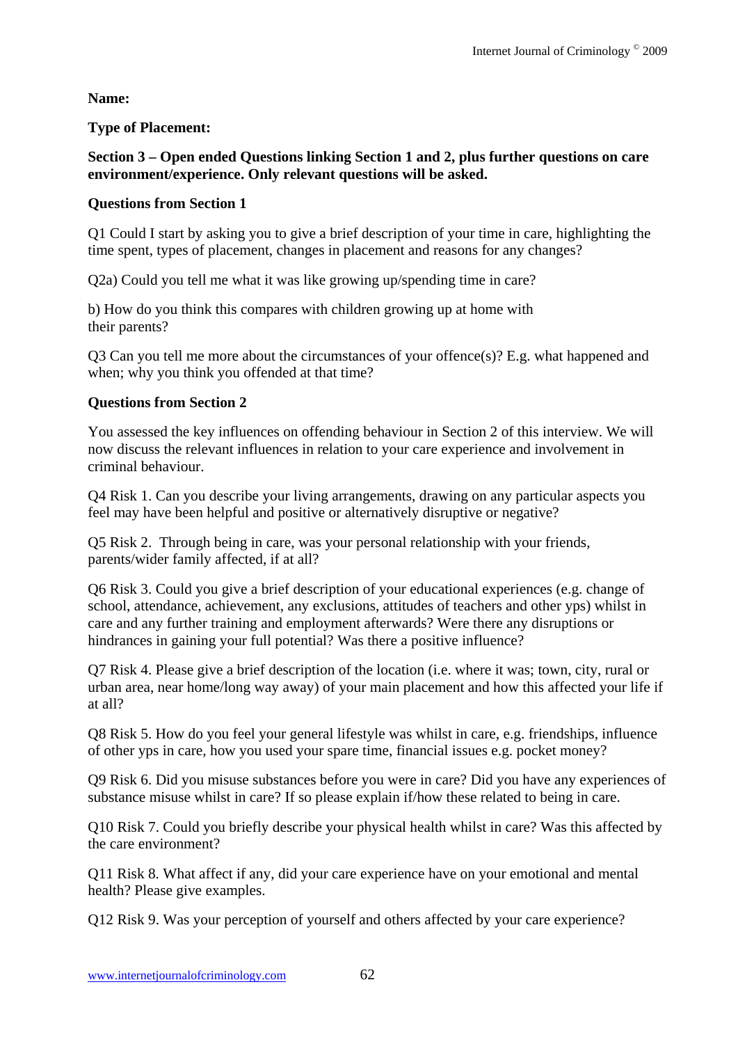**Name:**

**Type of Placement:**

**Section 3 – Open ended Questions linking Section 1 and 2, plus further questions on care environment/experience. Only relevant questions will be asked.**

**Questions from Section 1**

Q1 Could I start by asking you to give a brief description of your time in care, highlighting the time spent, types of placement, changes in placement and reasons for any changes?

Q2a) Could you tell me what it was like growing up/spending time in care?

b) How do you think this compares with children growing up at home with their parents?

Q3 Can you tell me more about the circumstances of your offence(s)? E.g. what happened and when; why you think you offended at that time?

**Questions from Section 2**

You assessed the key influences on offending behaviour in Section 2 of this interview. We will now discuss the relevant influences in relation to your care experience and involvement in criminal behaviour.

Q4 Risk 1. Can you describe your living arrangements, drawing on any particular aspects you feel may have been helpful and positive or alternatively disruptive or negative?

Q5 Risk 2. Through being in care, was your personal relationship with your friends, parents/wider family affected, if at all?

Q6 Risk 3. Could you give a brief description of your educational experiences (e.g. change of school, attendance, achievement, any exclusions, attitudes of teachers and other yps) whilst in care and any further training and employment afterwards? Were there any disruptions or hindrances in gaining your full potential? Was there a positive influence?

Q7 Risk 4. Please give a brief description of the location (i.e. where it was; town, city, rural or urban area, near home/long way away) of your main placement and how this affected your life if at all?

Q8 Risk 5. How do you feel your general lifestyle was whilst in care, e.g. friendships, influence of other yps in care, how you used your spare time, financial issues e.g. pocket money?

Q9 Risk 6. Did you misuse substances before you were in care? Did you have any experiences of substance misuse whilst in care? If so please explain if/how these related to being in care.

Q10 Risk 7. Could you briefly describe your physical health whilst in care? Was this affected by the care environment?

Q11 Risk 8. What affect if any, did your care experience have on your emotional and mental health? Please give examples.

Q12 Risk 9. Was your perception of yourself and others affected by your care experience?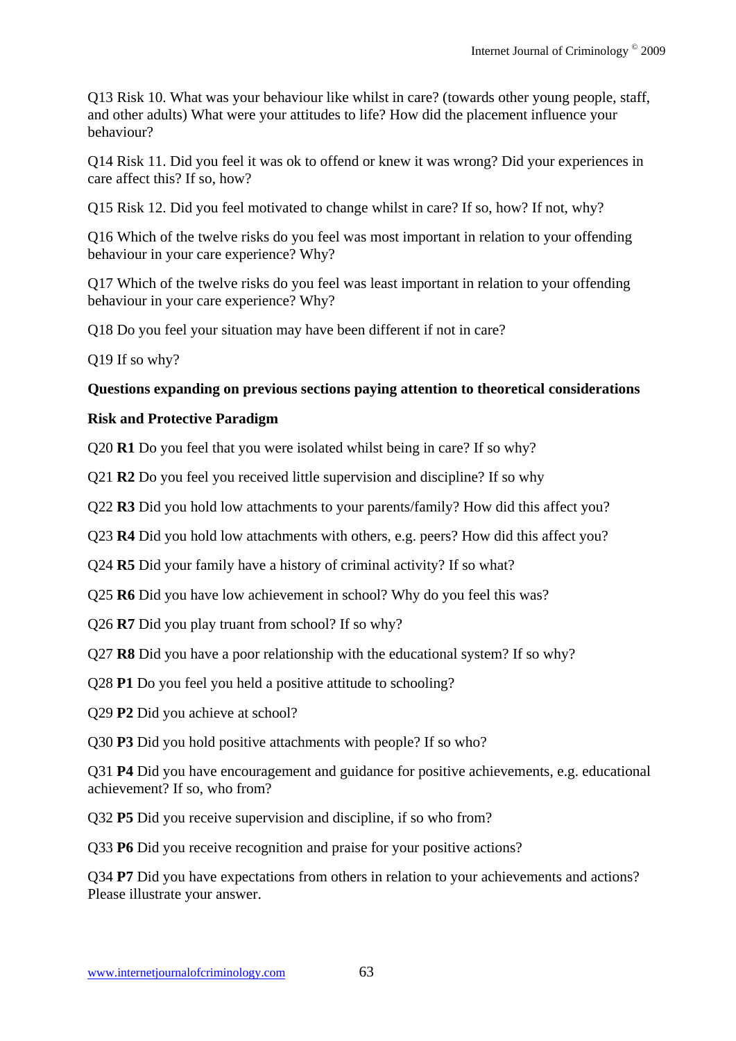Q13 Risk 10. What was your behaviour like whilst in care? (towards other young people, staff, and other adults) What were your attitudes to life? How did the placement influence your behaviour?

Q14 Risk 11. Did you feel it was ok to offend or knew it was wrong? Did your experiences in care affect this? If so, how?

Q15 Risk 12. Did you feel motivated to change whilst in care? If so, how? If not, why?

Q16 Which of the twelve risks do you feel was most important in relation to your offending behaviour in your care experience? Why?

Q17 Which of the twelve risks do you feel was least important in relation to your offending behaviour in your care experience? Why?

Q18 Do you feel your situation may have been different if not in care?

Q19 If so why?

**Questions expanding on previous sections paying attention to theoretical considerations**

**Risk and Protective Paradigm**

Q20 **R1** Do you feel that you were isolated whilst being in care? If so why?

Q21 **R2** Do you feel you received little supervision and discipline? If so why

Q22 **R3** Did you hold low attachments to your parents/family? How did this affect you?

Q23 **R4** Did you hold low attachments with others, e.g. peers? How did this affect you?

Q24 **R5** Did your family have a history of criminal activity? If so what?

Q25 **R6** Did you have low achievement in school? Why do you feel this was?

Q26 **R7** Did you play truant from school? If so why?

Q27 **R8** Did you have a poor relationship with the educational system? If so why?

Q28 **P1** Do you feel you held a positive attitude to schooling?

Q29 **P2** Did you achieve at school?

Q30 **P3** Did you hold positive attachments with people? If so who?

Q31 **P4** Did you have encouragement and guidance for positive achievements, e.g. educational achievement? If so, who from?

Q32 **P5** Did you receive supervision and discipline, if so who from?

Q33 **P6** Did you receive recognition and praise for your positive actions?

Q34 **P7** Did you have expectations from others in relation to your achievements and actions? Please illustrate your answer.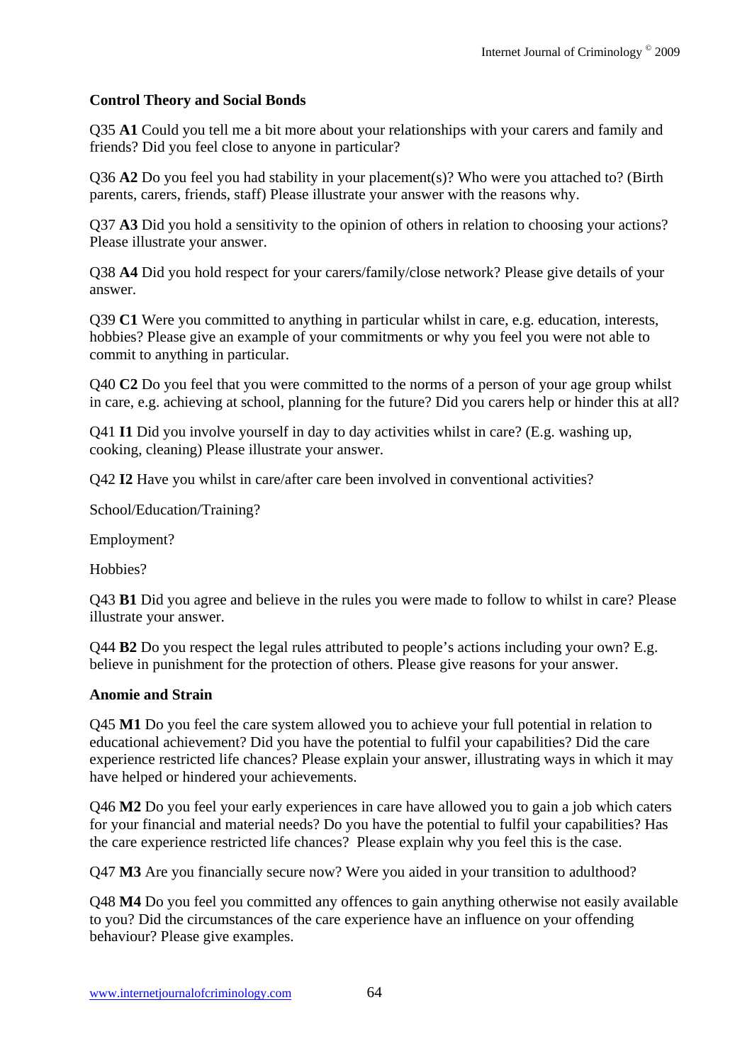**Control Theory and Social Bonds**

Q35 **A1** Could you tell me a bit more about your relationships with your carers and family and friends? Did you feel close to anyone in particular?

Q36 **A2** Do you feel you had stability in your placement(s)? Who were you attached to? (Birth parents, carers, friends, staff) Please illustrate your answer with the reasons why.

Q37 **A3** Did you hold a sensitivity to the opinion of others in relation to choosing your actions? Please illustrate your answer.

Q38 **A4** Did you hold respect for your carers/family/close network? Please give details of your answer.

Q39 **C1** Were you committed to anything in particular whilst in care, e.g. education, interests, hobbies? Please give an example of your commitments or why you feel you were not able to commit to anything in particular.

Q40 **C2** Do you feel that you were committed to the norms of a person of your age group whilst in care, e.g. achieving at school, planning for the future? Did you carers help or hinder this at all?

Q41 **I1** Did you involve yourself in day to day activities whilst in care? (E.g. washing up, cooking, cleaning) Please illustrate your answer.

Q42 **I2** Have you whilst in care/after care been involved in conventional activities?

School/Education/Training?

Employment?

Hobbies?

Q43 **B1** Did you agree and believe in the rules you were made to follow to whilst in care? Please illustrate your answer.

Q44 **B2** Do you respect the legal rules attributed to people's actions including your own? E.g. believe in punishment for the protection of others. Please give reasons for your answer.

**Anomie and Strain**

Q45 **M1** Do you feel the care system allowed you to achieve your full potential in relation to educational achievement? Did you have the potential to fulfil your capabilities? Did the care experience restricted life chances? Please explain your answer, illustrating ways in which it may have helped or hindered your achievements.

Q46 **M2** Do you feel your early experiences in care have allowed you to gain a job which caters for your financial and material needs? Do you have the potential to fulfil your capabilities? Has the care experience restricted life chances? Please explain why you feel this is the case.

Q47 **M3** Are you financially secure now? Were you aided in your transition to adulthood?

Q48 **M4** Do you feel you committed any offences to gain anything otherwise not easily available to you? Did the circumstances of the care experience have an influence on your offending behaviour? Please give examples.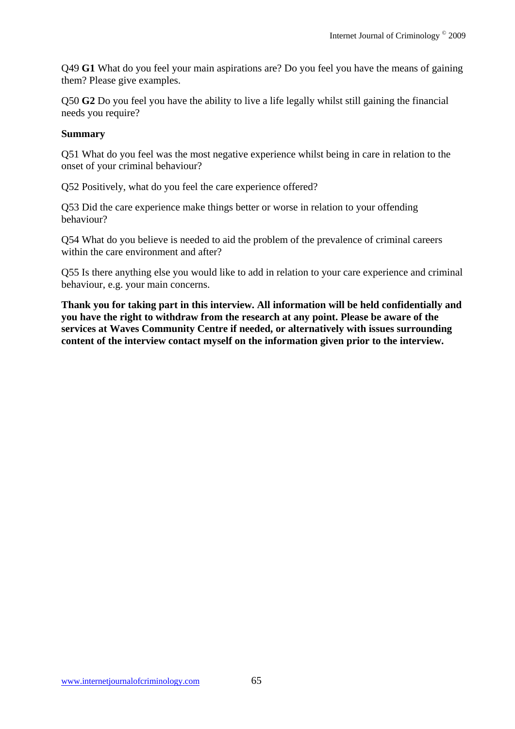Q49 **G1** What do you feel your main aspirations are? Do you feel you have the means of gaining them? Please give examples.

Q50 **G2** Do you feel you have the ability to live a life legally whilst still gaining the financial needs you require?

**Summary**

Q51 What do you feel was the most negative experience whilst being in care in relation to the onset of your criminal behaviour?

Q52 Positively, what do you feel the care experience offered?

Q53 Did the care experience make things better or worse in relation to your offending behaviour?

Q54 What do you believe is needed to aid the problem of the prevalence of criminal careers within the care environment and after?

Q55 Is there anything else you would like to add in relation to your care experience and criminal behaviour, e.g. your main concerns.

**Thank you for taking part in this interview. All information will be held confidentially and you have the right to withdraw from the research at any point. Please be aware of the services at Waves Community Centre if needed, or alternatively with issues surrounding content of the interview contact myself on the information given prior to the interview.**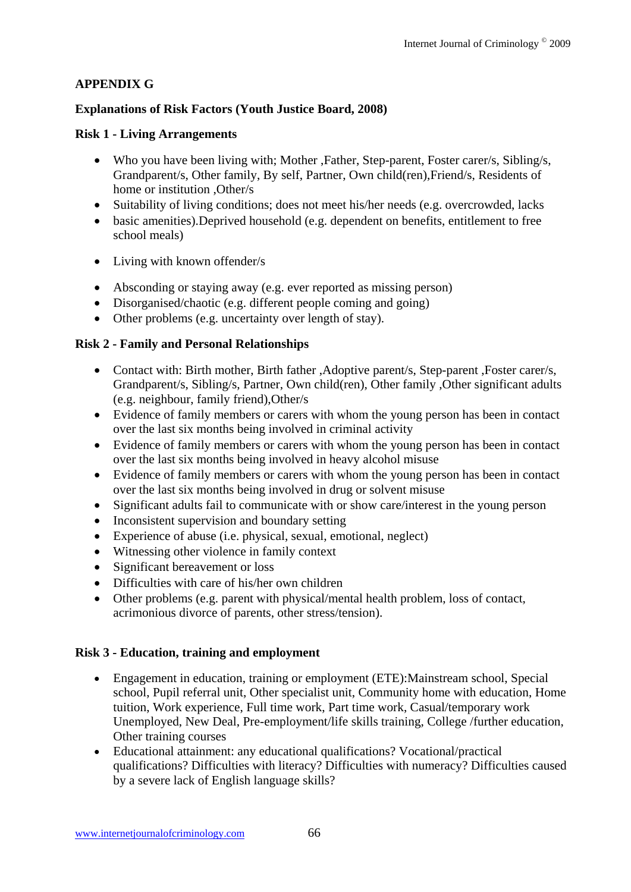**APPENDIX G**

**Explanations of Risk Factors (Youth Justice Board, 2008)**

**Risk 1 - Living Arrangements**

- Who you have been living with; Mother ,Father, Step-parent, Foster carer/s, Sibling/s, Grandparent/s, Other family, By self, Partner, Own child(ren),Friend/s, Residents of home or institution ,Other/s
- Suitability of living conditions; does not meet his/her needs (e.g. overcrowded, lacks
- basic amenities).Deprived household (e.g. dependent on benefits, entitlement to free school meals)
- Living with known offender/s
- Absconding or staying away (e.g. ever reported as missing person)
- Disorganised/chaotic (e.g. different people coming and going)
- Other problems (e.g. uncertainty over length of stay).

**Risk 2 - Family and Personal Relationships**

- Contact with: Birth mother, Birth father ,Adoptive parent/s, Step-parent ,Foster carer/s, Grandparent/s, Sibling/s, Partner, Own child(ren), Other family ,Other significant adults (e.g. neighbour, family friend),Other/s
- Evidence of family members or carers with whom the young person has been in contact over the last six months being involved in criminal activity
- Evidence of family members or carers with whom the young person has been in contact over the last six months being involved in heavy alcohol misuse
- Evidence of family members or carers with whom the young person has been in contact over the last six months being involved in drug or solvent misuse
- Significant adults fail to communicate with or show care/interest in the young person
- Inconsistent supervision and boundary setting
- Experience of abuse (i.e. physical, sexual, emotional, neglect)
- Witnessing other violence in family context
- Significant bereavement or loss
- Difficulties with care of his/her own children
- Other problems (e.g. parent with physical/mental health problem, loss of contact, acrimonious divorce of parents, other stress/tension).

**Risk 3 - Education, training and employment**

- Engagement in education, training or employment (ETE):Mainstream school, Special school, Pupil referral unit, Other specialist unit, Community home with education, Home tuition, Work experience, Full time work, Part time work, Casual/temporary work Unemployed, New Deal, Pre-employment/life skills training, College /further education, Other training courses
- Educational attainment: any educational qualifications? Vocational/practical qualifications? Difficulties with literacy? Difficulties with numeracy? Difficulties caused by a severe lack of English language skills?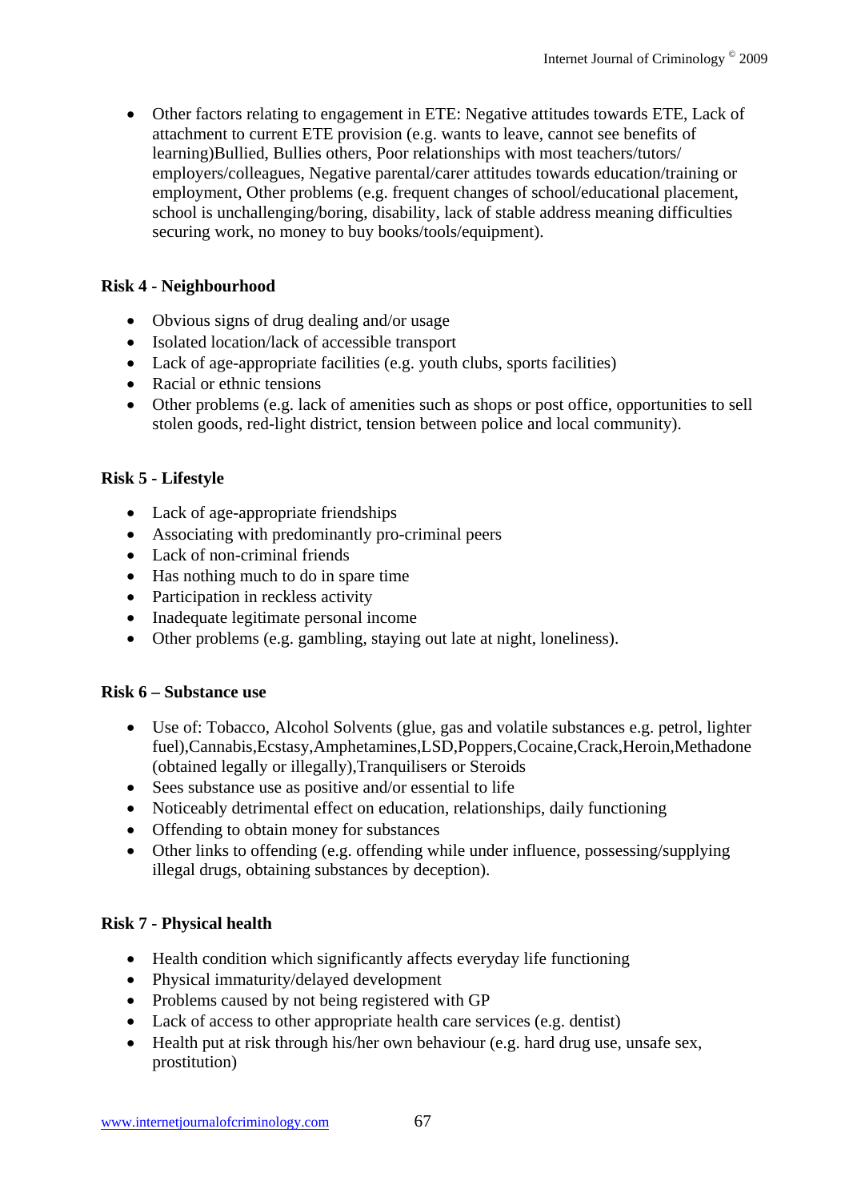- Other factors relating to engagement in ETE: Negative attitudes towards ETE, Lack of attachment to current ETE provision (e.g. wants to leave, cannot see benefits of learning)Bullied, Bullies others, Poor relationships with most teachers/tutors/ employers/colleagues, Negative parental/carer attitudes towards education/training or employment, Other problems (e.g. frequent changes of school/educational placement, school is unchallenging/boring, disability, lack of stable address meaning difficulties securing work, no money to buy books/tools/equipment).

**Risk 4 - Neighbourhood**

- Obvious signs of drug dealing and/or usage
- Isolated location/lack of accessible transport
- Lack of age-appropriate facilities (e.g. youth clubs, sports facilities)
- Racial or ethnic tensions
- Other problems (e.g. lack of amenities such as shops or post office, opportunities to sell stolen goods, red-light district, tension between police and local community).

**Risk 5 - Lifestyle**

- Lack of age-appropriate friendships
- Associating with predominantly pro-criminal peers
- Lack of non-criminal friends
- Has nothing much to do in spare time
- Participation in reckless activity
- Inadequate legitimate personal income
- Other problems (e.g. gambling, staying out late at night, loneliness).

**Risk 6 – Substance use**

- Use of: Tobacco, Alcohol Solvents (glue, gas and volatile substances e.g. petrol, lighter fuel),Cannabis,Ecstasy,Amphetamines,LSD,Poppers,Cocaine,Crack,Heroin,Methadone (obtained legally or illegally),Tranquilisers or Steroids
- Sees substance use as positive and/or essential to life
- Noticeably detrimental effect on education, relationships, daily functioning
- Offending to obtain money for substances
- Other links to offending (e.g. offending while under influence, possessing/supplying illegal drugs, obtaining substances by deception).

**Risk 7 - Physical health**

- Health condition which significantly affects everyday life functioning
- Physical immaturity/delayed development
- Problems caused by not being registered with GP
- Lack of access to other appropriate health care services (e.g. dentist)
- Health put at risk through his/her own behaviour (e.g. hard drug use, unsafe sex, prostitution)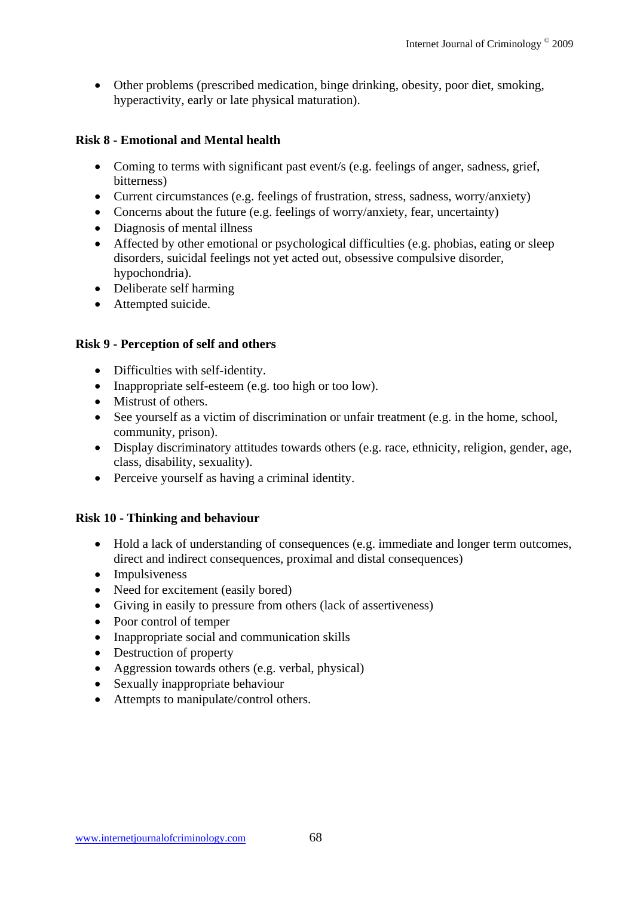- Other problems (prescribed medication, binge drinking, obesity, poor diet, smoking, hyperactivity, early or late physical maturation).

**Risk 8 - Emotional and Mental health**

- Coming to terms with significant past event/s (e.g. feelings of anger, sadness, grief, bitterness)
- Current circumstances (e.g. feelings of frustration, stress, sadness, worry/anxiety)
- Concerns about the future (e.g. feelings of worry/anxiety, fear, uncertainty)
- Diagnosis of mental illness
- Affected by other emotional or psychological difficulties (e.g. phobias, eating or sleep disorders, suicidal feelings not yet acted out, obsessive compulsive disorder, hypochondria).
- Deliberate self harming
- Attempted suicide.

**Risk 9 - Perception of self and others**

- Difficulties with self-identity.
- Inappropriate self-esteem (e.g. too high or too low).
- Mistrust of others.
- See yourself as a victim of discrimination or unfair treatment (e.g. in the home, school, community, prison).
- Display discriminatory attitudes towards others (e.g. race, ethnicity, religion, gender, age, class, disability, sexuality).
- Perceive yourself as having a criminal identity.

**Risk 10 - Thinking and behaviour**

- Hold a lack of understanding of consequences (e.g. immediate and longer term outcomes, direct and indirect consequences, proximal and distal consequences)
- Impulsiveness
- Need for excitement (easily bored)
- Giving in easily to pressure from others (lack of assertiveness)
- Poor control of temper
- Inappropriate social and communication skills
- Destruction of property
- Aggression towards others (e.g. verbal, physical)
- Sexually inappropriate behaviour
- Attempts to manipulate/control others.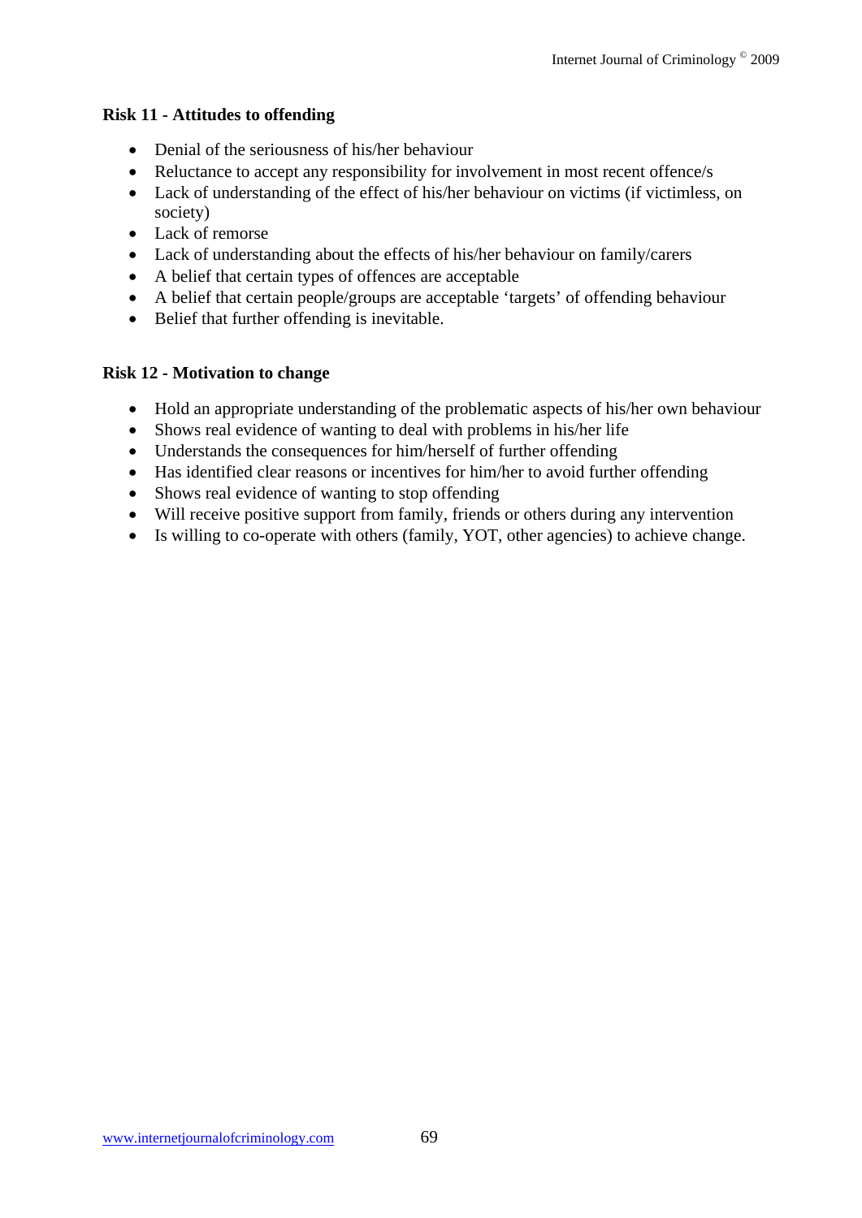**Risk 11 - Attitudes to offending**

- Denial of the seriousness of his/her behaviour
- Reluctance to accept any responsibility for involvement in most recent offence/s
- Lack of understanding of the effect of his/her behaviour on victims (if victimless, on society)
- Lack of remorse
- Lack of understanding about the effects of his/her behaviour on family/carers
- A belief that certain types of offences are acceptable
- A belief that certain people/groups are acceptable 'targets' of offending behaviour
- Belief that further offending is inevitable.

**Risk 12 - Motivation to change**

- Hold an appropriate understanding of the problematic aspects of his/her own behaviour
- Shows real evidence of wanting to deal with problems in his/her life
- Understands the consequences for him/herself of further offending
- Has identified clear reasons or incentives for him/her to avoid further offending
- Shows real evidence of wanting to stop offending
- Will receive positive support from family, friends or others during any intervention
- Is willing to co-operate with others (family, YOT, other agencies) to achieve change.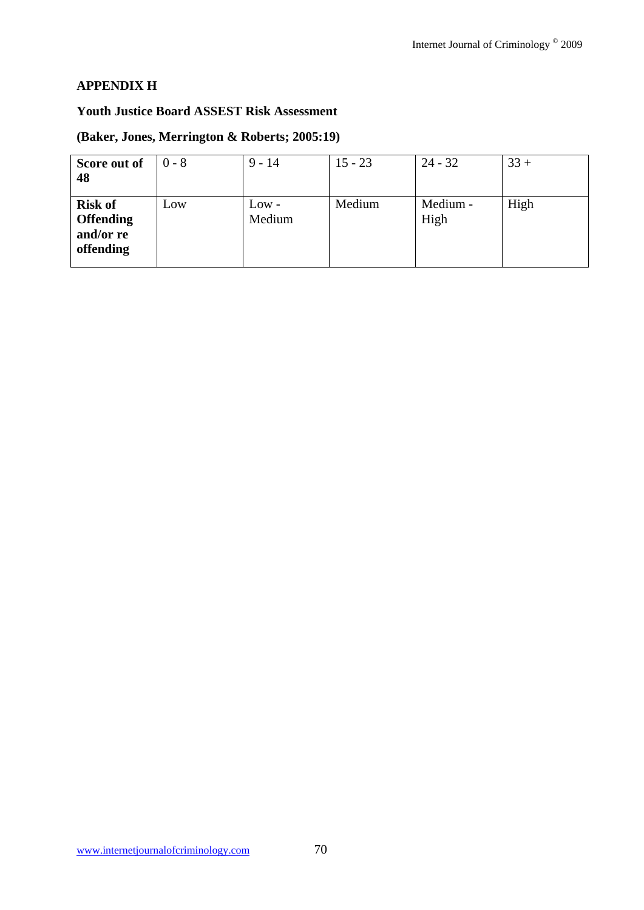## APPENDIX H

### Youth Justice Board ASSEST Risk Assessment

### (Baker, Jones, Merrington & Roberts; 2005:19)

| **Score out of 48** | 0 - 8 | 9 - 14 | 15 - 23 | 24 - 32 | 33 + |
|---|---|---|---|---|---|
| **Risk of Offending and/or re offending** | Low | Low - Medium | Medium | Medium - High | High |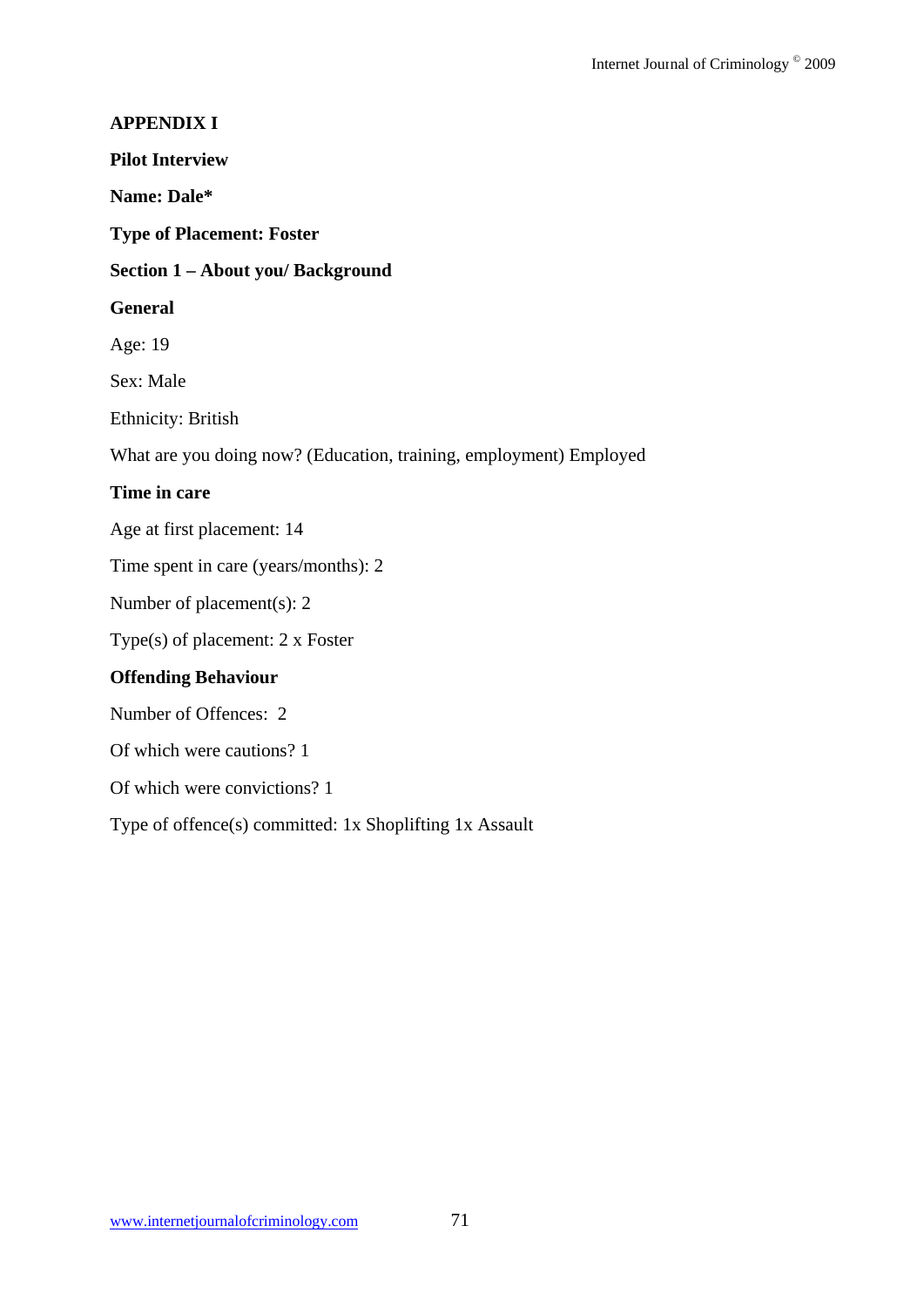## APPENDIX I

**Pilot Interview**

**Name: Dale***

**Type of Placement: Foster**

### Section 1 – About you/ Background

**General**

Age: 19

Sex: Male

Ethnicity: British

What are you doing now? (Education, training, employment) Employed

**Time in care**

Age at first placement: 14

Time spent in care (years/months): 2

Number of placement(s): 2

Type(s) of placement: 2 x Foster

**Offending Behaviour**

Number of Offences: 2

Of which were cautions? 1

Of which were convictions? 1

Type of offence(s) committed: 1x Shoplifting 1x Assault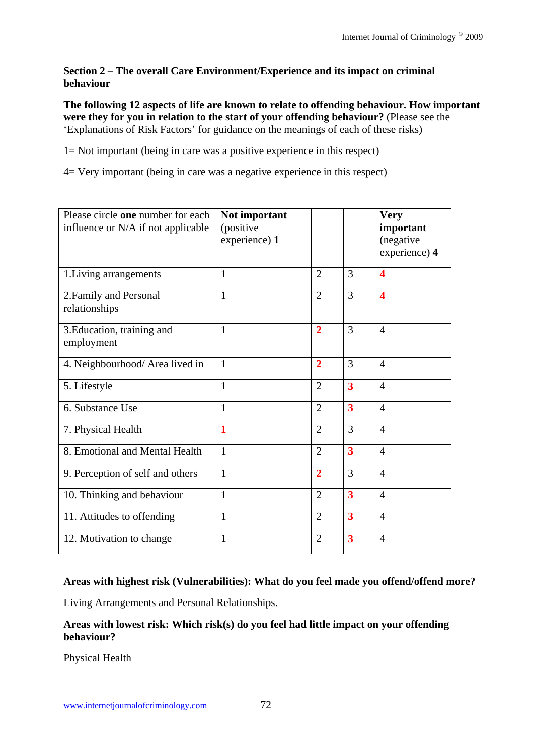**Section 2 – The overall Care Environment/Experience and its impact on criminal behaviour**

**The following 12 aspects of life are known to relate to offending behaviour. How important were they for you in relation to the start of your offending behaviour?** (Please see the 'Explanations of Risk Factors' for guidance on the meanings of each of these risks)

1= Not important (being in care was a positive experience in this respect)

4= Very important (being in care was a negative experience in this respect)

| Please circle **one** number for each influence or N/A if not applicable | **Not important** (positive experience) **1** | | | **Very important** (negative experience) **4** |
|---|---|---|---|---|
| 1.Living arrangements | 1 | 2 | 3 | **4** |
| 2.Family and Personal relationships | 1 | 2 | 3 | **4** |
| 3.Education, training and employment | 1 | **2** | 3 | 4 |
| 4. Neighbourhood/ Area lived in | 1 | **2** | 3 | 4 |
| 5. Lifestyle | 1 | 2 | **3** | 4 |
| 6. Substance Use | 1 | 2 | **3** | 4 |
| 7. Physical Health | **1** | 2 | 3 | 4 |
| 8. Emotional and Mental Health | 1 | 2 | **3** | 4 |
| 9. Perception of self and others | 1 | **2** | 3 | 4 |
| 10. Thinking and behaviour | 1 | 2 | **3** | 4 |
| 11. Attitudes to offending | 1 | 2 | **3** | 4 |
| 12. Motivation to change | 1 | 2 | **3** | 4 |

**Areas with highest risk (Vulnerabilities): What do you feel made you offend/offend more?**

Living Arrangements and Personal Relationships.

**Areas with lowest risk: Which risk(s) do you feel had little impact on your offending behaviour?**

Physical Health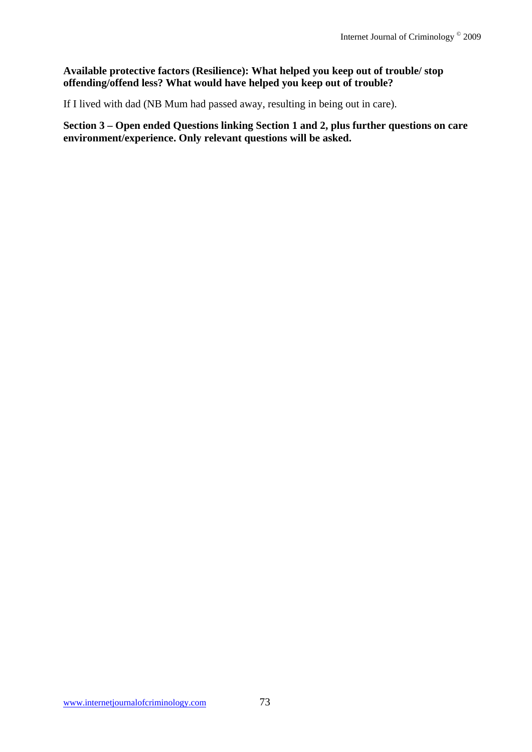**Available protective factors (Resilience): What helped you keep out of trouble/ stop offending/offend less? What would have helped you keep out of trouble?**

If I lived with dad (NB Mum had passed away, resulting in being out in care).

**Section 3 – Open ended Questions linking Section 1 and 2, plus further questions on care environment/experience. Only relevant questions will be asked.**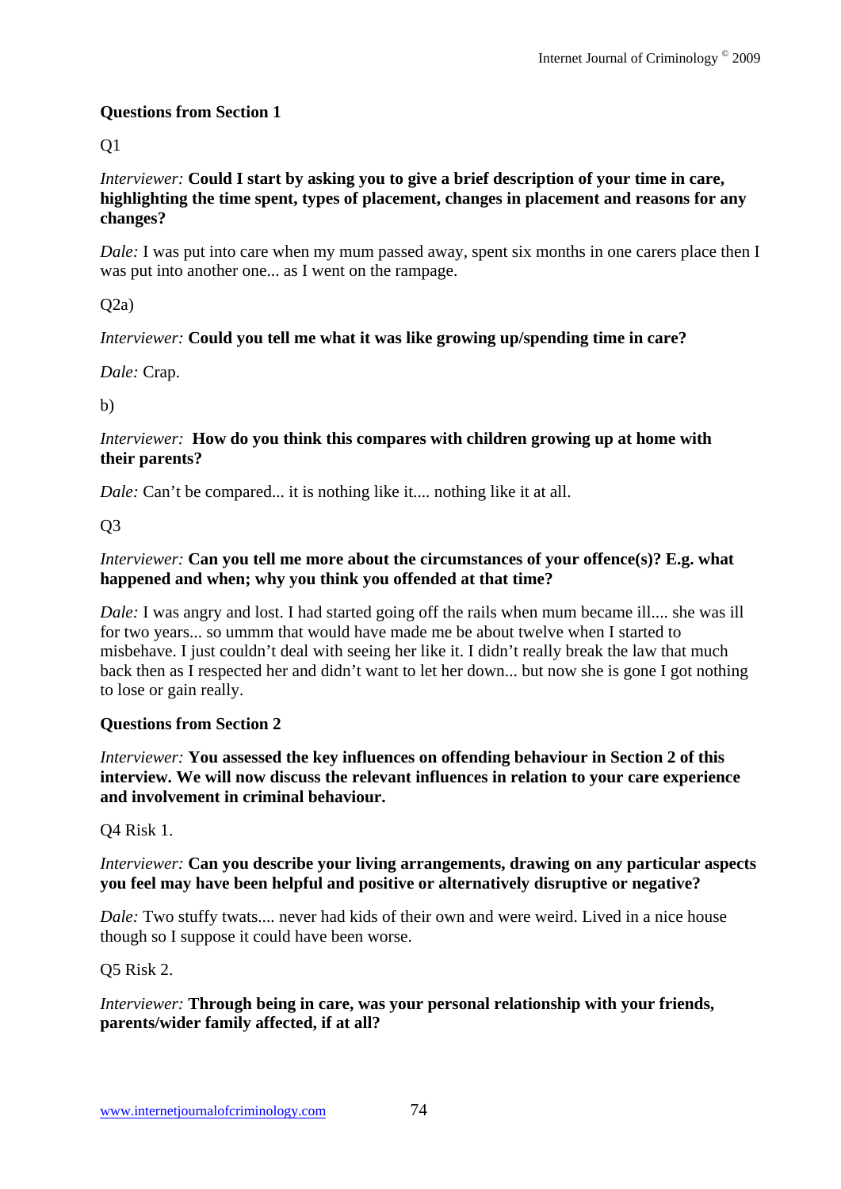**Questions from Section 1**

Q1

*Interviewer:* **Could I start by asking you to give a brief description of your time in care, highlighting the time spent, types of placement, changes in placement and reasons for any changes?**

*Dale:* I was put into care when my mum passed away, spent six months in one carers place then I was put into another one... as I went on the rampage.

Q2a)

*Interviewer:* **Could you tell me what it was like growing up/spending time in care?**

*Dale:* Crap.

b)

*Interviewer:* **How do you think this compares with children growing up at home with their parents?**

*Dale:* Can't be compared... it is nothing like it.... nothing like it at all.

Q3

*Interviewer:* **Can you tell me more about the circumstances of your offence(s)? E.g. what happened and when; why you think you offended at that time?**

*Dale:* I was angry and lost. I had started going off the rails when mum became ill.... she was ill for two years... so ummm that would have made me be about twelve when I started to misbehave. I just couldn't deal with seeing her like it. I didn't really break the law that much back then as I respected her and didn't want to let her down... but now she is gone I got nothing to lose or gain really.

**Questions from Section 2**

*Interviewer:* **You assessed the key influences on offending behaviour in Section 2 of this interview. We will now discuss the relevant influences in relation to your care experience and involvement in criminal behaviour.**

Q4 Risk 1.

*Interviewer:* **Can you describe your living arrangements, drawing on any particular aspects you feel may have been helpful and positive or alternatively disruptive or negative?**

*Dale:* Two stuffy twats.... never had kids of their own and were weird. Lived in a nice house though so I suppose it could have been worse.

Q5 Risk 2.

*Interviewer:* **Through being in care, was your personal relationship with your friends, parents/wider family affected, if at all?**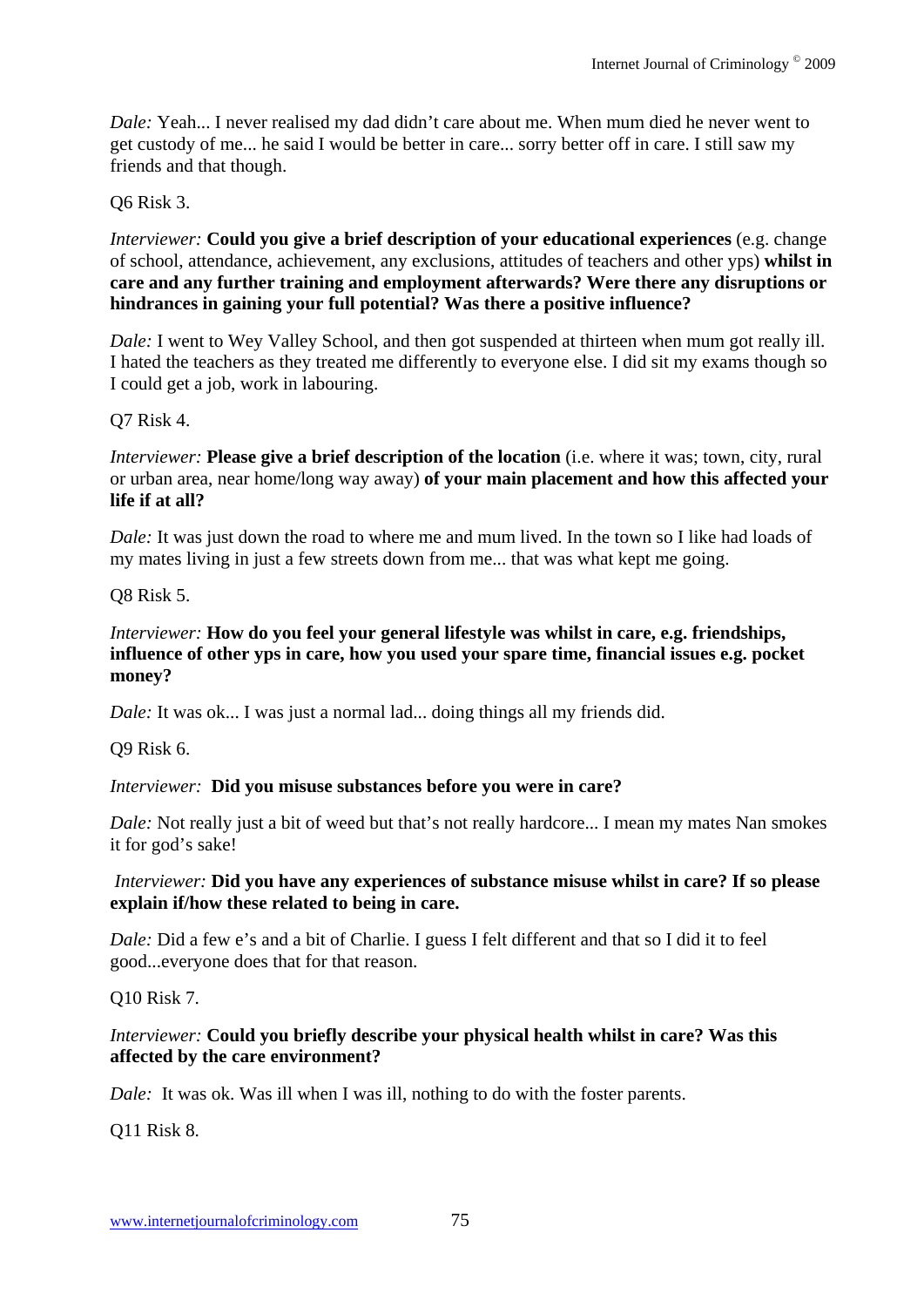*Dale:* Yeah... I never realised my dad didn't care about me. When mum died he never went to get custody of me... he said I would be better in care... sorry better off in care. I still saw my friends and that though.

Q6 Risk 3.

*Interviewer:* **Could you give a brief description of your educational experiences** (e.g. change of school, attendance, achievement, any exclusions, attitudes of teachers and other yps) **whilst in care and any further training and employment afterwards? Were there any disruptions or hindrances in gaining your full potential? Was there a positive influence?**

*Dale:* I went to Wey Valley School, and then got suspended at thirteen when mum got really ill. I hated the teachers as they treated me differently to everyone else. I did sit my exams though so I could get a job, work in labouring.

Q7 Risk 4.

*Interviewer:* **Please give a brief description of the location** (i.e. where it was; town, city, rural or urban area, near home/long way away) **of your main placement and how this affected your life if at all?**

*Dale:* It was just down the road to where me and mum lived. In the town so I like had loads of my mates living in just a few streets down from me... that was what kept me going.

Q8 Risk 5.

*Interviewer:* **How do you feel your general lifestyle was whilst in care, e.g. friendships, influence of other yps in care, how you used your spare time, financial issues e.g. pocket money?**

*Dale:* It was ok... I was just a normal lad... doing things all my friends did.

Q9 Risk 6.

*Interviewer:* **Did you misuse substances before you were in care?**

*Dale:* Not really just a bit of weed but that's not really hardcore... I mean my mates Nan smokes it for god's sake!

*Interviewer:* **Did you have any experiences of substance misuse whilst in care? If so please explain if/how these related to being in care.**

*Dale:* Did a few e's and a bit of Charlie. I guess I felt different and that so I did it to feel good...everyone does that for that reason.

Q10 Risk 7.

*Interviewer:* **Could you briefly describe your physical health whilst in care? Was this affected by the care environment?**

*Dale:* It was ok. Was ill when I was ill, nothing to do with the foster parents.

Q11 Risk 8.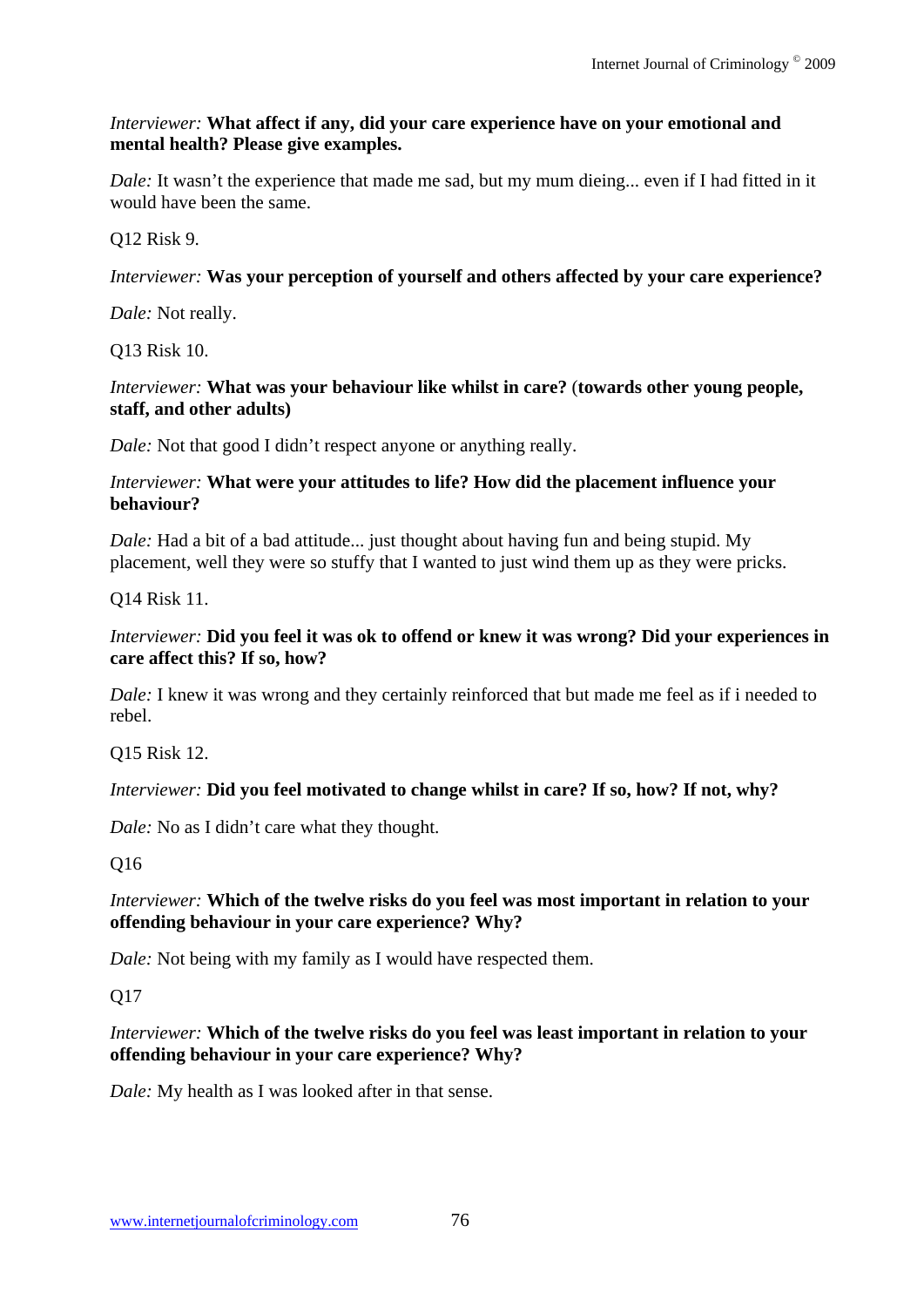*Interviewer:* **What affect if any, did your care experience have on your emotional and mental health? Please give examples.**

*Dale:* It wasn't the experience that made me sad, but my mum dieing... even if I had fitted in it would have been the same.

Q12 Risk 9.

*Interviewer:* **Was your perception of yourself and others affected by your care experience?**

*Dale:* Not really.

Q13 Risk 10.

*Interviewer:* **What was your behaviour like whilst in care?** (**towards other young people, staff, and other adults)**

*Dale:* Not that good I didn't respect anyone or anything really.

*Interviewer:* **What were your attitudes to life? How did the placement influence your behaviour?**

*Dale:* Had a bit of a bad attitude... just thought about having fun and being stupid. My placement, well they were so stuffy that I wanted to just wind them up as they were pricks.

Q14 Risk 11.

*Interviewer:* **Did you feel it was ok to offend or knew it was wrong? Did your experiences in care affect this? If so, how?**

*Dale:* I knew it was wrong and they certainly reinforced that but made me feel as if i needed to rebel.

Q15 Risk 12.

*Interviewer:* **Did you feel motivated to change whilst in care? If so, how? If not, why?**

*Dale:* No as I didn't care what they thought.

Q16

*Interviewer:* **Which of the twelve risks do you feel was most important in relation to your offending behaviour in your care experience? Why?**

*Dale:* Not being with my family as I would have respected them.

Q17

*Interviewer:* **Which of the twelve risks do you feel was least important in relation to your offending behaviour in your care experience? Why?**

*Dale:* My health as I was looked after in that sense.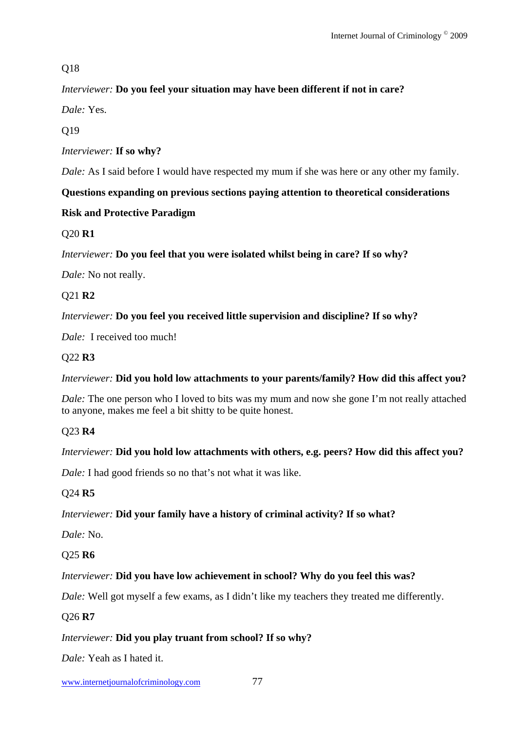Q18

*Interviewer:* **Do you feel your situation may have been different if not in care?**

*Dale:* Yes.

Q19

*Interviewer:* **If so why?**

*Dale:* As I said before I would have respected my mum if she was here or any other my family.

**Questions expanding on previous sections paying attention to theoretical considerations**

**Risk and Protective Paradigm**

Q20 **R1**

*Interviewer:* **Do you feel that you were isolated whilst being in care? If so why?**

*Dale:* No not really.

Q21 **R2**

*Interviewer:* **Do you feel you received little supervision and discipline? If so why?**

*Dale:* I received too much!

Q22 **R3**

*Interviewer:* **Did you hold low attachments to your parents/family? How did this affect you?**

*Dale:* The one person who I loved to bits was my mum and now she gone I'm not really attached to anyone, makes me feel a bit shitty to be quite honest.

Q23 **R4**

*Interviewer:* **Did you hold low attachments with others, e.g. peers? How did this affect you?**

*Dale:* I had good friends so no that's not what it was like.

Q24 **R5**

*Interviewer:* **Did your family have a history of criminal activity? If so what?**

*Dale:* No.

Q25 **R6**

*Interviewer:* **Did you have low achievement in school? Why do you feel this was?**

*Dale:* Well got myself a few exams, as I didn't like my teachers they treated me differently.

Q26 **R7**

*Interviewer:* **Did you play truant from school? If so why?**

*Dale:* Yeah as I hated it.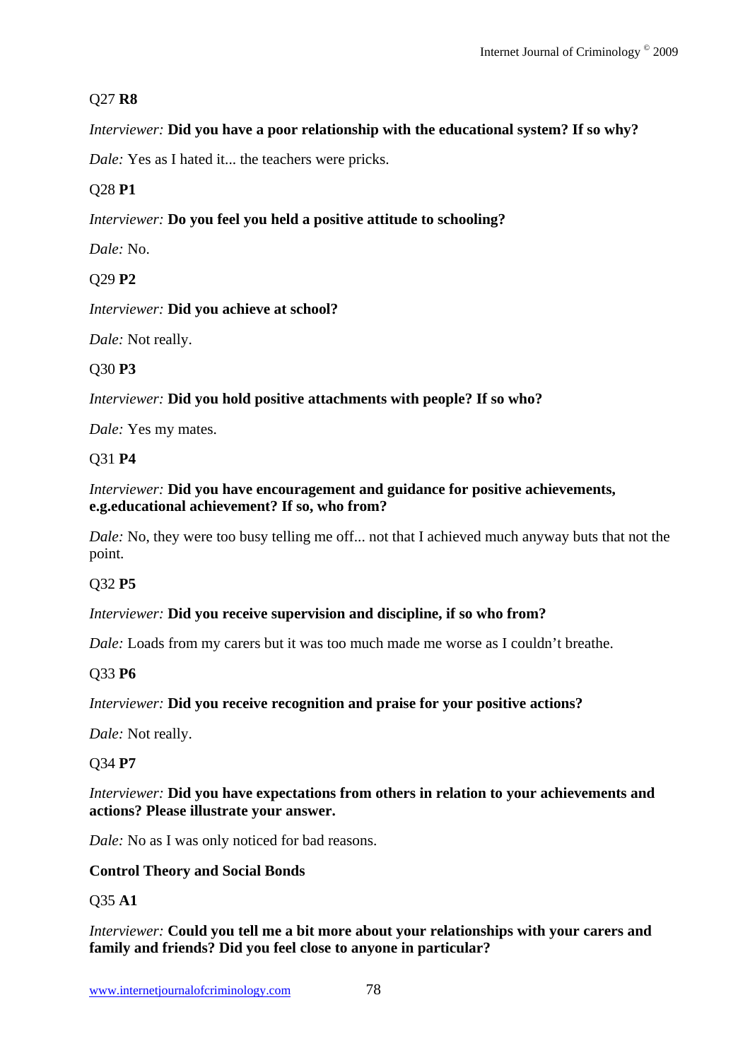Q27 **R8**

*Interviewer:* **Did you have a poor relationship with the educational system? If so why?**

*Dale:* Yes as I hated it... the teachers were pricks.

Q28 **P1**

*Interviewer:* **Do you feel you held a positive attitude to schooling?**

*Dale:* No.

Q29 **P2**

*Interviewer:* **Did you achieve at school?**

*Dale:* Not really.

Q30 **P3**

*Interviewer:* **Did you hold positive attachments with people? If so who?**

*Dale:* Yes my mates.

Q31 **P4**

*Interviewer:* **Did you have encouragement and guidance for positive achievements, e.g.educational achievement? If so, who from?**

*Dale:* No, they were too busy telling me off... not that I achieved much anyway buts that not the point.

Q32 **P5**

*Interviewer:* **Did you receive supervision and discipline, if so who from?**

*Dale:* Loads from my carers but it was too much made me worse as I couldn't breathe.

Q33 **P6**

*Interviewer:* **Did you receive recognition and praise for your positive actions?**

*Dale:* Not really.

Q34 **P7**

*Interviewer:* **Did you have expectations from others in relation to your achievements and actions? Please illustrate your answer.**

*Dale:* No as I was only noticed for bad reasons.

**Control Theory and Social Bonds**

Q35 **A1**

*Interviewer:* **Could you tell me a bit more about your relationships with your carers and family and friends? Did you feel close to anyone in particular?**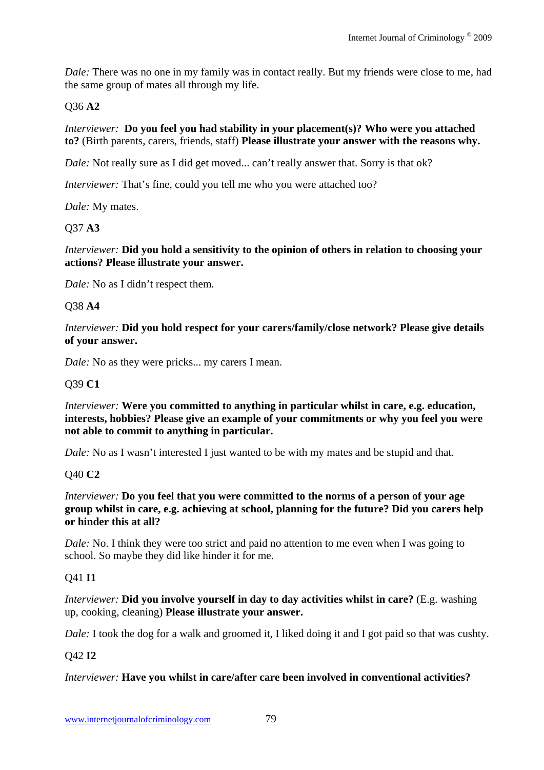*Dale:* There was no one in my family was in contact really. But my friends were close to me, had the same group of mates all through my life.

Q36 **A2**

*Interviewer:* **Do you feel you had stability in your placement(s)? Who were you attached to?** (Birth parents, carers, friends, staff) **Please illustrate your answer with the reasons why.**

*Dale:* Not really sure as I did get moved... can't really answer that. Sorry is that ok?

*Interviewer:* That's fine, could you tell me who you were attached too?

*Dale:* My mates.

Q37 **A3**

*Interviewer:* **Did you hold a sensitivity to the opinion of others in relation to choosing your actions? Please illustrate your answer.**

*Dale:* No as I didn't respect them.

Q38 **A4**

*Interviewer:* **Did you hold respect for your carers/family/close network? Please give details of your answer.**

*Dale:* No as they were pricks... my carers I mean.

Q39 **C1**

*Interviewer:* **Were you committed to anything in particular whilst in care, e.g. education, interests, hobbies? Please give an example of your commitments or why you feel you were not able to commit to anything in particular.**

*Dale:* No as I wasn't interested I just wanted to be with my mates and be stupid and that.

Q40 **C2**

*Interviewer:* **Do you feel that you were committed to the norms of a person of your age group whilst in care, e.g. achieving at school, planning for the future? Did you carers help or hinder this at all?**

*Dale:* No. I think they were too strict and paid no attention to me even when I was going to school. So maybe they did like hinder it for me.

Q41 **I1**

*Interviewer:* **Did you involve yourself in day to day activities whilst in care?** (E.g. washing up, cooking, cleaning) **Please illustrate your answer.**

*Dale:* I took the dog for a walk and groomed it, I liked doing it and I got paid so that was cushty.

Q42 **I2**

*Interviewer:* **Have you whilst in care/after care been involved in conventional activities?**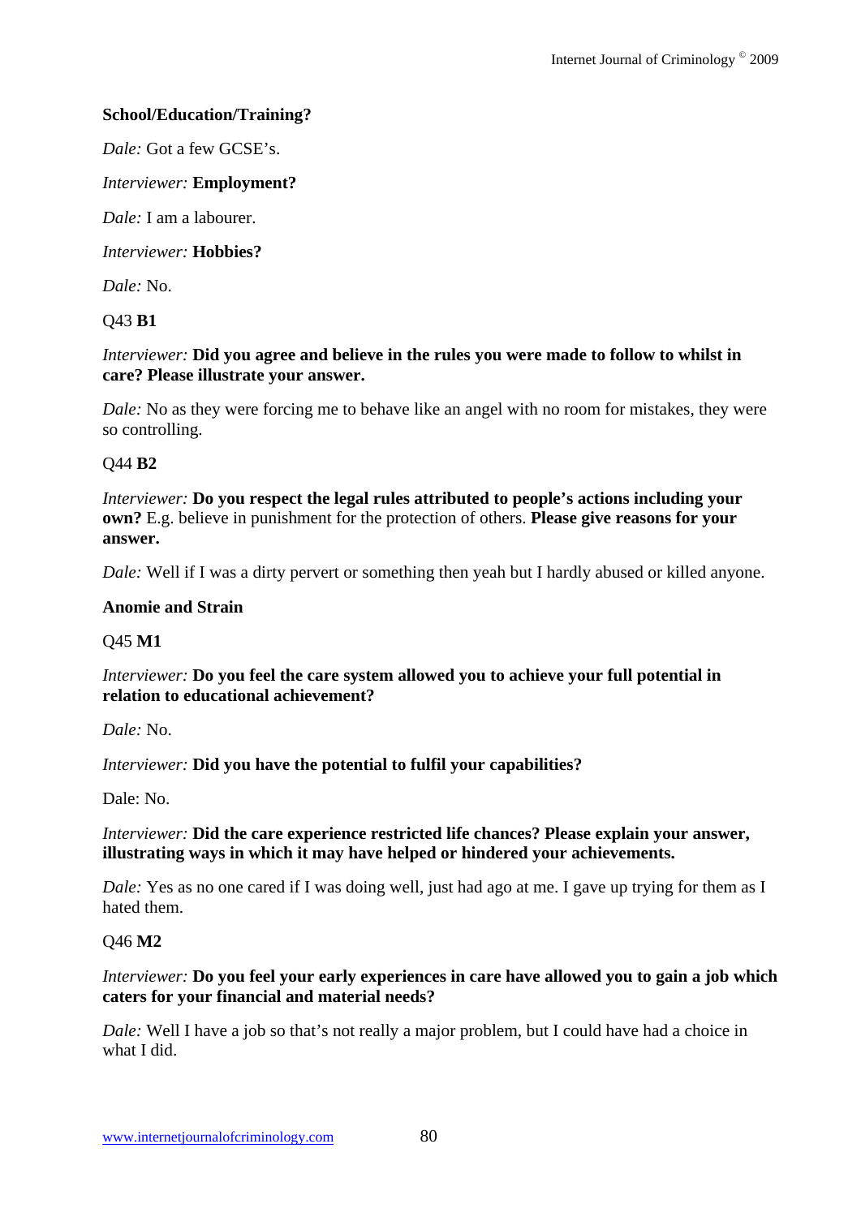**School/Education/Training?**

*Dale:* Got a few GCSE's.

*Interviewer:* **Employment?**

*Dale:* I am a labourer.

*Interviewer:* **Hobbies?**

*Dale:* No.

Q43 **B1**

*Interviewer:* **Did you agree and believe in the rules you were made to follow to whilst in care? Please illustrate your answer.**

*Dale:* No as they were forcing me to behave like an angel with no room for mistakes, they were so controlling.

Q44 **B2**

*Interviewer:* **Do you respect the legal rules attributed to people's actions including your own?** E.g. believe in punishment for the protection of others. **Please give reasons for your answer.**

*Dale:* Well if I was a dirty pervert or something then yeah but I hardly abused or killed anyone.

**Anomie and Strain**

Q45 **M1**

*Interviewer:* **Do you feel the care system allowed you to achieve your full potential in relation to educational achievement?**

*Dale:* No.

*Interviewer:* **Did you have the potential to fulfil your capabilities?**

Dale: No.

*Interviewer:* **Did the care experience restricted life chances? Please explain your answer, illustrating ways in which it may have helped or hindered your achievements.**

*Dale:* Yes as no one cared if I was doing well, just had ago at me. I gave up trying for them as I hated them.

Q46 **M2**

*Interviewer:* **Do you feel your early experiences in care have allowed you to gain a job which caters for your financial and material needs?**

*Dale:* Well I have a job so that's not really a major problem, but I could have had a choice in what I did.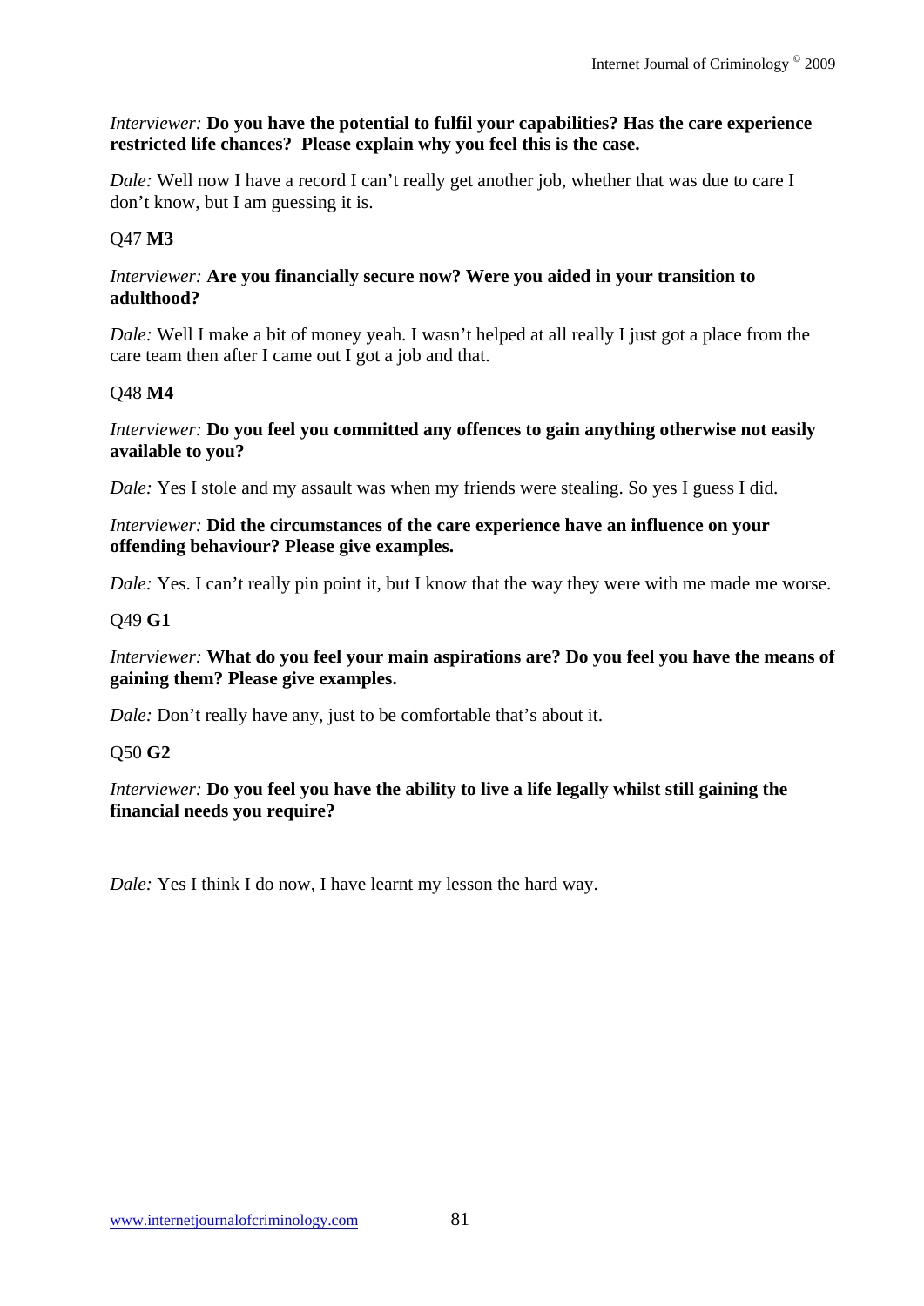*Interviewer:* **Do you have the potential to fulfil your capabilities? Has the care experience restricted life chances? Please explain why you feel this is the case.**

*Dale:* Well now I have a record I can't really get another job, whether that was due to care I don't know, but I am guessing it is.

Q47 **M3**

*Interviewer:* **Are you financially secure now? Were you aided in your transition to adulthood?**

*Dale:* Well I make a bit of money yeah. I wasn't helped at all really I just got a place from the care team then after I came out I got a job and that.

Q48 **M4**

*Interviewer:* **Do you feel you committed any offences to gain anything otherwise not easily available to you?**

*Dale:* Yes I stole and my assault was when my friends were stealing. So yes I guess I did.

*Interviewer:* **Did the circumstances of the care experience have an influence on your offending behaviour? Please give examples.**

*Dale:* Yes. I can't really pin point it, but I know that the way they were with me made me worse.

Q49 **G1**

*Interviewer:* **What do you feel your main aspirations are? Do you feel you have the means of gaining them? Please give examples.**

*Dale:* Don't really have any, just to be comfortable that's about it.

Q50 **G2**

*Interviewer:* **Do you feel you have the ability to live a life legally whilst still gaining the financial needs you require?**

*Dale:* Yes I think I do now, I have learnt my lesson the hard way.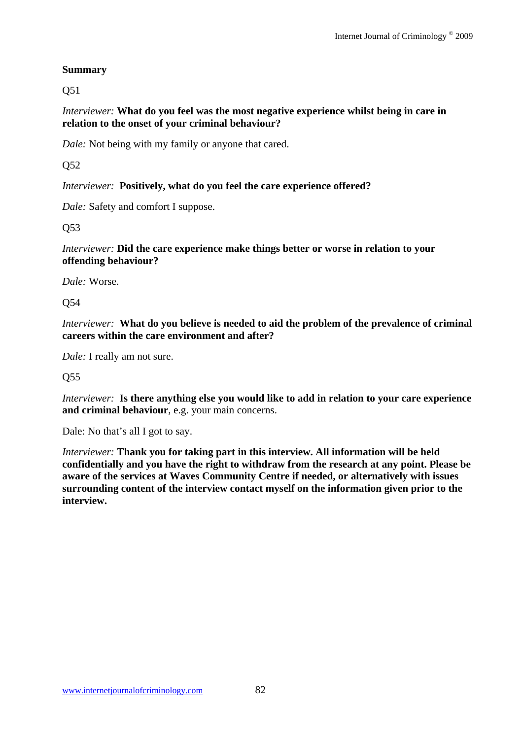**Summary**

Q51

*Interviewer:* **What do you feel was the most negative experience whilst being in care in relation to the onset of your criminal behaviour?**

*Dale:* Not being with my family or anyone that cared.

Q52

*Interviewer:* **Positively, what do you feel the care experience offered?**

*Dale:* Safety and comfort I suppose.

Q53

*Interviewer:* **Did the care experience make things better or worse in relation to your offending behaviour?**

*Dale:* Worse.

Q54

*Interviewer:* **What do you believe is needed to aid the problem of the prevalence of criminal careers within the care environment and after?**

*Dale:* I really am not sure.

Q55

*Interviewer:* **Is there anything else you would like to add in relation to your care experience and criminal behaviour**, e.g. your main concerns.

Dale: No that's all I got to say.

*Interviewer:* **Thank you for taking part in this interview. All information will be held confidentially and you have the right to withdraw from the research at any point. Please be aware of the services at Waves Community Centre if needed, or alternatively with issues surrounding content of the interview contact myself on the information given prior to the interview.**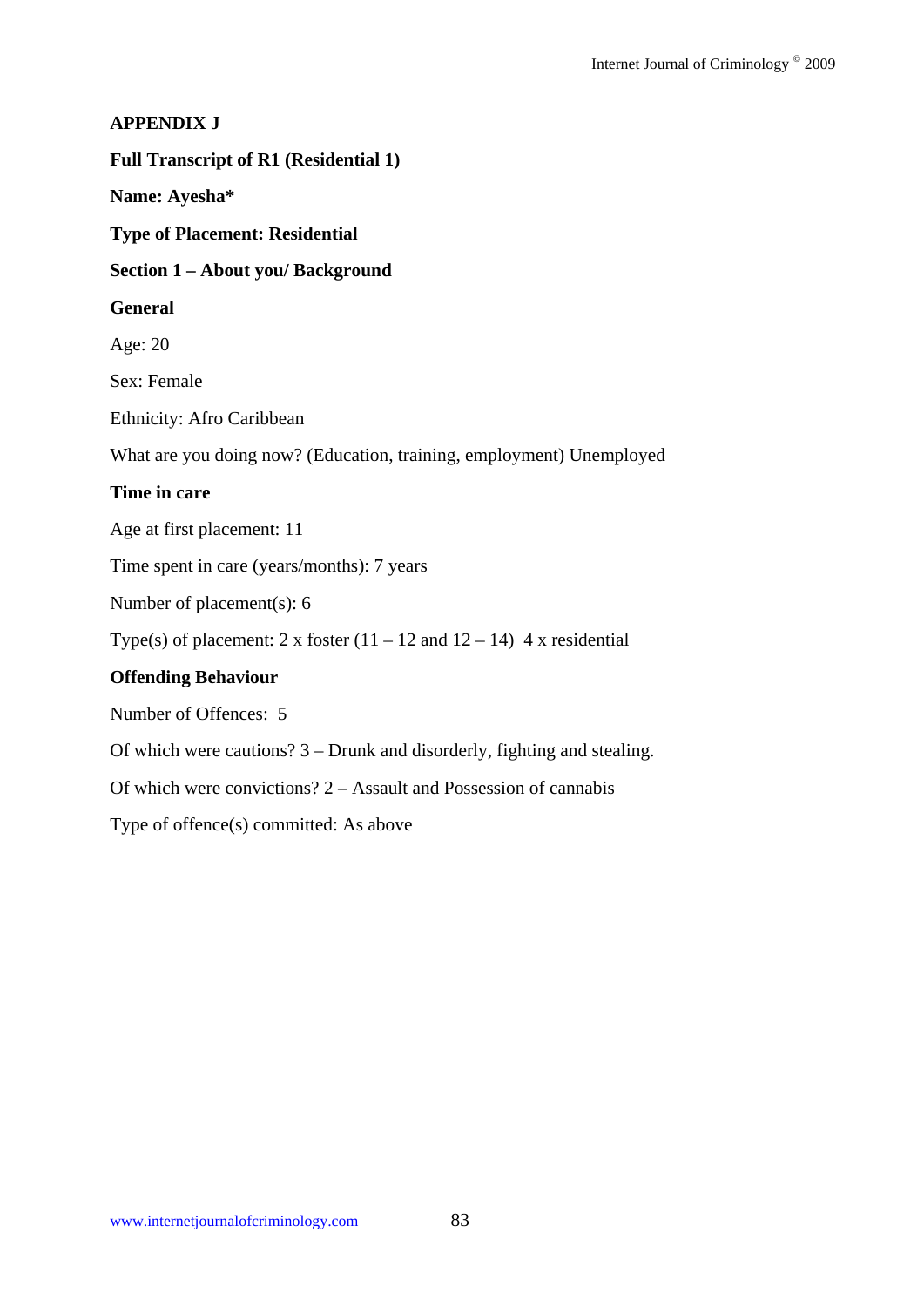**APPENDIX J**

**Full Transcript of R1 (Residential 1)**

**Name: Ayesha***

**Type of Placement: Residential**

**Section 1 – About you/ Background**

**General**

Age: 20

Sex: Female

Ethnicity: Afro Caribbean

What are you doing now? (Education, training, employment) Unemployed

**Time in care**

Age at first placement: 11

Time spent in care (years/months): 7 years

Number of placement(s): 6

Type(s) of placement: 2 x foster (11 – 12 and 12 – 14)  4 x residential

**Offending Behaviour**

Number of Offences:  5

Of which were cautions? 3 – Drunk and disorderly, fighting and stealing.

Of which were convictions? 2 – Assault and Possession of cannabis

Type of offence(s) committed: As above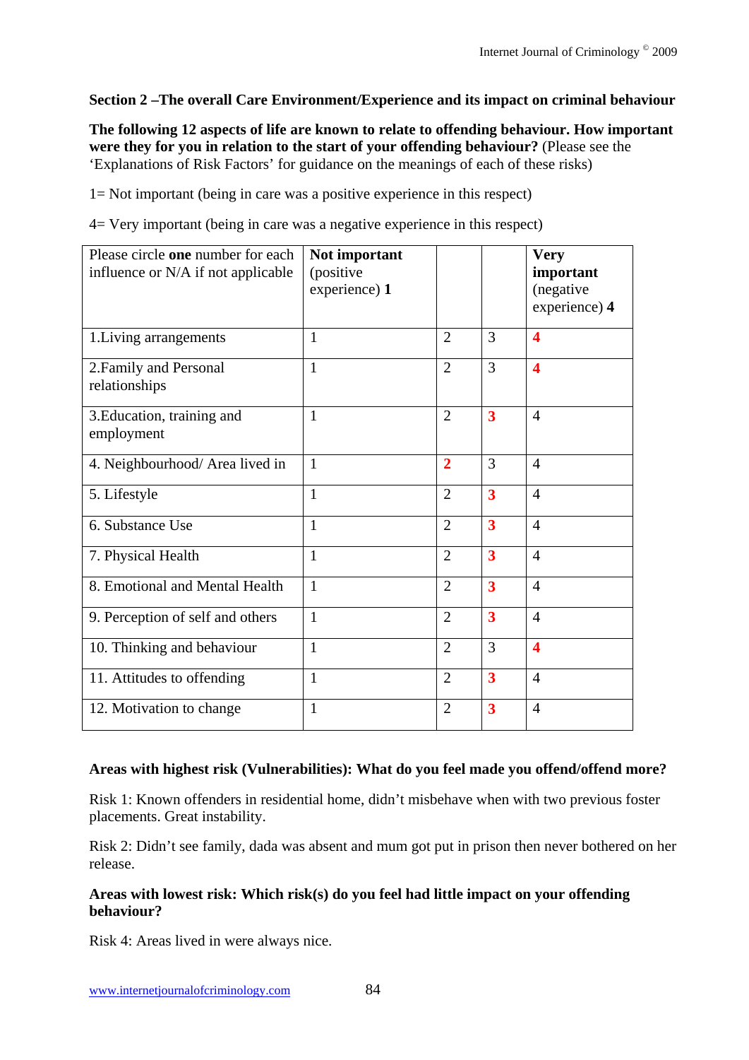**Section 2 –The overall Care Environment/Experience and its impact on criminal behaviour**

**The following 12 aspects of life are known to relate to offending behaviour. How important were they for you in relation to the start of your offending behaviour?** (Please see the 'Explanations of Risk Factors' for guidance on the meanings of each of these risks)

1= Not important (being in care was a positive experience in this respect)

4= Very important (being in care was a negative experience in this respect)

| Please circle **one** number for each influence or N/A if not applicable | **Not important** (positive experience) **1** | | | **Very important** (negative experience) **4** |
|---|---|---|---|---|
| 1.Living arrangements | 1 | 2 | 3 | **4** |
| 2.Family and Personal relationships | 1 | 2 | 3 | **4** |
| 3.Education, training and employment | 1 | 2 | **3** | 4 |
| 4. Neighbourhood/ Area lived in | 1 | **2** | 3 | 4 |
| 5. Lifestyle | 1 | 2 | **3** | 4 |
| 6. Substance Use | 1 | 2 | **3** | 4 |
| 7. Physical Health | 1 | 2 | **3** | 4 |
| 8. Emotional and Mental Health | 1 | 2 | **3** | 4 |
| 9. Perception of self and others | 1 | 2 | **3** | 4 |
| 10. Thinking and behaviour | 1 | 2 | 3 | **4** |
| 11. Attitudes to offending | 1 | 2 | **3** | 4 |
| 12. Motivation to change | 1 | 2 | **3** | 4 |

**Areas with highest risk (Vulnerabilities): What do you feel made you offend/offend more?**

Risk 1: Known offenders in residential home, didn't misbehave when with two previous foster placements. Great instability.

Risk 2: Didn't see family, dada was absent and mum got put in prison then never bothered on her release.

**Areas with lowest risk: Which risk(s) do you feel had little impact on your offending behaviour?**

Risk 4: Areas lived in were always nice.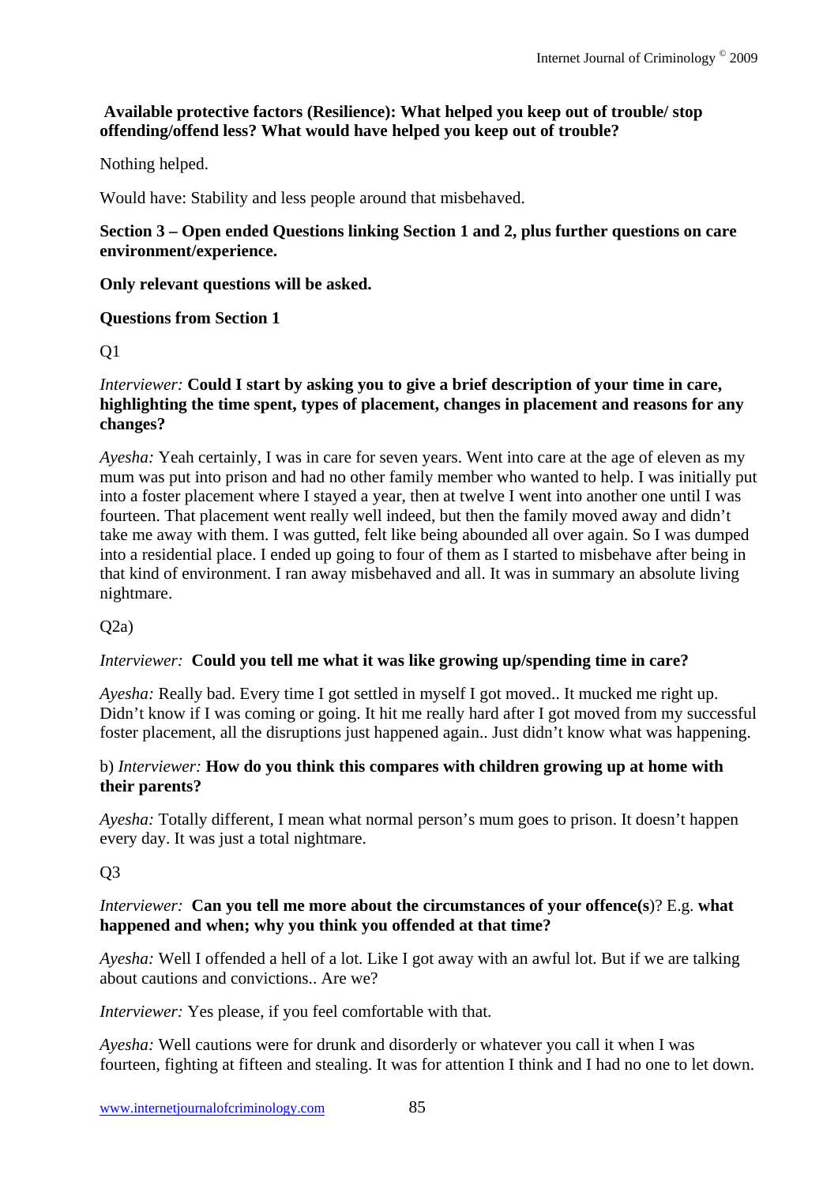**Available protective factors (Resilience): What helped you keep out of trouble/ stop offending/offend less? What would have helped you keep out of trouble?**

Nothing helped.

Would have: Stability and less people around that misbehaved.

**Section 3 – Open ended Questions linking Section 1 and 2, plus further questions on care environment/experience.**

**Only relevant questions will be asked.**

**Questions from Section 1**

Q1

*Interviewer:* **Could I start by asking you to give a brief description of your time in care, highlighting the time spent, types of placement, changes in placement and reasons for any changes?**

*Ayesha:* Yeah certainly, I was in care for seven years. Went into care at the age of eleven as my mum was put into prison and had no other family member who wanted to help. I was initially put into a foster placement where I stayed a year, then at twelve I went into another one until I was fourteen. That placement went really well indeed, but then the family moved away and didn't take me away with them. I was gutted, felt like being abounded all over again. So I was dumped into a residential place. I ended up going to four of them as I started to misbehave after being in that kind of environment. I ran away misbehaved and all. It was in summary an absolute living nightmare.

Q2a)

*Interviewer:* **Could you tell me what it was like growing up/spending time in care?**

*Ayesha:* Really bad. Every time I got settled in myself I got moved.. It mucked me right up. Didn't know if I was coming or going. It hit me really hard after I got moved from my successful foster placement, all the disruptions just happened again.. Just didn't know what was happening.

b) *Interviewer:* **How do you think this compares with children growing up at home with their parents?**

*Ayesha:* Totally different, I mean what normal person's mum goes to prison. It doesn't happen every day. It was just a total nightmare.

Q3

*Interviewer:* **Can you tell me more about the circumstances of your offence(s**)? E.g. **what happened and when; why you think you offended at that time?**

*Ayesha:* Well I offended a hell of a lot. Like I got away with an awful lot. But if we are talking about cautions and convictions.. Are we?

*Interviewer:* Yes please, if you feel comfortable with that.

*Ayesha:* Well cautions were for drunk and disorderly or whatever you call it when I was fourteen, fighting at fifteen and stealing. It was for attention I think and I had no one to let down.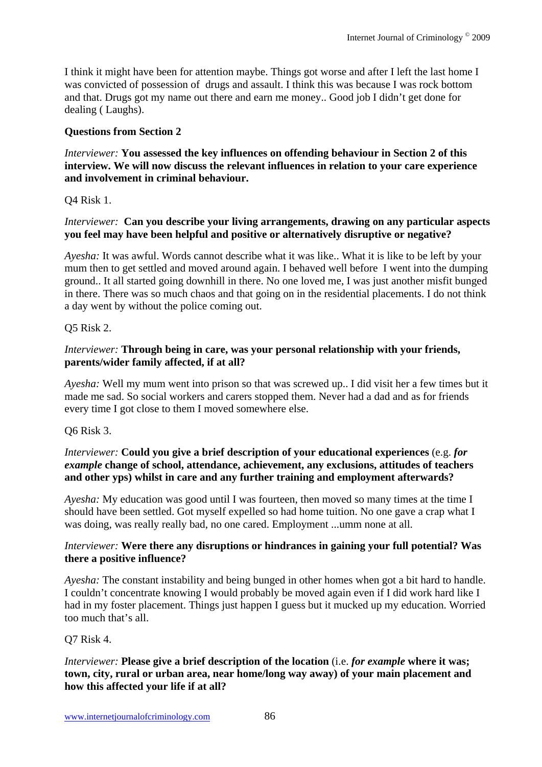I think it might have been for attention maybe. Things got worse and after I left the last home I was convicted of possession of drugs and assault. I think this was because I was rock bottom and that. Drugs got my name out there and earn me money.. Good job I didn't get done for dealing ( Laughs).

**Questions from Section 2**

*Interviewer:* **You assessed the key influences on offending behaviour in Section 2 of this interview. We will now discuss the relevant influences in relation to your care experience and involvement in criminal behaviour.**

Q4 Risk 1.

*Interviewer:* **Can you describe your living arrangements, drawing on any particular aspects you feel may have been helpful and positive or alternatively disruptive or negative?**

*Ayesha:* It was awful. Words cannot describe what it was like.. What it is like to be left by your mum then to get settled and moved around again. I behaved well before I went into the dumping ground.. It all started going downhill in there. No one loved me, I was just another misfit bunged in there. There was so much chaos and that going on in the residential placements. I do not think a day went by without the police coming out.

Q5 Risk 2.

*Interviewer:* **Through being in care, was your personal relationship with your friends, parents/wider family affected, if at all?**

*Ayesha:* Well my mum went into prison so that was screwed up.. I did visit her a few times but it made me sad. So social workers and carers stopped them. Never had a dad and as for friends every time I got close to them I moved somewhere else.

Q6 Risk 3.

*Interviewer:* **Could you give a brief description of your educational experiences** (e.g. ***for example*** **change of school, attendance, achievement, any exclusions, attitudes of teachers and other yps) whilst in care and any further training and employment afterwards?**

*Ayesha:* My education was good until I was fourteen, then moved so many times at the time I should have been settled. Got myself expelled so had home tuition. No one gave a crap what I was doing, was really really bad, no one cared. Employment ...umm none at all.

*Interviewer:* **Were there any disruptions or hindrances in gaining your full potential? Was there a positive influence?**

*Ayesha:* The constant instability and being bunged in other homes when got a bit hard to handle. I couldn't concentrate knowing I would probably be moved again even if I did work hard like I had in my foster placement. Things just happen I guess but it mucked up my education. Worried too much that's all.

Q7 Risk 4.

*Interviewer:* **Please give a brief description of the location** (i.e. ***for example*** **where it was; town, city, rural or urban area, near home/long way away) of your main placement and how this affected your life if at all?**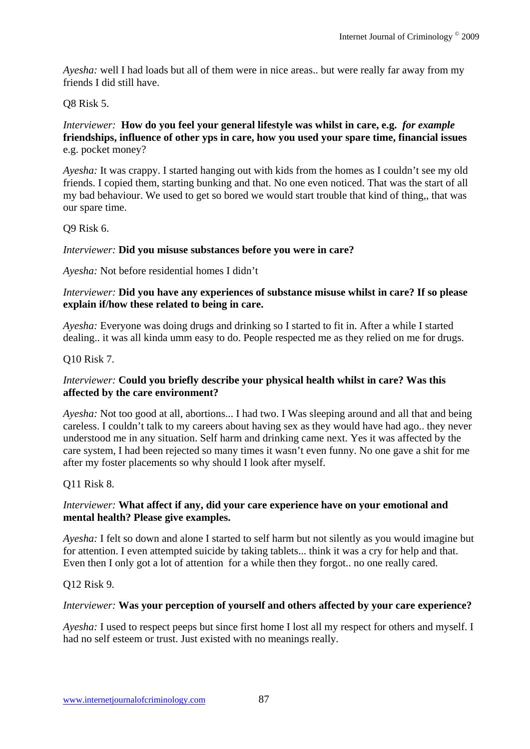*Ayesha:* well I had loads but all of them were in nice areas.. but were really far away from my friends I did still have.

Q8 Risk 5.

*Interviewer:* **How do you feel your general lifestyle was whilst in care, e.g.** ***for example*** **friendships, influence of other yps in care, how you used your spare time, financial issues** e.g. pocket money?

*Ayesha:* It was crappy. I started hanging out with kids from the homes as I couldn't see my old friends. I copied them, starting bunking and that. No one even noticed. That was the start of all my bad behaviour. We used to get so bored we would start trouble that kind of thing,, that was our spare time.

Q9 Risk 6.

*Interviewer:* **Did you misuse substances before you were in care?**

*Ayesha:* Not before residential homes I didn't

*Interviewer:* **Did you have any experiences of substance misuse whilst in care? If so please explain if/how these related to being in care.**

*Ayesha:* Everyone was doing drugs and drinking so I started to fit in. After a while I started dealing.. it was all kinda umm easy to do. People respected me as they relied on me for drugs.

Q10 Risk 7.

*Interviewer:* **Could you briefly describe your physical health whilst in care? Was this affected by the care environment?**

*Ayesha:* Not too good at all, abortions... I had two. I Was sleeping around and all that and being careless. I couldn't talk to my careers about having sex as they would have had ago.. they never understood me in any situation. Self harm and drinking came next. Yes it was affected by the care system, I had been rejected so many times it wasn't even funny. No one gave a shit for me after my foster placements so why should I look after myself.

Q11 Risk 8.

*Interviewer:* **What affect if any, did your care experience have on your emotional and mental health? Please give examples.**

*Ayesha:* I felt so down and alone I started to self harm but not silently as you would imagine but for attention. I even attempted suicide by taking tablets... think it was a cry for help and that. Even then I only got a lot of attention for a while then they forgot.. no one really cared.

Q12 Risk 9.

*Interviewer:* **Was your perception of yourself and others affected by your care experience?**

*Ayesha:* I used to respect peeps but since first home I lost all my respect for others and myself. I had no self esteem or trust. Just existed with no meanings really.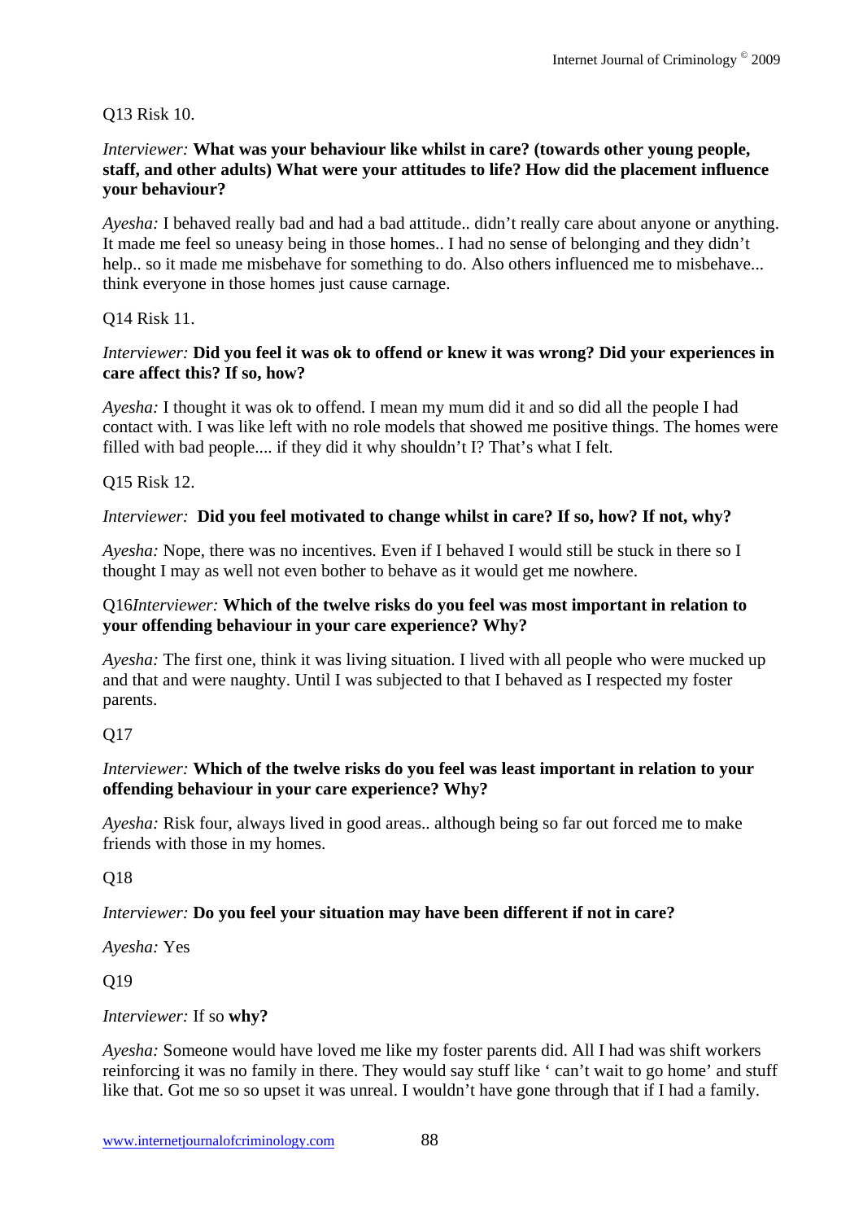Q13 Risk 10.

*Interviewer:* **What was your behaviour like whilst in care? (towards other young people, staff, and other adults) What were your attitudes to life? How did the placement influence your behaviour?**

*Ayesha:* I behaved really bad and had a bad attitude.. didn't really care about anyone or anything. It made me feel so uneasy being in those homes.. I had no sense of belonging and they didn't help.. so it made me misbehave for something to do. Also others influenced me to misbehave... think everyone in those homes just cause carnage.

Q14 Risk 11.

*Interviewer:* **Did you feel it was ok to offend or knew it was wrong? Did your experiences in care affect this? If so, how?**

*Ayesha:* I thought it was ok to offend. I mean my mum did it and so did all the people I had contact with. I was like left with no role models that showed me positive things. The homes were filled with bad people.... if they did it why shouldn't I? That's what I felt.

Q15 Risk 12.

*Interviewer:* **Did you feel motivated to change whilst in care? If so, how? If not, why?**

*Ayesha:* Nope, there was no incentives. Even if I behaved I would still be stuck in there so I thought I may as well not even bother to behave as it would get me nowhere.

Q16*Interviewer:* **Which of the twelve risks do you feel was most important in relation to your offending behaviour in your care experience? Why?**

*Ayesha:* The first one, think it was living situation. I lived with all people who were mucked up and that and were naughty. Until I was subjected to that I behaved as I respected my foster parents.

Q17

*Interviewer:* **Which of the twelve risks do you feel was least important in relation to your offending behaviour in your care experience? Why?**

*Ayesha:* Risk four, always lived in good areas.. although being so far out forced me to make friends with those in my homes.

Q18

*Interviewer:* **Do you feel your situation may have been different if not in care?**

*Ayesha:* Yes

Q19

*Interviewer:* If so **why?**

*Ayesha:* Someone would have loved me like my foster parents did. All I had was shift workers reinforcing it was no family in there. They would say stuff like ' can't wait to go home' and stuff like that. Got me so so upset it was unreal. I wouldn't have gone through that if I had a family.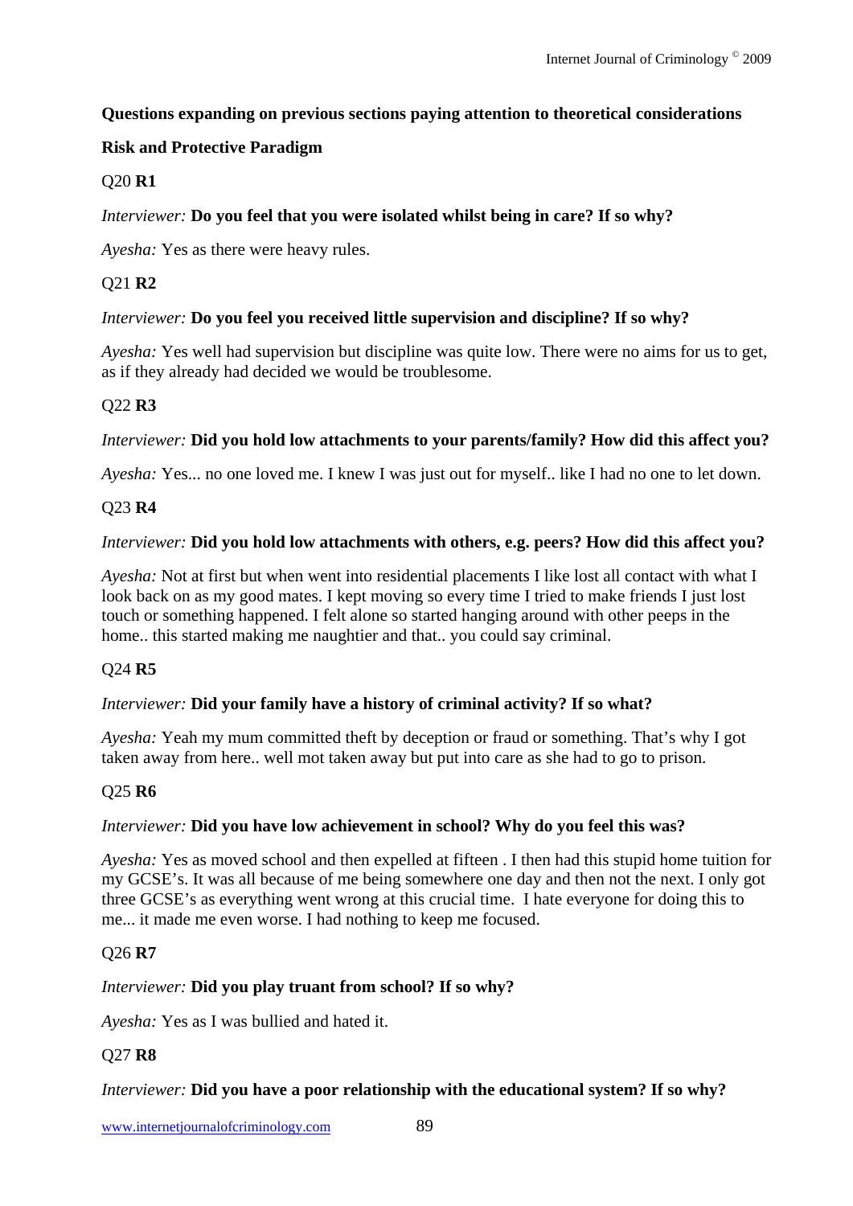**Questions expanding on previous sections paying attention to theoretical considerations**

**Risk and Protective Paradigm**

Q20 **R1**

*Interviewer:* **Do you feel that you were isolated whilst being in care? If so why?**

*Ayesha:* Yes as there were heavy rules.

Q21 **R2**

*Interviewer:* **Do you feel you received little supervision and discipline? If so why?**

*Ayesha:* Yes well had supervision but discipline was quite low. There were no aims for us to get, as if they already had decided we would be troublesome.

Q22 **R3**

*Interviewer:* **Did you hold low attachments to your parents/family? How did this affect you?**

*Ayesha:* Yes... no one loved me. I knew I was just out for myself.. like I had no one to let down.

Q23 **R4**

*Interviewer:* **Did you hold low attachments with others, e.g. peers? How did this affect you?**

*Ayesha:* Not at first but when went into residential placements I like lost all contact with what I look back on as my good mates. I kept moving so every time I tried to make friends I just lost touch or something happened. I felt alone so started hanging around with other peeps in the home.. this started making me naughtier and that.. you could say criminal.

Q24 **R5**

*Interviewer:* **Did your family have a history of criminal activity? If so what?**

*Ayesha:* Yeah my mum committed theft by deception or fraud or something. That's why I got taken away from here.. well mot taken away but put into care as she had to go to prison.

Q25 **R6**

*Interviewer:* **Did you have low achievement in school? Why do you feel this was?**

*Ayesha:* Yes as moved school and then expelled at fifteen . I then had this stupid home tuition for my GCSE's. It was all because of me being somewhere one day and then not the next. I only got three GCSE's as everything went wrong at this crucial time. I hate everyone for doing this to me... it made me even worse. I had nothing to keep me focused.

Q26 **R7**

*Interviewer:* **Did you play truant from school? If so why?**

*Ayesha:* Yes as I was bullied and hated it.

Q27 **R8**

*Interviewer:* **Did you have a poor relationship with the educational system? If so why?**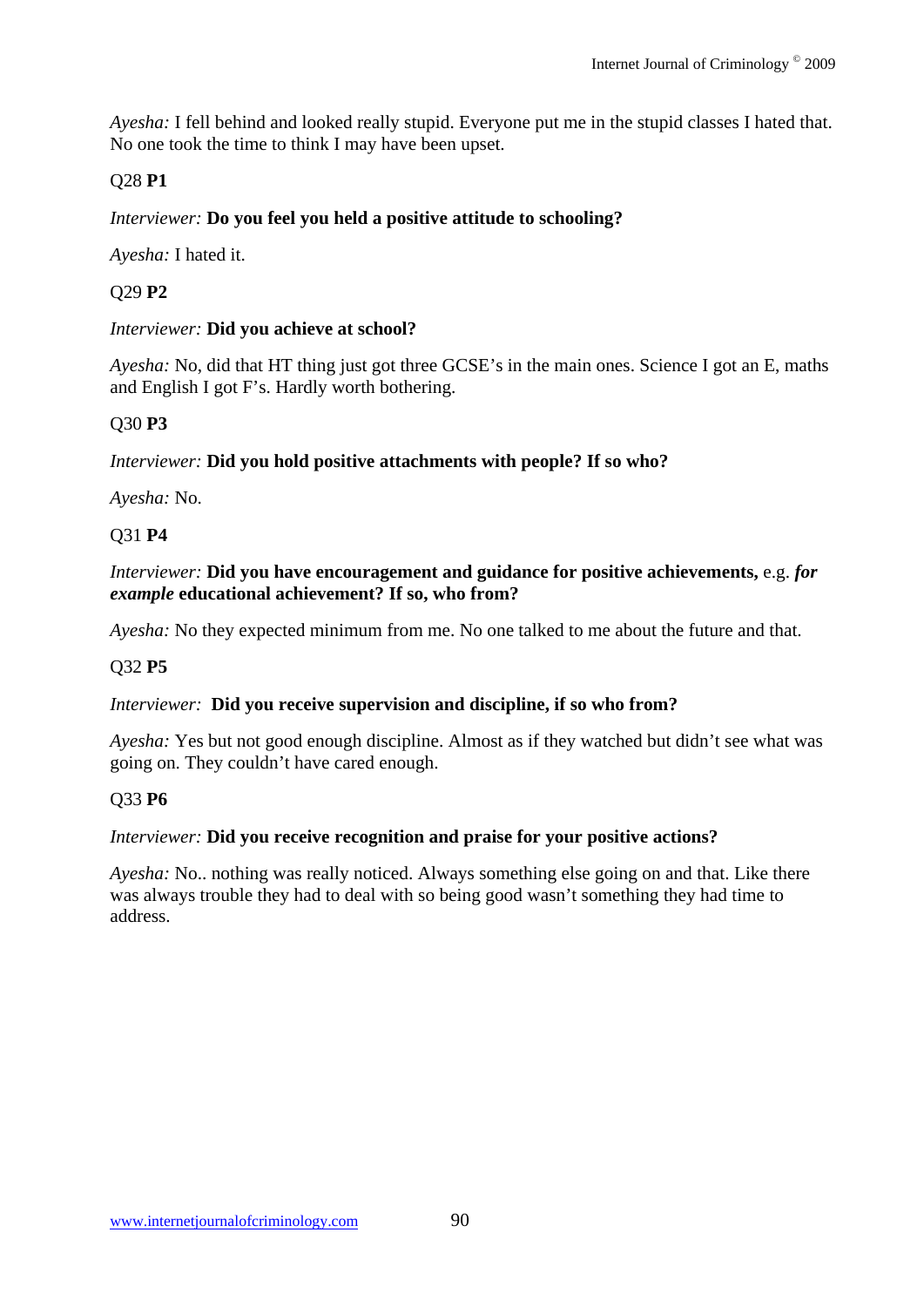*Ayesha:* I fell behind and looked really stupid. Everyone put me in the stupid classes I hated that. No one took the time to think I may have been upset.

Q28 **P1**

*Interviewer:* **Do you feel you held a positive attitude to schooling?**

*Ayesha:* I hated it.

Q29 **P2**

*Interviewer:* **Did you achieve at school?**

*Ayesha:* No, did that HT thing just got three GCSE's in the main ones. Science I got an E, maths and English I got F's. Hardly worth bothering.

Q30 **P3**

*Interviewer:* **Did you hold positive attachments with people? If so who?**

*Ayesha:* No.

Q31 **P4**

*Interviewer:* **Did you have encouragement and guidance for positive achievements,** e.g. ***for example*** **educational achievement? If so, who from?**

*Ayesha:* No they expected minimum from me. No one talked to me about the future and that.

Q32 **P5**

*Interviewer:* **Did you receive supervision and discipline, if so who from?**

*Ayesha:* Yes but not good enough discipline. Almost as if they watched but didn't see what was going on. They couldn't have cared enough.

Q33 **P6**

*Interviewer:* **Did you receive recognition and praise for your positive actions?**

*Ayesha:* No.. nothing was really noticed. Always something else going on and that. Like there was always trouble they had to deal with so being good wasn't something they had time to address.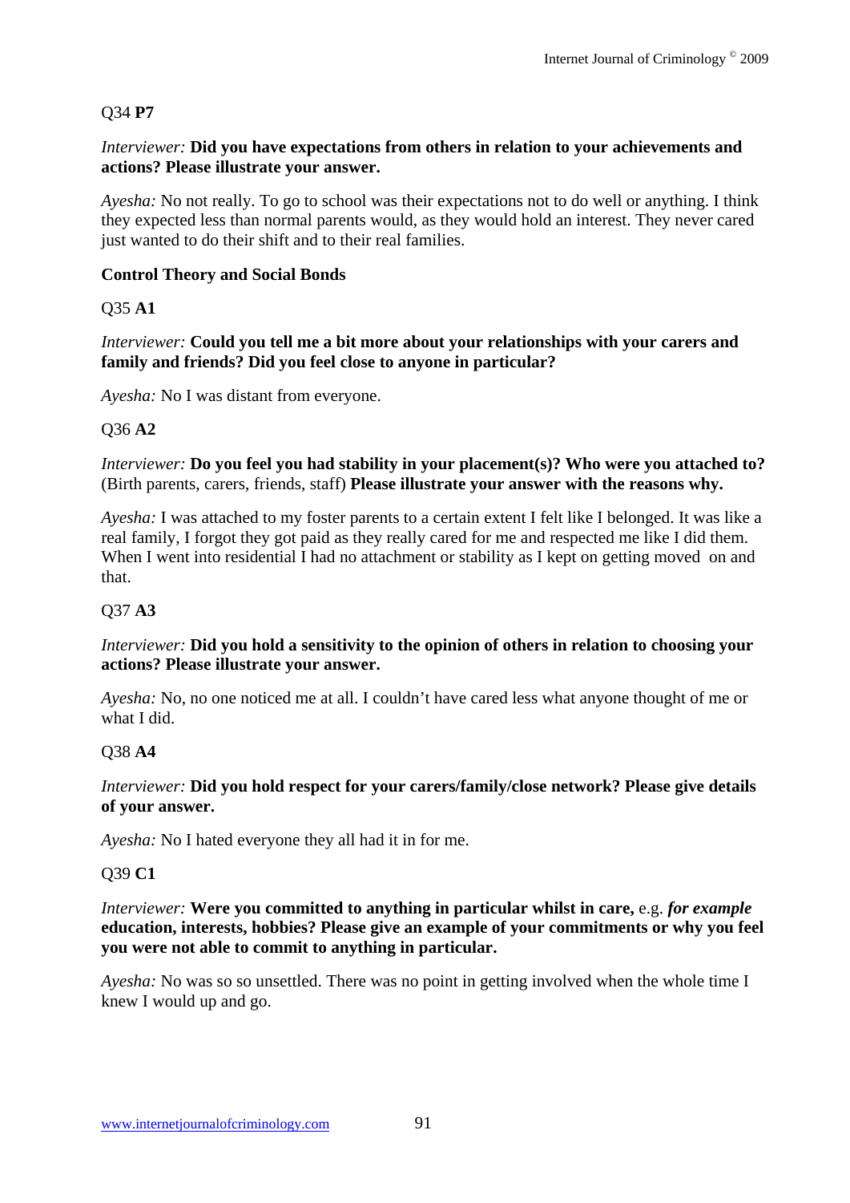Q34 **P7**

*Interviewer:* **Did you have expectations from others in relation to your achievements and actions? Please illustrate your answer.**

*Ayesha:* No not really. To go to school was their expectations not to do well or anything. I think they expected less than normal parents would, as they would hold an interest. They never cared just wanted to do their shift and to their real families.

**Control Theory and Social Bonds**

Q35 **A1**

*Interviewer:* **Could you tell me a bit more about your relationships with your carers and family and friends? Did you feel close to anyone in particular?**

*Ayesha:* No I was distant from everyone.

Q36 **A2**

*Interviewer:* **Do you feel you had stability in your placement(s)? Who were you attached to?** (Birth parents, carers, friends, staff) **Please illustrate your answer with the reasons why.**

*Ayesha:* I was attached to my foster parents to a certain extent I felt like I belonged. It was like a real family, I forgot they got paid as they really cared for me and respected me like I did them. When I went into residential I had no attachment or stability as I kept on getting moved on and that.

Q37 **A3**

*Interviewer:* **Did you hold a sensitivity to the opinion of others in relation to choosing your actions? Please illustrate your answer.**

*Ayesha:* No, no one noticed me at all. I couldn't have cared less what anyone thought of me or what I did.

Q38 **A4**

*Interviewer:* **Did you hold respect for your carers/family/close network? Please give details of your answer.**

*Ayesha:* No I hated everyone they all had it in for me.

Q39 **C1**

*Interviewer:* **Were you committed to anything in particular whilst in care,** e.g. ***for example*** **education, interests, hobbies? Please give an example of your commitments or why you feel you were not able to commit to anything in particular.**

*Ayesha:* No was so so unsettled. There was no point in getting involved when the whole time I knew I would up and go.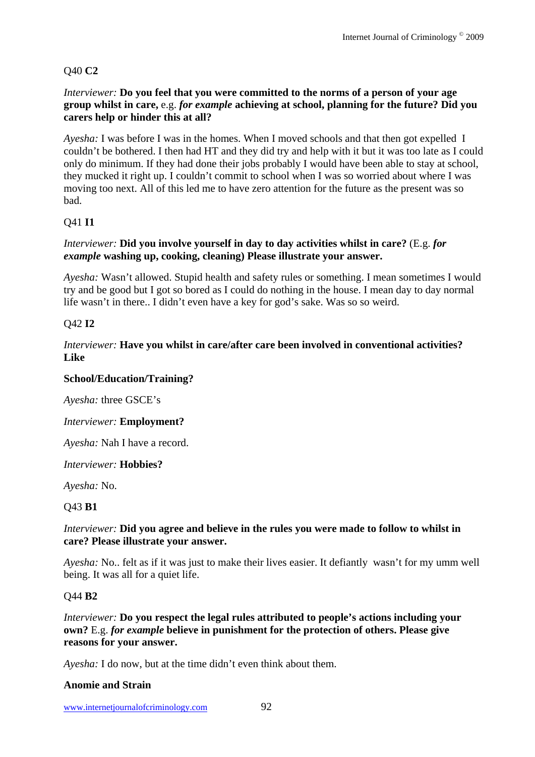Q40 **C2**

*Interviewer:* **Do you feel that you were committed to the norms of a person of your age group whilst in care,** e.g. ***for example*** **achieving at school, planning for the future? Did you carers help or hinder this at all?**

*Ayesha:* I was before I was in the homes. When I moved schools and that then got expelled I couldn't be bothered. I then had HT and they did try and help with it but it was too late as I could only do minimum. If they had done their jobs probably I would have been able to stay at school, they mucked it right up. I couldn't commit to school when I was so worried about where I was moving too next. All of this led me to have zero attention for the future as the present was so bad.

Q41 **I1**

*Interviewer:* **Did you involve yourself in day to day activities whilst in care?** (E.g. ***for example*** **washing up, cooking, cleaning) Please illustrate your answer.**

*Ayesha:* Wasn't allowed. Stupid health and safety rules or something. I mean sometimes I would try and be good but I got so bored as I could do nothing in the house. I mean day to day normal life wasn't in there.. I didn't even have a key for god's sake. Was so so weird.

Q42 **I2**

*Interviewer:* **Have you whilst in care/after care been involved in conventional activities? Like**

**School/Education/Training?**

*Ayesha:* three GSCE's

*Interviewer:* **Employment?**

*Ayesha:* Nah I have a record.

*Interviewer:* **Hobbies?**

*Ayesha:* No.

Q43 **B1**

*Interviewer:* **Did you agree and believe in the rules you were made to follow to whilst in care? Please illustrate your answer.**

*Ayesha:* No.. felt as if it was just to make their lives easier. It defiantly wasn't for my umm well being. It was all for a quiet life.

Q44 **B2**

*Interviewer:* **Do you respect the legal rules attributed to people's actions including your own?** E.g. ***for example*** **believe in punishment for the protection of others. Please give reasons for your answer.**

*Ayesha:* I do now, but at the time didn't even think about them.

**Anomie and Strain**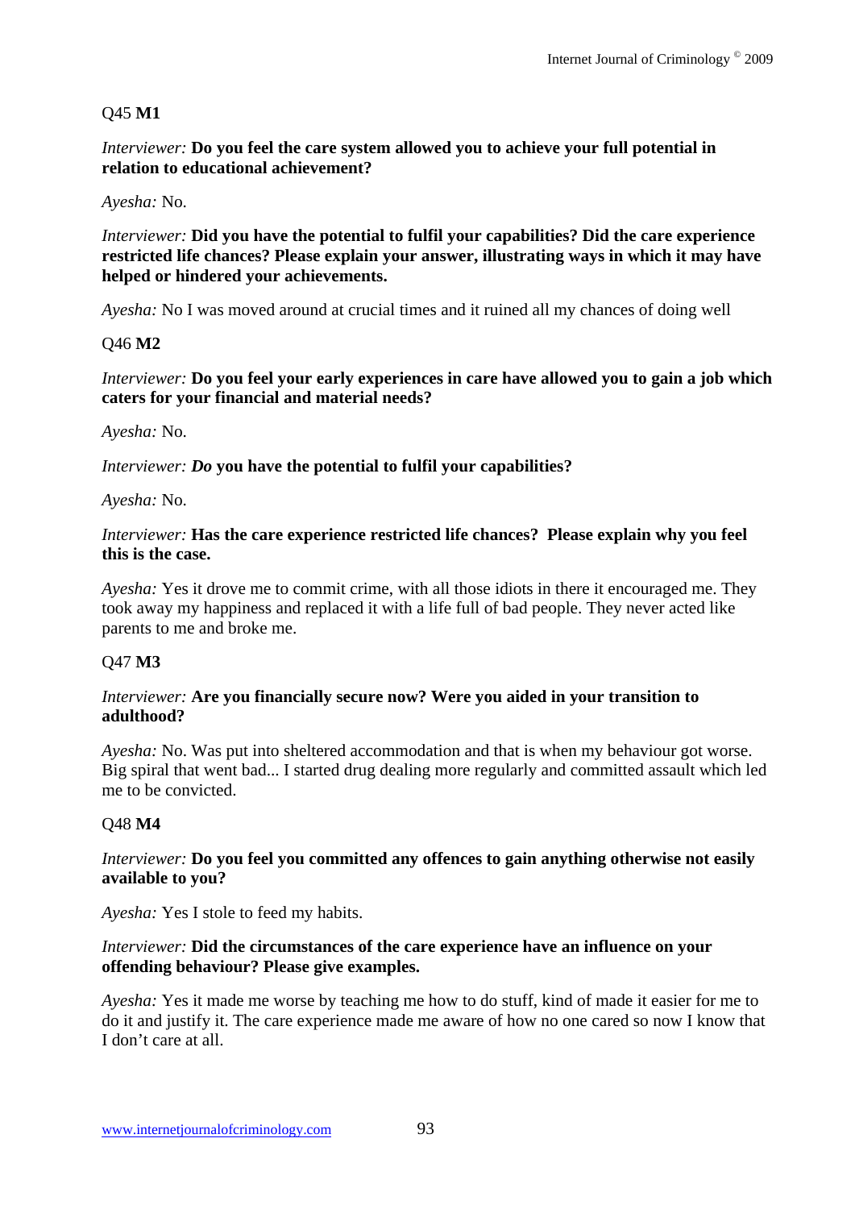Q45 **M1**

*Interviewer:* **Do you feel the care system allowed you to achieve your full potential in relation to educational achievement?**

*Ayesha:* No.

*Interviewer:* **Did you have the potential to fulfil your capabilities? Did the care experience restricted life chances? Please explain your answer, illustrating ways in which it may have helped or hindered your achievements.**

*Ayesha:* No I was moved around at crucial times and it ruined all my chances of doing well

Q46 **M2**

*Interviewer:* **Do you feel your early experiences in care have allowed you to gain a job which caters for your financial and material needs?**

*Ayesha:* No.

*Interviewer:* ***Do* you have the potential to fulfil your capabilities?**

*Ayesha:* No.

*Interviewer:* **Has the care experience restricted life chances? Please explain why you feel this is the case.**

*Ayesha:* Yes it drove me to commit crime, with all those idiots in there it encouraged me. They took away my happiness and replaced it with a life full of bad people. They never acted like parents to me and broke me.

Q47 **M3**

*Interviewer:* **Are you financially secure now? Were you aided in your transition to adulthood?**

*Ayesha:* No. Was put into sheltered accommodation and that is when my behaviour got worse. Big spiral that went bad... I started drug dealing more regularly and committed assault which led me to be convicted.

Q48 **M4**

*Interviewer:* **Do you feel you committed any offences to gain anything otherwise not easily available to you?**

*Ayesha:* Yes I stole to feed my habits.

*Interviewer:* **Did the circumstances of the care experience have an influence on your offending behaviour? Please give examples.**

*Ayesha:* Yes it made me worse by teaching me how to do stuff, kind of made it easier for me to do it and justify it. The care experience made me aware of how no one cared so now I know that I don't care at all.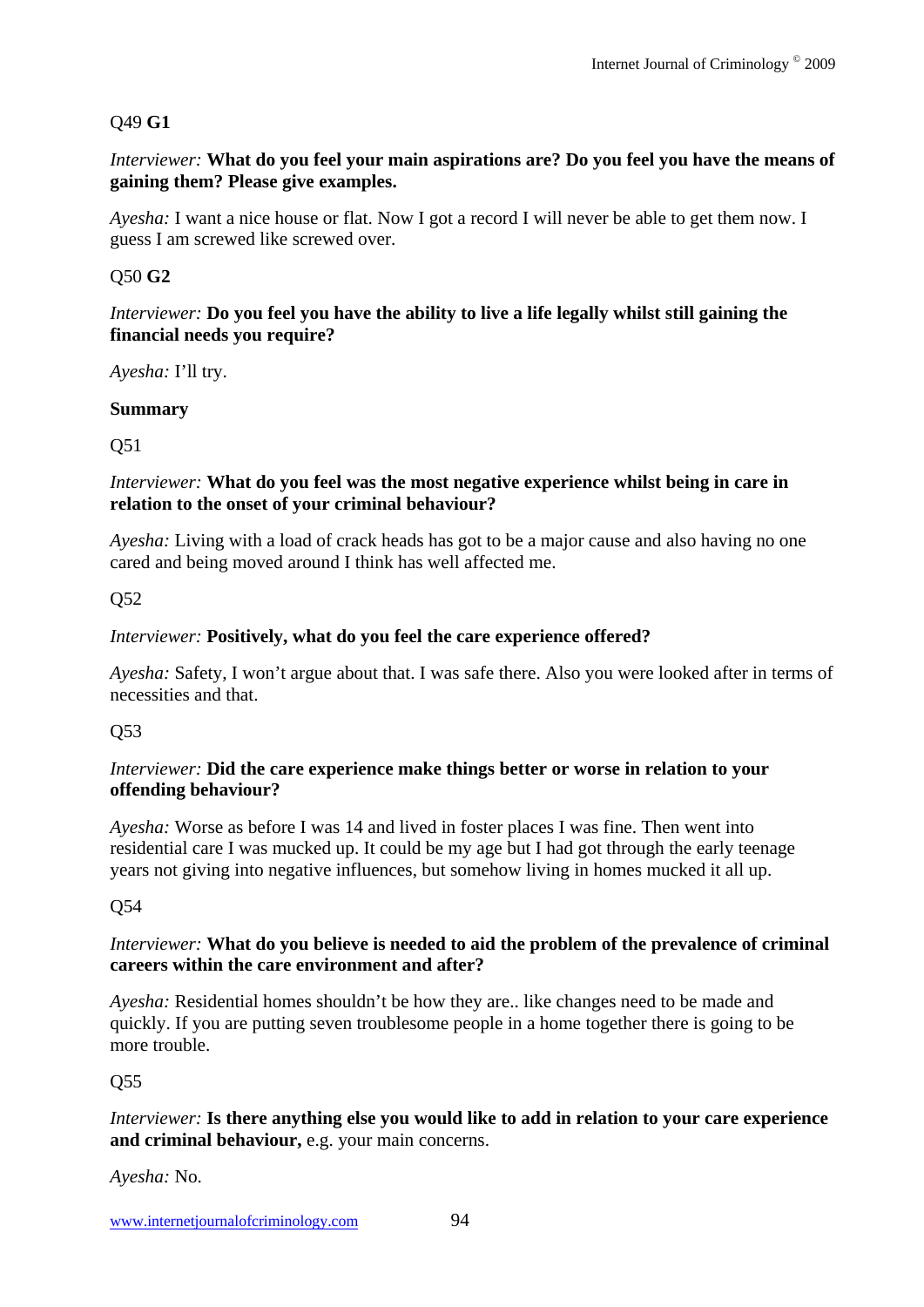Q49 **G1**

*Interviewer:* **What do you feel your main aspirations are? Do you feel you have the means of gaining them? Please give examples.**

*Ayesha:* I want a nice house or flat. Now I got a record I will never be able to get them now. I guess I am screwed like screwed over.

Q50 **G2**

*Interviewer:* **Do you feel you have the ability to live a life legally whilst still gaining the financial needs you require?**

*Ayesha:* I'll try.

**Summary**

Q51

*Interviewer:* **What do you feel was the most negative experience whilst being in care in relation to the onset of your criminal behaviour?**

*Ayesha:* Living with a load of crack heads has got to be a major cause and also having no one cared and being moved around I think has well affected me.

Q52

*Interviewer:* **Positively, what do you feel the care experience offered?**

*Ayesha:* Safety, I won't argue about that. I was safe there. Also you were looked after in terms of necessities and that.

Q53

*Interviewer:* **Did the care experience make things better or worse in relation to your offending behaviour?**

*Ayesha:* Worse as before I was 14 and lived in foster places I was fine. Then went into residential care I was mucked up. It could be my age but I had got through the early teenage years not giving into negative influences, but somehow living in homes mucked it all up.

Q54

*Interviewer:* **What do you believe is needed to aid the problem of the prevalence of criminal careers within the care environment and after?**

*Ayesha:* Residential homes shouldn't be how they are.. like changes need to be made and quickly. If you are putting seven troublesome people in a home together there is going to be more trouble.

Q55

*Interviewer:* **Is there anything else you would like to add in relation to your care experience and criminal behaviour,** e.g. your main concerns.

*Ayesha:* No.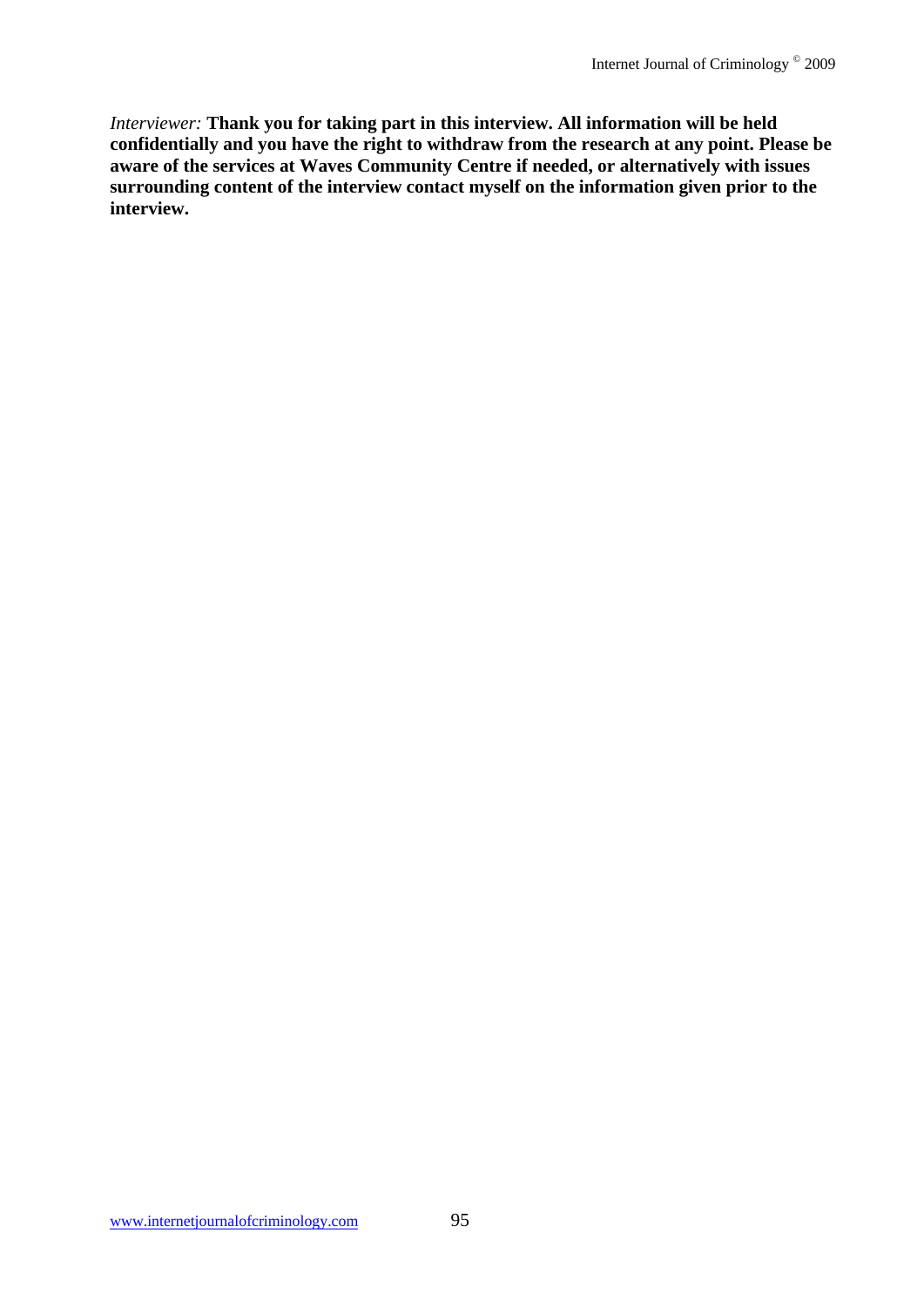*Interviewer:* **Thank you for taking part in this interview. All information will be held confidentially and you have the right to withdraw from the research at any point. Please be aware of the services at Waves Community Centre if needed, or alternatively with issues surrounding content of the interview contact myself on the information given prior to the interview.**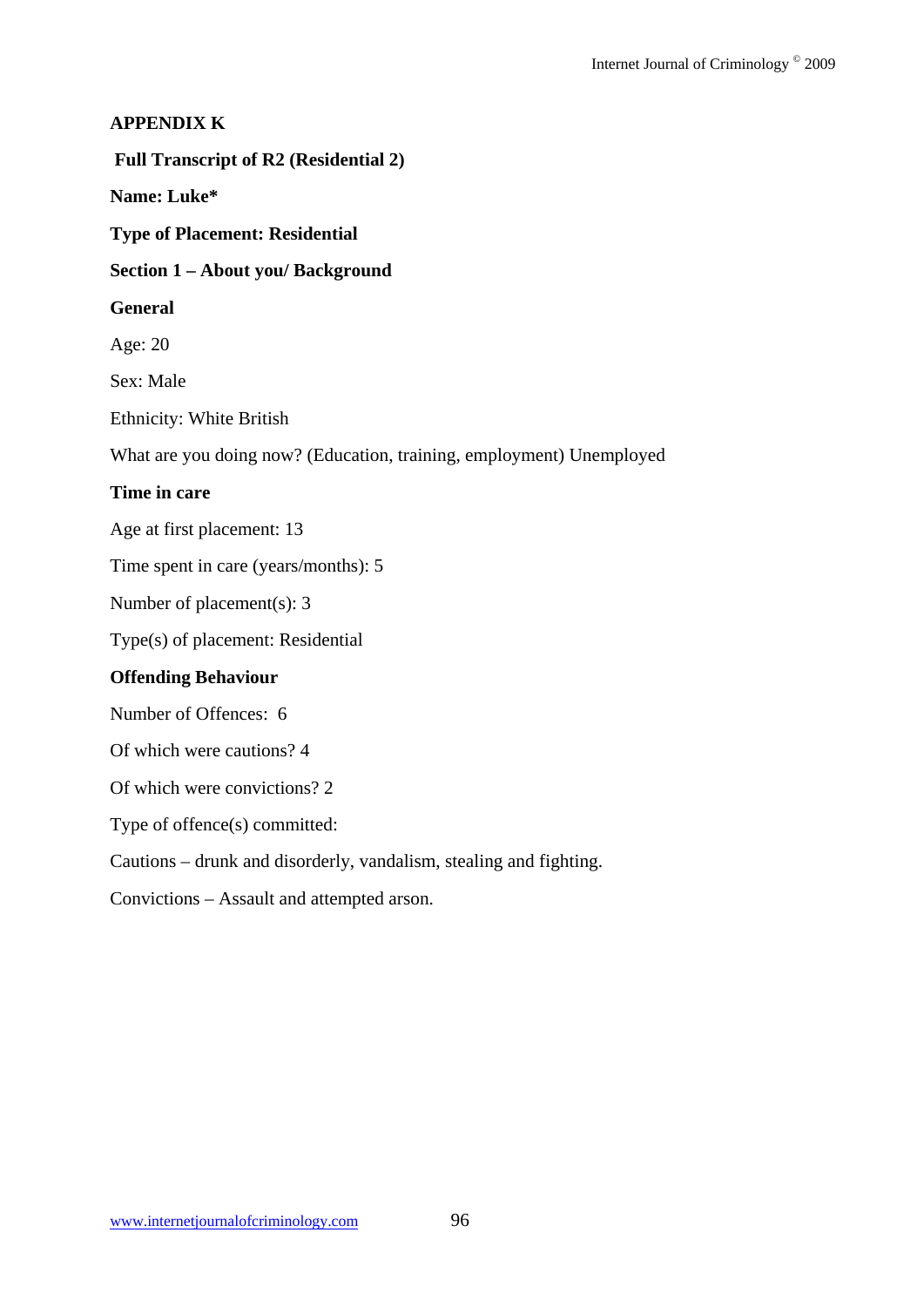## APPENDIX K

**Full Transcript of R2 (Residential 2)**

**Name: Luke***

**Type of Placement: Residential**

### Section 1 – About you/ Background

#### General

Age: 20

Sex: Male

Ethnicity: White British

What are you doing now? (Education, training, employment) Unemployed

#### Time in care

Age at first placement: 13

Time spent in care (years/months): 5

Number of placement(s): 3

Type(s) of placement: Residential

#### Offending Behaviour

Number of Offences: 6

Of which were cautions? 4

Of which were convictions? 2

Type of offence(s) committed:

Cautions – drunk and disorderly, vandalism, stealing and fighting.

Convictions – Assault and attempted arson.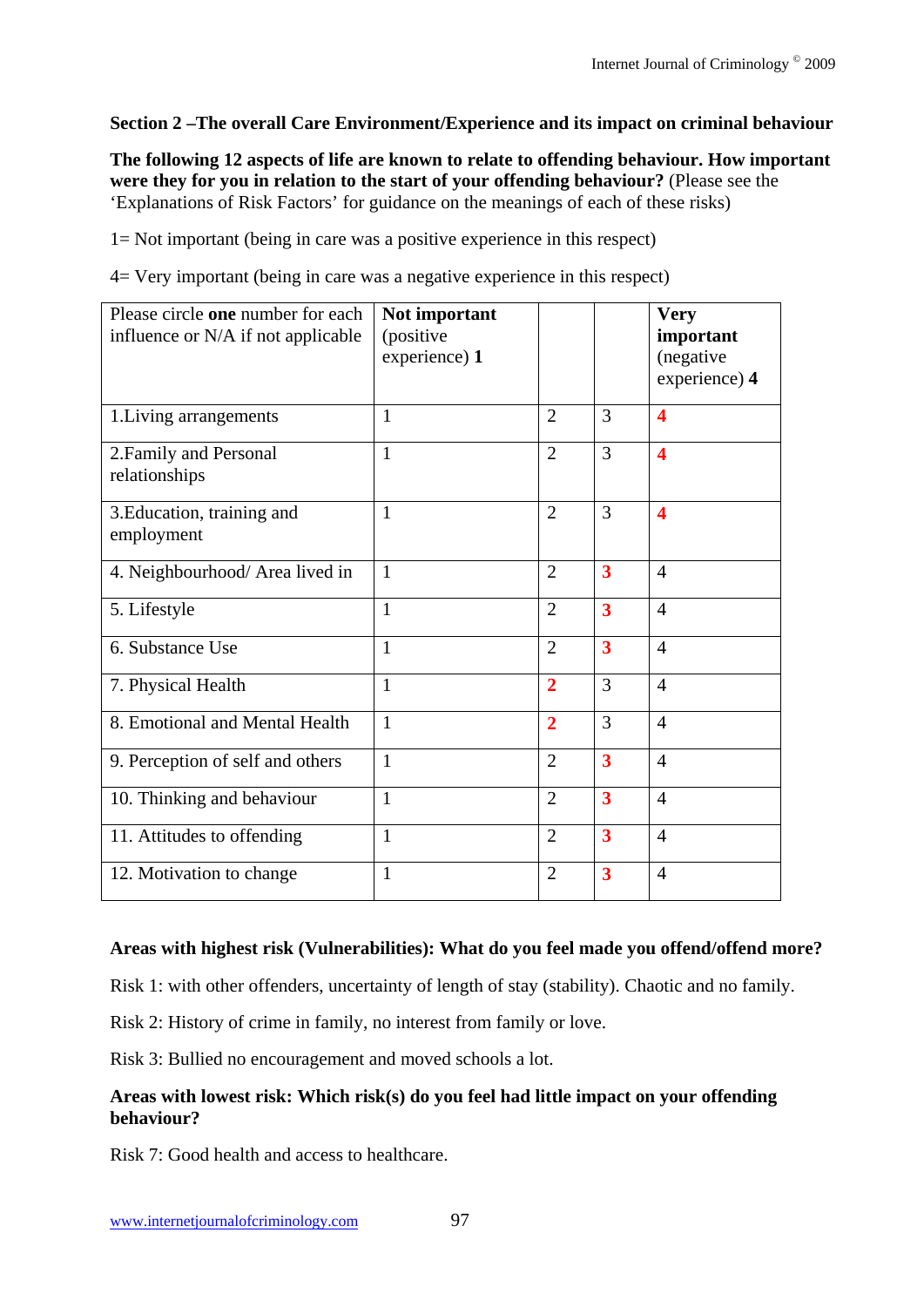**Section 2 –The overall Care Environment/Experience and its impact on criminal behaviour**

**The following 12 aspects of life are known to relate to offending behaviour. How important were they for you in relation to the start of your offending behaviour?** (Please see the 'Explanations of Risk Factors' for guidance on the meanings of each of these risks)

1= Not important (being in care was a positive experience in this respect)

4= Very important (being in care was a negative experience in this respect)

| Please circle **one** number for each influence or N/A if not applicable | **Not important** (positive experience) **1** | | | **Very important** (negative experience) **4** |
|---|---|---|---|---|
| 1.Living arrangements | 1 | 2 | 3 | **4** |
| 2.Family and Personal relationships | 1 | 2 | 3 | **4** |
| 3.Education, training and employment | 1 | 2 | 3 | **4** |
| 4. Neighbourhood/ Area lived in | 1 | 2 | **3** | 4 |
| 5. Lifestyle | 1 | 2 | **3** | 4 |
| 6. Substance Use | 1 | 2 | **3** | 4 |
| 7. Physical Health | 1 | **2** | 3 | 4 |
| 8. Emotional and Mental Health | 1 | **2** | 3 | 4 |
| 9. Perception of self and others | 1 | 2 | **3** | 4 |
| 10. Thinking and behaviour | 1 | 2 | **3** | 4 |
| 11. Attitudes to offending | 1 | 2 | **3** | 4 |
| 12. Motivation to change | 1 | 2 | **3** | 4 |

**Areas with highest risk (Vulnerabilities): What do you feel made you offend/offend more?**

Risk 1: with other offenders, uncertainty of length of stay (stability). Chaotic and no family.

Risk 2: History of crime in family, no interest from family or love.

Risk 3: Bullied no encouragement and moved schools a lot.

**Areas with lowest risk: Which risk(s) do you feel had little impact on your offending behaviour?**

Risk 7: Good health and access to healthcare.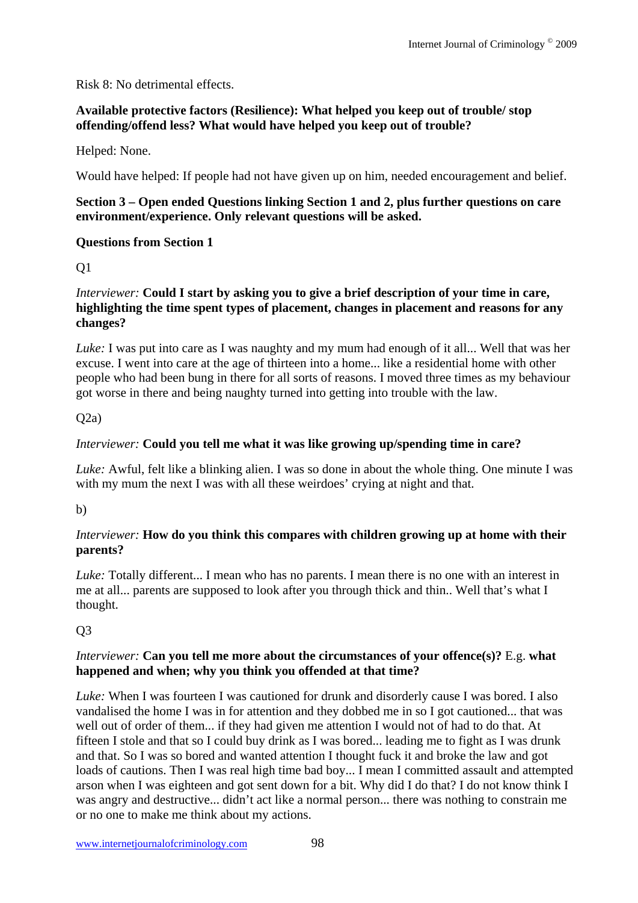Risk 8: No detrimental effects.

**Available protective factors (Resilience): What helped you keep out of trouble/ stop offending/offend less? What would have helped you keep out of trouble?**

Helped: None.

Would have helped: If people had not have given up on him, needed encouragement and belief.

**Section 3 – Open ended Questions linking Section 1 and 2, plus further questions on care environment/experience. Only relevant questions will be asked.**

**Questions from Section 1**

Q1

*Interviewer:* **Could I start by asking you to give a brief description of your time in care, highlighting the time spent types of placement, changes in placement and reasons for any changes?**

*Luke:* I was put into care as I was naughty and my mum had enough of it all... Well that was her excuse. I went into care at the age of thirteen into a home... like a residential home with other people who had been bung in there for all sorts of reasons. I moved three times as my behaviour got worse in there and being naughty turned into getting into trouble with the law.

Q2a)

*Interviewer:* **Could you tell me what it was like growing up/spending time in care?**

*Luke:* Awful, felt like a blinking alien. I was so done in about the whole thing. One minute I was with my mum the next I was with all these weirdoes' crying at night and that.

b)

*Interviewer:* **How do you think this compares with children growing up at home with their parents?**

*Luke:* Totally different... I mean who has no parents. I mean there is no one with an interest in me at all... parents are supposed to look after you through thick and thin.. Well that's what I thought.

Q3

*Interviewer:* **Can you tell me more about the circumstances of your offence(s)?** E.g. **what happened and when; why you think you offended at that time?**

*Luke:* When I was fourteen I was cautioned for drunk and disorderly cause I was bored. I also vandalised the home I was in for attention and they dobbed me in so I got cautioned... that was well out of order of them... if they had given me attention I would not of had to do that. At fifteen I stole and that so I could buy drink as I was bored... leading me to fight as I was drunk and that. So I was so bored and wanted attention I thought fuck it and broke the law and got loads of cautions. Then I was real high time bad boy... I mean I committed assault and attempted arson when I was eighteen and got sent down for a bit. Why did I do that? I do not know think I was angry and destructive... didn't act like a normal person... there was nothing to constrain me or no one to make me think about my actions.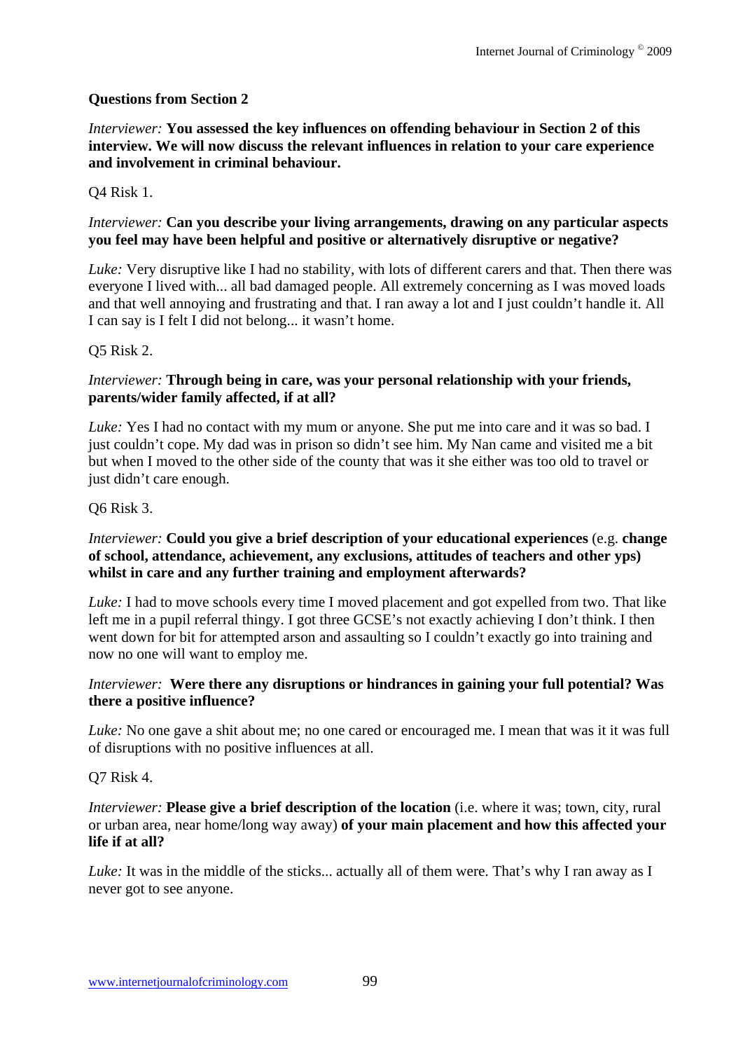**Questions from Section 2**

*Interviewer:* **You assessed the key influences on offending behaviour in Section 2 of this interview. We will now discuss the relevant influences in relation to your care experience and involvement in criminal behaviour.**

Q4 Risk 1.

*Interviewer:* **Can you describe your living arrangements, drawing on any particular aspects you feel may have been helpful and positive or alternatively disruptive or negative?**

*Luke:* Very disruptive like I had no stability, with lots of different carers and that. Then there was everyone I lived with... all bad damaged people. All extremely concerning as I was moved loads and that well annoying and frustrating and that. I ran away a lot and I just couldn't handle it. All I can say is I felt I did not belong... it wasn't home.

Q5 Risk 2.

*Interviewer:* **Through being in care, was your personal relationship with your friends, parents/wider family affected, if at all?**

*Luke:* Yes I had no contact with my mum or anyone. She put me into care and it was so bad. I just couldn't cope. My dad was in prison so didn't see him. My Nan came and visited me a bit but when I moved to the other side of the county that was it she either was too old to travel or just didn't care enough.

Q6 Risk 3.

*Interviewer:* **Could you give a brief description of your educational experiences** (e.g. **change of school, attendance, achievement, any exclusions, attitudes of teachers and other yps) whilst in care and any further training and employment afterwards?**

*Luke:* I had to move schools every time I moved placement and got expelled from two. That like left me in a pupil referral thingy. I got three GCSE's not exactly achieving I don't think. I then went down for bit for attempted arson and assaulting so I couldn't exactly go into training and now no one will want to employ me.

*Interviewer:* **Were there any disruptions or hindrances in gaining your full potential? Was there a positive influence?**

*Luke:* No one gave a shit about me; no one cared or encouraged me. I mean that was it it was full of disruptions with no positive influences at all.

Q7 Risk 4.

*Interviewer:* **Please give a brief description of the location** (i.e. where it was; town, city, rural or urban area, near home/long way away) **of your main placement and how this affected your life if at all?**

*Luke:* It was in the middle of the sticks... actually all of them were. That's why I ran away as I never got to see anyone.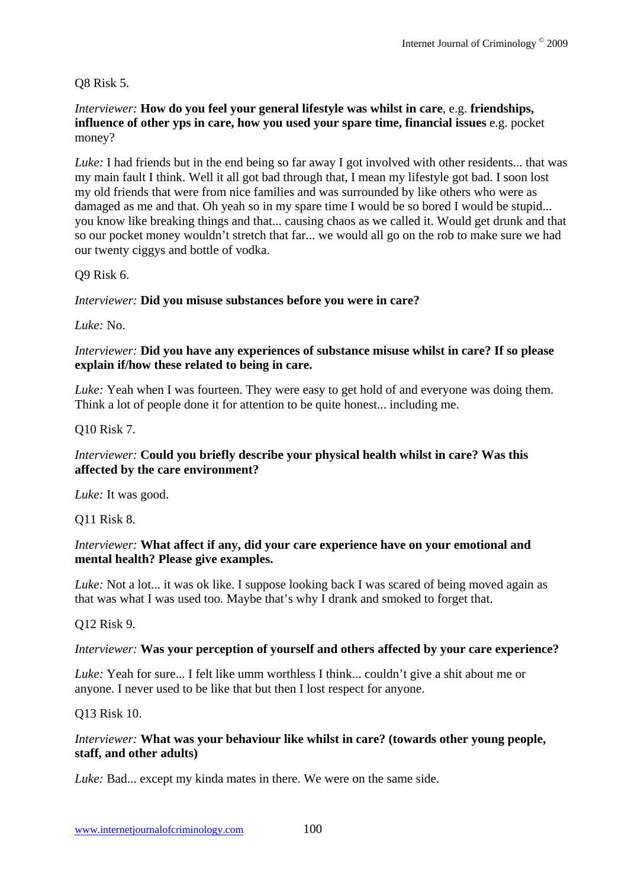Q8 Risk 5.

*Interviewer:* **How do you feel your general lifestyle was whilst in care**, e.g. **friendships, influence of other yps in care, how you used your spare time, financial issues** e.g. pocket money?

*Luke:* I had friends but in the end being so far away I got involved with other residents... that was my main fault I think. Well it all got bad through that, I mean my lifestyle got bad. I soon lost my old friends that were from nice families and was surrounded by like others who were as damaged as me and that. Oh yeah so in my spare time I would be so bored I would be stupid... you know like breaking things and that... causing chaos as we called it. Would get drunk and that so our pocket money wouldn't stretch that far... we would all go on the rob to make sure we had our twenty ciggys and bottle of vodka.

Q9 Risk 6.

*Interviewer:* **Did you misuse substances before you were in care?**

*Luke:* No.

*Interviewer:* **Did you have any experiences of substance misuse whilst in care? If so please explain if/how these related to being in care.**

*Luke:* Yeah when I was fourteen. They were easy to get hold of and everyone was doing them. Think a lot of people done it for attention to be quite honest... including me.

Q10 Risk 7.

*Interviewer:* **Could you briefly describe your physical health whilst in care? Was this affected by the care environment?**

*Luke:* It was good.

Q11 Risk 8.

*Interviewer:* **What affect if any, did your care experience have on your emotional and mental health? Please give examples.**

*Luke:* Not a lot... it was ok like. I suppose looking back I was scared of being moved again as that was what I was used too. Maybe that's why I drank and smoked to forget that.

Q12 Risk 9.

*Interviewer:* **Was your perception of yourself and others affected by your care experience?**

*Luke:* Yeah for sure... I felt like umm worthless I think... couldn't give a shit about me or anyone. I never used to be like that but then I lost respect for anyone.

Q13 Risk 10.

*Interviewer:* **What was your behaviour like whilst in care? (towards other young people, staff, and other adults)**

*Luke:* Bad... except my kinda mates in there. We were on the same side.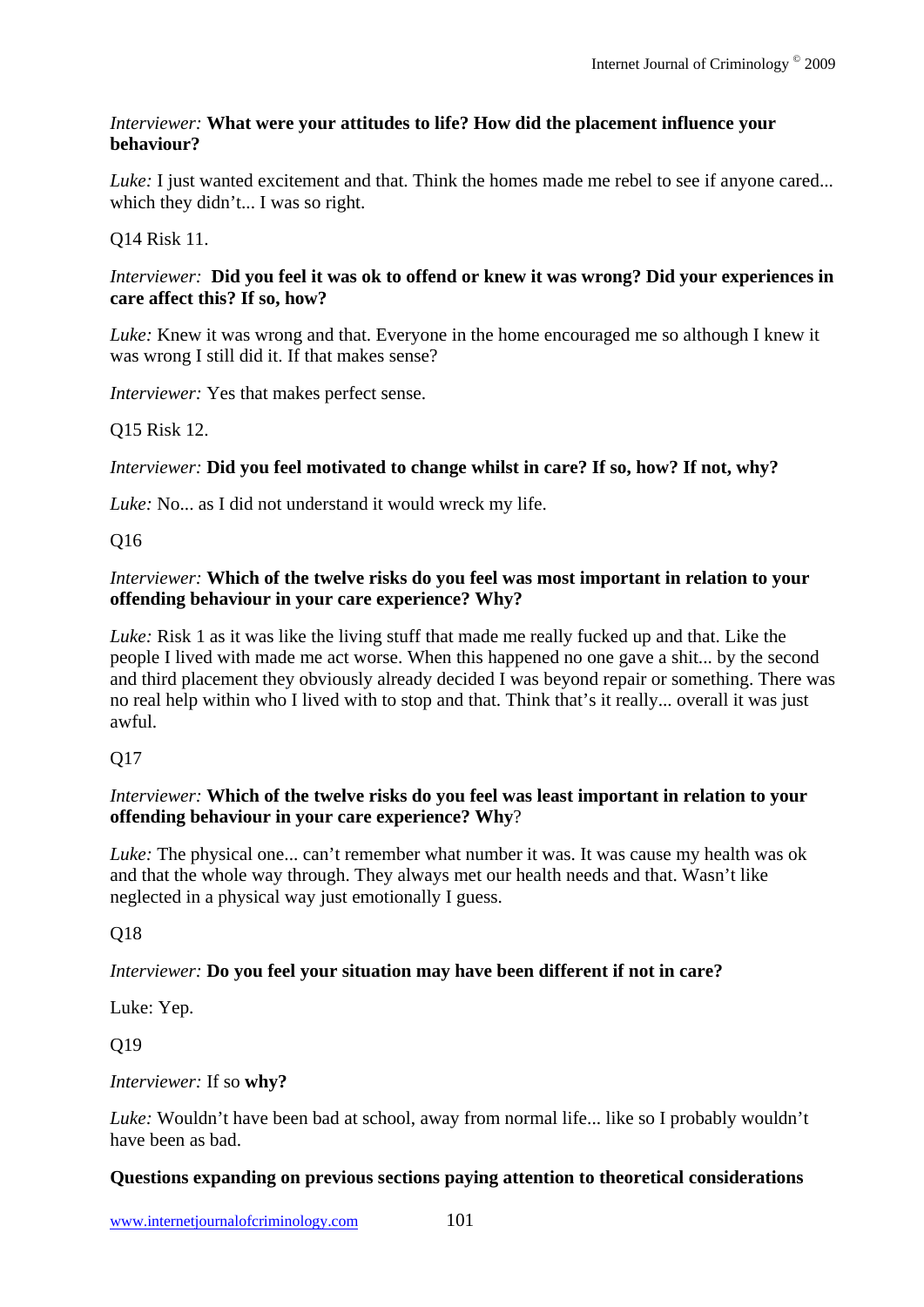*Interviewer:* **What were your attitudes to life? How did the placement influence your behaviour?**

*Luke:* I just wanted excitement and that. Think the homes made me rebel to see if anyone cared... which they didn't... I was so right.

Q14 Risk 11.

*Interviewer:* **Did you feel it was ok to offend or knew it was wrong? Did your experiences in care affect this? If so, how?**

*Luke:* Knew it was wrong and that. Everyone in the home encouraged me so although I knew it was wrong I still did it. If that makes sense?

*Interviewer:* Yes that makes perfect sense.

Q15 Risk 12.

*Interviewer:* **Did you feel motivated to change whilst in care? If so, how? If not, why?**

*Luke:* No... as I did not understand it would wreck my life.

Q16

*Interviewer:* **Which of the twelve risks do you feel was most important in relation to your offending behaviour in your care experience? Why?**

*Luke:* Risk 1 as it was like the living stuff that made me really fucked up and that. Like the people I lived with made me act worse. When this happened no one gave a shit... by the second and third placement they obviously already decided I was beyond repair or something. There was no real help within who I lived with to stop and that. Think that's it really... overall it was just awful.

Q17

*Interviewer:* **Which of the twelve risks do you feel was least important in relation to your offending behaviour in your care experience? Why**?

*Luke:* The physical one... can't remember what number it was. It was cause my health was ok and that the whole way through. They always met our health needs and that. Wasn't like neglected in a physical way just emotionally I guess.

Q18

*Interviewer:* **Do you feel your situation may have been different if not in care?**

Luke: Yep.

Q19

*Interviewer:* If so **why?**

*Luke:* Wouldn't have been bad at school, away from normal life... like so I probably wouldn't have been as bad.

**Questions expanding on previous sections paying attention to theoretical considerations**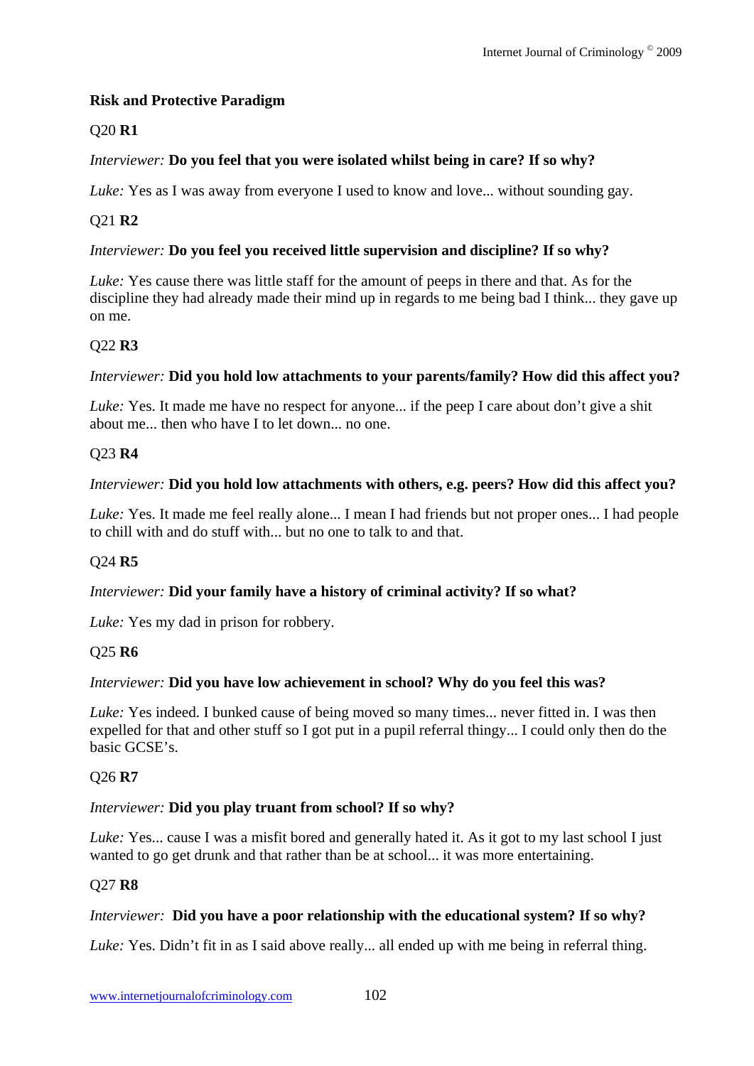**Risk and Protective Paradigm**

Q20 **R1**

*Interviewer:* **Do you feel that you were isolated whilst being in care? If so why?**

*Luke:* Yes as I was away from everyone I used to know and love... without sounding gay.

Q21 **R2**

*Interviewer:* **Do you feel you received little supervision and discipline? If so why?**

*Luke:* Yes cause there was little staff for the amount of peeps in there and that. As for the discipline they had already made their mind up in regards to me being bad I think... they gave up on me.

Q22 **R3**

*Interviewer:* **Did you hold low attachments to your parents/family? How did this affect you?**

*Luke:* Yes. It made me have no respect for anyone... if the peep I care about don't give a shit about me... then who have I to let down... no one.

Q23 **R4**

*Interviewer:* **Did you hold low attachments with others, e.g. peers? How did this affect you?**

*Luke:* Yes. It made me feel really alone... I mean I had friends but not proper ones... I had people to chill with and do stuff with... but no one to talk to and that.

Q24 **R5**

*Interviewer:* **Did your family have a history of criminal activity? If so what?**

*Luke:* Yes my dad in prison for robbery.

Q25 **R6**

*Interviewer:* **Did you have low achievement in school? Why do you feel this was?**

*Luke:* Yes indeed. I bunked cause of being moved so many times... never fitted in. I was then expelled for that and other stuff so I got put in a pupil referral thingy... I could only then do the basic GCSE's.

Q26 **R7**

*Interviewer:* **Did you play truant from school? If so why?**

*Luke:* Yes... cause I was a misfit bored and generally hated it. As it got to my last school I just wanted to go get drunk and that rather than be at school... it was more entertaining.

Q27 **R8**

*Interviewer:* **Did you have a poor relationship with the educational system? If so why?**

*Luke:* Yes. Didn't fit in as I said above really... all ended up with me being in referral thing.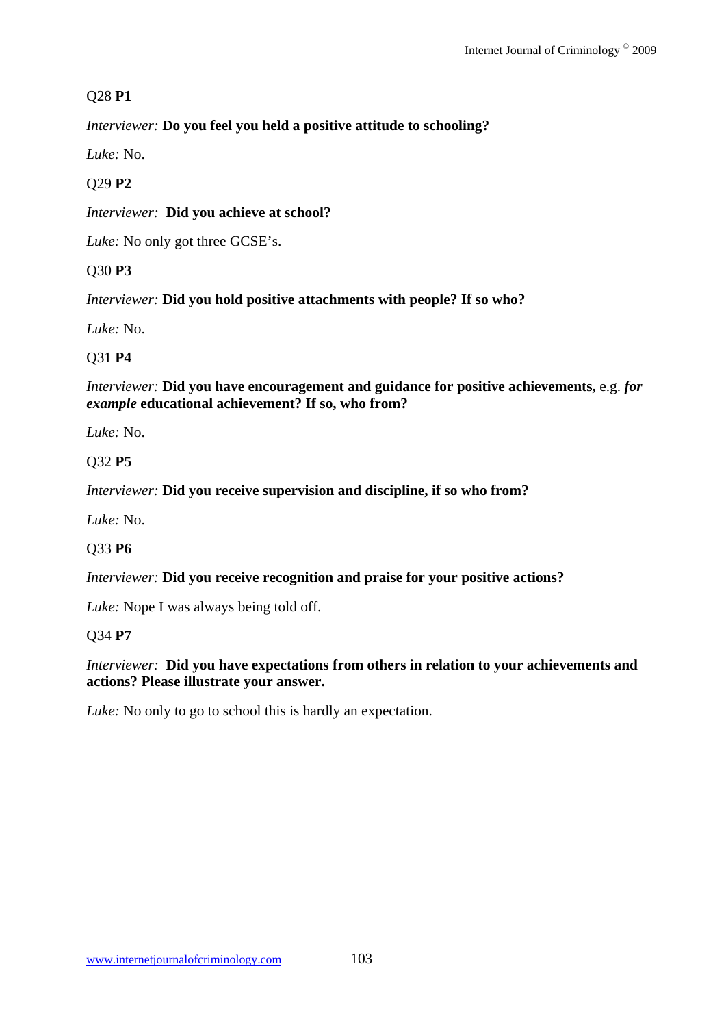Q28 **P1**

*Interviewer:* **Do you feel you held a positive attitude to schooling?**

*Luke:* No.

Q29 **P2**

*Interviewer:* **Did you achieve at school?**

*Luke:* No only got three GCSE's.

Q30 **P3**

*Interviewer:* **Did you hold positive attachments with people? If so who?**

*Luke:* No.

Q31 **P4**

*Interviewer:* **Did you have encouragement and guidance for positive achievements,** e.g. ***for example*** **educational achievement? If so, who from?**

*Luke:* No.

Q32 **P5**

*Interviewer:* **Did you receive supervision and discipline, if so who from?**

*Luke:* No.

Q33 **P6**

*Interviewer:* **Did you receive recognition and praise for your positive actions?**

*Luke:* Nope I was always being told off.

Q34 **P7**

*Interviewer:* **Did you have expectations from others in relation to your achievements and actions? Please illustrate your answer.**

*Luke:* No only to go to school this is hardly an expectation.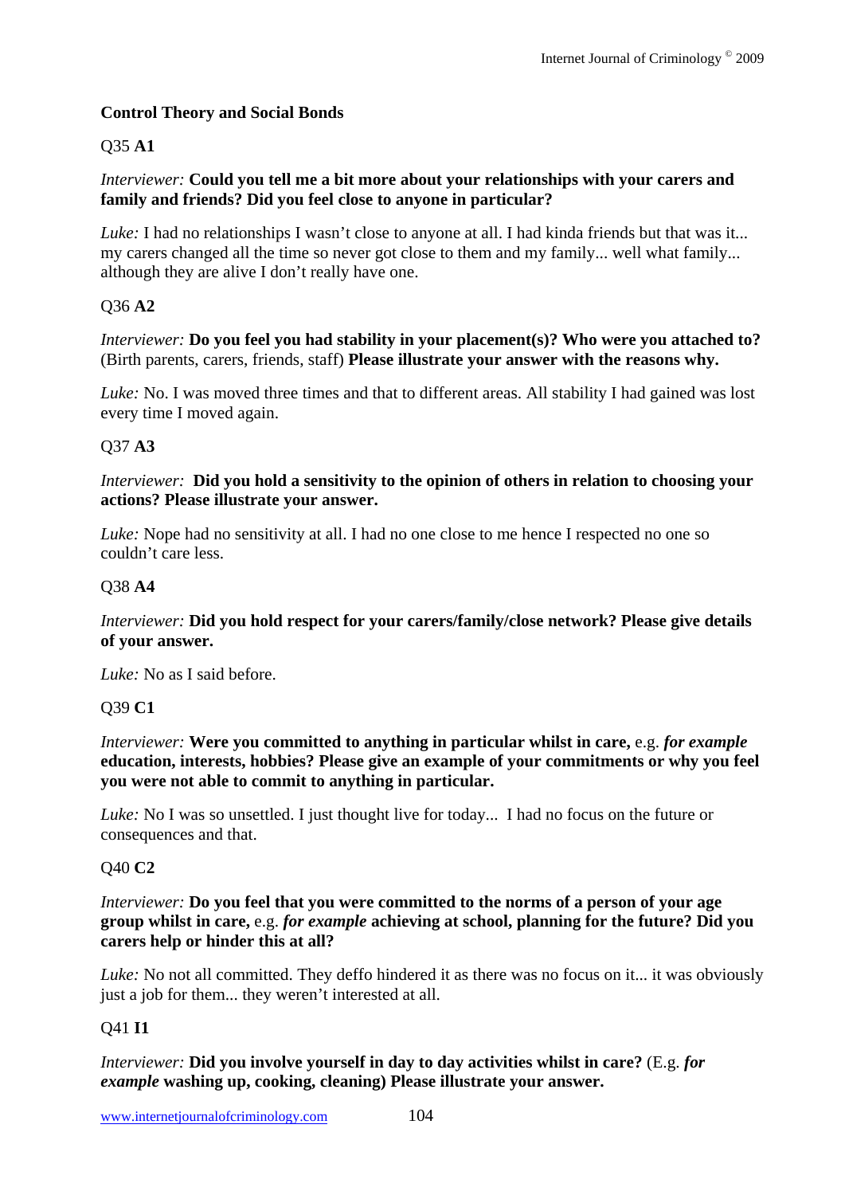**Control Theory and Social Bonds**

Q35 **A1**

*Interviewer:* **Could you tell me a bit more about your relationships with your carers and family and friends? Did you feel close to anyone in particular?**

*Luke:* I had no relationships I wasn't close to anyone at all. I had kinda friends but that was it... my carers changed all the time so never got close to them and my family... well what family... although they are alive I don't really have one.

Q36 **A2**

*Interviewer:* **Do you feel you had stability in your placement(s)? Who were you attached to?** (Birth parents, carers, friends, staff) **Please illustrate your answer with the reasons why.**

*Luke:* No. I was moved three times and that to different areas. All stability I had gained was lost every time I moved again.

Q37 **A3**

*Interviewer:* **Did you hold a sensitivity to the opinion of others in relation to choosing your actions? Please illustrate your answer.**

*Luke:* Nope had no sensitivity at all. I had no one close to me hence I respected no one so couldn't care less.

Q38 **A4**

*Interviewer:* **Did you hold respect for your carers/family/close network? Please give details of your answer.**

*Luke:* No as I said before.

Q39 **C1**

*Interviewer:* **Were you committed to anything in particular whilst in care,** e.g. ***for example*** **education, interests, hobbies? Please give an example of your commitments or why you feel you were not able to commit to anything in particular.**

*Luke:* No I was so unsettled. I just thought live for today... I had no focus on the future or consequences and that.

Q40 **C2**

*Interviewer:* **Do you feel that you were committed to the norms of a person of your age group whilst in care,** e.g. ***for example*** **achieving at school, planning for the future? Did you carers help or hinder this at all?**

*Luke:* No not all committed. They deffo hindered it as there was no focus on it... it was obviously just a job for them... they weren't interested at all.

Q41 **I1**

*Interviewer:* **Did you involve yourself in day to day activities whilst in care?** (E.g. ***for example*** **washing up, cooking, cleaning) Please illustrate your answer.**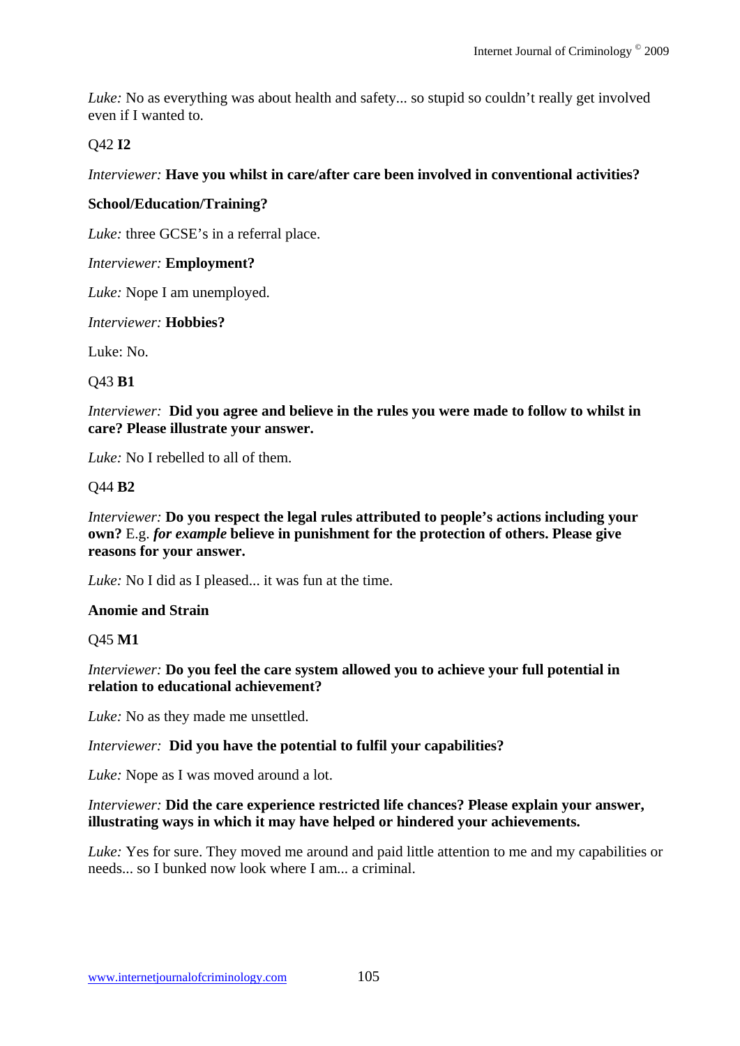*Luke:* No as everything was about health and safety... so stupid so couldn't really get involved even if I wanted to.

Q42 **I2**

*Interviewer:* **Have you whilst in care/after care been involved in conventional activities?**

**School/Education/Training?**

*Luke:* three GCSE's in a referral place.

*Interviewer:* **Employment?**

*Luke:* Nope I am unemployed.

*Interviewer:* **Hobbies?**

Luke: No.

Q43 **B1**

*Interviewer:* **Did you agree and believe in the rules you were made to follow to whilst in care? Please illustrate your answer.**

*Luke:* No I rebelled to all of them.

Q44 **B2**

*Interviewer:* **Do you respect the legal rules attributed to people's actions including your own?** E.g. ***for example*** **believe in punishment for the protection of others. Please give reasons for your answer.**

*Luke:* No I did as I pleased... it was fun at the time.

**Anomie and Strain**

Q45 **M1**

*Interviewer:* **Do you feel the care system allowed you to achieve your full potential in relation to educational achievement?**

*Luke:* No as they made me unsettled.

*Interviewer:* **Did you have the potential to fulfil your capabilities?**

*Luke:* Nope as I was moved around a lot.

*Interviewer:* **Did the care experience restricted life chances? Please explain your answer, illustrating ways in which it may have helped or hindered your achievements.**

*Luke:* Yes for sure. They moved me around and paid little attention to me and my capabilities or needs... so I bunked now look where I am... a criminal.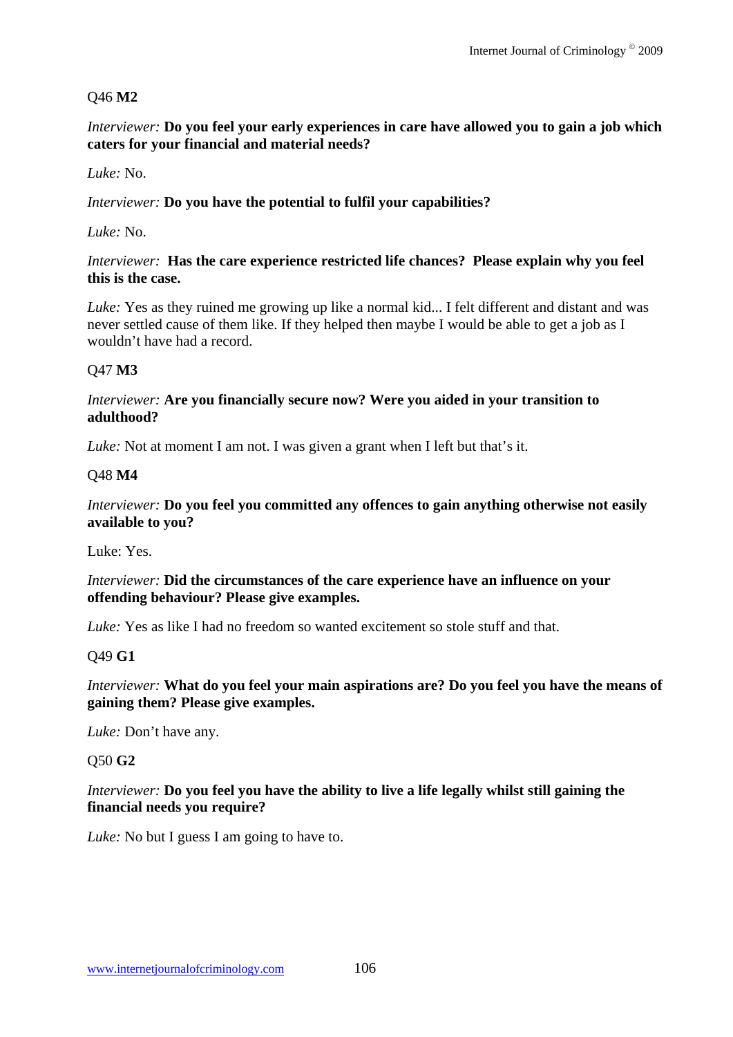Q46 **M2**

*Interviewer:* **Do you feel your early experiences in care have allowed you to gain a job which caters for your financial and material needs?**

*Luke:* No.

*Interviewer:* **Do you have the potential to fulfil your capabilities?**

*Luke:* No.

*Interviewer:* **Has the care experience restricted life chances? Please explain why you feel this is the case.**

*Luke:* Yes as they ruined me growing up like a normal kid... I felt different and distant and was never settled cause of them like. If they helped then maybe I would be able to get a job as I wouldn't have had a record.

Q47 **M3**

*Interviewer:* **Are you financially secure now? Were you aided in your transition to adulthood?**

*Luke:* Not at moment I am not. I was given a grant when I left but that's it.

Q48 **M4**

*Interviewer:* **Do you feel you committed any offences to gain anything otherwise not easily available to you?**

Luke: Yes.

*Interviewer:* **Did the circumstances of the care experience have an influence on your offending behaviour? Please give examples.**

*Luke:* Yes as like I had no freedom so wanted excitement so stole stuff and that.

Q49 **G1**

*Interviewer:* **What do you feel your main aspirations are? Do you feel you have the means of gaining them? Please give examples.**

*Luke:* Don't have any.

Q50 **G2**

*Interviewer:* **Do you feel you have the ability to live a life legally whilst still gaining the financial needs you require?**

*Luke:* No but I guess I am going to have to.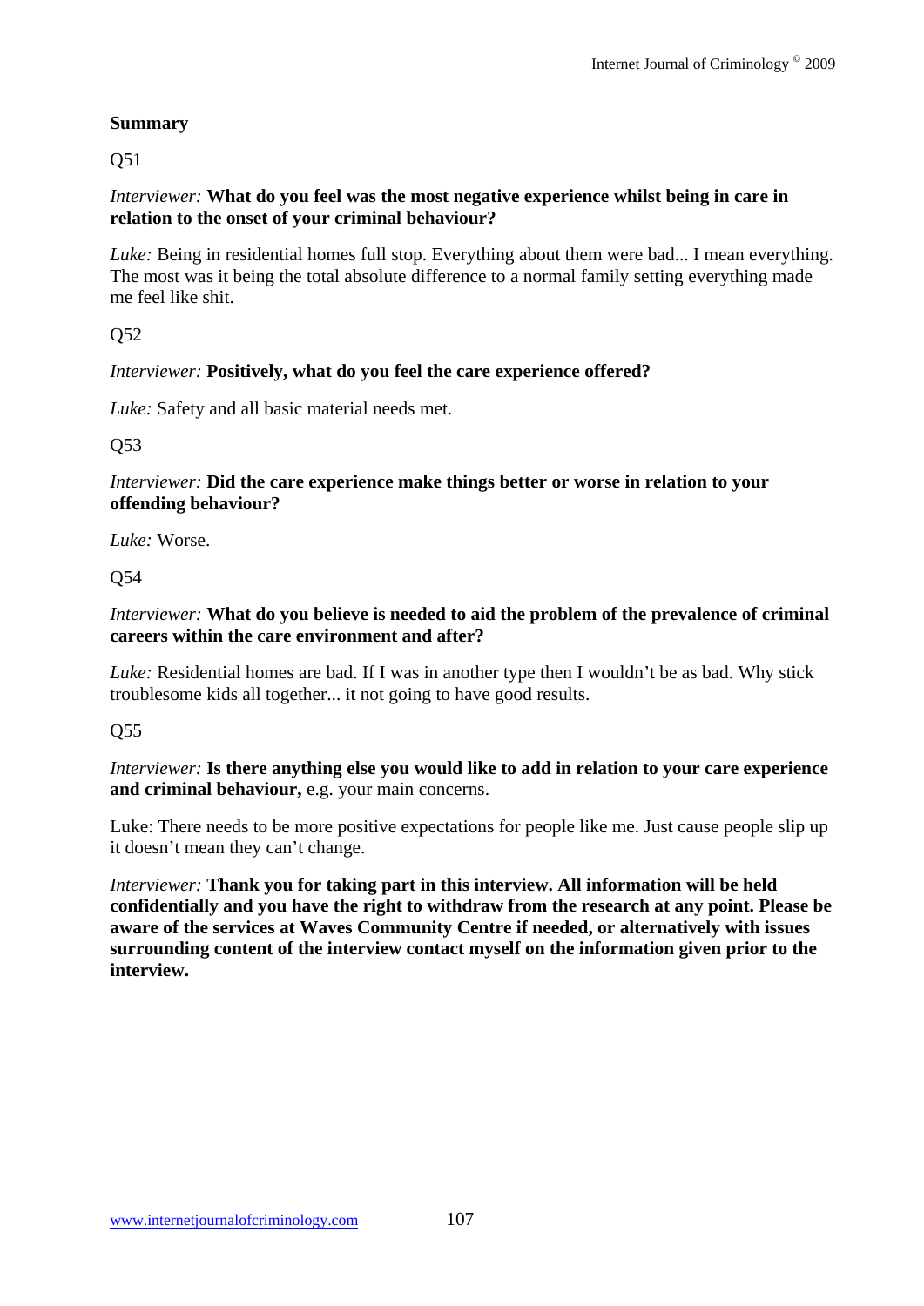**Summary**

Q51

*Interviewer:* **What do you feel was the most negative experience whilst being in care in relation to the onset of your criminal behaviour?**

*Luke:* Being in residential homes full stop. Everything about them were bad... I mean everything. The most was it being the total absolute difference to a normal family setting everything made me feel like shit.

Q52

*Interviewer:* **Positively, what do you feel the care experience offered?**

*Luke:* Safety and all basic material needs met.

Q53

*Interviewer:* **Did the care experience make things better or worse in relation to your offending behaviour?**

*Luke:* Worse.

Q54

*Interviewer:* **What do you believe is needed to aid the problem of the prevalence of criminal careers within the care environment and after?**

*Luke:* Residential homes are bad. If I was in another type then I wouldn't be as bad. Why stick troublesome kids all together... it not going to have good results.

Q55

*Interviewer:* **Is there anything else you would like to add in relation to your care experience and criminal behaviour,** e.g. your main concerns.

Luke: There needs to be more positive expectations for people like me. Just cause people slip up it doesn't mean they can't change.

*Interviewer:* **Thank you for taking part in this interview. All information will be held confidentially and you have the right to withdraw from the research at any point. Please be aware of the services at Waves Community Centre if needed, or alternatively with issues surrounding content of the interview contact myself on the information given prior to the interview.**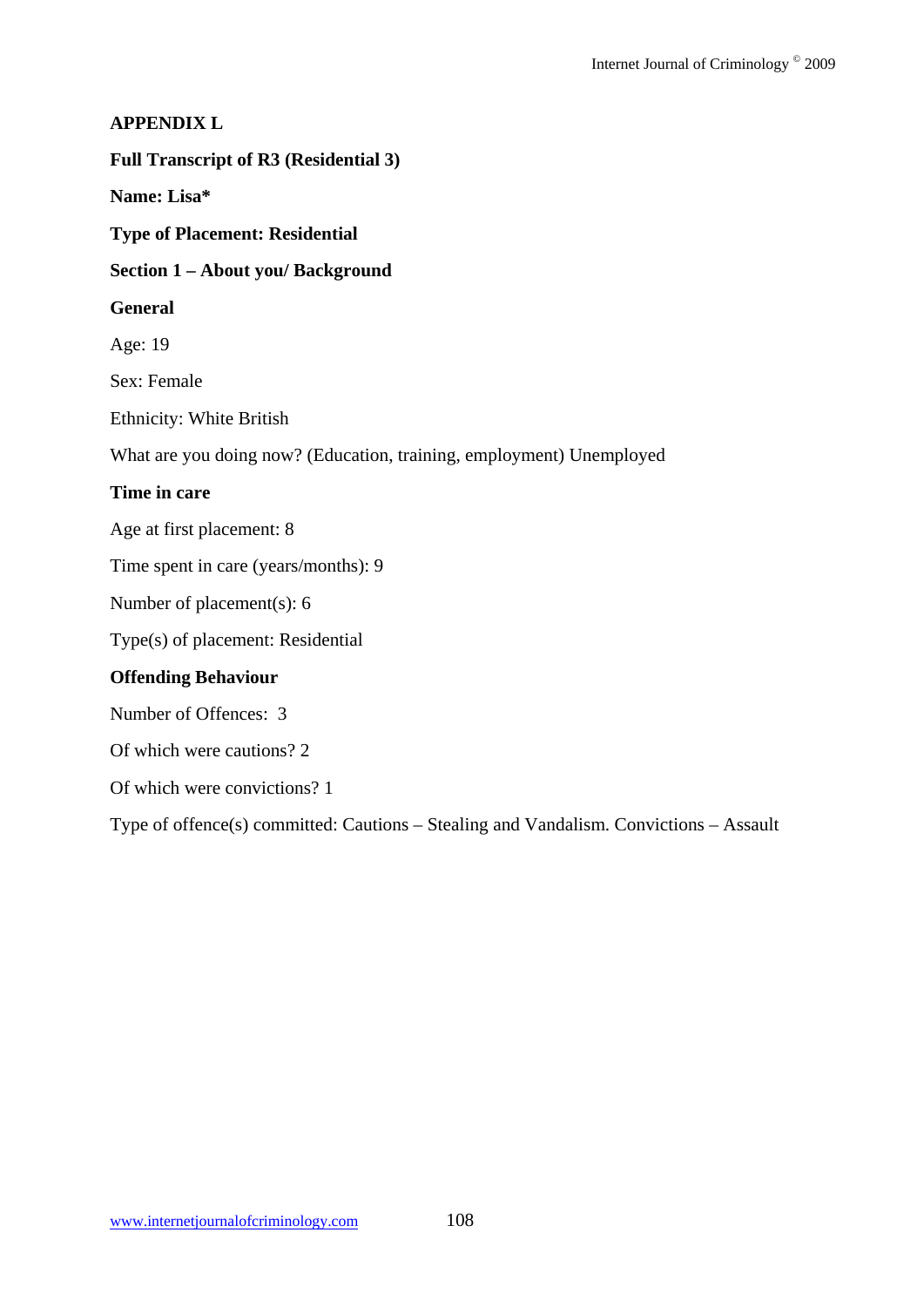**APPENDIX L**

**Full Transcript of R3 (Residential 3)**

**Name: Lisa***

**Type of Placement: Residential**

**Section 1 – About you/ Background**

**General**

Age: 19

Sex: Female

Ethnicity: White British

What are you doing now? (Education, training, employment) Unemployed

**Time in care**

Age at first placement: 8

Time spent in care (years/months): 9

Number of placement(s): 6

Type(s) of placement: Residential

**Offending Behaviour**

Number of Offences: 3

Of which were cautions? 2

Of which were convictions? 1

Type of offence(s) committed: Cautions – Stealing and Vandalism. Convictions – Assault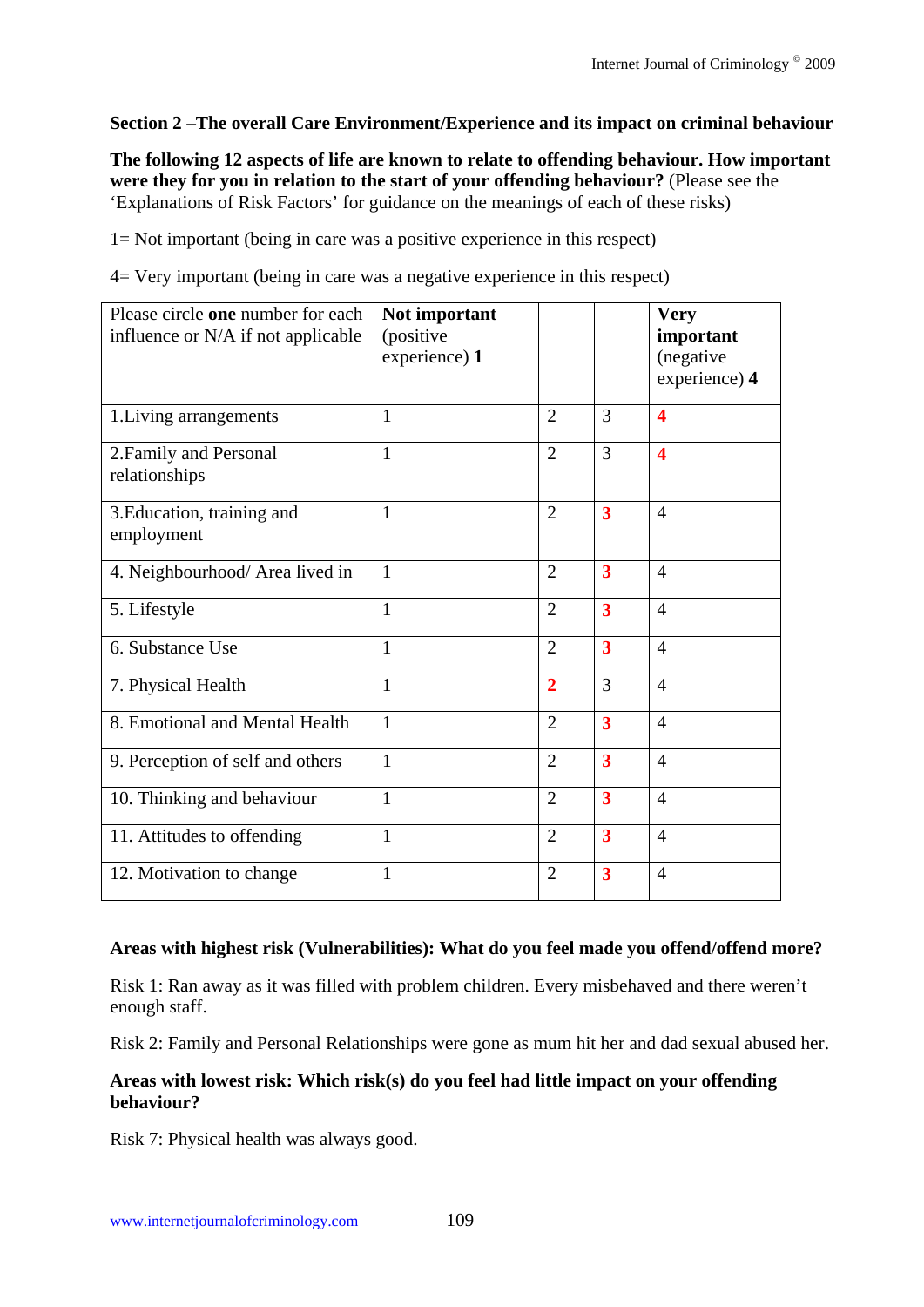**Section 2 –The overall Care Environment/Experience and its impact on criminal behaviour**

**The following 12 aspects of life are known to relate to offending behaviour. How important were they for you in relation to the start of your offending behaviour?** (Please see the 'Explanations of Risk Factors' for guidance on the meanings of each of these risks)

1= Not important (being in care was a positive experience in this respect)

4= Very important (being in care was a negative experience in this respect)

| Please circle **one** number for each influence or N/A if not applicable | **Not important** (positive experience) **1** | | | **Very important** (negative experience) **4** |
|---|---|---|---|---|
| 1.Living arrangements | 1 | 2 | 3 | **4** |
| 2.Family and Personal relationships | 1 | 2 | 3 | **4** |
| 3.Education, training and employment | 1 | 2 | **3** | 4 |
| 4. Neighbourhood/ Area lived in | 1 | 2 | **3** | 4 |
| 5. Lifestyle | 1 | 2 | **3** | 4 |
| 6. Substance Use | 1 | 2 | **3** | 4 |
| 7. Physical Health | 1 | **2** | 3 | 4 |
| 8. Emotional and Mental Health | 1 | 2 | **3** | 4 |
| 9. Perception of self and others | 1 | 2 | **3** | 4 |
| 10. Thinking and behaviour | 1 | 2 | **3** | 4 |
| 11. Attitudes to offending | 1 | 2 | **3** | 4 |
| 12. Motivation to change | 1 | 2 | **3** | 4 |

**Areas with highest risk (Vulnerabilities): What do you feel made you offend/offend more?**

Risk 1: Ran away as it was filled with problem children. Every misbehaved and there weren't enough staff.

Risk 2: Family and Personal Relationships were gone as mum hit her and dad sexual abused her.

**Areas with lowest risk: Which risk(s) do you feel had little impact on your offending behaviour?**

Risk 7: Physical health was always good.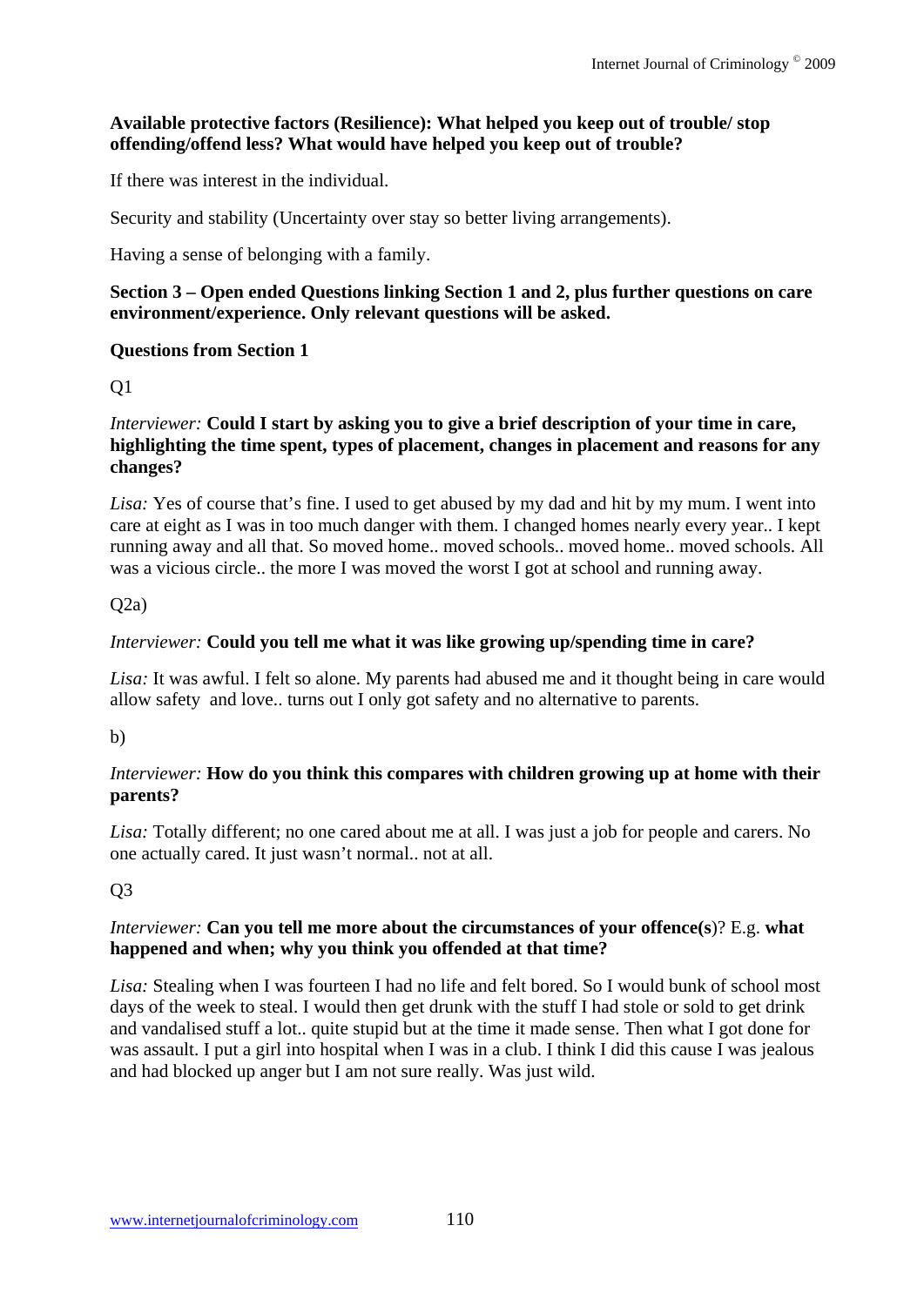**Available protective factors (Resilience): What helped you keep out of trouble/ stop offending/offend less? What would have helped you keep out of trouble?**

If there was interest in the individual.

Security and stability (Uncertainty over stay so better living arrangements).

Having a sense of belonging with a family.

**Section 3 – Open ended Questions linking Section 1 and 2, plus further questions on care environment/experience. Only relevant questions will be asked.**

**Questions from Section 1**

Q1

*Interviewer:* **Could I start by asking you to give a brief description of your time in care, highlighting the time spent, types of placement, changes in placement and reasons for any changes?**

*Lisa:* Yes of course that's fine. I used to get abused by my dad and hit by my mum. I went into care at eight as I was in too much danger with them. I changed homes nearly every year.. I kept running away and all that. So moved home.. moved schools.. moved home.. moved schools. All was a vicious circle.. the more I was moved the worst I got at school and running away.

Q2a)

*Interviewer:* **Could you tell me what it was like growing up/spending time in care?**

*Lisa:* It was awful. I felt so alone. My parents had abused me and it thought being in care would allow safety and love.. turns out I only got safety and no alternative to parents.

b)

*Interviewer:* **How do you think this compares with children growing up at home with their parents?**

*Lisa:* Totally different; no one cared about me at all. I was just a job for people and carers. No one actually cared. It just wasn't normal.. not at all.

Q3

*Interviewer:* **Can you tell me more about the circumstances of your offence(s**)? E.g. **what happened and when; why you think you offended at that time?**

*Lisa:* Stealing when I was fourteen I had no life and felt bored. So I would bunk of school most days of the week to steal. I would then get drunk with the stuff I had stole or sold to get drink and vandalised stuff a lot.. quite stupid but at the time it made sense. Then what I got done for was assault. I put a girl into hospital when I was in a club. I think I did this cause I was jealous and had blocked up anger but I am not sure really. Was just wild.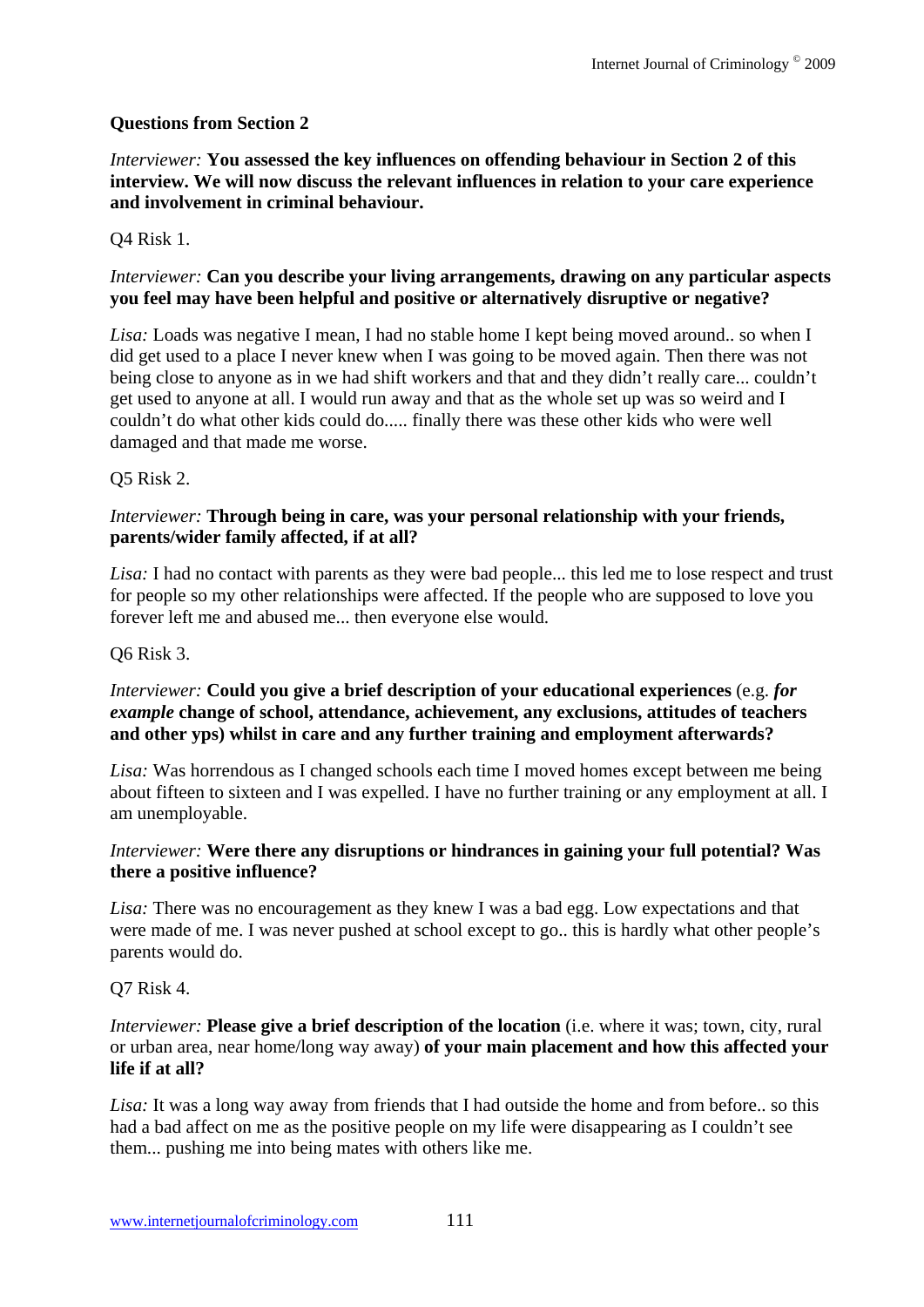**Questions from Section 2**

*Interviewer:* **You assessed the key influences on offending behaviour in Section 2 of this interview. We will now discuss the relevant influences in relation to your care experience and involvement in criminal behaviour.**

Q4 Risk 1.

*Interviewer:* **Can you describe your living arrangements, drawing on any particular aspects you feel may have been helpful and positive or alternatively disruptive or negative?**

*Lisa:* Loads was negative I mean, I had no stable home I kept being moved around.. so when I did get used to a place I never knew when I was going to be moved again. Then there was not being close to anyone as in we had shift workers and that and they didn't really care... couldn't get used to anyone at all. I would run away and that as the whole set up was so weird and I couldn't do what other kids could do..... finally there was these other kids who were well damaged and that made me worse.

Q5 Risk 2.

*Interviewer:* **Through being in care, was your personal relationship with your friends, parents/wider family affected, if at all?**

*Lisa:* I had no contact with parents as they were bad people... this led me to lose respect and trust for people so my other relationships were affected. If the people who are supposed to love you forever left me and abused me... then everyone else would.

Q6 Risk 3.

*Interviewer:* **Could you give a brief description of your educational experiences** (e.g. ***for example*** **change of school, attendance, achievement, any exclusions, attitudes of teachers and other yps) whilst in care and any further training and employment afterwards?**

*Lisa:* Was horrendous as I changed schools each time I moved homes except between me being about fifteen to sixteen and I was expelled. I have no further training or any employment at all. I am unemployable.

*Interviewer:* **Were there any disruptions or hindrances in gaining your full potential? Was there a positive influence?**

*Lisa:* There was no encouragement as they knew I was a bad egg. Low expectations and that were made of me. I was never pushed at school except to go.. this is hardly what other people's parents would do.

Q7 Risk 4.

*Interviewer:* **Please give a brief description of the location** (i.e. where it was; town, city, rural or urban area, near home/long way away) **of your main placement and how this affected your life if at all?**

*Lisa:* It was a long way away from friends that I had outside the home and from before.. so this had a bad affect on me as the positive people on my life were disappearing as I couldn't see them... pushing me into being mates with others like me.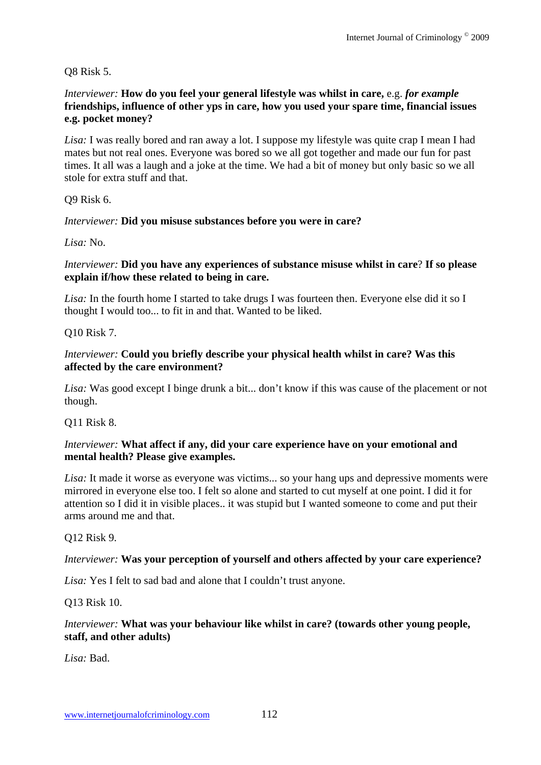Q8 Risk 5.

*Interviewer:* **How do you feel your general lifestyle was whilst in care,** e.g. ***for example*** **friendships, influence of other yps in care, how you used your spare time, financial issues e.g. pocket money?**

*Lisa:* I was really bored and ran away a lot. I suppose my lifestyle was quite crap I mean I had mates but not real ones. Everyone was bored so we all got together and made our fun for past times. It all was a laugh and a joke at the time. We had a bit of money but only basic so we all stole for extra stuff and that.

Q9 Risk 6.

*Interviewer:* **Did you misuse substances before you were in care?**

*Lisa:* No.

*Interviewer:* **Did you have any experiences of substance misuse whilst in care**? **If so please explain if/how these related to being in care.**

*Lisa:* In the fourth home I started to take drugs I was fourteen then. Everyone else did it so I thought I would too... to fit in and that. Wanted to be liked.

Q10 Risk 7.

*Interviewer:* **Could you briefly describe your physical health whilst in care? Was this affected by the care environment?**

*Lisa:* Was good except I binge drunk a bit... don't know if this was cause of the placement or not though.

Q11 Risk 8.

*Interviewer:* **What affect if any, did your care experience have on your emotional and mental health? Please give examples.**

*Lisa:* It made it worse as everyone was victims... so your hang ups and depressive moments were mirrored in everyone else too. I felt so alone and started to cut myself at one point. I did it for attention so I did it in visible places.. it was stupid but I wanted someone to come and put their arms around me and that.

Q12 Risk 9.

*Interviewer:* **Was your perception of yourself and others affected by your care experience?**

*Lisa:* Yes I felt to sad bad and alone that I couldn't trust anyone.

Q13 Risk 10.

*Interviewer:* **What was your behaviour like whilst in care? (towards other young people, staff, and other adults)**

*Lisa:* Bad.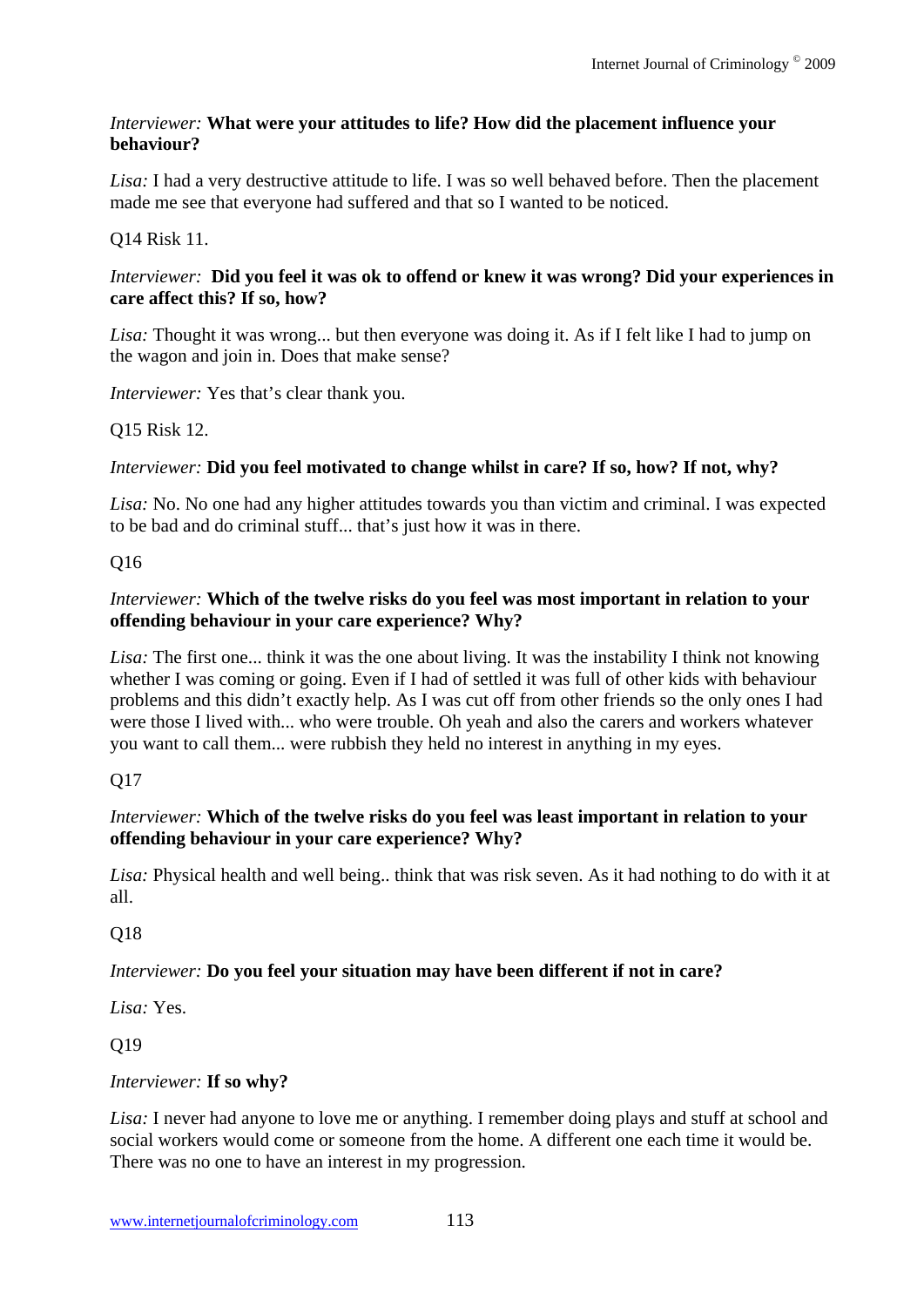*Interviewer:* **What were your attitudes to life? How did the placement influence your behaviour?**

*Lisa:* I had a very destructive attitude to life. I was so well behaved before. Then the placement made me see that everyone had suffered and that so I wanted to be noticed.

Q14 Risk 11.

*Interviewer:* **Did you feel it was ok to offend or knew it was wrong? Did your experiences in care affect this? If so, how?**

*Lisa:* Thought it was wrong... but then everyone was doing it. As if I felt like I had to jump on the wagon and join in. Does that make sense?

*Interviewer:* Yes that's clear thank you.

Q15 Risk 12.

*Interviewer:* **Did you feel motivated to change whilst in care? If so, how? If not, why?**

*Lisa:* No. No one had any higher attitudes towards you than victim and criminal. I was expected to be bad and do criminal stuff... that's just how it was in there.

Q16

*Interviewer:* **Which of the twelve risks do you feel was most important in relation to your offending behaviour in your care experience? Why?**

*Lisa:* The first one... think it was the one about living. It was the instability I think not knowing whether I was coming or going. Even if I had of settled it was full of other kids with behaviour problems and this didn't exactly help. As I was cut off from other friends so the only ones I had were those I lived with... who were trouble. Oh yeah and also the carers and workers whatever you want to call them... were rubbish they held no interest in anything in my eyes.

Q17

*Interviewer:* **Which of the twelve risks do you feel was least important in relation to your offending behaviour in your care experience? Why?**

*Lisa:* Physical health and well being.. think that was risk seven. As it had nothing to do with it at all.

Q18

*Interviewer:* **Do you feel your situation may have been different if not in care?**

*Lisa:* Yes.

Q19

*Interviewer:* **If so why?**

*Lisa:* I never had anyone to love me or anything. I remember doing plays and stuff at school and social workers would come or someone from the home. A different one each time it would be. There was no one to have an interest in my progression.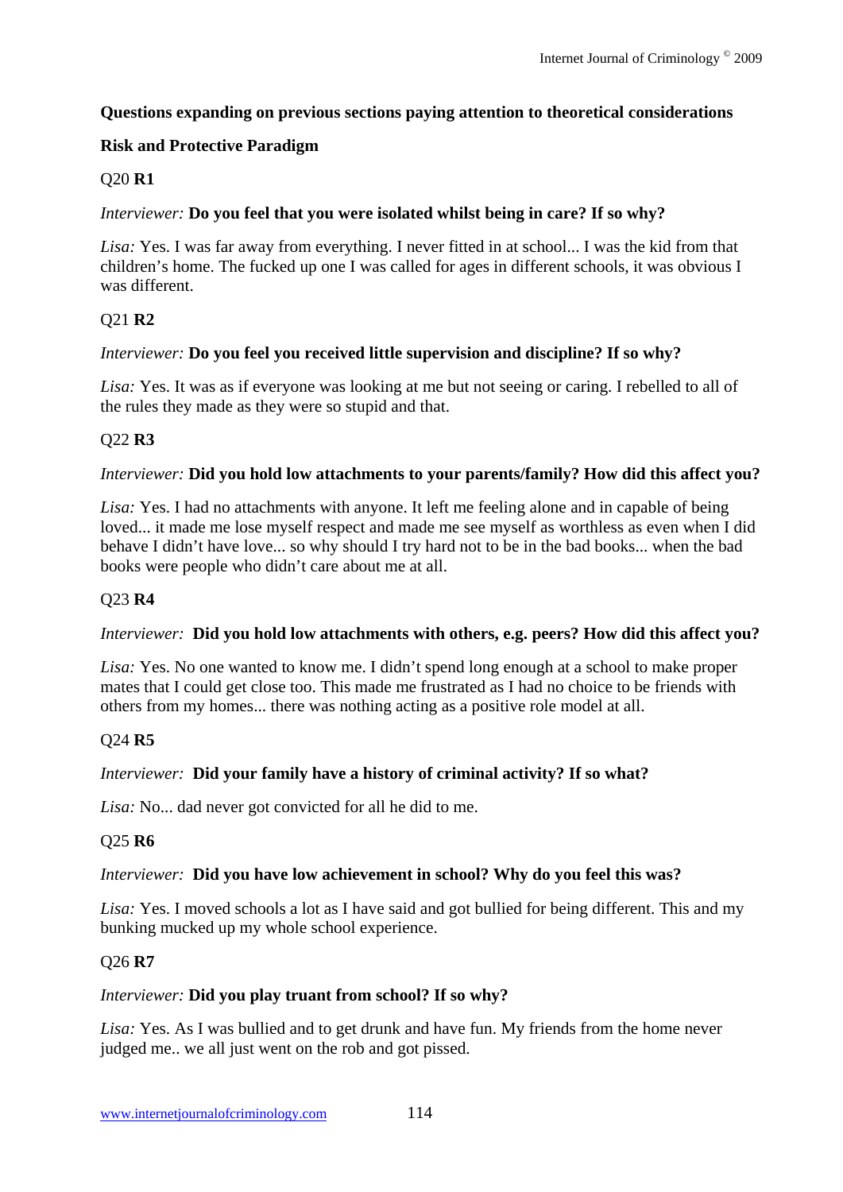**Questions expanding on previous sections paying attention to theoretical considerations**

**Risk and Protective Paradigm**

Q20 **R1**

*Interviewer:* **Do you feel that you were isolated whilst being in care? If so why?**

*Lisa:* Yes. I was far away from everything. I never fitted in at school... I was the kid from that children's home. The fucked up one I was called for ages in different schools, it was obvious I was different.

Q21 **R2**

*Interviewer:* **Do you feel you received little supervision and discipline? If so why?**

*Lisa:* Yes. It was as if everyone was looking at me but not seeing or caring. I rebelled to all of the rules they made as they were so stupid and that.

Q22 **R3**

*Interviewer:* **Did you hold low attachments to your parents/family? How did this affect you?**

*Lisa:* Yes. I had no attachments with anyone. It left me feeling alone and in capable of being loved... it made me lose myself respect and made me see myself as worthless as even when I did behave I didn't have love... so why should I try hard not to be in the bad books... when the bad books were people who didn't care about me at all.

Q23 **R4**

*Interviewer:* **Did you hold low attachments with others, e.g. peers? How did this affect you?**

*Lisa:* Yes. No one wanted to know me. I didn't spend long enough at a school to make proper mates that I could get close too. This made me frustrated as I had no choice to be friends with others from my homes... there was nothing acting as a positive role model at all.

Q24 **R5**

*Interviewer:* **Did your family have a history of criminal activity? If so what?**

*Lisa:* No... dad never got convicted for all he did to me.

Q25 **R6**

*Interviewer:* **Did you have low achievement in school? Why do you feel this was?**

*Lisa:* Yes. I moved schools a lot as I have said and got bullied for being different. This and my bunking mucked up my whole school experience.

Q26 **R7**

*Interviewer:* **Did you play truant from school? If so why?**

*Lisa:* Yes. As I was bullied and to get drunk and have fun. My friends from the home never judged me.. we all just went on the rob and got pissed.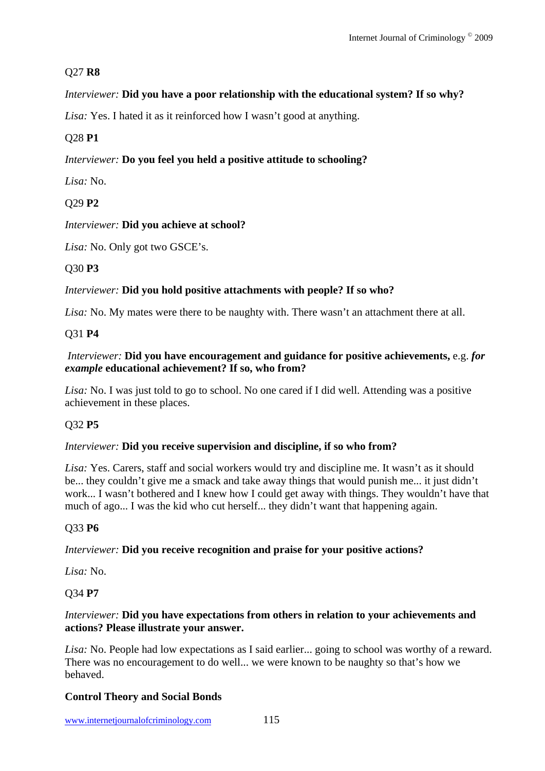Q27 **R8**

*Interviewer:* **Did you have a poor relationship with the educational system? If so why?**

*Lisa:* Yes. I hated it as it reinforced how I wasn't good at anything.

Q28 **P1**

*Interviewer:* **Do you feel you held a positive attitude to schooling?**

*Lisa:* No.

Q29 **P2**

*Interviewer:* **Did you achieve at school?**

*Lisa:* No. Only got two GSCE's.

Q30 **P3**

*Interviewer:* **Did you hold positive attachments with people? If so who?**

*Lisa:* No. My mates were there to be naughty with. There wasn't an attachment there at all.

Q31 **P4**

*Interviewer:* **Did you have encouragement and guidance for positive achievements,** e.g. ***for example*** **educational achievement? If so, who from?**

*Lisa:* No. I was just told to go to school. No one cared if I did well. Attending was a positive achievement in these places.

Q32 **P5**

*Interviewer:* **Did you receive supervision and discipline, if so who from?**

*Lisa:* Yes. Carers, staff and social workers would try and discipline me. It wasn't as it should be... they couldn't give me a smack and take away things that would punish me... it just didn't work... I wasn't bothered and I knew how I could get away with things. They wouldn't have that much of ago... I was the kid who cut herself... they didn't want that happening again.

Q33 **P6**

*Interviewer:* **Did you receive recognition and praise for your positive actions?**

*Lisa:* No.

Q34 **P7**

*Interviewer:* **Did you have expectations from others in relation to your achievements and actions? Please illustrate your answer.**

*Lisa:* No. People had low expectations as I said earlier... going to school was worthy of a reward. There was no encouragement to do well... we were known to be naughty so that's how we behaved.

**Control Theory and Social Bonds**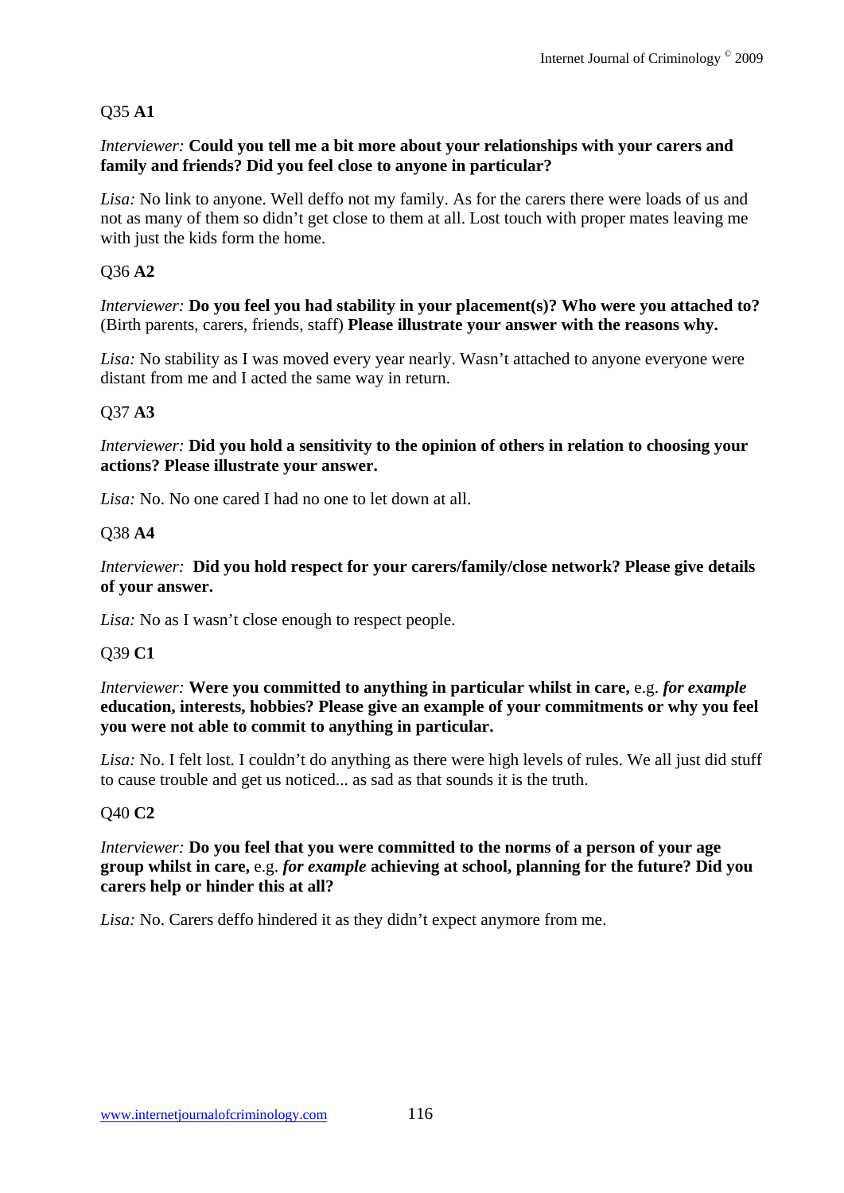Q35 **A1**

*Interviewer:* **Could you tell me a bit more about your relationships with your carers and family and friends? Did you feel close to anyone in particular?**

*Lisa:* No link to anyone. Well deffo not my family. As for the carers there were loads of us and not as many of them so didn't get close to them at all. Lost touch with proper mates leaving me with just the kids form the home.

Q36 **A2**

*Interviewer:* **Do you feel you had stability in your placement(s)? Who were you attached to?** (Birth parents, carers, friends, staff) **Please illustrate your answer with the reasons why.**

*Lisa:* No stability as I was moved every year nearly. Wasn't attached to anyone everyone were distant from me and I acted the same way in return.

Q37 **A3**

*Interviewer:* **Did you hold a sensitivity to the opinion of others in relation to choosing your actions? Please illustrate your answer.**

*Lisa:* No. No one cared I had no one to let down at all.

Q38 **A4**

*Interviewer:* **Did you hold respect for your carers/family/close network? Please give details of your answer.**

*Lisa:* No as I wasn't close enough to respect people.

Q39 **C1**

*Interviewer:* **Were you committed to anything in particular whilst in care,** e.g. ***for example*** **education, interests, hobbies? Please give an example of your commitments or why you feel you were not able to commit to anything in particular.**

*Lisa:* No. I felt lost. I couldn't do anything as there were high levels of rules. We all just did stuff to cause trouble and get us noticed... as sad as that sounds it is the truth.

Q40 **C2**

*Interviewer:* **Do you feel that you were committed to the norms of a person of your age group whilst in care,** e.g. ***for example*** **achieving at school, planning for the future? Did you carers help or hinder this at all?**

*Lisa:* No. Carers deffo hindered it as they didn't expect anymore from me.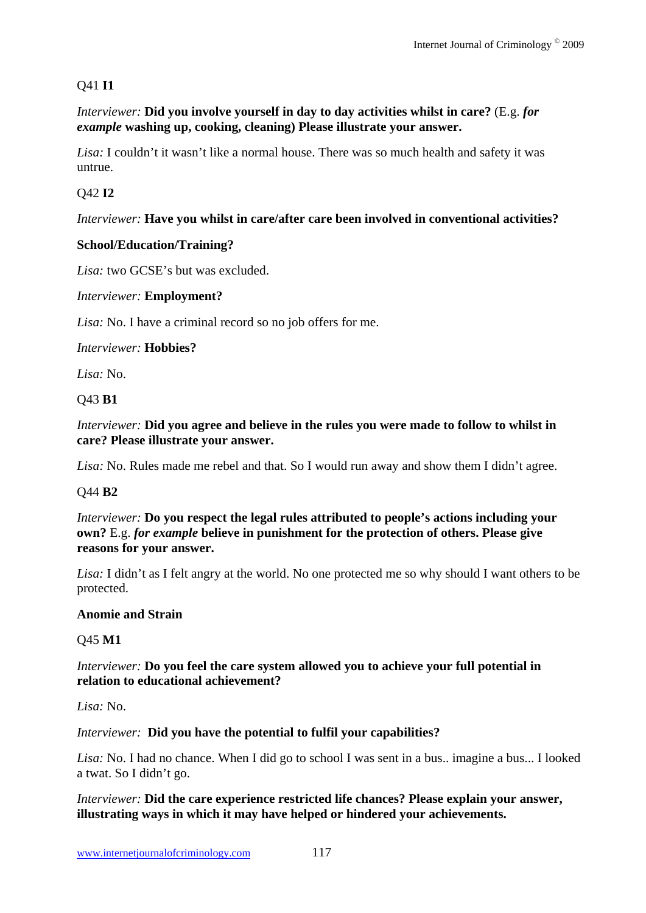Q41 **I1**

*Interviewer:* **Did you involve yourself in day to day activities whilst in care?** (E.g. ***for example*** **washing up, cooking, cleaning) Please illustrate your answer.**

*Lisa:* I couldn't it wasn't like a normal house. There was so much health and safety it was untrue.

Q42 **I2**

*Interviewer:* **Have you whilst in care/after care been involved in conventional activities?**

**School/Education/Training?**

*Lisa:* two GCSE's but was excluded.

*Interviewer:* **Employment?**

*Lisa:* No. I have a criminal record so no job offers for me.

*Interviewer:* **Hobbies?**

*Lisa:* No.

Q43 **B1**

*Interviewer:* **Did you agree and believe in the rules you were made to follow to whilst in care? Please illustrate your answer.**

*Lisa:* No. Rules made me rebel and that. So I would run away and show them I didn't agree.

Q44 **B2**

*Interviewer:* **Do you respect the legal rules attributed to people's actions including your own?** E.g. ***for example*** **believe in punishment for the protection of others. Please give reasons for your answer.**

*Lisa:* I didn't as I felt angry at the world. No one protected me so why should I want others to be protected.

**Anomie and Strain**

Q45 **M1**

*Interviewer:* **Do you feel the care system allowed you to achieve your full potential in relation to educational achievement?**

*Lisa:* No.

*Interviewer:* **Did you have the potential to fulfil your capabilities?**

*Lisa:* No. I had no chance. When I did go to school I was sent in a bus.. imagine a bus... I looked a twat. So I didn't go.

*Interviewer:* **Did the care experience restricted life chances? Please explain your answer, illustrating ways in which it may have helped or hindered your achievements.**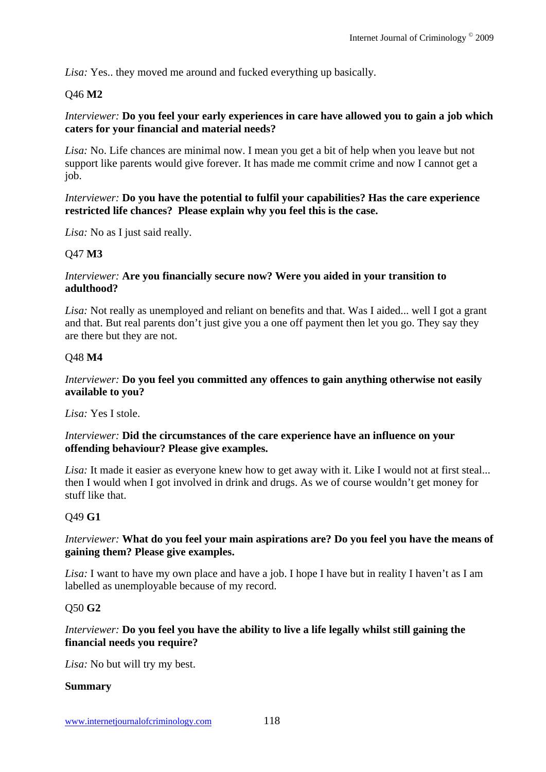*Lisa:* Yes.. they moved me around and fucked everything up basically.

Q46 **M2**

*Interviewer:* **Do you feel your early experiences in care have allowed you to gain a job which caters for your financial and material needs?**

*Lisa:* No. Life chances are minimal now. I mean you get a bit of help when you leave but not support like parents would give forever. It has made me commit crime and now I cannot get a job.

*Interviewer:* **Do you have the potential to fulfil your capabilities? Has the care experience restricted life chances? Please explain why you feel this is the case.**

*Lisa:* No as I just said really.

Q47 **M3**

*Interviewer:* **Are you financially secure now? Were you aided in your transition to adulthood?**

*Lisa:* Not really as unemployed and reliant on benefits and that. Was I aided... well I got a grant and that. But real parents don't just give you a one off payment then let you go. They say they are there but they are not.

Q48 **M4**

*Interviewer:* **Do you feel you committed any offences to gain anything otherwise not easily available to you?**

*Lisa:* Yes I stole.

*Interviewer:* **Did the circumstances of the care experience have an influence on your offending behaviour? Please give examples.**

*Lisa:* It made it easier as everyone knew how to get away with it. Like I would not at first steal... then I would when I got involved in drink and drugs. As we of course wouldn't get money for stuff like that.

Q49 **G1**

*Interviewer:* **What do you feel your main aspirations are? Do you feel you have the means of gaining them? Please give examples.**

*Lisa:* I want to have my own place and have a job. I hope I have but in reality I haven't as I am labelled as unemployable because of my record.

Q50 **G2**

*Interviewer:* **Do you feel you have the ability to live a life legally whilst still gaining the financial needs you require?**

*Lisa:* No but will try my best.

**Summary**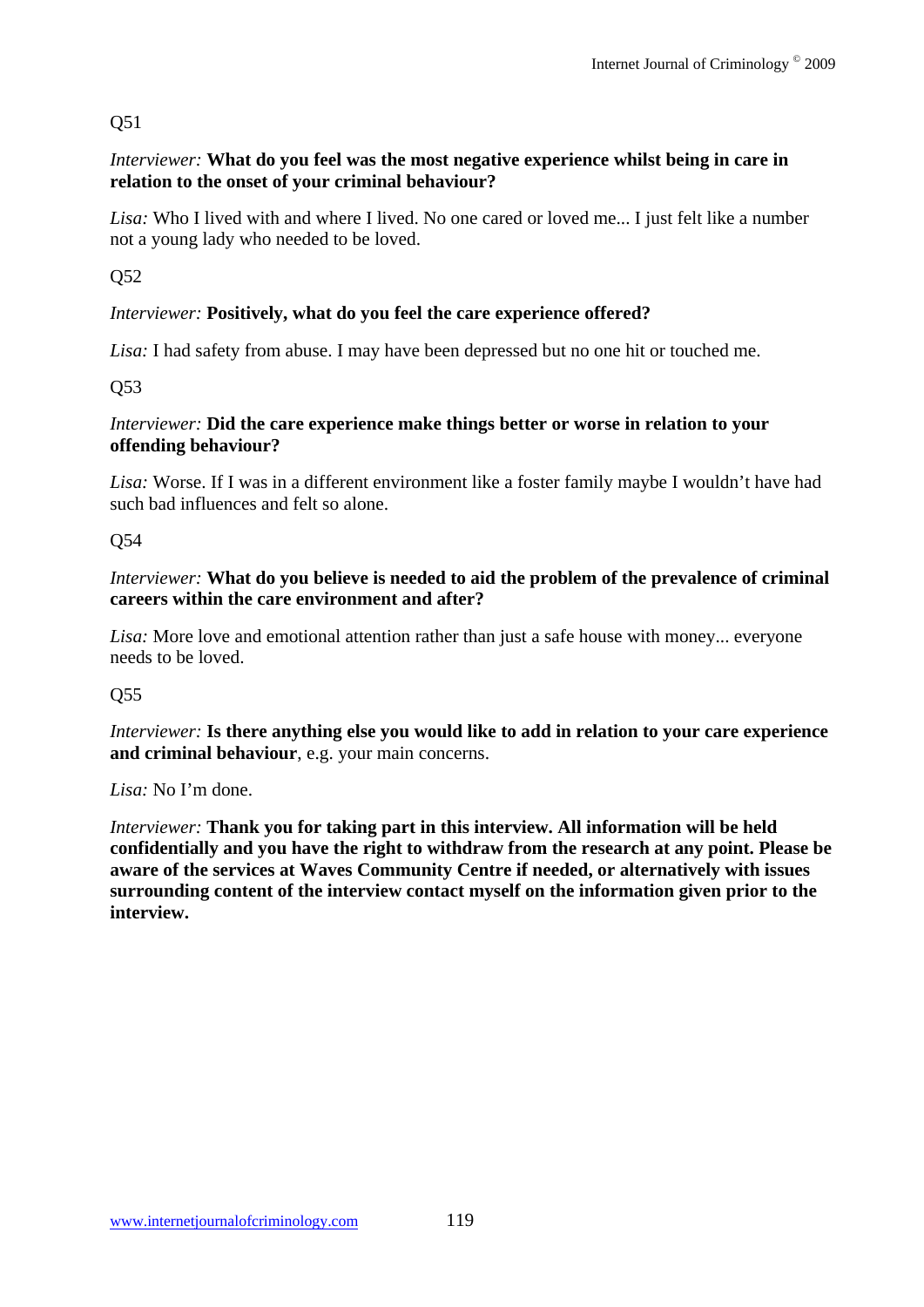Q51

*Interviewer:* **What do you feel was the most negative experience whilst being in care in relation to the onset of your criminal behaviour?**

*Lisa:* Who I lived with and where I lived. No one cared or loved me... I just felt like a number not a young lady who needed to be loved.

Q52

*Interviewer:* **Positively, what do you feel the care experience offered?**

*Lisa:* I had safety from abuse. I may have been depressed but no one hit or touched me.

Q53

*Interviewer:* **Did the care experience make things better or worse in relation to your offending behaviour?**

*Lisa:* Worse. If I was in a different environment like a foster family maybe I wouldn't have had such bad influences and felt so alone.

Q54

*Interviewer:* **What do you believe is needed to aid the problem of the prevalence of criminal careers within the care environment and after?**

*Lisa:* More love and emotional attention rather than just a safe house with money... everyone needs to be loved.

Q55

*Interviewer:* **Is there anything else you would like to add in relation to your care experience and criminal behaviour**, e.g. your main concerns.

*Lisa:* No I'm done.

*Interviewer:* **Thank you for taking part in this interview. All information will be held confidentially and you have the right to withdraw from the research at any point. Please be aware of the services at Waves Community Centre if needed, or alternatively with issues surrounding content of the interview contact myself on the information given prior to the interview.**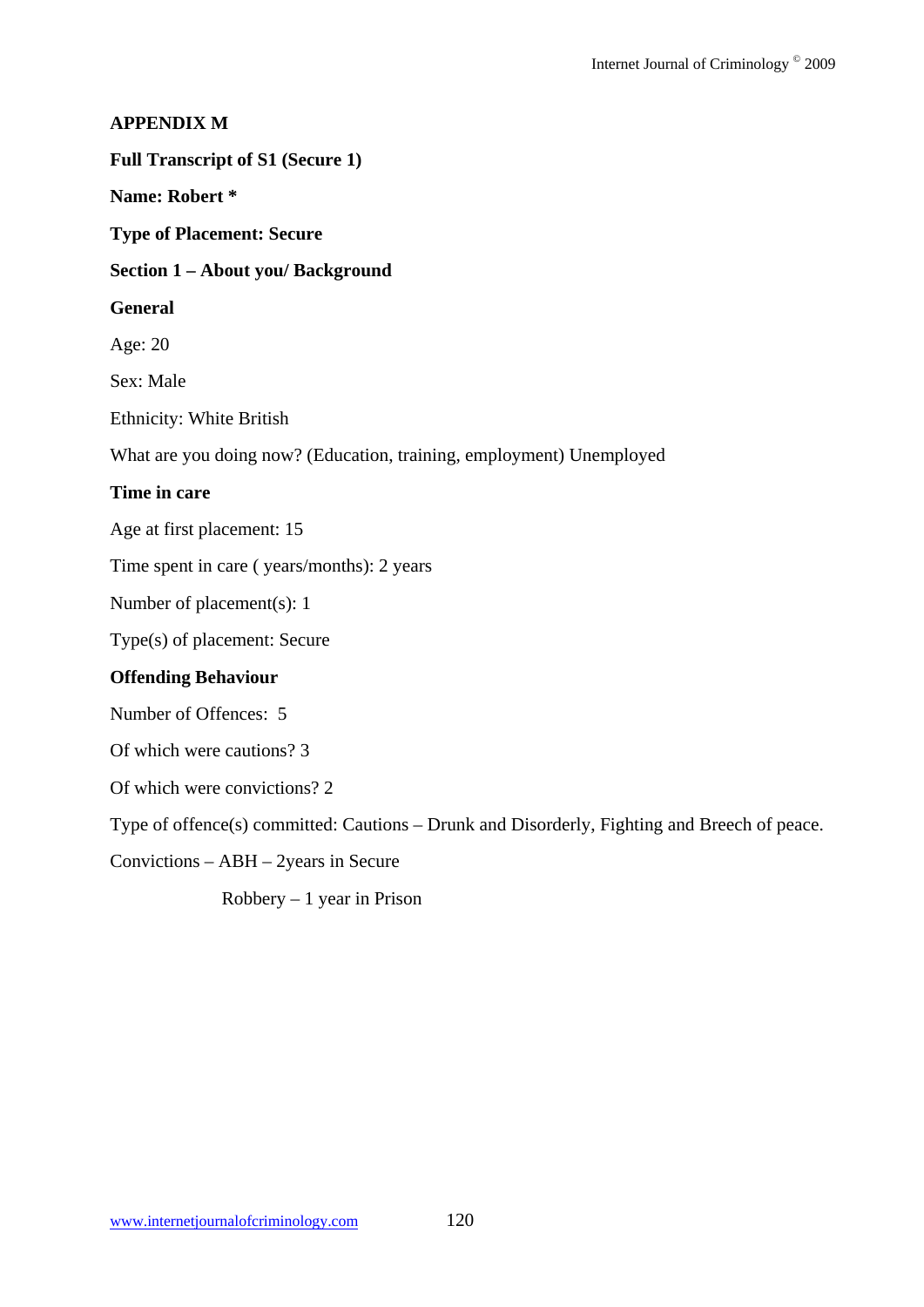**APPENDIX M**

**Full Transcript of S1 (Secure 1)**

**Name: Robert ***

**Type of Placement: Secure**

**Section 1 – About you/ Background**

**General**

Age: 20

Sex: Male

Ethnicity: White British

What are you doing now? (Education, training, employment) Unemployed

**Time in care**

Age at first placement: 15

Time spent in care ( years/months): 2 years

Number of placement(s): 1

Type(s) of placement: Secure

**Offending Behaviour**

Number of Offences: 5

Of which were cautions? 3

Of which were convictions? 2

Type of offence(s) committed: Cautions – Drunk and Disorderly, Fighting and Breech of peace.

Convictions – ABH – 2years in Secure

Robbery – 1 year in Prison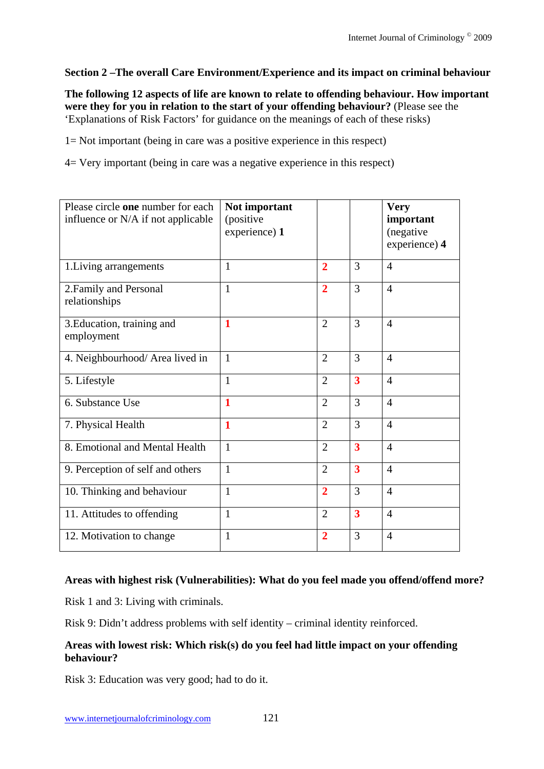**Section 2 –The overall Care Environment/Experience and its impact on criminal behaviour**

**The following 12 aspects of life are known to relate to offending behaviour. How important were they for you in relation to the start of your offending behaviour?** (Please see the 'Explanations of Risk Factors' for guidance on the meanings of each of these risks)

1= Not important (being in care was a positive experience in this respect)

4= Very important (being in care was a negative experience in this respect)

| Please circle **one** number for each influence or N/A if not applicable | **Not important** (positive experience) **1** | | | **Very important** (negative experience) **4** |
|---|---|---|---|---|
| 1.Living arrangements | 1 | **2** | 3 | 4 |
| 2.Family and Personal relationships | 1 | **2** | 3 | 4 |
| 3.Education, training and employment | **1** | 2 | 3 | 4 |
| 4. Neighbourhood/ Area lived in | 1 | 2 | 3 | 4 |
| 5. Lifestyle | 1 | 2 | **3** | 4 |
| 6. Substance Use | **1** | 2 | 3 | 4 |
| 7. Physical Health | **1** | 2 | 3 | 4 |
| 8. Emotional and Mental Health | 1 | 2 | **3** | 4 |
| 9. Perception of self and others | 1 | 2 | **3** | 4 |
| 10. Thinking and behaviour | 1 | **2** | 3 | 4 |
| 11. Attitudes to offending | 1 | 2 | **3** | 4 |
| 12. Motivation to change | 1 | **2** | 3 | 4 |

**Areas with highest risk (Vulnerabilities): What do you feel made you offend/offend more?**

Risk 1 and 3: Living with criminals.

Risk 9: Didn't address problems with self identity – criminal identity reinforced.

**Areas with lowest risk: Which risk(s) do you feel had little impact on your offending behaviour?**

Risk 3: Education was very good; had to do it.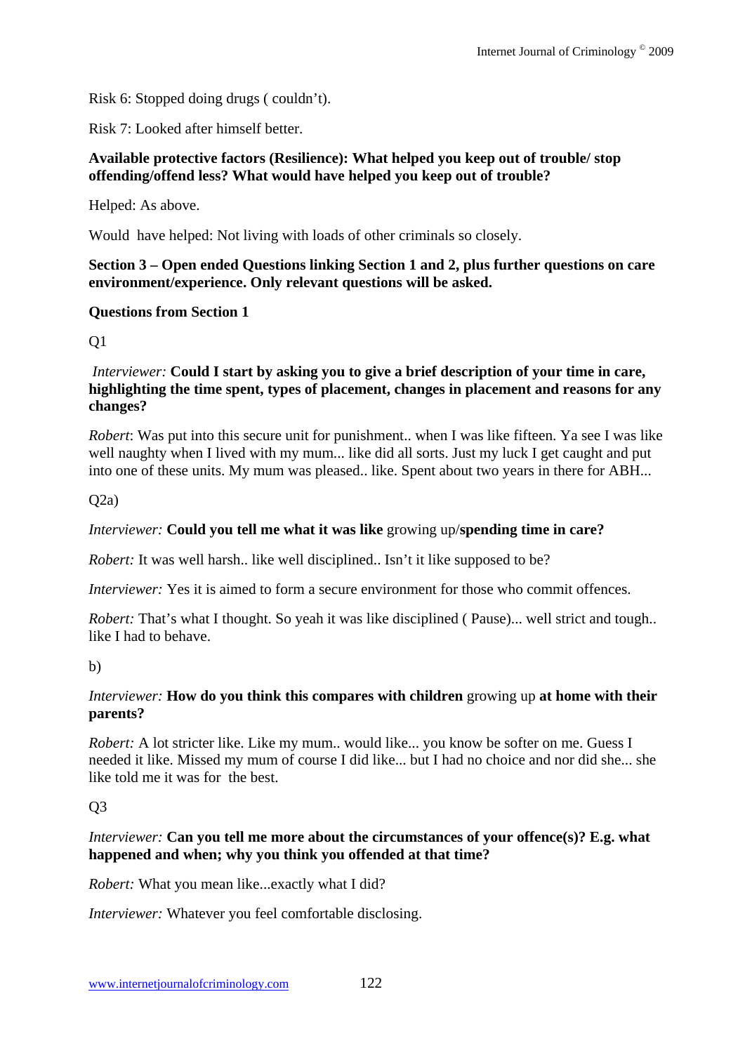Risk 6: Stopped doing drugs ( couldn't).

Risk 7: Looked after himself better.

**Available protective factors (Resilience): What helped you keep out of trouble/ stop offending/offend less? What would have helped you keep out of trouble?**

Helped: As above.

Would have helped: Not living with loads of other criminals so closely.

**Section 3 – Open ended Questions linking Section 1 and 2, plus further questions on care environment/experience. Only relevant questions will be asked.**

**Questions from Section 1**

Q1

*Interviewer:* **Could I start by asking you to give a brief description of your time in care, highlighting the time spent, types of placement, changes in placement and reasons for any changes?**

*Robert*: Was put into this secure unit for punishment.. when I was like fifteen. Ya see I was like well naughty when I lived with my mum... like did all sorts. Just my luck I get caught and put into one of these units. My mum was pleased.. like. Spent about two years in there for ABH...

Q2a)

*Interviewer:* **Could you tell me what it was like** growing up/**spending time in care?**

*Robert:* It was well harsh.. like well disciplined.. Isn't it like supposed to be?

*Interviewer:* Yes it is aimed to form a secure environment for those who commit offences.

*Robert:* That's what I thought. So yeah it was like disciplined ( Pause)... well strict and tough.. like I had to behave.

b)

*Interviewer:* **How do you think this compares with children** growing up **at home with their parents?**

*Robert:* A lot stricter like. Like my mum.. would like... you know be softer on me. Guess I needed it like. Missed my mum of course I did like... but I had no choice and nor did she... she like told me it was for the best.

Q3

*Interviewer:* **Can you tell me more about the circumstances of your offence(s)? E.g. what happened and when; why you think you offended at that time?**

*Robert:* What you mean like...exactly what I did?

*Interviewer:* Whatever you feel comfortable disclosing.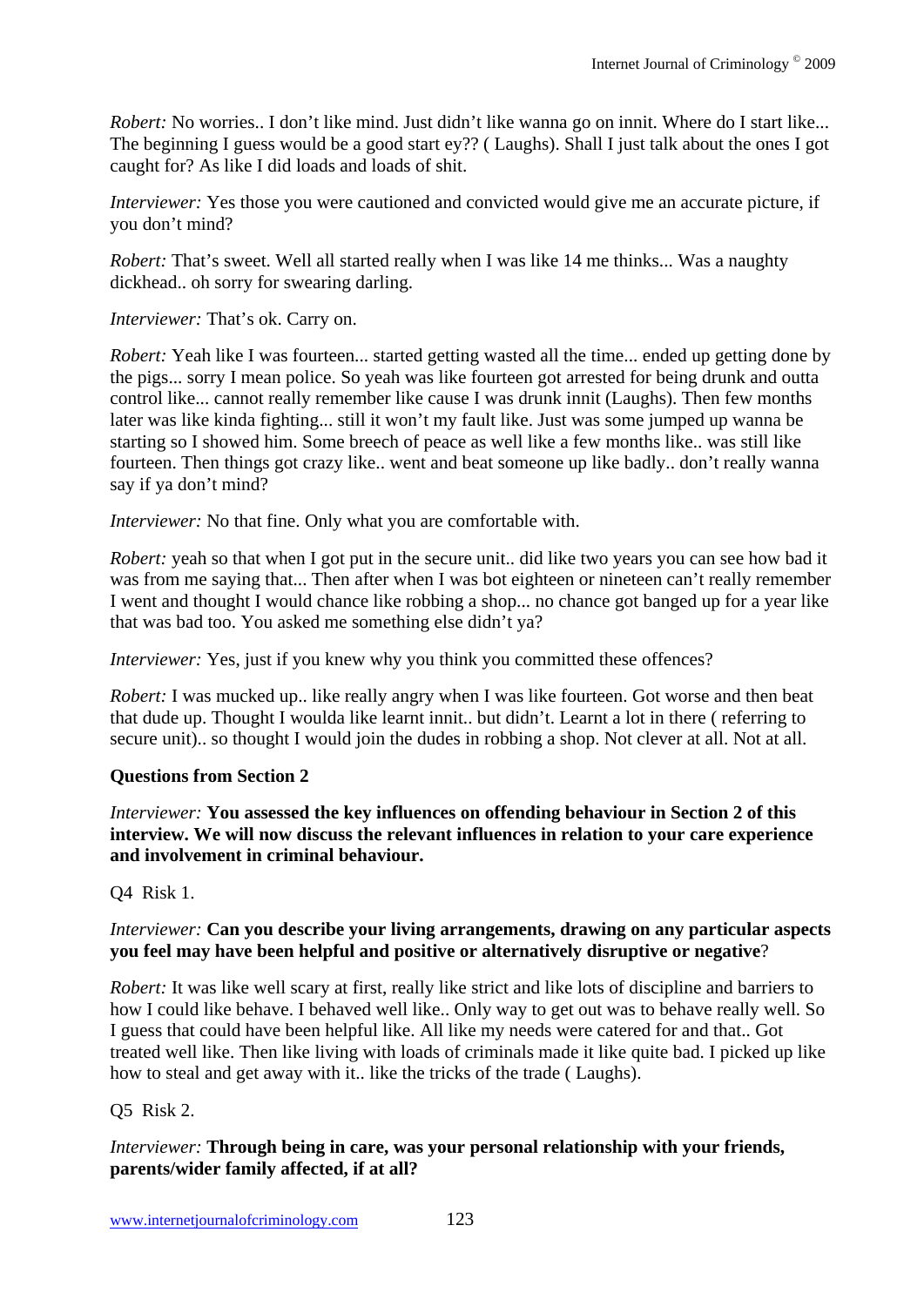*Robert:* No worries.. I don't like mind. Just didn't like wanna go on innit. Where do I start like... The beginning I guess would be a good start ey?? ( Laughs). Shall I just talk about the ones I got caught for? As like I did loads and loads of shit.

*Interviewer:* Yes those you were cautioned and convicted would give me an accurate picture, if you don't mind?

*Robert:* That's sweet. Well all started really when I was like 14 me thinks... Was a naughty dickhead.. oh sorry for swearing darling.

*Interviewer:* That's ok. Carry on.

*Robert:* Yeah like I was fourteen... started getting wasted all the time... ended up getting done by the pigs... sorry I mean police. So yeah was like fourteen got arrested for being drunk and outta control like... cannot really remember like cause I was drunk innit (Laughs). Then few months later was like kinda fighting... still it won't my fault like. Just was some jumped up wanna be starting so I showed him. Some breech of peace as well like a few months like.. was still like fourteen. Then things got crazy like.. went and beat someone up like badly.. don't really wanna say if ya don't mind?

*Interviewer:* No that fine. Only what you are comfortable with.

*Robert:* yeah so that when I got put in the secure unit.. did like two years you can see how bad it was from me saying that... Then after when I was bot eighteen or nineteen can't really remember I went and thought I would chance like robbing a shop... no chance got banged up for a year like that was bad too. You asked me something else didn't ya?

*Interviewer:* Yes, just if you knew why you think you committed these offences?

*Robert:* I was mucked up.. like really angry when I was like fourteen. Got worse and then beat that dude up. Thought I woulda like learnt innit.. but didn't. Learnt a lot in there ( referring to secure unit).. so thought I would join the dudes in robbing a shop. Not clever at all. Not at all.

**Questions from Section 2**

*Interviewer:* **You assessed the key influences on offending behaviour in Section 2 of this interview. We will now discuss the relevant influences in relation to your care experience and involvement in criminal behaviour.**

Q4 Risk 1.

*Interviewer:* **Can you describe your living arrangements, drawing on any particular aspects you feel may have been helpful and positive or alternatively disruptive or negative**?

*Robert:* It was like well scary at first, really like strict and like lots of discipline and barriers to how I could like behave. I behaved well like.. Only way to get out was to behave really well. So I guess that could have been helpful like. All like my needs were catered for and that.. Got treated well like. Then like living with loads of criminals made it like quite bad. I picked up like how to steal and get away with it.. like the tricks of the trade ( Laughs).

Q5 Risk 2.

*Interviewer:* **Through being in care, was your personal relationship with your friends, parents/wider family affected, if at all?**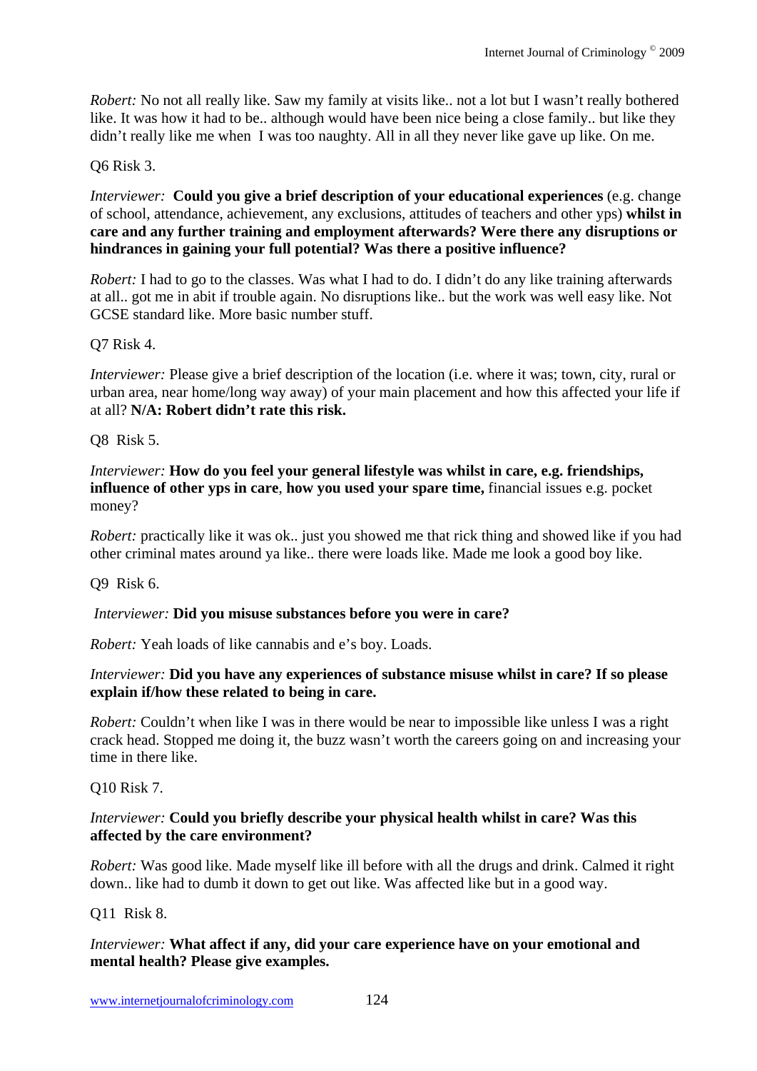*Robert:* No not all really like. Saw my family at visits like.. not a lot but I wasn't really bothered like. It was how it had to be.. although would have been nice being a close family.. but like they didn't really like me when I was too naughty. All in all they never like gave up like. On me.

Q6 Risk 3.

*Interviewer:* **Could you give a brief description of your educational experiences** (e.g. change of school, attendance, achievement, any exclusions, attitudes of teachers and other yps) **whilst in care and any further training and employment afterwards? Were there any disruptions or hindrances in gaining your full potential? Was there a positive influence?**

*Robert:* I had to go to the classes. Was what I had to do. I didn't do any like training afterwards at all.. got me in abit if trouble again. No disruptions like.. but the work was well easy like. Not GCSE standard like. More basic number stuff.

Q7 Risk 4.

*Interviewer:* Please give a brief description of the location (i.e. where it was; town, city, rural or urban area, near home/long way away) of your main placement and how this affected your life if at all? **N/A: Robert didn't rate this risk.**

Q8 Risk 5.

*Interviewer:* **How do you feel your general lifestyle was whilst in care, e.g. friendships, influence of other yps in care**, **how you used your spare time,** financial issues e.g. pocket money?

*Robert:* practically like it was ok.. just you showed me that rick thing and showed like if you had other criminal mates around ya like.. there were loads like. Made me look a good boy like.

Q9 Risk 6.

*Interviewer:* **Did you misuse substances before you were in care?**

*Robert:* Yeah loads of like cannabis and e's boy. Loads.

*Interviewer:* **Did you have any experiences of substance misuse whilst in care? If so please explain if/how these related to being in care.**

*Robert:* Couldn't when like I was in there would be near to impossible like unless I was a right crack head. Stopped me doing it, the buzz wasn't worth the careers going on and increasing your time in there like.

Q10 Risk 7.

*Interviewer:* **Could you briefly describe your physical health whilst in care? Was this affected by the care environment?**

*Robert:* Was good like. Made myself like ill before with all the drugs and drink. Calmed it right down.. like had to dumb it down to get out like. Was affected like but in a good way.

Q11 Risk 8.

*Interviewer:* **What affect if any, did your care experience have on your emotional and mental health? Please give examples.**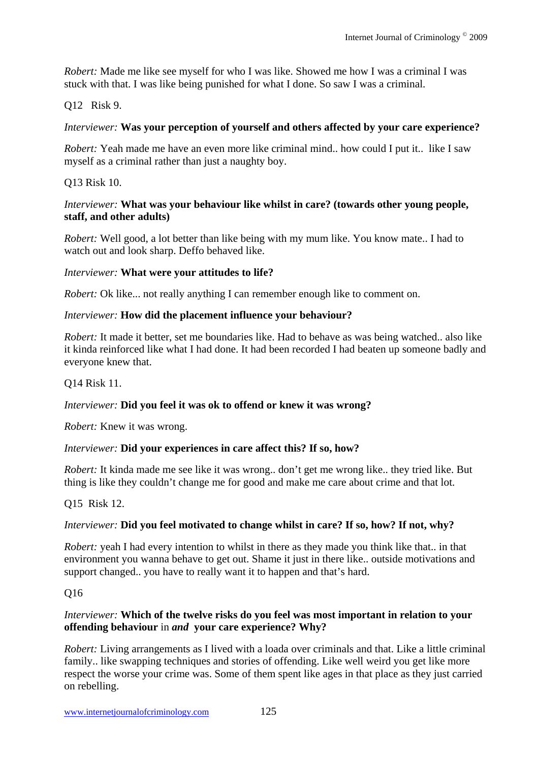*Robert:* Made me like see myself for who I was like. Showed me how I was a criminal I was stuck with that. I was like being punished for what I done. So saw I was a criminal.

Q12 Risk 9.

*Interviewer:* **Was your perception of yourself and others affected by your care experience?**

*Robert:* Yeah made me have an even more like criminal mind.. how could I put it.. like I saw myself as a criminal rather than just a naughty boy.

Q13 Risk 10.

*Interviewer:* **What was your behaviour like whilst in care? (towards other young people, staff, and other adults)**

*Robert:* Well good, a lot better than like being with my mum like. You know mate.. I had to watch out and look sharp. Deffo behaved like.

*Interviewer:* **What were your attitudes to life?**

*Robert:* Ok like... not really anything I can remember enough like to comment on.

*Interviewer:* **How did the placement influence your behaviour?**

*Robert:* It made it better, set me boundaries like. Had to behave as was being watched.. also like it kinda reinforced like what I had done. It had been recorded I had beaten up someone badly and everyone knew that.

Q14 Risk 11.

*Interviewer:* **Did you feel it was ok to offend or knew it was wrong?**

*Robert:* Knew it was wrong.

*Interviewer:* **Did your experiences in care affect this? If so, how?**

*Robert:* It kinda made me see like it was wrong.. don't get me wrong like.. they tried like. But thing is like they couldn't change me for good and make me care about crime and that lot.

Q15 Risk 12.

*Interviewer:* **Did you feel motivated to change whilst in care? If so, how? If not, why?**

*Robert:* yeah I had every intention to whilst in there as they made you think like that.. in that environment you wanna behave to get out. Shame it just in there like.. outside motivations and support changed.. you have to really want it to happen and that's hard.

Q16

*Interviewer:* **Which of the twelve risks do you feel was most important in relation to your offending behaviour** in ***and*** **your care experience? Why?**

*Robert:* Living arrangements as I lived with a loada over criminals and that. Like a little criminal family.. like swapping techniques and stories of offending. Like well weird you get like more respect the worse your crime was. Some of them spent like ages in that place as they just carried on rebelling.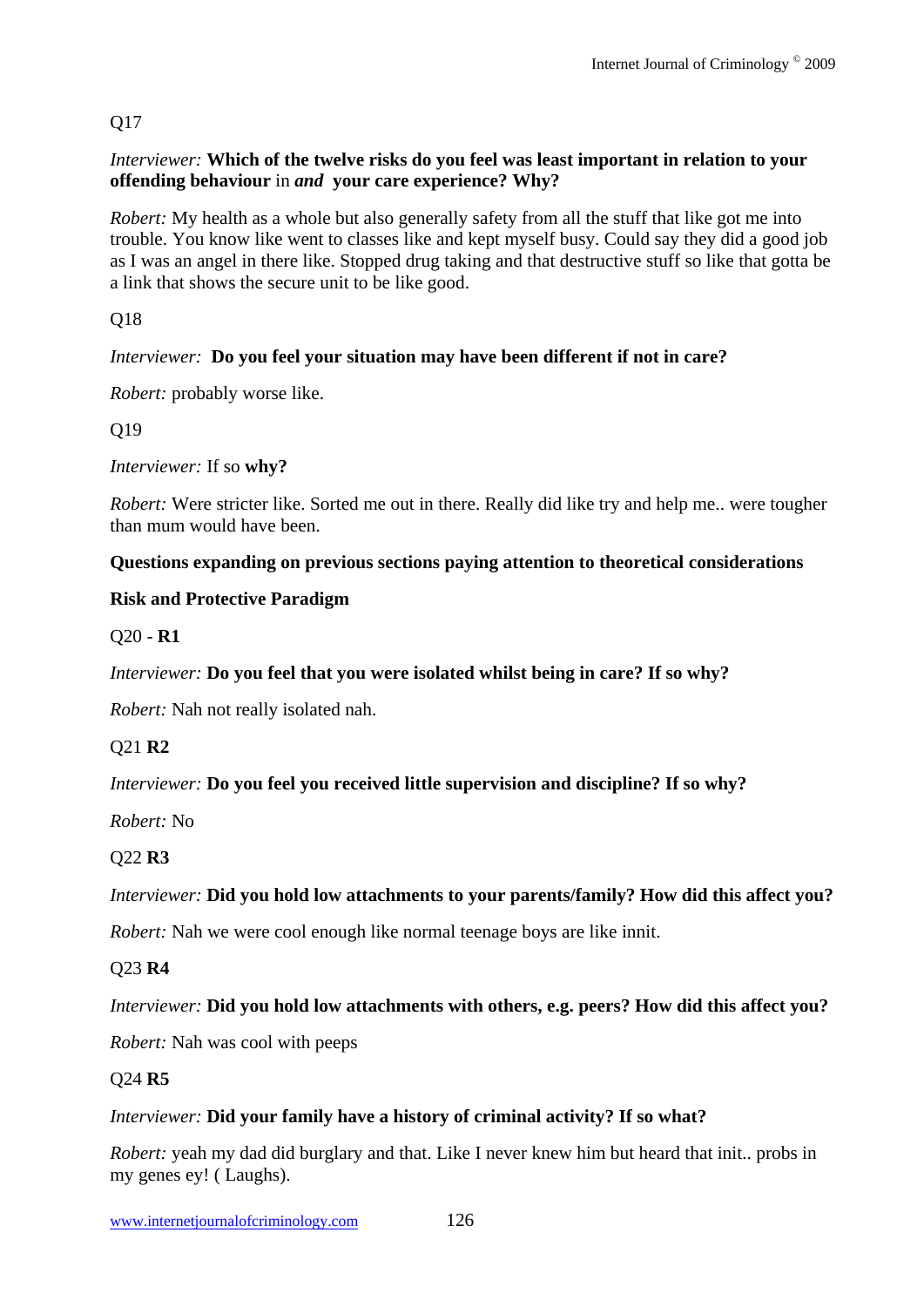Q17

*Interviewer:* **Which of the twelve risks do you feel was least important in relation to your offending behaviour** in ***and*** **your care experience? Why?**

*Robert:* My health as a whole but also generally safety from all the stuff that like got me into trouble. You know like went to classes like and kept myself busy. Could say they did a good job as I was an angel in there like. Stopped drug taking and that destructive stuff so like that gotta be a link that shows the secure unit to be like good.

Q18

*Interviewer:* **Do you feel your situation may have been different if not in care?**

*Robert:* probably worse like.

Q19

*Interviewer:* If so **why?**

*Robert:* Were stricter like. Sorted me out in there. Really did like try and help me.. were tougher than mum would have been.

**Questions expanding on previous sections paying attention to theoretical considerations**

**Risk and Protective Paradigm**

Q20 - **R1**

*Interviewer:* **Do you feel that you were isolated whilst being in care? If so why?**

*Robert:* Nah not really isolated nah.

Q21 **R2**

*Interviewer:* **Do you feel you received little supervision and discipline? If so why?**

*Robert:* No

Q22 **R3**

*Interviewer:* **Did you hold low attachments to your parents/family? How did this affect you?**

*Robert:* Nah we were cool enough like normal teenage boys are like innit.

Q23 **R4**

*Interviewer:* **Did you hold low attachments with others, e.g. peers? How did this affect you?**

*Robert:* Nah was cool with peeps

Q24 **R5**

*Interviewer:* **Did your family have a history of criminal activity? If so what?**

*Robert:* yeah my dad did burglary and that. Like I never knew him but heard that init.. probs in my genes ey! ( Laughs).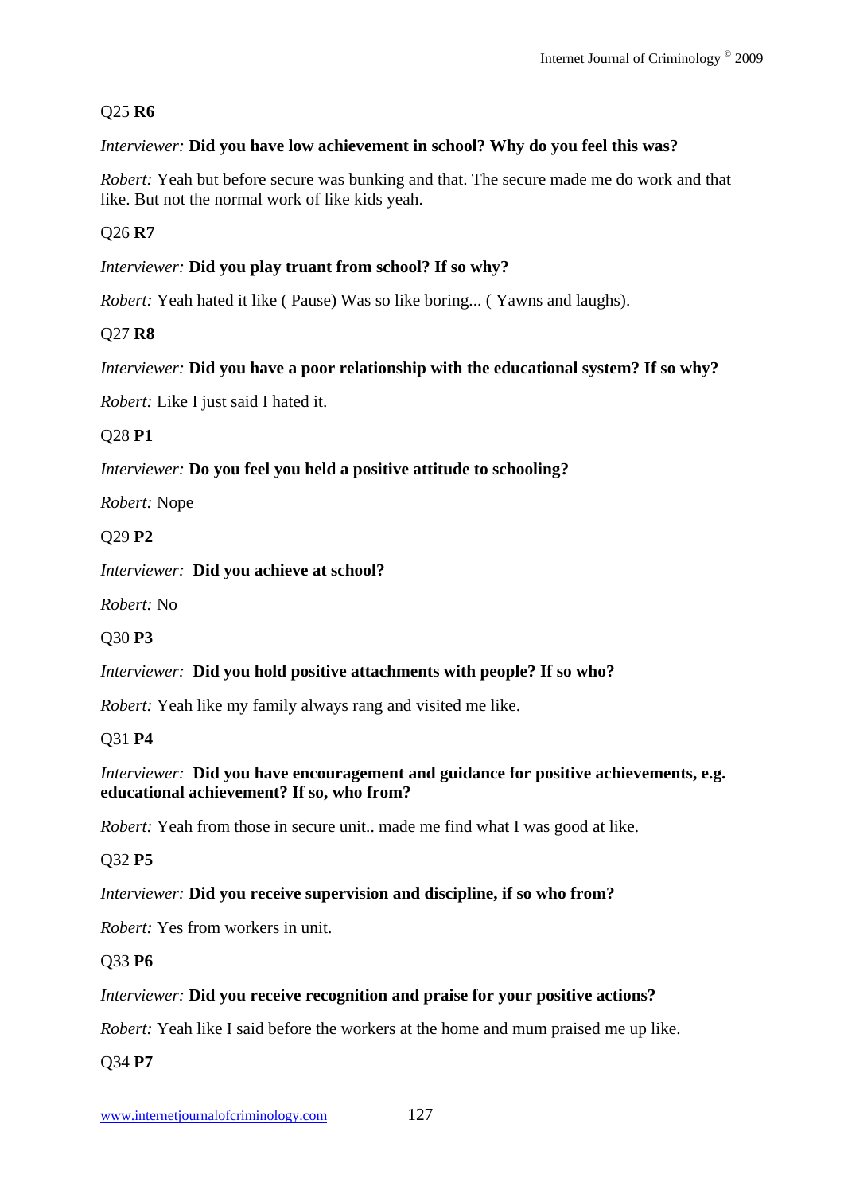Q25 **R6**

*Interviewer:* **Did you have low achievement in school? Why do you feel this was?**

*Robert:* Yeah but before secure was bunking and that. The secure made me do work and that like. But not the normal work of like kids yeah.

Q26 **R7**

*Interviewer:* **Did you play truant from school? If so why?**

*Robert:* Yeah hated it like ( Pause) Was so like boring... ( Yawns and laughs).

Q27 **R8**

*Interviewer:* **Did you have a poor relationship with the educational system? If so why?**

*Robert:* Like I just said I hated it.

Q28 **P1**

*Interviewer:* **Do you feel you held a positive attitude to schooling?**

*Robert:* Nope

Q29 **P2**

*Interviewer:* **Did you achieve at school?**

*Robert:* No

Q30 **P3**

*Interviewer:* **Did you hold positive attachments with people? If so who?**

*Robert:* Yeah like my family always rang and visited me like.

Q31 **P4**

*Interviewer:* **Did you have encouragement and guidance for positive achievements, e.g. educational achievement? If so, who from?**

*Robert:* Yeah from those in secure unit.. made me find what I was good at like.

Q32 **P5**

*Interviewer:* **Did you receive supervision and discipline, if so who from?**

*Robert:* Yes from workers in unit.

Q33 **P6**

*Interviewer:* **Did you receive recognition and praise for your positive actions?**

*Robert:* Yeah like I said before the workers at the home and mum praised me up like.

Q34 **P7**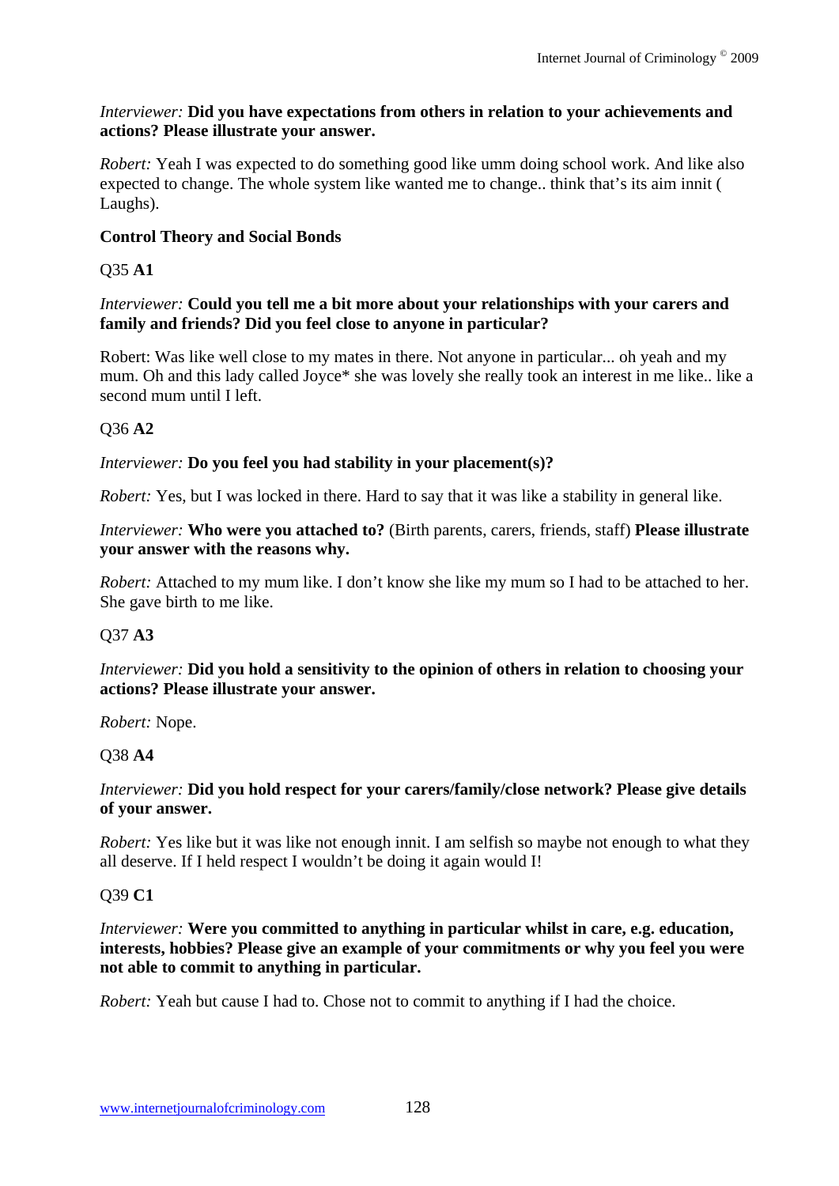*Interviewer:* **Did you have expectations from others in relation to your achievements and actions? Please illustrate your answer.**

*Robert:* Yeah I was expected to do something good like umm doing school work. And like also expected to change. The whole system like wanted me to change.. think that's its aim innit ( Laughs).

**Control Theory and Social Bonds**

Q35 **A1**

*Interviewer:* **Could you tell me a bit more about your relationships with your carers and family and friends? Did you feel close to anyone in particular?**

Robert: Was like well close to my mates in there. Not anyone in particular... oh yeah and my mum. Oh and this lady called Joyce* she was lovely she really took an interest in me like.. like a second mum until I left.

Q36 **A2**

*Interviewer:* **Do you feel you had stability in your placement(s)?**

*Robert:* Yes, but I was locked in there. Hard to say that it was like a stability in general like.

*Interviewer:* **Who were you attached to?** (Birth parents, carers, friends, staff) **Please illustrate your answer with the reasons why.**

*Robert:* Attached to my mum like. I don't know she like my mum so I had to be attached to her. She gave birth to me like.

Q37 **A3**

*Interviewer:* **Did you hold a sensitivity to the opinion of others in relation to choosing your actions? Please illustrate your answer.**

*Robert:* Nope.

Q38 **A4**

*Interviewer:* **Did you hold respect for your carers/family/close network? Please give details of your answer.**

*Robert:* Yes like but it was like not enough innit. I am selfish so maybe not enough to what they all deserve. If I held respect I wouldn't be doing it again would I!

Q39 **C1**

*Interviewer:* **Were you committed to anything in particular whilst in care, e.g. education, interests, hobbies? Please give an example of your commitments or why you feel you were not able to commit to anything in particular.**

*Robert:* Yeah but cause I had to. Chose not to commit to anything if I had the choice.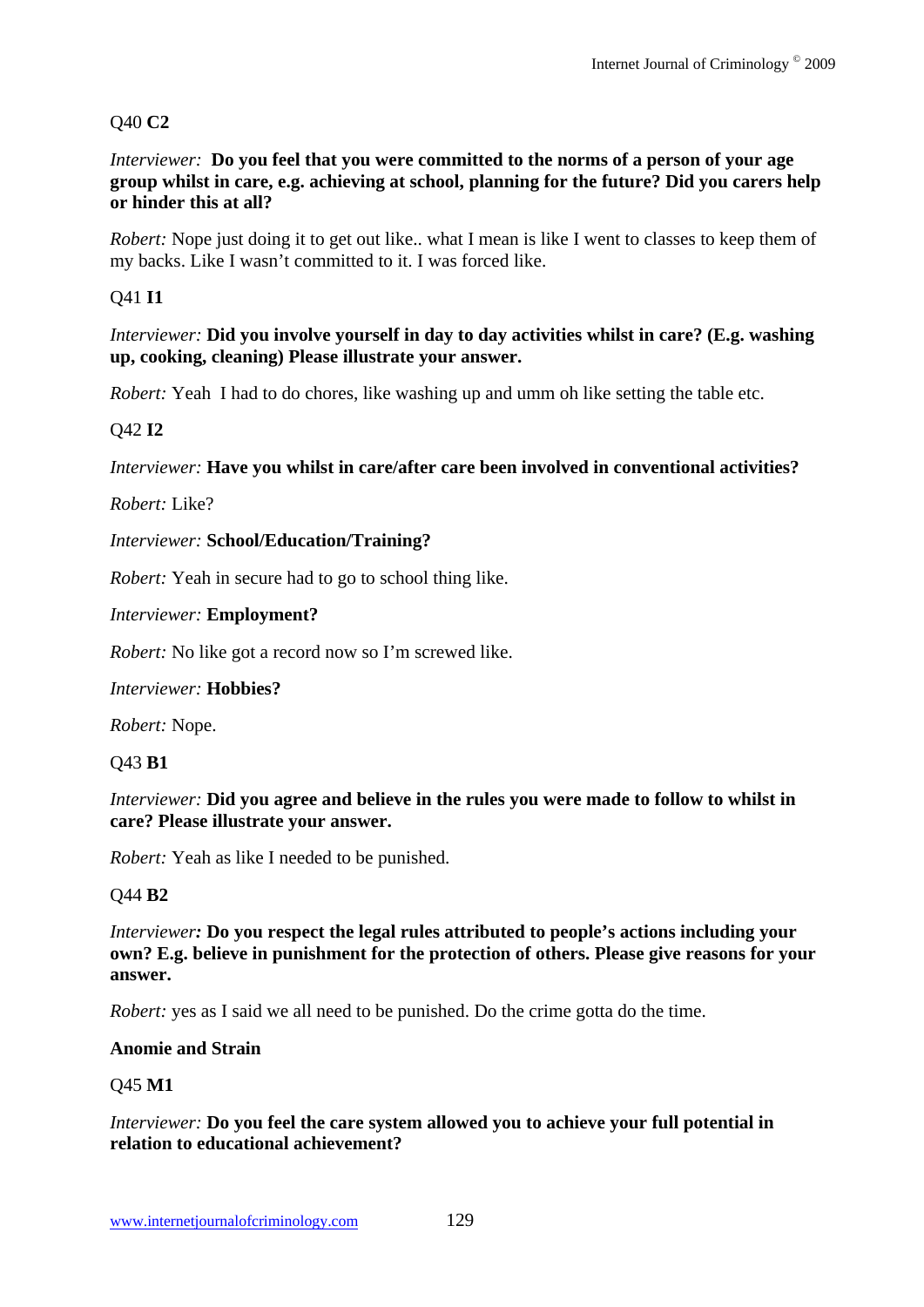Q40 **C2**

*Interviewer:* **Do you feel that you were committed to the norms of a person of your age group whilst in care, e.g. achieving at school, planning for the future? Did you carers help or hinder this at all?**

*Robert:* Nope just doing it to get out like.. what I mean is like I went to classes to keep them of my backs. Like I wasn't committed to it. I was forced like.

Q41 **I1**

*Interviewer:* **Did you involve yourself in day to day activities whilst in care? (E.g. washing up, cooking, cleaning) Please illustrate your answer.**

*Robert:* Yeah I had to do chores, like washing up and umm oh like setting the table etc.

Q42 **I2**

*Interviewer:* **Have you whilst in care/after care been involved in conventional activities?**

*Robert:* Like?

*Interviewer:* **School/Education/Training?**

*Robert:* Yeah in secure had to go to school thing like.

*Interviewer:* **Employment?**

*Robert:* No like got a record now so I'm screwed like.

*Interviewer:* **Hobbies?**

*Robert:* Nope.

Q43 **B1**

*Interviewer:* **Did you agree and believe in the rules you were made to follow to whilst in care? Please illustrate your answer.**

*Robert:* Yeah as like I needed to be punished.

Q44 **B2**

*Interviewer:* **Do you respect the legal rules attributed to people's actions including your own? E.g. believe in punishment for the protection of others. Please give reasons for your answer.**

*Robert:* yes as I said we all need to be punished. Do the crime gotta do the time.

**Anomie and Strain**

Q45 **M1**

*Interviewer:* **Do you feel the care system allowed you to achieve your full potential in relation to educational achievement?**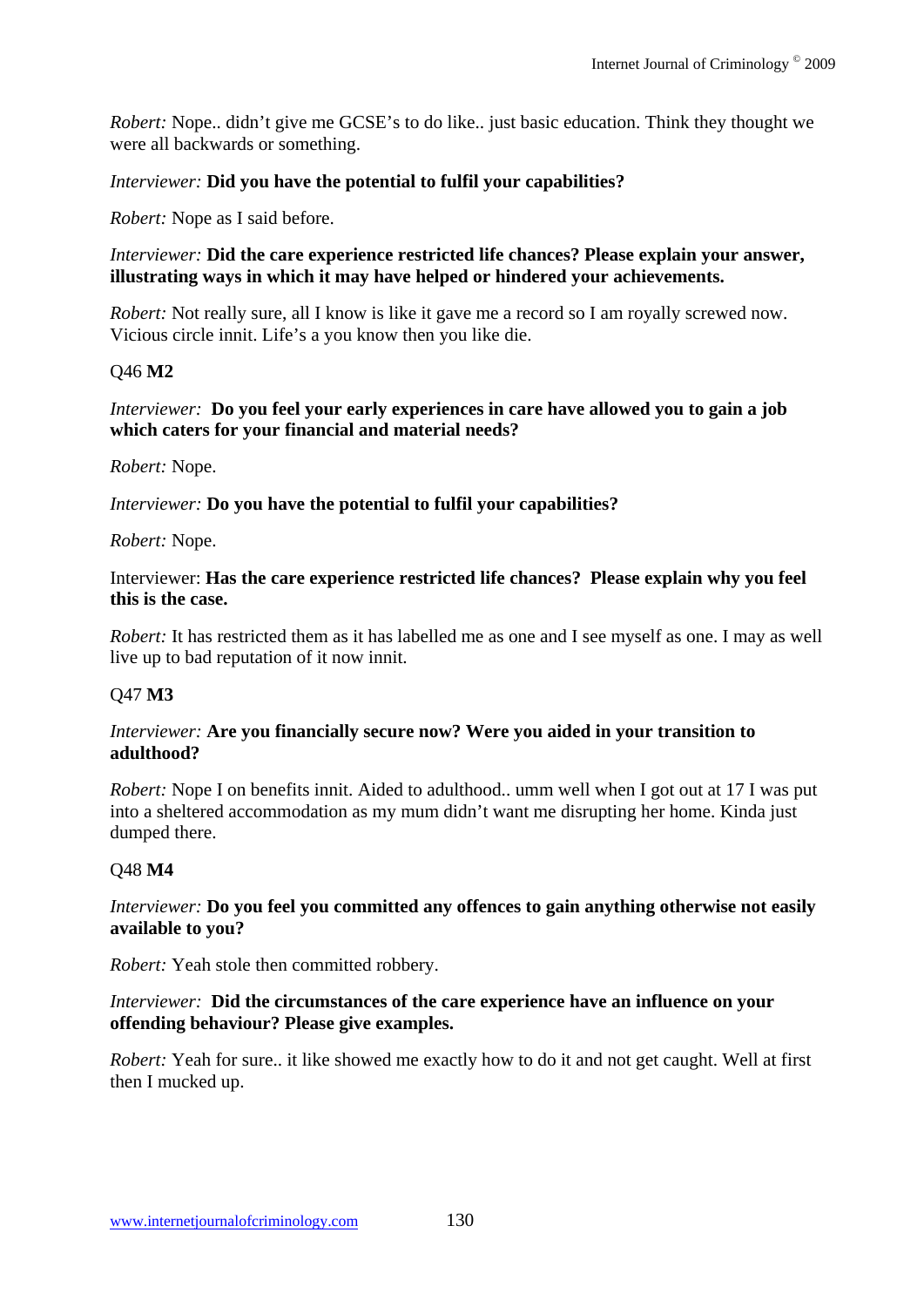*Robert:* Nope.. didn't give me GCSE's to do like.. just basic education. Think they thought we were all backwards or something.

*Interviewer:* **Did you have the potential to fulfil your capabilities?**

*Robert:* Nope as I said before.

*Interviewer:* **Did the care experience restricted life chances? Please explain your answer, illustrating ways in which it may have helped or hindered your achievements.**

*Robert:* Not really sure, all I know is like it gave me a record so I am royally screwed now. Vicious circle innit. Life's a you know then you like die.

Q46 **M2**

*Interviewer:* **Do you feel your early experiences in care have allowed you to gain a job which caters for your financial and material needs?**

*Robert:* Nope.

*Interviewer:* **Do you have the potential to fulfil your capabilities?**

*Robert:* Nope.

Interviewer: **Has the care experience restricted life chances? Please explain why you feel this is the case.**

*Robert:* It has restricted them as it has labelled me as one and I see myself as one. I may as well live up to bad reputation of it now innit.

Q47 **M3**

*Interviewer:* **Are you financially secure now? Were you aided in your transition to adulthood?**

*Robert:* Nope I on benefits innit. Aided to adulthood.. umm well when I got out at 17 I was put into a sheltered accommodation as my mum didn't want me disrupting her home. Kinda just dumped there.

Q48 **M4**

*Interviewer:* **Do you feel you committed any offences to gain anything otherwise not easily available to you?**

*Robert:* Yeah stole then committed robbery.

*Interviewer:* **Did the circumstances of the care experience have an influence on your offending behaviour? Please give examples.**

*Robert:* Yeah for sure.. it like showed me exactly how to do it and not get caught. Well at first then I mucked up.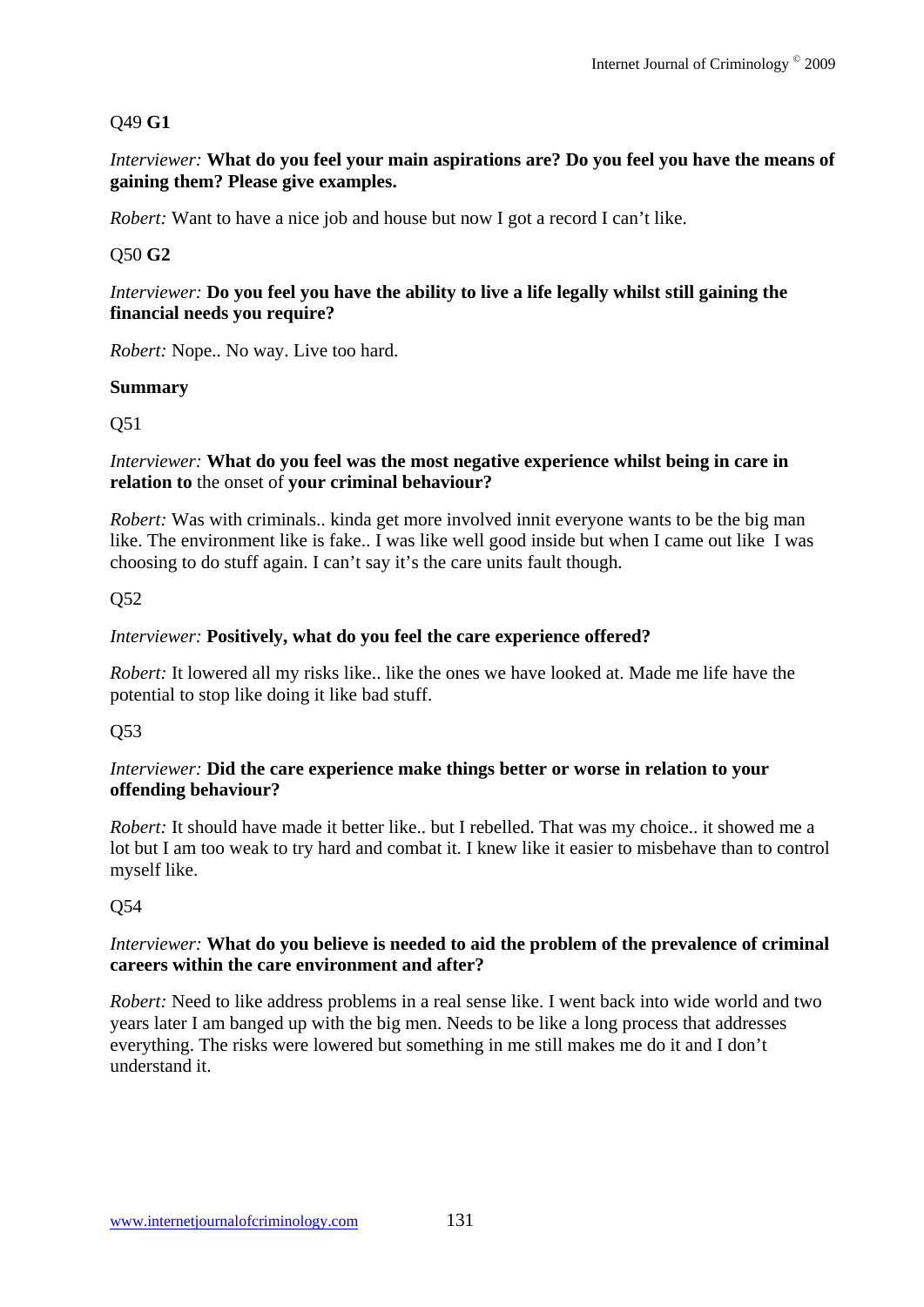Q49 **G1**

*Interviewer:* **What do you feel your main aspirations are? Do you feel you have the means of gaining them? Please give examples.**

*Robert:* Want to have a nice job and house but now I got a record I can't like.

Q50 **G2**

*Interviewer:* **Do you feel you have the ability to live a life legally whilst still gaining the financial needs you require?**

*Robert:* Nope.. No way. Live too hard.

**Summary**

Q51

*Interviewer:* **What do you feel was the most negative experience whilst being in care in relation to** the onset of **your criminal behaviour?**

*Robert:* Was with criminals.. kinda get more involved innit everyone wants to be the big man like. The environment like is fake.. I was like well good inside but when I came out like I was choosing to do stuff again. I can't say it's the care units fault though.

Q52

*Interviewer:* **Positively, what do you feel the care experience offered?**

*Robert:* It lowered all my risks like.. like the ones we have looked at. Made me life have the potential to stop like doing it like bad stuff.

Q53

*Interviewer:* **Did the care experience make things better or worse in relation to your offending behaviour?**

*Robert:* It should have made it better like.. but I rebelled. That was my choice.. it showed me a lot but I am too weak to try hard and combat it. I knew like it easier to misbehave than to control myself like.

Q54

*Interviewer:* **What do you believe is needed to aid the problem of the prevalence of criminal careers within the care environment and after?**

*Robert:* Need to like address problems in a real sense like. I went back into wide world and two years later I am banged up with the big men. Needs to be like a long process that addresses everything. The risks were lowered but something in me still makes me do it and I don't understand it.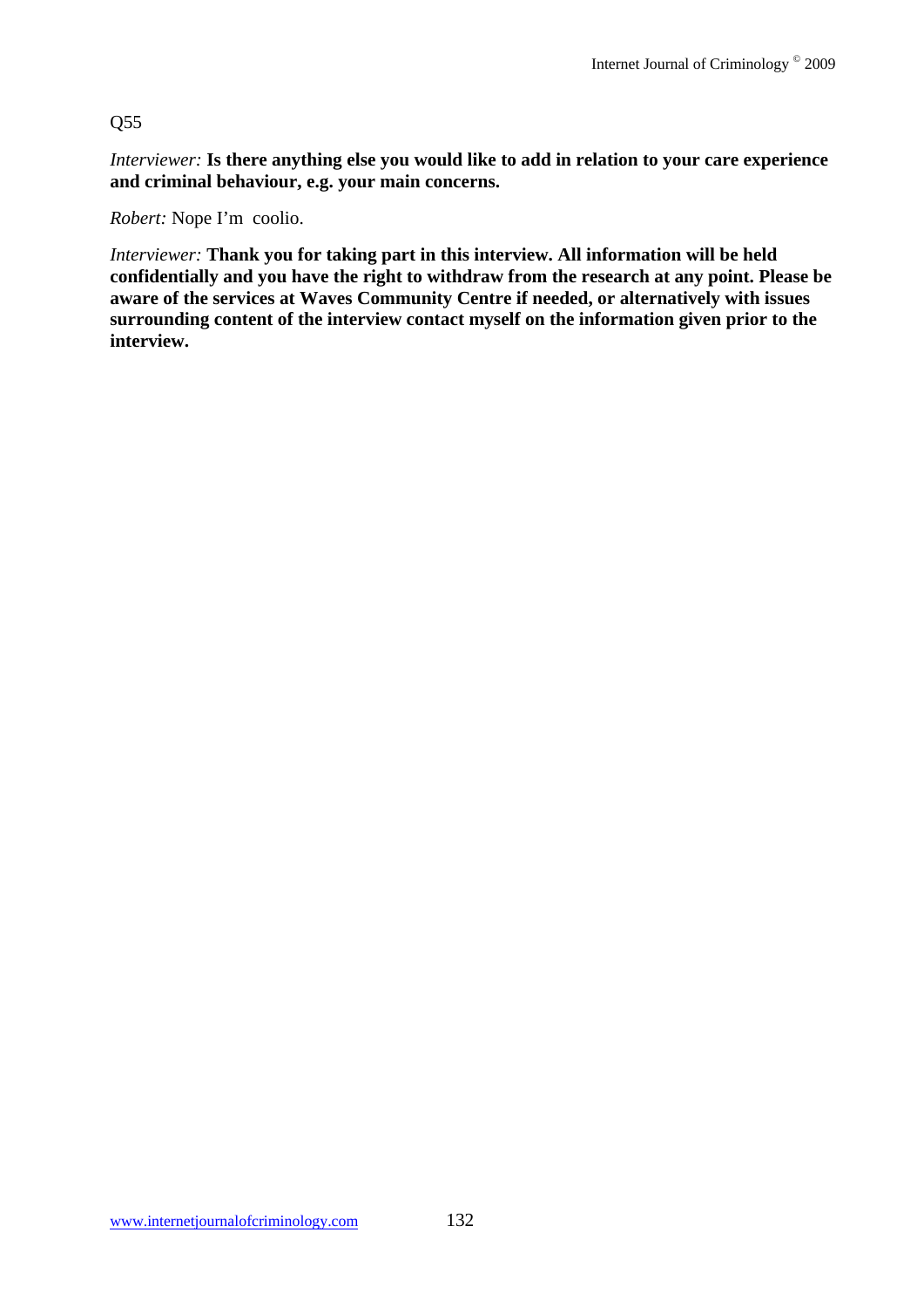Q55

*Interviewer:* **Is there anything else you would like to add in relation to your care experience and criminal behaviour, e.g. your main concerns.**

*Robert:* Nope I'm coolio.

*Interviewer:* **Thank you for taking part in this interview. All information will be held confidentially and you have the right to withdraw from the research at any point. Please be aware of the services at Waves Community Centre if needed, or alternatively with issues surrounding content of the interview contact myself on the information given prior to the interview.**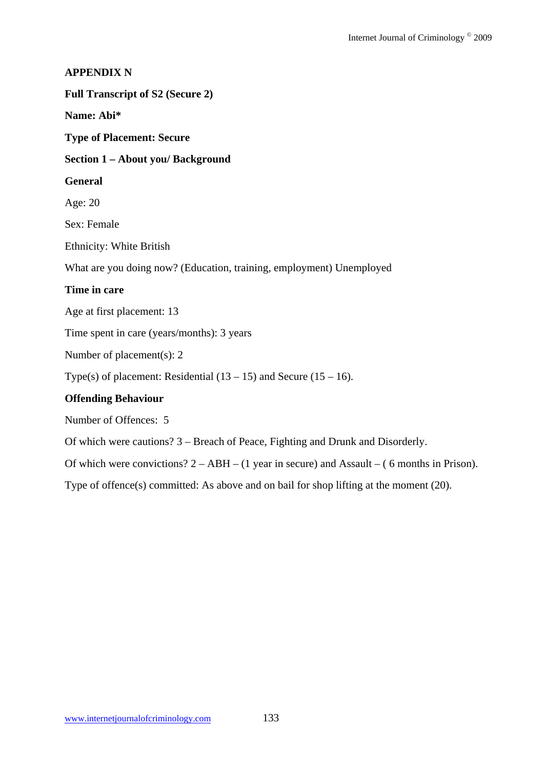**APPENDIX N**

**Full Transcript of S2 (Secure 2)**

**Name: Abi***

**Type of Placement: Secure**

**Section 1 – About you/ Background**

**General**

Age: 20

Sex: Female

Ethnicity: White British

What are you doing now? (Education, training, employment) Unemployed

**Time in care**

Age at first placement: 13

Time spent in care (years/months): 3 years

Number of placement(s): 2

Type(s) of placement: Residential (13 – 15) and Secure (15 – 16).

**Offending Behaviour**

Number of Offences: 5

Of which were cautions? 3 – Breach of Peace, Fighting and Drunk and Disorderly.

Of which were convictions? 2 – ABH – (1 year in secure) and Assault – ( 6 months in Prison).

Type of offence(s) committed: As above and on bail for shop lifting at the moment (20).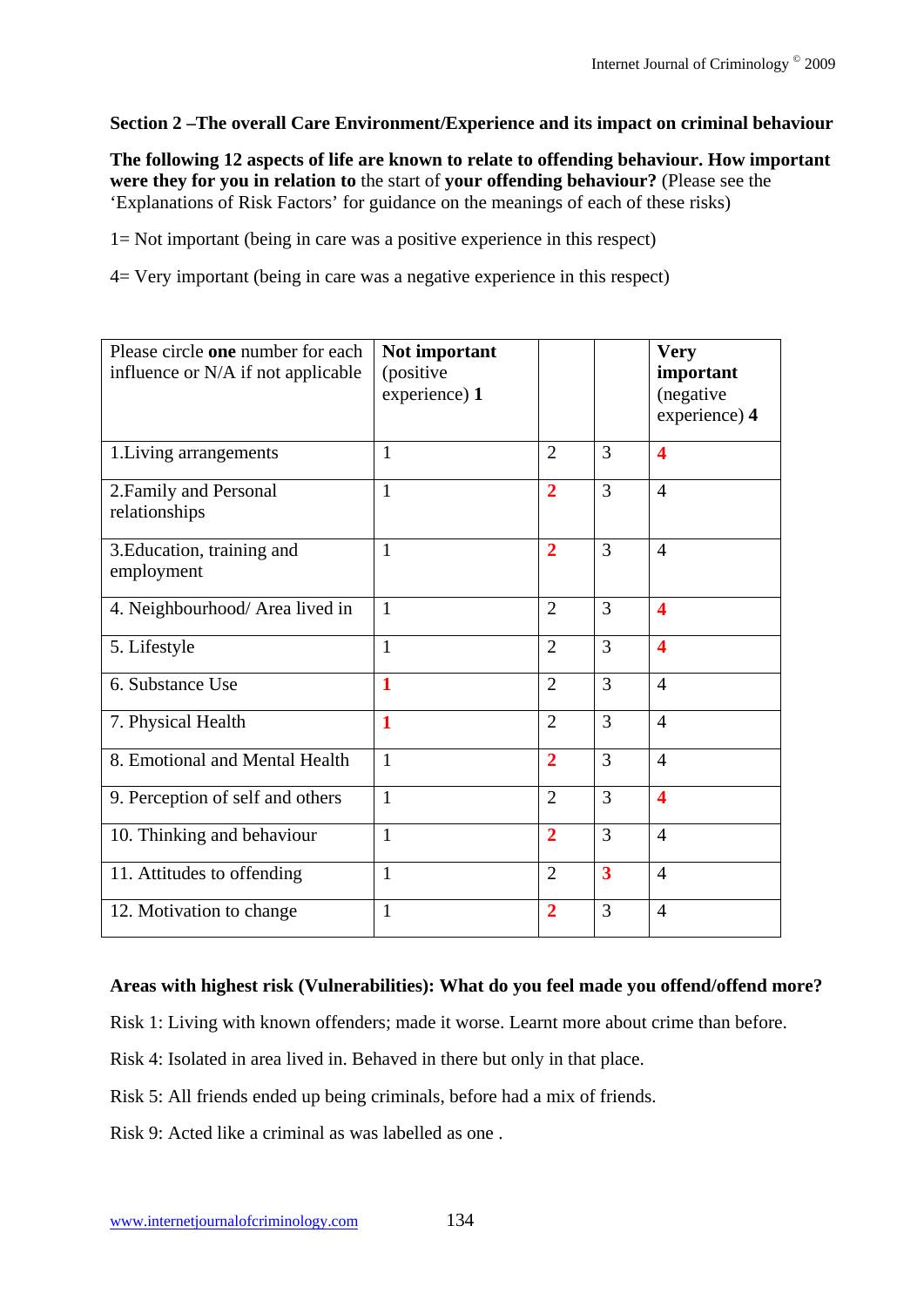**Section 2 –The overall Care Environment/Experience and its impact on criminal behaviour**

**The following 12 aspects of life are known to relate to offending behaviour. How important were they for you in relation to** the start of **your offending behaviour?** (Please see the 'Explanations of Risk Factors' for guidance on the meanings of each of these risks)

1= Not important (being in care was a positive experience in this respect)

4= Very important (being in care was a negative experience in this respect)

| Please circle **one** number for each influence or N/A if not applicable | **Not important** (positive experience) **1** | | | **Very important** (negative experience) **4** |
|---|---|---|---|---|
| 1.Living arrangements | 1 | 2 | 3 | **4** |
| 2.Family and Personal relationships | 1 | **2** | 3 | 4 |
| 3.Education, training and employment | 1 | **2** | 3 | 4 |
| 4. Neighbourhood/ Area lived in | 1 | 2 | 3 | **4** |
| 5. Lifestyle | 1 | 2 | 3 | **4** |
| 6. Substance Use | **1** | 2 | 3 | 4 |
| 7. Physical Health | **1** | 2 | 3 | 4 |
| 8. Emotional and Mental Health | 1 | **2** | 3 | 4 |
| 9. Perception of self and others | 1 | 2 | 3 | **4** |
| 10. Thinking and behaviour | 1 | **2** | 3 | 4 |
| 11. Attitudes to offending | 1 | 2 | **3** | 4 |
| 12. Motivation to change | 1 | **2** | 3 | 4 |

**Areas with highest risk (Vulnerabilities): What do you feel made you offend/offend more?**

Risk 1: Living with known offenders; made it worse. Learnt more about crime than before.

Risk 4: Isolated in area lived in. Behaved in there but only in that place.

Risk 5: All friends ended up being criminals, before had a mix of friends.

Risk 9: Acted like a criminal as was labelled as one .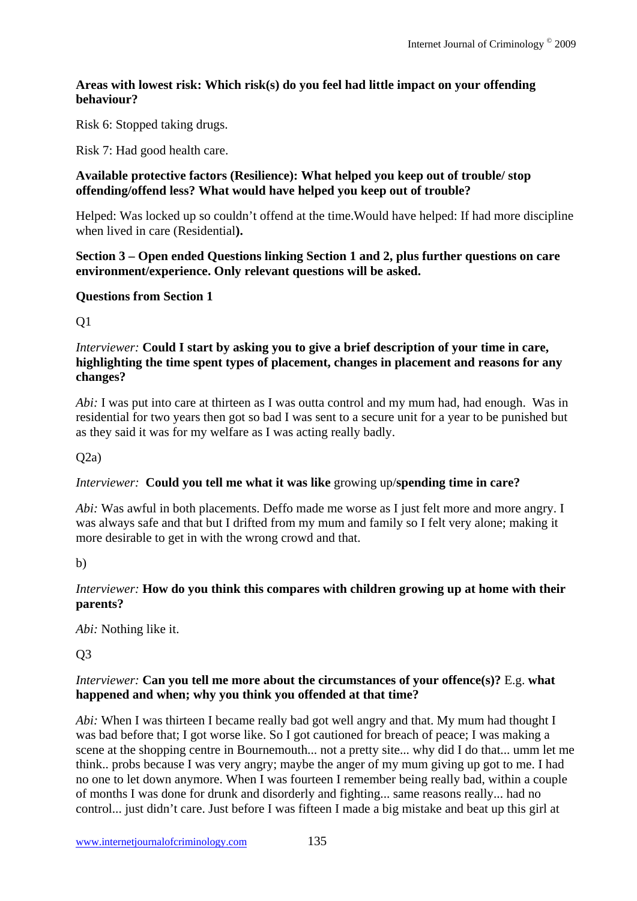**Areas with lowest risk: Which risk(s) do you feel had little impact on your offending behaviour?**

Risk 6: Stopped taking drugs.

Risk 7: Had good health care.

**Available protective factors (Resilience): What helped you keep out of trouble/ stop offending/offend less? What would have helped you keep out of trouble?**

Helped: Was locked up so couldn't offend at the time.Would have helped: If had more discipline when lived in care (Residential)**.**

**Section 3 – Open ended Questions linking Section 1 and 2, plus further questions on care environment/experience. Only relevant questions will be asked.**

**Questions from Section 1**

Q1

*Interviewer:* **Could I start by asking you to give a brief description of your time in care, highlighting the time spent types of placement, changes in placement and reasons for any changes?**

*Abi:* I was put into care at thirteen as I was outta control and my mum had, had enough. Was in residential for two years then got so bad I was sent to a secure unit for a year to be punished but as they said it was for my welfare as I was acting really badly.

Q2a)

*Interviewer:* **Could you tell me what it was like** growing up/**spending time in care?**

*Abi:* Was awful in both placements. Deffo made me worse as I just felt more and more angry. I was always safe and that but I drifted from my mum and family so I felt very alone; making it more desirable to get in with the wrong crowd and that.

b)

*Interviewer:* **How do you think this compares with children growing up at home with their parents?**

*Abi:* Nothing like it.

Q3

*Interviewer:* **Can you tell me more about the circumstances of your offence(s)?** E.g. **what happened and when; why you think you offended at that time?**

*Abi:* When I was thirteen I became really bad got well angry and that. My mum had thought I was bad before that; I got worse like. So I got cautioned for breach of peace; I was making a scene at the shopping centre in Bournemouth... not a pretty site... why did I do that... umm let me think.. probs because I was very angry; maybe the anger of my mum giving up got to me. I had no one to let down anymore. When I was fourteen I remember being really bad, within a couple of months I was done for drunk and disorderly and fighting... same reasons really... had no control... just didn't care. Just before I was fifteen I made a big mistake and beat up this girl at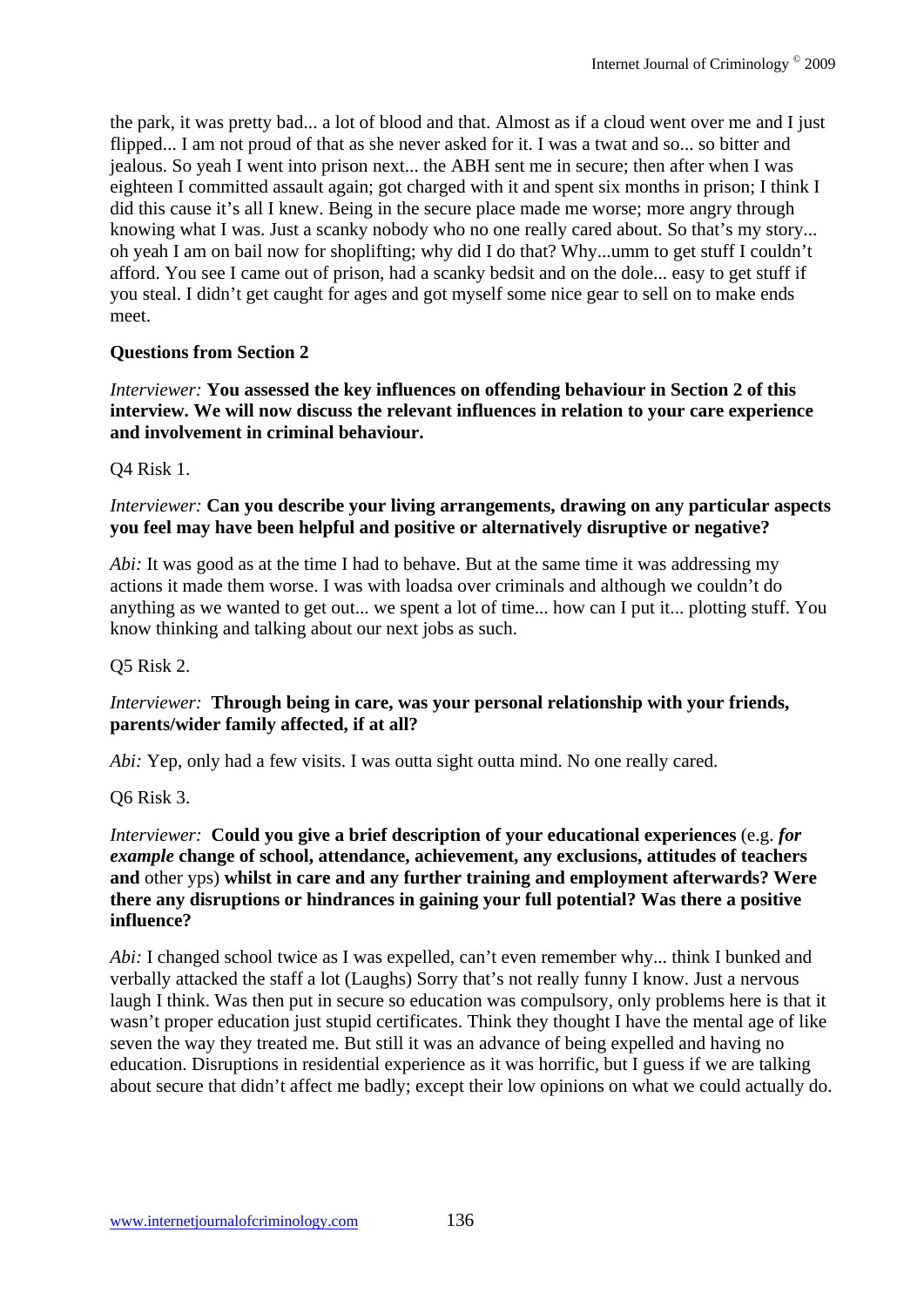the park, it was pretty bad... a lot of blood and that. Almost as if a cloud went over me and I just flipped... I am not proud of that as she never asked for it. I was a twat and so... so bitter and jealous. So yeah I went into prison next... the ABH sent me in secure; then after when I was eighteen I committed assault again; got charged with it and spent six months in prison; I think I did this cause it's all I knew. Being in the secure place made me worse; more angry through knowing what I was. Just a scanky nobody who no one really cared about. So that's my story... oh yeah I am on bail now for shoplifting; why did I do that? Why...umm to get stuff I couldn't afford. You see I came out of prison, had a scanky bedsit and on the dole... easy to get stuff if you steal. I didn't get caught for ages and got myself some nice gear to sell on to make ends meet.

**Questions from Section 2**

*Interviewer:* **You assessed the key influences on offending behaviour in Section 2 of this interview. We will now discuss the relevant influences in relation to your care experience and involvement in criminal behaviour.**

Q4 Risk 1.

*Interviewer:* **Can you describe your living arrangements, drawing on any particular aspects you feel may have been helpful and positive or alternatively disruptive or negative?**

*Abi:* It was good as at the time I had to behave. But at the same time it was addressing my actions it made them worse. I was with loadsa over criminals and although we couldn't do anything as we wanted to get out... we spent a lot of time... how can I put it... plotting stuff. You know thinking and talking about our next jobs as such.

Q5 Risk 2.

*Interviewer:* **Through being in care, was your personal relationship with your friends, parents/wider family affected, if at all?**

*Abi:* Yep, only had a few visits. I was outta sight outta mind. No one really cared.

Q6 Risk 3.

*Interviewer:* **Could you give a brief description of your educational experiences** (e.g. ***for example*** **change of school, attendance, achievement, any exclusions, attitudes of teachers and** other yps) **whilst in care and any further training and employment afterwards? Were there any disruptions or hindrances in gaining your full potential? Was there a positive influence?**

*Abi:* I changed school twice as I was expelled, can't even remember why... think I bunked and verbally attacked the staff a lot (Laughs) Sorry that's not really funny I know. Just a nervous laugh I think. Was then put in secure so education was compulsory, only problems here is that it wasn't proper education just stupid certificates. Think they thought I have the mental age of like seven the way they treated me. But still it was an advance of being expelled and having no education. Disruptions in residential experience as it was horrific, but I guess if we are talking about secure that didn't affect me badly; except their low opinions on what we could actually do.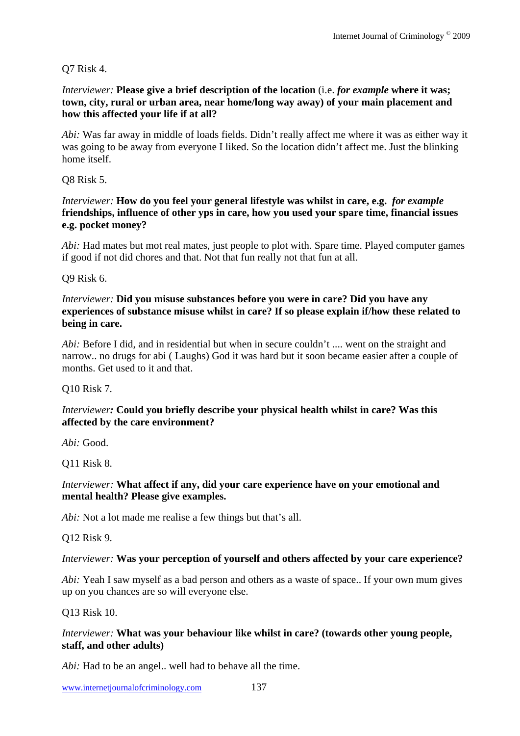Q7 Risk 4.

*Interviewer:* **Please give a brief description of the location** (i.e. ***for example*** **where it was; town, city, rural or urban area, near home/long way away) of your main placement and how this affected your life if at all?**

*Abi:* Was far away in middle of loads fields. Didn't really affect me where it was as either way it was going to be away from everyone I liked. So the location didn't affect me. Just the blinking home itself.

Q8 Risk 5.

*Interviewer:* **How do you feel your general lifestyle was whilst in care, e.g.** ***for example*** **friendships, influence of other yps in care, how you used your spare time, financial issues e.g. pocket money?**

*Abi:* Had mates but mot real mates, just people to plot with. Spare time. Played computer games if good if not did chores and that. Not that fun really not that fun at all.

Q9 Risk 6.

*Interviewer:* **Did you misuse substances before you were in care? Did you have any experiences of substance misuse whilst in care? If so please explain if/how these related to being in care.**

*Abi:* Before I did, and in residential but when in secure couldn't .... went on the straight and narrow.. no drugs for abi ( Laughs) God it was hard but it soon became easier after a couple of months. Get used to it and that.

Q10 Risk 7.

*Interviewer:* **Could you briefly describe your physical health whilst in care? Was this affected by the care environment?**

*Abi:* Good.

Q11 Risk 8.

*Interviewer:* **What affect if any, did your care experience have on your emotional and mental health? Please give examples.**

*Abi:* Not a lot made me realise a few things but that's all.

Q12 Risk 9.

*Interviewer:* **Was your perception of yourself and others affected by your care experience?**

*Abi:* Yeah I saw myself as a bad person and others as a waste of space.. If your own mum gives up on you chances are so will everyone else.

Q13 Risk 10.

*Interviewer:* **What was your behaviour like whilst in care? (towards other young people, staff, and other adults)**

*Abi:* Had to be an angel.. well had to behave all the time.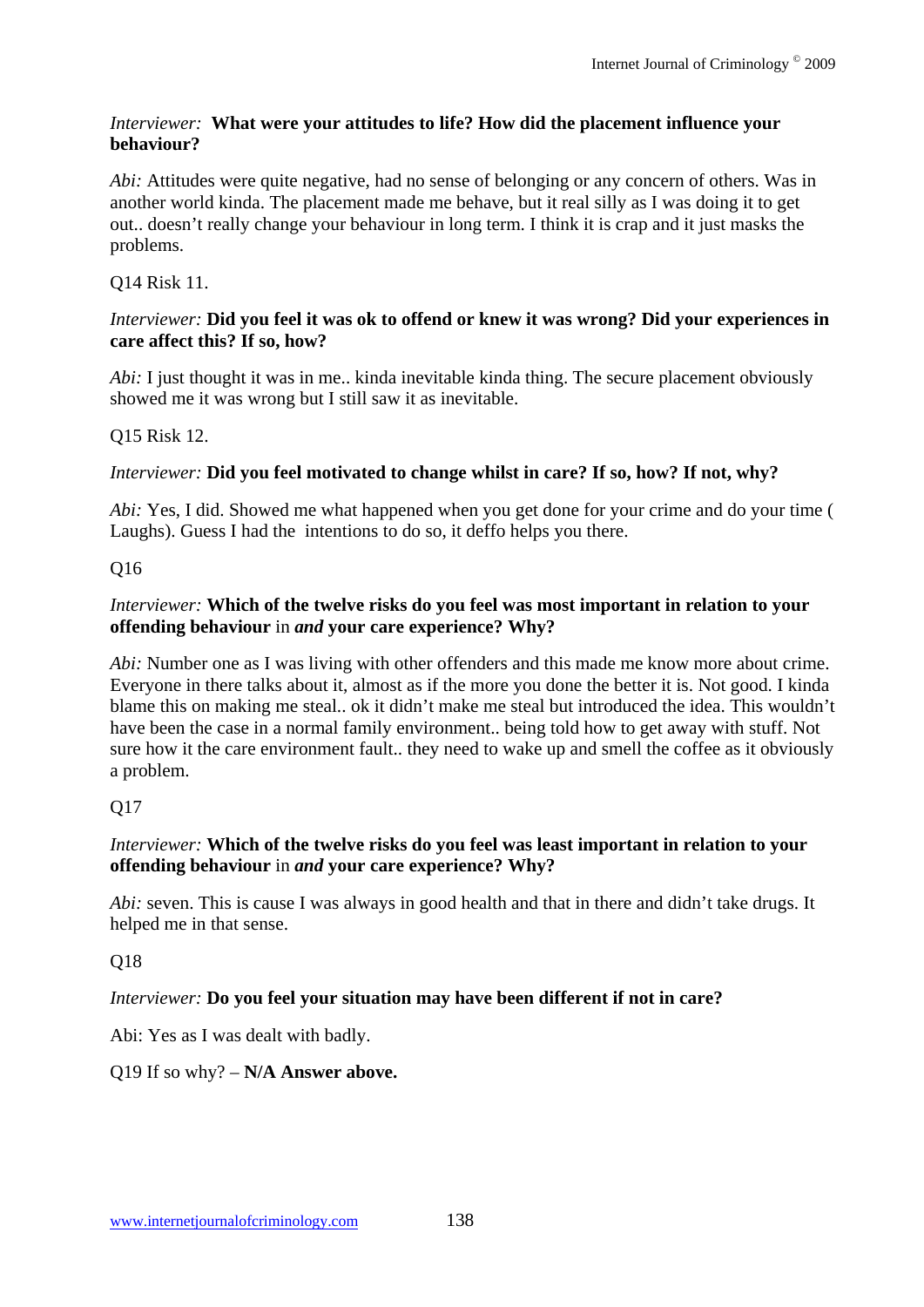*Interviewer:* **What were your attitudes to life? How did the placement influence your behaviour?**

*Abi:* Attitudes were quite negative, had no sense of belonging or any concern of others. Was in another world kinda. The placement made me behave, but it real silly as I was doing it to get out.. doesn't really change your behaviour in long term. I think it is crap and it just masks the problems.

Q14 Risk 11.

*Interviewer:* **Did you feel it was ok to offend or knew it was wrong? Did your experiences in care affect this? If so, how?**

*Abi:* I just thought it was in me.. kinda inevitable kinda thing. The secure placement obviously showed me it was wrong but I still saw it as inevitable.

Q15 Risk 12.

*Interviewer:* **Did you feel motivated to change whilst in care? If so, how? If not, why?**

*Abi:* Yes, I did. Showed me what happened when you get done for your crime and do your time ( Laughs). Guess I had the intentions to do so, it deffo helps you there.

Q16

*Interviewer:* **Which of the twelve risks do you feel was most important in relation to your offending behaviour** in ***and*** **your care experience? Why?**

*Abi:* Number one as I was living with other offenders and this made me know more about crime. Everyone in there talks about it, almost as if the more you done the better it is. Not good. I kinda blame this on making me steal.. ok it didn't make me steal but introduced the idea. This wouldn't have been the case in a normal family environment.. being told how to get away with stuff. Not sure how it the care environment fault.. they need to wake up and smell the coffee as it obviously a problem.

Q17

*Interviewer:* **Which of the twelve risks do you feel was least important in relation to your offending behaviour** in ***and*** **your care experience? Why?**

*Abi:* seven. This is cause I was always in good health and that in there and didn't take drugs. It helped me in that sense.

Q18

*Interviewer:* **Do you feel your situation may have been different if not in care?**

Abi: Yes as I was dealt with badly.

Q19 If so why? – **N/A Answer above.**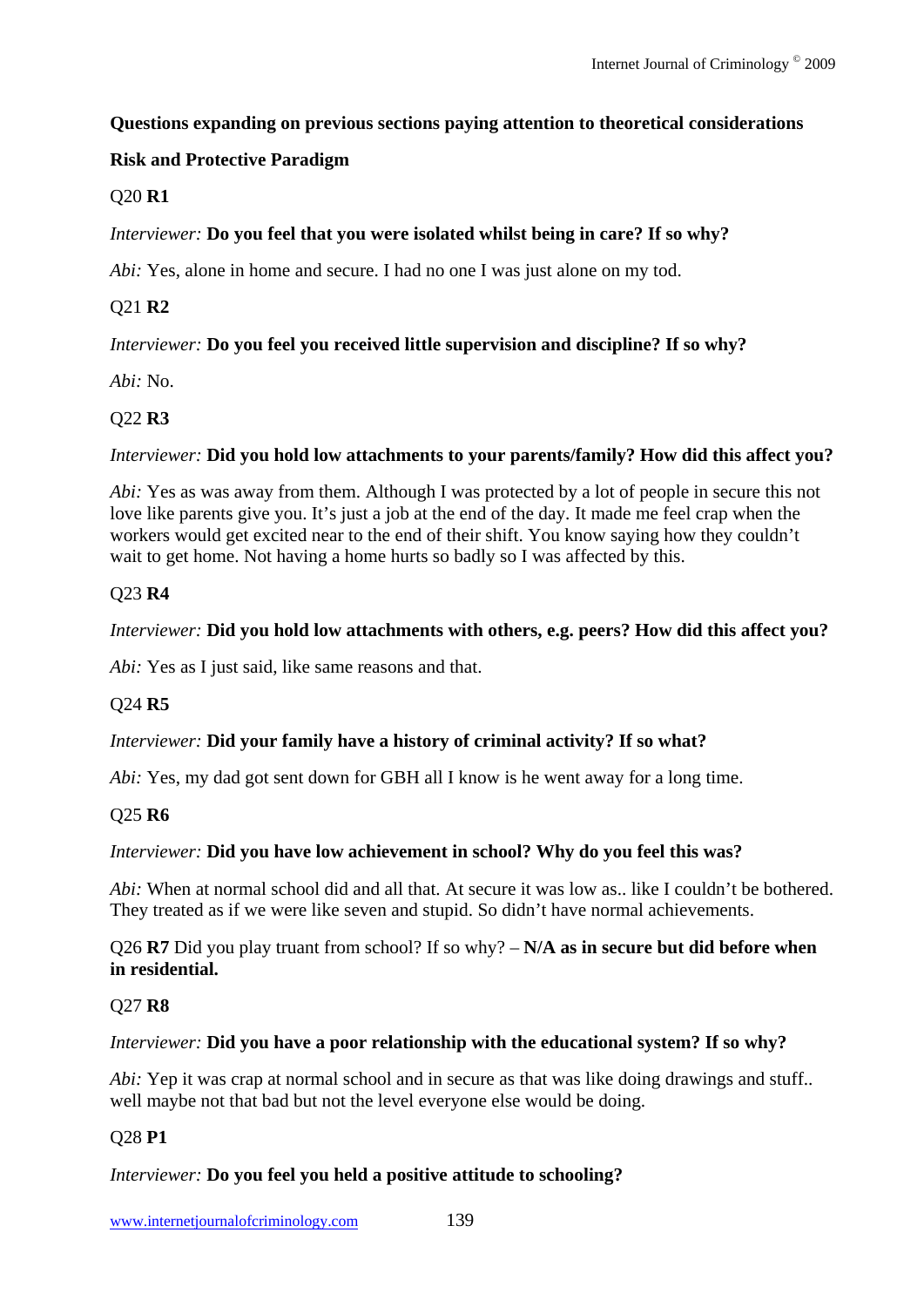**Questions expanding on previous sections paying attention to theoretical considerations**

**Risk and Protective Paradigm**

Q20 **R1**

*Interviewer:* **Do you feel that you were isolated whilst being in care? If so why?**

*Abi:* Yes, alone in home and secure. I had no one I was just alone on my tod.

Q21 **R2**

*Interviewer:* **Do you feel you received little supervision and discipline? If so why?**

*Abi:* No.

Q22 **R3**

*Interviewer:* **Did you hold low attachments to your parents/family? How did this affect you?**

*Abi:* Yes as was away from them. Although I was protected by a lot of people in secure this not love like parents give you. It's just a job at the end of the day. It made me feel crap when the workers would get excited near to the end of their shift. You know saying how they couldn't wait to get home. Not having a home hurts so badly so I was affected by this.

Q23 **R4**

*Interviewer:* **Did you hold low attachments with others, e.g. peers? How did this affect you?**

*Abi:* Yes as I just said, like same reasons and that.

Q24 **R5**

*Interviewer:* **Did your family have a history of criminal activity? If so what?**

*Abi:* Yes, my dad got sent down for GBH all I know is he went away for a long time.

Q25 **R6**

*Interviewer:* **Did you have low achievement in school? Why do you feel this was?**

*Abi:* When at normal school did and all that. At secure it was low as.. like I couldn't be bothered. They treated as if we were like seven and stupid. So didn't have normal achievements.

Q26 **R7** Did you play truant from school? If so why? – **N/A as in secure but did before when in residential.**

Q27 **R8**

*Interviewer:* **Did you have a poor relationship with the educational system? If so why?**

*Abi:* Yep it was crap at normal school and in secure as that was like doing drawings and stuff.. well maybe not that bad but not the level everyone else would be doing.

Q28 **P1**

*Interviewer:* **Do you feel you held a positive attitude to schooling?**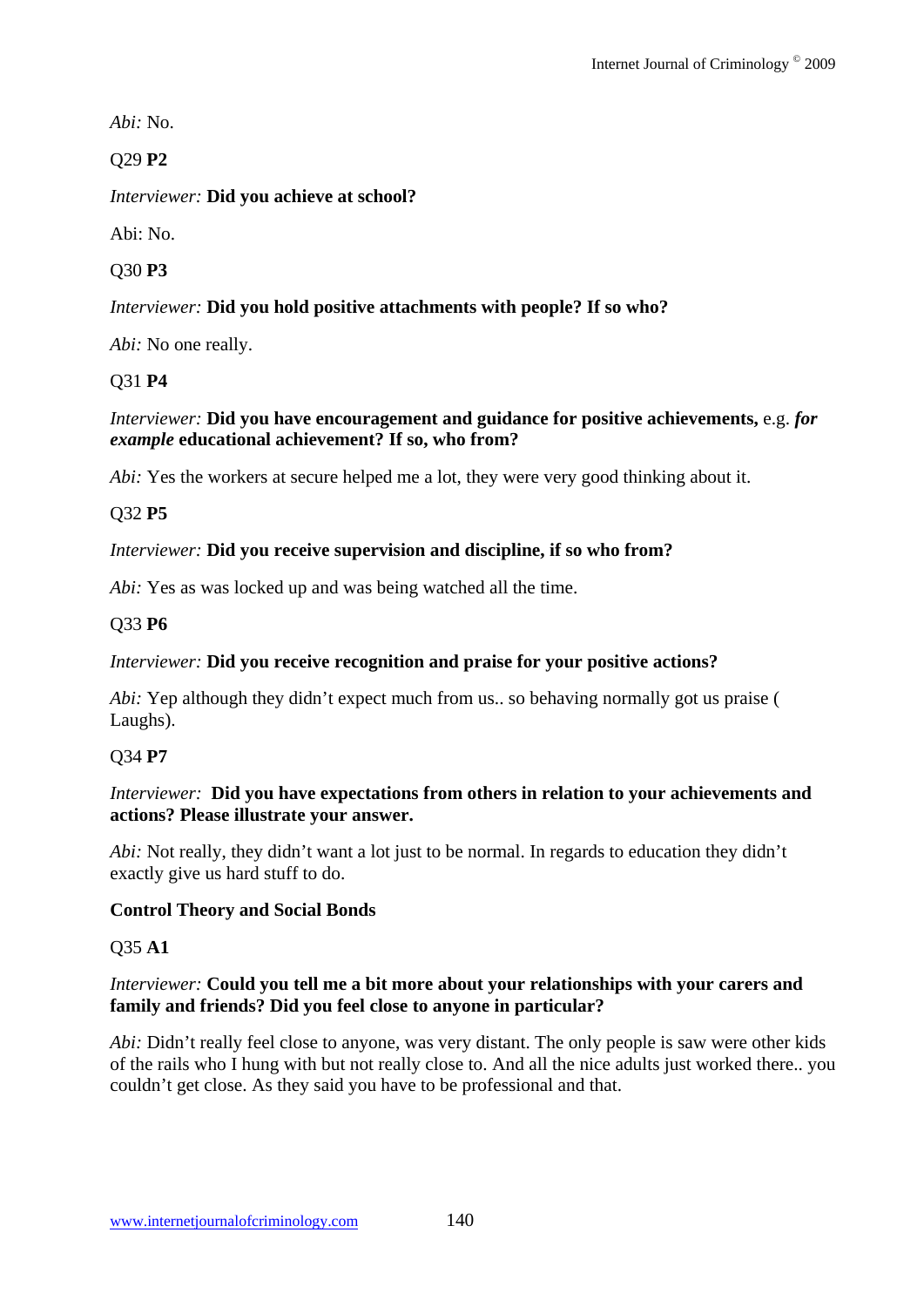*Abi:* No.

Q29 **P2**

*Interviewer:* **Did you achieve at school?**

Abi: No.

Q30 **P3**

*Interviewer:* **Did you hold positive attachments with people? If so who?**

*Abi:* No one really.

Q31 **P4**

*Interviewer:* **Did you have encouragement and guidance for positive achievements,** e.g. ***for example*** **educational achievement? If so, who from?**

*Abi:* Yes the workers at secure helped me a lot, they were very good thinking about it.

Q32 **P5**

*Interviewer:* **Did you receive supervision and discipline, if so who from?**

*Abi:* Yes as was locked up and was being watched all the time.

Q33 **P6**

*Interviewer:* **Did you receive recognition and praise for your positive actions?**

*Abi:* Yep although they didn't expect much from us.. so behaving normally got us praise ( Laughs).

Q34 **P7**

*Interviewer:* **Did you have expectations from others in relation to your achievements and actions? Please illustrate your answer.**

*Abi:* Not really, they didn't want a lot just to be normal. In regards to education they didn't exactly give us hard stuff to do.

**Control Theory and Social Bonds**

Q35 **A1**

*Interviewer:* **Could you tell me a bit more about your relationships with your carers and family and friends? Did you feel close to anyone in particular?**

*Abi:* Didn't really feel close to anyone, was very distant. The only people is saw were other kids of the rails who I hung with but not really close to. And all the nice adults just worked there.. you couldn't get close. As they said you have to be professional and that.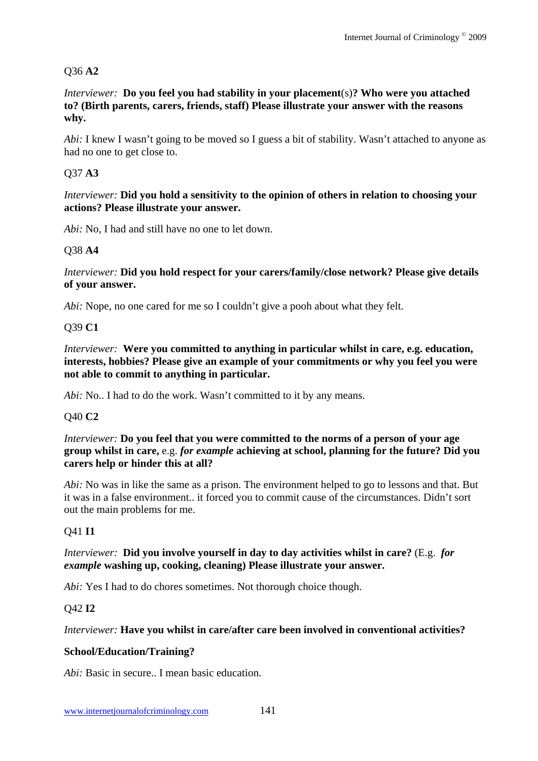Q36 **A2**

*Interviewer:* **Do you feel you had stability in your placement**(s)**? Who were you attached to? (Birth parents, carers, friends, staff) Please illustrate your answer with the reasons why.**

*Abi:* I knew I wasn't going to be moved so I guess a bit of stability. Wasn't attached to anyone as had no one to get close to.

Q37 **A3**

*Interviewer:* **Did you hold a sensitivity to the opinion of others in relation to choosing your actions? Please illustrate your answer.**

*Abi:* No, I had and still have no one to let down.

Q38 **A4**

*Interviewer:* **Did you hold respect for your carers/family/close network? Please give details of your answer.**

*Abi:* Nope, no one cared for me so I couldn't give a pooh about what they felt.

Q39 **C1**

*Interviewer:* **Were you committed to anything in particular whilst in care, e.g. education, interests, hobbies? Please give an example of your commitments or why you feel you were not able to commit to anything in particular.**

*Abi:* No.. I had to do the work. Wasn't committed to it by any means.

Q40 **C2**

*Interviewer:* **Do you feel that you were committed to the norms of a person of your age group whilst in care,** e.g. ***for example*** **achieving at school, planning for the future? Did you carers help or hinder this at all?**

*Abi:* No was in like the same as a prison. The environment helped to go to lessons and that. But it was in a false environment.. it forced you to commit cause of the circumstances. Didn't sort out the main problems for me.

Q41 **I1**

*Interviewer:* **Did you involve yourself in day to day activities whilst in care?** (E.g. ***for example*** **washing up, cooking, cleaning) Please illustrate your answer.**

*Abi:* Yes I had to do chores sometimes. Not thorough choice though.

Q42 **I2**

*Interviewer:* **Have you whilst in care/after care been involved in conventional activities?**

**School/Education/Training?**

*Abi:* Basic in secure.. I mean basic education.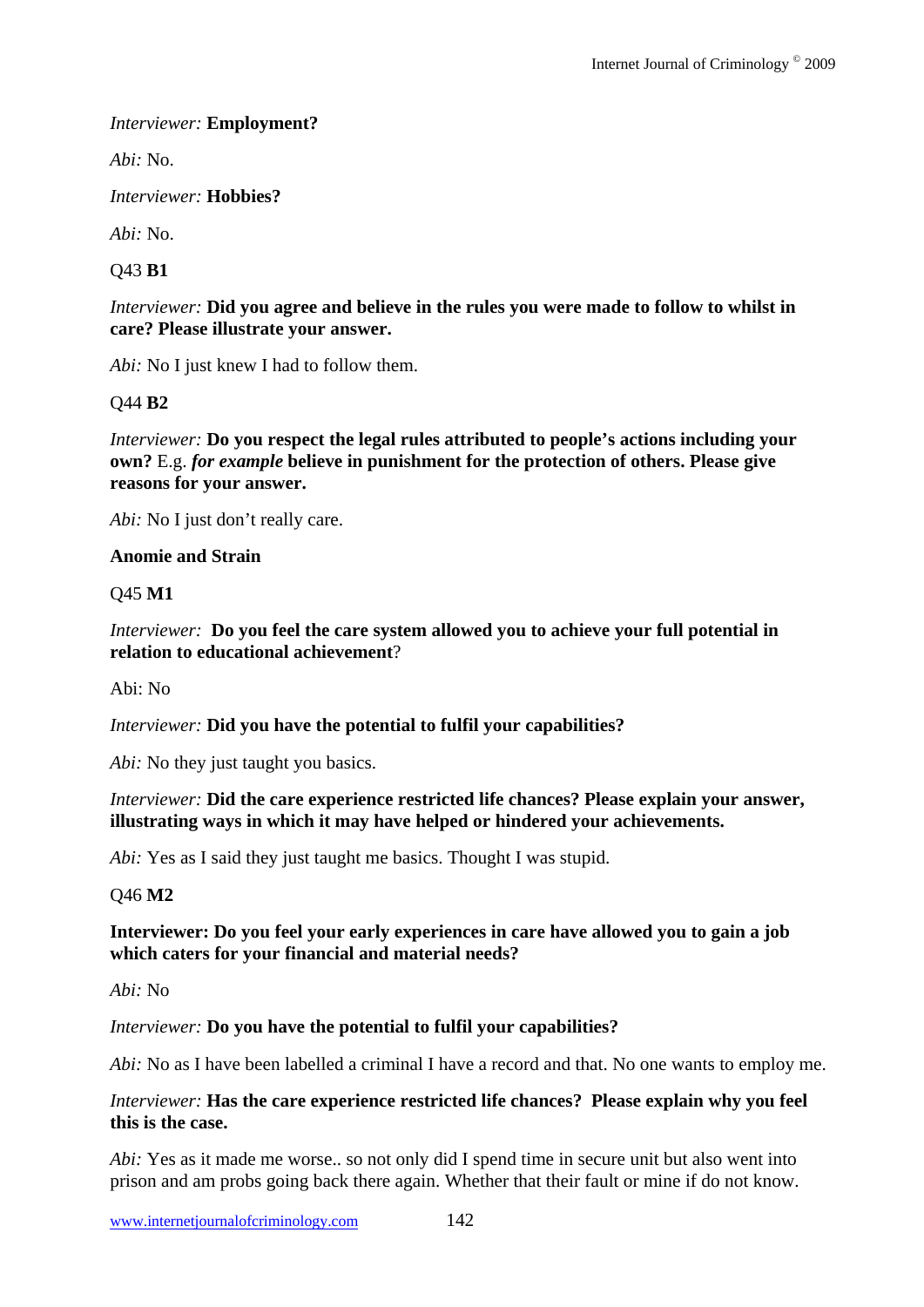*Interviewer:* **Employment?**

*Abi:* No.

*Interviewer:* **Hobbies?**

*Abi:* No.

Q43 **B1**

*Interviewer:* **Did you agree and believe in the rules you were made to follow to whilst in care? Please illustrate your answer.**

*Abi:* No I just knew I had to follow them.

Q44 **B2**

*Interviewer:* **Do you respect the legal rules attributed to people's actions including your own?** E.g. ***for example*** **believe in punishment for the protection of others. Please give reasons for your answer.**

*Abi:* No I just don't really care.

**Anomie and Strain**

Q45 **M1**

*Interviewer:* **Do you feel the care system allowed you to achieve your full potential in relation to educational achievement**?

Abi: No

*Interviewer:* **Did you have the potential to fulfil your capabilities?**

*Abi:* No they just taught you basics.

*Interviewer:* **Did the care experience restricted life chances? Please explain your answer, illustrating ways in which it may have helped or hindered your achievements.**

*Abi:* Yes as I said they just taught me basics. Thought I was stupid.

Q46 **M2**

**Interviewer: Do you feel your early experiences in care have allowed you to gain a job which caters for your financial and material needs?**

*Abi:* No

*Interviewer:* **Do you have the potential to fulfil your capabilities?**

*Abi:* No as I have been labelled a criminal I have a record and that. No one wants to employ me.

*Interviewer:* **Has the care experience restricted life chances? Please explain why you feel this is the case.**

*Abi:* Yes as it made me worse.. so not only did I spend time in secure unit but also went into prison and am probs going back there again. Whether that their fault or mine if do not know.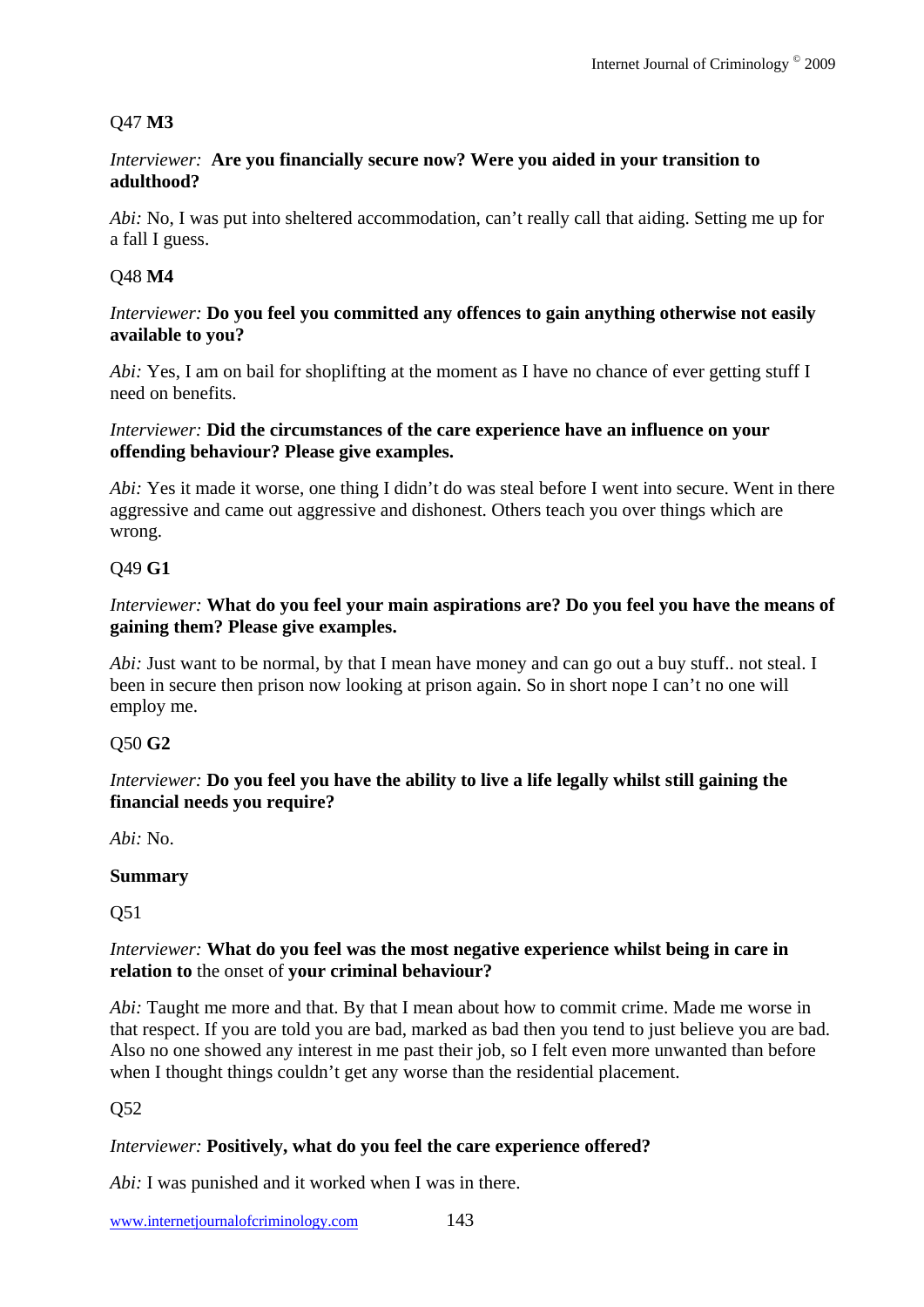Q47 **M3**

*Interviewer:* **Are you financially secure now? Were you aided in your transition to adulthood?**

*Abi:* No, I was put into sheltered accommodation, can't really call that aiding. Setting me up for a fall I guess.

Q48 **M4**

*Interviewer:* **Do you feel you committed any offences to gain anything otherwise not easily available to you?**

*Abi:* Yes, I am on bail for shoplifting at the moment as I have no chance of ever getting stuff I need on benefits.

*Interviewer:* **Did the circumstances of the care experience have an influence on your offending behaviour? Please give examples.**

*Abi:* Yes it made it worse, one thing I didn't do was steal before I went into secure. Went in there aggressive and came out aggressive and dishonest. Others teach you over things which are wrong.

Q49 **G1**

*Interviewer:* **What do you feel your main aspirations are? Do you feel you have the means of gaining them? Please give examples.**

*Abi:* Just want to be normal, by that I mean have money and can go out a buy stuff.. not steal. I been in secure then prison now looking at prison again. So in short nope I can't no one will employ me.

Q50 **G2**

*Interviewer:* **Do you feel you have the ability to live a life legally whilst still gaining the financial needs you require?**

*Abi:* No.

**Summary**

Q51

*Interviewer:* **What do you feel was the most negative experience whilst being in care in relation to** the onset of **your criminal behaviour?**

*Abi:* Taught me more and that. By that I mean about how to commit crime. Made me worse in that respect. If you are told you are bad, marked as bad then you tend to just believe you are bad. Also no one showed any interest in me past their job, so I felt even more unwanted than before when I thought things couldn't get any worse than the residential placement.

Q52

*Interviewer:* **Positively, what do you feel the care experience offered?**

*Abi:* I was punished and it worked when I was in there.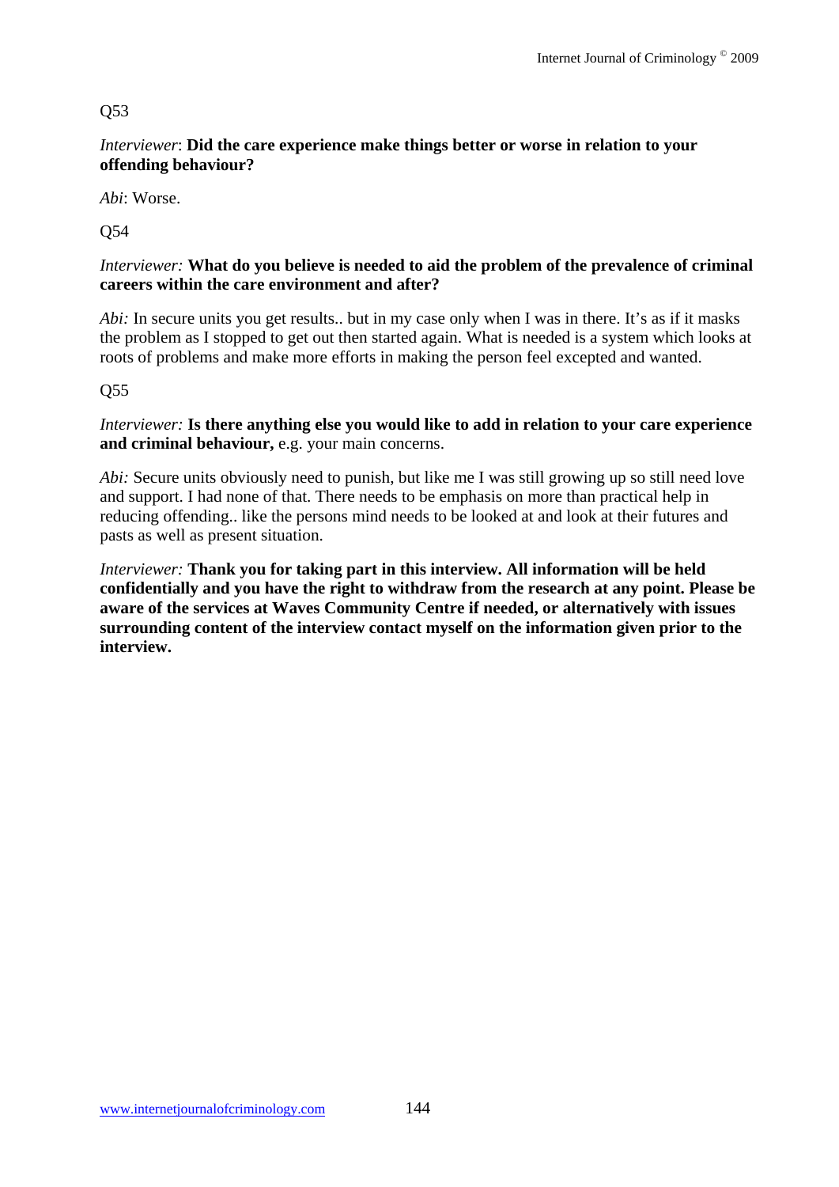Q53

*Interviewer*: **Did the care experience make things better or worse in relation to your offending behaviour?**

*Abi*: Worse.

Q54

*Interviewer:* **What do you believe is needed to aid the problem of the prevalence of criminal careers within the care environment and after?**

*Abi:* In secure units you get results.. but in my case only when I was in there. It's as if it masks the problem as I stopped to get out then started again. What is needed is a system which looks at roots of problems and make more efforts in making the person feel excepted and wanted.

Q55

*Interviewer:* **Is there anything else you would like to add in relation to your care experience and criminal behaviour,** e.g. your main concerns.

*Abi:* Secure units obviously need to punish, but like me I was still growing up so still need love and support. I had none of that. There needs to be emphasis on more than practical help in reducing offending.. like the persons mind needs to be looked at and look at their futures and pasts as well as present situation.

*Interviewer:* **Thank you for taking part in this interview. All information will be held confidentially and you have the right to withdraw from the research at any point. Please be aware of the services at Waves Community Centre if needed, or alternatively with issues surrounding content of the interview contact myself on the information given prior to the interview.**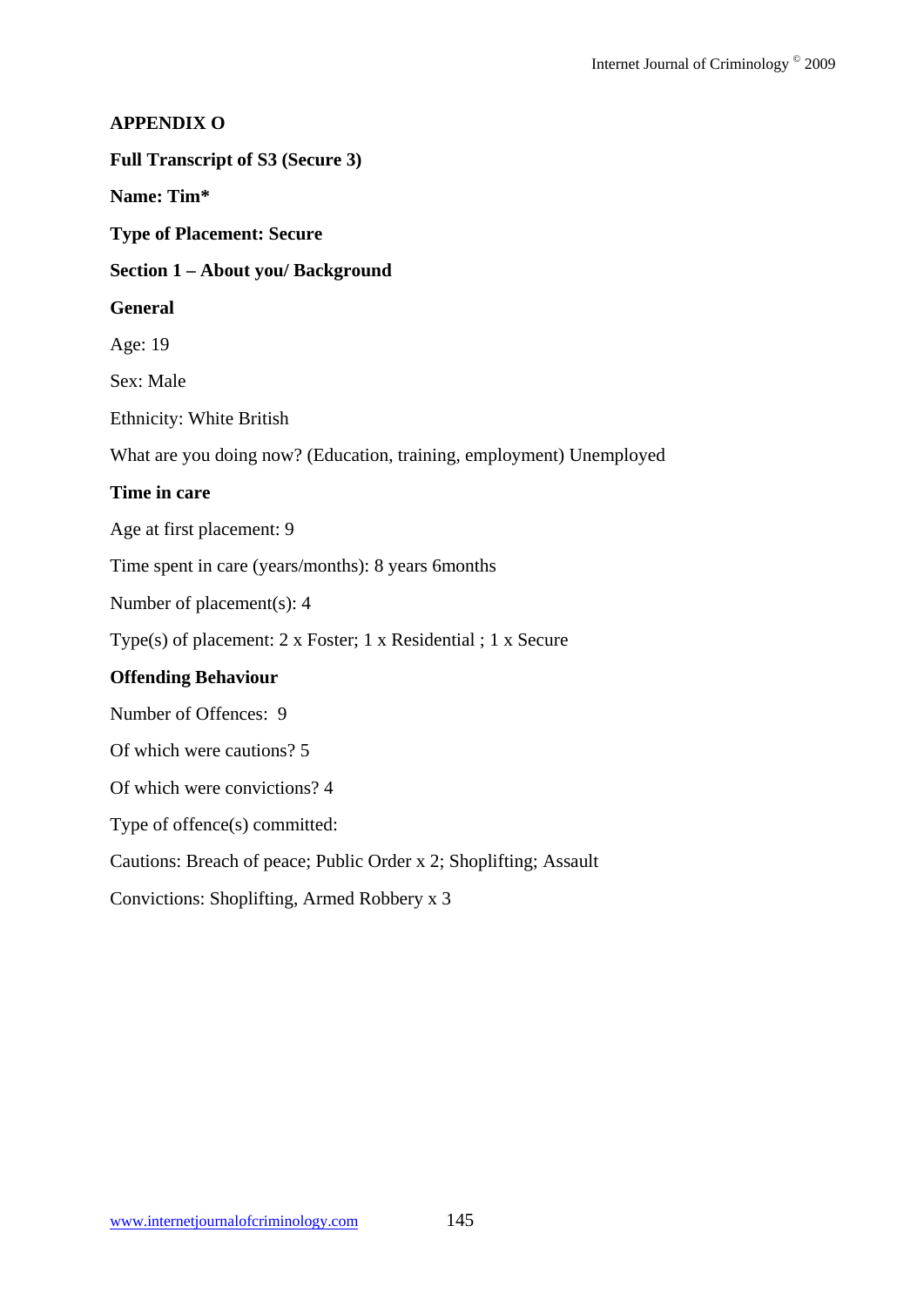**APPENDIX O**

**Full Transcript of S3 (Secure 3)**

**Name: Tim***

**Type of Placement: Secure**

**Section 1 – About you/ Background**

**General**

Age: 19

Sex: Male

Ethnicity: White British

What are you doing now? (Education, training, employment) Unemployed

**Time in care**

Age at first placement: 9

Time spent in care (years/months): 8 years 6months

Number of placement(s): 4

Type(s) of placement: 2 x Foster; 1 x Residential ; 1 x Secure

**Offending Behaviour**

Number of Offences: 9

Of which were cautions? 5

Of which were convictions? 4

Type of offence(s) committed:

Cautions: Breach of peace; Public Order x 2; Shoplifting; Assault

Convictions: Shoplifting, Armed Robbery x 3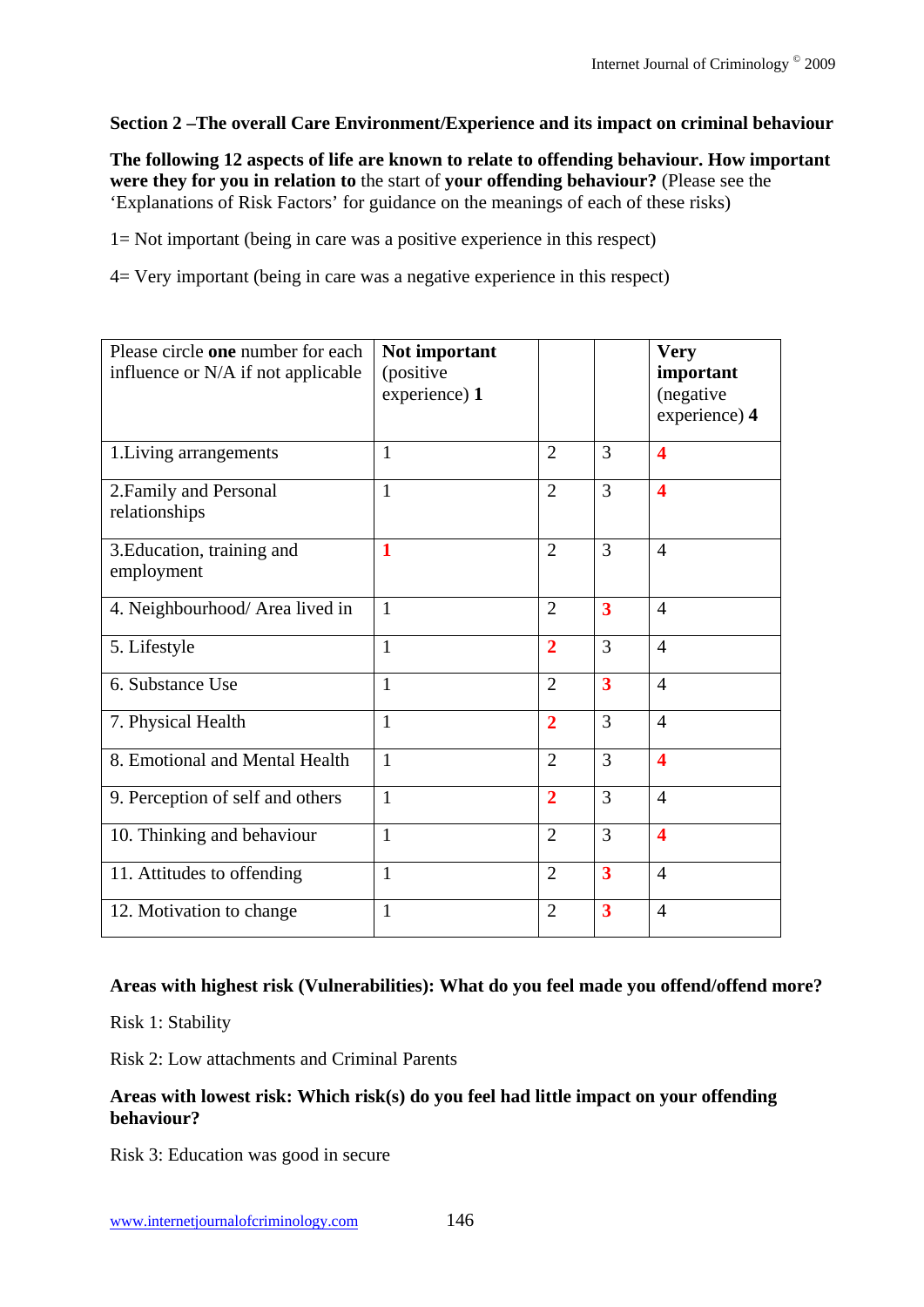**Section 2 –The overall Care Environment/Experience and its impact on criminal behaviour**

**The following 12 aspects of life are known to relate to offending behaviour. How important were they for you in relation to** the start of **your offending behaviour?** (Please see the 'Explanations of Risk Factors' for guidance on the meanings of each of these risks)

1= Not important (being in care was a positive experience in this respect)

4= Very important (being in care was a negative experience in this respect)

| Please circle **one** number for each influence or N/A if not applicable | **Not important** (positive experience) **1** | | | **Very important** (negative experience) **4** |
|---|---|---|---|---|
| 1.Living arrangements | 1 | 2 | 3 | **4** |
| 2.Family and Personal relationships | 1 | 2 | 3 | **4** |
| 3.Education, training and employment | **1** | 2 | 3 | 4 |
| 4. Neighbourhood/ Area lived in | 1 | 2 | **3** | 4 |
| 5. Lifestyle | 1 | **2** | 3 | 4 |
| 6. Substance Use | 1 | 2 | **3** | 4 |
| 7. Physical Health | 1 | **2** | 3 | 4 |
| 8. Emotional and Mental Health | 1 | 2 | 3 | **4** |
| 9. Perception of self and others | 1 | **2** | 3 | 4 |
| 10. Thinking and behaviour | 1 | 2 | 3 | **4** |
| 11. Attitudes to offending | 1 | 2 | **3** | 4 |
| 12. Motivation to change | 1 | 2 | **3** | 4 |

**Areas with highest risk (Vulnerabilities): What do you feel made you offend/offend more?**

Risk 1: Stability

Risk 2: Low attachments and Criminal Parents

**Areas with lowest risk: Which risk(s) do you feel had little impact on your offending behaviour?**

Risk 3: Education was good in secure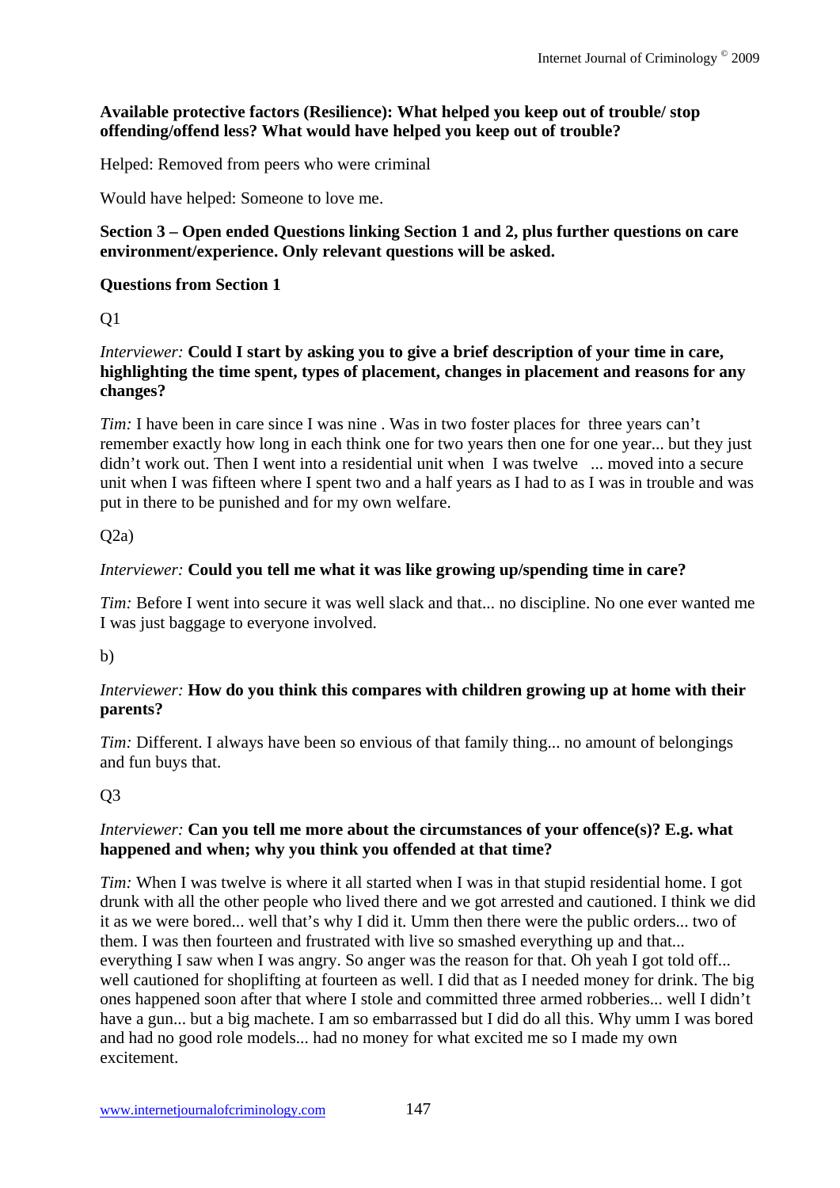**Available protective factors (Resilience): What helped you keep out of trouble/ stop offending/offend less? What would have helped you keep out of trouble?**

Helped: Removed from peers who were criminal

Would have helped: Someone to love me.

**Section 3 – Open ended Questions linking Section 1 and 2, plus further questions on care environment/experience. Only relevant questions will be asked.**

**Questions from Section 1**

Q1

*Interviewer:* **Could I start by asking you to give a brief description of your time in care, highlighting the time spent, types of placement, changes in placement and reasons for any changes?**

*Tim:* I have been in care since I was nine . Was in two foster places for three years can't remember exactly how long in each think one for two years then one for one year... but they just didn't work out. Then I went into a residential unit when I was twelve ... moved into a secure unit when I was fifteen where I spent two and a half years as I had to as I was in trouble and was put in there to be punished and for my own welfare.

Q2a)

*Interviewer:* **Could you tell me what it was like growing up/spending time in care?**

*Tim:* Before I went into secure it was well slack and that... no discipline. No one ever wanted me I was just baggage to everyone involved.

b)

*Interviewer:* **How do you think this compares with children growing up at home with their parents?**

*Tim:* Different. I always have been so envious of that family thing... no amount of belongings and fun buys that.

Q3

*Interviewer:* **Can you tell me more about the circumstances of your offence(s)? E.g. what happened and when; why you think you offended at that time?**

*Tim:* When I was twelve is where it all started when I was in that stupid residential home. I got drunk with all the other people who lived there and we got arrested and cautioned. I think we did it as we were bored... well that's why I did it. Umm then there were the public orders... two of them. I was then fourteen and frustrated with live so smashed everything up and that... everything I saw when I was angry. So anger was the reason for that. Oh yeah I got told off... well cautioned for shoplifting at fourteen as well. I did that as I needed money for drink. The big ones happened soon after that where I stole and committed three armed robberies... well I didn't have a gun... but a big machete. I am so embarrassed but I did do all this. Why umm I was bored and had no good role models... had no money for what excited me so I made my own excitement.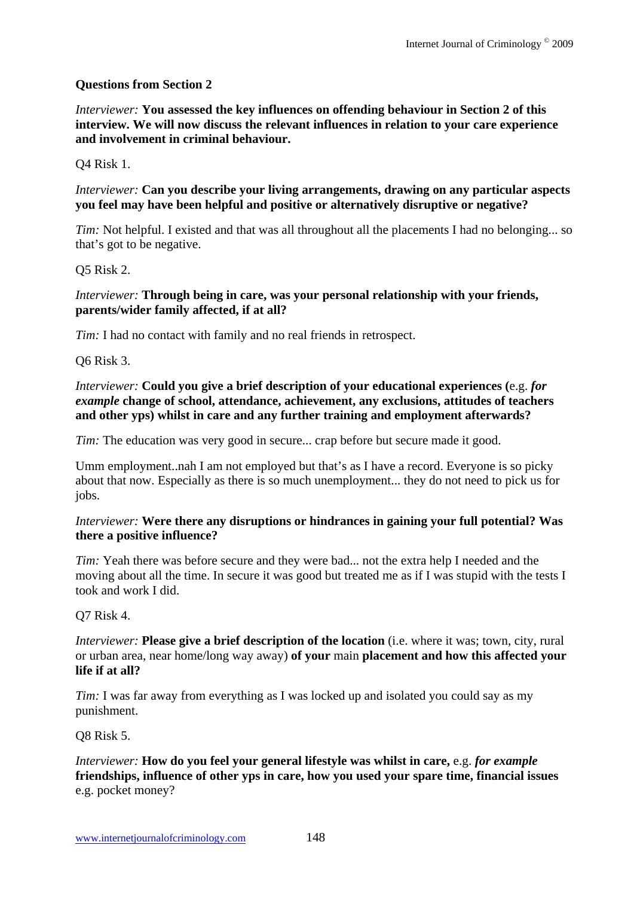**Questions from Section 2**

*Interviewer:* **You assessed the key influences on offending behaviour in Section 2 of this interview. We will now discuss the relevant influences in relation to your care experience and involvement in criminal behaviour.**

Q4 Risk 1.

*Interviewer:* **Can you describe your living arrangements, drawing on any particular aspects you feel may have been helpful and positive or alternatively disruptive or negative?**

*Tim:* Not helpful. I existed and that was all throughout all the placements I had no belonging... so that's got to be negative.

Q5 Risk 2.

*Interviewer:* **Through being in care, was your personal relationship with your friends, parents/wider family affected, if at all?**

*Tim:* I had no contact with family and no real friends in retrospect.

Q6 Risk 3.

*Interviewer:* **Could you give a brief description of your educational experiences (**e.g. ***for example*** **change of school, attendance, achievement, any exclusions, attitudes of teachers and other yps) whilst in care and any further training and employment afterwards?**

*Tim:* The education was very good in secure... crap before but secure made it good.

Umm employment..nah I am not employed but that's as I have a record. Everyone is so picky about that now. Especially as there is so much unemployment... they do not need to pick us for jobs.

*Interviewer:* **Were there any disruptions or hindrances in gaining your full potential? Was there a positive influence?**

*Tim:* Yeah there was before secure and they were bad... not the extra help I needed and the moving about all the time. In secure it was good but treated me as if I was stupid with the tests I took and work I did.

Q7 Risk 4.

*Interviewer:* **Please give a brief description of the location** (i.e. where it was; town, city, rural or urban area, near home/long way away) **of your** main **placement and how this affected your life if at all?**

*Tim:* I was far away from everything as I was locked up and isolated you could say as my punishment.

Q8 Risk 5.

*Interviewer:* **How do you feel your general lifestyle was whilst in care,** e.g. ***for example*** **friendships, influence of other yps in care, how you used your spare time, financial issues** e.g. pocket money?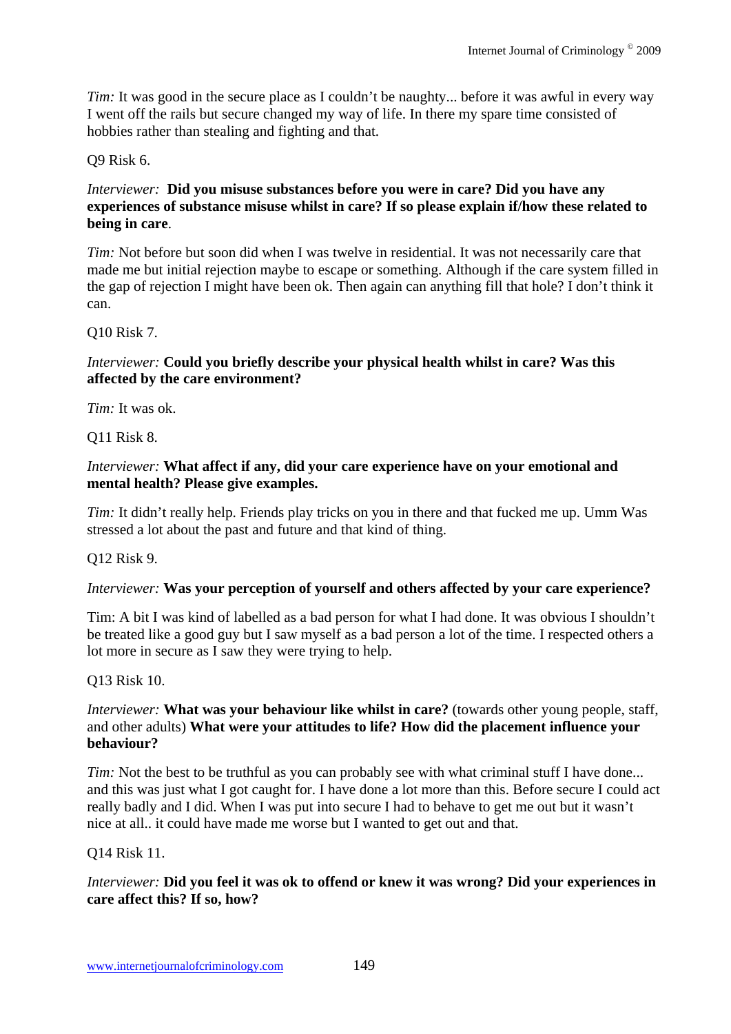*Tim:* It was good in the secure place as I couldn't be naughty... before it was awful in every way I went off the rails but secure changed my way of life. In there my spare time consisted of hobbies rather than stealing and fighting and that.

Q9 Risk 6.

*Interviewer:* **Did you misuse substances before you were in care? Did you have any experiences of substance misuse whilst in care? If so please explain if/how these related to being in care**.

*Tim:* Not before but soon did when I was twelve in residential. It was not necessarily care that made me but initial rejection maybe to escape or something. Although if the care system filled in the gap of rejection I might have been ok. Then again can anything fill that hole? I don't think it can.

Q10 Risk 7.

*Interviewer:* **Could you briefly describe your physical health whilst in care? Was this affected by the care environment?**

*Tim:* It was ok.

Q11 Risk 8.

*Interviewer:* **What affect if any, did your care experience have on your emotional and mental health? Please give examples.**

*Tim:* It didn't really help. Friends play tricks on you in there and that fucked me up. Umm Was stressed a lot about the past and future and that kind of thing.

Q12 Risk 9.

*Interviewer:* **Was your perception of yourself and others affected by your care experience?**

Tim: A bit I was kind of labelled as a bad person for what I had done. It was obvious I shouldn't be treated like a good guy but I saw myself as a bad person a lot of the time. I respected others a lot more in secure as I saw they were trying to help.

Q13 Risk 10.

*Interviewer:* **What was your behaviour like whilst in care?** (towards other young people, staff, and other adults) **What were your attitudes to life? How did the placement influence your behaviour?**

*Tim:* Not the best to be truthful as you can probably see with what criminal stuff I have done... and this was just what I got caught for. I have done a lot more than this. Before secure I could act really badly and I did. When I was put into secure I had to behave to get me out but it wasn't nice at all.. it could have made me worse but I wanted to get out and that.

Q14 Risk 11.

*Interviewer:* **Did you feel it was ok to offend or knew it was wrong? Did your experiences in care affect this? If so, how?**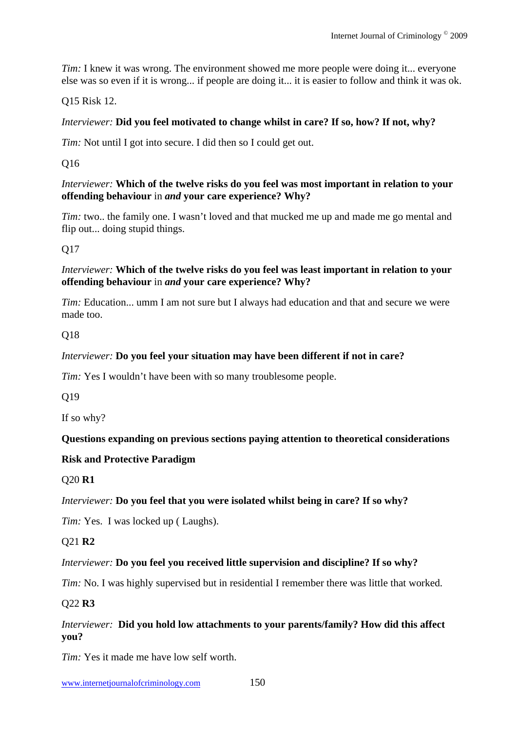*Tim:* I knew it was wrong. The environment showed me more people were doing it... everyone else was so even if it is wrong... if people are doing it... it is easier to follow and think it was ok.

Q15 Risk 12.

*Interviewer:* **Did you feel motivated to change whilst in care? If so, how? If not, why?**

*Tim:* Not until I got into secure. I did then so I could get out.

Q16

*Interviewer:* **Which of the twelve risks do you feel was most important in relation to your offending behaviour** in ***and*** **your care experience? Why?**

*Tim:* two.. the family one. I wasn't loved and that mucked me up and made me go mental and flip out... doing stupid things.

Q17

*Interviewer:* **Which of the twelve risks do you feel was least important in relation to your offending behaviour** in ***and*** **your care experience? Why?**

*Tim:* Education... umm I am not sure but I always had education and that and secure we were made too.

Q18

*Interviewer:* **Do you feel your situation may have been different if not in care?**

*Tim:* Yes I wouldn't have been with so many troublesome people.

Q19

If so why?

**Questions expanding on previous sections paying attention to theoretical considerations**

**Risk and Protective Paradigm**

Q20 **R1**

*Interviewer:* **Do you feel that you were isolated whilst being in care? If so why?**

*Tim:* Yes. I was locked up ( Laughs).

Q21 **R2**

*Interviewer:* **Do you feel you received little supervision and discipline? If so why?**

*Tim:* No. I was highly supervised but in residential I remember there was little that worked.

Q22 **R3**

*Interviewer:* **Did you hold low attachments to your parents/family? How did this affect you?**

*Tim:* Yes it made me have low self worth.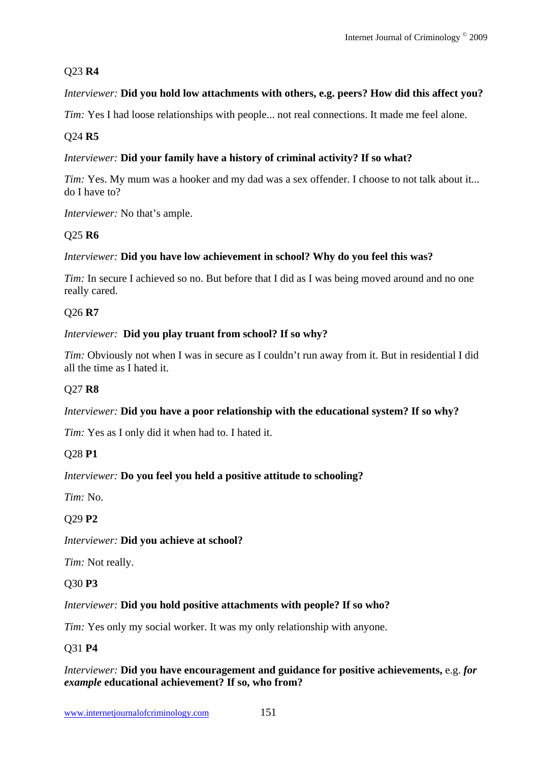Q23 **R4**

*Interviewer:* **Did you hold low attachments with others, e.g. peers? How did this affect you?**

*Tim:* Yes I had loose relationships with people... not real connections. It made me feel alone.

Q24 **R5**

*Interviewer:* **Did your family have a history of criminal activity? If so what?**

*Tim:* Yes. My mum was a hooker and my dad was a sex offender. I choose to not talk about it... do I have to?

*Interviewer:* No that's ample.

Q25 **R6**

*Interviewer:* **Did you have low achievement in school? Why do you feel this was?**

*Tim:* In secure I achieved so no. But before that I did as I was being moved around and no one really cared.

Q26 **R7**

*Interviewer:* **Did you play truant from school? If so why?**

*Tim:* Obviously not when I was in secure as I couldn't run away from it. But in residential I did all the time as I hated it.

Q27 **R8**

*Interviewer:* **Did you have a poor relationship with the educational system? If so why?**

*Tim:* Yes as I only did it when had to. I hated it.

Q28 **P1**

*Interviewer:* **Do you feel you held a positive attitude to schooling?**

*Tim:* No.

Q29 **P2**

*Interviewer:* **Did you achieve at school?**

*Tim:* Not really.

Q30 **P3**

*Interviewer:* **Did you hold positive attachments with people? If so who?**

*Tim:* Yes only my social worker. It was my only relationship with anyone.

Q31 **P4**

*Interviewer:* **Did you have encouragement and guidance for positive achievements,** e.g. ***for example*** **educational achievement? If so, who from?**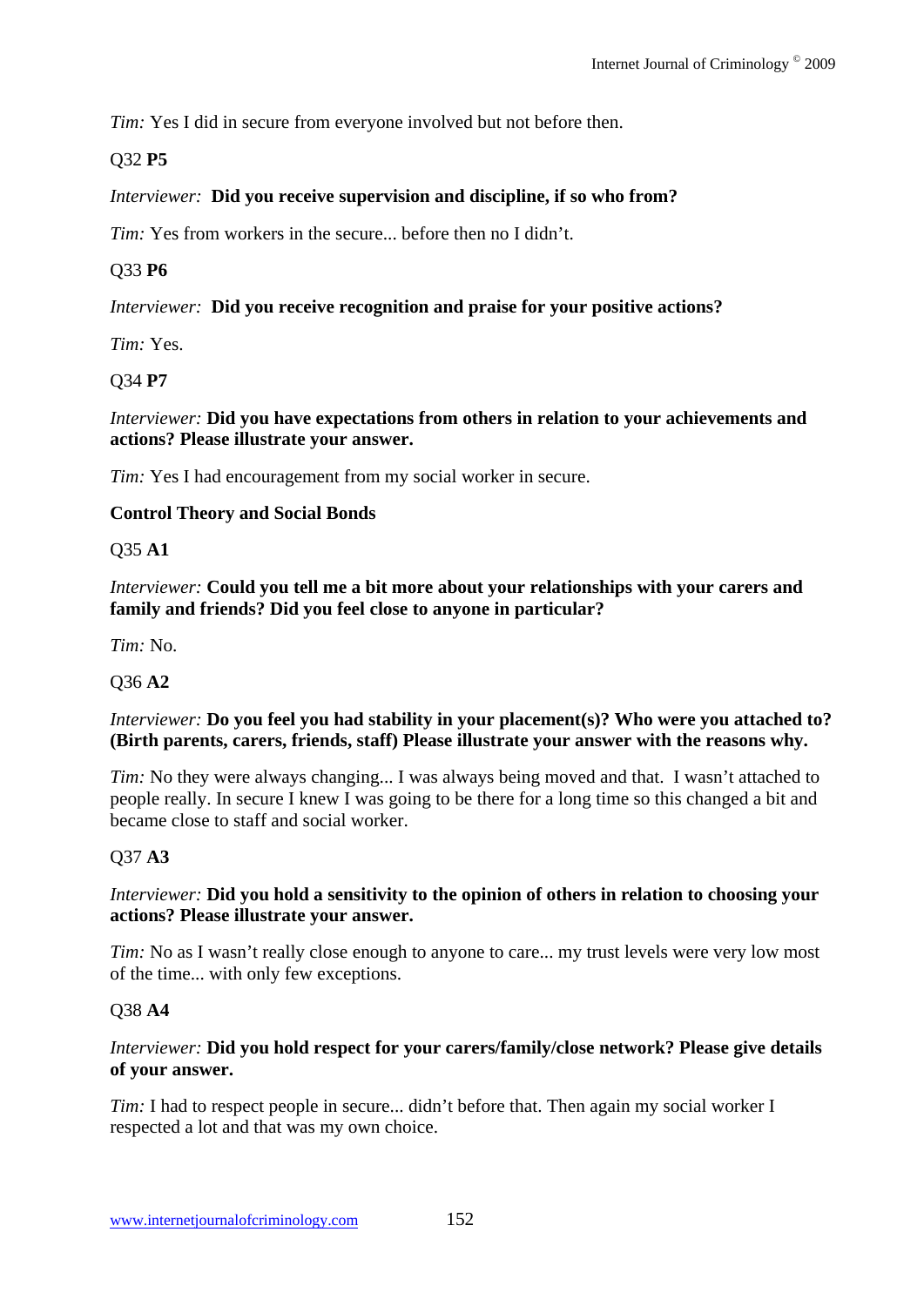*Tim:* Yes I did in secure from everyone involved but not before then.

Q32 **P5**

*Interviewer:* **Did you receive supervision and discipline, if so who from?**

*Tim:* Yes from workers in the secure... before then no I didn't.

Q33 **P6**

*Interviewer:* **Did you receive recognition and praise for your positive actions?**

*Tim:* Yes.

Q34 **P7**

*Interviewer:* **Did you have expectations from others in relation to your achievements and actions? Please illustrate your answer.**

*Tim:* Yes I had encouragement from my social worker in secure.

**Control Theory and Social Bonds**

Q35 **A1**

*Interviewer:* **Could you tell me a bit more about your relationships with your carers and family and friends? Did you feel close to anyone in particular?**

*Tim:* No.

Q36 **A2**

*Interviewer:* **Do you feel you had stability in your placement(s)? Who were you attached to? (Birth parents, carers, friends, staff) Please illustrate your answer with the reasons why.**

*Tim:* No they were always changing... I was always being moved and that. I wasn't attached to people really. In secure I knew I was going to be there for a long time so this changed a bit and became close to staff and social worker.

Q37 **A3**

*Interviewer:* **Did you hold a sensitivity to the opinion of others in relation to choosing your actions? Please illustrate your answer.**

*Tim:* No as I wasn't really close enough to anyone to care... my trust levels were very low most of the time... with only few exceptions.

Q38 **A4**

*Interviewer:* **Did you hold respect for your carers/family/close network? Please give details of your answer.**

*Tim:* I had to respect people in secure... didn't before that. Then again my social worker I respected a lot and that was my own choice.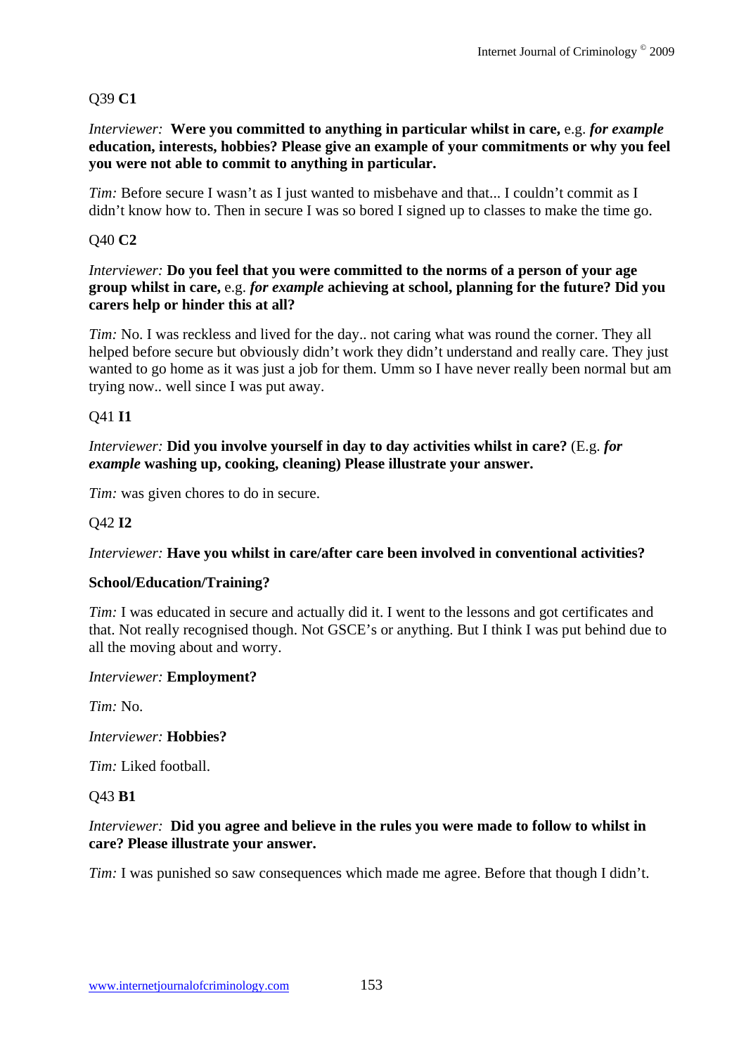Q39 **C1**

*Interviewer:* **Were you committed to anything in particular whilst in care,** e.g. ***for example*** **education, interests, hobbies? Please give an example of your commitments or why you feel you were not able to commit to anything in particular.**

*Tim:* Before secure I wasn't as I just wanted to misbehave and that... I couldn't commit as I didn't know how to. Then in secure I was so bored I signed up to classes to make the time go.

Q40 **C2**

*Interviewer:* **Do you feel that you were committed to the norms of a person of your age group whilst in care,** e.g. ***for example*** **achieving at school, planning for the future? Did you carers help or hinder this at all?**

*Tim:* No. I was reckless and lived for the day.. not caring what was round the corner. They all helped before secure but obviously didn't work they didn't understand and really care. They just wanted to go home as it was just a job for them. Umm so I have never really been normal but am trying now.. well since I was put away.

Q41 **I1**

*Interviewer:* **Did you involve yourself in day to day activities whilst in care?** (E.g. ***for example*** **washing up, cooking, cleaning) Please illustrate your answer.**

*Tim:* was given chores to do in secure.

Q42 **I2**

*Interviewer:* **Have you whilst in care/after care been involved in conventional activities?**

**School/Education/Training?**

*Tim:* I was educated in secure and actually did it. I went to the lessons and got certificates and that. Not really recognised though. Not GSCE's or anything. But I think I was put behind due to all the moving about and worry.

*Interviewer:* **Employment?**

*Tim:* No.

*Interviewer:* **Hobbies?**

*Tim:* Liked football.

Q43 **B1**

*Interviewer:* **Did you agree and believe in the rules you were made to follow to whilst in care? Please illustrate your answer.**

*Tim:* I was punished so saw consequences which made me agree. Before that though I didn't.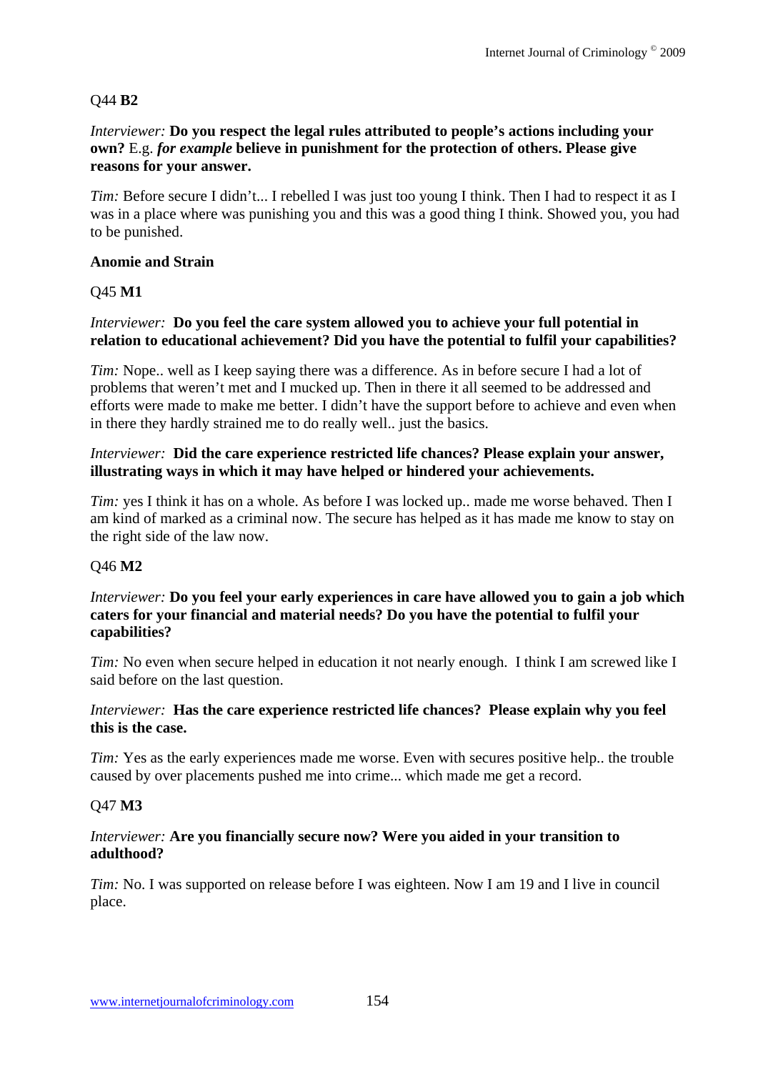Q44 **B2**

*Interviewer:* **Do you respect the legal rules attributed to people's actions including your own?** E.g. ***for example*** **believe in punishment for the protection of others. Please give reasons for your answer.**

*Tim:* Before secure I didn't... I rebelled I was just too young I think. Then I had to respect it as I was in a place where was punishing you and this was a good thing I think. Showed you, you had to be punished.

**Anomie and Strain**

Q45 **M1**

*Interviewer:* **Do you feel the care system allowed you to achieve your full potential in relation to educational achievement? Did you have the potential to fulfil your capabilities?**

*Tim:* Nope.. well as I keep saying there was a difference. As in before secure I had a lot of problems that weren't met and I mucked up. Then in there it all seemed to be addressed and efforts were made to make me better. I didn't have the support before to achieve and even when in there they hardly strained me to do really well.. just the basics.

*Interviewer:* **Did the care experience restricted life chances? Please explain your answer, illustrating ways in which it may have helped or hindered your achievements.**

*Tim:* yes I think it has on a whole. As before I was locked up.. made me worse behaved. Then I am kind of marked as a criminal now. The secure has helped as it has made me know to stay on the right side of the law now.

Q46 **M2**

*Interviewer:* **Do you feel your early experiences in care have allowed you to gain a job which caters for your financial and material needs? Do you have the potential to fulfil your capabilities?**

*Tim:* No even when secure helped in education it not nearly enough. I think I am screwed like I said before on the last question.

*Interviewer:* **Has the care experience restricted life chances? Please explain why you feel this is the case.**

*Tim:* Yes as the early experiences made me worse. Even with secures positive help.. the trouble caused by over placements pushed me into crime... which made me get a record.

Q47 **M3**

*Interviewer:* **Are you financially secure now? Were you aided in your transition to adulthood?**

*Tim:* No. I was supported on release before I was eighteen. Now I am 19 and I live in council place.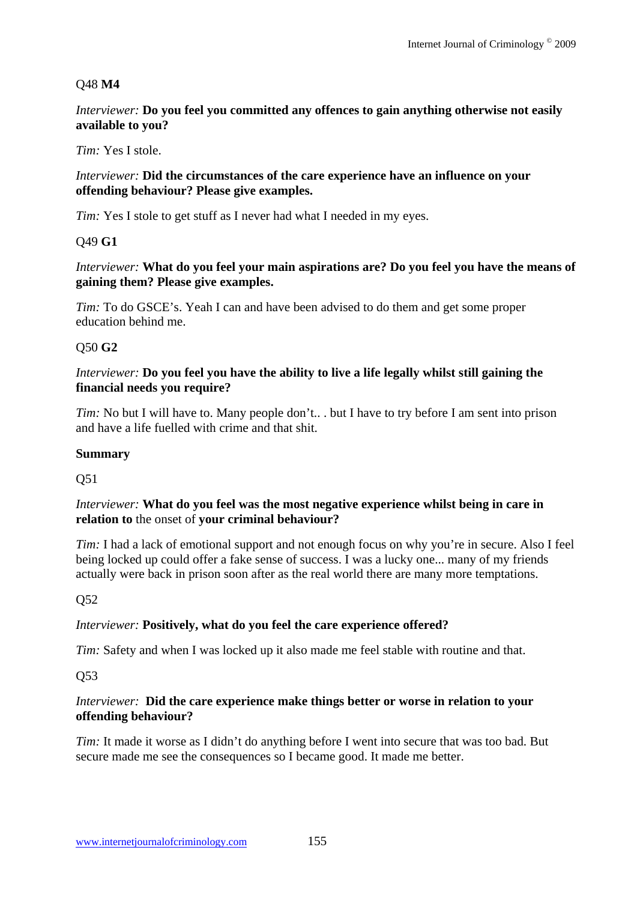Q48 **M4**

*Interviewer:* **Do you feel you committed any offences to gain anything otherwise not easily available to you?**

*Tim:* Yes I stole.

*Interviewer:* **Did the circumstances of the care experience have an influence on your offending behaviour? Please give examples.**

*Tim:* Yes I stole to get stuff as I never had what I needed in my eyes.

Q49 **G1**

*Interviewer:* **What do you feel your main aspirations are? Do you feel you have the means of gaining them? Please give examples.**

*Tim:* To do GSCE's. Yeah I can and have been advised to do them and get some proper education behind me.

Q50 **G2**

*Interviewer:* **Do you feel you have the ability to live a life legally whilst still gaining the financial needs you require?**

*Tim:* No but I will have to. Many people don't.. . but I have to try before I am sent into prison and have a life fuelled with crime and that shit.

**Summary**

Q51

*Interviewer:* **What do you feel was the most negative experience whilst being in care in relation to** the onset of **your criminal behaviour?**

*Tim:* I had a lack of emotional support and not enough focus on why you're in secure. Also I feel being locked up could offer a fake sense of success. I was a lucky one... many of my friends actually were back in prison soon after as the real world there are many more temptations.

Q52

*Interviewer:* **Positively, what do you feel the care experience offered?**

*Tim:* Safety and when I was locked up it also made me feel stable with routine and that.

Q53

*Interviewer:* **Did the care experience make things better or worse in relation to your offending behaviour?**

*Tim:* It made it worse as I didn't do anything before I went into secure that was too bad. But secure made me see the consequences so I became good. It made me better.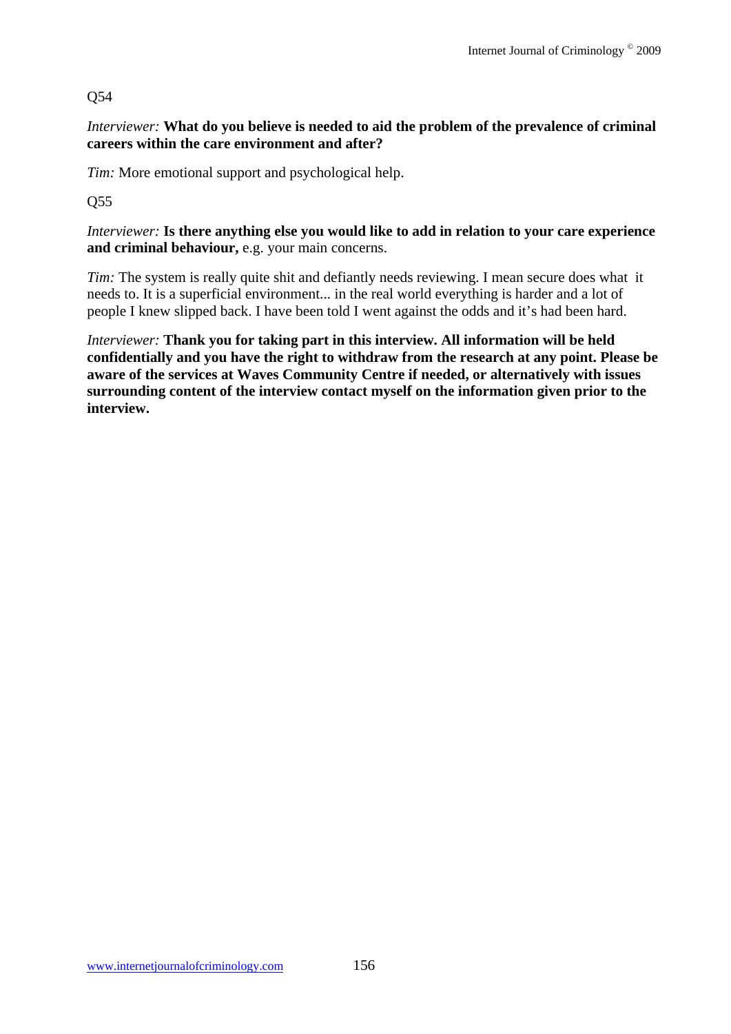Q54

*Interviewer:* **What do you believe is needed to aid the problem of the prevalence of criminal careers within the care environment and after?**

*Tim:* More emotional support and psychological help.

Q55

*Interviewer:* **Is there anything else you would like to add in relation to your care experience and criminal behaviour,** e.g. your main concerns.

*Tim:* The system is really quite shit and defiantly needs reviewing. I mean secure does what it needs to. It is a superficial environment... in the real world everything is harder and a lot of people I knew slipped back. I have been told I went against the odds and it's had been hard.

*Interviewer:* **Thank you for taking part in this interview. All information will be held confidentially and you have the right to withdraw from the research at any point. Please be aware of the services at Waves Community Centre if needed, or alternatively with issues surrounding content of the interview contact myself on the information given prior to the interview.**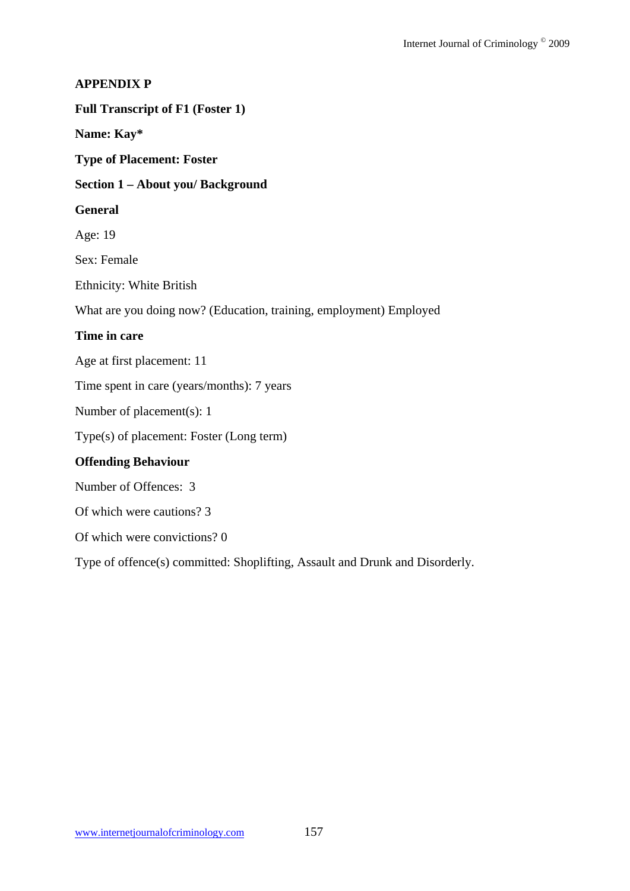**APPENDIX P**

**Full Transcript of F1 (Foster 1)**

**Name: Kay***

**Type of Placement: Foster**

**Section 1 – About you/ Background**

**General**

Age: 19

Sex: Female

Ethnicity: White British

What are you doing now? (Education, training, employment) Employed

**Time in care**

Age at first placement: 11

Time spent in care (years/months): 7 years

Number of placement(s): 1

Type(s) of placement: Foster (Long term)

**Offending Behaviour**

Number of Offences: 3

Of which were cautions? 3

Of which were convictions? 0

Type of offence(s) committed: Shoplifting, Assault and Drunk and Disorderly.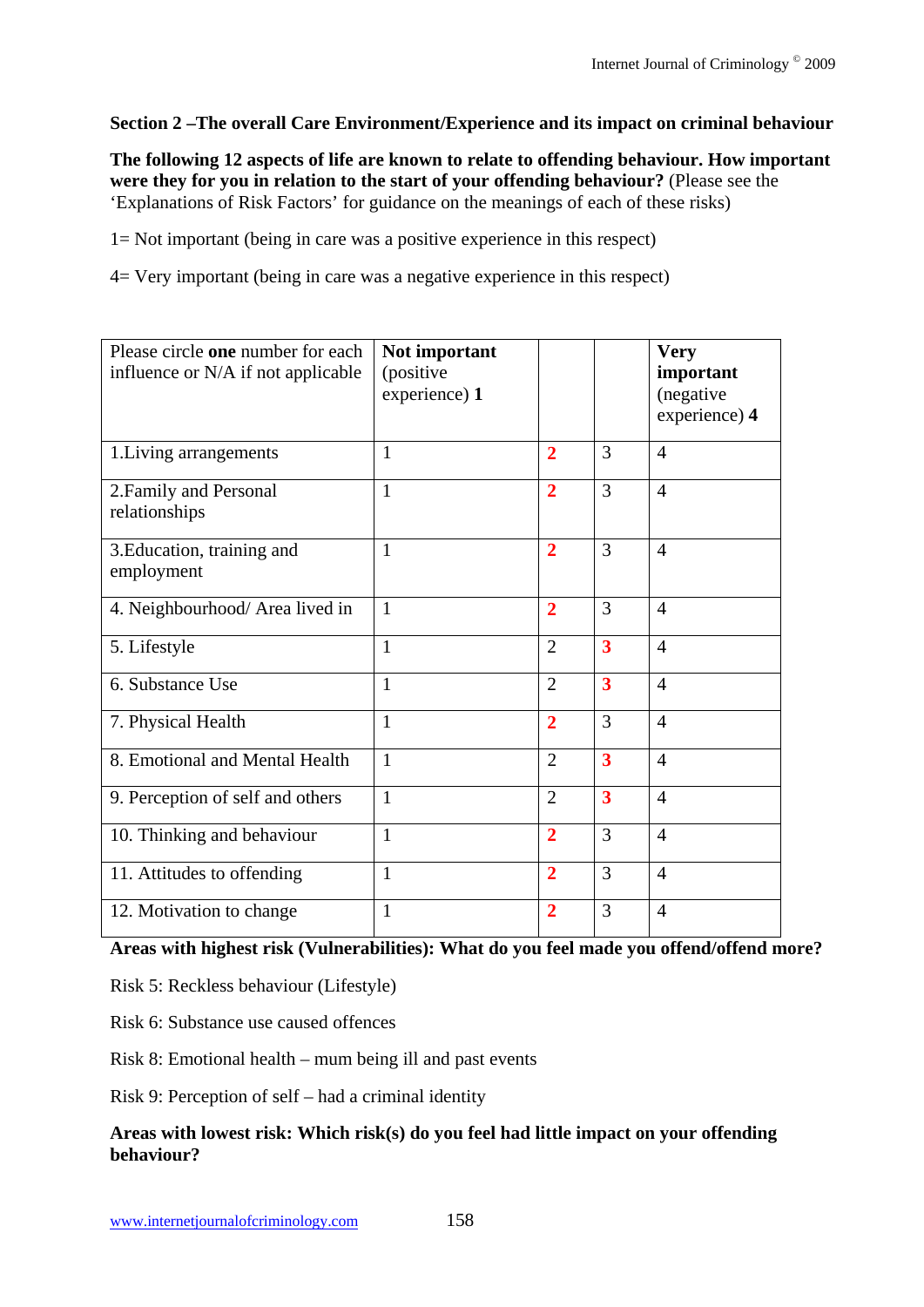**Section 2 –The overall Care Environment/Experience and its impact on criminal behaviour**

**The following 12 aspects of life are known to relate to offending behaviour. How important were they for you in relation to the start of your offending behaviour?** (Please see the 'Explanations of Risk Factors' for guidance on the meanings of each of these risks)

1= Not important (being in care was a positive experience in this respect)

4= Very important (being in care was a negative experience in this respect)

| Please circle **one** number for each influence or N/A if not applicable | **Not important** (positive experience) **1** | | | **Very important** (negative experience) **4** |
|---|---|---|---|---|
| 1.Living arrangements | 1 | **2** | 3 | 4 |
| 2.Family and Personal relationships | 1 | **2** | 3 | 4 |
| 3.Education, training and employment | 1 | **2** | 3 | 4 |
| 4. Neighbourhood/ Area lived in | 1 | **2** | 3 | 4 |
| 5. Lifestyle | 1 | 2 | **3** | 4 |
| 6. Substance Use | 1 | 2 | **3** | 4 |
| 7. Physical Health | 1 | **2** | 3 | 4 |
| 8. Emotional and Mental Health | 1 | 2 | **3** | 4 |
| 9. Perception of self and others | 1 | 2 | **3** | 4 |
| 10. Thinking and behaviour | 1 | **2** | 3 | 4 |
| 11. Attitudes to offending | 1 | **2** | 3 | 4 |
| 12. Motivation to change | 1 | **2** | 3 | 4 |

**Areas with highest risk (Vulnerabilities): What do you feel made you offend/offend more?**

Risk 5: Reckless behaviour (Lifestyle)

Risk 6: Substance use caused offences

Risk 8: Emotional health – mum being ill and past events

Risk 9: Perception of self – had a criminal identity

**Areas with lowest risk: Which risk(s) do you feel had little impact on your offending behaviour?**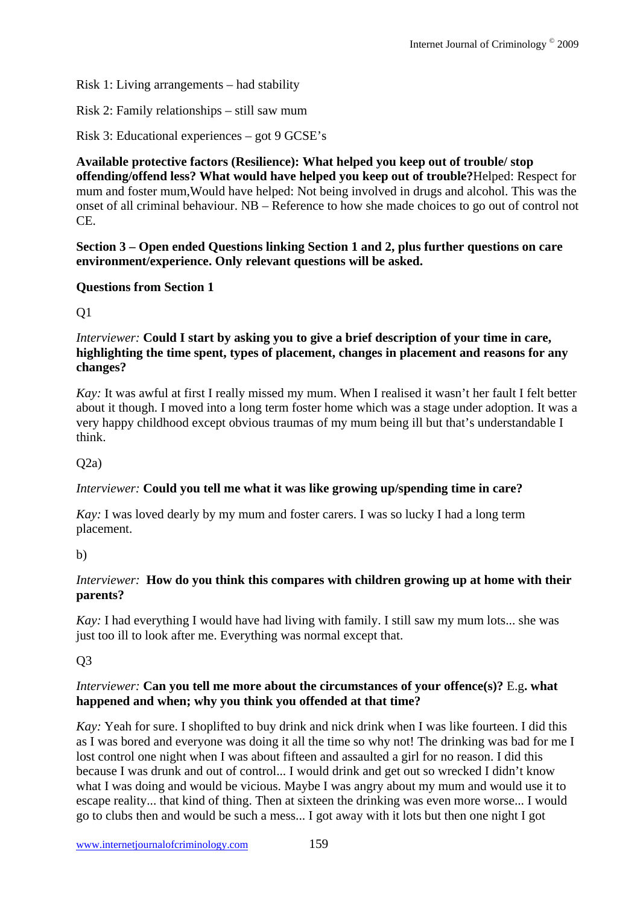Risk 1: Living arrangements – had stability

Risk 2: Family relationships – still saw mum

Risk 3: Educational experiences – got 9 GCSE's

**Available protective factors (Resilience): What helped you keep out of trouble/ stop offending/offend less? What would have helped you keep out of trouble?**Helped: Respect for mum and foster mum,Would have helped: Not being involved in drugs and alcohol. This was the onset of all criminal behaviour. NB – Reference to how she made choices to go out of control not CE.

**Section 3 – Open ended Questions linking Section 1 and 2, plus further questions on care environment/experience. Only relevant questions will be asked.**

**Questions from Section 1**

Q1

*Interviewer:* **Could I start by asking you to give a brief description of your time in care, highlighting the time spent, types of placement, changes in placement and reasons for any changes?**

*Kay:* It was awful at first I really missed my mum. When I realised it wasn't her fault I felt better about it though. I moved into a long term foster home which was a stage under adoption. It was a very happy childhood except obvious traumas of my mum being ill but that's understandable I think.

Q2a)

*Interviewer:* **Could you tell me what it was like growing up/spending time in care?**

*Kay:* I was loved dearly by my mum and foster carers. I was so lucky I had a long term placement.

b)

*Interviewer:* **How do you think this compares with children growing up at home with their parents?**

*Kay:* I had everything I would have had living with family. I still saw my mum lots... she was just too ill to look after me. Everything was normal except that.

Q3

*Interviewer:* **Can you tell me more about the circumstances of your offence(s)?** E.g**. what happened and when; why you think you offended at that time?**

*Kay:* Yeah for sure. I shoplifted to buy drink and nick drink when I was like fourteen. I did this as I was bored and everyone was doing it all the time so why not! The drinking was bad for me I lost control one night when I was about fifteen and assaulted a girl for no reason. I did this because I was drunk and out of control... I would drink and get out so wrecked I didn't know what I was doing and would be vicious. Maybe I was angry about my mum and would use it to escape reality... that kind of thing. Then at sixteen the drinking was even more worse... I would go to clubs then and would be such a mess... I got away with it lots but then one night I got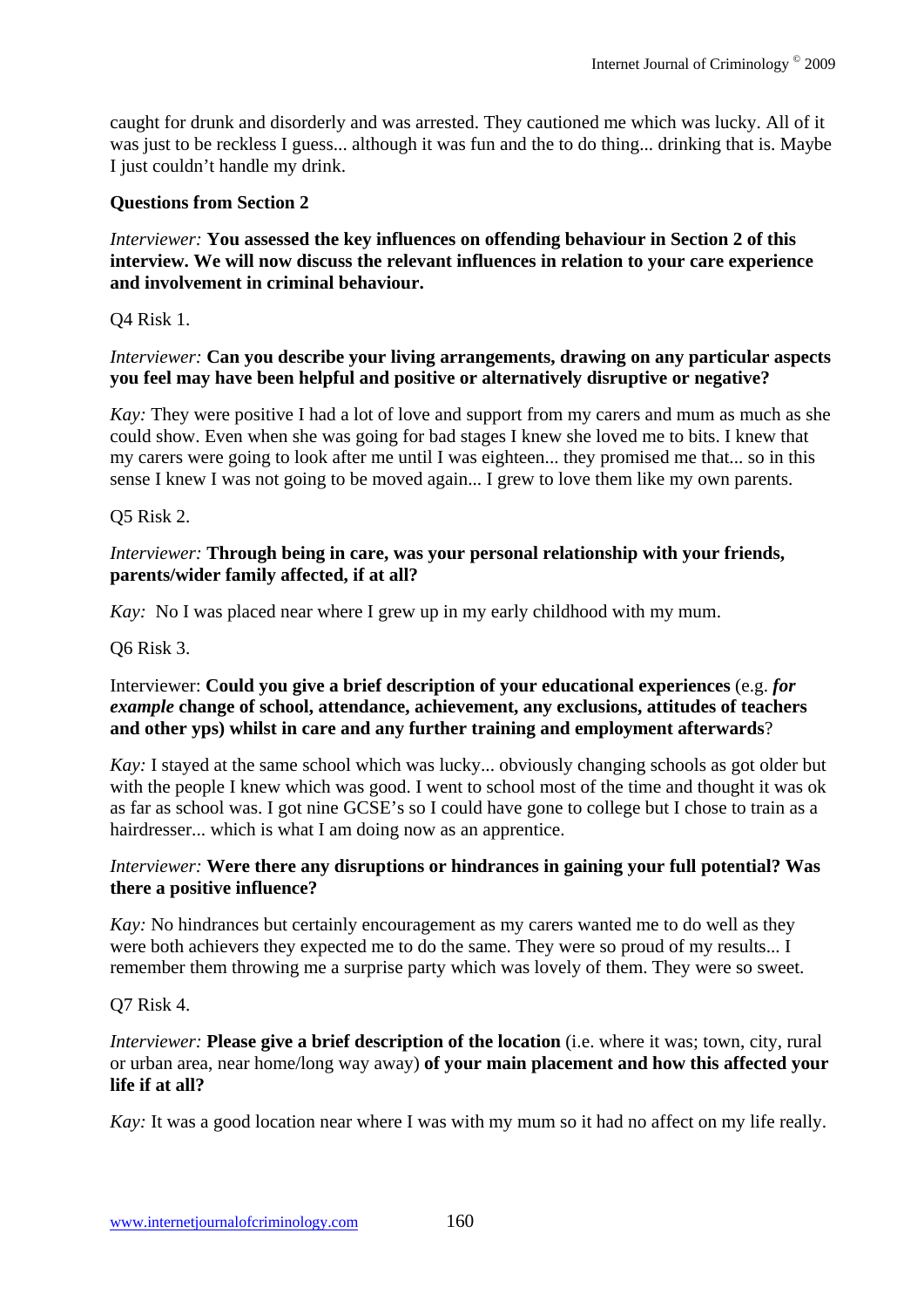caught for drunk and disorderly and was arrested. They cautioned me which was lucky. All of it was just to be reckless I guess... although it was fun and the to do thing... drinking that is. Maybe I just couldn't handle my drink.

**Questions from Section 2**

*Interviewer:* **You assessed the key influences on offending behaviour in Section 2 of this interview. We will now discuss the relevant influences in relation to your care experience and involvement in criminal behaviour.**

Q4 Risk 1.

*Interviewer:* **Can you describe your living arrangements, drawing on any particular aspects you feel may have been helpful and positive or alternatively disruptive or negative?**

*Kay:* They were positive I had a lot of love and support from my carers and mum as much as she could show. Even when she was going for bad stages I knew she loved me to bits. I knew that my carers were going to look after me until I was eighteen... they promised me that... so in this sense I knew I was not going to be moved again... I grew to love them like my own parents.

Q5 Risk 2.

*Interviewer:* **Through being in care, was your personal relationship with your friends, parents/wider family affected, if at all?**

*Kay:* No I was placed near where I grew up in my early childhood with my mum.

Q6 Risk 3.

Interviewer: **Could you give a brief description of your educational experiences** (e.g. ***for example*** **change of school, attendance, achievement, any exclusions, attitudes of teachers and other yps) whilst in care and any further training and employment afterwards**?

*Kay:* I stayed at the same school which was lucky... obviously changing schools as got older but with the people I knew which was good. I went to school most of the time and thought it was ok as far as school was. I got nine GCSE's so I could have gone to college but I chose to train as a hairdresser... which is what I am doing now as an apprentice.

*Interviewer:* **Were there any disruptions or hindrances in gaining your full potential? Was there a positive influence?**

*Kay:* No hindrances but certainly encouragement as my carers wanted me to do well as they were both achievers they expected me to do the same. They were so proud of my results... I remember them throwing me a surprise party which was lovely of them. They were so sweet.

Q7 Risk 4.

*Interviewer:* **Please give a brief description of the location** (i.e. where it was; town, city, rural or urban area, near home/long way away) **of your main placement and how this affected your life if at all?**

*Kay:* It was a good location near where I was with my mum so it had no affect on my life really.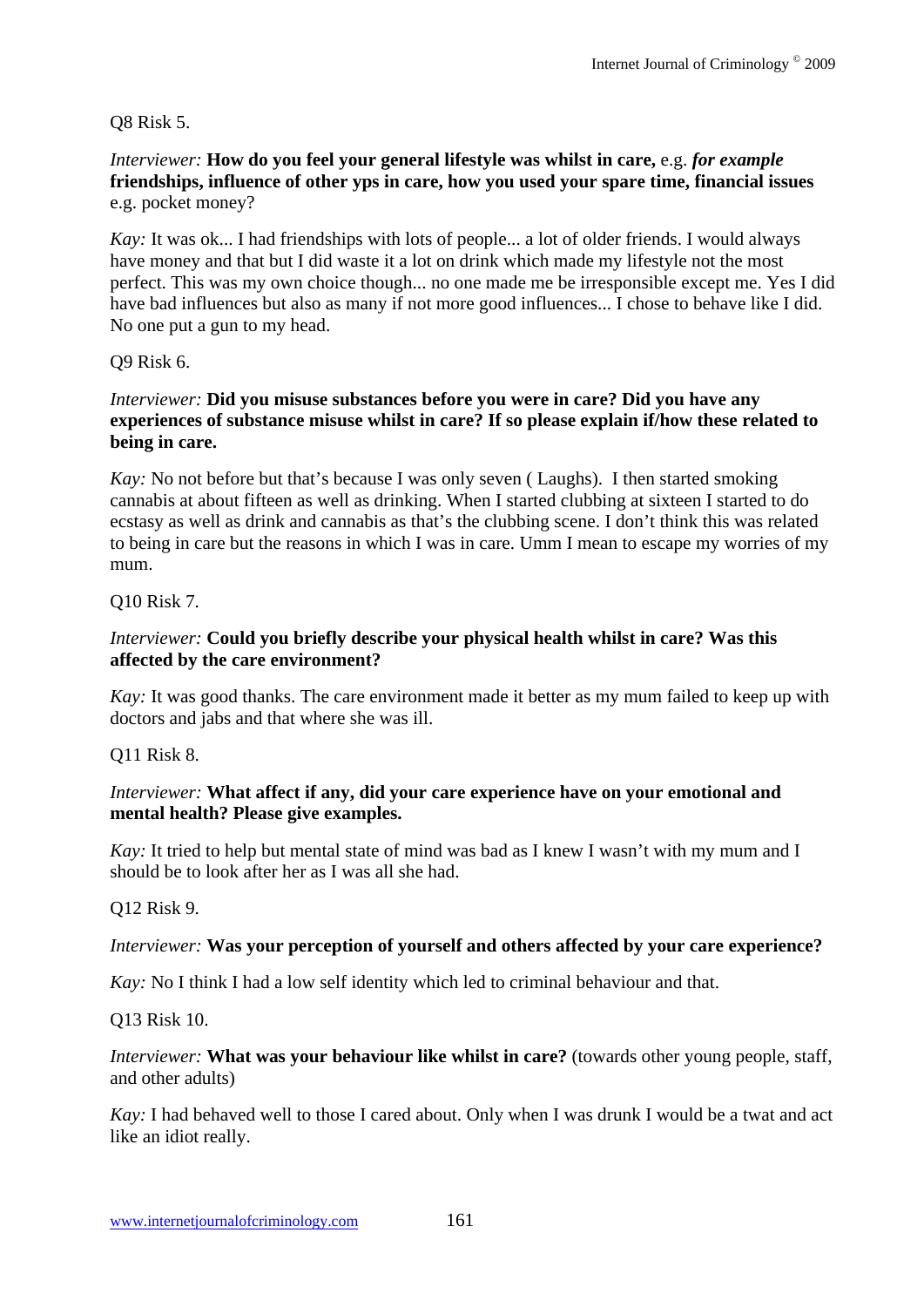Q8 Risk 5.

*Interviewer:* **How do you feel your general lifestyle was whilst in care,** e.g. ***for example*** **friendships, influence of other yps in care, how you used your spare time, financial issues** e.g. pocket money?

*Kay:* It was ok... I had friendships with lots of people... a lot of older friends. I would always have money and that but I did waste it a lot on drink which made my lifestyle not the most perfect. This was my own choice though... no one made me be irresponsible except me. Yes I did have bad influences but also as many if not more good influences... I chose to behave like I did. No one put a gun to my head.

Q9 Risk 6.

*Interviewer:* **Did you misuse substances before you were in care? Did you have any experiences of substance misuse whilst in care? If so please explain if/how these related to being in care.**

*Kay:* No not before but that's because I was only seven ( Laughs). I then started smoking cannabis at about fifteen as well as drinking. When I started clubbing at sixteen I started to do ecstasy as well as drink and cannabis as that's the clubbing scene. I don't think this was related to being in care but the reasons in which I was in care. Umm I mean to escape my worries of my mum.

Q10 Risk 7.

*Interviewer:* **Could you briefly describe your physical health whilst in care? Was this affected by the care environment?**

*Kay:* It was good thanks. The care environment made it better as my mum failed to keep up with doctors and jabs and that where she was ill.

Q11 Risk 8.

*Interviewer:* **What affect if any, did your care experience have on your emotional and mental health? Please give examples.**

*Kay:* It tried to help but mental state of mind was bad as I knew I wasn't with my mum and I should be to look after her as I was all she had.

Q12 Risk 9.

*Interviewer:* **Was your perception of yourself and others affected by your care experience?**

*Kay:* No I think I had a low self identity which led to criminal behaviour and that.

Q13 Risk 10.

*Interviewer:* **What was your behaviour like whilst in care?** (towards other young people, staff, and other adults)

*Kay:* I had behaved well to those I cared about. Only when I was drunk I would be a twat and act like an idiot really.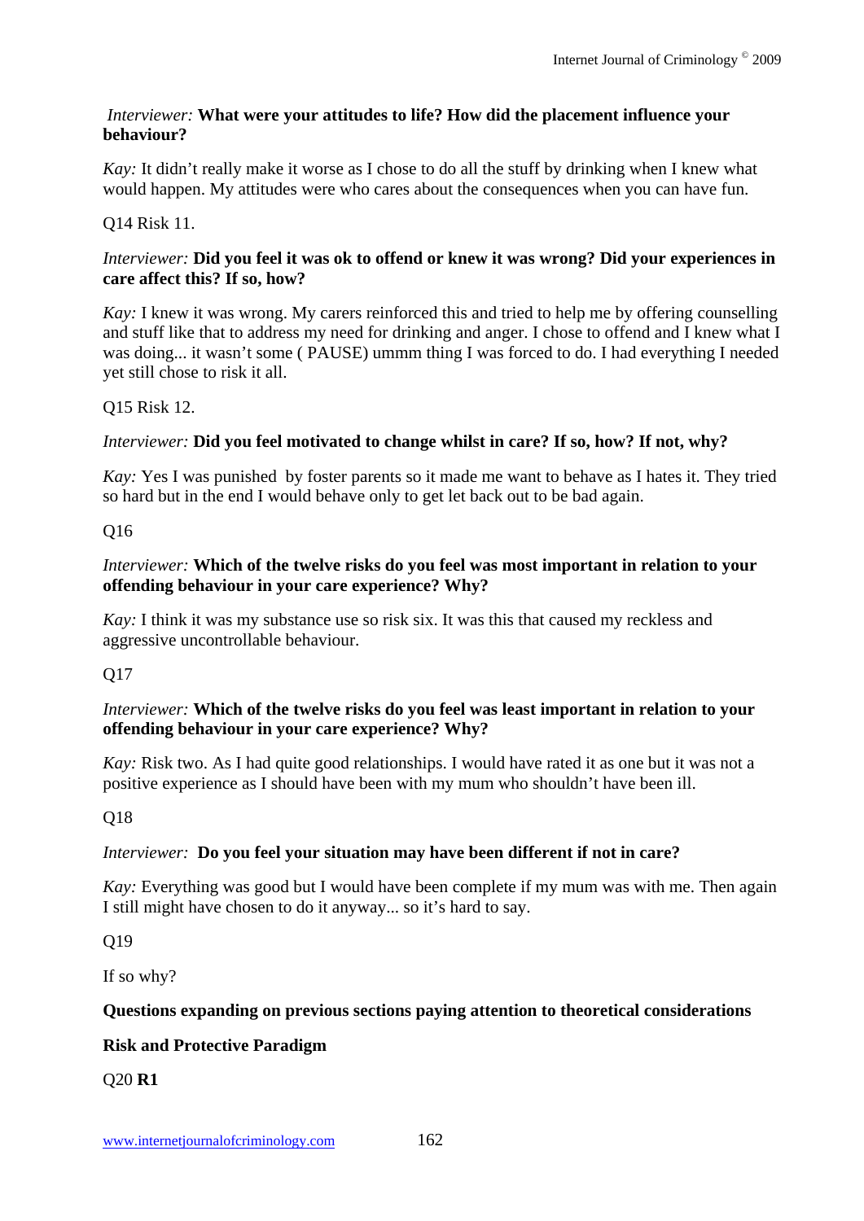*Interviewer:* **What were your attitudes to life? How did the placement influence your behaviour?**

*Kay:* It didn't really make it worse as I chose to do all the stuff by drinking when I knew what would happen. My attitudes were who cares about the consequences when you can have fun.

Q14 Risk 11.

*Interviewer:* **Did you feel it was ok to offend or knew it was wrong? Did your experiences in care affect this? If so, how?**

*Kay:* I knew it was wrong. My carers reinforced this and tried to help me by offering counselling and stuff like that to address my need for drinking and anger. I chose to offend and I knew what I was doing... it wasn't some ( PAUSE) ummm thing I was forced to do. I had everything I needed yet still chose to risk it all.

Q15 Risk 12.

*Interviewer:* **Did you feel motivated to change whilst in care? If so, how? If not, why?**

*Kay:* Yes I was punished by foster parents so it made me want to behave as I hates it. They tried so hard but in the end I would behave only to get let back out to be bad again.

Q16

*Interviewer:* **Which of the twelve risks do you feel was most important in relation to your offending behaviour in your care experience? Why?**

*Kay:* I think it was my substance use so risk six. It was this that caused my reckless and aggressive uncontrollable behaviour.

Q17

*Interviewer:* **Which of the twelve risks do you feel was least important in relation to your offending behaviour in your care experience? Why?**

*Kay:* Risk two. As I had quite good relationships. I would have rated it as one but it was not a positive experience as I should have been with my mum who shouldn't have been ill.

Q18

*Interviewer:* **Do you feel your situation may have been different if not in care?**

*Kay:* Everything was good but I would have been complete if my mum was with me. Then again I still might have chosen to do it anyway... so it's hard to say.

Q19

If so why?

**Questions expanding on previous sections paying attention to theoretical considerations**

**Risk and Protective Paradigm**

Q20 **R1**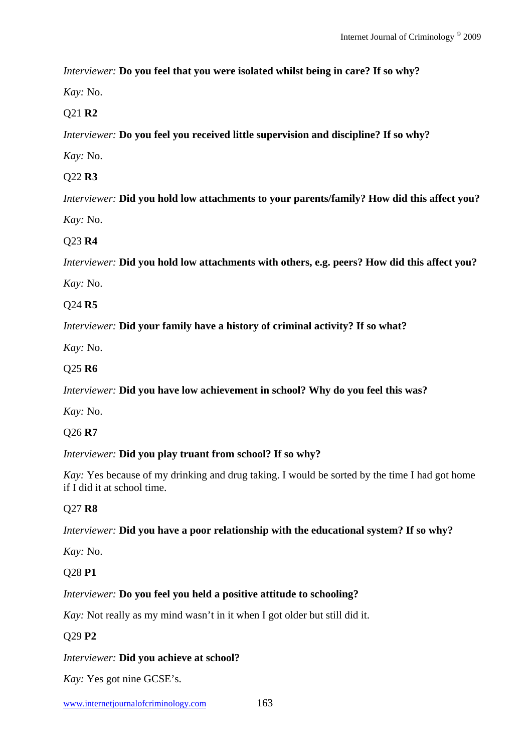*Interviewer:* **Do you feel that you were isolated whilst being in care? If so why?**

*Kay:* No.

Q21 **R2**

*Interviewer:* **Do you feel you received little supervision and discipline? If so why?**

*Kay:* No.

Q22 **R3**

*Interviewer:* **Did you hold low attachments to your parents/family? How did this affect you?**

*Kay:* No.

Q23 **R4**

*Interviewer:* **Did you hold low attachments with others, e.g. peers? How did this affect you?**

*Kay:* No.

Q24 **R5**

*Interviewer:* **Did your family have a history of criminal activity? If so what?**

*Kay:* No.

Q25 **R6**

*Interviewer:* **Did you have low achievement in school? Why do you feel this was?**

*Kay:* No.

Q26 **R7**

*Interviewer:* **Did you play truant from school? If so why?**

*Kay:* Yes because of my drinking and drug taking. I would be sorted by the time I had got home if I did it at school time.

Q27 **R8**

*Interviewer:* **Did you have a poor relationship with the educational system? If so why?**

*Kay:* No.

Q28 **P1**

*Interviewer:* **Do you feel you held a positive attitude to schooling?**

*Kay:* Not really as my mind wasn't in it when I got older but still did it.

Q29 **P2**

*Interviewer:* **Did you achieve at school?**

*Kay:* Yes got nine GCSE's.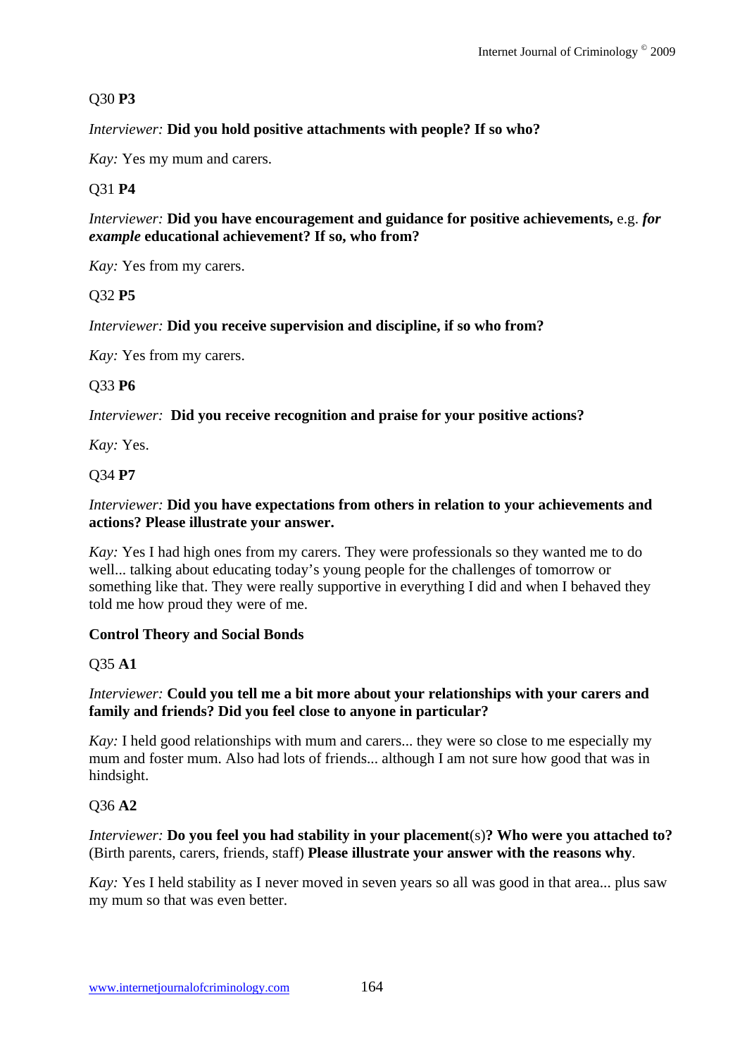Q30 **P3**

*Interviewer:* **Did you hold positive attachments with people? If so who?**

*Kay:* Yes my mum and carers.

Q31 **P4**

*Interviewer:* **Did you have encouragement and guidance for positive achievements,** e.g. ***for example*** **educational achievement? If so, who from?**

*Kay:* Yes from my carers.

Q32 **P5**

*Interviewer:* **Did you receive supervision and discipline, if so who from?**

*Kay:* Yes from my carers.

Q33 **P6**

*Interviewer:* **Did you receive recognition and praise for your positive actions?**

*Kay:* Yes.

Q34 **P7**

*Interviewer:* **Did you have expectations from others in relation to your achievements and actions? Please illustrate your answer.**

*Kay:* Yes I had high ones from my carers. They were professionals so they wanted me to do well... talking about educating today's young people for the challenges of tomorrow or something like that. They were really supportive in everything I did and when I behaved they told me how proud they were of me.

**Control Theory and Social Bonds**

Q35 **A1**

*Interviewer:* **Could you tell me a bit more about your relationships with your carers and family and friends? Did you feel close to anyone in particular?**

*Kay:* I held good relationships with mum and carers... they were so close to me especially my mum and foster mum. Also had lots of friends... although I am not sure how good that was in hindsight.

Q36 **A2**

*Interviewer:* **Do you feel you had stability in your placement**(s)**? Who were you attached to?** (Birth parents, carers, friends, staff) **Please illustrate your answer with the reasons why**.

*Kay:* Yes I held stability as I never moved in seven years so all was good in that area... plus saw my mum so that was even better.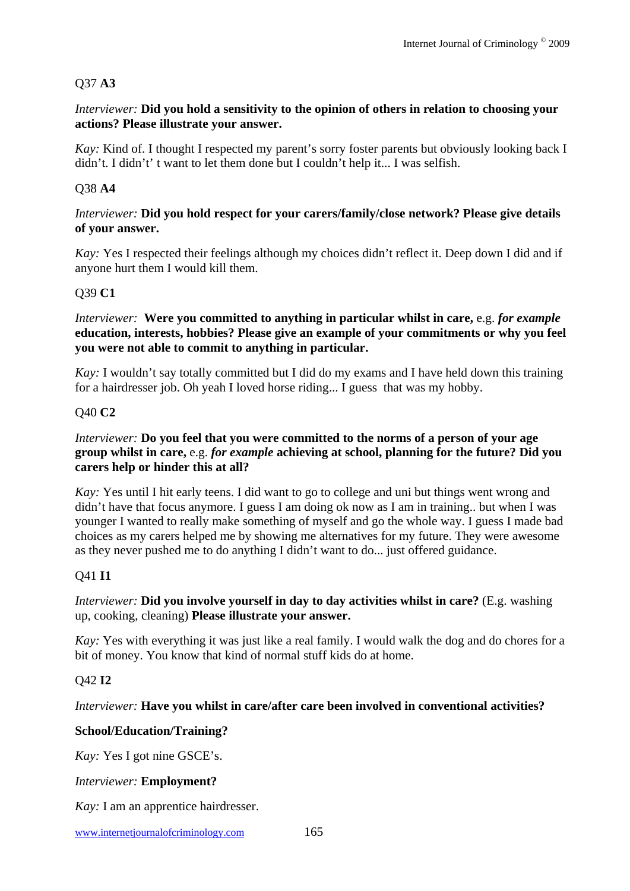Q37 **A3**

*Interviewer:* **Did you hold a sensitivity to the opinion of others in relation to choosing your actions? Please illustrate your answer.**

*Kay:* Kind of. I thought I respected my parent's sorry foster parents but obviously looking back I didn't. I didn't' t want to let them done but I couldn't help it... I was selfish.

Q38 **A4**

*Interviewer:* **Did you hold respect for your carers/family/close network? Please give details of your answer.**

*Kay:* Yes I respected their feelings although my choices didn't reflect it. Deep down I did and if anyone hurt them I would kill them.

Q39 **C1**

*Interviewer:* **Were you committed to anything in particular whilst in care,** e.g. ***for example*** **education, interests, hobbies? Please give an example of your commitments or why you feel you were not able to commit to anything in particular.**

*Kay:* I wouldn't say totally committed but I did do my exams and I have held down this training for a hairdresser job. Oh yeah I loved horse riding... I guess that was my hobby.

Q40 **C2**

*Interviewer:* **Do you feel that you were committed to the norms of a person of your age group whilst in care,** e.g. ***for example*** **achieving at school, planning for the future? Did you carers help or hinder this at all?**

*Kay:* Yes until I hit early teens. I did want to go to college and uni but things went wrong and didn't have that focus anymore. I guess I am doing ok now as I am in training.. but when I was younger I wanted to really make something of myself and go the whole way. I guess I made bad choices as my carers helped me by showing me alternatives for my future. They were awesome as they never pushed me to do anything I didn't want to do... just offered guidance.

Q41 **I1**

*Interviewer:* **Did you involve yourself in day to day activities whilst in care?** (E.g. washing up, cooking, cleaning) **Please illustrate your answer.**

*Kay:* Yes with everything it was just like a real family. I would walk the dog and do chores for a bit of money. You know that kind of normal stuff kids do at home.

Q42 **I2**

*Interviewer:* **Have you whilst in care/after care been involved in conventional activities?**

**School/Education/Training?**

*Kay:* Yes I got nine GSCE's.

*Interviewer:* **Employment?**

*Kay:* I am an apprentice hairdresser.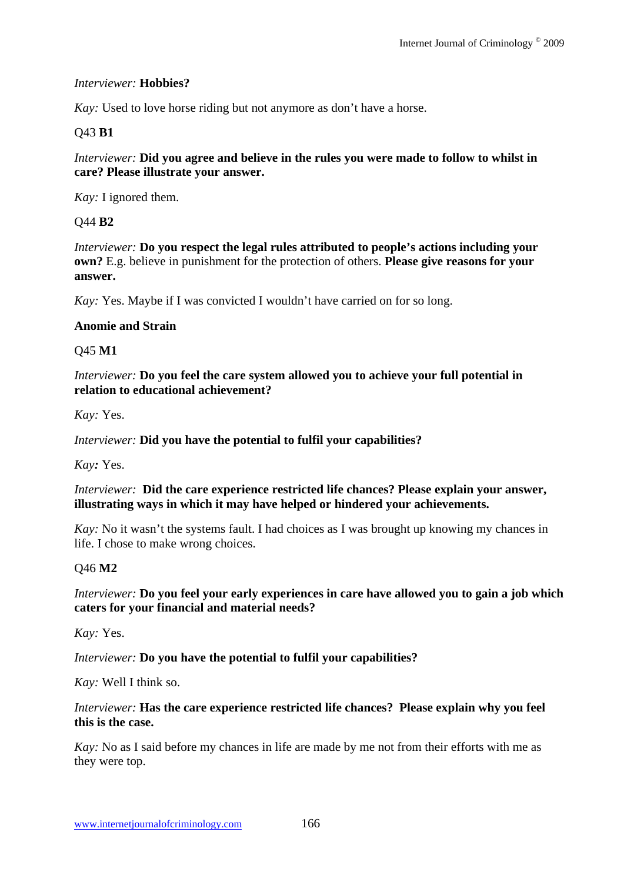*Interviewer:* **Hobbies?**

*Kay:* Used to love horse riding but not anymore as don't have a horse.

Q43 **B1**

*Interviewer:* **Did you agree and believe in the rules you were made to follow to whilst in care? Please illustrate your answer.**

*Kay:* I ignored them.

Q44 **B2**

*Interviewer:* **Do you respect the legal rules attributed to people's actions including your own?** E.g. believe in punishment for the protection of others. **Please give reasons for your answer.**

*Kay:* Yes. Maybe if I was convicted I wouldn't have carried on for so long.

**Anomie and Strain**

Q45 **M1**

*Interviewer:* **Do you feel the care system allowed you to achieve your full potential in relation to educational achievement?**

*Kay:* Yes.

*Interviewer:* **Did you have the potential to fulfil your capabilities?**

*Kay:* Yes.

*Interviewer:* **Did the care experience restricted life chances? Please explain your answer, illustrating ways in which it may have helped or hindered your achievements.**

*Kay:* No it wasn't the systems fault. I had choices as I was brought up knowing my chances in life. I chose to make wrong choices.

Q46 **M2**

*Interviewer:* **Do you feel your early experiences in care have allowed you to gain a job which caters for your financial and material needs?**

*Kay:* Yes.

*Interviewer:* **Do you have the potential to fulfil your capabilities?**

*Kay:* Well I think so.

*Interviewer:* **Has the care experience restricted life chances? Please explain why you feel this is the case.**

*Kay:* No as I said before my chances in life are made by me not from their efforts with me as they were top.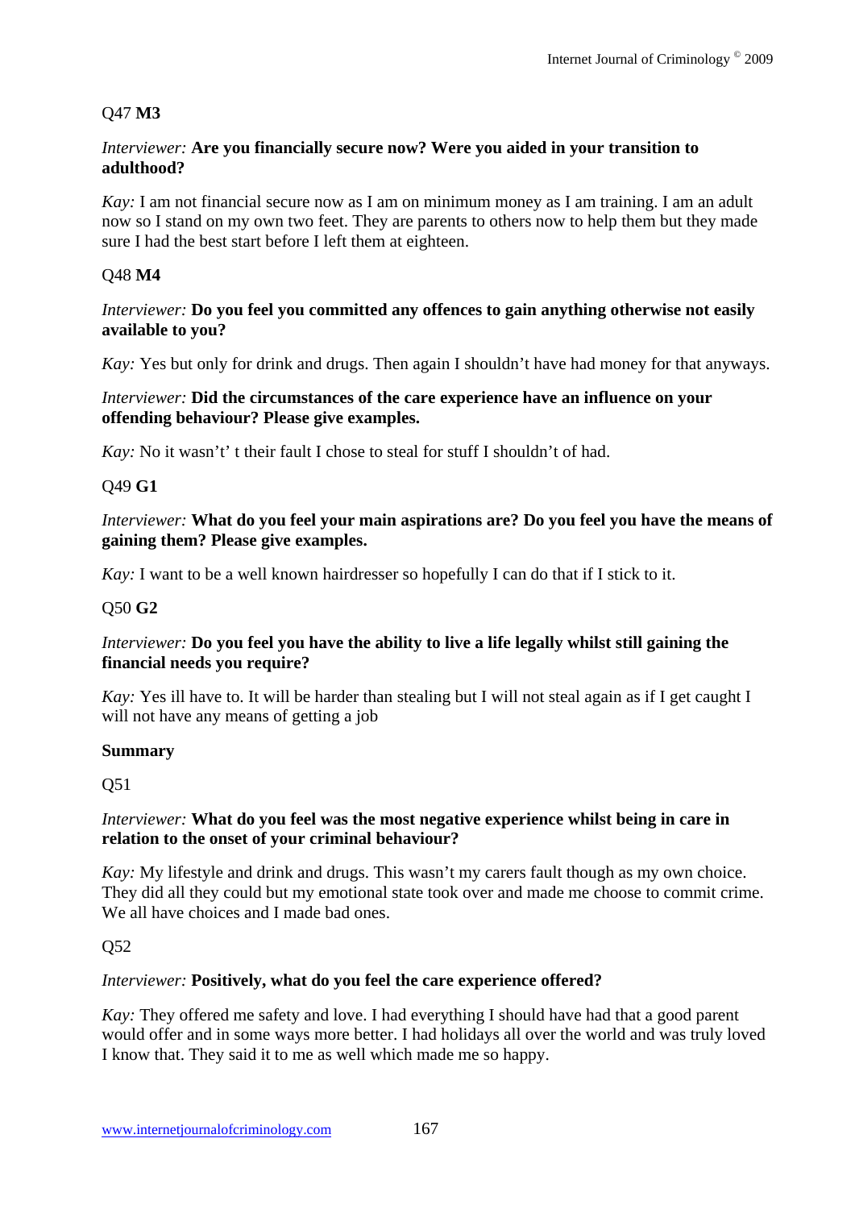Q47 **M3**

*Interviewer:* **Are you financially secure now? Were you aided in your transition to adulthood?**

*Kay:* I am not financial secure now as I am on minimum money as I am training. I am an adult now so I stand on my own two feet. They are parents to others now to help them but they made sure I had the best start before I left them at eighteen.

Q48 **M4**

*Interviewer:* **Do you feel you committed any offences to gain anything otherwise not easily available to you?**

*Kay:* Yes but only for drink and drugs. Then again I shouldn't have had money for that anyways.

*Interviewer:* **Did the circumstances of the care experience have an influence on your offending behaviour? Please give examples.**

*Kay:* No it wasn't' t their fault I chose to steal for stuff I shouldn't of had.

Q49 **G1**

*Interviewer:* **What do you feel your main aspirations are? Do you feel you have the means of gaining them? Please give examples.**

*Kay:* I want to be a well known hairdresser so hopefully I can do that if I stick to it.

Q50 **G2**

*Interviewer:* **Do you feel you have the ability to live a life legally whilst still gaining the financial needs you require?**

*Kay:* Yes ill have to. It will be harder than stealing but I will not steal again as if I get caught I will not have any means of getting a job

**Summary**

Q51

*Interviewer:* **What do you feel was the most negative experience whilst being in care in relation to the onset of your criminal behaviour?**

*Kay:* My lifestyle and drink and drugs. This wasn't my carers fault though as my own choice. They did all they could but my emotional state took over and made me choose to commit crime. We all have choices and I made bad ones.

Q52

*Interviewer:* **Positively, what do you feel the care experience offered?**

*Kay:* They offered me safety and love. I had everything I should have had that a good parent would offer and in some ways more better. I had holidays all over the world and was truly loved I know that. They said it to me as well which made me so happy.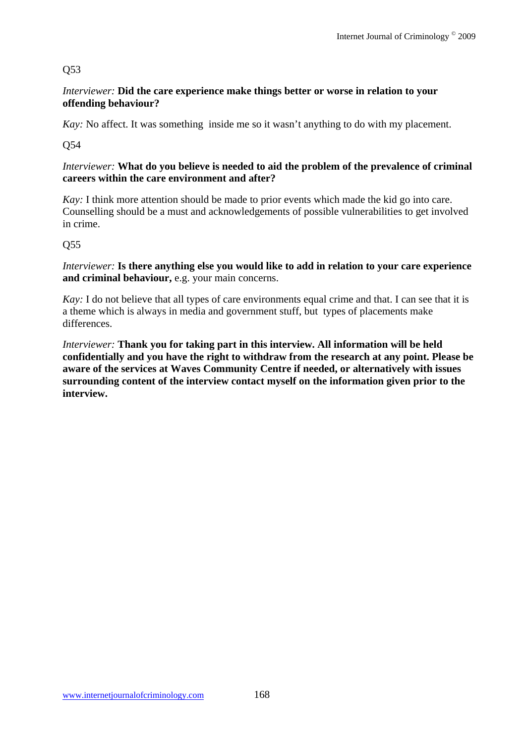Q53

*Interviewer:* **Did the care experience make things better or worse in relation to your offending behaviour?**

*Kay:* No affect. It was something inside me so it wasn't anything to do with my placement.

Q54

*Interviewer:* **What do you believe is needed to aid the problem of the prevalence of criminal careers within the care environment and after?**

*Kay:* I think more attention should be made to prior events which made the kid go into care. Counselling should be a must and acknowledgements of possible vulnerabilities to get involved in crime.

Q55

*Interviewer:* **Is there anything else you would like to add in relation to your care experience and criminal behaviour,** e.g. your main concerns.

*Kay:* I do not believe that all types of care environments equal crime and that. I can see that it is a theme which is always in media and government stuff, but types of placements make differences.

*Interviewer:* **Thank you for taking part in this interview. All information will be held confidentially and you have the right to withdraw from the research at any point. Please be aware of the services at Waves Community Centre if needed, or alternatively with issues surrounding content of the interview contact myself on the information given prior to the interview.**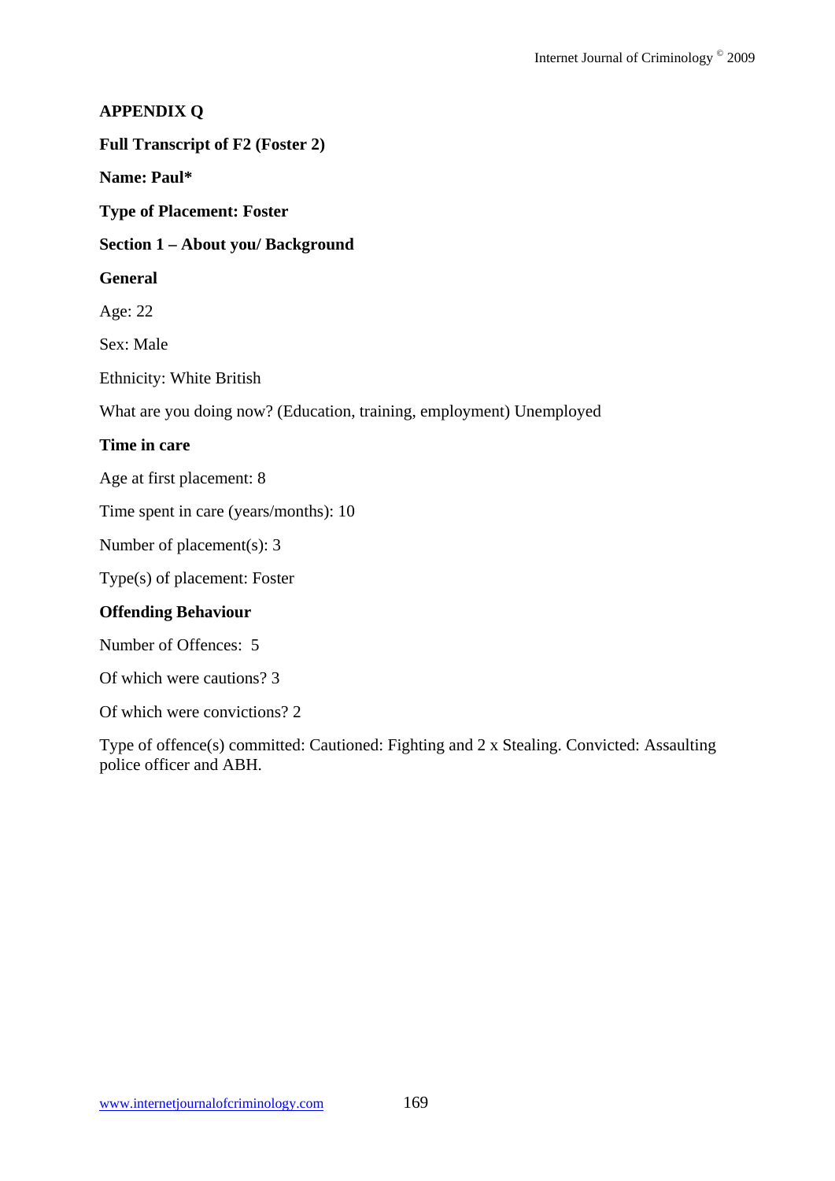**APPENDIX Q**

**Full Transcript of F2 (Foster 2)**

**Name: Paul***

**Type of Placement: Foster**

**Section 1 – About you/ Background**

**General**

Age: 22

Sex: Male

Ethnicity: White British

What are you doing now? (Education, training, employment) Unemployed

**Time in care**

Age at first placement: 8

Time spent in care (years/months): 10

Number of placement(s): 3

Type(s) of placement: Foster

**Offending Behaviour**

Number of Offences: 5

Of which were cautions? 3

Of which were convictions? 2

Type of offence(s) committed: Cautioned: Fighting and 2 x Stealing. Convicted: Assaulting police officer and ABH.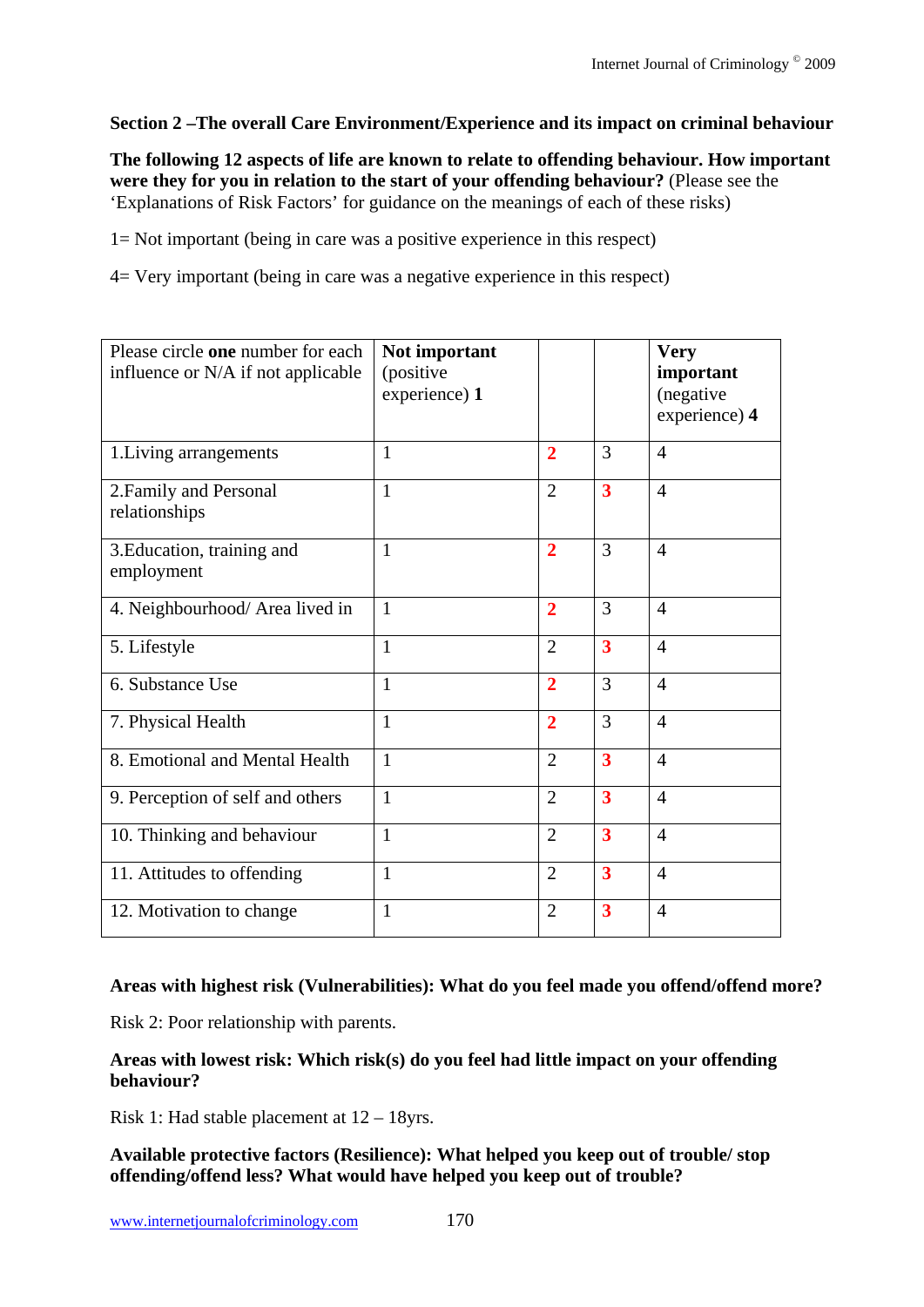**Section 2 –The overall Care Environment/Experience and its impact on criminal behaviour**

**The following 12 aspects of life are known to relate to offending behaviour. How important were they for you in relation to the start of your offending behaviour?** (Please see the 'Explanations of Risk Factors' for guidance on the meanings of each of these risks)

1= Not important (being in care was a positive experience in this respect)

4= Very important (being in care was a negative experience in this respect)

| Please circle **one** number for each influence or N/A if not applicable | **Not important** (positive experience) **1** | | | **Very important** (negative experience) **4** |
|---|---|---|---|---|
| 1.Living arrangements | 1 | **2** | 3 | 4 |
| 2.Family and Personal relationships | 1 | 2 | **3** | 4 |
| 3.Education, training and employment | 1 | **2** | 3 | 4 |
| 4. Neighbourhood/ Area lived in | 1 | **2** | 3 | 4 |
| 5. Lifestyle | 1 | 2 | **3** | 4 |
| 6. Substance Use | 1 | **2** | 3 | 4 |
| 7. Physical Health | 1 | **2** | 3 | 4 |
| 8. Emotional and Mental Health | 1 | 2 | **3** | 4 |
| 9. Perception of self and others | 1 | 2 | **3** | 4 |
| 10. Thinking and behaviour | 1 | 2 | **3** | 4 |
| 11. Attitudes to offending | 1 | 2 | **3** | 4 |
| 12. Motivation to change | 1 | 2 | **3** | 4 |

**Areas with highest risk (Vulnerabilities): What do you feel made you offend/offend more?**

Risk 2: Poor relationship with parents.

**Areas with lowest risk: Which risk(s) do you feel had little impact on your offending behaviour?**

Risk 1: Had stable placement at 12 – 18yrs.

**Available protective factors (Resilience): What helped you keep out of trouble/ stop offending/offend less? What would have helped you keep out of trouble?**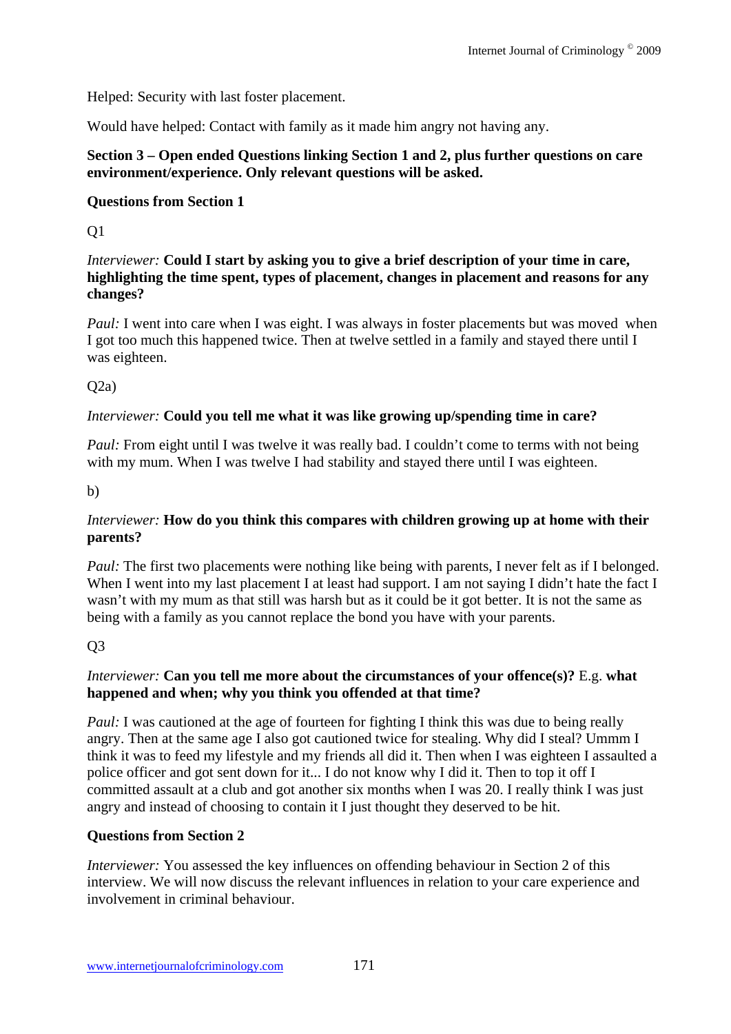Helped: Security with last foster placement.

Would have helped: Contact with family as it made him angry not having any.

**Section 3 – Open ended Questions linking Section 1 and 2, plus further questions on care environment/experience. Only relevant questions will be asked.**

**Questions from Section 1**

Q1

*Interviewer:* **Could I start by asking you to give a brief description of your time in care, highlighting the time spent, types of placement, changes in placement and reasons for any changes?**

*Paul:* I went into care when I was eight. I was always in foster placements but was moved when I got too much this happened twice. Then at twelve settled in a family and stayed there until I was eighteen.

Q2a)

*Interviewer:* **Could you tell me what it was like growing up/spending time in care?**

*Paul:* From eight until I was twelve it was really bad. I couldn't come to terms with not being with my mum. When I was twelve I had stability and stayed there until I was eighteen.

b)

*Interviewer:* **How do you think this compares with children growing up at home with their parents?**

*Paul:* The first two placements were nothing like being with parents, I never felt as if I belonged. When I went into my last placement I at least had support. I am not saying I didn't hate the fact I wasn't with my mum as that still was harsh but as it could be it got better. It is not the same as being with a family as you cannot replace the bond you have with your parents.

Q3

*Interviewer:* **Can you tell me more about the circumstances of your offence(s)?** E.g. **what happened and when; why you think you offended at that time?**

*Paul:* I was cautioned at the age of fourteen for fighting I think this was due to being really angry. Then at the same age I also got cautioned twice for stealing. Why did I steal? Ummm I think it was to feed my lifestyle and my friends all did it. Then when I was eighteen I assaulted a police officer and got sent down for it... I do not know why I did it. Then to top it off I committed assault at a club and got another six months when I was 20. I really think I was just angry and instead of choosing to contain it I just thought they deserved to be hit.

**Questions from Section 2**

*Interviewer:* You assessed the key influences on offending behaviour in Section 2 of this interview. We will now discuss the relevant influences in relation to your care experience and involvement in criminal behaviour.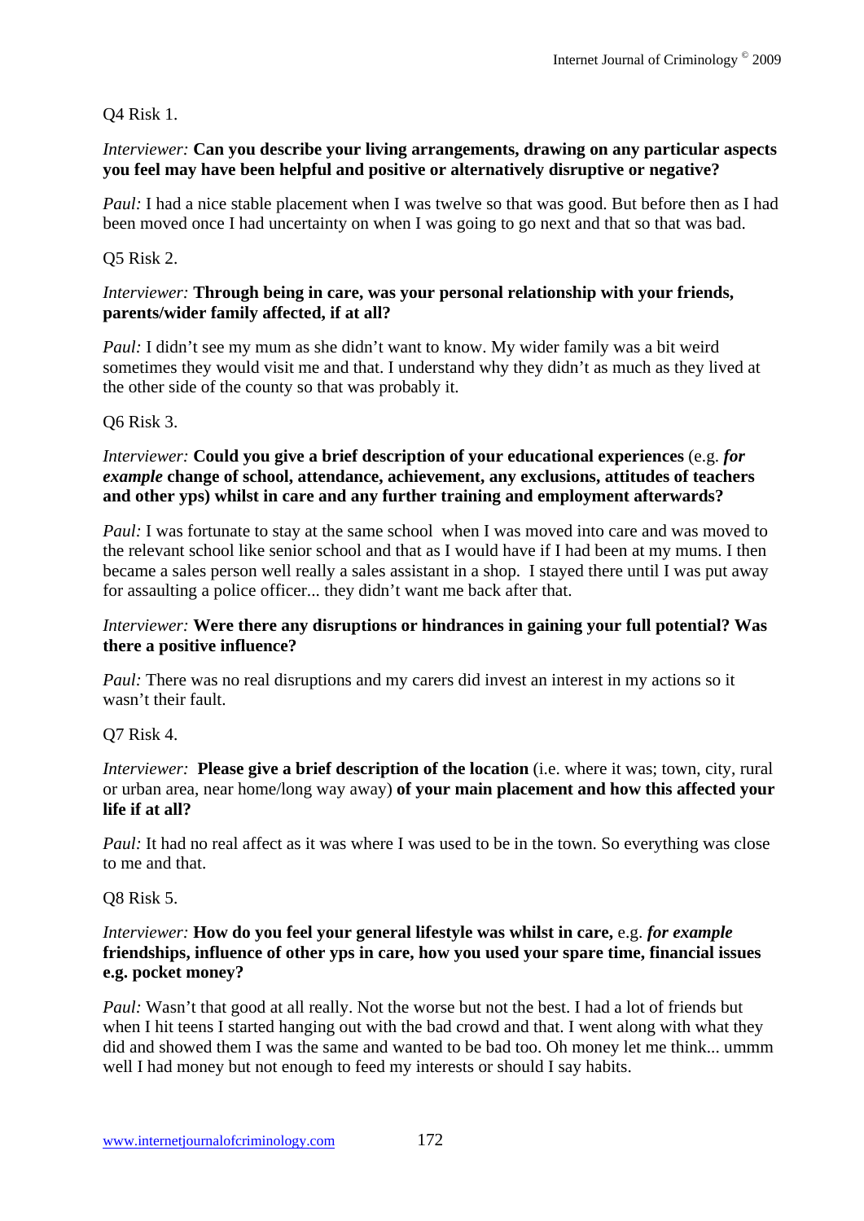Q4 Risk 1.

*Interviewer:* **Can you describe your living arrangements, drawing on any particular aspects you feel may have been helpful and positive or alternatively disruptive or negative?**

*Paul:* I had a nice stable placement when I was twelve so that was good. But before then as I had been moved once I had uncertainty on when I was going to go next and that so that was bad.

Q5 Risk 2.

*Interviewer:* **Through being in care, was your personal relationship with your friends, parents/wider family affected, if at all?**

*Paul:* I didn't see my mum as she didn't want to know. My wider family was a bit weird sometimes they would visit me and that. I understand why they didn't as much as they lived at the other side of the county so that was probably it.

Q6 Risk 3.

*Interviewer:* **Could you give a brief description of your educational experiences** (e.g. ***for example*** **change of school, attendance, achievement, any exclusions, attitudes of teachers and other yps) whilst in care and any further training and employment afterwards?**

*Paul:* I was fortunate to stay at the same school when I was moved into care and was moved to the relevant school like senior school and that as I would have if I had been at my mums. I then became a sales person well really a sales assistant in a shop. I stayed there until I was put away for assaulting a police officer... they didn't want me back after that.

*Interviewer:* **Were there any disruptions or hindrances in gaining your full potential? Was there a positive influence?**

*Paul:* There was no real disruptions and my carers did invest an interest in my actions so it wasn't their fault.

Q7 Risk 4.

*Interviewer:* **Please give a brief description of the location** (i.e. where it was; town, city, rural or urban area, near home/long way away) **of your main placement and how this affected your life if at all?**

*Paul:* It had no real affect as it was where I was used to be in the town. So everything was close to me and that.

Q8 Risk 5.

*Interviewer:* **How do you feel your general lifestyle was whilst in care,** e.g. ***for example*** **friendships, influence of other yps in care, how you used your spare time, financial issues e.g. pocket money?**

*Paul:* Wasn't that good at all really. Not the worse but not the best. I had a lot of friends but when I hit teens I started hanging out with the bad crowd and that. I went along with what they did and showed them I was the same and wanted to be bad too. Oh money let me think... ummm well I had money but not enough to feed my interests or should I say habits.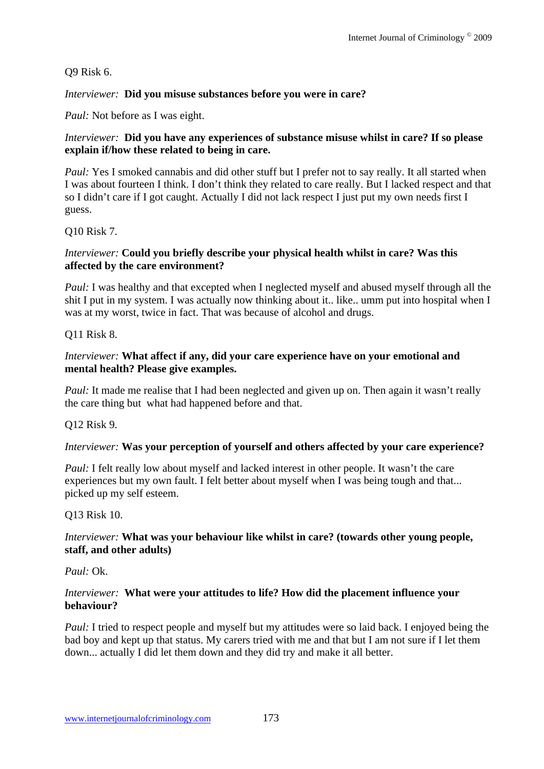Q9 Risk 6.

*Interviewer:* **Did you misuse substances before you were in care?**

*Paul:* Not before as I was eight.

*Interviewer:* **Did you have any experiences of substance misuse whilst in care? If so please explain if/how these related to being in care.**

*Paul:* Yes I smoked cannabis and did other stuff but I prefer not to say really. It all started when I was about fourteen I think. I don't think they related to care really. But I lacked respect and that so I didn't care if I got caught. Actually I did not lack respect I just put my own needs first I guess.

Q10 Risk 7.

*Interviewer:* **Could you briefly describe your physical health whilst in care? Was this affected by the care environment?**

*Paul:* I was healthy and that excepted when I neglected myself and abused myself through all the shit I put in my system. I was actually now thinking about it.. like.. umm put into hospital when I was at my worst, twice in fact. That was because of alcohol and drugs.

Q11 Risk 8.

*Interviewer:* **What affect if any, did your care experience have on your emotional and mental health? Please give examples.**

*Paul:* It made me realise that I had been neglected and given up on. Then again it wasn't really the care thing but what had happened before and that.

Q12 Risk 9.

*Interviewer:* **Was your perception of yourself and others affected by your care experience?**

*Paul:* I felt really low about myself and lacked interest in other people. It wasn't the care experiences but my own fault. I felt better about myself when I was being tough and that... picked up my self esteem.

Q13 Risk 10.

*Interviewer:* **What was your behaviour like whilst in care? (towards other young people, staff, and other adults)**

*Paul:* Ok.

*Interviewer:* **What were your attitudes to life? How did the placement influence your behaviour?**

*Paul:* I tried to respect people and myself but my attitudes were so laid back. I enjoyed being the bad boy and kept up that status. My carers tried with me and that but I am not sure if I let them down... actually I did let them down and they did try and make it all better.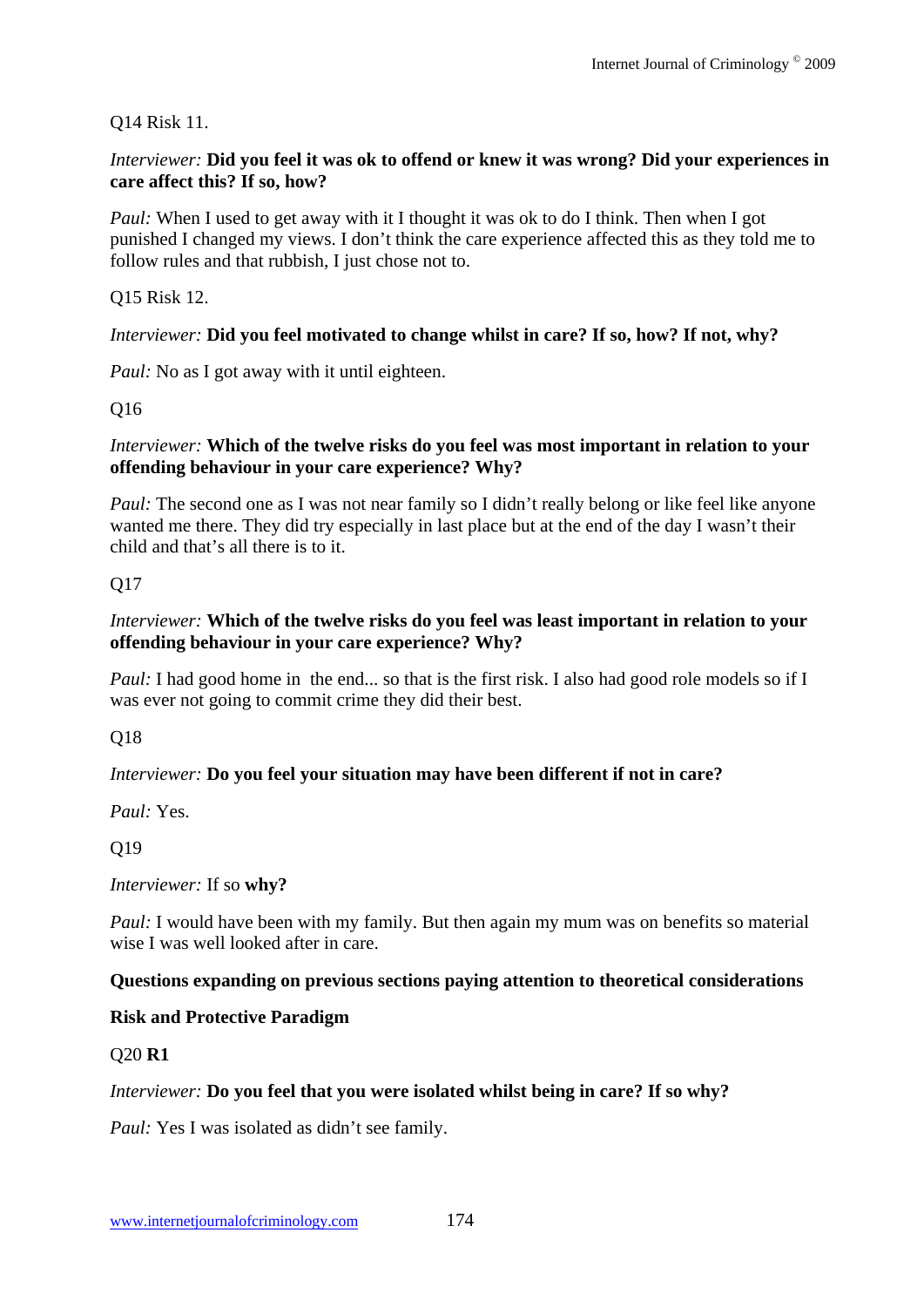Q14 Risk 11.

*Interviewer:* **Did you feel it was ok to offend or knew it was wrong? Did your experiences in care affect this? If so, how?**

*Paul:* When I used to get away with it I thought it was ok to do I think. Then when I got punished I changed my views. I don't think the care experience affected this as they told me to follow rules and that rubbish, I just chose not to.

Q15 Risk 12.

*Interviewer:* **Did you feel motivated to change whilst in care? If so, how? If not, why?**

*Paul:* No as I got away with it until eighteen.

Q16

*Interviewer:* **Which of the twelve risks do you feel was most important in relation to your offending behaviour in your care experience? Why?**

*Paul:* The second one as I was not near family so I didn't really belong or like feel like anyone wanted me there. They did try especially in last place but at the end of the day I wasn't their child and that's all there is to it.

Q17

*Interviewer:* **Which of the twelve risks do you feel was least important in relation to your offending behaviour in your care experience? Why?**

*Paul:* I had good home in the end... so that is the first risk. I also had good role models so if I was ever not going to commit crime they did their best.

Q18

*Interviewer:* **Do you feel your situation may have been different if not in care?**

*Paul:* Yes.

Q19

*Interviewer:* If so **why?**

*Paul:* I would have been with my family. But then again my mum was on benefits so material wise I was well looked after in care.

**Questions expanding on previous sections paying attention to theoretical considerations**

**Risk and Protective Paradigm**

Q20 **R1**

*Interviewer:* **Do you feel that you were isolated whilst being in care? If so why?**

*Paul:* Yes I was isolated as didn't see family.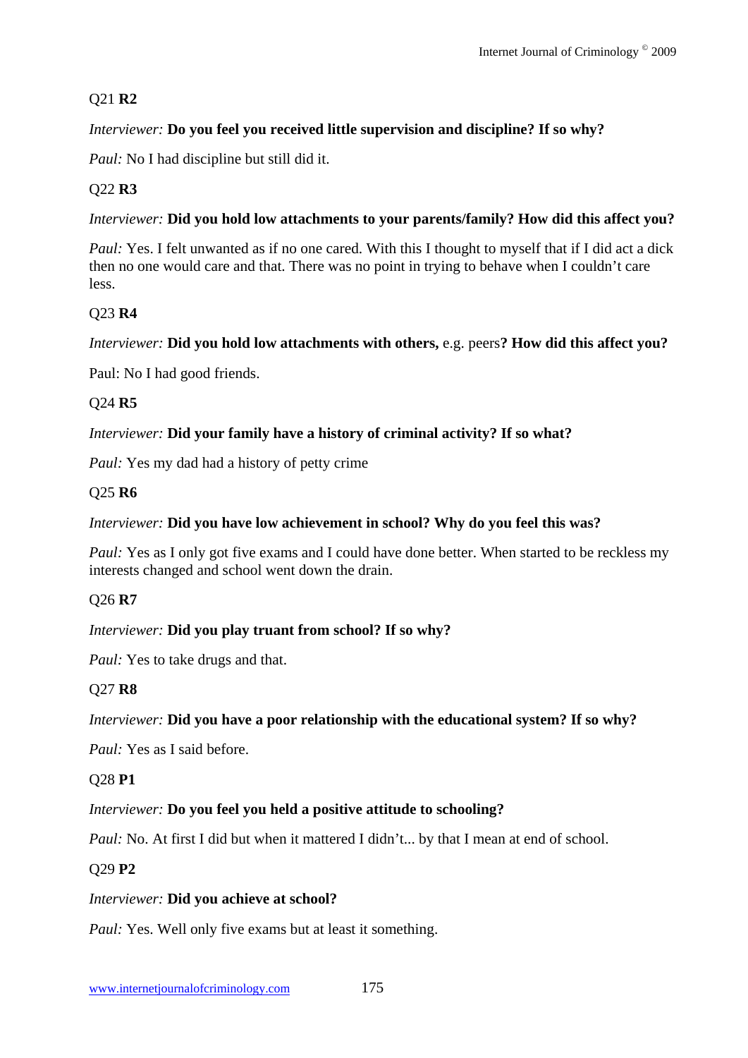Q21 **R2**

*Interviewer:* **Do you feel you received little supervision and discipline? If so why?**

*Paul:* No I had discipline but still did it.

Q22 **R3**

*Interviewer:* **Did you hold low attachments to your parents/family? How did this affect you?**

*Paul:* Yes. I felt unwanted as if no one cared. With this I thought to myself that if I did act a dick then no one would care and that. There was no point in trying to behave when I couldn't care less.

Q23 **R4**

*Interviewer:* **Did you hold low attachments with others,** e.g. peers**? How did this affect you?**

Paul: No I had good friends.

Q24 **R5**

*Interviewer:* **Did your family have a history of criminal activity? If so what?**

*Paul:* Yes my dad had a history of petty crime

Q25 **R6**

*Interviewer:* **Did you have low achievement in school? Why do you feel this was?**

*Paul:* Yes as I only got five exams and I could have done better. When started to be reckless my interests changed and school went down the drain.

Q26 **R7**

*Interviewer:* **Did you play truant from school? If so why?**

*Paul:* Yes to take drugs and that.

Q27 **R8**

*Interviewer:* **Did you have a poor relationship with the educational system? If so why?**

*Paul:* Yes as I said before.

Q28 **P1**

*Interviewer:* **Do you feel you held a positive attitude to schooling?**

*Paul:* No. At first I did but when it mattered I didn't... by that I mean at end of school.

Q29 **P2**

*Interviewer:* **Did you achieve at school?**

*Paul:* Yes. Well only five exams but at least it something.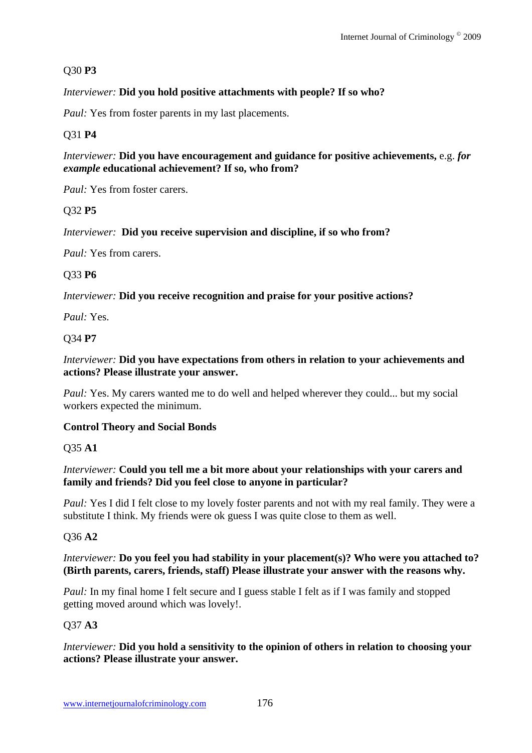Q30 **P3**

*Interviewer:* **Did you hold positive attachments with people? If so who?**

*Paul:* Yes from foster parents in my last placements.

Q31 **P4**

*Interviewer:* **Did you have encouragement and guidance for positive achievements,** e.g. ***for example*** **educational achievement? If so, who from?**

*Paul:* Yes from foster carers.

Q32 **P5**

*Interviewer:* **Did you receive supervision and discipline, if so who from?**

*Paul:* Yes from carers.

Q33 **P6**

*Interviewer:* **Did you receive recognition and praise for your positive actions?**

*Paul:* Yes.

Q34 **P7**

*Interviewer:* **Did you have expectations from others in relation to your achievements and actions? Please illustrate your answer.**

*Paul:* Yes. My carers wanted me to do well and helped wherever they could... but my social workers expected the minimum.

**Control Theory and Social Bonds**

Q35 **A1**

*Interviewer:* **Could you tell me a bit more about your relationships with your carers and family and friends? Did you feel close to anyone in particular?**

*Paul:* Yes I did I felt close to my lovely foster parents and not with my real family. They were a substitute I think. My friends were ok guess I was quite close to them as well.

Q36 **A2**

*Interviewer:* **Do you feel you had stability in your placement(s)? Who were you attached to? (Birth parents, carers, friends, staff) Please illustrate your answer with the reasons why.**

*Paul:* In my final home I felt secure and I guess stable I felt as if I was family and stopped getting moved around which was lovely!.

Q37 **A3**

*Interviewer:* **Did you hold a sensitivity to the opinion of others in relation to choosing your actions? Please illustrate your answer.**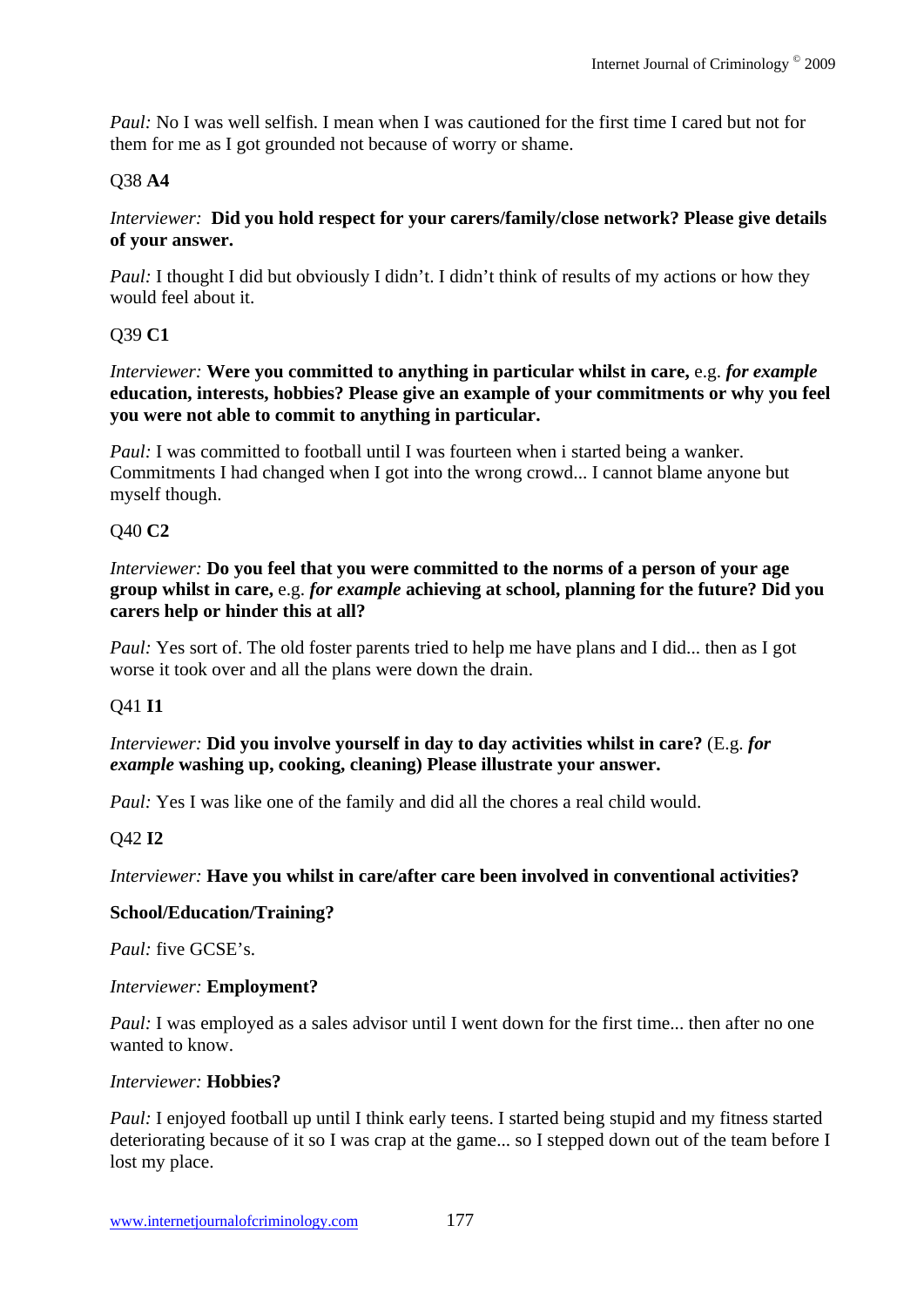*Paul:* No I was well selfish. I mean when I was cautioned for the first time I cared but not for them for me as I got grounded not because of worry or shame.

Q38 **A4**

*Interviewer:* **Did you hold respect for your carers/family/close network? Please give details of your answer.**

*Paul:* I thought I did but obviously I didn't. I didn't think of results of my actions or how they would feel about it.

Q39 **C1**

*Interviewer:* **Were you committed to anything in particular whilst in care,** e.g. ***for example*** **education, interests, hobbies? Please give an example of your commitments or why you feel you were not able to commit to anything in particular.**

*Paul:* I was committed to football until I was fourteen when i started being a wanker. Commitments I had changed when I got into the wrong crowd... I cannot blame anyone but myself though.

Q40 **C2**

*Interviewer:* **Do you feel that you were committed to the norms of a person of your age group whilst in care,** e.g. ***for example*** **achieving at school, planning for the future? Did you carers help or hinder this at all?**

*Paul:* Yes sort of. The old foster parents tried to help me have plans and I did... then as I got worse it took over and all the plans were down the drain.

Q41 **I1**

*Interviewer:* **Did you involve yourself in day to day activities whilst in care?** (E.g. ***for example*** **washing up, cooking, cleaning) Please illustrate your answer.**

*Paul:* Yes I was like one of the family and did all the chores a real child would.

Q42 **I2**

*Interviewer:* **Have you whilst in care/after care been involved in conventional activities?**

**School/Education/Training?**

*Paul:* five GCSE's.

*Interviewer:* **Employment?**

*Paul:* I was employed as a sales advisor until I went down for the first time... then after no one wanted to know.

*Interviewer:* **Hobbies?**

*Paul:* I enjoyed football up until I think early teens. I started being stupid and my fitness started deteriorating because of it so I was crap at the game... so I stepped down out of the team before I lost my place.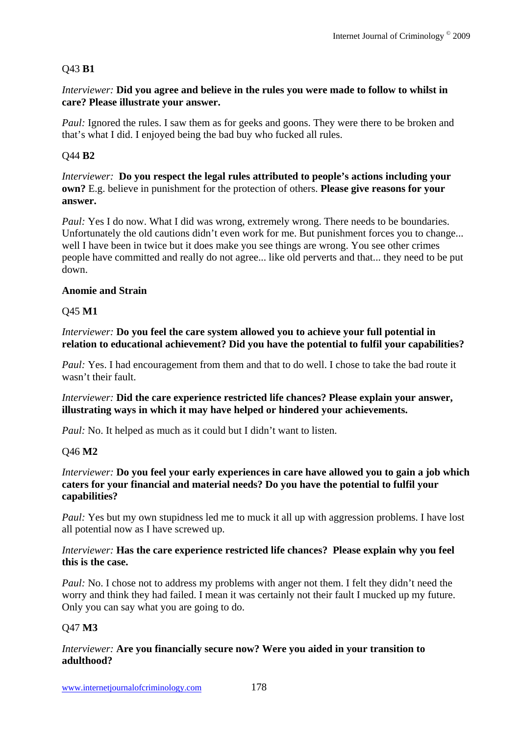Q43 **B1**

*Interviewer:* **Did you agree and believe in the rules you were made to follow to whilst in care? Please illustrate your answer.**

*Paul:* Ignored the rules. I saw them as for geeks and goons. They were there to be broken and that's what I did. I enjoyed being the bad buy who fucked all rules.

Q44 **B2**

*Interviewer:* **Do you respect the legal rules attributed to people's actions including your own?** E.g. believe in punishment for the protection of others. **Please give reasons for your answer.**

*Paul:* Yes I do now. What I did was wrong, extremely wrong. There needs to be boundaries. Unfortunately the old cautions didn't even work for me. But punishment forces you to change... well I have been in twice but it does make you see things are wrong. You see other crimes people have committed and really do not agree... like old perverts and that... they need to be put down.

**Anomie and Strain**

Q45 **M1**

*Interviewer:* **Do you feel the care system allowed you to achieve your full potential in relation to educational achievement? Did you have the potential to fulfil your capabilities?**

*Paul:* Yes. I had encouragement from them and that to do well. I chose to take the bad route it wasn't their fault.

*Interviewer:* **Did the care experience restricted life chances? Please explain your answer, illustrating ways in which it may have helped or hindered your achievements.**

*Paul:* No. It helped as much as it could but I didn't want to listen.

Q46 **M2**

*Interviewer:* **Do you feel your early experiences in care have allowed you to gain a job which caters for your financial and material needs? Do you have the potential to fulfil your capabilities?**

*Paul:* Yes but my own stupidness led me to muck it all up with aggression problems. I have lost all potential now as I have screwed up.

*Interviewer:* **Has the care experience restricted life chances? Please explain why you feel this is the case.**

*Paul:* No. I chose not to address my problems with anger not them. I felt they didn't need the worry and think they had failed. I mean it was certainly not their fault I mucked up my future. Only you can say what you are going to do.

Q47 **M3**

*Interviewer:* **Are you financially secure now? Were you aided in your transition to adulthood?**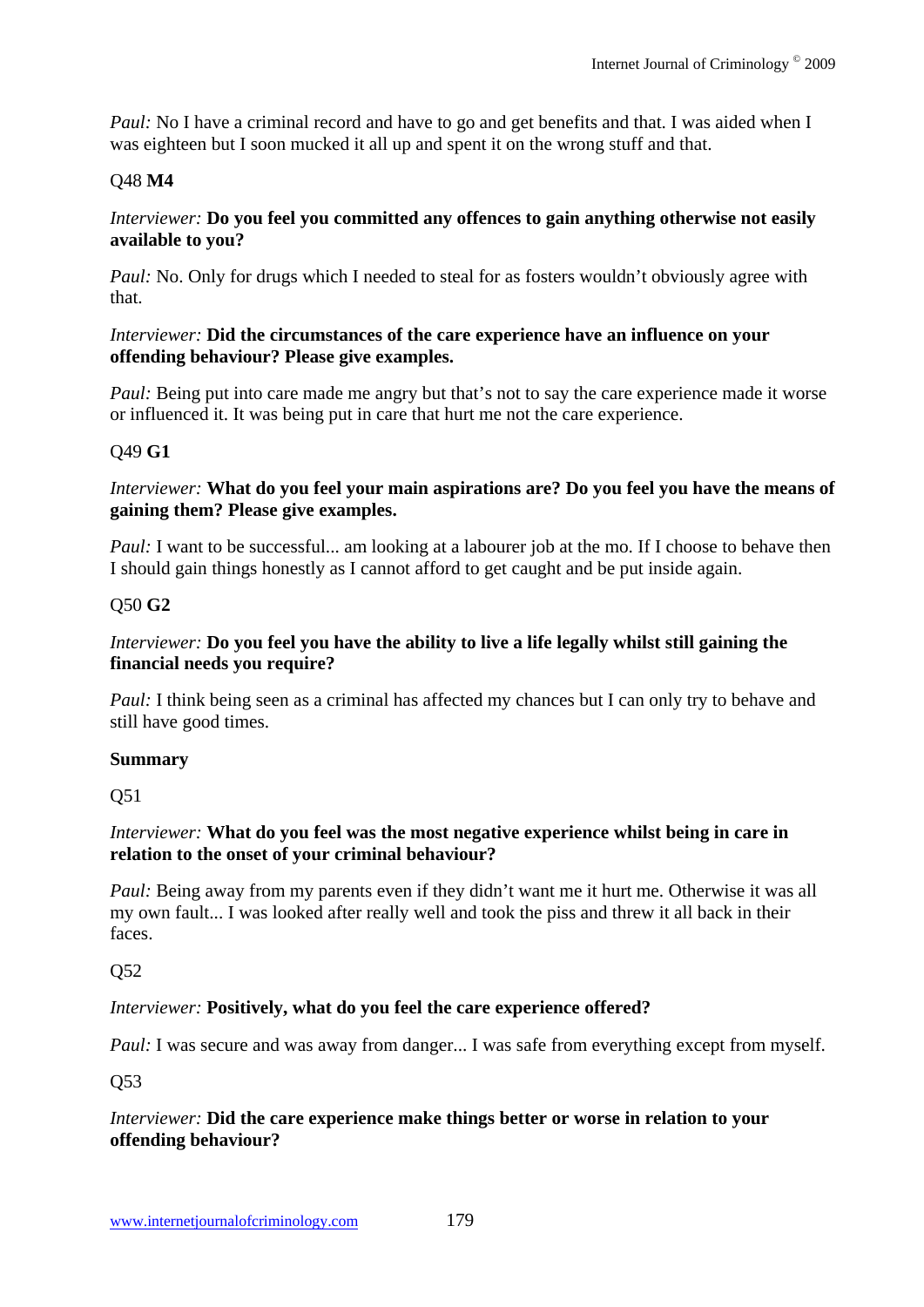*Paul:* No I have a criminal record and have to go and get benefits and that. I was aided when I was eighteen but I soon mucked it all up and spent it on the wrong stuff and that.

Q48 **M4**

*Interviewer:* **Do you feel you committed any offences to gain anything otherwise not easily available to you?**

*Paul:* No. Only for drugs which I needed to steal for as fosters wouldn't obviously agree with that.

*Interviewer:* **Did the circumstances of the care experience have an influence on your offending behaviour? Please give examples.**

*Paul:* Being put into care made me angry but that's not to say the care experience made it worse or influenced it. It was being put in care that hurt me not the care experience.

Q49 **G1**

*Interviewer:* **What do you feel your main aspirations are? Do you feel you have the means of gaining them? Please give examples.**

*Paul:* I want to be successful... am looking at a labourer job at the mo. If I choose to behave then I should gain things honestly as I cannot afford to get caught and be put inside again.

Q50 **G2**

*Interviewer:* **Do you feel you have the ability to live a life legally whilst still gaining the financial needs you require?**

*Paul:* I think being seen as a criminal has affected my chances but I can only try to behave and still have good times.

**Summary**

Q51

*Interviewer:* **What do you feel was the most negative experience whilst being in care in relation to the onset of your criminal behaviour?**

*Paul:* Being away from my parents even if they didn't want me it hurt me. Otherwise it was all my own fault... I was looked after really well and took the piss and threw it all back in their faces.

Q52

*Interviewer:* **Positively, what do you feel the care experience offered?**

*Paul:* I was secure and was away from danger... I was safe from everything except from myself.

Q53

*Interviewer:* **Did the care experience make things better or worse in relation to your offending behaviour?**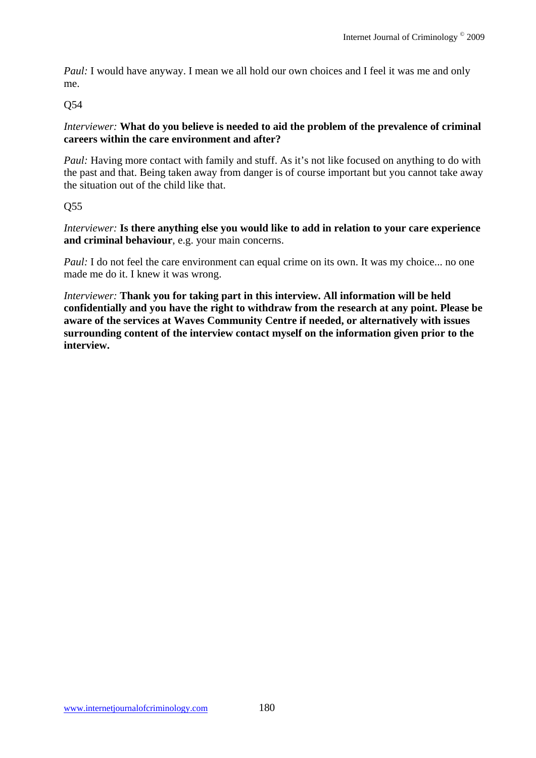*Paul:* I would have anyway. I mean we all hold our own choices and I feel it was me and only me.

Q54

*Interviewer:* **What do you believe is needed to aid the problem of the prevalence of criminal careers within the care environment and after?**

*Paul:* Having more contact with family and stuff. As it's not like focused on anything to do with the past and that. Being taken away from danger is of course important but you cannot take away the situation out of the child like that.

Q55

*Interviewer:* **Is there anything else you would like to add in relation to your care experience and criminal behaviour**, e.g. your main concerns.

*Paul:* I do not feel the care environment can equal crime on its own. It was my choice... no one made me do it. I knew it was wrong.

*Interviewer:* **Thank you for taking part in this interview. All information will be held confidentially and you have the right to withdraw from the research at any point. Please be aware of the services at Waves Community Centre if needed, or alternatively with issues surrounding content of the interview contact myself on the information given prior to the interview.**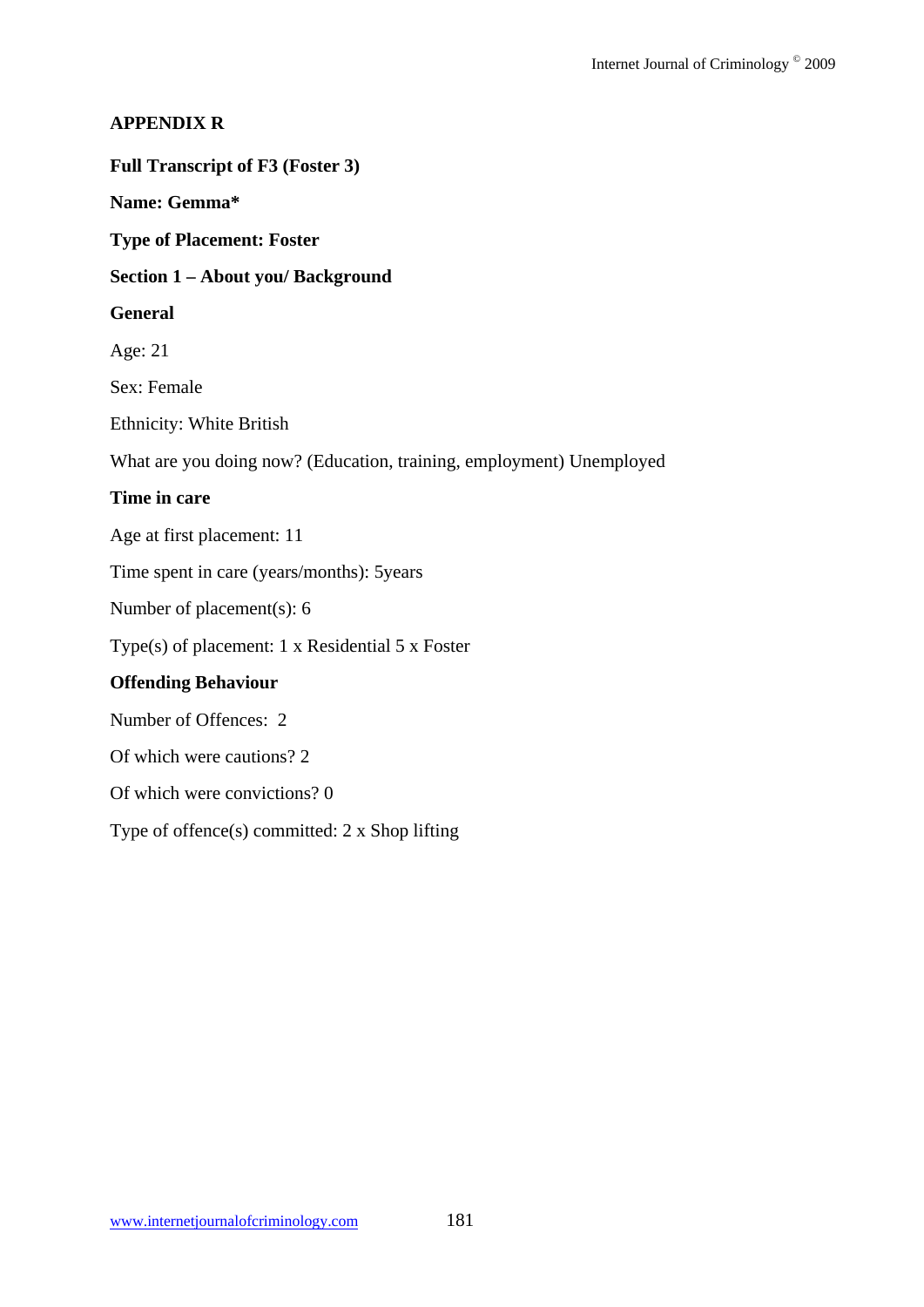**APPENDIX R**

**Full Transcript of F3 (Foster 3)**

**Name: Gemma***

**Type of Placement: Foster**

**Section 1 – About you/ Background**

**General**

Age: 21

Sex: Female

Ethnicity: White British

What are you doing now? (Education, training, employment) Unemployed

**Time in care**

Age at first placement: 11

Time spent in care (years/months): 5years

Number of placement(s): 6

Type(s) of placement: 1 x Residential 5 x Foster

**Offending Behaviour**

Number of Offences: 2

Of which were cautions? 2

Of which were convictions? 0

Type of offence(s) committed: 2 x Shop lifting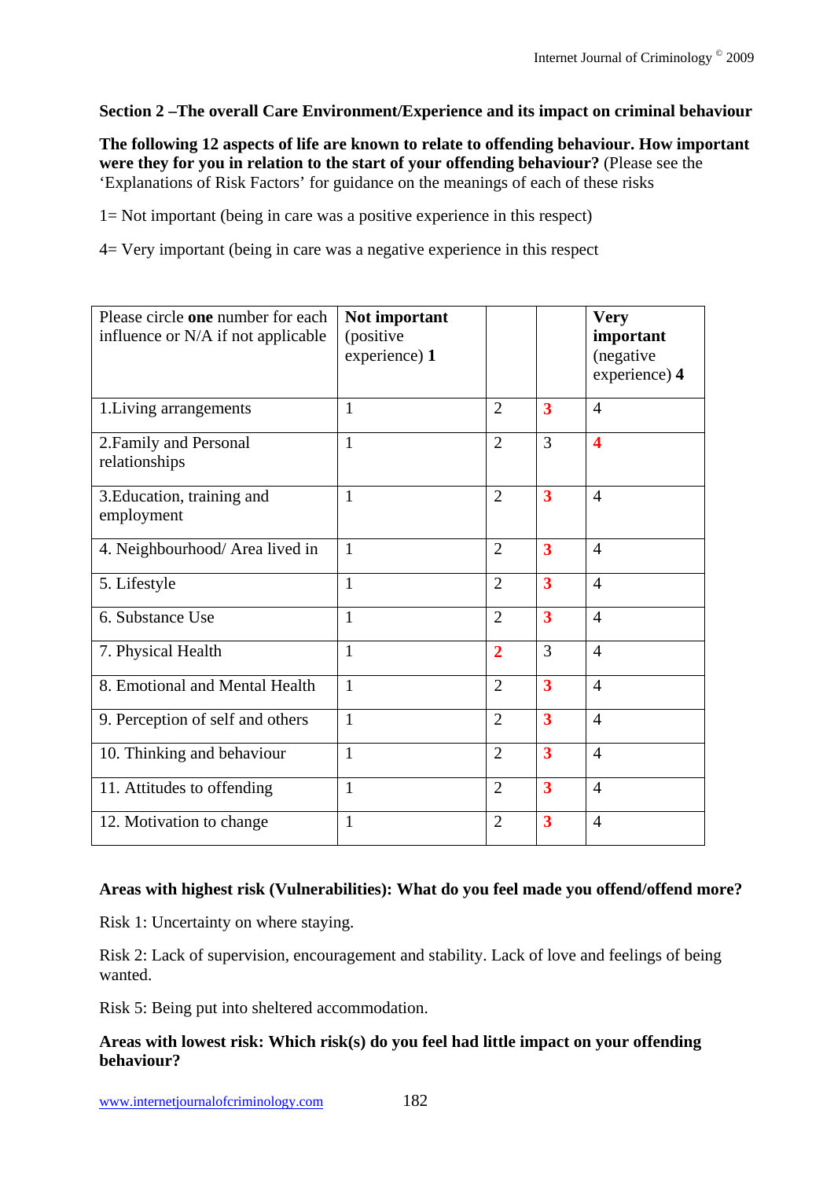**Section 2 –The overall Care Environment/Experience and its impact on criminal behaviour**

**The following 12 aspects of life are known to relate to offending behaviour. How important were they for you in relation to the start of your offending behaviour?** (Please see the 'Explanations of Risk Factors' for guidance on the meanings of each of these risks

1= Not important (being in care was a positive experience in this respect)

4= Very important (being in care was a negative experience in this respect

| Please circle **one** number for each influence or N/A if not applicable | **Not important** (positive experience) **1** | | | **Very important** (negative experience) **4** |
|---|---|---|---|---|
| 1.Living arrangements | 1 | 2 | **3** | 4 |
| 2.Family and Personal relationships | 1 | 2 | 3 | **4** |
| 3.Education, training and employment | 1 | 2 | **3** | 4 |
| 4. Neighbourhood/ Area lived in | 1 | 2 | **3** | 4 |
| 5. Lifestyle | 1 | 2 | **3** | 4 |
| 6. Substance Use | 1 | 2 | **3** | 4 |
| 7. Physical Health | 1 | **2** | 3 | 4 |
| 8. Emotional and Mental Health | 1 | 2 | **3** | 4 |
| 9. Perception of self and others | 1 | 2 | **3** | 4 |
| 10. Thinking and behaviour | 1 | 2 | **3** | 4 |
| 11. Attitudes to offending | 1 | 2 | **3** | 4 |
| 12. Motivation to change | 1 | 2 | **3** | 4 |

**Areas with highest risk (Vulnerabilities): What do you feel made you offend/offend more?**

Risk 1: Uncertainty on where staying.

Risk 2: Lack of supervision, encouragement and stability. Lack of love and feelings of being wanted.

Risk 5: Being put into sheltered accommodation.

**Areas with lowest risk: Which risk(s) do you feel had little impact on your offending behaviour?**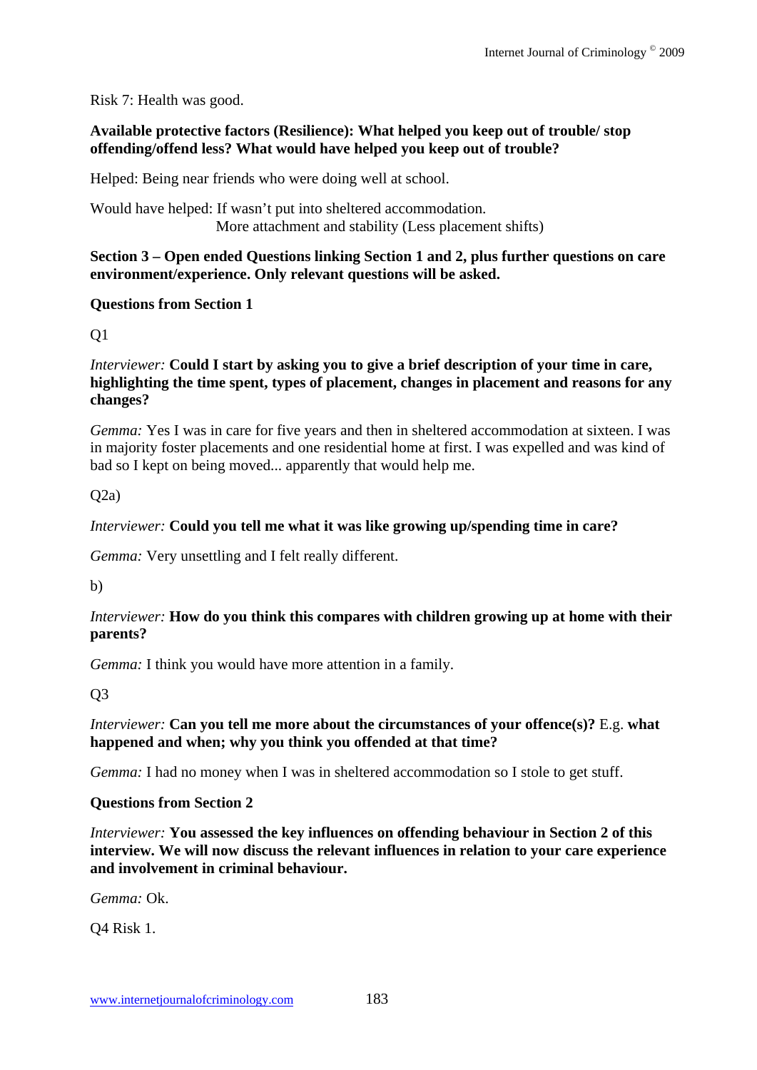Risk 7: Health was good.

**Available protective factors (Resilience): What helped you keep out of trouble/ stop offending/offend less? What would have helped you keep out of trouble?**

Helped: Being near friends who were doing well at school.

Would have helped: If wasn't put into sheltered accommodation.
More attachment and stability (Less placement shifts)

**Section 3 – Open ended Questions linking Section 1 and 2, plus further questions on care environment/experience. Only relevant questions will be asked.**

**Questions from Section 1**

Q1

*Interviewer:* **Could I start by asking you to give a brief description of your time in care, highlighting the time spent, types of placement, changes in placement and reasons for any changes?**

*Gemma:* Yes I was in care for five years and then in sheltered accommodation at sixteen. I was in majority foster placements and one residential home at first. I was expelled and was kind of bad so I kept on being moved... apparently that would help me.

Q2a)

*Interviewer:* **Could you tell me what it was like growing up/spending time in care?**

*Gemma:* Very unsettling and I felt really different.

b)

*Interviewer:* **How do you think this compares with children growing up at home with their parents?**

*Gemma:* I think you would have more attention in a family.

Q3

*Interviewer:* **Can you tell me more about the circumstances of your offence(s)?** E.g. **what happened and when; why you think you offended at that time?**

*Gemma:* I had no money when I was in sheltered accommodation so I stole to get stuff.

**Questions from Section 2**

*Interviewer:* **You assessed the key influences on offending behaviour in Section 2 of this interview. We will now discuss the relevant influences in relation to your care experience and involvement in criminal behaviour.**

*Gemma:* Ok.

Q4 Risk 1.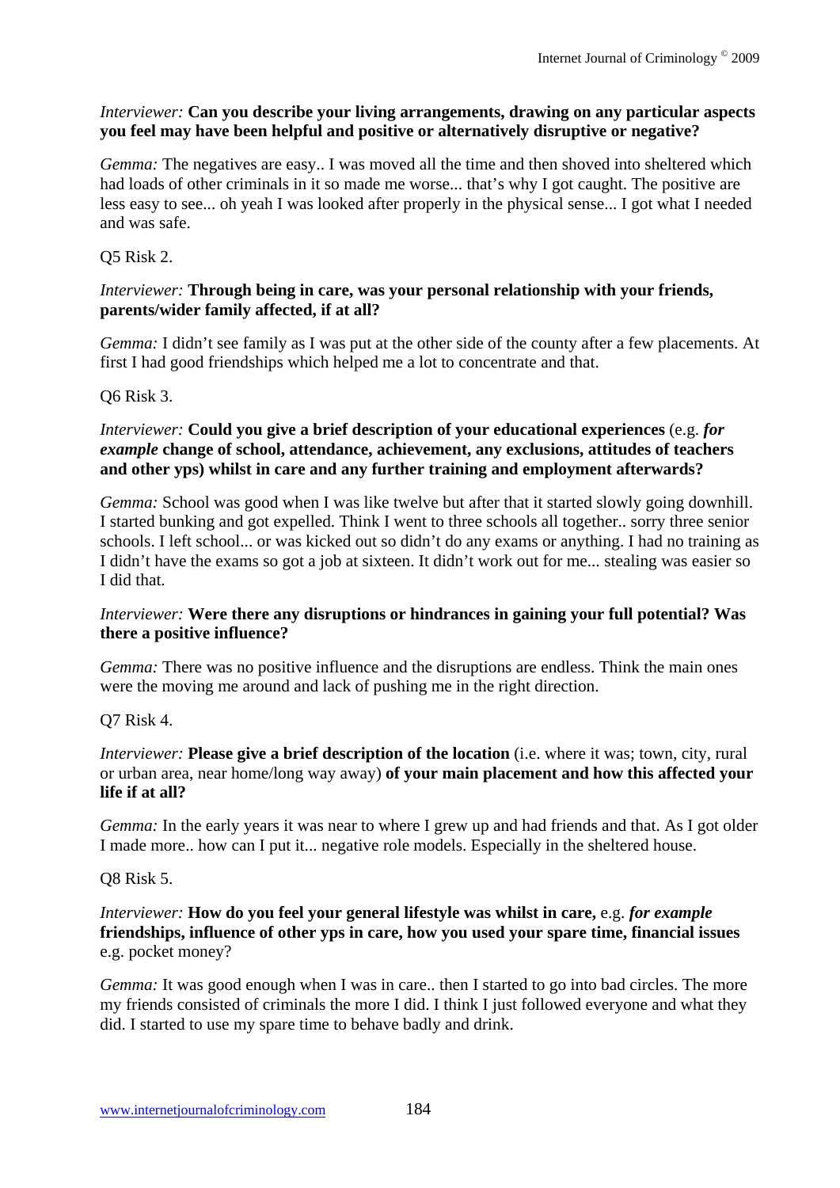*Interviewer:* **Can you describe your living arrangements, drawing on any particular aspects you feel may have been helpful and positive or alternatively disruptive or negative?**

*Gemma:* The negatives are easy.. I was moved all the time and then shoved into sheltered which had loads of other criminals in it so made me worse... that's why I got caught. The positive are less easy to see... oh yeah I was looked after properly in the physical sense... I got what I needed and was safe.

Q5 Risk 2.

*Interviewer:* **Through being in care, was your personal relationship with your friends, parents/wider family affected, if at all?**

*Gemma:* I didn't see family as I was put at the other side of the county after a few placements. At first I had good friendships which helped me a lot to concentrate and that.

Q6 Risk 3.

*Interviewer:* **Could you give a brief description of your educational experiences** (e.g. ***for example*** **change of school, attendance, achievement, any exclusions, attitudes of teachers and other yps) whilst in care and any further training and employment afterwards?**

*Gemma:* School was good when I was like twelve but after that it started slowly going downhill. I started bunking and got expelled. Think I went to three schools all together.. sorry three senior schools. I left school... or was kicked out so didn't do any exams or anything. I had no training as I didn't have the exams so got a job at sixteen. It didn't work out for me... stealing was easier so I did that.

*Interviewer:* **Were there any disruptions or hindrances in gaining your full potential? Was there a positive influence?**

*Gemma:* There was no positive influence and the disruptions are endless. Think the main ones were the moving me around and lack of pushing me in the right direction.

Q7 Risk 4.

*Interviewer:* **Please give a brief description of the location** (i.e. where it was; town, city, rural or urban area, near home/long way away) **of your main placement and how this affected your life if at all?**

*Gemma:* In the early years it was near to where I grew up and had friends and that. As I got older I made more.. how can I put it... negative role models. Especially in the sheltered house.

Q8 Risk 5.

*Interviewer:* **How do you feel your general lifestyle was whilst in care,** e.g. ***for example*** **friendships, influence of other yps in care, how you used your spare time, financial issues** e.g. pocket money?

*Gemma:* It was good enough when I was in care.. then I started to go into bad circles. The more my friends consisted of criminals the more I did. I think I just followed everyone and what they did. I started to use my spare time to behave badly and drink.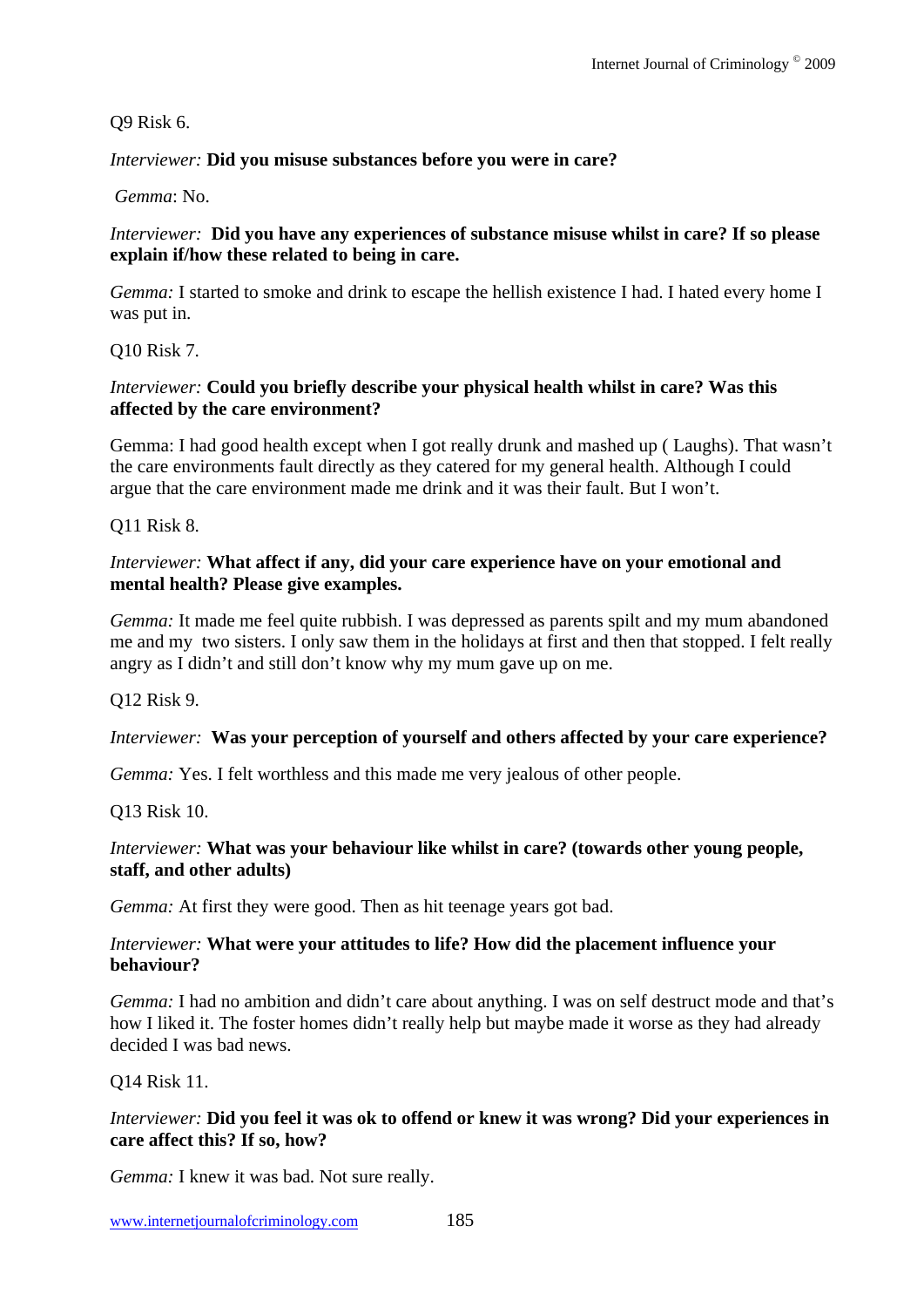Q9 Risk 6.

*Interviewer:* **Did you misuse substances before you were in care?**

*Gemma*: No.

*Interviewer:* **Did you have any experiences of substance misuse whilst in care? If so please explain if/how these related to being in care.**

*Gemma:* I started to smoke and drink to escape the hellish existence I had. I hated every home I was put in.

Q10 Risk 7.

*Interviewer:* **Could you briefly describe your physical health whilst in care? Was this affected by the care environment?**

Gemma: I had good health except when I got really drunk and mashed up ( Laughs). That wasn't the care environments fault directly as they catered for my general health. Although I could argue that the care environment made me drink and it was their fault. But I won't.

Q11 Risk 8.

*Interviewer:* **What affect if any, did your care experience have on your emotional and mental health? Please give examples.**

*Gemma:* It made me feel quite rubbish. I was depressed as parents spilt and my mum abandoned me and my two sisters. I only saw them in the holidays at first and then that stopped. I felt really angry as I didn't and still don't know why my mum gave up on me.

Q12 Risk 9.

*Interviewer:* **Was your perception of yourself and others affected by your care experience?**

*Gemma:* Yes. I felt worthless and this made me very jealous of other people.

Q13 Risk 10.

*Interviewer:* **What was your behaviour like whilst in care? (towards other young people, staff, and other adults)**

*Gemma:* At first they were good. Then as hit teenage years got bad.

*Interviewer:* **What were your attitudes to life? How did the placement influence your behaviour?**

*Gemma:* I had no ambition and didn't care about anything. I was on self destruct mode and that's how I liked it. The foster homes didn't really help but maybe made it worse as they had already decided I was bad news.

Q14 Risk 11.

*Interviewer:* **Did you feel it was ok to offend or knew it was wrong? Did your experiences in care affect this? If so, how?**

*Gemma:* I knew it was bad. Not sure really.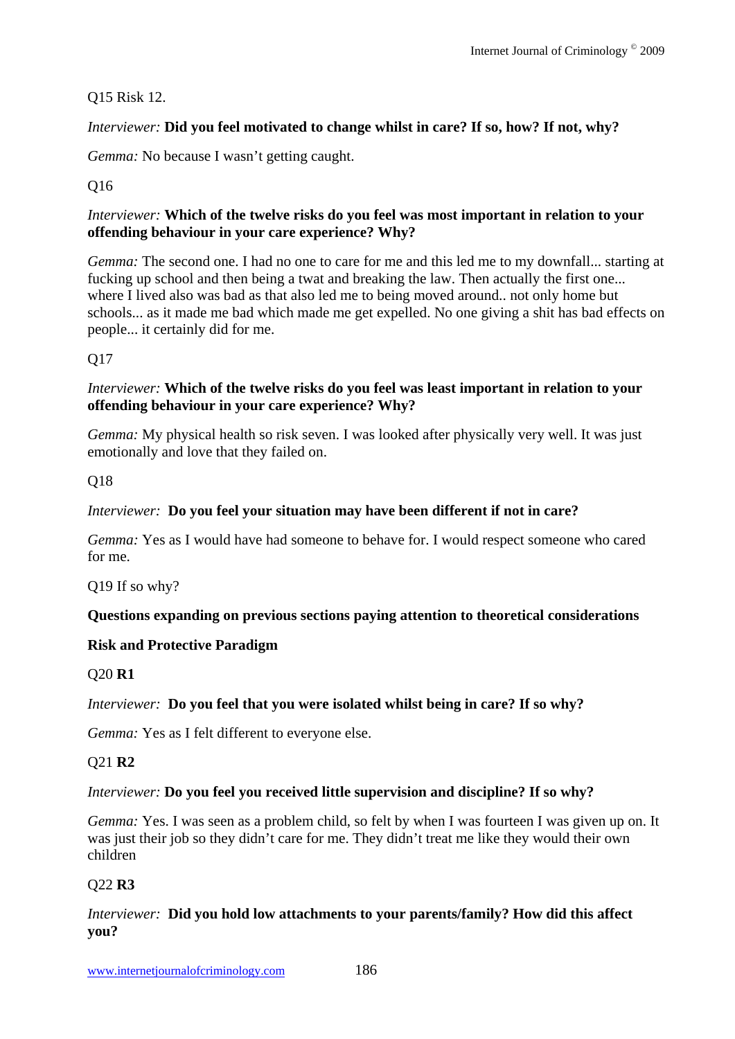Q15 Risk 12.

*Interviewer:* **Did you feel motivated to change whilst in care? If so, how? If not, why?**

*Gemma:* No because I wasn't getting caught.

Q16

*Interviewer:* **Which of the twelve risks do you feel was most important in relation to your offending behaviour in your care experience? Why?**

*Gemma:* The second one. I had no one to care for me and this led me to my downfall... starting at fucking up school and then being a twat and breaking the law. Then actually the first one... where I lived also was bad as that also led me to being moved around.. not only home but schools... as it made me bad which made me get expelled. No one giving a shit has bad effects on people... it certainly did for me.

Q17

*Interviewer:* **Which of the twelve risks do you feel was least important in relation to your offending behaviour in your care experience? Why?**

*Gemma:* My physical health so risk seven. I was looked after physically very well. It was just emotionally and love that they failed on.

Q18

*Interviewer:* **Do you feel your situation may have been different if not in care?**

*Gemma:* Yes as I would have had someone to behave for. I would respect someone who cared for me.

Q19 If so why?

**Questions expanding on previous sections paying attention to theoretical considerations**

**Risk and Protective Paradigm**

Q20 **R1**

*Interviewer:* **Do you feel that you were isolated whilst being in care? If so why?**

*Gemma:* Yes as I felt different to everyone else.

Q21 **R2**

*Interviewer:* **Do you feel you received little supervision and discipline? If so why?**

*Gemma:* Yes. I was seen as a problem child, so felt by when I was fourteen I was given up on. It was just their job so they didn't care for me. They didn't treat me like they would their own children

Q22 **R3**

*Interviewer:* **Did you hold low attachments to your parents/family? How did this affect you?**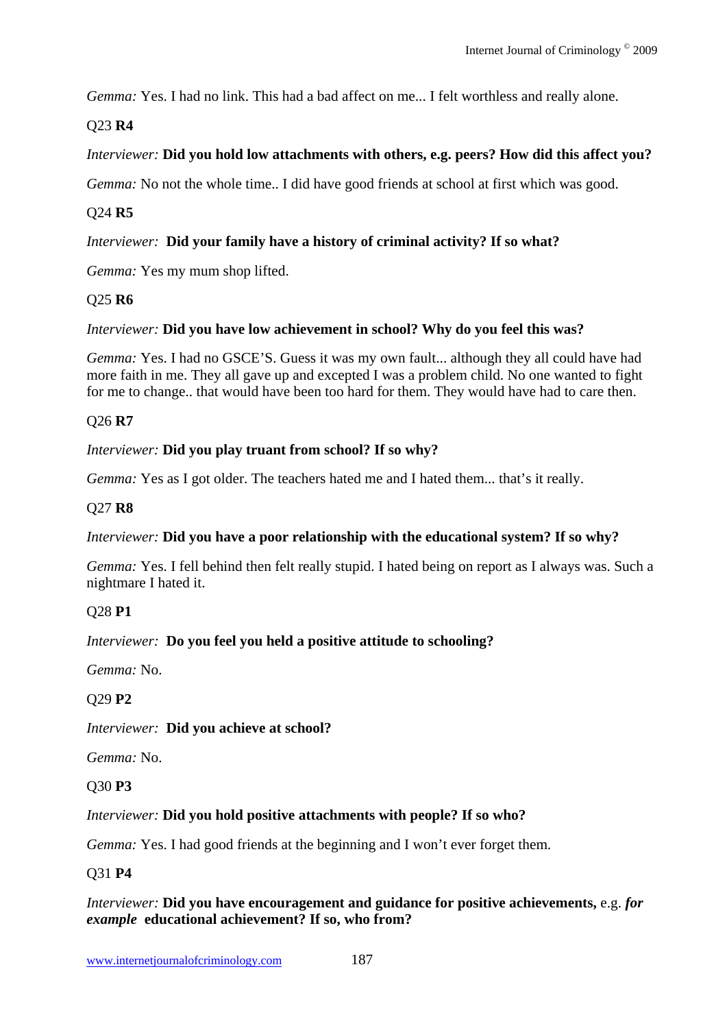*Gemma:* Yes. I had no link. This had a bad affect on me... I felt worthless and really alone.

Q23 **R4**

*Interviewer:* **Did you hold low attachments with others, e.g. peers? How did this affect you?**

*Gemma:* No not the whole time.. I did have good friends at school at first which was good.

Q24 **R5**

*Interviewer:* **Did your family have a history of criminal activity? If so what?**

*Gemma:* Yes my mum shop lifted.

Q25 **R6**

*Interviewer:* **Did you have low achievement in school? Why do you feel this was?**

*Gemma:* Yes. I had no GSCE'S. Guess it was my own fault... although they all could have had more faith in me. They all gave up and excepted I was a problem child. No one wanted to fight for me to change.. that would have been too hard for them. They would have had to care then.

Q26 **R7**

*Interviewer:* **Did you play truant from school? If so why?**

*Gemma:* Yes as I got older. The teachers hated me and I hated them... that's it really.

Q27 **R8**

*Interviewer:* **Did you have a poor relationship with the educational system? If so why?**

*Gemma:* Yes. I fell behind then felt really stupid. I hated being on report as I always was. Such a nightmare I hated it.

Q28 **P1**

*Interviewer:* **Do you feel you held a positive attitude to schooling?**

*Gemma:* No.

Q29 **P2**

*Interviewer:* **Did you achieve at school?**

*Gemma:* No.

Q30 **P3**

*Interviewer:* **Did you hold positive attachments with people? If so who?**

*Gemma:* Yes. I had good friends at the beginning and I won't ever forget them.

Q31 **P4**

*Interviewer:* **Did you have encouragement and guidance for positive achievements,** e.g. ***for example*** **educational achievement? If so, who from?**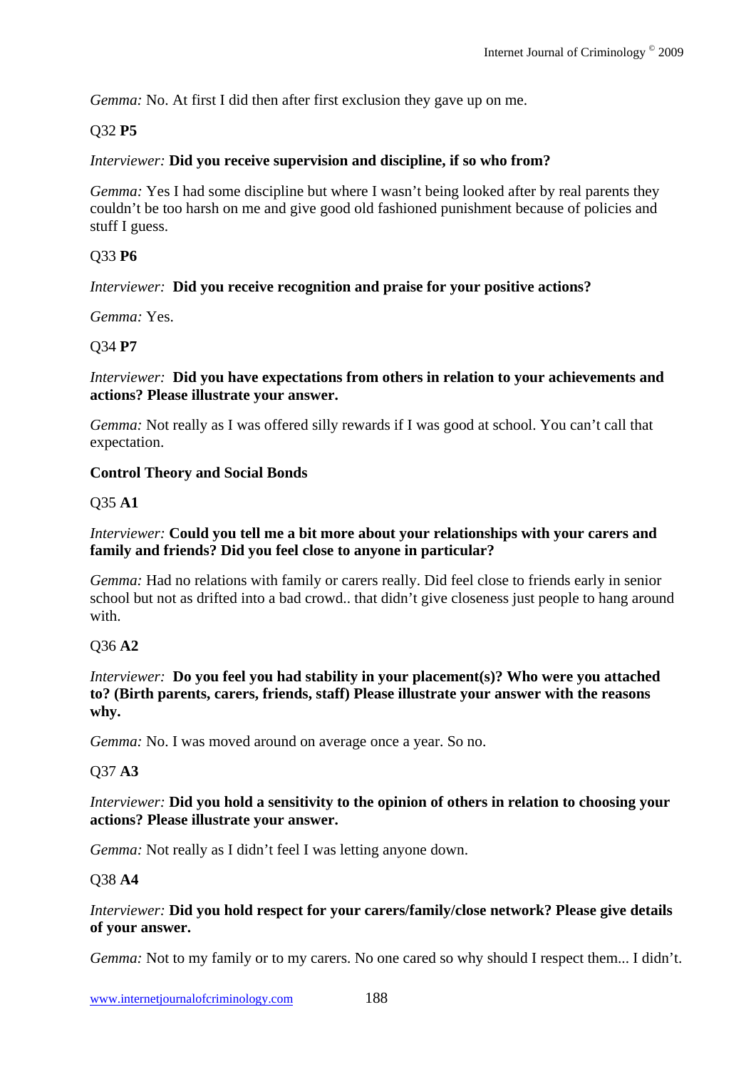*Gemma:* No. At first I did then after first exclusion they gave up on me.

Q32 **P5**

*Interviewer:* **Did you receive supervision and discipline, if so who from?**

*Gemma:* Yes I had some discipline but where I wasn't being looked after by real parents they couldn't be too harsh on me and give good old fashioned punishment because of policies and stuff I guess.

Q33 **P6**

*Interviewer:* **Did you receive recognition and praise for your positive actions?**

*Gemma:* Yes.

Q34 **P7**

*Interviewer:* **Did you have expectations from others in relation to your achievements and actions? Please illustrate your answer.**

*Gemma:* Not really as I was offered silly rewards if I was good at school. You can't call that expectation.

**Control Theory and Social Bonds**

Q35 **A1**

*Interviewer:* **Could you tell me a bit more about your relationships with your carers and family and friends? Did you feel close to anyone in particular?**

*Gemma:* Had no relations with family or carers really. Did feel close to friends early in senior school but not as drifted into a bad crowd.. that didn't give closeness just people to hang around with.

Q36 **A2**

*Interviewer:* **Do you feel you had stability in your placement(s)? Who were you attached to? (Birth parents, carers, friends, staff) Please illustrate your answer with the reasons why.**

*Gemma:* No. I was moved around on average once a year. So no.

Q37 **A3**

*Interviewer:* **Did you hold a sensitivity to the opinion of others in relation to choosing your actions? Please illustrate your answer.**

*Gemma:* Not really as I didn't feel I was letting anyone down.

Q38 **A4**

*Interviewer:* **Did you hold respect for your carers/family/close network? Please give details of your answer.**

*Gemma:* Not to my family or to my carers. No one cared so why should I respect them... I didn't.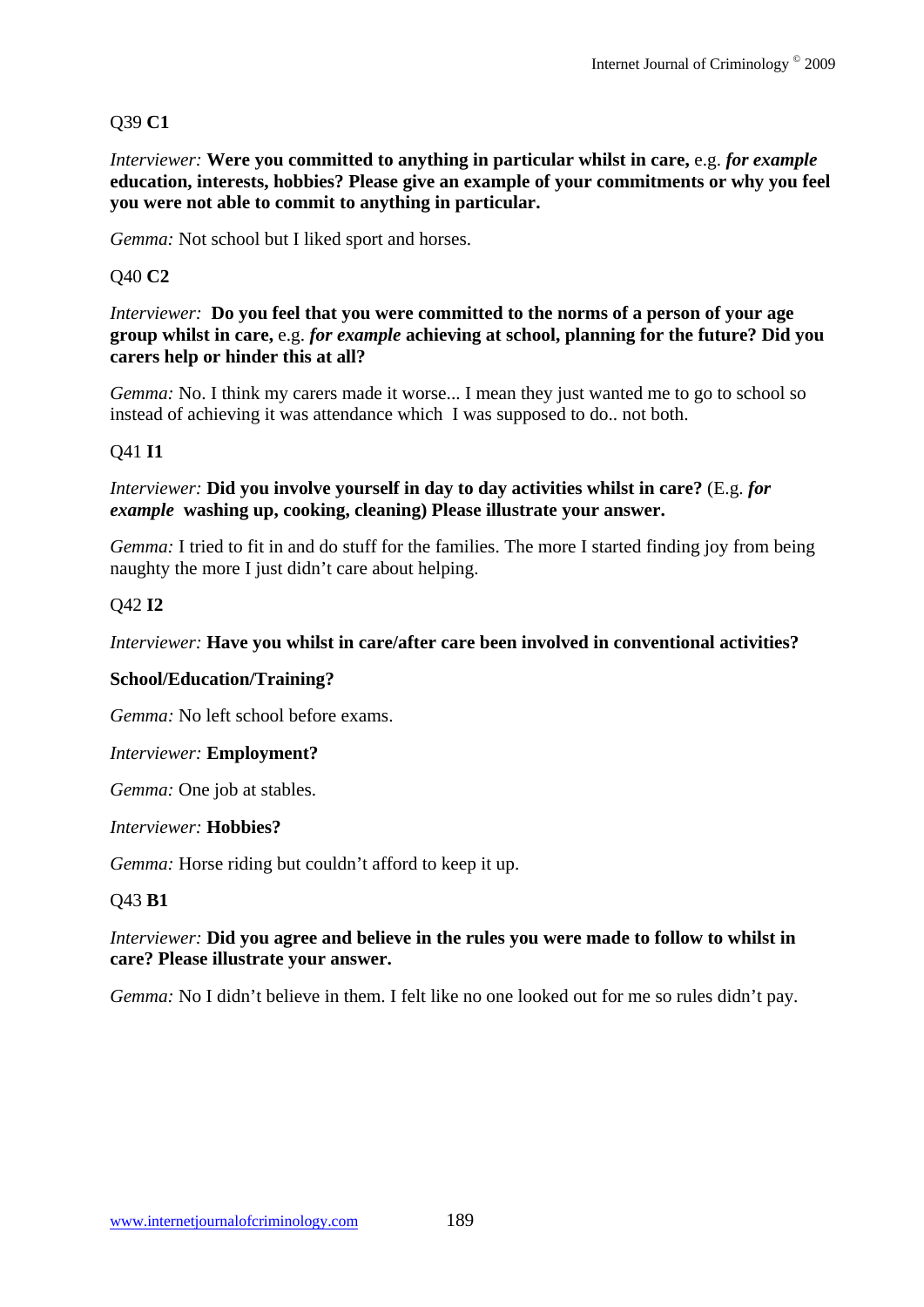Q39 **C1**

*Interviewer:* **Were you committed to anything in particular whilst in care,** e.g. ***for example*** **education, interests, hobbies? Please give an example of your commitments or why you feel you were not able to commit to anything in particular.**

*Gemma:* Not school but I liked sport and horses.

Q40 **C2**

*Interviewer:* **Do you feel that you were committed to the norms of a person of your age group whilst in care,** e.g. ***for example*** **achieving at school, planning for the future? Did you carers help or hinder this at all?**

*Gemma:* No. I think my carers made it worse... I mean they just wanted me to go to school so instead of achieving it was attendance which I was supposed to do.. not both.

Q41 **I1**

*Interviewer:* **Did you involve yourself in day to day activities whilst in care?** (E.g. ***for example*** **washing up, cooking, cleaning) Please illustrate your answer.**

*Gemma:* I tried to fit in and do stuff for the families. The more I started finding joy from being naughty the more I just didn't care about helping.

Q42 **I2**

*Interviewer:* **Have you whilst in care/after care been involved in conventional activities?**

**School/Education/Training?**

*Gemma:* No left school before exams.

*Interviewer:* **Employment?**

*Gemma:* One job at stables.

*Interviewer:* **Hobbies?**

*Gemma:* Horse riding but couldn't afford to keep it up.

Q43 **B1**

*Interviewer:* **Did you agree and believe in the rules you were made to follow to whilst in care? Please illustrate your answer.**

*Gemma:* No I didn't believe in them. I felt like no one looked out for me so rules didn't pay.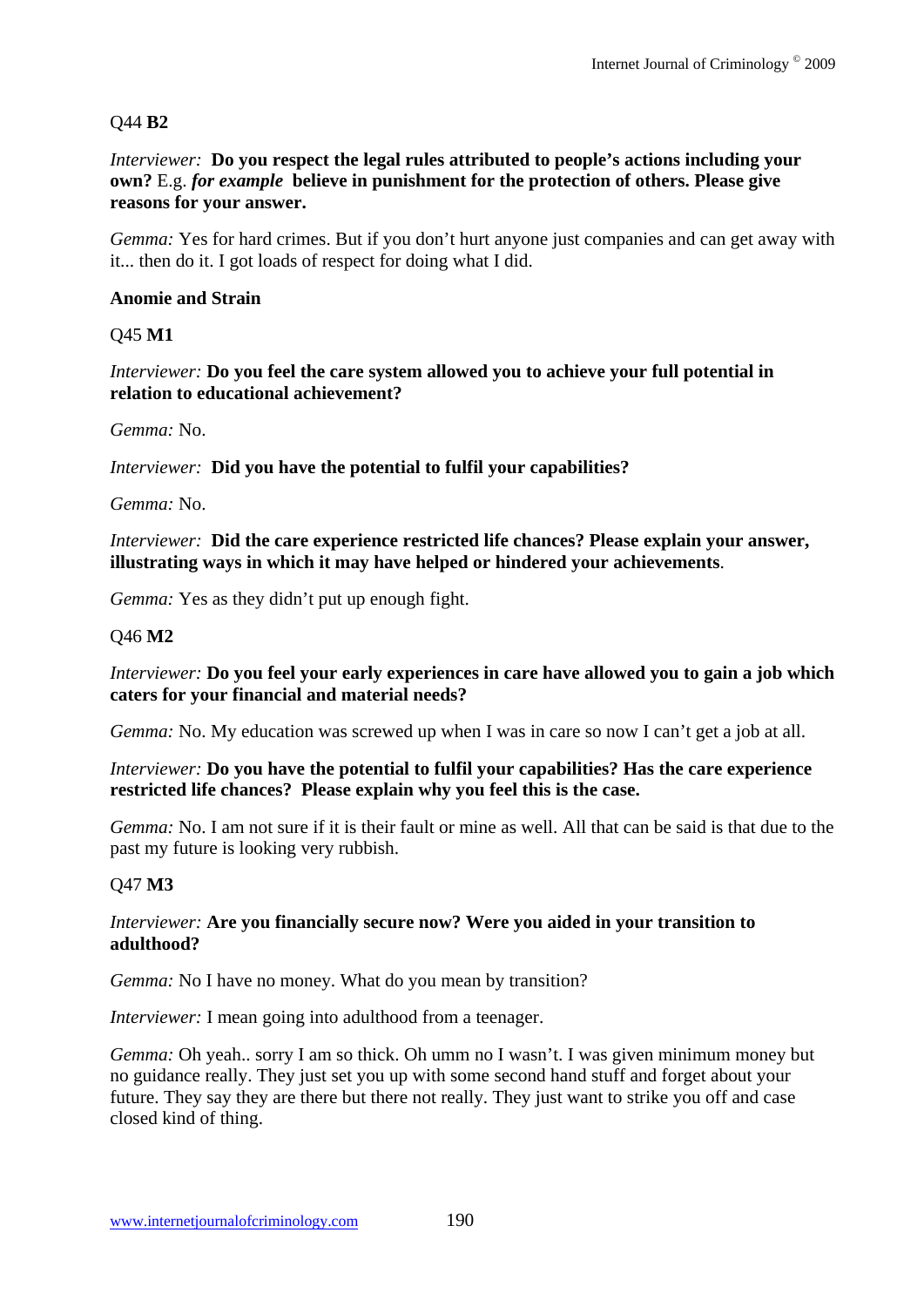Q44 **B2**

*Interviewer:* **Do you respect the legal rules attributed to people's actions including your own?** E.g. ***for example*** **believe in punishment for the protection of others. Please give reasons for your answer.**

*Gemma:* Yes for hard crimes. But if you don't hurt anyone just companies and can get away with it... then do it. I got loads of respect for doing what I did.

**Anomie and Strain**

Q45 **M1**

*Interviewer:* **Do you feel the care system allowed you to achieve your full potential in relation to educational achievement?**

*Gemma:* No.

*Interviewer:* **Did you have the potential to fulfil your capabilities?**

*Gemma:* No.

*Interviewer:* **Did the care experience restricted life chances? Please explain your answer, illustrating ways in which it may have helped or hindered your achievements**.

*Gemma:* Yes as they didn't put up enough fight.

Q46 **M2**

*Interviewer:* **Do you feel your early experiences in care have allowed you to gain a job which caters for your financial and material needs?**

*Gemma:* No. My education was screwed up when I was in care so now I can't get a job at all.

*Interviewer:* **Do you have the potential to fulfil your capabilities? Has the care experience restricted life chances? Please explain why you feel this is the case.**

*Gemma:* No. I am not sure if it is their fault or mine as well. All that can be said is that due to the past my future is looking very rubbish.

Q47 **M3**

*Interviewer:* **Are you financially secure now? Were you aided in your transition to adulthood?**

*Gemma:* No I have no money. What do you mean by transition?

*Interviewer:* I mean going into adulthood from a teenager.

*Gemma:* Oh yeah.. sorry I am so thick. Oh umm no I wasn't. I was given minimum money but no guidance really. They just set you up with some second hand stuff and forget about your future. They say they are there but there not really. They just want to strike you off and case closed kind of thing.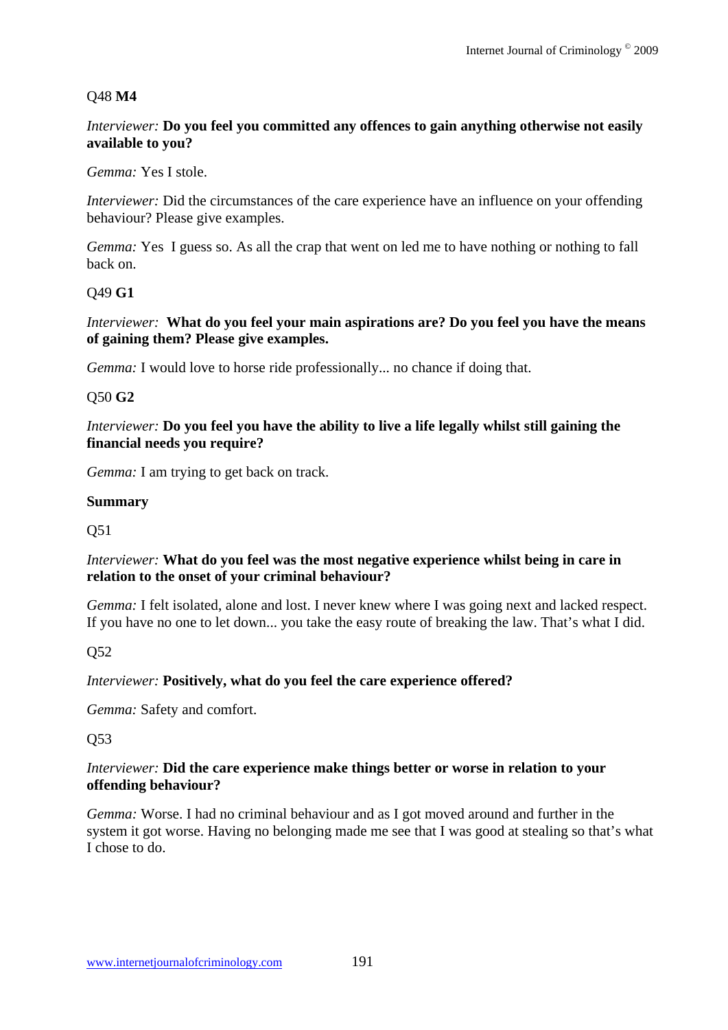Q48 **M4**

*Interviewer:* **Do you feel you committed any offences to gain anything otherwise not easily available to you?**

*Gemma:* Yes I stole.

*Interviewer:* Did the circumstances of the care experience have an influence on your offending behaviour? Please give examples.

*Gemma:* Yes I guess so. As all the crap that went on led me to have nothing or nothing to fall back on.

Q49 **G1**

*Interviewer:* **What do you feel your main aspirations are? Do you feel you have the means of gaining them? Please give examples.**

*Gemma:* I would love to horse ride professionally... no chance if doing that.

Q50 **G2**

*Interviewer:* **Do you feel you have the ability to live a life legally whilst still gaining the financial needs you require?**

*Gemma:* I am trying to get back on track.

**Summary**

Q51

*Interviewer:* **What do you feel was the most negative experience whilst being in care in relation to the onset of your criminal behaviour?**

*Gemma:* I felt isolated, alone and lost. I never knew where I was going next and lacked respect. If you have no one to let down... you take the easy route of breaking the law. That's what I did.

Q52

*Interviewer:* **Positively, what do you feel the care experience offered?**

*Gemma:* Safety and comfort.

Q53

*Interviewer:* **Did the care experience make things better or worse in relation to your offending behaviour?**

*Gemma:* Worse. I had no criminal behaviour and as I got moved around and further in the system it got worse. Having no belonging made me see that I was good at stealing so that's what I chose to do.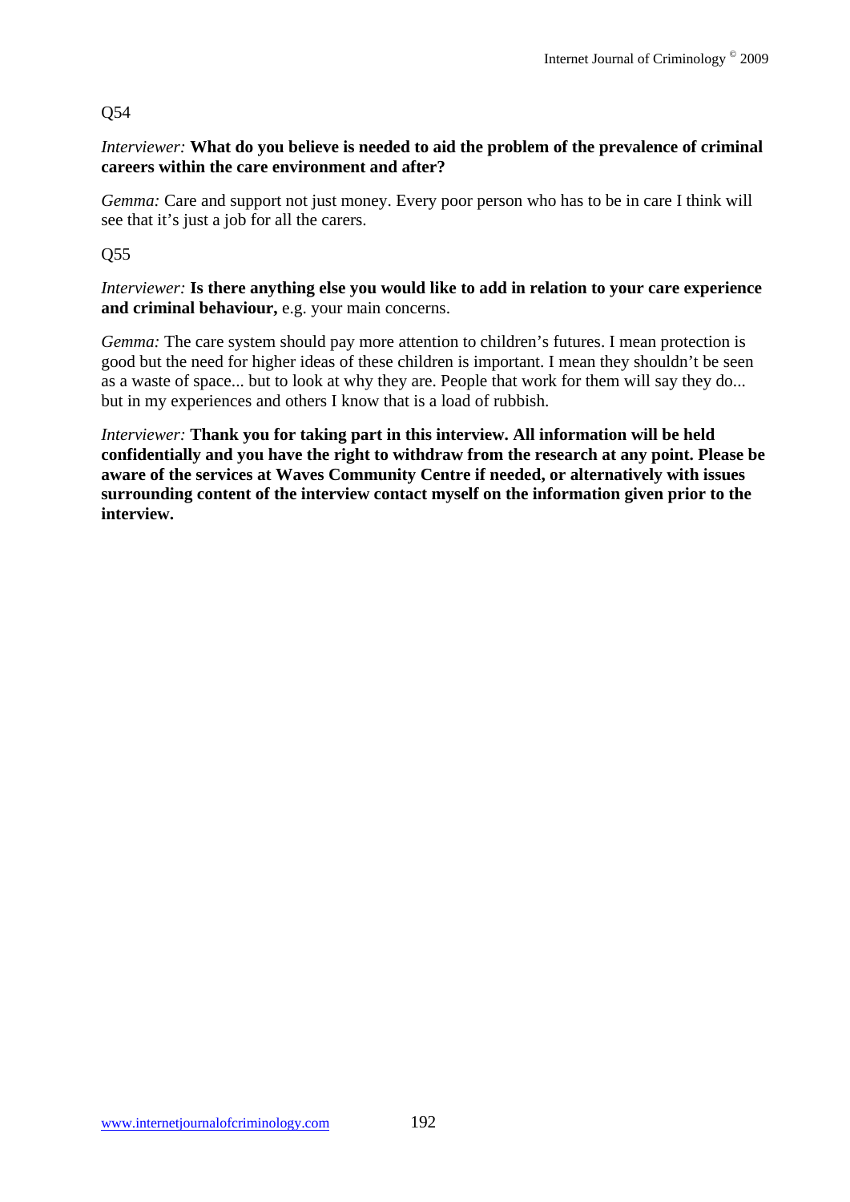Q54

*Interviewer:* **What do you believe is needed to aid the problem of the prevalence of criminal careers within the care environment and after?**

*Gemma:* Care and support not just money. Every poor person who has to be in care I think will see that it's just a job for all the carers.

Q55

*Interviewer:* **Is there anything else you would like to add in relation to your care experience and criminal behaviour,** e.g. your main concerns.

*Gemma:* The care system should pay more attention to children's futures. I mean protection is good but the need for higher ideas of these children is important. I mean they shouldn't be seen as a waste of space... but to look at why they are. People that work for them will say they do... but in my experiences and others I know that is a load of rubbish.

*Interviewer:* **Thank you for taking part in this interview. All information will be held confidentially and you have the right to withdraw from the research at any point. Please be aware of the services at Waves Community Centre if needed, or alternatively with issues surrounding content of the interview contact myself on the information given prior to the interview.**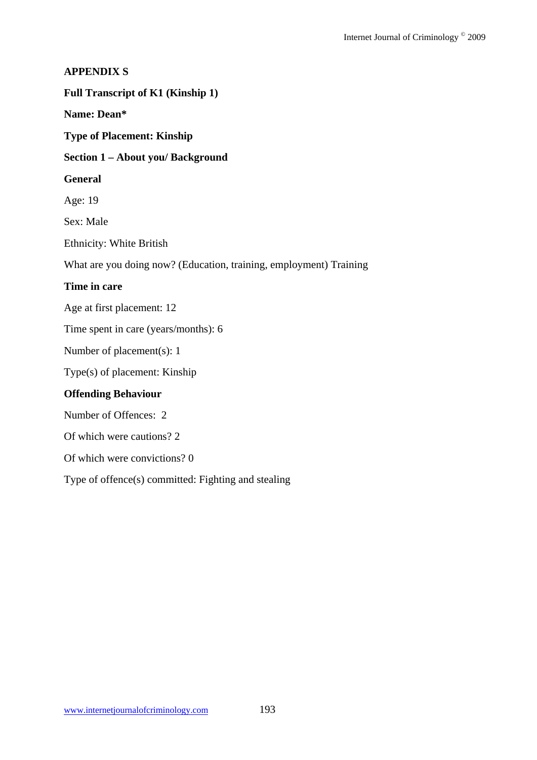**APPENDIX S**

**Full Transcript of K1 (Kinship 1)**

**Name: Dean***

**Type of Placement: Kinship**

**Section 1 – About you/ Background**

**General**

Age: 19

Sex: Male

Ethnicity: White British

What are you doing now? (Education, training, employment) Training

**Time in care**

Age at first placement: 12

Time spent in care (years/months): 6

Number of placement(s): 1

Type(s) of placement: Kinship

**Offending Behaviour**

Number of Offences: 2

Of which were cautions? 2

Of which were convictions? 0

Type of offence(s) committed: Fighting and stealing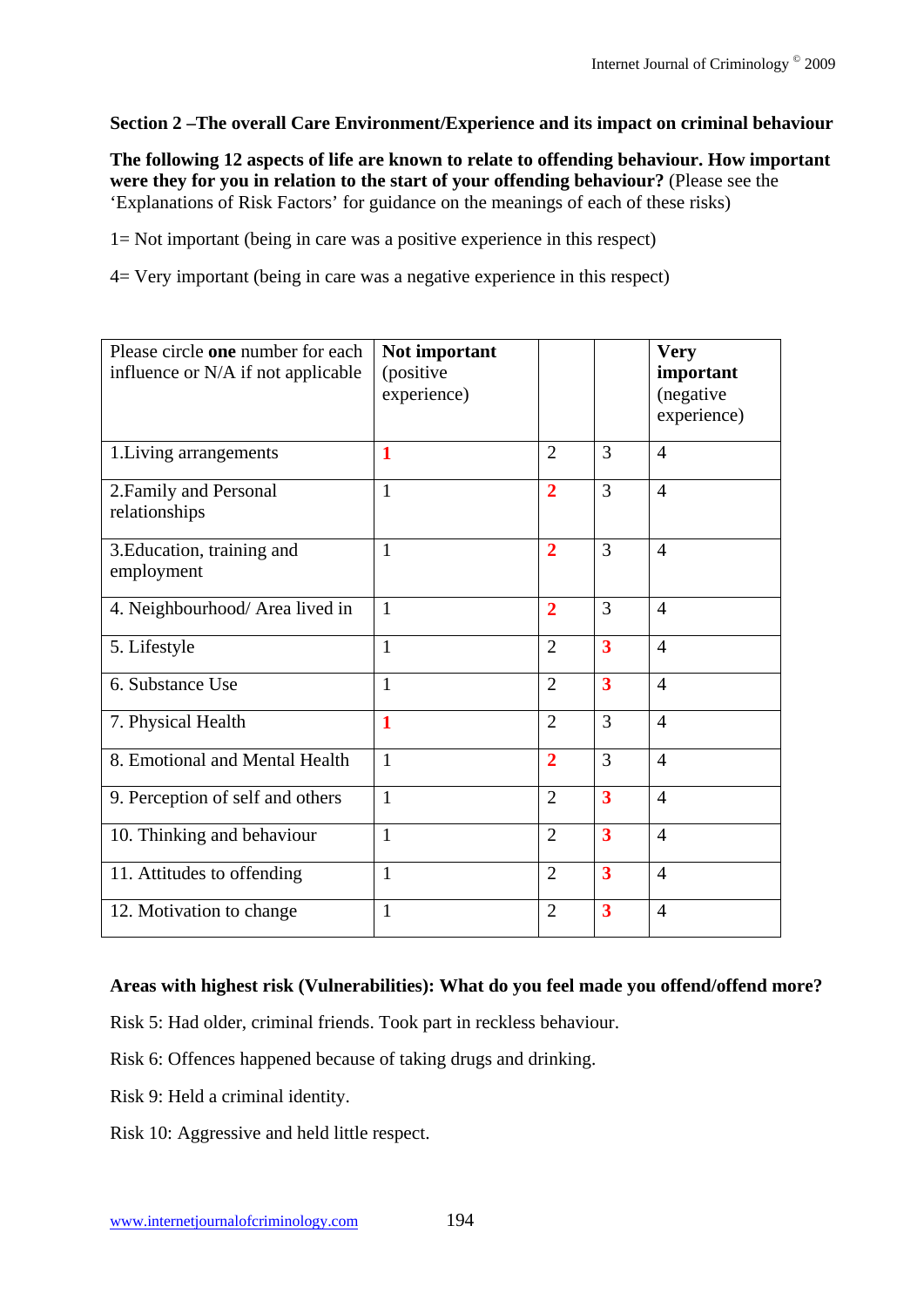**Section 2 –The overall Care Environment/Experience and its impact on criminal behaviour**

**The following 12 aspects of life are known to relate to offending behaviour. How important were they for you in relation to the start of your offending behaviour?** (Please see the 'Explanations of Risk Factors' for guidance on the meanings of each of these risks)

1= Not important (being in care was a positive experience in this respect)

4= Very important (being in care was a negative experience in this respect)

| Please circle **one** number for each influence or N/A if not applicable | **Not important** (positive experience) | | | **Very important** (negative experience) |
|---|---|---|---|---|
| 1.Living arrangements | **1** | 2 | 3 | 4 |
| 2.Family and Personal relationships | 1 | **2** | 3 | 4 |
| 3.Education, training and employment | 1 | **2** | 3 | 4 |
| 4. Neighbourhood/ Area lived in | 1 | **2** | 3 | 4 |
| 5. Lifestyle | 1 | 2 | **3** | 4 |
| 6. Substance Use | 1 | 2 | **3** | 4 |
| 7. Physical Health | **1** | 2 | 3 | 4 |
| 8. Emotional and Mental Health | 1 | **2** | 3 | 4 |
| 9. Perception of self and others | 1 | 2 | **3** | 4 |
| 10. Thinking and behaviour | 1 | 2 | **3** | 4 |
| 11. Attitudes to offending | 1 | 2 | **3** | 4 |
| 12. Motivation to change | 1 | 2 | **3** | 4 |

**Areas with highest risk (Vulnerabilities): What do you feel made you offend/offend more?**

Risk 5: Had older, criminal friends. Took part in reckless behaviour.

Risk 6: Offences happened because of taking drugs and drinking.

Risk 9: Held a criminal identity.

Risk 10: Aggressive and held little respect.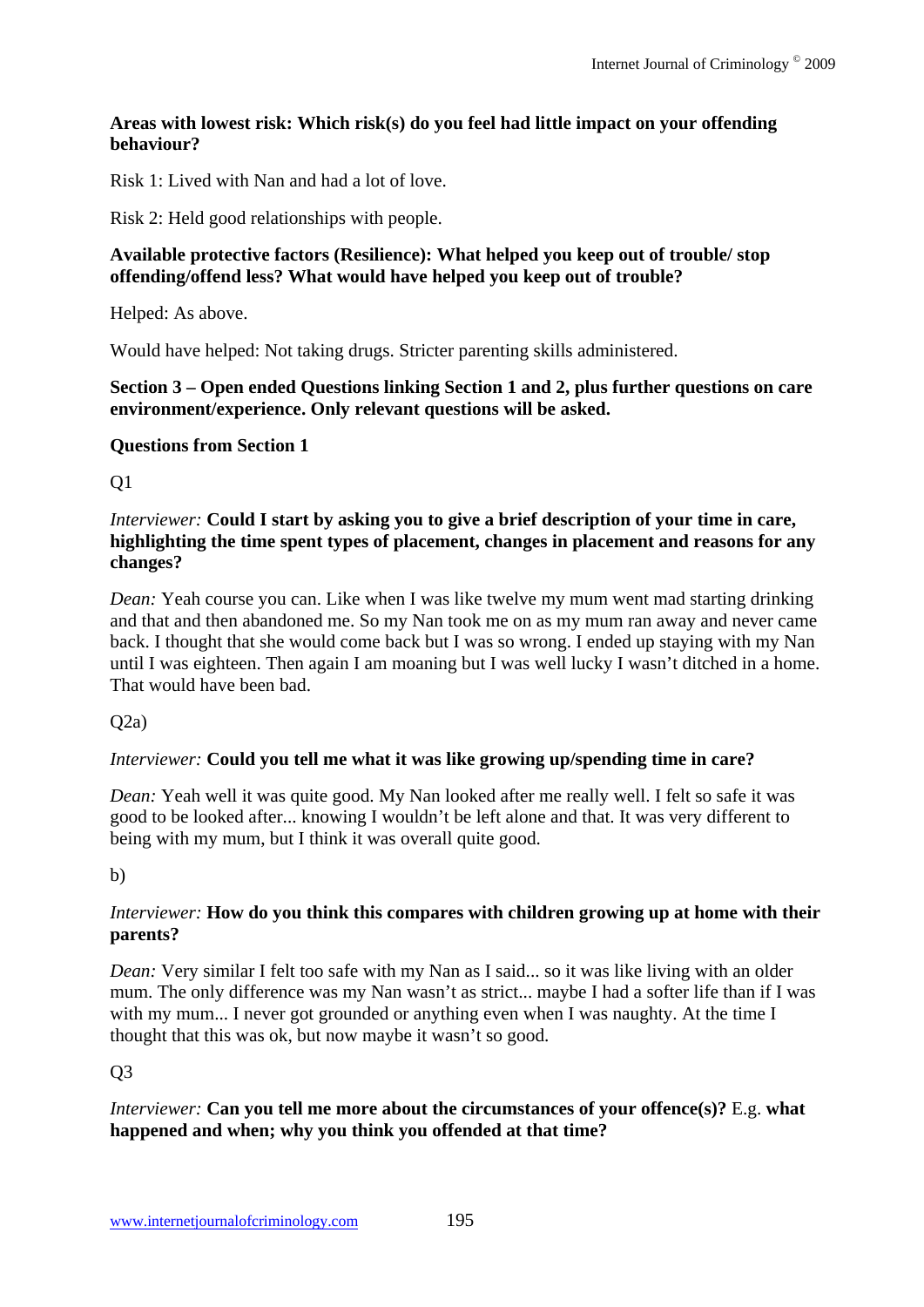**Areas with lowest risk: Which risk(s) do you feel had little impact on your offending behaviour?**

Risk 1: Lived with Nan and had a lot of love.

Risk 2: Held good relationships with people.

**Available protective factors (Resilience): What helped you keep out of trouble/ stop offending/offend less? What would have helped you keep out of trouble?**

Helped: As above.

Would have helped: Not taking drugs. Stricter parenting skills administered.

**Section 3 – Open ended Questions linking Section 1 and 2, plus further questions on care environment/experience. Only relevant questions will be asked.**

**Questions from Section 1**

Q1

*Interviewer:* **Could I start by asking you to give a brief description of your time in care, highlighting the time spent types of placement, changes in placement and reasons for any changes?**

*Dean:* Yeah course you can. Like when I was like twelve my mum went mad starting drinking and that and then abandoned me. So my Nan took me on as my mum ran away and never came back. I thought that she would come back but I was so wrong. I ended up staying with my Nan until I was eighteen. Then again I am moaning but I was well lucky I wasn't ditched in a home. That would have been bad.

Q2a)

*Interviewer:* **Could you tell me what it was like growing up/spending time in care?**

*Dean:* Yeah well it was quite good. My Nan looked after me really well. I felt so safe it was good to be looked after... knowing I wouldn't be left alone and that. It was very different to being with my mum, but I think it was overall quite good.

b)

*Interviewer:* **How do you think this compares with children growing up at home with their parents?**

*Dean:* Very similar I felt too safe with my Nan as I said... so it was like living with an older mum. The only difference was my Nan wasn't as strict... maybe I had a softer life than if I was with my mum... I never got grounded or anything even when I was naughty. At the time I thought that this was ok, but now maybe it wasn't so good.

Q3

*Interviewer:* **Can you tell me more about the circumstances of your offence(s)?** E.g. **what happened and when; why you think you offended at that time?**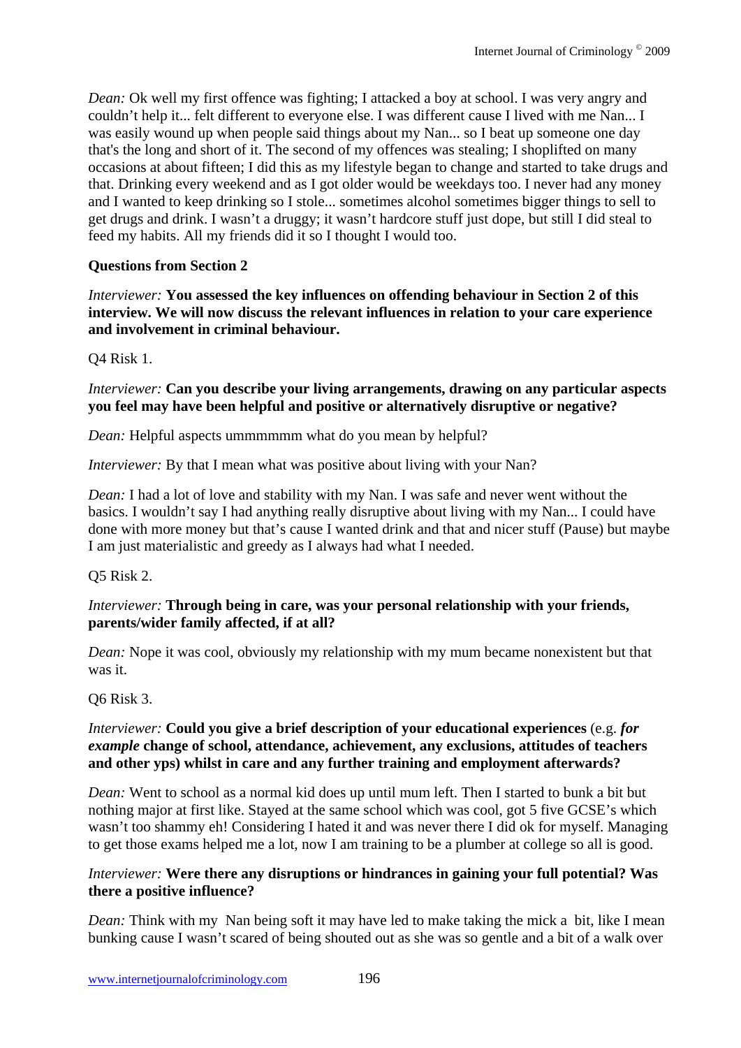*Dean:* Ok well my first offence was fighting; I attacked a boy at school. I was very angry and couldn't help it... felt different to everyone else. I was different cause I lived with me Nan... I was easily wound up when people said things about my Nan... so I beat up someone one day that's the long and short of it. The second of my offences was stealing; I shoplifted on many occasions at about fifteen; I did this as my lifestyle began to change and started to take drugs and that. Drinking every weekend and as I got older would be weekdays too. I never had any money and I wanted to keep drinking so I stole... sometimes alcohol sometimes bigger things to sell to get drugs and drink. I wasn't a druggy; it wasn't hardcore stuff just dope, but still I did steal to feed my habits. All my friends did it so I thought I would too.

**Questions from Section 2**

*Interviewer:* **You assessed the key influences on offending behaviour in Section 2 of this interview. We will now discuss the relevant influences in relation to your care experience and involvement in criminal behaviour.**

Q4 Risk 1.

*Interviewer:* **Can you describe your living arrangements, drawing on any particular aspects you feel may have been helpful and positive or alternatively disruptive or negative?**

*Dean:* Helpful aspects ummmmmm what do you mean by helpful?

*Interviewer:* By that I mean what was positive about living with your Nan?

*Dean:* I had a lot of love and stability with my Nan. I was safe and never went without the basics. I wouldn't say I had anything really disruptive about living with my Nan... I could have done with more money but that's cause I wanted drink and that and nicer stuff (Pause) but maybe I am just materialistic and greedy as I always had what I needed.

Q5 Risk 2.

*Interviewer:* **Through being in care, was your personal relationship with your friends, parents/wider family affected, if at all?**

*Dean:* Nope it was cool, obviously my relationship with my mum became nonexistent but that was it.

Q6 Risk 3.

*Interviewer:* **Could you give a brief description of your educational experiences** (e.g. ***for example*** **change of school, attendance, achievement, any exclusions, attitudes of teachers and other yps) whilst in care and any further training and employment afterwards?**

*Dean:* Went to school as a normal kid does up until mum left. Then I started to bunk a bit but nothing major at first like. Stayed at the same school which was cool, got 5 five GCSE's which wasn't too shammy eh! Considering I hated it and was never there I did ok for myself. Managing to get those exams helped me a lot, now I am training to be a plumber at college so all is good.

*Interviewer:* **Were there any disruptions or hindrances in gaining your full potential? Was there a positive influence?**

*Dean:* Think with my Nan being soft it may have led to make taking the mick a bit, like I mean bunking cause I wasn't scared of being shouted out as she was so gentle and a bit of a walk over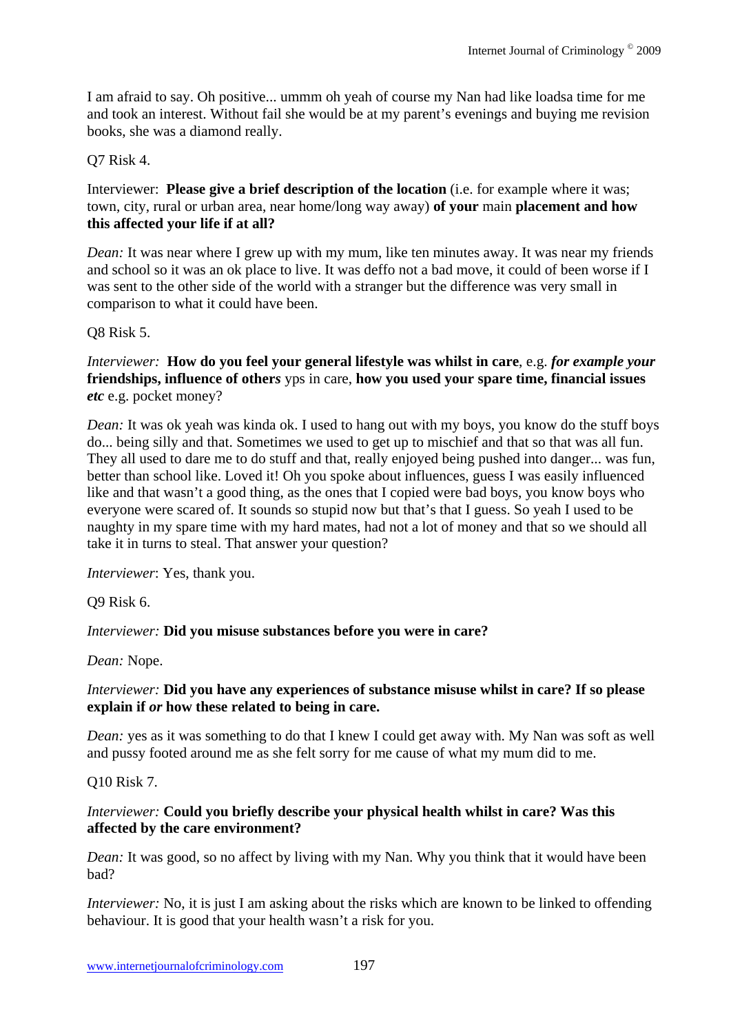I am afraid to say. Oh positive... ummm oh yeah of course my Nan had like loadsa time for me and took an interest. Without fail she would be at my parent's evenings and buying me revision books, she was a diamond really.

Q7 Risk 4.

Interviewer: **Please give a brief description of the location** (i.e. for example where it was; town, city, rural or urban area, near home/long way away) **of your** main **placement and how this affected your life if at all?**

*Dean:* It was near where I grew up with my mum, like ten minutes away. It was near my friends and school so it was an ok place to live. It was deffo not a bad move, it could of been worse if I was sent to the other side of the world with a stranger but the difference was very small in comparison to what it could have been.

Q8 Risk 5.

*Interviewer:* **How do you feel your general lifestyle was whilst in care**, e.g. ***for example your* friendships, influence of other*s*** yps in care, **how you used your spare time, financial issues *etc*** e.g. pocket money?

*Dean:* It was ok yeah was kinda ok. I used to hang out with my boys, you know do the stuff boys do... being silly and that. Sometimes we used to get up to mischief and that so that was all fun. They all used to dare me to do stuff and that, really enjoyed being pushed into danger... was fun, better than school like. Loved it! Oh you spoke about influences, guess I was easily influenced like and that wasn't a good thing, as the ones that I copied were bad boys, you know boys who everyone were scared of. It sounds so stupid now but that's that I guess. So yeah I used to be naughty in my spare time with my hard mates, had not a lot of money and that so we should all take it in turns to steal. That answer your question?

*Interviewer*: Yes, thank you.

Q9 Risk 6.

*Interviewer:* **Did you misuse substances before you were in care?**

*Dean:* Nope.

*Interviewer:* **Did you have any experiences of substance misuse whilst in care? If so please explain if *or* how these related to being in care.**

*Dean:* yes as it was something to do that I knew I could get away with. My Nan was soft as well and pussy footed around me as she felt sorry for me cause of what my mum did to me.

Q10 Risk 7.

*Interviewer:* **Could you briefly describe your physical health whilst in care? Was this affected by the care environment?**

*Dean:* It was good, so no affect by living with my Nan. Why you think that it would have been bad?

*Interviewer:* No, it is just I am asking about the risks which are known to be linked to offending behaviour. It is good that your health wasn't a risk for you.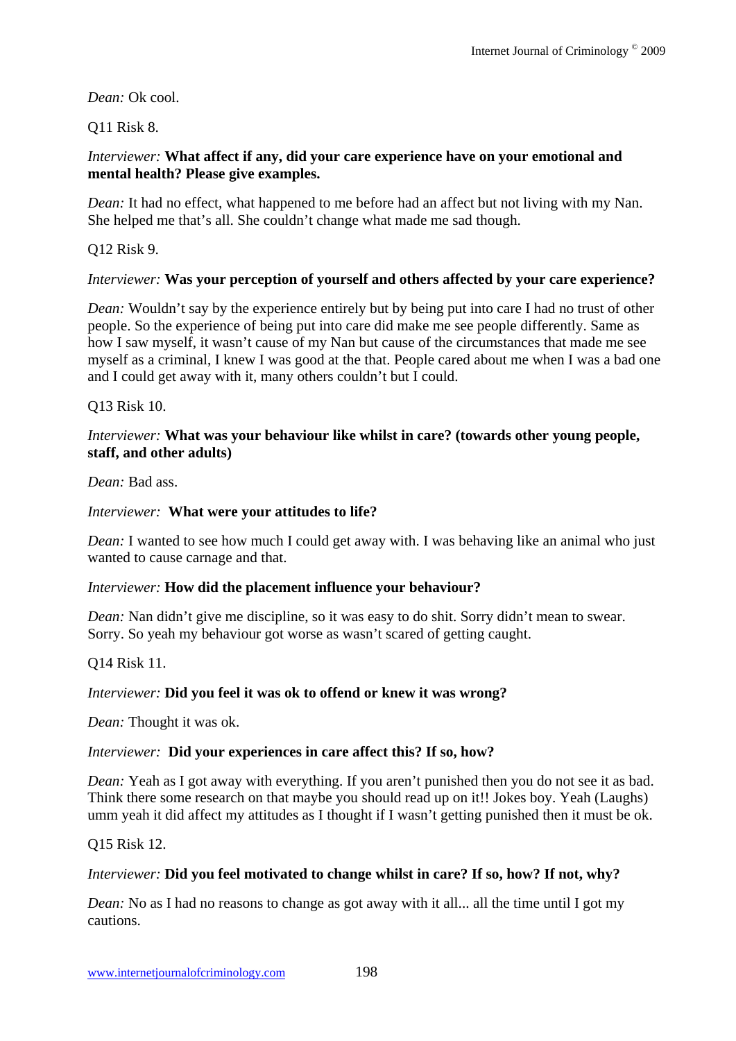*Dean:* Ok cool.

Q11 Risk 8.

*Interviewer:* **What affect if any, did your care experience have on your emotional and mental health? Please give examples.**

*Dean:* It had no effect, what happened to me before had an affect but not living with my Nan. She helped me that's all. She couldn't change what made me sad though.

Q12 Risk 9.

*Interviewer:* **Was your perception of yourself and others affected by your care experience?**

*Dean:* Wouldn't say by the experience entirely but by being put into care I had no trust of other people. So the experience of being put into care did make me see people differently. Same as how I saw myself, it wasn't cause of my Nan but cause of the circumstances that made me see myself as a criminal, I knew I was good at the that. People cared about me when I was a bad one and I could get away with it, many others couldn't but I could.

Q13 Risk 10.

*Interviewer:* **What was your behaviour like whilst in care? (towards other young people, staff, and other adults)**

*Dean:* Bad ass.

*Interviewer:* **What were your attitudes to life?**

*Dean:* I wanted to see how much I could get away with. I was behaving like an animal who just wanted to cause carnage and that.

*Interviewer:* **How did the placement influence your behaviour?**

*Dean:* Nan didn't give me discipline, so it was easy to do shit. Sorry didn't mean to swear. Sorry. So yeah my behaviour got worse as wasn't scared of getting caught.

Q14 Risk 11.

*Interviewer:* **Did you feel it was ok to offend or knew it was wrong?**

*Dean:* Thought it was ok.

*Interviewer:* **Did your experiences in care affect this? If so, how?**

*Dean:* Yeah as I got away with everything. If you aren't punished then you do not see it as bad. Think there some research on that maybe you should read up on it!! Jokes boy. Yeah (Laughs) umm yeah it did affect my attitudes as I thought if I wasn't getting punished then it must be ok.

Q15 Risk 12.

*Interviewer:* **Did you feel motivated to change whilst in care? If so, how? If not, why?**

*Dean:* No as I had no reasons to change as got away with it all... all the time until I got my cautions.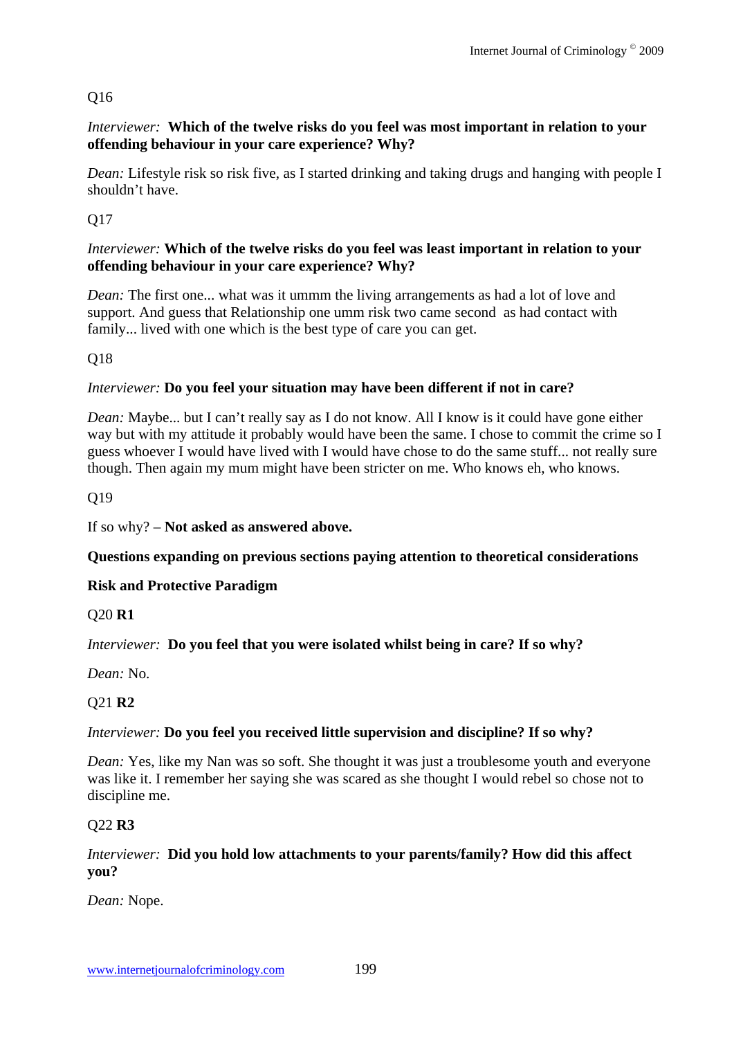Q16

*Interviewer:* **Which of the twelve risks do you feel was most important in relation to your offending behaviour in your care experience? Why?**

*Dean:* Lifestyle risk so risk five, as I started drinking and taking drugs and hanging with people I shouldn't have.

Q17

*Interviewer:* **Which of the twelve risks do you feel was least important in relation to your offending behaviour in your care experience? Why?**

*Dean:* The first one... what was it ummm the living arrangements as had a lot of love and support. And guess that Relationship one umm risk two came second as had contact with family... lived with one which is the best type of care you can get.

Q18

*Interviewer:* **Do you feel your situation may have been different if not in care?**

*Dean:* Maybe... but I can't really say as I do not know. All I know is it could have gone either way but with my attitude it probably would have been the same. I chose to commit the crime so I guess whoever I would have lived with I would have chose to do the same stuff... not really sure though. Then again my mum might have been stricter on me. Who knows eh, who knows.

Q19

If so why? – **Not asked as answered above.**

**Questions expanding on previous sections paying attention to theoretical considerations**

**Risk and Protective Paradigm**

Q20 **R1**

*Interviewer:* **Do you feel that you were isolated whilst being in care? If so why?**

*Dean:* No.

Q21 **R2**

*Interviewer:* **Do you feel you received little supervision and discipline? If so why?**

*Dean:* Yes, like my Nan was so soft. She thought it was just a troublesome youth and everyone was like it. I remember her saying she was scared as she thought I would rebel so chose not to discipline me.

Q22 **R3**

*Interviewer:* **Did you hold low attachments to your parents/family? How did this affect you?**

*Dean:* Nope.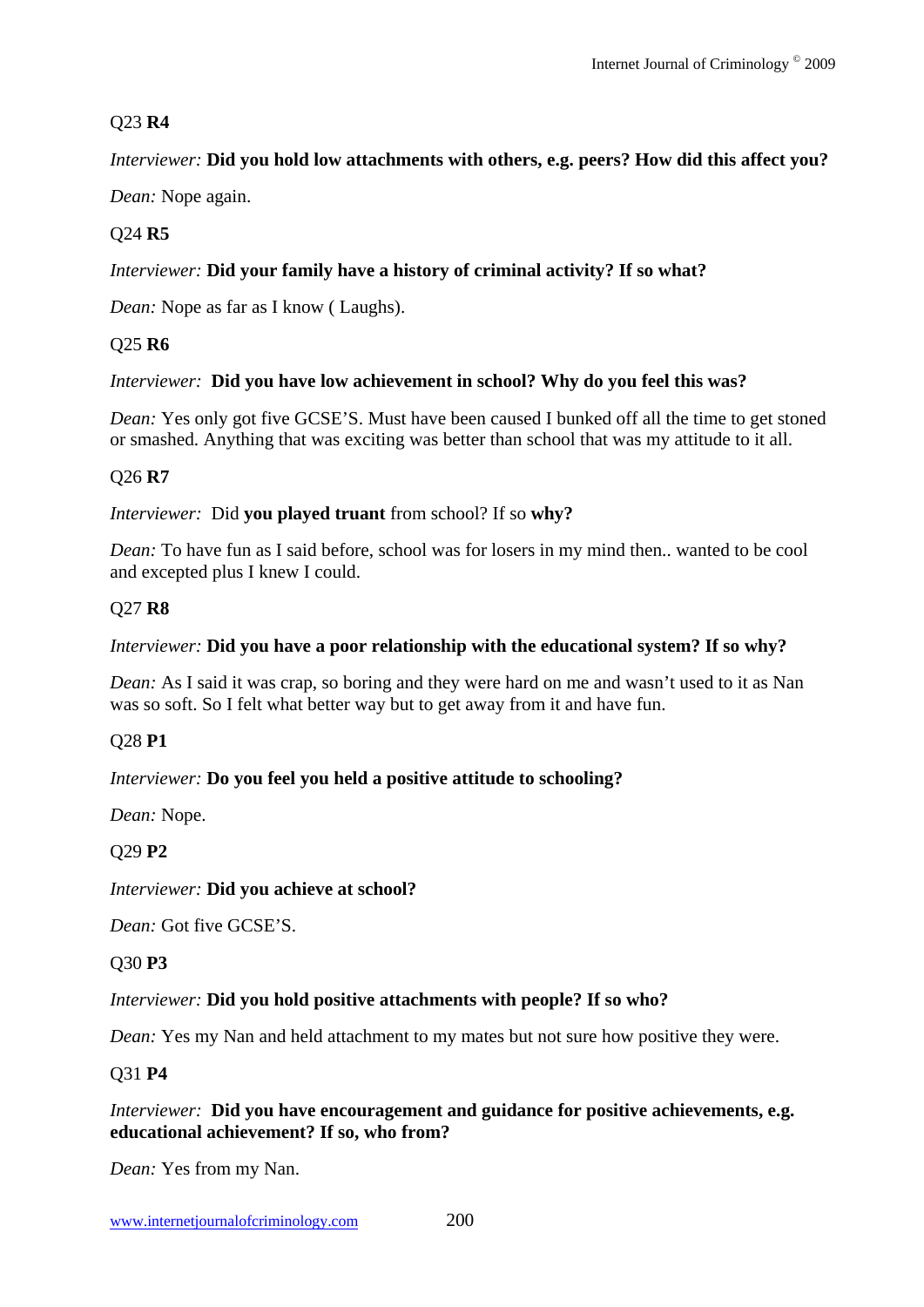Q23 **R4**

*Interviewer:* **Did you hold low attachments with others, e.g. peers? How did this affect you?**

*Dean:* Nope again.

Q24 **R5**

*Interviewer:* **Did your family have a history of criminal activity? If so what?**

*Dean:* Nope as far as I know ( Laughs).

Q25 **R6**

*Interviewer:* **Did you have low achievement in school? Why do you feel this was?**

*Dean:* Yes only got five GCSE'S. Must have been caused I bunked off all the time to get stoned or smashed. Anything that was exciting was better than school that was my attitude to it all.

Q26 **R7**

*Interviewer:* Did **you played truant** from school? If so **why?**

*Dean:* To have fun as I said before, school was for losers in my mind then.. wanted to be cool and excepted plus I knew I could.

Q27 **R8**

*Interviewer:* **Did you have a poor relationship with the educational system? If so why?**

*Dean:* As I said it was crap, so boring and they were hard on me and wasn't used to it as Nan was so soft. So I felt what better way but to get away from it and have fun.

Q28 **P1**

*Interviewer:* **Do you feel you held a positive attitude to schooling?**

*Dean:* Nope.

Q29 **P2**

*Interviewer:* **Did you achieve at school?**

*Dean:* Got five GCSE'S.

Q30 **P3**

*Interviewer:* **Did you hold positive attachments with people? If so who?**

*Dean:* Yes my Nan and held attachment to my mates but not sure how positive they were.

Q31 **P4**

*Interviewer:* **Did you have encouragement and guidance for positive achievements, e.g. educational achievement? If so, who from?**

*Dean:* Yes from my Nan.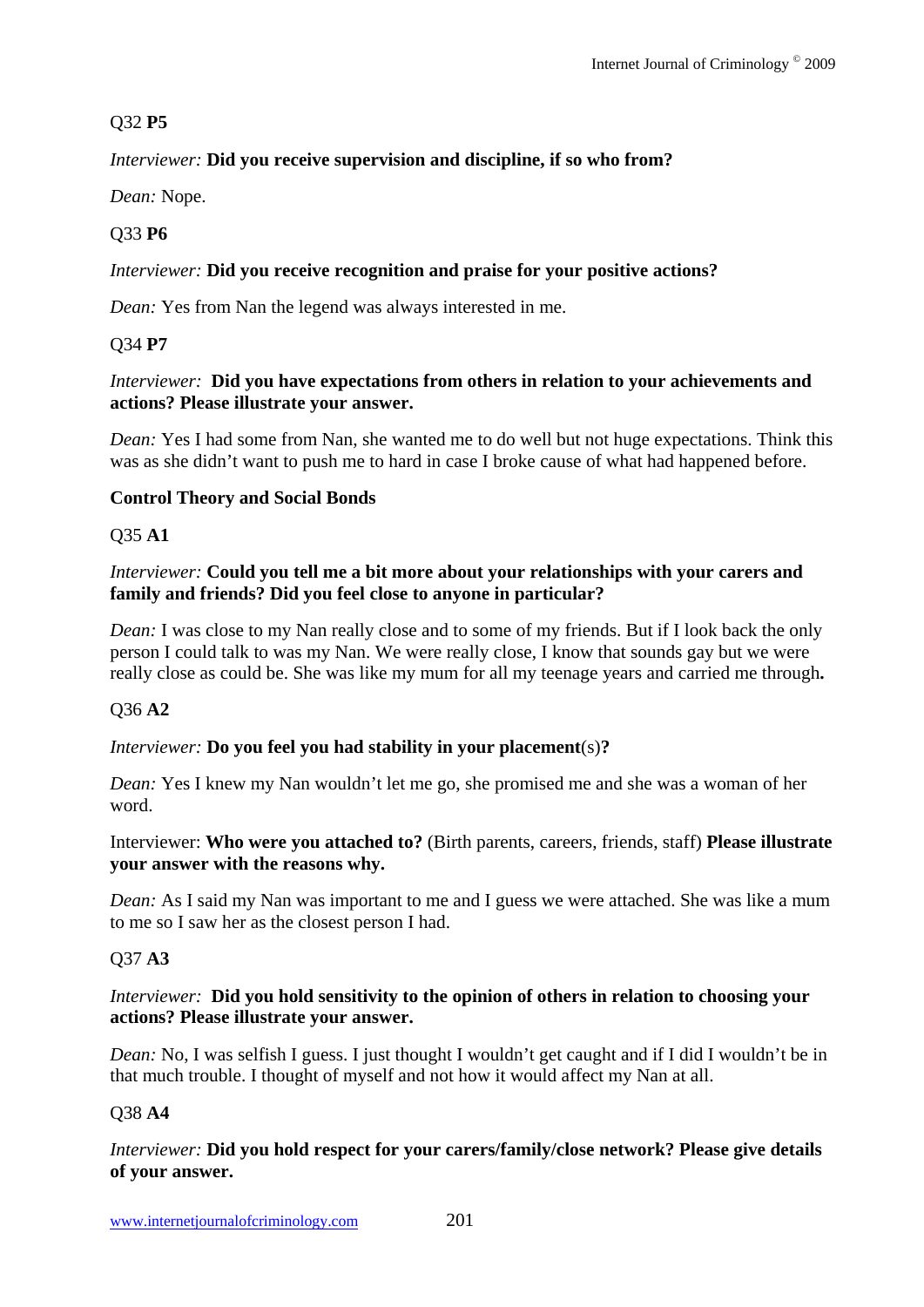Q32 **P5**

*Interviewer:* **Did you receive supervision and discipline, if so who from?**

*Dean:* Nope.

Q33 **P6**

*Interviewer:* **Did you receive recognition and praise for your positive actions?**

*Dean:* Yes from Nan the legend was always interested in me.

Q34 **P7**

*Interviewer:* **Did you have expectations from others in relation to your achievements and actions? Please illustrate your answer.**

*Dean:* Yes I had some from Nan, she wanted me to do well but not huge expectations. Think this was as she didn't want to push me to hard in case I broke cause of what had happened before.

**Control Theory and Social Bonds**

Q35 **A1**

*Interviewer:* **Could you tell me a bit more about your relationships with your carers and family and friends? Did you feel close to anyone in particular?**

*Dean:* I was close to my Nan really close and to some of my friends. But if I look back the only person I could talk to was my Nan. We were really close, I know that sounds gay but we were really close as could be. She was like my mum for all my teenage years and carried me through**.**

Q36 **A2**

*Interviewer:* **Do you feel you had stability in your placement**(s)**?**

*Dean:* Yes I knew my Nan wouldn't let me go, she promised me and she was a woman of her word.

Interviewer: **Who were you attached to?** (Birth parents, careers, friends, staff) **Please illustrate your answer with the reasons why.**

*Dean:* As I said my Nan was important to me and I guess we were attached. She was like a mum to me so I saw her as the closest person I had.

Q37 **A3**

*Interviewer:* **Did you hold sensitivity to the opinion of others in relation to choosing your actions? Please illustrate your answer.**

*Dean:* No, I was selfish I guess. I just thought I wouldn't get caught and if I did I wouldn't be in that much trouble. I thought of myself and not how it would affect my Nan at all.

Q38 **A4**

*Interviewer:* **Did you hold respect for your carers/family/close network? Please give details of your answer.**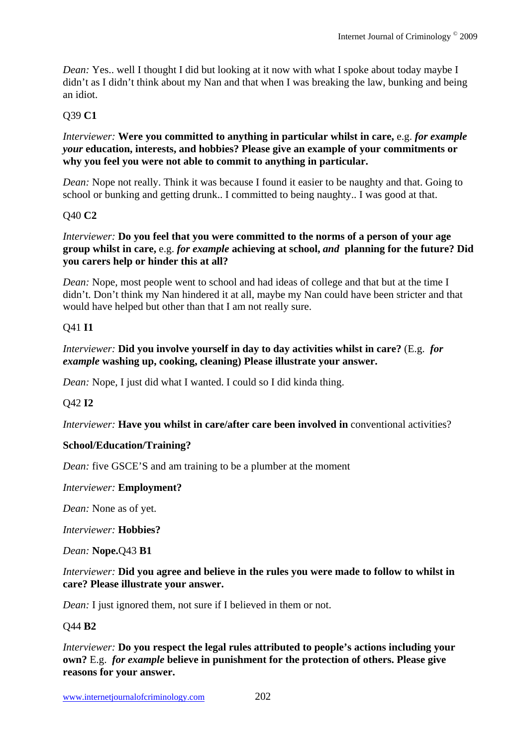*Dean:* Yes.. well I thought I did but looking at it now with what I spoke about today maybe I didn't as I didn't think about my Nan and that when I was breaking the law, bunking and being an idiot.

Q39 **C1**

*Interviewer:* **Were you committed to anything in particular whilst in care,** e.g. ***for example your*** **education, interests, and hobbies? Please give an example of your commitments or why you feel you were not able to commit to anything in particular.**

*Dean:* Nope not really. Think it was because I found it easier to be naughty and that. Going to school or bunking and getting drunk.. I committed to being naughty.. I was good at that.

Q40 **C2**

*Interviewer:* **Do you feel that you were committed to the norms of a person of your age group whilst in care,** e.g. ***for example*** **achieving at school,** ***and*** **planning for the future? Did you carers help or hinder this at all?**

*Dean:* Nope, most people went to school and had ideas of college and that but at the time I didn't. Don't think my Nan hindered it at all, maybe my Nan could have been stricter and that would have helped but other than that I am not really sure.

Q41 **I1**

*Interviewer:* **Did you involve yourself in day to day activities whilst in care?** (E.g. ***for example*** **washing up, cooking, cleaning) Please illustrate your answer.**

*Dean:* Nope, I just did what I wanted. I could so I did kinda thing.

Q42 **I2**

*Interviewer:* **Have you whilst in care/after care been involved in** conventional activities?

**School/Education/Training?**

*Dean:* five GSCE'S and am training to be a plumber at the moment

*Interviewer:* **Employment?**

*Dean:* None as of yet.

*Interviewer:* **Hobbies?**

*Dean:* **Nope.**Q43 **B1**

*Interviewer:* **Did you agree and believe in the rules you were made to follow to whilst in care? Please illustrate your answer.**

*Dean:* I just ignored them, not sure if I believed in them or not.

Q44 **B2**

*Interviewer:* **Do you respect the legal rules attributed to people's actions including your own?** E.g. ***for example*** **believe in punishment for the protection of others. Please give reasons for your answer.**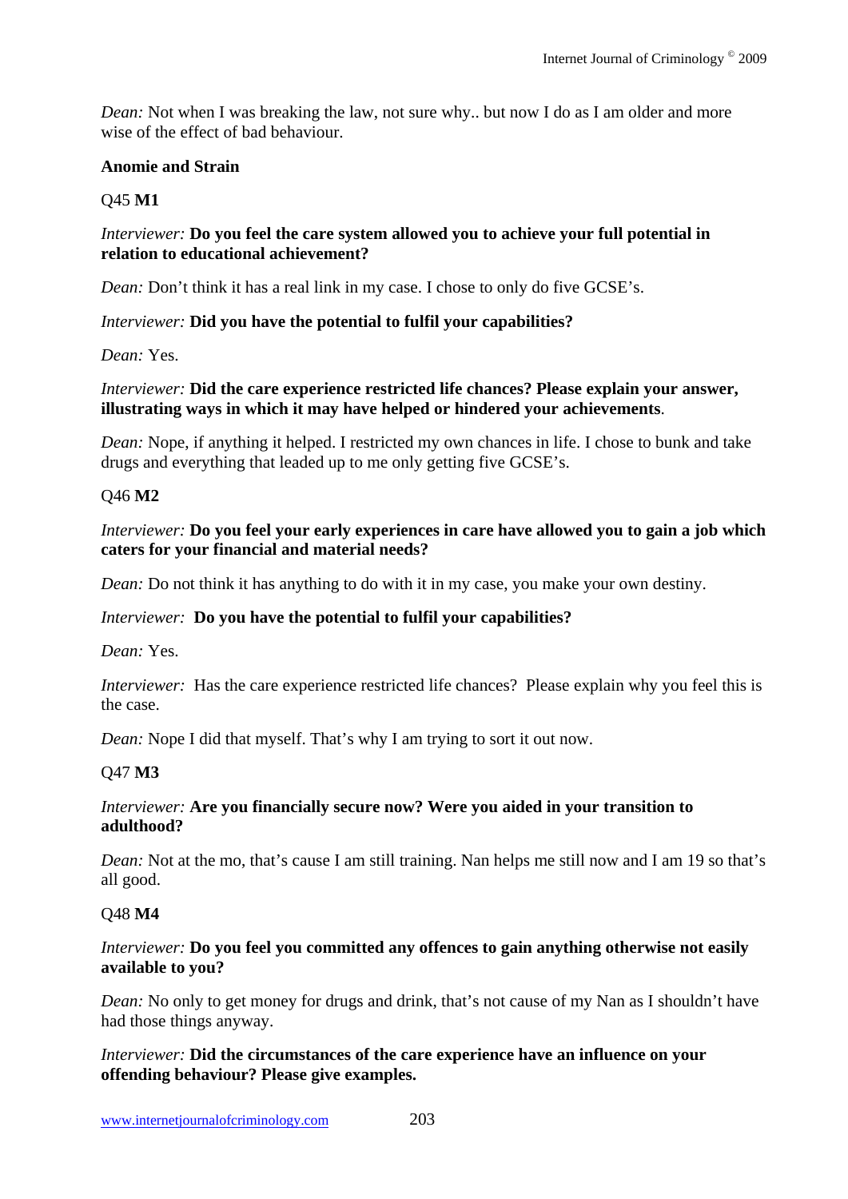*Dean:* Not when I was breaking the law, not sure why.. but now I do as I am older and more wise of the effect of bad behaviour.

**Anomie and Strain**

Q45 **M1**

*Interviewer:* **Do you feel the care system allowed you to achieve your full potential in relation to educational achievement?**

*Dean:* Don't think it has a real link in my case. I chose to only do five GCSE's.

*Interviewer:* **Did you have the potential to fulfil your capabilities?**

*Dean:* Yes.

*Interviewer:* **Did the care experience restricted life chances? Please explain your answer, illustrating ways in which it may have helped or hindered your achievements**.

*Dean:* Nope, if anything it helped. I restricted my own chances in life. I chose to bunk and take drugs and everything that leaded up to me only getting five GCSE's.

Q46 **M2**

*Interviewer:* **Do you feel your early experiences in care have allowed you to gain a job which caters for your financial and material needs?**

*Dean:* Do not think it has anything to do with it in my case, you make your own destiny.

*Interviewer:* **Do you have the potential to fulfil your capabilities?**

*Dean:* Yes.

*Interviewer:* Has the care experience restricted life chances? Please explain why you feel this is the case.

*Dean:* Nope I did that myself. That's why I am trying to sort it out now.

Q47 **M3**

*Interviewer:* **Are you financially secure now? Were you aided in your transition to adulthood?**

*Dean:* Not at the mo, that's cause I am still training. Nan helps me still now and I am 19 so that's all good.

Q48 **M4**

*Interviewer:* **Do you feel you committed any offences to gain anything otherwise not easily available to you?**

*Dean:* No only to get money for drugs and drink, that's not cause of my Nan as I shouldn't have had those things anyway.

*Interviewer:* **Did the circumstances of the care experience have an influence on your offending behaviour? Please give examples.**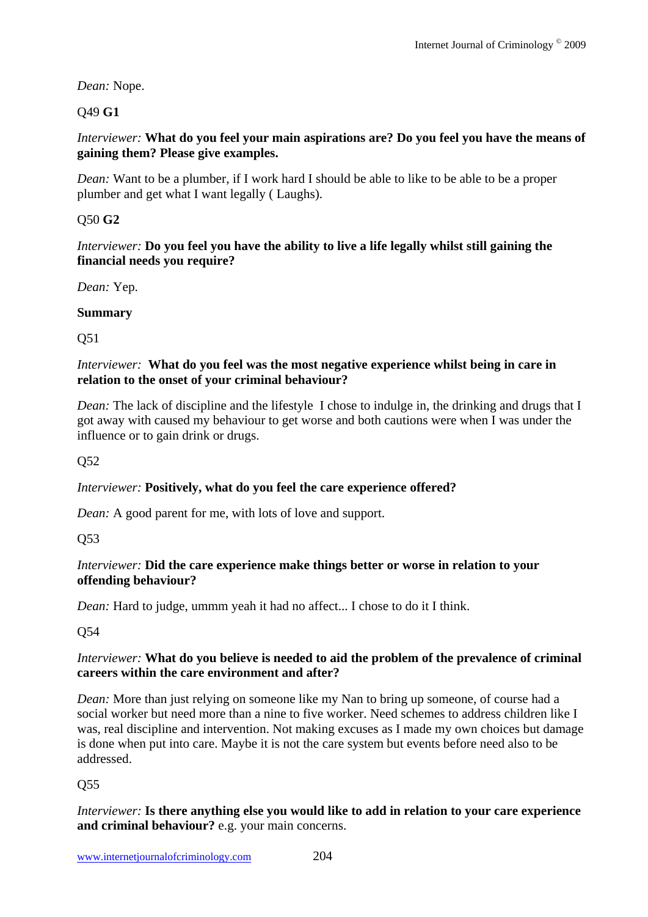*Dean:* Nope.

Q49 **G1**

*Interviewer:* **What do you feel your main aspirations are? Do you feel you have the means of gaining them? Please give examples.**

*Dean:* Want to be a plumber, if I work hard I should be able to like to be able to be a proper plumber and get what I want legally ( Laughs).

Q50 **G2**

*Interviewer:* **Do you feel you have the ability to live a life legally whilst still gaining the financial needs you require?**

*Dean:* Yep.

**Summary**

Q51

*Interviewer:* **What do you feel was the most negative experience whilst being in care in relation to the onset of your criminal behaviour?**

*Dean:* The lack of discipline and the lifestyle I chose to indulge in, the drinking and drugs that I got away with caused my behaviour to get worse and both cautions were when I was under the influence or to gain drink or drugs.

Q52

*Interviewer:* **Positively, what do you feel the care experience offered?**

*Dean:* A good parent for me, with lots of love and support.

Q53

*Interviewer:* **Did the care experience make things better or worse in relation to your offending behaviour?**

*Dean:* Hard to judge, ummm yeah it had no affect... I chose to do it I think.

Q54

*Interviewer:* **What do you believe is needed to aid the problem of the prevalence of criminal careers within the care environment and after?**

*Dean:* More than just relying on someone like my Nan to bring up someone, of course had a social worker but need more than a nine to five worker. Need schemes to address children like I was, real discipline and intervention. Not making excuses as I made my own choices but damage is done when put into care. Maybe it is not the care system but events before need also to be addressed.

Q55

*Interviewer:* **Is there anything else you would like to add in relation to your care experience and criminal behaviour?** e.g. your main concerns.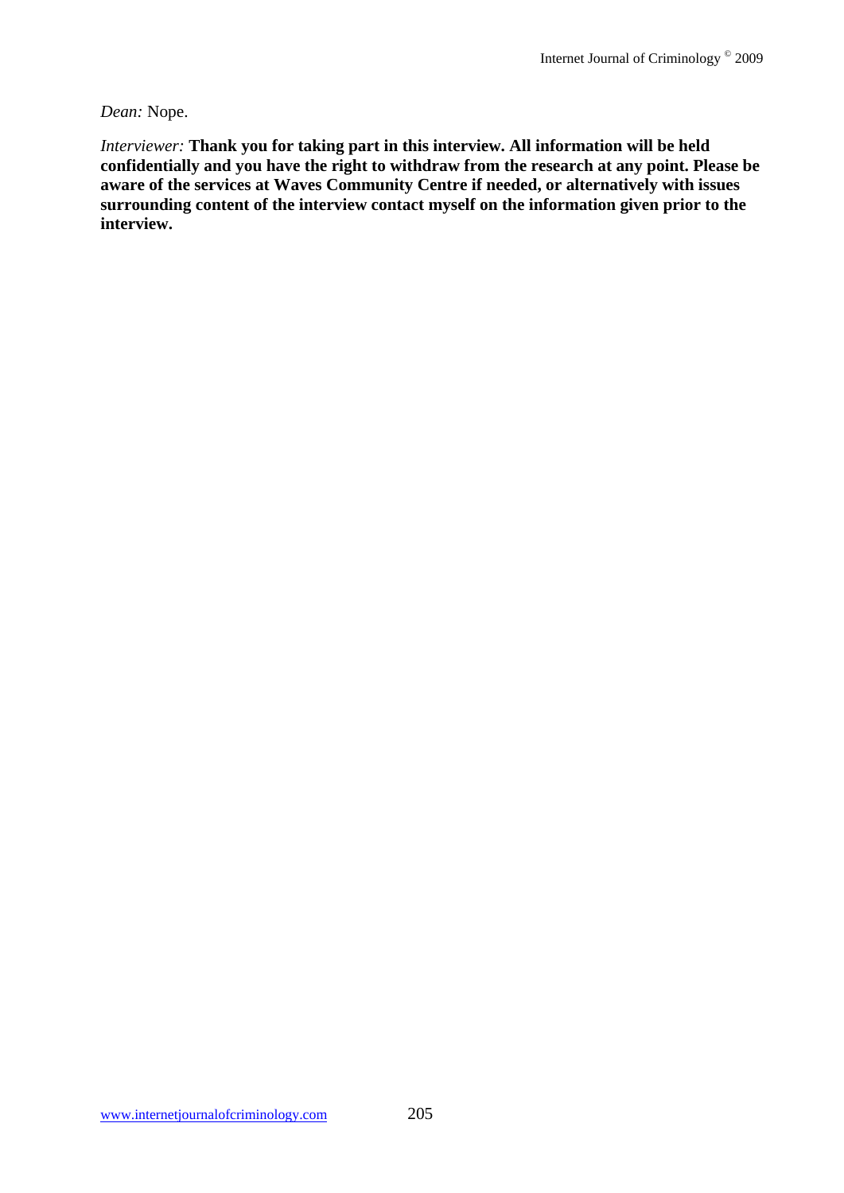*Dean:* Nope.

*Interviewer:* **Thank you for taking part in this interview. All information will be held confidentially and you have the right to withdraw from the research at any point. Please be aware of the services at Waves Community Centre if needed, or alternatively with issues surrounding content of the interview contact myself on the information given prior to the interview.**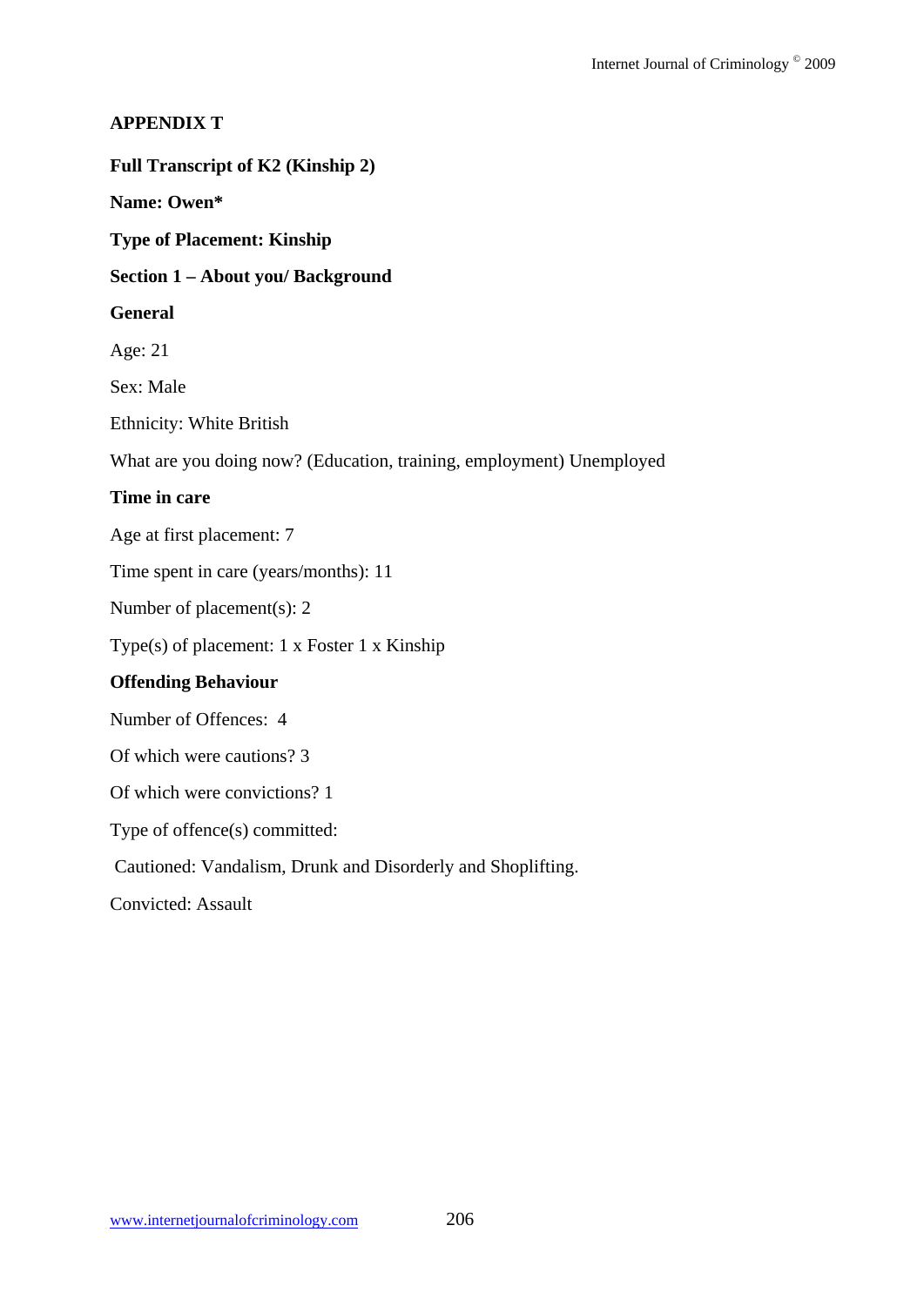**APPENDIX T**

**Full Transcript of K2 (Kinship 2)**

**Name: Owen***

**Type of Placement: Kinship**

**Section 1 – About you/ Background**

**General**

Age: 21

Sex: Male

Ethnicity: White British

What are you doing now? (Education, training, employment) Unemployed

**Time in care**

Age at first placement: 7

Time spent in care (years/months): 11

Number of placement(s): 2

Type(s) of placement: 1 x Foster 1 x Kinship

**Offending Behaviour**

Number of Offences: 4

Of which were cautions? 3

Of which were convictions? 1

Type of offence(s) committed:

Cautioned: Vandalism, Drunk and Disorderly and Shoplifting.

Convicted: Assault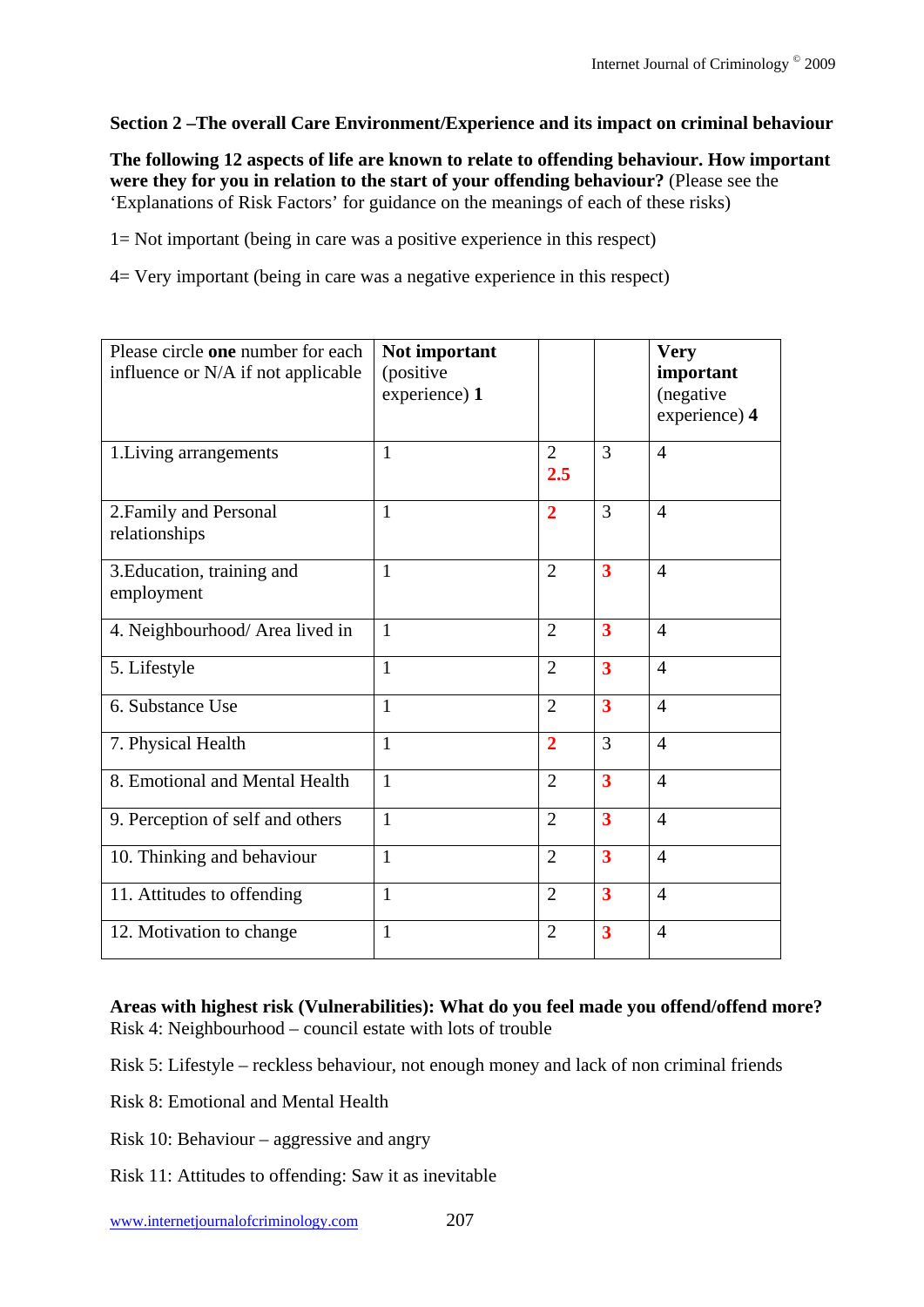**Section 2 –The overall Care Environment/Experience and its impact on criminal behaviour**

**The following 12 aspects of life are known to relate to offending behaviour. How important were they for you in relation to the start of your offending behaviour?** (Please see the 'Explanations of Risk Factors' for guidance on the meanings of each of these risks)

1= Not important (being in care was a positive experience in this respect)

4= Very important (being in care was a negative experience in this respect)

| Please circle **one** number for each influence or N/A if not applicable | **Not important** (positive experience) **1** | | | **Very important** (negative experience) **4** |
|---|---|---|---|---|
| 1.Living arrangements | 1 | 2 **2.5** | 3 | 4 |
| 2.Family and Personal relationships | 1 | **2** | 3 | 4 |
| 3.Education, training and employment | 1 | 2 | **3** | 4 |
| 4. Neighbourhood/ Area lived in | 1 | 2 | **3** | 4 |
| 5. Lifestyle | 1 | 2 | **3** | 4 |
| 6. Substance Use | 1 | 2 | **3** | 4 |
| 7. Physical Health | 1 | **2** | 3 | 4 |
| 8. Emotional and Mental Health | 1 | 2 | **3** | 4 |
| 9. Perception of self and others | 1 | 2 | **3** | 4 |
| 10. Thinking and behaviour | 1 | 2 | **3** | 4 |
| 11. Attitudes to offending | 1 | 2 | **3** | 4 |
| 12. Motivation to change | 1 | 2 | **3** | 4 |

**Areas with highest risk (Vulnerabilities): What do you feel made you offend/offend more?**
Risk 4: Neighbourhood – council estate with lots of trouble

Risk 5: Lifestyle – reckless behaviour, not enough money and lack of non criminal friends

Risk 8: Emotional and Mental Health

Risk 10: Behaviour – aggressive and angry

Risk 11: Attitudes to offending: Saw it as inevitable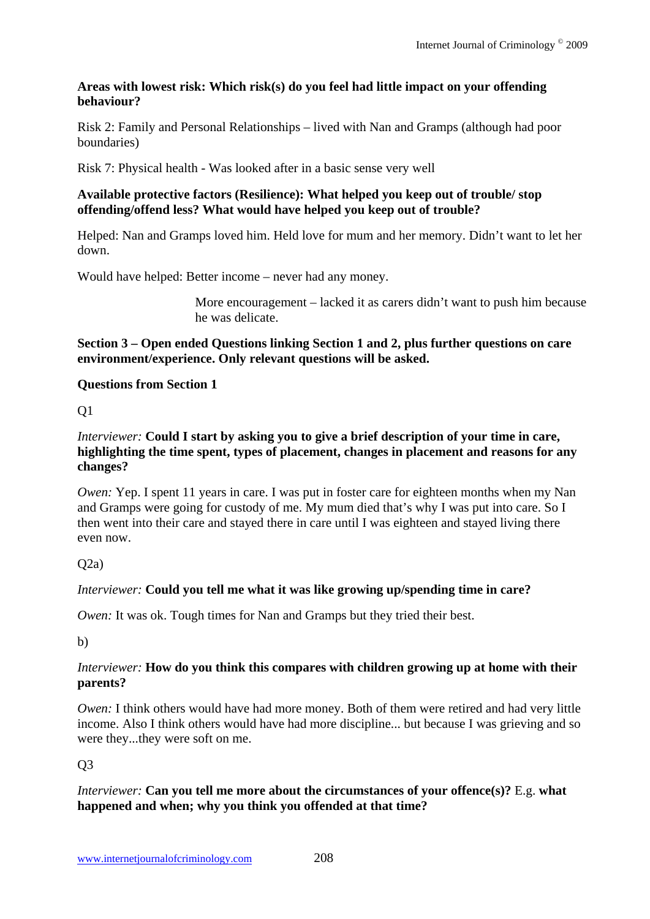**Areas with lowest risk: Which risk(s) do you feel had little impact on your offending behaviour?**

Risk 2: Family and Personal Relationships – lived with Nan and Gramps (although had poor boundaries)

Risk 7: Physical health - Was looked after in a basic sense very well

**Available protective factors (Resilience): What helped you keep out of trouble/ stop offending/offend less? What would have helped you keep out of trouble?**

Helped: Nan and Gramps loved him. Held love for mum and her memory. Didn't want to let her down.

Would have helped: Better income – never had any money.

More encouragement – lacked it as carers didn't want to push him because he was delicate.

**Section 3 – Open ended Questions linking Section 1 and 2, plus further questions on care environment/experience. Only relevant questions will be asked.**

**Questions from Section 1**

Q1

*Interviewer:* **Could I start by asking you to give a brief description of your time in care, highlighting the time spent, types of placement, changes in placement and reasons for any changes?**

*Owen:* Yep. I spent 11 years in care. I was put in foster care for eighteen months when my Nan and Gramps were going for custody of me. My mum died that's why I was put into care. So I then went into their care and stayed there in care until I was eighteen and stayed living there even now.

Q2a)

*Interviewer:* **Could you tell me what it was like growing up/spending time in care?**

*Owen:* It was ok. Tough times for Nan and Gramps but they tried their best.

b)

*Interviewer:* **How do you think this compares with children growing up at home with their parents?**

*Owen:* I think others would have had more money. Both of them were retired and had very little income. Also I think others would have had more discipline... but because I was grieving and so were they...they were soft on me.

Q3

*Interviewer:* **Can you tell me more about the circumstances of your offence(s)?** E.g. **what happened and when; why you think you offended at that time?**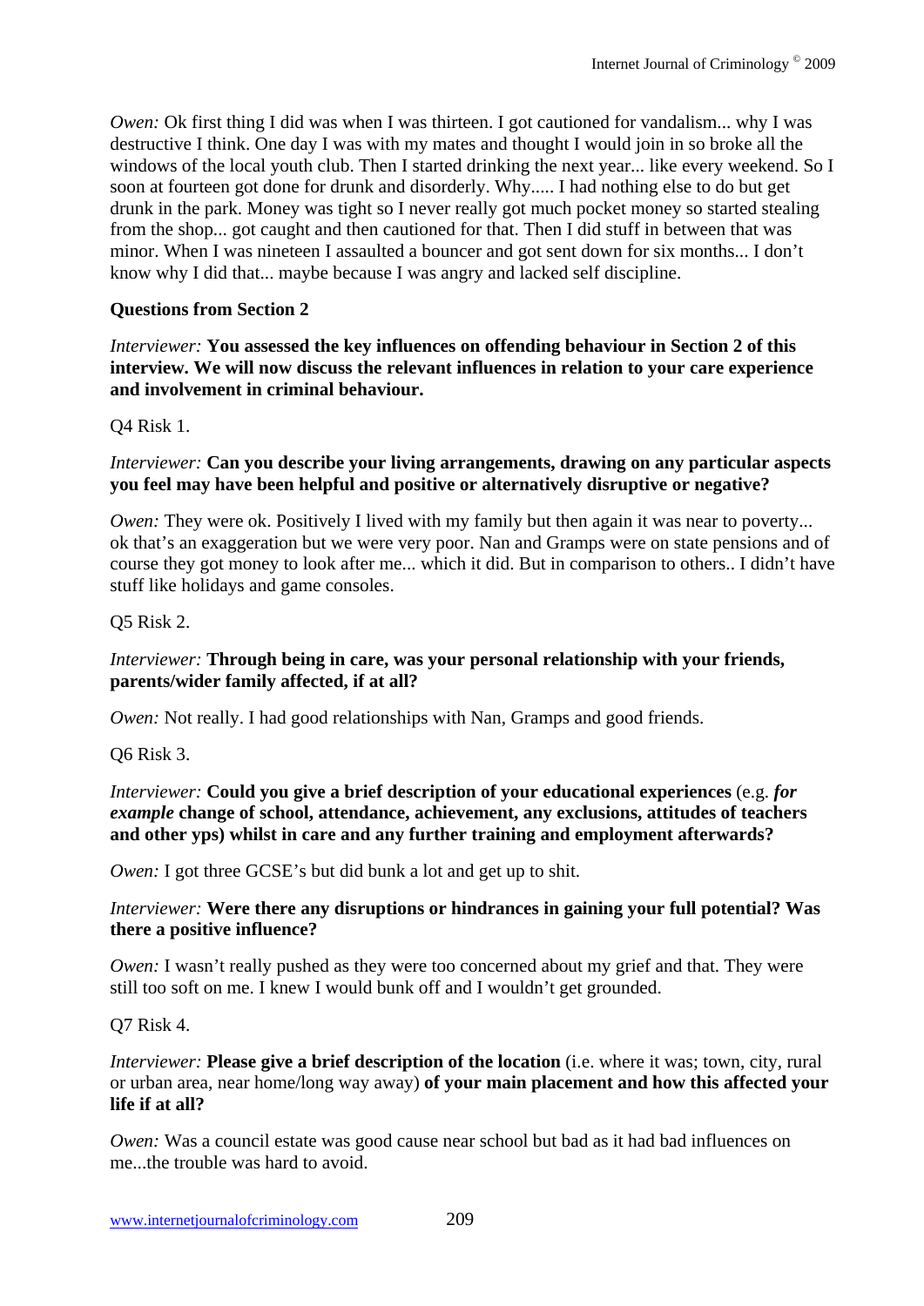*Owen:* Ok first thing I did was when I was thirteen. I got cautioned for vandalism... why I was destructive I think. One day I was with my mates and thought I would join in so broke all the windows of the local youth club. Then I started drinking the next year... like every weekend. So I soon at fourteen got done for drunk and disorderly. Why..... I had nothing else to do but get drunk in the park. Money was tight so I never really got much pocket money so started stealing from the shop... got caught and then cautioned for that. Then I did stuff in between that was minor. When I was nineteen I assaulted a bouncer and got sent down for six months... I don't know why I did that... maybe because I was angry and lacked self discipline.

**Questions from Section 2**

*Interviewer:* **You assessed the key influences on offending behaviour in Section 2 of this interview. We will now discuss the relevant influences in relation to your care experience and involvement in criminal behaviour.**

Q4 Risk 1.

*Interviewer:* **Can you describe your living arrangements, drawing on any particular aspects you feel may have been helpful and positive or alternatively disruptive or negative?**

*Owen:* They were ok. Positively I lived with my family but then again it was near to poverty... ok that's an exaggeration but we were very poor. Nan and Gramps were on state pensions and of course they got money to look after me... which it did. But in comparison to others.. I didn't have stuff like holidays and game consoles.

Q5 Risk 2.

*Interviewer:* **Through being in care, was your personal relationship with your friends, parents/wider family affected, if at all?**

*Owen:* Not really. I had good relationships with Nan, Gramps and good friends.

Q6 Risk 3.

*Interviewer:* **Could you give a brief description of your educational experiences** (e.g. ***for example*** **change of school, attendance, achievement, any exclusions, attitudes of teachers and other yps) whilst in care and any further training and employment afterwards?**

*Owen:* I got three GCSE's but did bunk a lot and get up to shit.

*Interviewer:* **Were there any disruptions or hindrances in gaining your full potential? Was there a positive influence?**

*Owen:* I wasn't really pushed as they were too concerned about my grief and that. They were still too soft on me. I knew I would bunk off and I wouldn't get grounded.

Q7 Risk 4.

*Interviewer:* **Please give a brief description of the location** (i.e. where it was; town, city, rural or urban area, near home/long way away) **of your main placement and how this affected your life if at all?**

*Owen:* Was a council estate was good cause near school but bad as it had bad influences on me...the trouble was hard to avoid.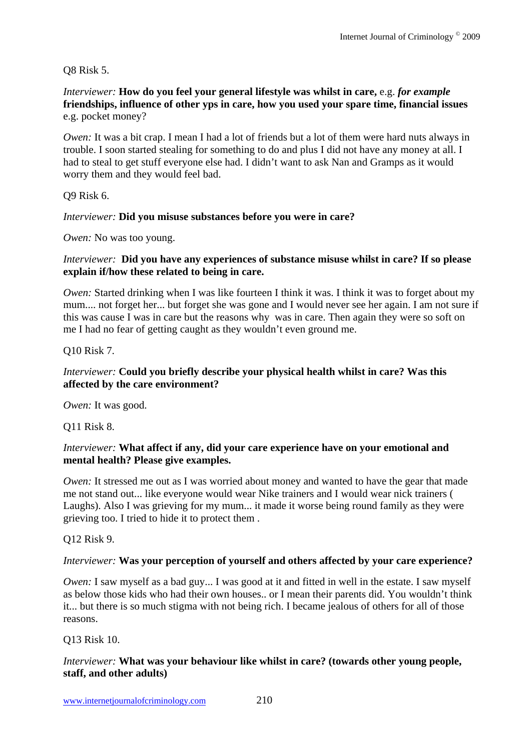Q8 Risk 5.

*Interviewer:* **How do you feel your general lifestyle was whilst in care,** e.g. ***for example*** **friendships, influence of other yps in care, how you used your spare time, financial issues** e.g. pocket money?

*Owen:* It was a bit crap. I mean I had a lot of friends but a lot of them were hard nuts always in trouble. I soon started stealing for something to do and plus I did not have any money at all. I had to steal to get stuff everyone else had. I didn't want to ask Nan and Gramps as it would worry them and they would feel bad.

Q9 Risk 6.

*Interviewer:* **Did you misuse substances before you were in care?**

*Owen:* No was too young.

*Interviewer:* **Did you have any experiences of substance misuse whilst in care? If so please explain if/how these related to being in care.**

*Owen:* Started drinking when I was like fourteen I think it was. I think it was to forget about my mum.... not forget her... but forget she was gone and I would never see her again. I am not sure if this was cause I was in care but the reasons why was in care. Then again they were so soft on me I had no fear of getting caught as they wouldn't even ground me.

Q10 Risk 7.

*Interviewer:* **Could you briefly describe your physical health whilst in care? Was this affected by the care environment?**

*Owen:* It was good.

Q11 Risk 8.

*Interviewer:* **What affect if any, did your care experience have on your emotional and mental health? Please give examples.**

*Owen:* It stressed me out as I was worried about money and wanted to have the gear that made me not stand out... like everyone would wear Nike trainers and I would wear nick trainers ( Laughs). Also I was grieving for my mum... it made it worse being round family as they were grieving too. I tried to hide it to protect them .

Q12 Risk 9.

*Interviewer:* **Was your perception of yourself and others affected by your care experience?**

*Owen:* I saw myself as a bad guy... I was good at it and fitted in well in the estate. I saw myself as below those kids who had their own houses.. or I mean their parents did. You wouldn't think it... but there is so much stigma with not being rich. I became jealous of others for all of those reasons.

Q13 Risk 10.

*Interviewer:* **What was your behaviour like whilst in care? (towards other young people, staff, and other adults)**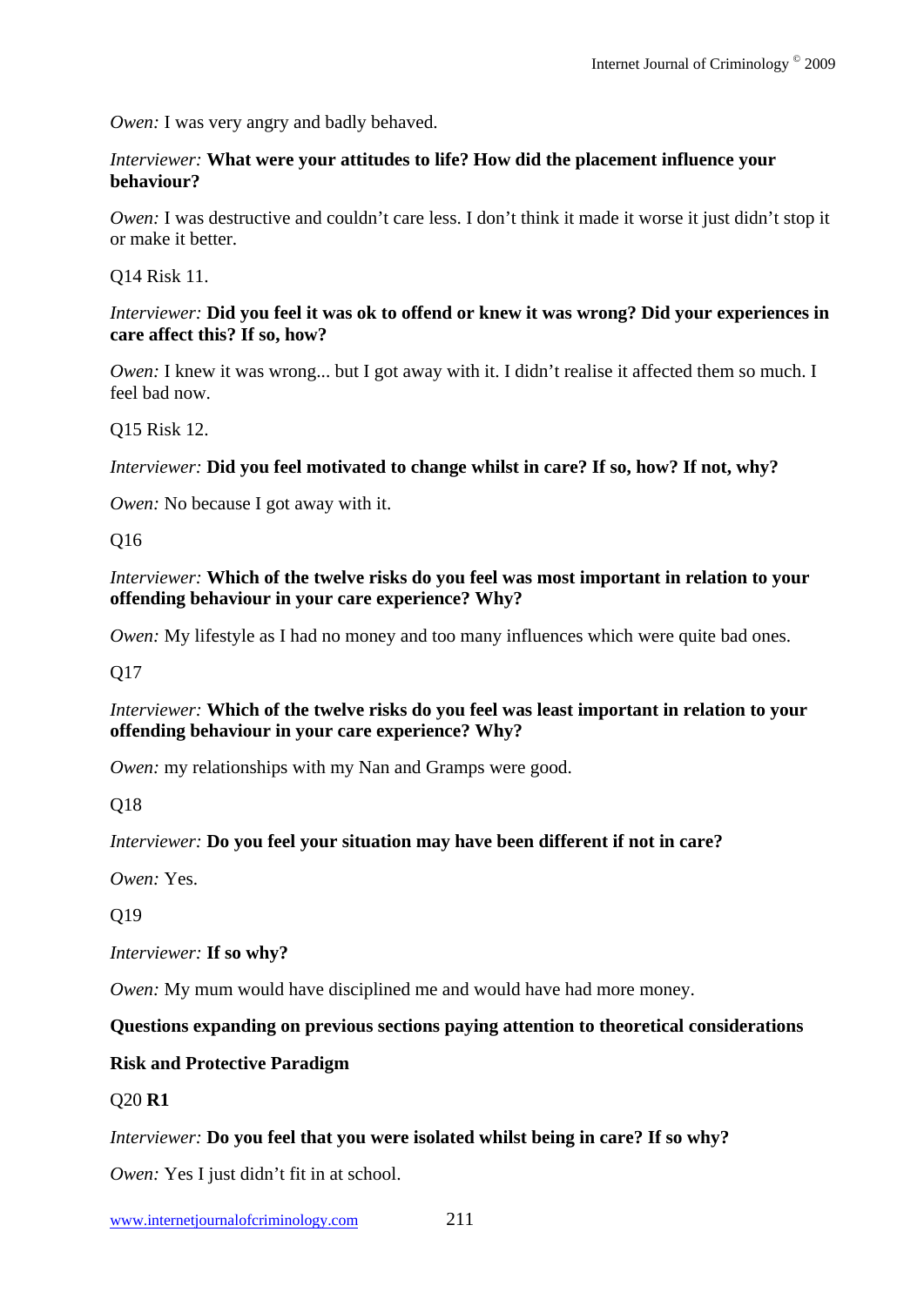*Owen:* I was very angry and badly behaved.

*Interviewer:* **What were your attitudes to life? How did the placement influence your behaviour?**

*Owen:* I was destructive and couldn't care less. I don't think it made it worse it just didn't stop it or make it better.

Q14 Risk 11.

*Interviewer:* **Did you feel it was ok to offend or knew it was wrong? Did your experiences in care affect this? If so, how?**

*Owen:* I knew it was wrong... but I got away with it. I didn't realise it affected them so much. I feel bad now.

Q15 Risk 12.

*Interviewer:* **Did you feel motivated to change whilst in care? If so, how? If not, why?**

*Owen:* No because I got away with it.

Q16

*Interviewer:* **Which of the twelve risks do you feel was most important in relation to your offending behaviour in your care experience? Why?**

*Owen:* My lifestyle as I had no money and too many influences which were quite bad ones.

Q17

*Interviewer:* **Which of the twelve risks do you feel was least important in relation to your offending behaviour in your care experience? Why?**

*Owen:* my relationships with my Nan and Gramps were good.

Q18

*Interviewer:* **Do you feel your situation may have been different if not in care?**

*Owen:* Yes.

Q19

*Interviewer:* **If so why?**

*Owen:* My mum would have disciplined me and would have had more money.

**Questions expanding on previous sections paying attention to theoretical considerations**

**Risk and Protective Paradigm**

Q20 **R1**

*Interviewer:* **Do you feel that you were isolated whilst being in care? If so why?**

*Owen:* Yes I just didn't fit in at school.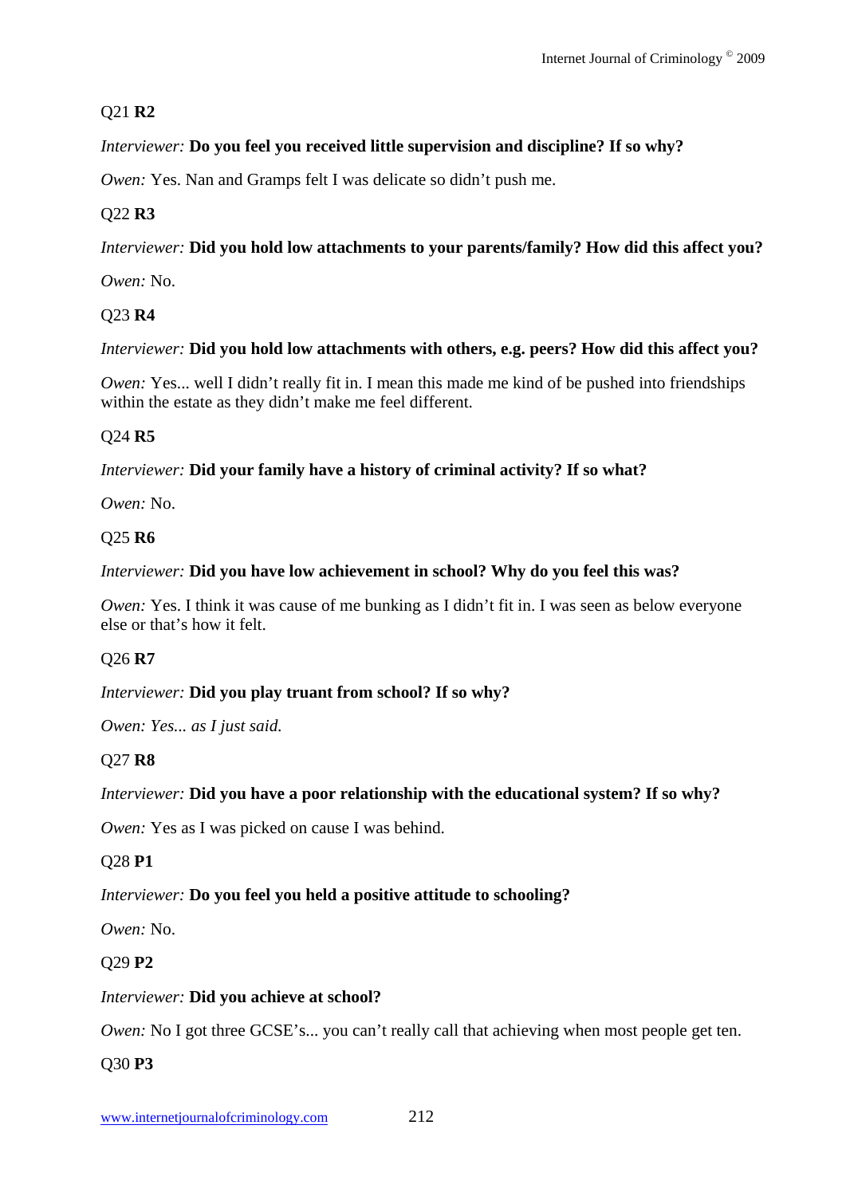Q21 **R2**

*Interviewer:* **Do you feel you received little supervision and discipline? If so why?**

*Owen:* Yes. Nan and Gramps felt I was delicate so didn't push me.

Q22 **R3**

*Interviewer:* **Did you hold low attachments to your parents/family? How did this affect you?**

*Owen:* No.

Q23 **R4**

*Interviewer:* **Did you hold low attachments with others, e.g. peers? How did this affect you?**

*Owen:* Yes... well I didn't really fit in. I mean this made me kind of be pushed into friendships within the estate as they didn't make me feel different.

Q24 **R5**

*Interviewer:* **Did your family have a history of criminal activity? If so what?**

*Owen:* No.

Q25 **R6**

*Interviewer:* **Did you have low achievement in school? Why do you feel this was?**

*Owen:* Yes. I think it was cause of me bunking as I didn't fit in. I was seen as below everyone else or that's how it felt.

Q26 **R7**

*Interviewer:* **Did you play truant from school? If so why?**

*Owen: Yes... as I just said.*

Q27 **R8**

*Interviewer:* **Did you have a poor relationship with the educational system? If so why?**

*Owen:* Yes as I was picked on cause I was behind.

Q28 **P1**

*Interviewer:* **Do you feel you held a positive attitude to schooling?**

*Owen:* No.

Q29 **P2**

*Interviewer:* **Did you achieve at school?**

*Owen:* No I got three GCSE's... you can't really call that achieving when most people get ten.

Q30 **P3**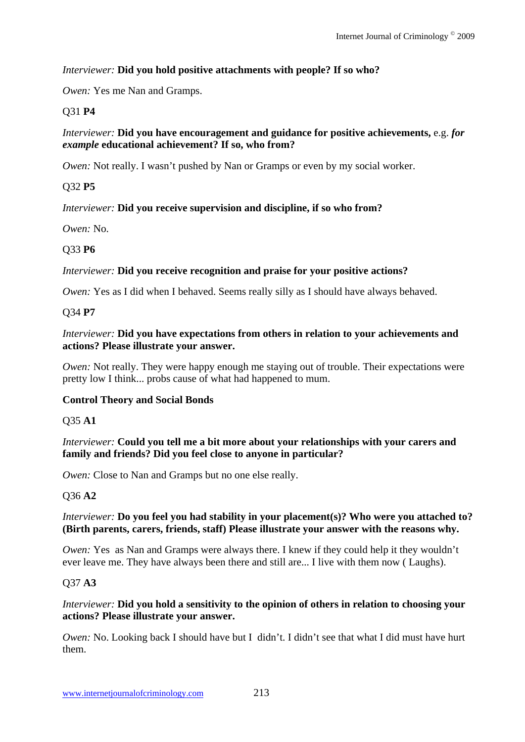*Interviewer:* **Did you hold positive attachments with people? If so who?**

*Owen:* Yes me Nan and Gramps.

Q31 **P4**

*Interviewer:* **Did you have encouragement and guidance for positive achievements,** e.g. ***for example*** **educational achievement? If so, who from?**

*Owen:* Not really. I wasn't pushed by Nan or Gramps or even by my social worker.

Q32 **P5**

*Interviewer:* **Did you receive supervision and discipline, if so who from?**

*Owen:* No.

Q33 **P6**

*Interviewer:* **Did you receive recognition and praise for your positive actions?**

*Owen:* Yes as I did when I behaved. Seems really silly as I should have always behaved.

Q34 **P7**

*Interviewer:* **Did you have expectations from others in relation to your achievements and actions? Please illustrate your answer.**

*Owen:* Not really. They were happy enough me staying out of trouble. Their expectations were pretty low I think... probs cause of what had happened to mum.

**Control Theory and Social Bonds**

Q35 **A1**

*Interviewer:* **Could you tell me a bit more about your relationships with your carers and family and friends? Did you feel close to anyone in particular?**

*Owen:* Close to Nan and Gramps but no one else really.

Q36 **A2**

*Interviewer:* **Do you feel you had stability in your placement(s)? Who were you attached to? (Birth parents, carers, friends, staff) Please illustrate your answer with the reasons why.**

*Owen:* Yes as Nan and Gramps were always there. I knew if they could help it they wouldn't ever leave me. They have always been there and still are... I live with them now ( Laughs).

Q37 **A3**

*Interviewer:* **Did you hold a sensitivity to the opinion of others in relation to choosing your actions? Please illustrate your answer.**

*Owen:* No. Looking back I should have but I didn't. I didn't see that what I did must have hurt them.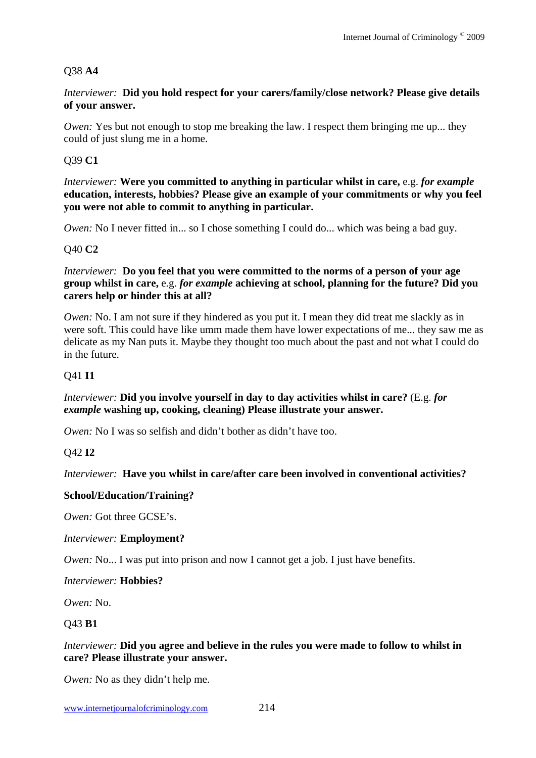Q38 **A4**

*Interviewer:* **Did you hold respect for your carers/family/close network? Please give details of your answer.**

*Owen:* Yes but not enough to stop me breaking the law. I respect them bringing me up... they could of just slung me in a home.

Q39 **C1**

*Interviewer:* **Were you committed to anything in particular whilst in care,** e.g. ***for example*** **education, interests, hobbies? Please give an example of your commitments or why you feel you were not able to commit to anything in particular.**

*Owen:* No I never fitted in... so I chose something I could do... which was being a bad guy.

Q40 **C2**

*Interviewer:* **Do you feel that you were committed to the norms of a person of your age group whilst in care,** e.g. ***for example*** **achieving at school, planning for the future? Did you carers help or hinder this at all?**

*Owen:* No. I am not sure if they hindered as you put it. I mean they did treat me slackly as in were soft. This could have like umm made them have lower expectations of me... they saw me as delicate as my Nan puts it. Maybe they thought too much about the past and not what I could do in the future.

Q41 **I1**

*Interviewer:* **Did you involve yourself in day to day activities whilst in care?** (E.g. ***for example*** **washing up, cooking, cleaning) Please illustrate your answer.**

*Owen:* No I was so selfish and didn't bother as didn't have too.

Q42 **I2**

*Interviewer:* **Have you whilst in care/after care been involved in conventional activities?**

**School/Education/Training?**

*Owen:* Got three GCSE's.

*Interviewer:* **Employment?**

*Owen:* No... I was put into prison and now I cannot get a job. I just have benefits.

*Interviewer:* **Hobbies?**

*Owen:* No.

Q43 **B1**

*Interviewer:* **Did you agree and believe in the rules you were made to follow to whilst in care? Please illustrate your answer.**

*Owen:* No as they didn't help me.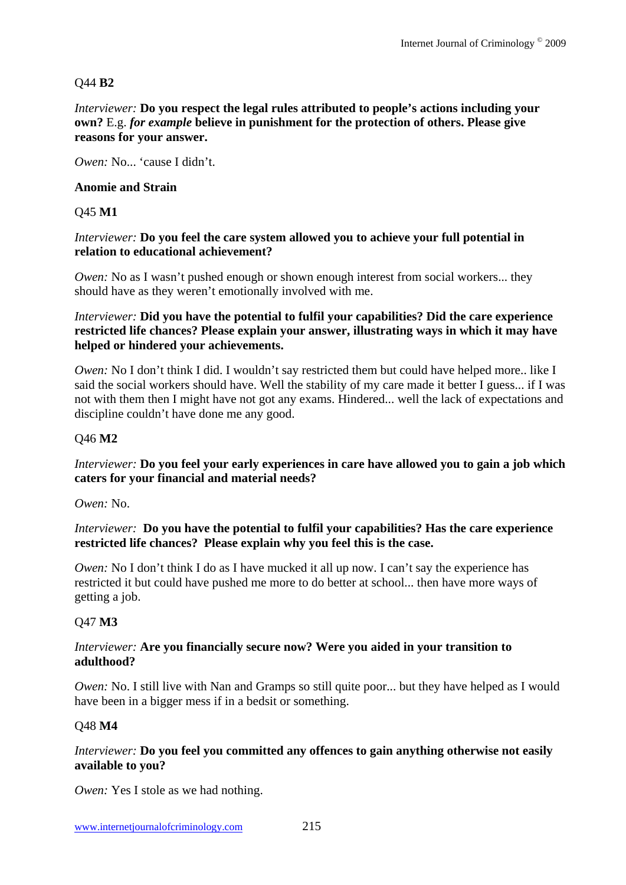Q44 **B2**

*Interviewer:* **Do you respect the legal rules attributed to people's actions including your own?** E.g. ***for example*** **believe in punishment for the protection of others. Please give reasons for your answer.**

*Owen:* No... 'cause I didn't.

**Anomie and Strain**

Q45 **M1**

*Interviewer:* **Do you feel the care system allowed you to achieve your full potential in relation to educational achievement?**

*Owen:* No as I wasn't pushed enough or shown enough interest from social workers... they should have as they weren't emotionally involved with me.

*Interviewer:* **Did you have the potential to fulfil your capabilities? Did the care experience restricted life chances? Please explain your answer, illustrating ways in which it may have helped or hindered your achievements.**

*Owen:* No I don't think I did. I wouldn't say restricted them but could have helped more.. like I said the social workers should have. Well the stability of my care made it better I guess... if I was not with them then I might have not got any exams. Hindered... well the lack of expectations and discipline couldn't have done me any good.

Q46 **M2**

*Interviewer:* **Do you feel your early experiences in care have allowed you to gain a job which caters for your financial and material needs?**

*Owen:* No.

*Interviewer:* **Do you have the potential to fulfil your capabilities? Has the care experience restricted life chances? Please explain why you feel this is the case.**

*Owen:* No I don't think I do as I have mucked it all up now. I can't say the experience has restricted it but could have pushed me more to do better at school... then have more ways of getting a job.

Q47 **M3**

*Interviewer:* **Are you financially secure now? Were you aided in your transition to adulthood?**

*Owen:* No. I still live with Nan and Gramps so still quite poor... but they have helped as I would have been in a bigger mess if in a bedsit or something.

Q48 **M4**

*Interviewer:* **Do you feel you committed any offences to gain anything otherwise not easily available to you?**

*Owen:* Yes I stole as we had nothing.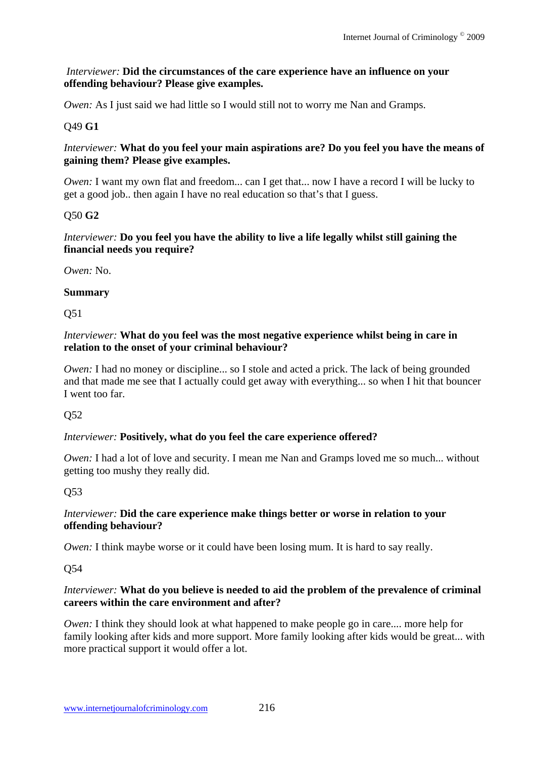*Interviewer:* **Did the circumstances of the care experience have an influence on your offending behaviour? Please give examples.**

*Owen:* As I just said we had little so I would still not to worry me Nan and Gramps.

Q49 **G1**

*Interviewer:* **What do you feel your main aspirations are? Do you feel you have the means of gaining them? Please give examples.**

*Owen:* I want my own flat and freedom... can I get that... now I have a record I will be lucky to get a good job.. then again I have no real education so that's that I guess.

Q50 **G2**

*Interviewer:* **Do you feel you have the ability to live a life legally whilst still gaining the financial needs you require?**

*Owen:* No.

**Summary**

Q51

*Interviewer:* **What do you feel was the most negative experience whilst being in care in relation to the onset of your criminal behaviour?**

*Owen:* I had no money or discipline... so I stole and acted a prick. The lack of being grounded and that made me see that I actually could get away with everything... so when I hit that bouncer I went too far.

Q52

*Interviewer:* **Positively, what do you feel the care experience offered?**

*Owen:* I had a lot of love and security. I mean me Nan and Gramps loved me so much... without getting too mushy they really did.

Q53

*Interviewer:* **Did the care experience make things better or worse in relation to your offending behaviour?**

*Owen:* I think maybe worse or it could have been losing mum. It is hard to say really.

Q54

*Interviewer:* **What do you believe is needed to aid the problem of the prevalence of criminal careers within the care environment and after?**

*Owen:* I think they should look at what happened to make people go in care.... more help for family looking after kids and more support. More family looking after kids would be great... with more practical support it would offer a lot.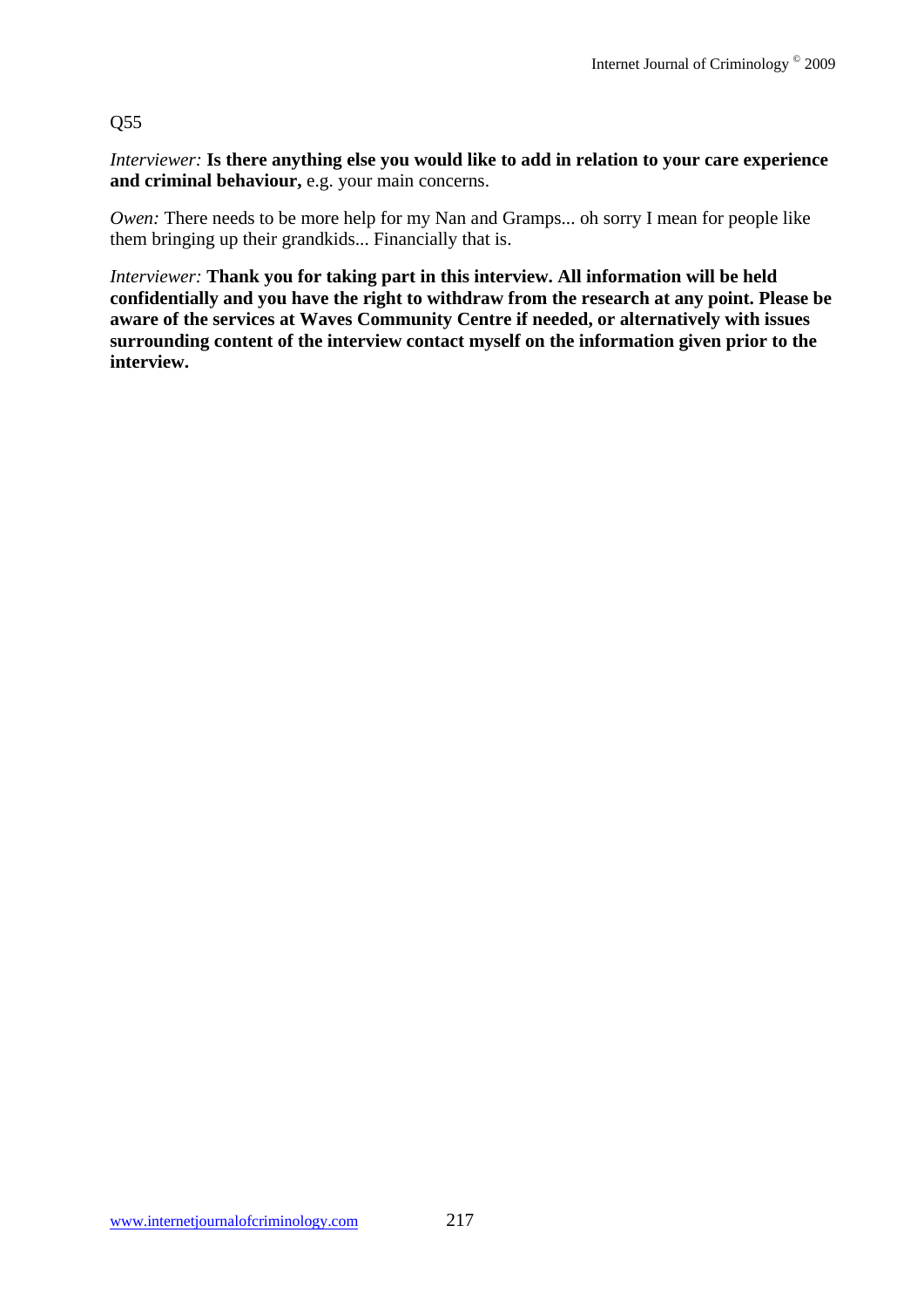Q55

*Interviewer:* **Is there anything else you would like to add in relation to your care experience and criminal behaviour,** e.g. your main concerns.

*Owen:* There needs to be more help for my Nan and Gramps... oh sorry I mean for people like them bringing up their grandkids... Financially that is.

*Interviewer:* **Thank you for taking part in this interview. All information will be held confidentially and you have the right to withdraw from the research at any point. Please be aware of the services at Waves Community Centre if needed, or alternatively with issues surrounding content of the interview contact myself on the information given prior to the interview.**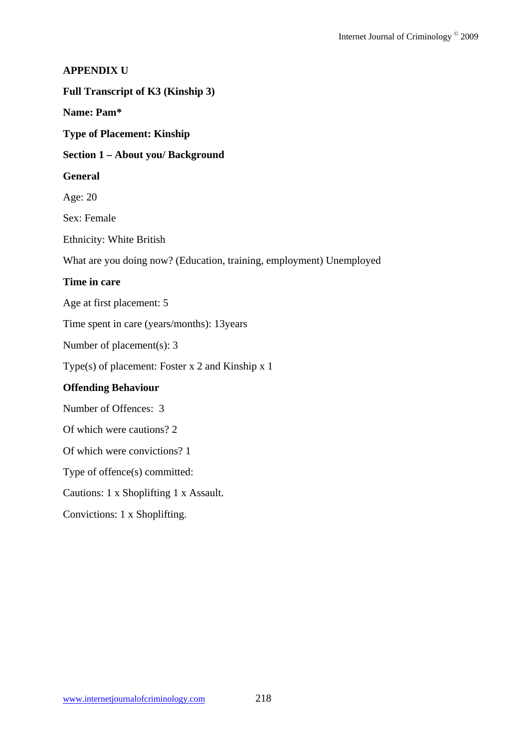**APPENDIX U**

**Full Transcript of K3 (Kinship 3)**

**Name: Pam***

**Type of Placement: Kinship**

**Section 1 – About you/ Background**

**General**

Age: 20

Sex: Female

Ethnicity: White British

What are you doing now? (Education, training, employment) Unemployed

**Time in care**

Age at first placement: 5

Time spent in care (years/months): 13years

Number of placement(s): 3

Type(s) of placement: Foster x 2 and Kinship x 1

**Offending Behaviour**

Number of Offences: 3

Of which were cautions? 2

Of which were convictions? 1

Type of offence(s) committed:

Cautions: 1 x Shoplifting 1 x Assault.

Convictions: 1 x Shoplifting.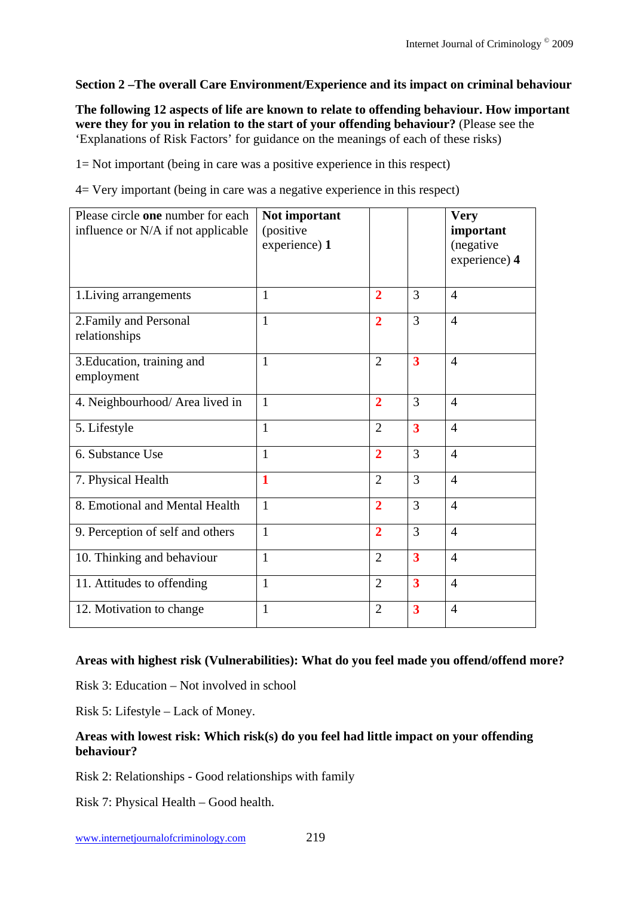**Section 2 –The overall Care Environment/Experience and its impact on criminal behaviour**

**The following 12 aspects of life are known to relate to offending behaviour. How important were they for you in relation to the start of your offending behaviour?** (Please see the 'Explanations of Risk Factors' for guidance on the meanings of each of these risks)

1= Not important (being in care was a positive experience in this respect)

4= Very important (being in care was a negative experience in this respect)

| Please circle **one** number for each influence or N/A if not applicable | **Not important** (positive experience) **1** | | | **Very important** (negative experience) **4** |
|---|---|---|---|---|
| 1.Living arrangements | 1 | **2** | 3 | 4 |
| 2.Family and Personal relationships | 1 | **2** | 3 | 4 |
| 3.Education, training and employment | 1 | 2 | **3** | 4 |
| 4. Neighbourhood/ Area lived in | 1 | **2** | 3 | 4 |
| 5. Lifestyle | 1 | 2 | **3** | 4 |
| 6. Substance Use | 1 | **2** | 3 | 4 |
| 7. Physical Health | **1** | 2 | 3 | 4 |
| 8. Emotional and Mental Health | 1 | **2** | 3 | 4 |
| 9. Perception of self and others | 1 | **2** | 3 | 4 |
| 10. Thinking and behaviour | 1 | 2 | **3** | 4 |
| 11. Attitudes to offending | 1 | 2 | **3** | 4 |
| 12. Motivation to change | 1 | 2 | **3** | 4 |

**Areas with highest risk (Vulnerabilities): What do you feel made you offend/offend more?**

Risk 3: Education – Not involved in school

Risk 5: Lifestyle – Lack of Money.

**Areas with lowest risk: Which risk(s) do you feel had little impact on your offending behaviour?**

Risk 2: Relationships - Good relationships with family

Risk 7: Physical Health – Good health.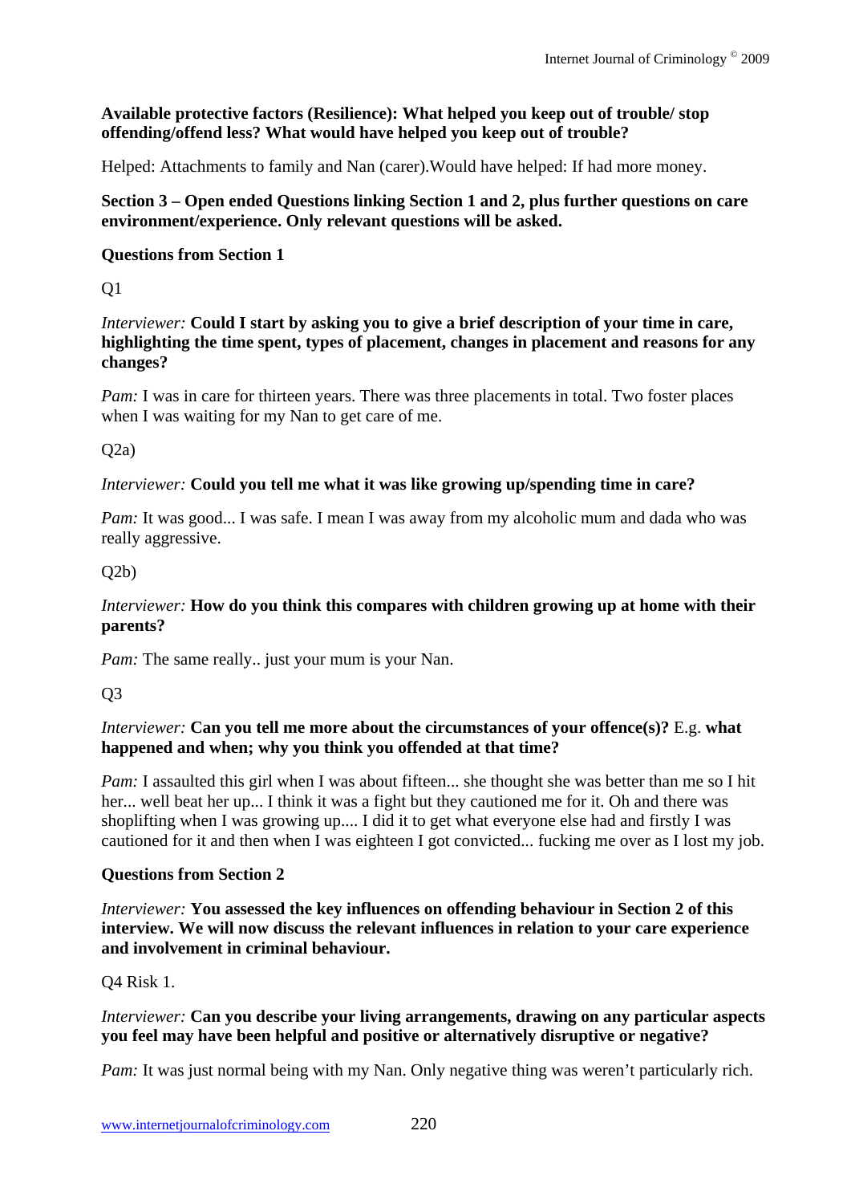**Available protective factors (Resilience): What helped you keep out of trouble/ stop offending/offend less? What would have helped you keep out of trouble?**

Helped: Attachments to family and Nan (carer).Would have helped: If had more money.

**Section 3 – Open ended Questions linking Section 1 and 2, plus further questions on care environment/experience. Only relevant questions will be asked.**

**Questions from Section 1**

Q1

*Interviewer:* **Could I start by asking you to give a brief description of your time in care, highlighting the time spent, types of placement, changes in placement and reasons for any changes?**

*Pam:* I was in care for thirteen years. There was three placements in total. Two foster places when I was waiting for my Nan to get care of me.

Q2a)

*Interviewer:* **Could you tell me what it was like growing up/spending time in care?**

*Pam:* It was good... I was safe. I mean I was away from my alcoholic mum and dada who was really aggressive.

Q2b)

*Interviewer:* **How do you think this compares with children growing up at home with their parents?**

*Pam:* The same really.. just your mum is your Nan.

Q3

*Interviewer:* **Can you tell me more about the circumstances of your offence(s)?** E.g. **what happened and when; why you think you offended at that time?**

*Pam:* I assaulted this girl when I was about fifteen... she thought she was better than me so I hit her... well beat her up... I think it was a fight but they cautioned me for it. Oh and there was shoplifting when I was growing up.... I did it to get what everyone else had and firstly I was cautioned for it and then when I was eighteen I got convicted... fucking me over as I lost my job.

**Questions from Section 2**

*Interviewer:* **You assessed the key influences on offending behaviour in Section 2 of this interview. We will now discuss the relevant influences in relation to your care experience and involvement in criminal behaviour.**

Q4 Risk 1.

*Interviewer:* **Can you describe your living arrangements, drawing on any particular aspects you feel may have been helpful and positive or alternatively disruptive or negative?**

*Pam:* It was just normal being with my Nan. Only negative thing was weren't particularly rich.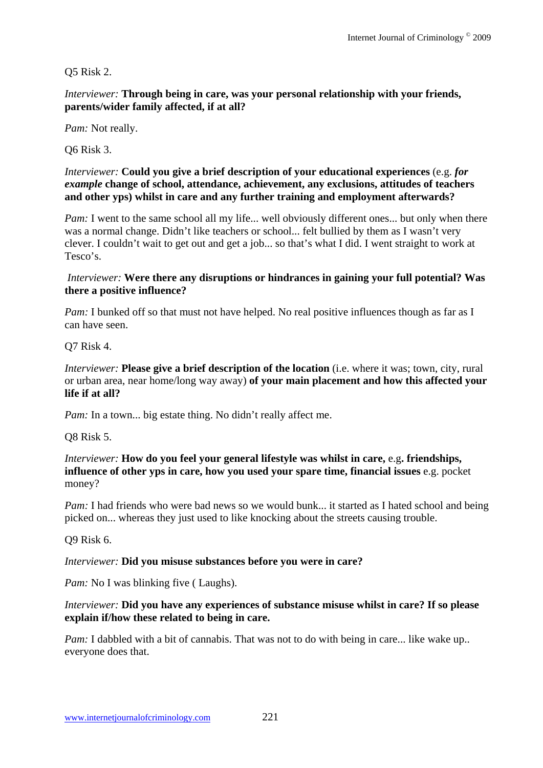Q5 Risk 2.

*Interviewer:* **Through being in care, was your personal relationship with your friends, parents/wider family affected, if at all?**

*Pam:* Not really.

Q6 Risk 3.

*Interviewer:* **Could you give a brief description of your educational experiences** (e.g. ***for example*** **change of school, attendance, achievement, any exclusions, attitudes of teachers and other yps) whilst in care and any further training and employment afterwards?**

*Pam:* I went to the same school all my life... well obviously different ones... but only when there was a normal change. Didn't like teachers or school... felt bullied by them as I wasn't very clever. I couldn't wait to get out and get a job... so that's what I did. I went straight to work at Tesco's.

*Interviewer:* **Were there any disruptions or hindrances in gaining your full potential? Was there a positive influence?**

*Pam:* I bunked off so that must not have helped. No real positive influences though as far as I can have seen.

Q7 Risk 4.

*Interviewer:* **Please give a brief description of the location** (i.e. where it was; town, city, rural or urban area, near home/long way away) **of your main placement and how this affected your life if at all?**

*Pam:* In a town... big estate thing. No didn't really affect me.

Q8 Risk 5.

*Interviewer:* **How do you feel your general lifestyle was whilst in care,** e.g**. friendships, influence of other yps in care, how you used your spare time, financial issues** e.g. pocket money?

*Pam:* I had friends who were bad news so we would bunk... it started as I hated school and being picked on... whereas they just used to like knocking about the streets causing trouble.

Q9 Risk 6.

*Interviewer:* **Did you misuse substances before you were in care?**

*Pam:* No I was blinking five ( Laughs).

*Interviewer:* **Did you have any experiences of substance misuse whilst in care? If so please explain if/how these related to being in care.**

*Pam:* I dabbled with a bit of cannabis. That was not to do with being in care... like wake up.. everyone does that.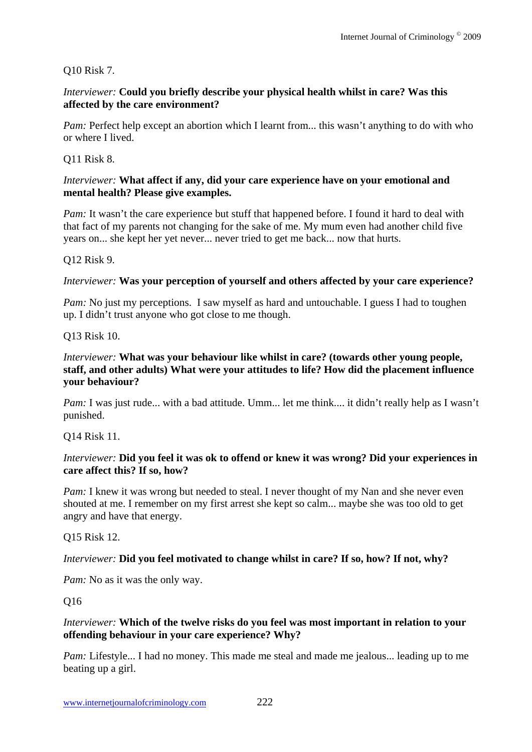Q10 Risk 7.

*Interviewer:* **Could you briefly describe your physical health whilst in care? Was this affected by the care environment?**

*Pam:* Perfect help except an abortion which I learnt from... this wasn't anything to do with who or where I lived.

Q11 Risk 8.

*Interviewer:* **What affect if any, did your care experience have on your emotional and mental health? Please give examples.**

*Pam:* It wasn't the care experience but stuff that happened before. I found it hard to deal with that fact of my parents not changing for the sake of me. My mum even had another child five years on... she kept her yet never... never tried to get me back... now that hurts.

Q12 Risk 9.

*Interviewer:* **Was your perception of yourself and others affected by your care experience?**

*Pam:* No just my perceptions. I saw myself as hard and untouchable. I guess I had to toughen up. I didn't trust anyone who got close to me though.

Q13 Risk 10.

*Interviewer:* **What was your behaviour like whilst in care? (towards other young people, staff, and other adults) What were your attitudes to life? How did the placement influence your behaviour?**

*Pam:* I was just rude... with a bad attitude. Umm... let me think.... it didn't really help as I wasn't punished.

Q14 Risk 11.

*Interviewer:* **Did you feel it was ok to offend or knew it was wrong? Did your experiences in care affect this? If so, how?**

*Pam:* I knew it was wrong but needed to steal. I never thought of my Nan and she never even shouted at me. I remember on my first arrest she kept so calm... maybe she was too old to get angry and have that energy.

Q15 Risk 12.

*Interviewer:* **Did you feel motivated to change whilst in care? If so, how? If not, why?**

*Pam:* No as it was the only way.

Q16

*Interviewer:* **Which of the twelve risks do you feel was most important in relation to your offending behaviour in your care experience? Why?**

*Pam:* Lifestyle... I had no money. This made me steal and made me jealous... leading up to me beating up a girl.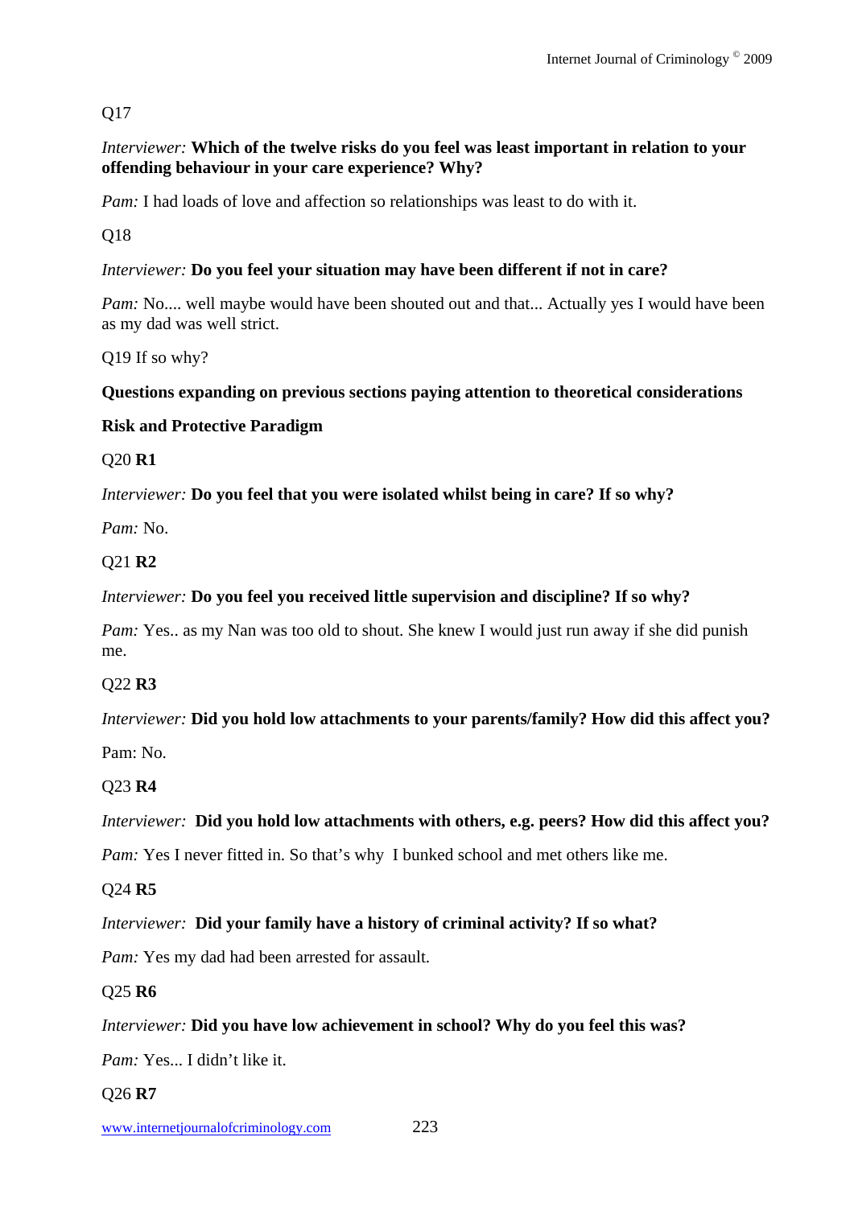Q17

*Interviewer:* **Which of the twelve risks do you feel was least important in relation to your offending behaviour in your care experience? Why?**

*Pam:* I had loads of love and affection so relationships was least to do with it.

Q18

*Interviewer:* **Do you feel your situation may have been different if not in care?**

*Pam:* No.... well maybe would have been shouted out and that... Actually yes I would have been as my dad was well strict.

Q19 If so why?

**Questions expanding on previous sections paying attention to theoretical considerations**

**Risk and Protective Paradigm**

Q20 **R1**

*Interviewer:* **Do you feel that you were isolated whilst being in care? If so why?**

*Pam:* No.

Q21 **R2**

*Interviewer:* **Do you feel you received little supervision and discipline? If so why?**

*Pam:* Yes.. as my Nan was too old to shout. She knew I would just run away if she did punish me.

Q22 **R3**

*Interviewer:* **Did you hold low attachments to your parents/family? How did this affect you?**

Pam: No.

Q23 **R4**

*Interviewer:* **Did you hold low attachments with others, e.g. peers? How did this affect you?**

*Pam:* Yes I never fitted in. So that's why I bunked school and met others like me.

Q24 **R5**

*Interviewer:* **Did your family have a history of criminal activity? If so what?**

*Pam:* Yes my dad had been arrested for assault.

Q25 **R6**

*Interviewer:* **Did you have low achievement in school? Why do you feel this was?**

*Pam:* Yes... I didn't like it.

Q26 **R7**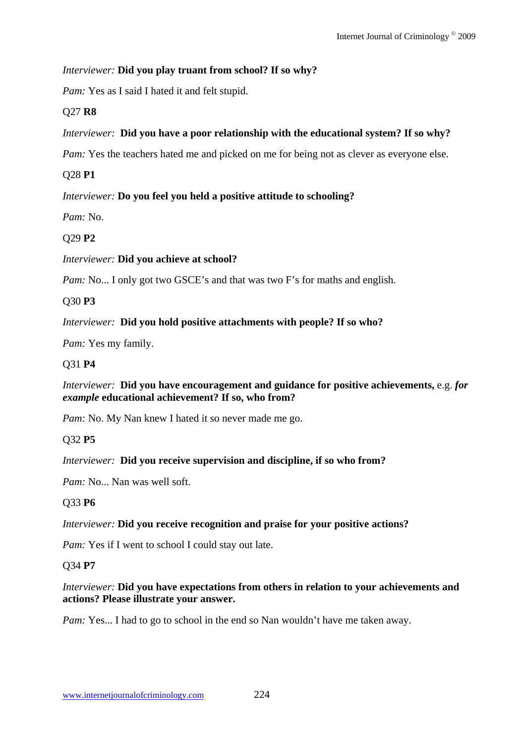*Interviewer:* **Did you play truant from school? If so why?**

*Pam:* Yes as I said I hated it and felt stupid.

Q27 **R8**

*Interviewer:* **Did you have a poor relationship with the educational system? If so why?**

*Pam:* Yes the teachers hated me and picked on me for being not as clever as everyone else.

Q28 **P1**

*Interviewer:* **Do you feel you held a positive attitude to schooling?**

*Pam:* No.

Q29 **P2**

*Interviewer:* **Did you achieve at school?**

*Pam:* No... I only got two GSCE's and that was two F's for maths and english.

Q30 **P3**

*Interviewer:* **Did you hold positive attachments with people? If so who?**

*Pam:* Yes my family.

Q31 **P4**

*Interviewer:* **Did you have encouragement and guidance for positive achievements,** e.g. ***for example*** **educational achievement? If so, who from?**

*Pam:* No. My Nan knew I hated it so never made me go.

Q32 **P5**

*Interviewer:* **Did you receive supervision and discipline, if so who from?**

*Pam:* No... Nan was well soft.

Q33 **P6**

*Interviewer:* **Did you receive recognition and praise for your positive actions?**

*Pam:* Yes if I went to school I could stay out late.

Q34 **P7**

*Interviewer:* **Did you have expectations from others in relation to your achievements and actions? Please illustrate your answer.**

*Pam:* Yes... I had to go to school in the end so Nan wouldn't have me taken away.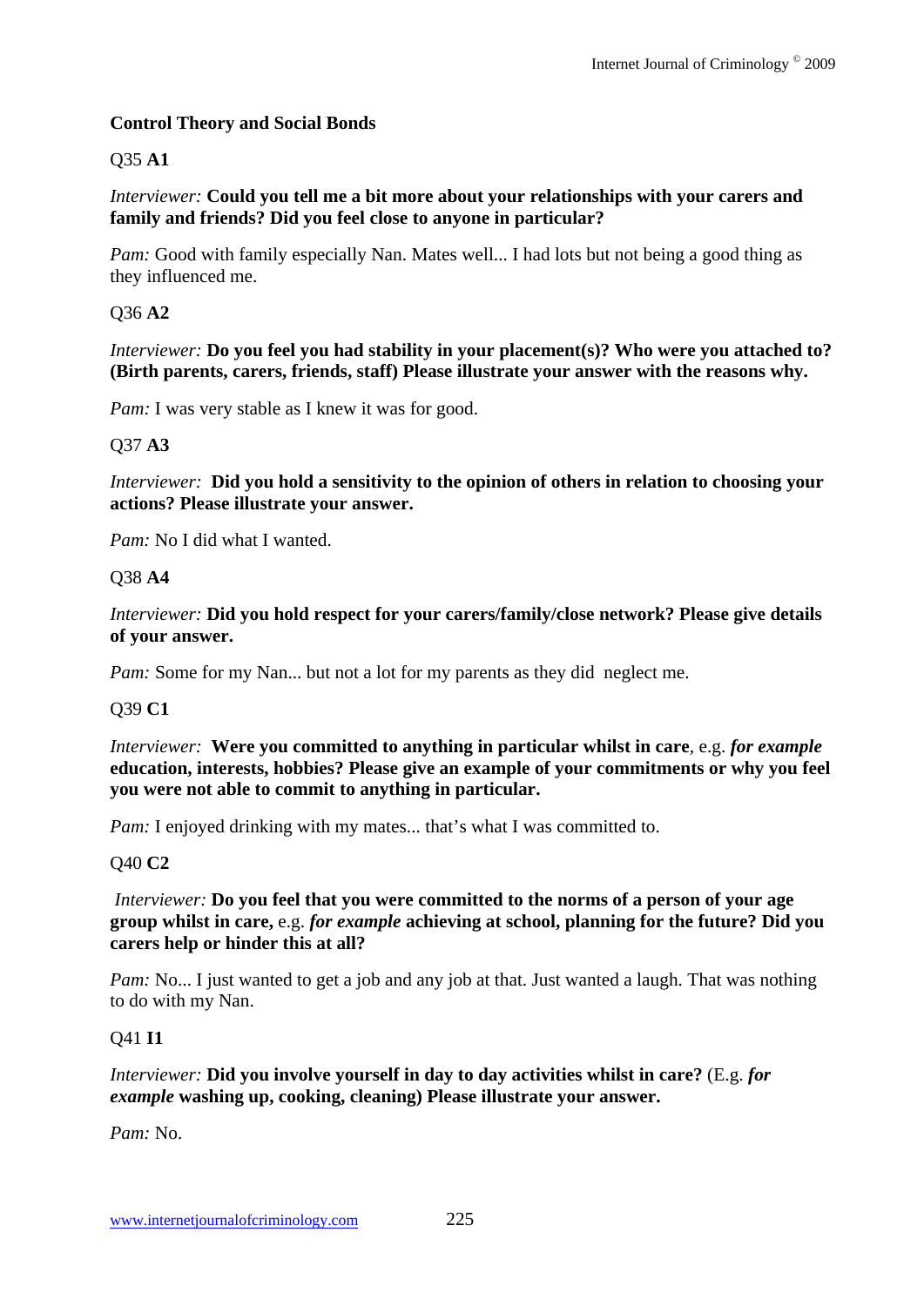**Control Theory and Social Bonds**

Q35 **A1**

*Interviewer:* **Could you tell me a bit more about your relationships with your carers and family and friends? Did you feel close to anyone in particular?**

*Pam:* Good with family especially Nan. Mates well... I had lots but not being a good thing as they influenced me.

Q36 **A2**

*Interviewer:* **Do you feel you had stability in your placement(s)? Who were you attached to? (Birth parents, carers, friends, staff) Please illustrate your answer with the reasons why.**

*Pam:* I was very stable as I knew it was for good.

Q37 **A3**

*Interviewer:* **Did you hold a sensitivity to the opinion of others in relation to choosing your actions? Please illustrate your answer.**

*Pam:* No I did what I wanted.

Q38 **A4**

*Interviewer:* **Did you hold respect for your carers/family/close network? Please give details of your answer.**

*Pam:* Some for my Nan... but not a lot for my parents as they did neglect me.

Q39 **C1**

*Interviewer:* **Were you committed to anything in particular whilst in care**, e.g. ***for example*** **education, interests, hobbies? Please give an example of your commitments or why you feel you were not able to commit to anything in particular.**

*Pam:* I enjoyed drinking with my mates... that's what I was committed to.

Q40 **C2**

*Interviewer:* **Do you feel that you were committed to the norms of a person of your age group whilst in care,** e.g. ***for example*** **achieving at school, planning for the future? Did you carers help or hinder this at all?**

*Pam:* No... I just wanted to get a job and any job at that. Just wanted a laugh. That was nothing to do with my Nan.

Q41 **I1**

*Interviewer:* **Did you involve yourself in day to day activities whilst in care?** (E.g. ***for example*** **washing up, cooking, cleaning) Please illustrate your answer.**

*Pam:* No.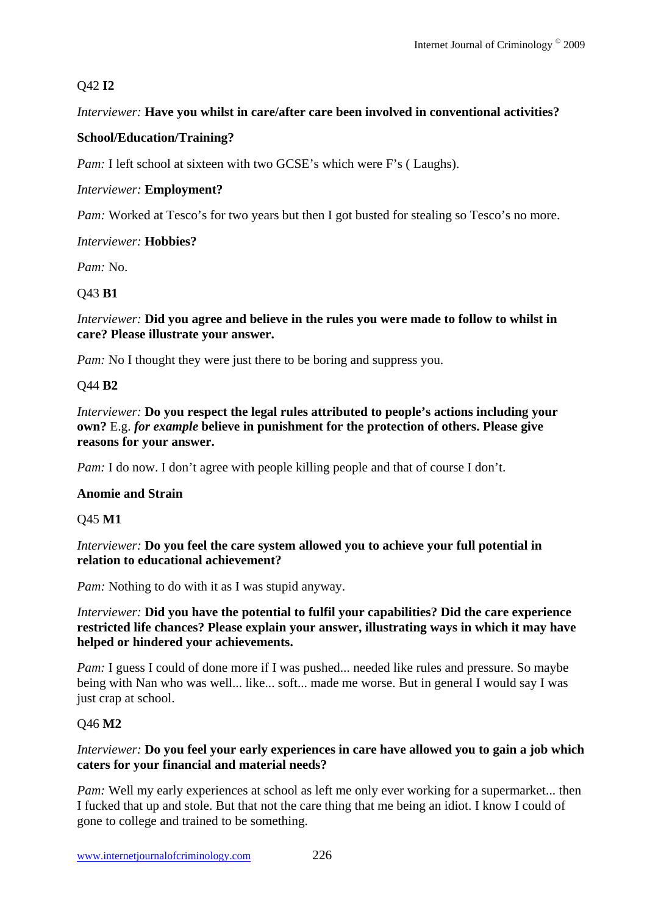Q42 **I2**

*Interviewer:* **Have you whilst in care/after care been involved in conventional activities?**

**School/Education/Training?**

*Pam:* I left school at sixteen with two GCSE's which were F's ( Laughs).

*Interviewer:* **Employment?**

*Pam:* Worked at Tesco's for two years but then I got busted for stealing so Tesco's no more.

*Interviewer:* **Hobbies?**

*Pam:* No.

Q43 **B1**

*Interviewer:* **Did you agree and believe in the rules you were made to follow to whilst in care? Please illustrate your answer.**

*Pam:* No I thought they were just there to be boring and suppress you.

Q44 **B2**

*Interviewer:* **Do you respect the legal rules attributed to people's actions including your own?** E.g. ***for example*** **believe in punishment for the protection of others. Please give reasons for your answer.**

*Pam:* I do now. I don't agree with people killing people and that of course I don't.

**Anomie and Strain**

Q45 **M1**

*Interviewer:* **Do you feel the care system allowed you to achieve your full potential in relation to educational achievement?**

*Pam:* Nothing to do with it as I was stupid anyway.

*Interviewer:* **Did you have the potential to fulfil your capabilities? Did the care experience restricted life chances? Please explain your answer, illustrating ways in which it may have helped or hindered your achievements.**

*Pam:* I guess I could of done more if I was pushed... needed like rules and pressure. So maybe being with Nan who was well... like... soft... made me worse. But in general I would say I was just crap at school.

Q46 **M2**

*Interviewer:* **Do you feel your early experiences in care have allowed you to gain a job which caters for your financial and material needs?**

*Pam:* Well my early experiences at school as left me only ever working for a supermarket... then I fucked that up and stole. But that not the care thing that me being an idiot. I know I could of gone to college and trained to be something.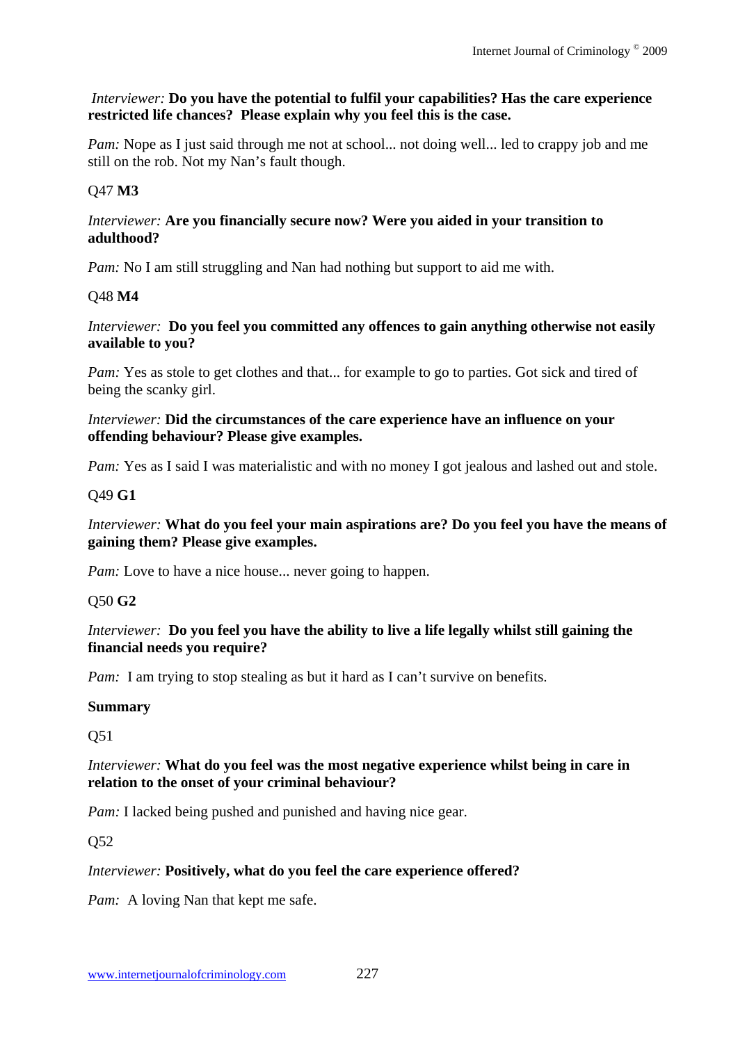*Interviewer:* **Do you have the potential to fulfil your capabilities? Has the care experience restricted life chances? Please explain why you feel this is the case.**

*Pam:* Nope as I just said through me not at school... not doing well... led to crappy job and me still on the rob. Not my Nan's fault though.

Q47 **M3**

*Interviewer:* **Are you financially secure now? Were you aided in your transition to adulthood?**

*Pam:* No I am still struggling and Nan had nothing but support to aid me with.

Q48 **M4**

*Interviewer:* **Do you feel you committed any offences to gain anything otherwise not easily available to you?**

*Pam:* Yes as stole to get clothes and that... for example to go to parties. Got sick and tired of being the scanky girl.

*Interviewer:* **Did the circumstances of the care experience have an influence on your offending behaviour? Please give examples.**

*Pam:* Yes as I said I was materialistic and with no money I got jealous and lashed out and stole.

Q49 **G1**

*Interviewer:* **What do you feel your main aspirations are? Do you feel you have the means of gaining them? Please give examples.**

*Pam:* Love to have a nice house... never going to happen.

Q50 **G2**

*Interviewer:* **Do you feel you have the ability to live a life legally whilst still gaining the financial needs you require?**

*Pam:* I am trying to stop stealing as but it hard as I can't survive on benefits.

**Summary**

Q51

*Interviewer:* **What do you feel was the most negative experience whilst being in care in relation to the onset of your criminal behaviour?**

*Pam:* I lacked being pushed and punished and having nice gear.

Q52

*Interviewer:* **Positively, what do you feel the care experience offered?**

*Pam:* A loving Nan that kept me safe.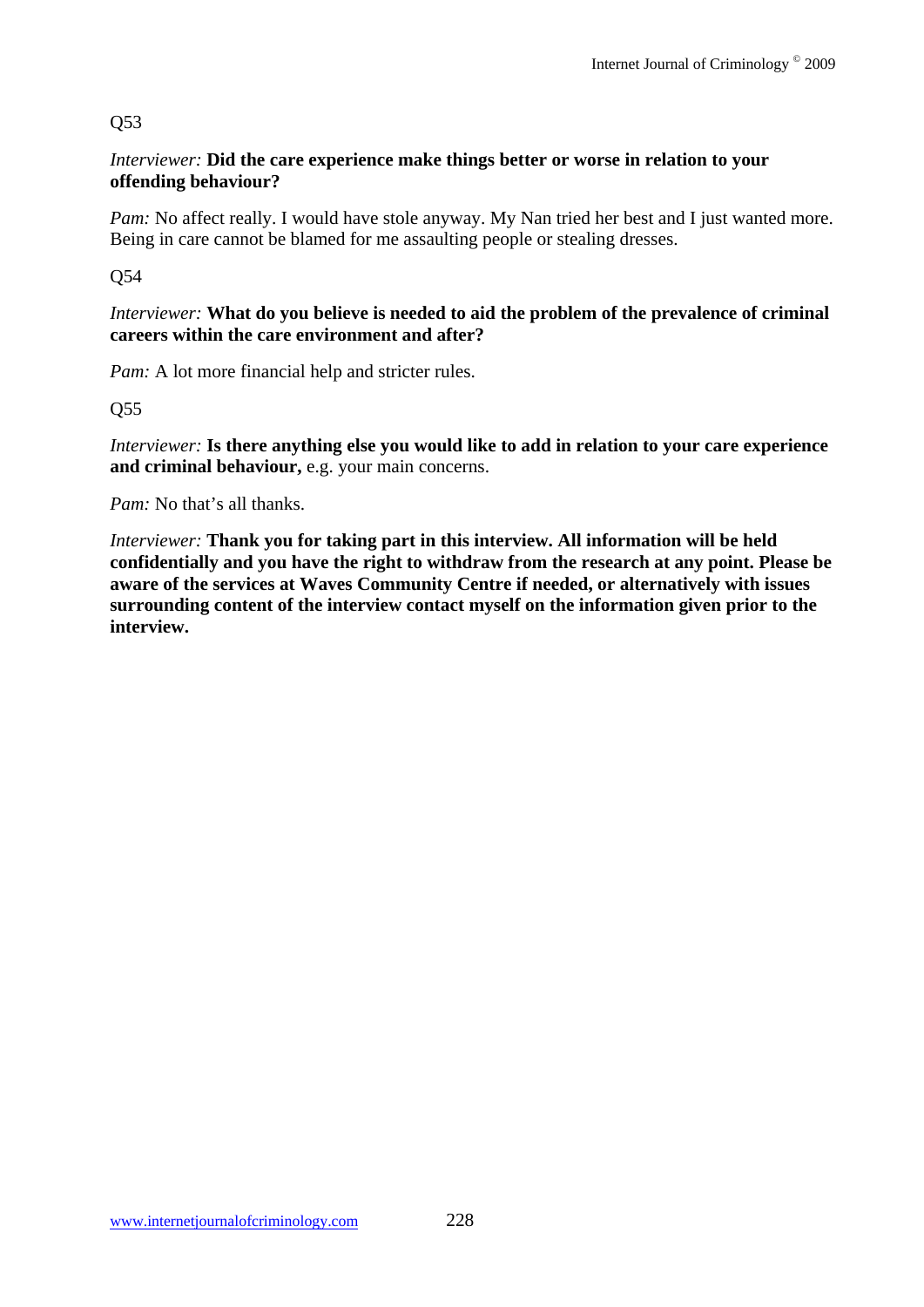Q53

*Interviewer:* **Did the care experience make things better or worse in relation to your offending behaviour?**

*Pam:* No affect really. I would have stole anyway. My Nan tried her best and I just wanted more. Being in care cannot be blamed for me assaulting people or stealing dresses.

Q54

*Interviewer:* **What do you believe is needed to aid the problem of the prevalence of criminal careers within the care environment and after?**

*Pam:* A lot more financial help and stricter rules.

Q55

*Interviewer:* **Is there anything else you would like to add in relation to your care experience and criminal behaviour,** e.g. your main concerns.

*Pam:* No that's all thanks.

*Interviewer:* **Thank you for taking part in this interview. All information will be held confidentially and you have the right to withdraw from the research at any point. Please be aware of the services at Waves Community Centre if needed, or alternatively with issues surrounding content of the interview contact myself on the information given prior to the interview.**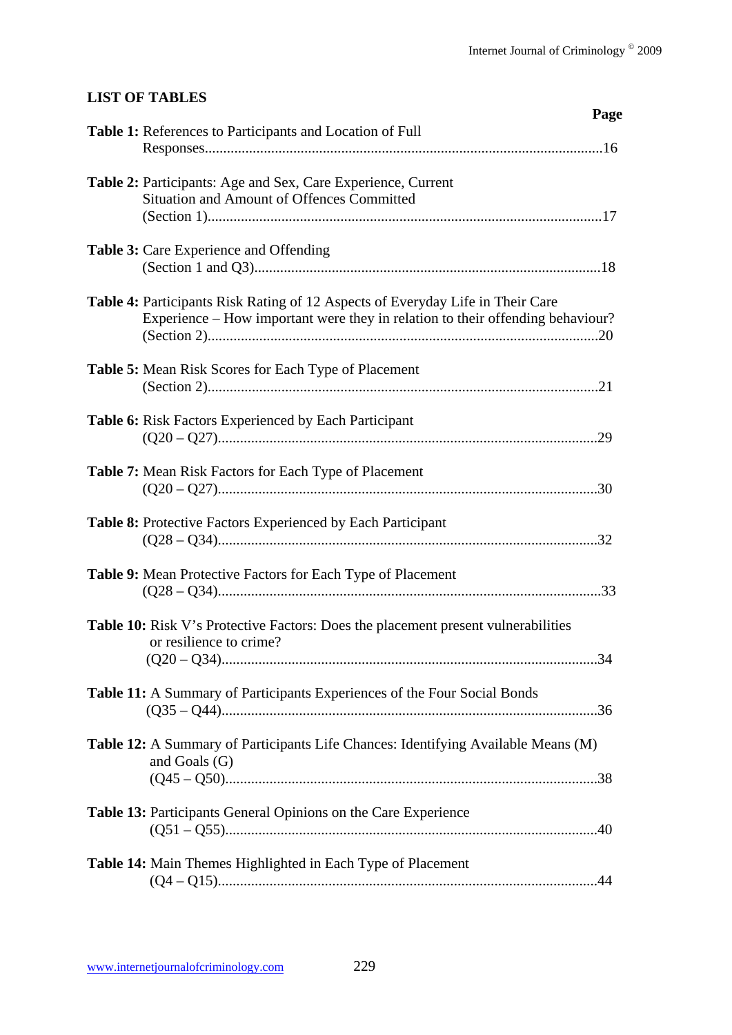## LIST OF TABLES

| | Page |
|---|---|
| **Table 1:** References to Participants and Location of Full Responses | 16 |
| **Table 2:** Participants: Age and Sex, Care Experience, Current Situation and Amount of Offences Committed (Section 1) | 17 |
| **Table 3:** Care Experience and Offending (Section 1 and Q3) | 18 |
| **Table 4:** Participants Risk Rating of 12 Aspects of Everyday Life in Their Care Experience – How important were they in relation to their offending behaviour? (Section 2) | 20 |
| **Table 5:** Mean Risk Scores for Each Type of Placement (Section 2) | 21 |
| **Table 6:** Risk Factors Experienced by Each Participant (Q20 – Q27) | 29 |
| **Table 7:** Mean Risk Factors for Each Type of Placement (Q20 – Q27) | 30 |
| **Table 8:** Protective Factors Experienced by Each Participant (Q28 – Q34) | 32 |
| **Table 9:** Mean Protective Factors for Each Type of Placement (Q28 – Q34) | 33 |
| **Table 10:** Risk V's Protective Factors: Does the placement present vulnerabilities or resilience to crime? (Q20 – Q34) | 34 |
| **Table 11:** A Summary of Participants Experiences of the Four Social Bonds (Q35 – Q44) | 36 |
| **Table 12:** A Summary of Participants Life Chances: Identifying Available Means (M) and Goals (G) (Q45 – Q50) | 38 |
| **Table 13:** Participants General Opinions on the Care Experience (Q51 – Q55) | 40 |
| **Table 14:** Main Themes Highlighted in Each Type of Placement (Q4 – Q15) | 44 |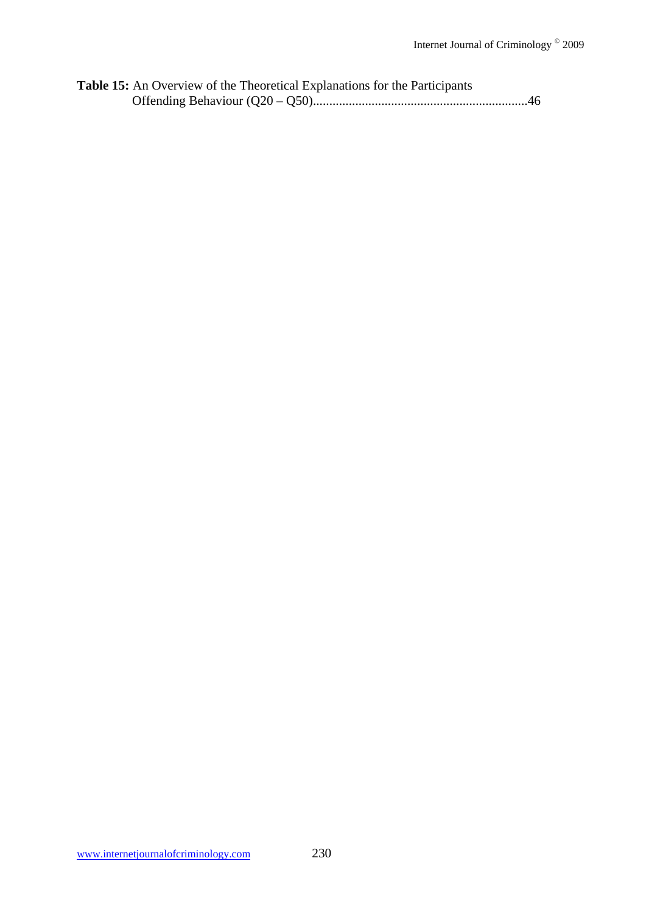**Table 15:** An Overview of the Theoretical Explanations for the Participants Offending Behaviour (Q20 – Q50).................................................................46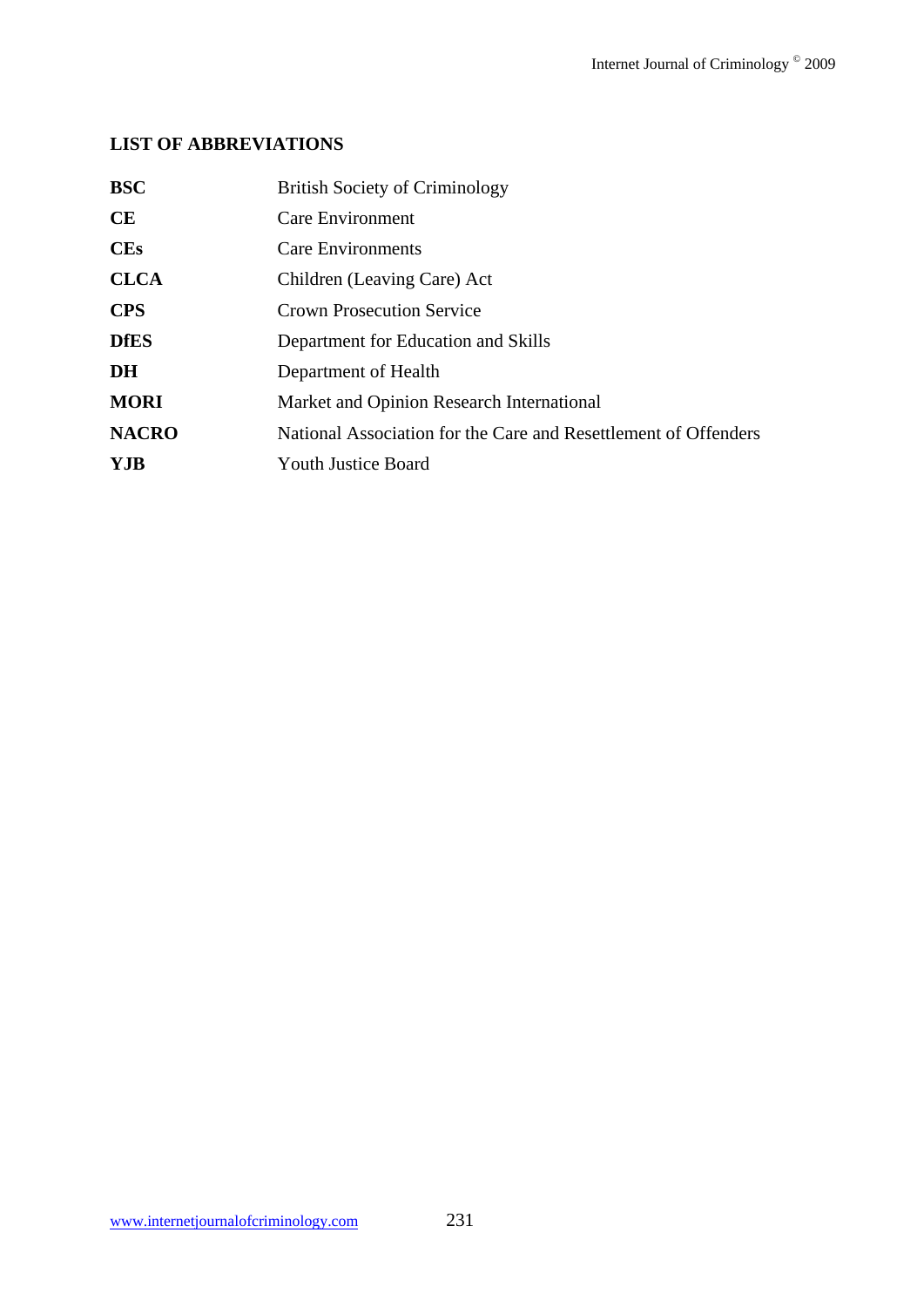## LIST OF ABBREVIATIONS

| | |
|---|---|
| **BSC** | British Society of Criminology |
| **CE** | Care Environment |
| **CEs** | Care Environments |
| **CLCA** | Children (Leaving Care) Act |
| **CPS** | Crown Prosecution Service |
| **DfES** | Department for Education and Skills |
| **DH** | Department of Health |
| **MORI** | Market and Opinion Research International |
| **NACRO** | National Association for the Care and Resettlement of Offenders |
| **YJB** | Youth Justice Board |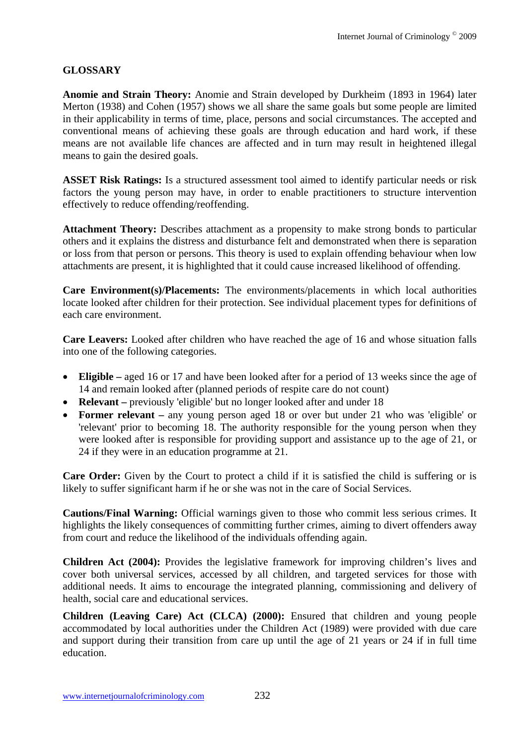## GLOSSARY

**Anomie and Strain Theory:** Anomie and Strain developed by Durkheim (1893 in 1964) later Merton (1938) and Cohen (1957) shows we all share the same goals but some people are limited in their applicability in terms of time, place, persons and social circumstances. The accepted and conventional means of achieving these goals are through education and hard work, if these means are not available life chances are affected and in turn may result in heightened illegal means to gain the desired goals.

**ASSET Risk Ratings:** Is a structured assessment tool aimed to identify particular needs or risk factors the young person may have, in order to enable practitioners to structure intervention effectively to reduce offending/reoffending.

**Attachment Theory:** Describes attachment as a propensity to make strong bonds to particular others and it explains the distress and disturbance felt and demonstrated when there is separation or loss from that person or persons. This theory is used to explain offending behaviour when low attachments are present, it is highlighted that it could cause increased likelihood of offending.

**Care Environment(s)/Placements:** The environments/placements in which local authorities locate looked after children for their protection. See individual placement types for definitions of each care environment.

**Care Leavers:** Looked after children who have reached the age of 16 and whose situation falls into one of the following categories.

- **Eligible –** aged 16 or 17 and have been looked after for a period of 13 weeks since the age of 14 and remain looked after (planned periods of respite care do not count)
- **Relevant –** previously 'eligible' but no longer looked after and under 18
- **Former relevant –** any young person aged 18 or over but under 21 who was 'eligible' or 'relevant' prior to becoming 18. The authority responsible for the young person when they were looked after is responsible for providing support and assistance up to the age of 21, or 24 if they were in an education programme at 21.

**Care Order:** Given by the Court to protect a child if it is satisfied the child is suffering or is likely to suffer significant harm if he or she was not in the care of Social Services.

**Cautions/Final Warning:** Official warnings given to those who commit less serious crimes. It highlights the likely consequences of committing further crimes, aiming to divert offenders away from court and reduce the likelihood of the individuals offending again.

**Children Act (2004):** Provides the legislative framework for improving children's lives and cover both universal services, accessed by all children, and targeted services for those with additional needs. It aims to encourage the integrated planning, commissioning and delivery of health, social care and educational services.

**Children (Leaving Care) Act (CLCA) (2000):** Ensured that children and young people accommodated by local authorities under the Children Act (1989) were provided with due care and support during their transition from care up until the age of 21 years or 24 if in full time education.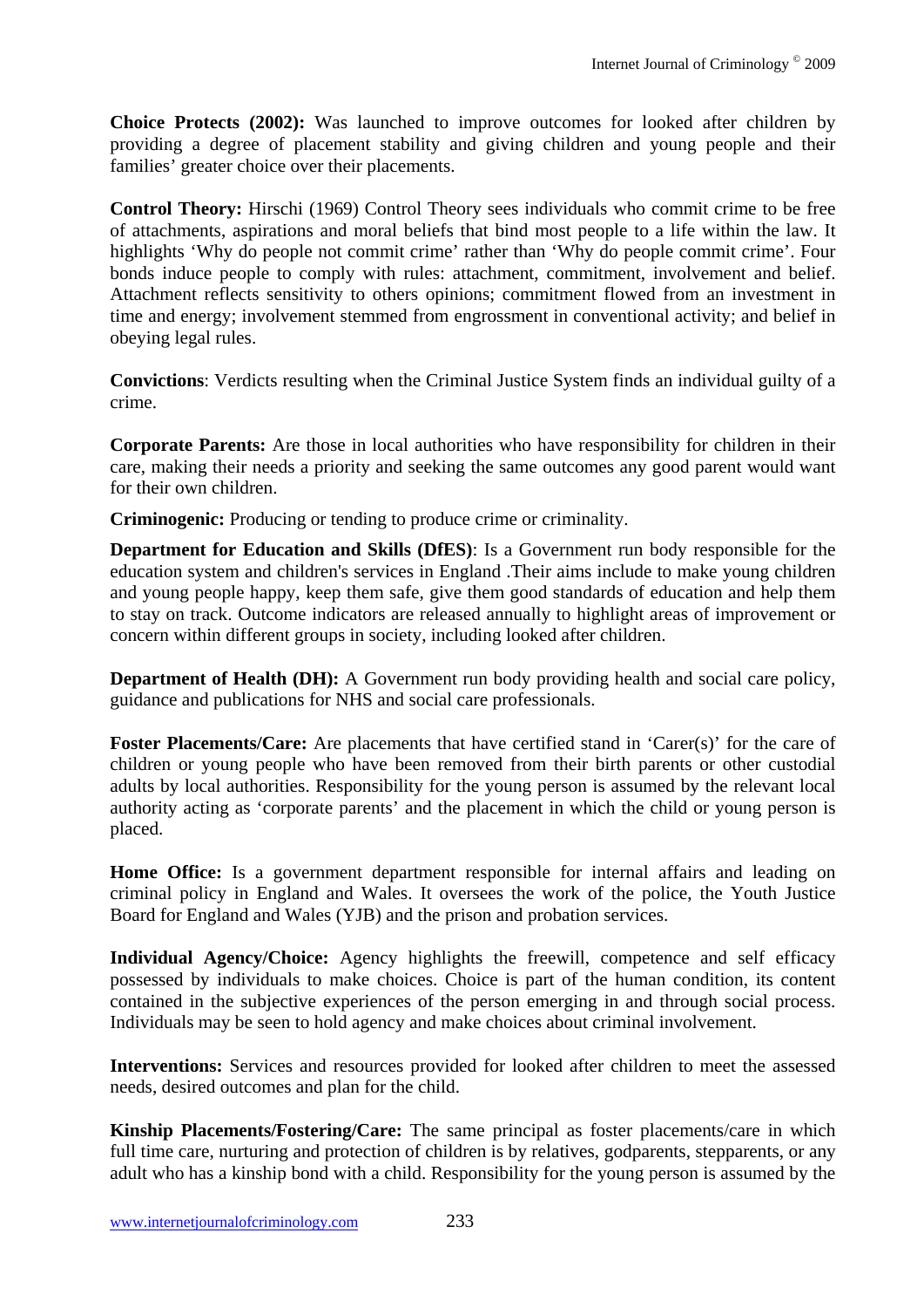**Choice Protects (2002):** Was launched to improve outcomes for looked after children by providing a degree of placement stability and giving children and young people and their families' greater choice over their placements.

**Control Theory:** Hirschi (1969) Control Theory sees individuals who commit crime to be free of attachments, aspirations and moral beliefs that bind most people to a life within the law. It highlights 'Why do people not commit crime' rather than 'Why do people commit crime'. Four bonds induce people to comply with rules: attachment, commitment, involvement and belief. Attachment reflects sensitivity to others opinions; commitment flowed from an investment in time and energy; involvement stemmed from engrossment in conventional activity; and belief in obeying legal rules.

**Convictions**: Verdicts resulting when the Criminal Justice System finds an individual guilty of a crime.

**Corporate Parents:** Are those in local authorities who have responsibility for children in their care, making their needs a priority and seeking the same outcomes any good parent would want for their own children.

**Criminogenic:** Producing or tending to produce crime or criminality.

**Department for Education and Skills (DfES)**: Is a Government run body responsible for the education system and children's services in England .Their aims include to make young children and young people happy, keep them safe, give them good standards of education and help them to stay on track. Outcome indicators are released annually to highlight areas of improvement or concern within different groups in society, including looked after children.

**Department of Health (DH):** A Government run body providing health and social care policy, guidance and publications for NHS and social care professionals.

**Foster Placements/Care:** Are placements that have certified stand in 'Carer(s)' for the care of children or young people who have been removed from their birth parents or other custodial adults by local authorities. Responsibility for the young person is assumed by the relevant local authority acting as 'corporate parents' and the placement in which the child or young person is placed.

**Home Office:** Is a government department responsible for internal affairs and leading on criminal policy in England and Wales. It oversees the work of the police, the Youth Justice Board for England and Wales (YJB) and the prison and probation services.

**Individual Agency/Choice:** Agency highlights the freewill, competence and self efficacy possessed by individuals to make choices. Choice is part of the human condition, its content contained in the subjective experiences of the person emerging in and through social process. Individuals may be seen to hold agency and make choices about criminal involvement.

**Interventions:** Services and resources provided for looked after children to meet the assessed needs, desired outcomes and plan for the child.

**Kinship Placements/Fostering/Care:** The same principal as foster placements/care in which full time care, nurturing and protection of children is by relatives, godparents, stepparents, or any adult who has a kinship bond with a child. Responsibility for the young person is assumed by the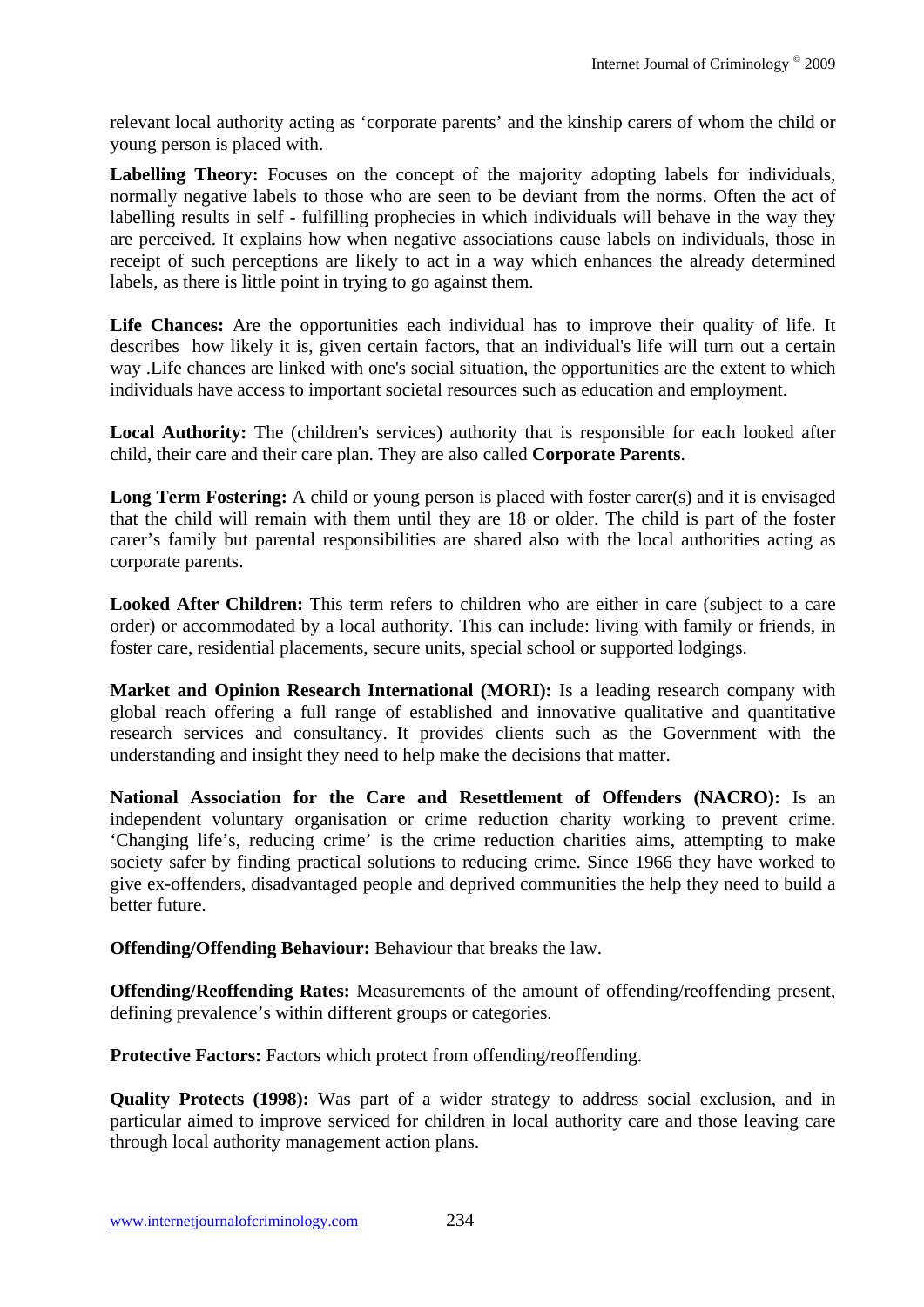relevant local authority acting as 'corporate parents' and the kinship carers of whom the child or young person is placed with.

**Labelling Theory:** Focuses on the concept of the majority adopting labels for individuals, normally negative labels to those who are seen to be deviant from the norms. Often the act of labelling results in self - fulfilling prophecies in which individuals will behave in the way they are perceived. It explains how when negative associations cause labels on individuals, those in receipt of such perceptions are likely to act in a way which enhances the already determined labels, as there is little point in trying to go against them.

**Life Chances:** Are the opportunities each individual has to improve their quality of life. It describes how likely it is, given certain factors, that an individual's life will turn out a certain way .Life chances are linked with one's social situation, the opportunities are the extent to which individuals have access to important societal resources such as education and employment.

**Local Authority:** The (children's services) authority that is responsible for each looked after child, their care and their care plan. They are also called **Corporate Parents**.

**Long Term Fostering:** A child or young person is placed with foster carer(s) and it is envisaged that the child will remain with them until they are 18 or older. The child is part of the foster carer's family but parental responsibilities are shared also with the local authorities acting as corporate parents.

**Looked After Children:** This term refers to children who are either in care (subject to a care order) or accommodated by a local authority. This can include: living with family or friends, in foster care, residential placements, secure units, special school or supported lodgings.

**Market and Opinion Research International (MORI):** Is a leading research company with global reach offering a full range of established and innovative qualitative and quantitative research services and consultancy. It provides clients such as the Government with the understanding and insight they need to help make the decisions that matter.

**National Association for the Care and Resettlement of Offenders (NACRO):** Is an independent voluntary organisation or crime reduction charity working to prevent crime. 'Changing life's, reducing crime' is the crime reduction charities aims, attempting to make society safer by finding practical solutions to reducing crime. Since 1966 they have worked to give ex-offenders, disadvantaged people and deprived communities the help they need to build a better future.

**Offending/Offending Behaviour:** Behaviour that breaks the law.

**Offending/Reoffending Rates:** Measurements of the amount of offending/reoffending present, defining prevalence's within different groups or categories.

**Protective Factors:** Factors which protect from offending/reoffending.

**Quality Protects (1998):** Was part of a wider strategy to address social exclusion, and in particular aimed to improve serviced for children in local authority care and those leaving care through local authority management action plans.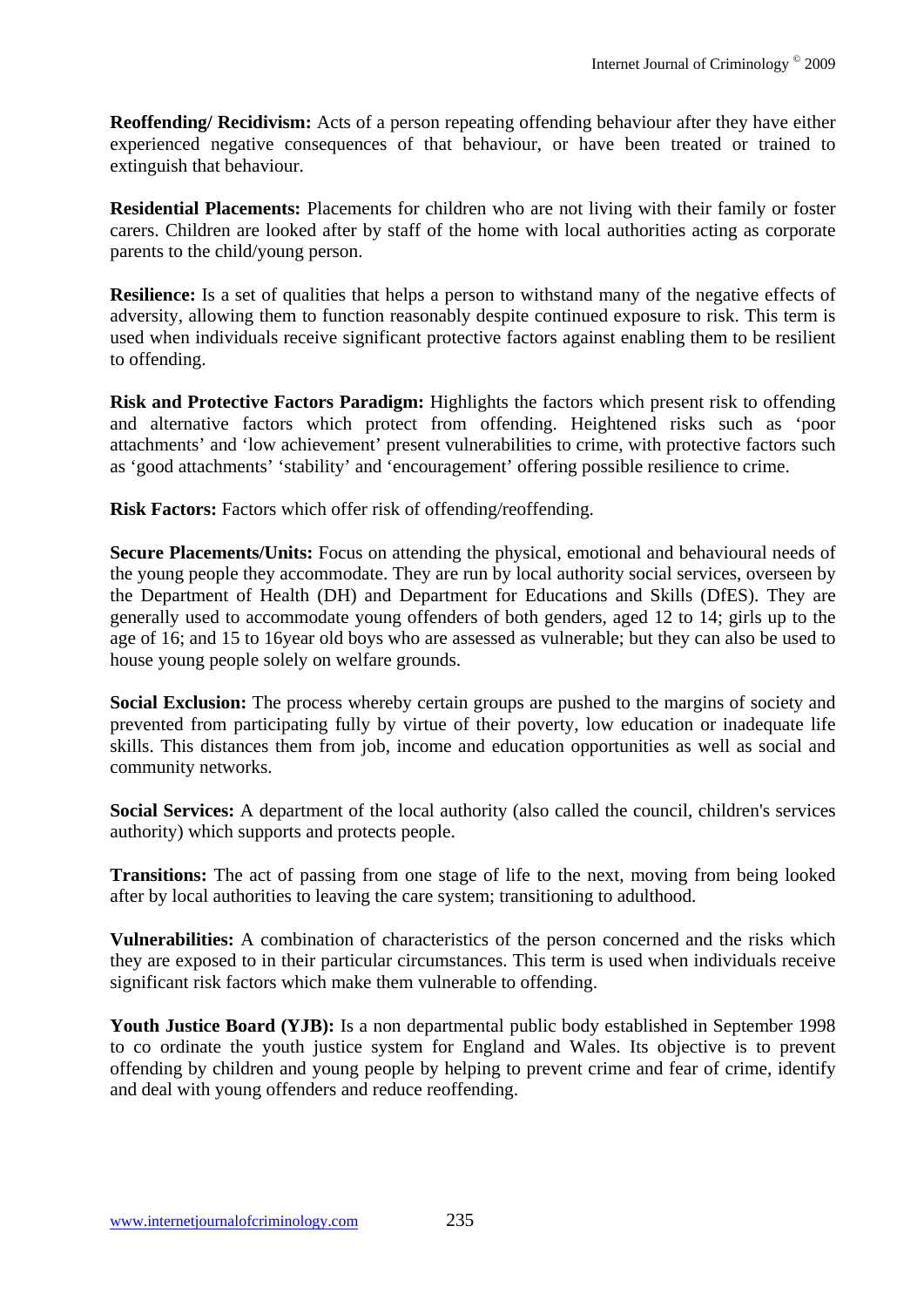**Reoffending/ Recidivism:** Acts of a person repeating offending behaviour after they have either experienced negative consequences of that behaviour, or have been treated or trained to extinguish that behaviour.

**Residential Placements:** Placements for children who are not living with their family or foster carers. Children are looked after by staff of the home with local authorities acting as corporate parents to the child/young person.

**Resilience:** Is a set of qualities that helps a person to withstand many of the negative effects of adversity, allowing them to function reasonably despite continued exposure to risk. This term is used when individuals receive significant protective factors against enabling them to be resilient to offending.

**Risk and Protective Factors Paradigm:** Highlights the factors which present risk to offending and alternative factors which protect from offending. Heightened risks such as 'poor attachments' and 'low achievement' present vulnerabilities to crime, with protective factors such as 'good attachments' 'stability' and 'encouragement' offering possible resilience to crime.

**Risk Factors:** Factors which offer risk of offending/reoffending.

**Secure Placements/Units:** Focus on attending the physical, emotional and behavioural needs of the young people they accommodate. They are run by local authority social services, overseen by the Department of Health (DH) and Department for Educations and Skills (DfES). They are generally used to accommodate young offenders of both genders, aged 12 to 14; girls up to the age of 16; and 15 to 16year old boys who are assessed as vulnerable; but they can also be used to house young people solely on welfare grounds.

**Social Exclusion:** The process whereby certain groups are pushed to the margins of society and prevented from participating fully by virtue of their poverty, low education or inadequate life skills. This distances them from job, income and education opportunities as well as social and community networks.

**Social Services:** A department of the local authority (also called the council, children's services authority) which supports and protects people.

**Transitions:** The act of passing from one stage of life to the next, moving from being looked after by local authorities to leaving the care system; transitioning to adulthood.

**Vulnerabilities:** A combination of characteristics of the person concerned and the risks which they are exposed to in their particular circumstances. This term is used when individuals receive significant risk factors which make them vulnerable to offending.

**Youth Justice Board (YJB):** Is a non departmental public body established in September 1998 to co ordinate the youth justice system for England and Wales. Its objective is to prevent offending by children and young people by helping to prevent crime and fear of crime, identify and deal with young offenders and reduce reoffending.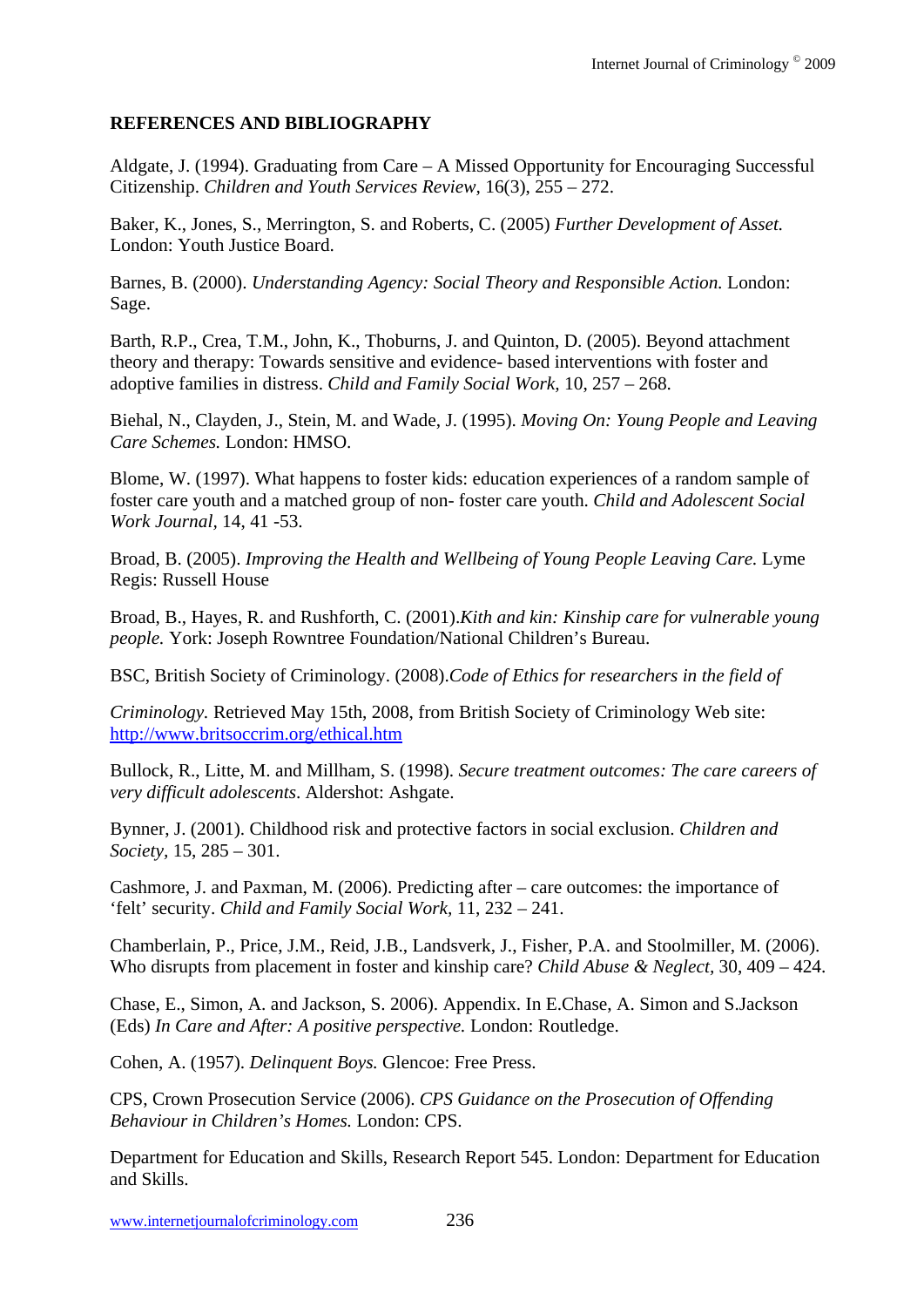**REFERENCES AND BIBLIOGRAPHY**

Aldgate, J. (1994). Graduating from Care – A Missed Opportunity for Encouraging Successful Citizenship. *Children and Youth Services Review*, 16(3), 255 – 272.

Baker, K., Jones, S., Merrington, S. and Roberts, C. (2005) *Further Development of Asset.* London: Youth Justice Board.

Barnes, B. (2000). *Understanding Agency: Social Theory and Responsible Action.* London: Sage.

Barth, R.P., Crea, T.M., John, K., Thoburns, J. and Quinton, D. (2005). Beyond attachment theory and therapy: Towards sensitive and evidence- based interventions with foster and adoptive families in distress. *Child and Family Social Work*, 10, 257 – 268.

Biehal, N., Clayden, J., Stein, M. and Wade, J. (1995). *Moving On: Young People and Leaving Care Schemes.* London: HMSO.

Blome, W. (1997). What happens to foster kids: education experiences of a random sample of foster care youth and a matched group of non- foster care youth. *Child and Adolescent Social Work Journal*, 14, 41 -53.

Broad, B. (2005). *Improving the Health and Wellbeing of Young People Leaving Care.* Lyme Regis: Russell House

Broad, B., Hayes, R. and Rushforth, C. (2001).*Kith and kin: Kinship care for vulnerable young people.* York: Joseph Rowntree Foundation/National Children's Bureau.

BSC, British Society of Criminology. (2008).*Code of Ethics for researchers in the field of*

*Criminology.* Retrieved May 15th, 2008, from British Society of Criminology Web site: http://www.britsoccrim.org/ethical.htm

Bullock, R., Litte, M. and Millham, S. (1998). *Secure treatment outcomes: The care careers of very difficult adolescents*. Aldershot: Ashgate.

Bynner, J. (2001). Childhood risk and protective factors in social exclusion. *Children and Society*, 15, 285 – 301.

Cashmore, J. and Paxman, M. (2006). Predicting after – care outcomes: the importance of 'felt' security. *Child and Family Social Work*, 11, 232 – 241.

Chamberlain, P., Price, J.M., Reid, J.B., Landsverk, J., Fisher, P.A. and Stoolmiller, M. (2006). Who disrupts from placement in foster and kinship care? *Child Abuse & Neglect*, 30, 409 – 424.

Chase, E., Simon, A. and Jackson, S. 2006). Appendix. In E.Chase, A. Simon and S.Jackson (Eds) *In Care and After: A positive perspective.* London: Routledge.

Cohen, A. (1957). *Delinquent Boys.* Glencoe: Free Press.

CPS, Crown Prosecution Service (2006). *CPS Guidance on the Prosecution of Offending Behaviour in Children's Homes.* London: CPS.

Department for Education and Skills, Research Report 545. London: Department for Education and Skills.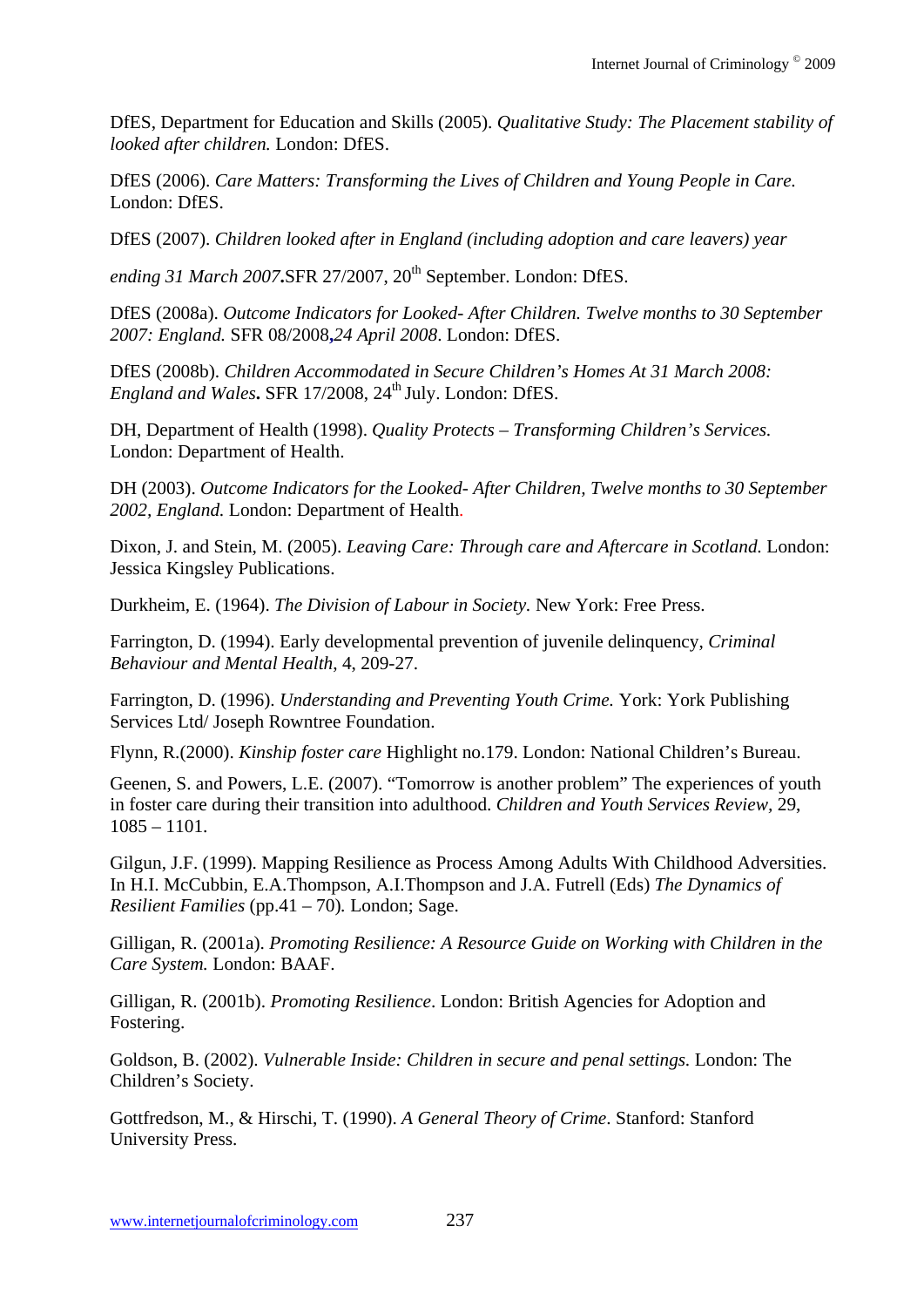DfES, Department for Education and Skills (2005). *Qualitative Study: The Placement stability of looked after children.* London: DfES.

DfES (2006). *Care Matters: Transforming the Lives of Children and Young People in Care.* London: DfES.

DfES (2007). *Children looked after in England (including adoption and care leavers) year ending 31 March 2007*.SFR 27/2007, 20th September. London: DfES.

DfES (2008a). *Outcome Indicators for Looked- After Children. Twelve months to 30 September 2007: England.* SFR 08/2008,*24 April 2008*. London: DfES.

DfES (2008b). *Children Accommodated in Secure Children's Homes At 31 March 2008: England and Wales***.** SFR 17/2008, 24th July. London: DfES.

DH, Department of Health (1998). *Quality Protects – Transforming Children's Services.* London: Department of Health.

DH (2003). *Outcome Indicators for the Looked- After Children, Twelve months to 30 September 2002, England.* London: Department of Health.

Dixon, J. and Stein, M. (2005). *Leaving Care: Through care and Aftercare in Scotland.* London: Jessica Kingsley Publications.

Durkheim, E. (1964). *The Division of Labour in Society.* New York: Free Press.

Farrington, D. (1994). Early developmental prevention of juvenile delinquency, *Criminal Behaviour and Mental Health,* 4, 209-27.

Farrington, D. (1996). *Understanding and Preventing Youth Crime.* York: York Publishing Services Ltd/ Joseph Rowntree Foundation.

Flynn, R.(2000). *Kinship foster care* Highlight no.179. London: National Children's Bureau.

Geenen, S. and Powers, L.E. (2007). "Tomorrow is another problem" The experiences of youth in foster care during their transition into adulthood. *Children and Youth Services Review,* 29, 1085 – 1101.

Gilgun, J.F. (1999). Mapping Resilience as Process Among Adults With Childhood Adversities. In H.I. McCubbin, E.A.Thompson, A.I.Thompson and J.A. Futrell (Eds) *The Dynamics of Resilient Families* (pp.41 – 70)*.* London; Sage.

Gilligan, R. (2001a). *Promoting Resilience: A Resource Guide on Working with Children in the Care System.* London: BAAF.

Gilligan, R. (2001b). *Promoting Resilience*. London: British Agencies for Adoption and Fostering.

Goldson, B. (2002). *Vulnerable Inside: Children in secure and penal settings.* London: The Children's Society.

Gottfredson, M., & Hirschi, T. (1990). *A General Theory of Crime*. Stanford: Stanford University Press.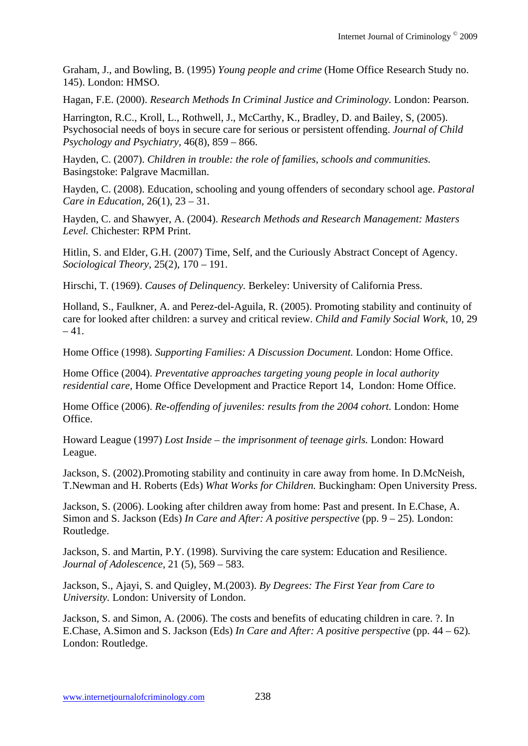Graham, J., and Bowling, B. (1995) *Young people and crime* (Home Office Research Study no. 145). London: HMSO.

Hagan, F.E. (2000). *Research Methods In Criminal Justice and Criminology.* London: Pearson.

Harrington, R.C., Kroll, L., Rothwell, J., McCarthy, K., Bradley, D. and Bailey, S, (2005). Psychosocial needs of boys in secure care for serious or persistent offending. *Journal of Child Psychology and Psychiatry,* 46(8), 859 – 866.

Hayden, C. (2007). *Children in trouble: the role of families, schools and communities.* Basingstoke: Palgrave Macmillan.

Hayden, C. (2008). Education, schooling and young offenders of secondary school age. *Pastoral Care in Education,* 26(1), 23 – 31.

Hayden, C. and Shawyer, A. (2004). *Research Methods and Research Management: Masters Level.* Chichester: RPM Print.

Hitlin, S. and Elder, G.H. (2007) Time, Self, and the Curiously Abstract Concept of Agency. *Sociological Theory,* 25(2), 170 – 191.

Hirschi, T. (1969). *Causes of Delinquency.* Berkeley: University of California Press.

Holland, S., Faulkner, A. and Perez-del-Aguila, R. (2005). Promoting stability and continuity of care for looked after children: a survey and critical review. *Child and Family Social Work,* 10, 29 – 41.

Home Office (1998). *Supporting Families: A Discussion Document.* London: Home Office.

Home Office (2004). *Preventative approaches targeting young people in local authority residential care,* Home Office Development and Practice Report 14, London: Home Office.

Home Office (2006). *Re-offending of juveniles: results from the 2004 cohort.* London: Home Office.

Howard League (1997) *Lost Inside – the imprisonment of teenage girls.* London: Howard League.

Jackson, S. (2002).Promoting stability and continuity in care away from home. In D.McNeish, T.Newman and H. Roberts (Eds) *What Works for Children.* Buckingham: Open University Press.

Jackson, S. (2006). Looking after children away from home: Past and present. In E.Chase, A. Simon and S. Jackson (Eds) *In Care and After: A positive perspective* (pp. 9 – 25). London: Routledge.

Jackson, S. and Martin, P.Y. (1998). Surviving the care system: Education and Resilience. *Journal of Adolescence,* 21 (5), 569 – 583.

Jackson, S., Ajayi, S. and Quigley, M.(2003). *By Degrees: The First Year from Care to University.* London: University of London.

Jackson, S. and Simon, A. (2006). The costs and benefits of educating children in care. ?. In E.Chase, A.Simon and S. Jackson (Eds) *In Care and After: A positive perspective* (pp. 44 – 62). London: Routledge.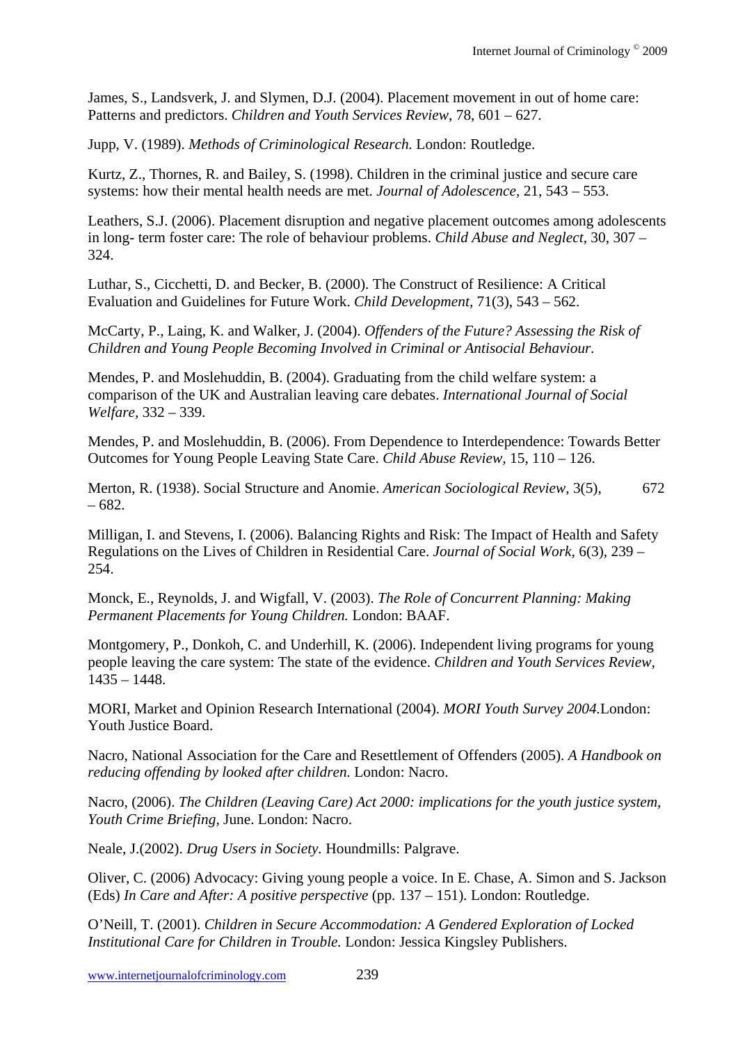James, S., Landsverk, J. and Slymen, D.J. (2004). Placement movement in out of home care: Patterns and predictors. *Children and Youth Services Review,* 78, 601 – 627.

Jupp, V. (1989). *Methods of Criminological Research.* London: Routledge.

Kurtz, Z., Thornes, R. and Bailey, S. (1998). Children in the criminal justice and secure care systems: how their mental health needs are met. *Journal of Adolescence,* 21, 543 – 553.

Leathers, S.J. (2006). Placement disruption and negative placement outcomes among adolescents in long- term foster care: The role of behaviour problems. *Child Abuse and Neglect,* 30, 307 – 324.

Luthar, S., Cicchetti, D. and Becker, B. (2000). The Construct of Resilience: A Critical Evaluation and Guidelines for Future Work. *Child Development,* 71(3), 543 – 562.

McCarty, P., Laing, K. and Walker, J. (2004). *Offenders of the Future? Assessing the Risk of Children and Young People Becoming Involved in Criminal or Antisocial Behaviour.*

Mendes, P. and Moslehuddin, B. (2004). Graduating from the child welfare system: a comparison of the UK and Australian leaving care debates. *International Journal of Social Welfare,* 332 – 339.

Mendes, P. and Moslehuddin, B. (2006). From Dependence to Interdependence: Towards Better Outcomes for Young People Leaving State Care. *Child Abuse Review,* 15, 110 – 126.

Merton, R. (1938). Social Structure and Anomie. *American Sociological Review,* 3(5), 672 – 682.

Milligan, I. and Stevens, I. (2006). Balancing Rights and Risk: The Impact of Health and Safety Regulations on the Lives of Children in Residential Care. *Journal of Social Work,* 6(3), 239 – 254.

Monck, E., Reynolds, J. and Wigfall, V. (2003). *The Role of Concurrent Planning: Making Permanent Placements for Young Children.* London: BAAF.

Montgomery, P., Donkoh, C. and Underhill, K. (2006). Independent living programs for young people leaving the care system: The state of the evidence. *Children and Youth Services Review,* 1435 – 1448.

MORI, Market and Opinion Research International (2004). *MORI Youth Survey 2004.*London: Youth Justice Board.

Nacro, National Association for the Care and Resettlement of Offenders (2005). *A Handbook on reducing offending by looked after children.* London: Nacro.

Nacro, (2006). *The Children (Leaving Care) Act 2000: implications for the youth justice system, Youth Crime Briefing,* June. London: Nacro.

Neale, J.(2002). *Drug Users in Society.* Houndmills: Palgrave.

Oliver, C. (2006) Advocacy: Giving young people a voice. In E. Chase, A. Simon and S. Jackson (Eds) *In Care and After: A positive perspective* (pp. 137 – 151). London: Routledge.

O'Neill, T. (2001). *Children in Secure Accommodation: A Gendered Exploration of Locked Institutional Care for Children in Trouble.* London: Jessica Kingsley Publishers.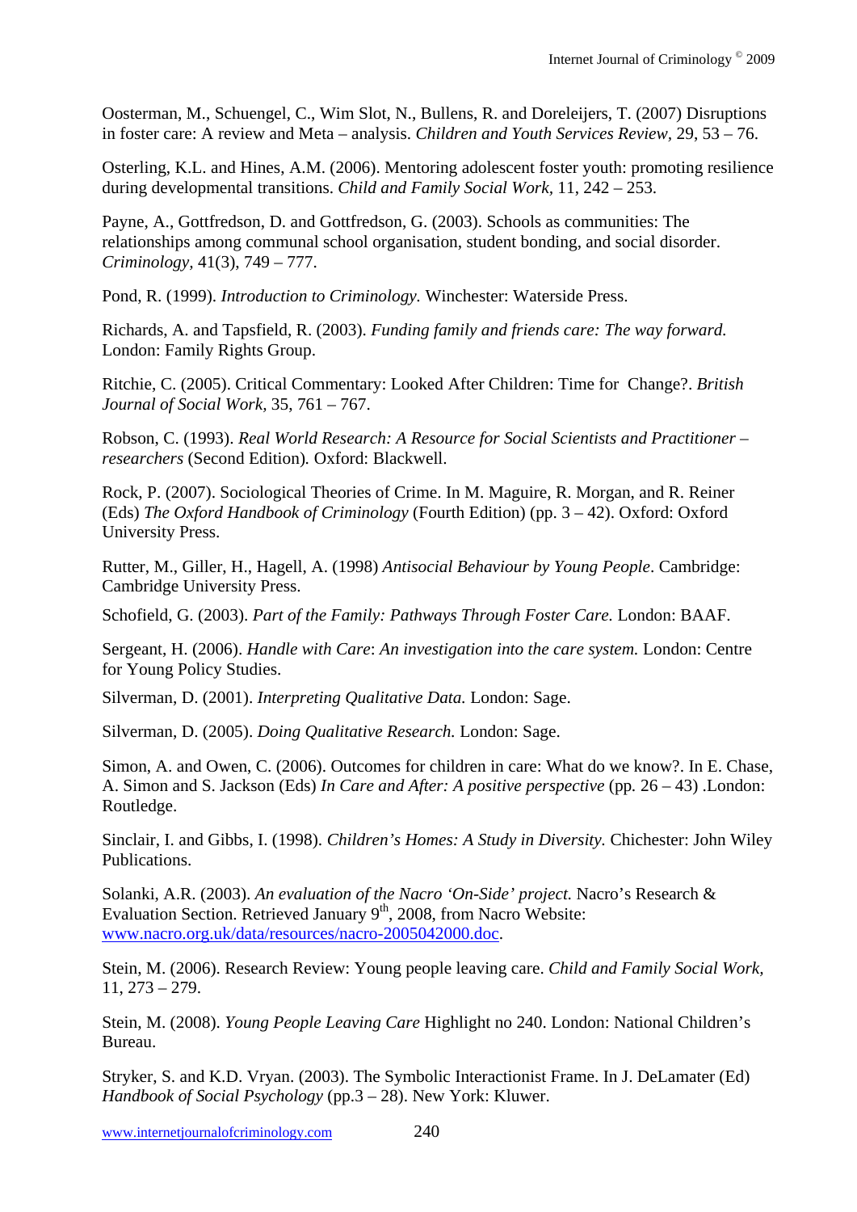Oosterman, M., Schuengel, C., Wim Slot, N., Bullens, R. and Doreleijers, T. (2007) Disruptions in foster care: A review and Meta – analysis. *Children and Youth Services Review*, 29, 53 – 76.

Osterling, K.L. and Hines, A.M. (2006). Mentoring adolescent foster youth: promoting resilience during developmental transitions. *Child and Family Social Work*, 11, 242 – 253.

Payne, A., Gottfredson, D. and Gottfredson, G. (2003). Schools as communities: The relationships among communal school organisation, student bonding, and social disorder. *Criminology*, 41(3), 749 – 777.

Pond, R. (1999). *Introduction to Criminology.* Winchester: Waterside Press.

Richards, A. and Tapsfield, R. (2003). *Funding family and friends care: The way forward.* London: Family Rights Group.

Ritchie, C. (2005). Critical Commentary: Looked After Children: Time for Change?. *British Journal of Social Work*, 35, 761 – 767.

Robson, C. (1993). *Real World Research: A Resource for Social Scientists and Practitioner – researchers* (Second Edition). Oxford: Blackwell.

Rock, P. (2007). Sociological Theories of Crime. In M. Maguire, R. Morgan, and R. Reiner (Eds) *The Oxford Handbook of Criminology* (Fourth Edition) (pp. 3 – 42). Oxford: Oxford University Press.

Rutter, M., Giller, H., Hagell, A. (1998) *Antisocial Behaviour by Young People*. Cambridge: Cambridge University Press.

Schofield, G. (2003). *Part of the Family: Pathways Through Foster Care.* London: BAAF.

Sergeant, H. (2006). *Handle with Care*: *An investigation into the care system.* London: Centre for Young Policy Studies.

Silverman, D. (2001). *Interpreting Qualitative Data.* London: Sage.

Silverman, D. (2005). *Doing Qualitative Research.* London: Sage.

Simon, A. and Owen, C. (2006). Outcomes for children in care: What do we know?. In E. Chase, A. Simon and S. Jackson (Eds) *In Care and After: A positive perspective* (pp. 26 – 43) .London: Routledge.

Sinclair, I. and Gibbs, I. (1998). *Children's Homes: A Study in Diversity.* Chichester: John Wiley Publications.

Solanki, A.R. (2003). *An evaluation of the Nacro 'On-Side' project.* Nacro's Research & Evaluation Section. Retrieved January 9th, 2008, from Nacro Website: www.nacro.org.uk/data/resources/nacro-2005042000.doc.

Stein, M. (2006). Research Review: Young people leaving care. *Child and Family Social Work*, 11, 273 – 279.

Stein, M. (2008). *Young People Leaving Care* Highlight no 240. London: National Children's Bureau.

Stryker, S. and K.D. Vryan. (2003). The Symbolic Interactionist Frame. In J. DeLamater (Ed) *Handbook of Social Psychology* (pp.3 – 28). New York: Kluwer.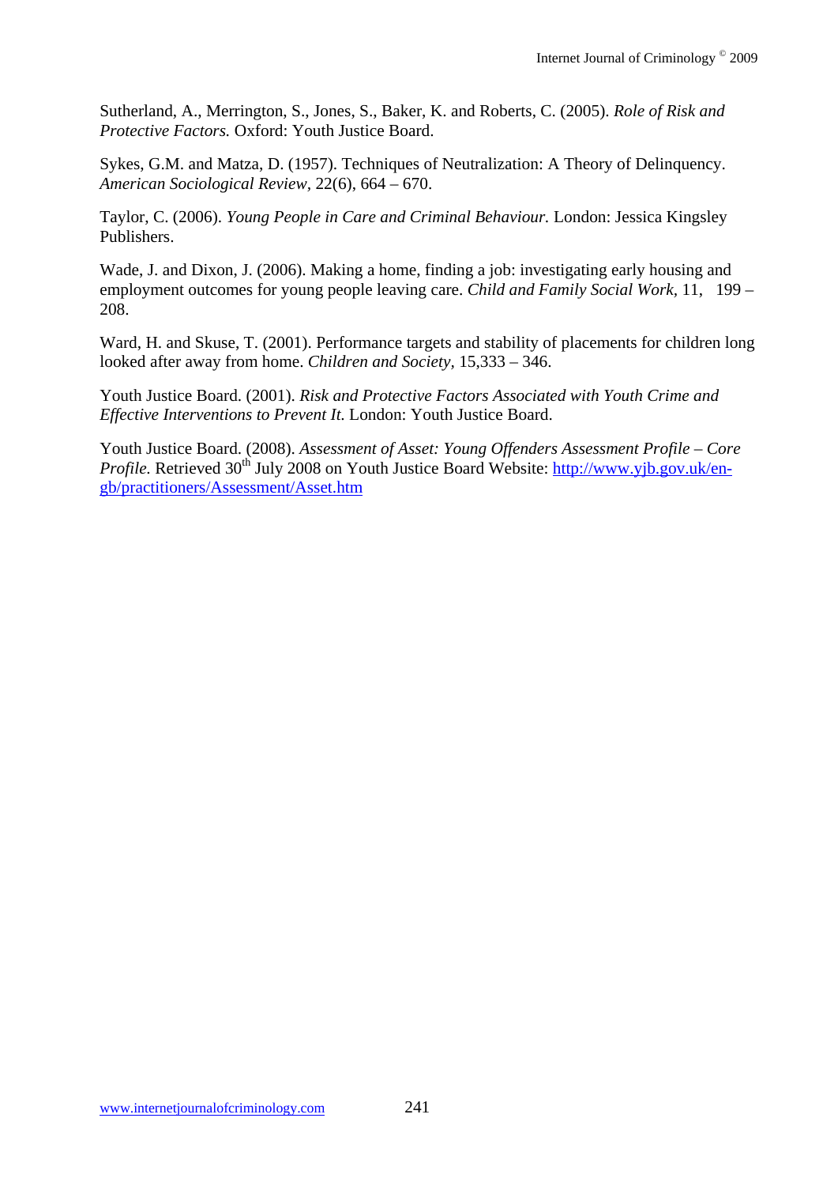Sutherland, A., Merrington, S., Jones, S., Baker, K. and Roberts, C. (2005). *Role of Risk and Protective Factors.* Oxford: Youth Justice Board.

Sykes, G.M. and Matza, D. (1957). Techniques of Neutralization: A Theory of Delinquency. *American Sociological Review,* 22(6), 664 – 670.

Taylor, C. (2006). *Young People in Care and Criminal Behaviour.* London: Jessica Kingsley Publishers.

Wade, J. and Dixon, J. (2006). Making a home, finding a job: investigating early housing and employment outcomes for young people leaving care. *Child and Family Social Work,* 11, 199 – 208.

Ward, H. and Skuse, T. (2001). Performance targets and stability of placements for children long looked after away from home. *Children and Society,* 15,333 – 346.

Youth Justice Board. (2001). *Risk and Protective Factors Associated with Youth Crime and Effective Interventions to Prevent It.* London: Youth Justice Board.

Youth Justice Board. (2008). *Assessment of Asset: Young Offenders Assessment Profile – Core Profile.* Retrieved 30th July 2008 on Youth Justice Board Website: http://www.yjb.gov.uk/en-gb/practitioners/Assessment/Asset.htm